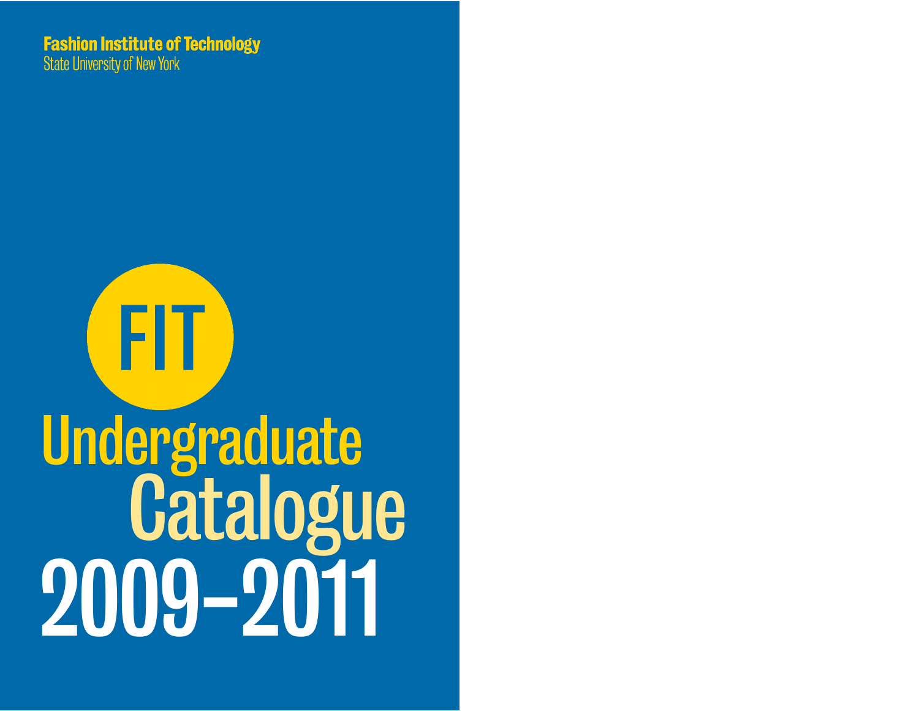**Fashion Institute of Technology**
State University of New York

FIT

# Undergraduate Catalogue 2009–2011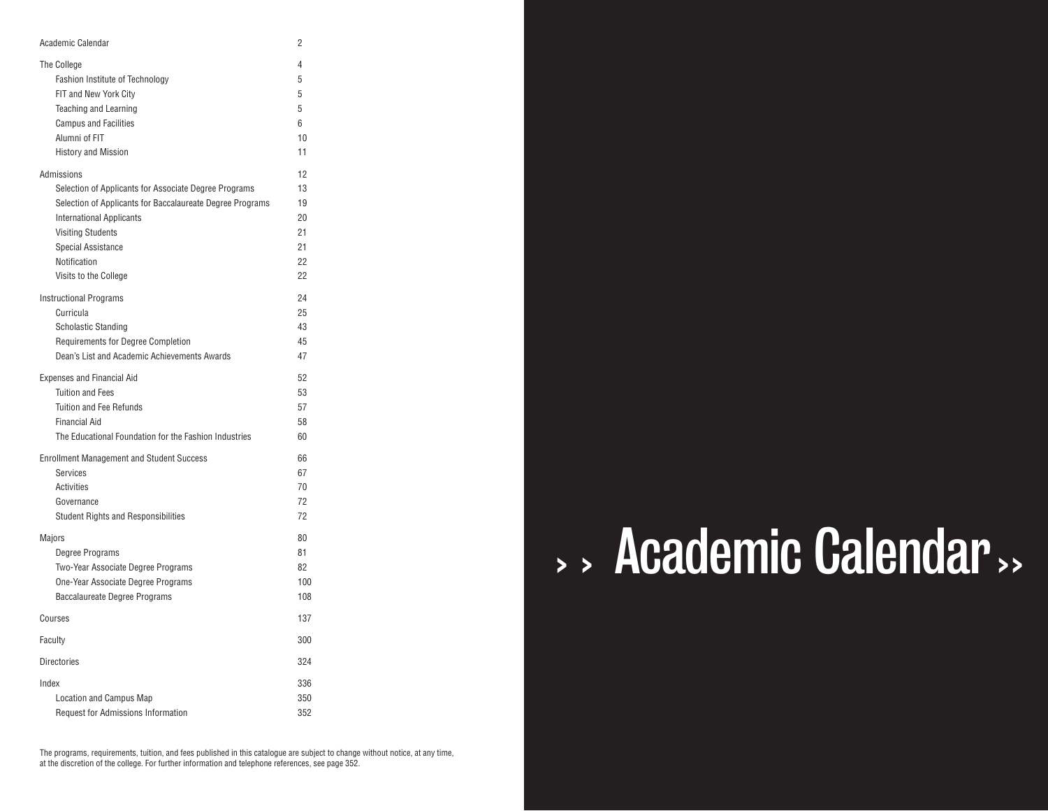| Section | Page |
|---|---|
| Academic Calendar | 2 |
| The College | 4 |
| Fashion Institute of Technology | 5 |
| FIT and New York City | 5 |
| Teaching and Learning | 5 |
| Campus and Facilities | 6 |
| Alumni of FIT | 10 |
| History and Mission | 11 |
| Admissions | 12 |
| Selection of Applicants for Associate Degree Programs | 13 |
| Selection of Applicants for Baccalaureate Degree Programs | 19 |
| International Applicants | 20 |
| Visiting Students | 21 |
| Special Assistance | 21 |
| Notification | 22 |
| Visits to the College | 22 |
| Instructional Programs | 24 |
| Curricula | 25 |
| Scholastic Standing | 43 |
| Requirements for Degree Completion | 45 |
| Dean's List and Academic Achievements Awards | 47 |
| Expenses and Financial Aid | 52 |
| Tuition and Fees | 53 |
| Tuition and Fee Refunds | 57 |
| Financial Aid | 58 |
| The Educational Foundation for the Fashion Industries | 60 |
| Enrollment Management and Student Success | 66 |
| Services | 67 |
| Activities | 70 |
| Governance | 72 |
| Student Rights and Responsibilities | 72 |
| Majors | 80 |
| Degree Programs | 81 |
| Two-Year Associate Degree Programs | 82 |
| One-Year Associate Degree Programs | 100 |
| Baccalaureate Degree Programs | 108 |
| Courses | 137 |
| Faculty | 300 |
| Directories | 324 |
| Index | 336 |
| Location and Campus Map | 350 |
| Request for Admissions Information | 352 |

The programs, requirements, tuition, and fees published in this catalogue are subject to change without notice, at any time, at the discretion of the college. For further information and telephone references, see page 352.

# Academic Calendar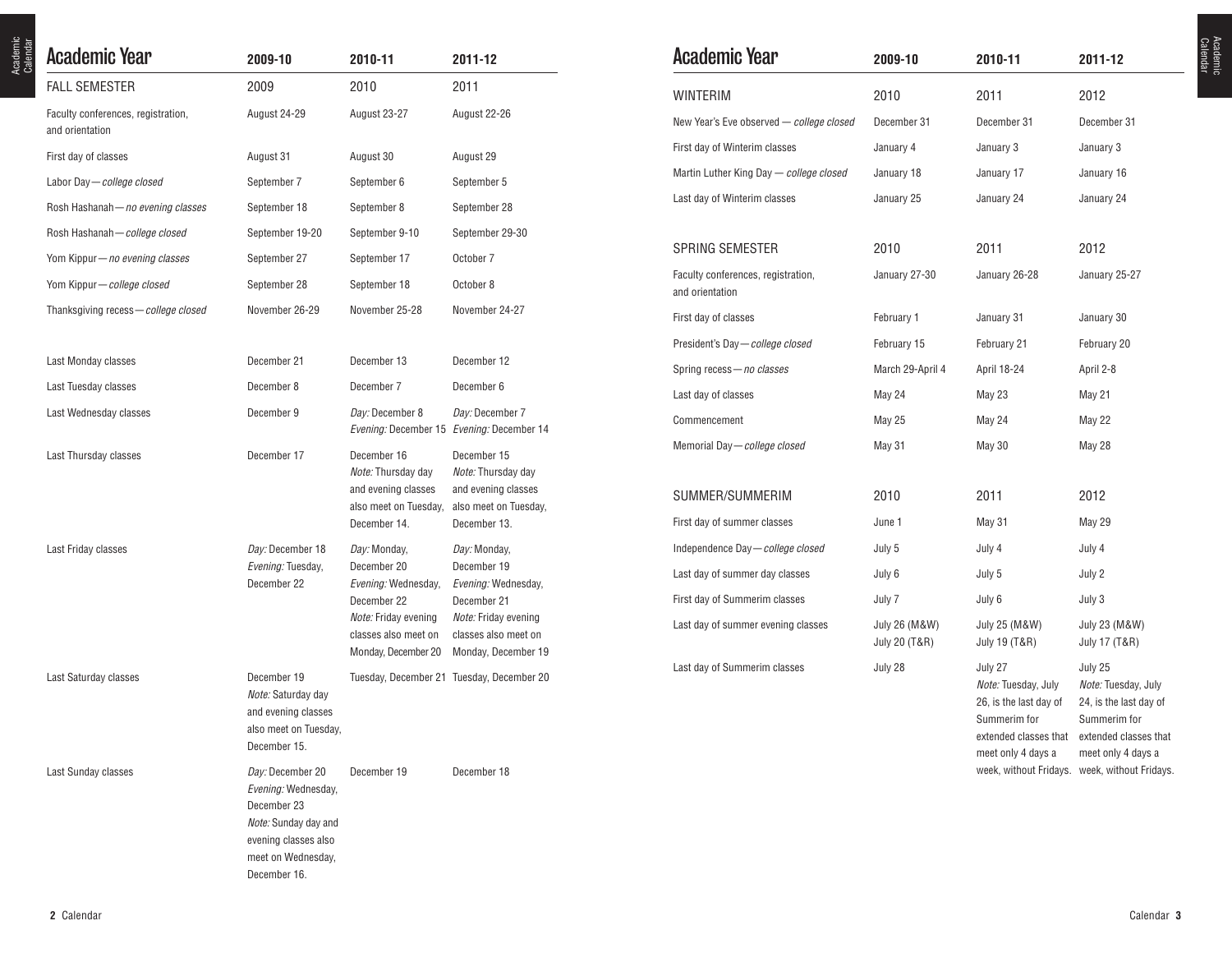## Academic Year

| Academic Year | 2009-10 | 2010-11 | 2011-12 |
|---|---|---|---|
| **FALL SEMESTER** | **2009** | **2010** | **2011** |
| Faculty conferences, registration, and orientation | August 24-29 | August 23-27 | August 22-26 |
| First day of classes | August 31 | August 30 | August 29 |
| Labor Day — *college closed* | September 7 | September 6 | September 5 |
| Rosh Hashanah — *no evening classes* | September 18 | September 8 | September 28 |
| Rosh Hashanah — *college closed* | September 19-20 | September 9-10 | September 29-30 |
| Yom Kippur — *no evening classes* | September 27 | September 17 | October 7 |
| Yom Kippur — *college closed* | September 28 | September 18 | October 8 |
| Thanksgiving recess — *college closed* | November 26-29 | November 25-28 | November 24-27 |
| Last Monday classes | December 21 | December 13 | December 12 |
| Last Tuesday classes | December 8 | December 7 | December 6 |
| Last Wednesday classes | December 9 | *Day:* December 8 *Evening:* December 15 | *Day:* December 7 *Evening:* December 14 |
| Last Thursday classes | December 17 | December 16 *Note:* Thursday day and evening classes also meet on Tuesday, December 14. | December 15 *Note:* Thursday day and evening classes also meet on Tuesday, December 13. |
| Last Friday classes | *Day:* December 18 *Evening:* Tuesday, December 22 | *Day:* Monday, December 20 *Evening:* Wednesday, December 22 *Note:* Friday evening classes also meet on Monday, December 20 | *Day:* Monday, December 19 *Evening:* Wednesday, December 21 *Note:* Friday evening classes also meet on Monday, December 19 |
| Last Saturday classes | December 19 *Note:* Saturday day and evening classes also meet on Tuesday, December 15. | Tuesday, December 21 | Tuesday, December 20 |
| Last Sunday classes | *Day:* December 20 *Evening:* Wednesday, December 23 *Note:* Sunday day and evening classes also meet on Wednesday, December 16. | December 19 | December 18 |

| Academic Year | 2009-10 | 2010-11 | 2011-12 |
|---|---|---|---|
| **WINTERIM** | **2010** | **2011** | **2012** |
| New Year's Eve observed — *college closed* | December 31 | December 31 | December 31 |
| First day of Winterim classes | January 4 | January 3 | January 3 |
| Martin Luther King Day — *college closed* | January 18 | January 17 | January 16 |
| Last day of Winterim classes | January 25 | January 24 | January 24 |
| **SPRING SEMESTER** | **2010** | **2011** | **2012** |
| Faculty conferences, registration, and orientation | January 27-30 | January 26-28 | January 25-27 |
| First day of classes | February 1 | January 31 | January 30 |
| President's Day — *college closed* | February 15 | February 21 | February 20 |
| Spring recess — *no classes* | March 29-April 4 | April 18-24 | April 2-8 |
| Last day of classes | May 24 | May 23 | May 21 |
| Commencement | May 25 | May 24 | May 22 |
| Memorial Day — *college closed* | May 31 | May 30 | May 28 |
| **SUMMER/SUMMERIM** | **2010** | **2011** | **2012** |
| First day of summer classes | June 1 | May 31 | May 29 |
| Independence Day — *college closed* | July 5 | July 4 | July 4 |
| Last day of summer day classes | July 6 | July 5 | July 2 |
| First day of Summerim classes | July 7 | July 6 | July 3 |
| Last day of summer evening classes | July 26 (M&W) July 20 (T&R) | July 25 (M&W) July 19 (T&R) | July 23 (M&W) July 17 (T&R) |
| Last day of Summerim classes | July 28 | July 27 *Note:* Tuesday, July 26, is the last day of Summerim for extended classes that meet only 4 days a week, without Fridays. | July 25 *Note:* Tuesday, July 24, is the last day of Summerim for extended classes that meet only 4 days a week, without Fridays. |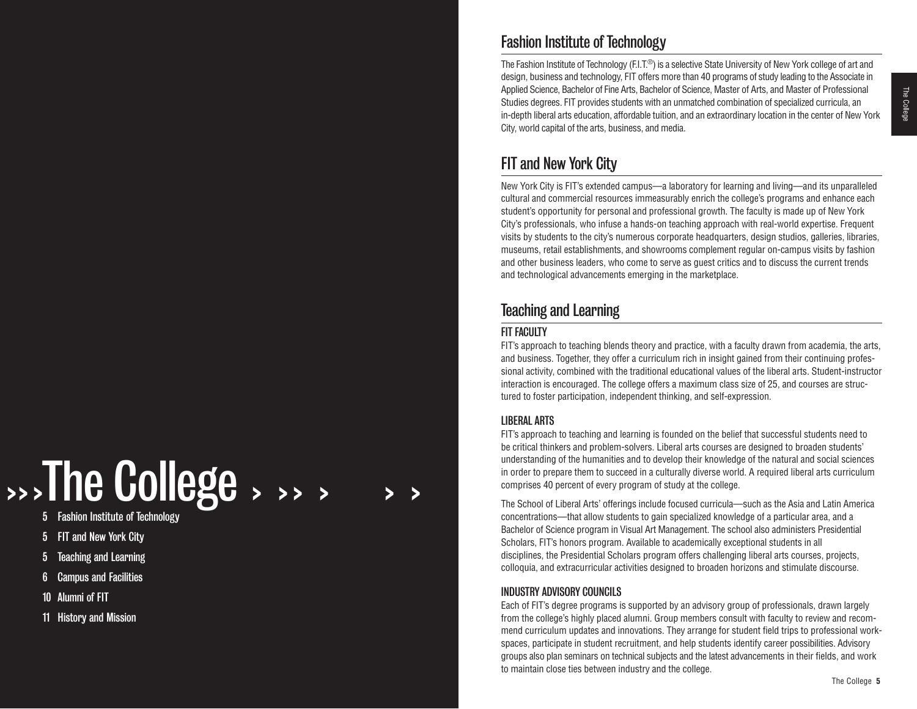# The College

- 5 Fashion Institute of Technology
- 5 FIT and New York City
- 5 Teaching and Learning
- 6 Campus and Facilities
- 10 Alumni of FIT
- 11 History and Mission

## Fashion Institute of Technology

The Fashion Institute of Technology (F.I.T.®) is a selective State University of New York college of art and design, business and technology, FIT offers more than 40 programs of study leading to the Associate in Applied Science, Bachelor of Fine Arts, Bachelor of Science, Master of Arts, and Master of Professional Studies degrees. FIT provides students with an unmatched combination of specialized curricula, an in-depth liberal arts education, affordable tuition, and an extraordinary location in the center of New York City, world capital of the arts, business, and media.

## FIT and New York City

New York City is FIT's extended campus—a laboratory for learning and living—and its unparalleled cultural and commercial resources immeasurably enrich the college's programs and enhance each student's opportunity for personal and professional growth. The faculty is made up of New York City's professionals, who infuse a hands-on teaching approach with real-world expertise. Frequent visits by students to the city's numerous corporate headquarters, design studios, galleries, libraries, museums, retail establishments, and showrooms complement regular on-campus visits by fashion and other business leaders, who come to serve as guest critics and to discuss the current trends and technological advancements emerging in the marketplace.

## Teaching and Learning

### FIT FACULTY

FIT's approach to teaching blends theory and practice, with a faculty drawn from academia, the arts, and business. Together, they offer a curriculum rich in insight gained from their continuing professional activity, combined with the traditional educational values of the liberal arts. Student-instructor interaction is encouraged. The college offers a maximum class size of 25, and courses are structured to foster participation, independent thinking, and self-expression.

### LIBERAL ARTS

FIT's approach to teaching and learning is founded on the belief that successful students need to be critical thinkers and problem-solvers. Liberal arts courses are designed to broaden students' understanding of the humanities and to develop their knowledge of the natural and social sciences in order to prepare them to succeed in a culturally diverse world. A required liberal arts curriculum comprises 40 percent of every program of study at the college.

The School of Liberal Arts' offerings include focused curricula—such as the Asia and Latin America concentrations—that allow students to gain specialized knowledge of a particular area, and a Bachelor of Science program in Visual Art Management. The school also administers Presidential Scholars, FIT's honors program. Available to academically exceptional students in all disciplines, the Presidential Scholars program offers challenging liberal arts courses, projects, colloquia, and extracurricular activities designed to broaden horizons and stimulate discourse.

### INDUSTRY ADVISORY COUNCILS

Each of FIT's degree programs is supported by an advisory group of professionals, drawn largely from the college's highly placed alumni. Group members consult with faculty to review and recommend curriculum updates and innovations. They arrange for student field trips to professional workspaces, participate in student recruitment, and help students identify career possibilities. Advisory groups also plan seminars on technical subjects and the latest advancements in their fields, and work to maintain close ties between industry and the college.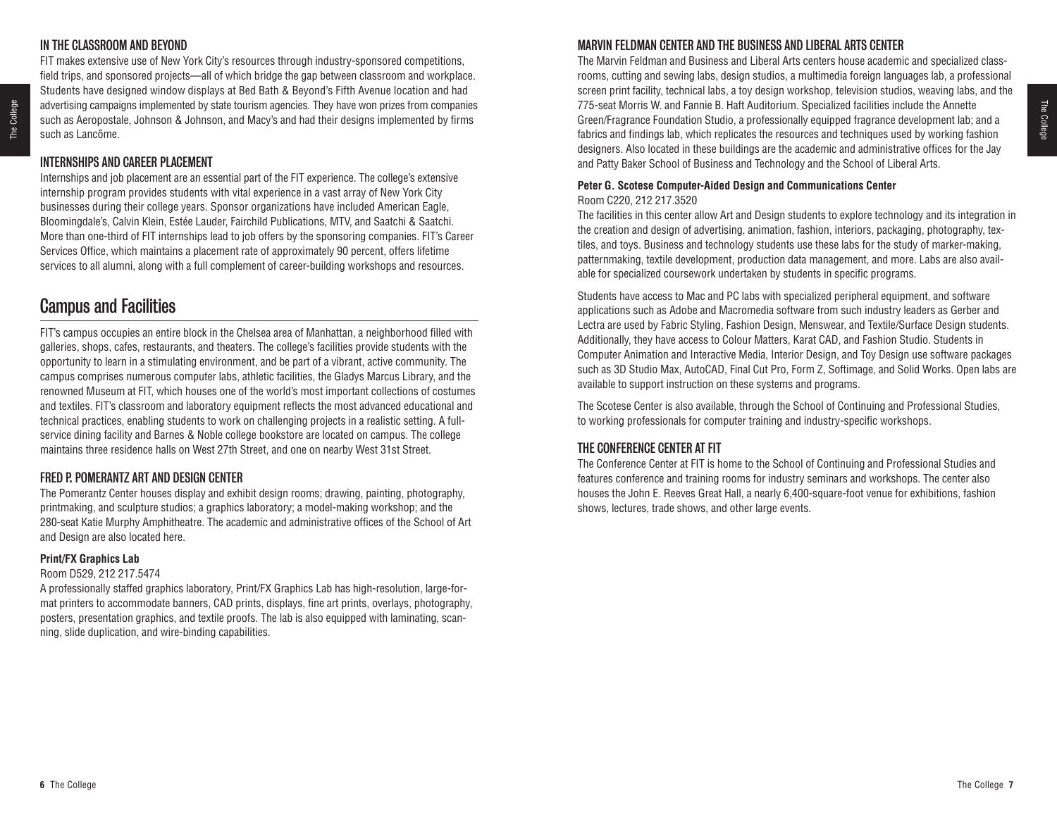### IN THE CLASSROOM AND BEYOND

FIT makes extensive use of New York City's resources through industry-sponsored competitions, field trips, and sponsored projects—all of which bridge the gap between classroom and workplace. Students have designed window displays at Bed Bath & Beyond's Fifth Avenue location and had advertising campaigns implemented by state tourism agencies. They have won prizes from companies such as Aeropostale, Johnson & Johnson, and Macy's and had their designs implemented by firms such as Lancôme.

### INTERNSHIPS AND CAREER PLACEMENT

Internships and job placement are an essential part of the FIT experience. The college's extensive internship program provides students with vital experience in a vast array of New York City businesses during their college years. Sponsor organizations have included American Eagle, Bloomingdale's, Calvin Klein, Estée Lauder, Fairchild Publications, MTV, and Saatchi & Saatchi. More than one-third of FIT internships lead to job offers by the sponsoring companies. FIT's Career Services Office, which maintains a placement rate of approximately 90 percent, offers lifetime services to all alumni, along with a full complement of career-building workshops and resources.

## Campus and Facilities

FIT's campus occupies an entire block in the Chelsea area of Manhattan, a neighborhood filled with galleries, shops, cafes, restaurants, and theaters. The college's facilities provide students with the opportunity to learn in a stimulating environment, and be part of a vibrant, active community. The campus comprises numerous computer labs, athletic facilities, the Gladys Marcus Library, and the renowned Museum at FIT, which houses one of the world's most important collections of costumes and textiles. FIT's classroom and laboratory equipment reflects the most advanced educational and technical practices, enabling students to work on challenging projects in a realistic setting. A full-service dining facility and Barnes & Noble college bookstore are located on campus. The college maintains three residence halls on West 27th Street, and one on nearby West 31st Street.

### FRED P. POMERANTZ ART AND DESIGN CENTER

The Pomerantz Center houses display and exhibit design rooms; drawing, painting, photography, printmaking, and sculpture studios; a graphics laboratory; a model-making workshop; and the 280-seat Katie Murphy Amphitheatre. The academic and administrative offices of the School of Art and Design are also located here.

**Print/FX Graphics Lab**

Room D529, 212 217.5474

A professionally staffed graphics laboratory, Print/FX Graphics Lab has high-resolution, large-format printers to accommodate banners, CAD prints, displays, fine art prints, overlays, photography, posters, presentation graphics, and textile proofs. The lab is also equipped with laminating, scanning, slide duplication, and wire-binding capabilities.

### MARVIN FELDMAN CENTER AND THE BUSINESS AND LIBERAL ARTS CENTER

The Marvin Feldman and Business and Liberal Arts centers house academic and specialized classrooms, cutting and sewing labs, design studios, a multimedia foreign languages lab, a professional screen print facility, technical labs, a toy design workshop, television studios, weaving labs, and the 775-seat Morris W. and Fannie B. Haft Auditorium. Specialized facilities include the Annette Green/Fragrance Foundation Studio, a professionally equipped fragrance development lab; and a fabrics and findings lab, which replicates the resources and techniques used by working fashion designers. Also located in these buildings are the academic and administrative offices for the Jay and Patty Baker School of Business and Technology and the School of Liberal Arts.

**Peter G. Scotese Computer-Aided Design and Communications Center**

Room C220, 212 217.3520

The facilities in this center allow Art and Design students to explore technology and its integration in the creation and design of advertising, animation, fashion, interiors, packaging, photography, textiles, and toys. Business and technology students use these labs for the study of marker-making, patternmaking, textile development, production data management, and more. Labs are also available for specialized coursework undertaken by students in specific programs.

Students have access to Mac and PC labs with specialized peripheral equipment, and software applications such as Adobe and Macromedia software from such industry leaders as Gerber and Lectra are used by Fabric Styling, Fashion Design, Menswear, and Textile/Surface Design students. Additionally, they have access to Colour Matters, Karat CAD, and Fashion Studio. Students in Computer Animation and Interactive Media, Interior Design, and Toy Design use software packages such as 3D Studio Max, AutoCAD, Final Cut Pro, Form Z, Softimage, and Solid Works. Open labs are available to support instruction on these systems and programs.

The Scotese Center is also available, through the School of Continuing and Professional Studies, to working professionals for computer training and industry-specific workshops.

### THE CONFERENCE CENTER AT FIT

The Conference Center at FIT is home to the School of Continuing and Professional Studies and features conference and training rooms for industry seminars and workshops. The center also houses the John E. Reeves Great Hall, a nearly 6,400-square-foot venue for exhibitions, fashion shows, lectures, trade shows, and other large events.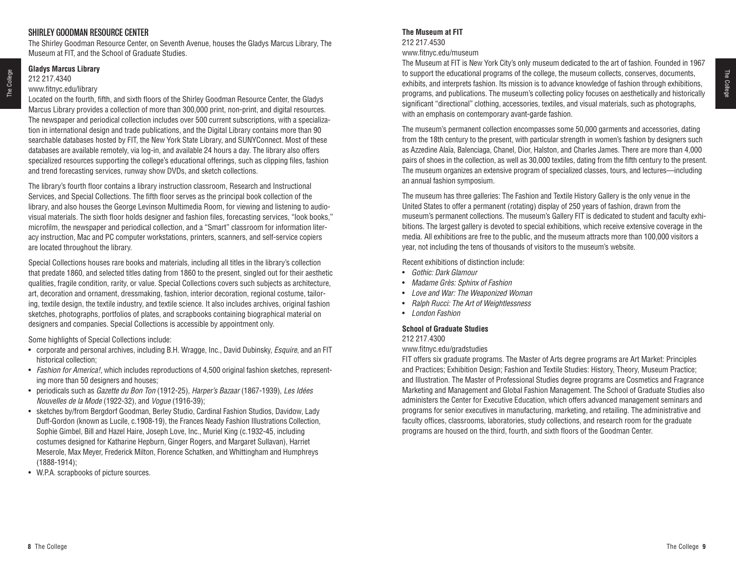## SHIRLEY GOODMAN RESOURCE CENTER

The Shirley Goodman Resource Center, on Seventh Avenue, houses the Gladys Marcus Library, The Museum at FIT, and the School of Graduate Studies.

### Gladys Marcus Library

212 217.4340

www.fitnyc.edu/library

Located on the fourth, fifth, and sixth floors of the Shirley Goodman Resource Center, the Gladys Marcus Library provides a collection of more than 300,000 print, non-print, and digital resources. The newspaper and periodical collection includes over 500 current subscriptions, with a specialization in international design and trade publications, and the Digital Library contains more than 90 searchable databases hosted by FIT, the New York State Library, and SUNYConnect. Most of these databases are available remotely, via log-in, and available 24 hours a day. The library also offers specialized resources supporting the college's educational offerings, such as clipping files, fashion and trend forecasting services, runway show DVDs, and sketch collections.

The library's fourth floor contains a library instruction classroom, Research and Instructional Services, and Special Collections. The fifth floor serves as the principal book collection of the library, and also houses the George Levinson Multimedia Room, for viewing and listening to audio-visual materials. The sixth floor holds designer and fashion files, forecasting services, "look books," microfilm, the newspaper and periodical collection, and a "Smart" classroom for information literacy instruction, Mac and PC computer workstations, printers, scanners, and self-service copiers are located throughout the library.

Special Collections houses rare books and materials, including all titles in the library's collection that predate 1860, and selected titles dating from 1860 to the present, singled out for their aesthetic qualities, fragile condition, rarity, or value. Special Collections covers such subjects as architecture, art, decoration and ornament, dressmaking, fashion, interior decoration, regional costume, tailoring, textile design, the textile industry, and textile science. It also includes archives, original fashion sketches, photographs, portfolios of plates, and scrapbooks containing biographical material on designers and companies. Special Collections is accessible by appointment only.

Some highlights of Special Collections include:

- corporate and personal archives, including B.H. Wragge, Inc., David Dubinsky, *Esquire*, and an FIT historical collection;
- *Fashion for America!*, which includes reproductions of 4,500 original fashion sketches, representing more than 50 designers and houses;
- periodicals such as *Gazette du Bon Ton* (1912-25), *Harper's Bazaar* (1867-1939), *Les Idées Nouvelles de la Mode* (1922-32), and *Vogue* (1916-39);
- sketches by/from Bergdorf Goodman, Berley Studio, Cardinal Fashion Studios, Davidow, Lady Duff-Gordon (known as Lucile, c.1908-19), the Frances Neady Fashion Illustrations Collection, Sophie Gimbel, Bill and Hazel Haire, Joseph Love, Inc., Muriel King (c.1932-45, including costumes designed for Katharine Hepburn, Ginger Rogers, and Margaret Sullavan), Harriet Meserole, Max Meyer, Frederick Milton, Florence Schatken, and Whittingham and Humphreys (1888-1914);
- W.P.A. scrapbooks of picture sources.

### The Museum at FIT

212 217.4530

www.fitnyc.edu/museum

The Museum at FIT is New York City's only museum dedicated to the art of fashion. Founded in 1967 to support the educational programs of the college, the museum collects, conserves, documents, exhibits, and interprets fashion. Its mission is to advance knowledge of fashion through exhibitions, programs, and publications. The museum's collecting policy focuses on aesthetically and historically significant "directional" clothing, accessories, textiles, and visual materials, such as photographs, with an emphasis on contemporary avant-garde fashion.

The museum's permanent collection encompasses some 50,000 garments and accessories, dating from the 18th century to the present, with particular strength in women's fashion by designers such as Azzedine Alaïa, Balenciaga, Chanel, Dior, Halston, and Charles James. There are more than 4,000 pairs of shoes in the collection, as well as 30,000 textiles, dating from the fifth century to the present. The museum organizes an extensive program of specialized classes, tours, and lectures—including an annual fashion symposium.

The museum has three galleries: The Fashion and Textile History Gallery is the only venue in the United States to offer a permanent (rotating) display of 250 years of fashion, drawn from the museum's permanent collections. The museum's Gallery FIT is dedicated to student and faculty exhibitions. The largest gallery is devoted to special exhibitions, which receive extensive coverage in the media. All exhibitions are free to the public, and the museum attracts more than 100,000 visitors a year, not including the tens of thousands of visitors to the museum's website.

Recent exhibitions of distinction include:

- *Gothic: Dark Glamour*
- *Madame Grès: Sphinx of Fashion*
- *Love and War: The Weaponized Woman*
- *Ralph Rucci: The Art of Weightlessness*
- *London Fashion*

### School of Graduate Studies

212 217.4300

www.fitnyc.edu/gradstudies

FIT offers six graduate programs. The Master of Arts degree programs are Art Market: Principles and Practices; Exhibition Design; Fashion and Textile Studies: History, Theory, Museum Practice; and Illustration. The Master of Professional Studies degree programs are Cosmetics and Fragrance Marketing and Management and Global Fashion Management. The School of Graduate Studies also administers the Center for Executive Education, which offers advanced management seminars and programs for senior executives in manufacturing, marketing, and retailing. The administrative and faculty offices, classrooms, laboratories, study collections, and research room for the graduate programs are housed on the third, fourth, and sixth floors of the Goodman Center.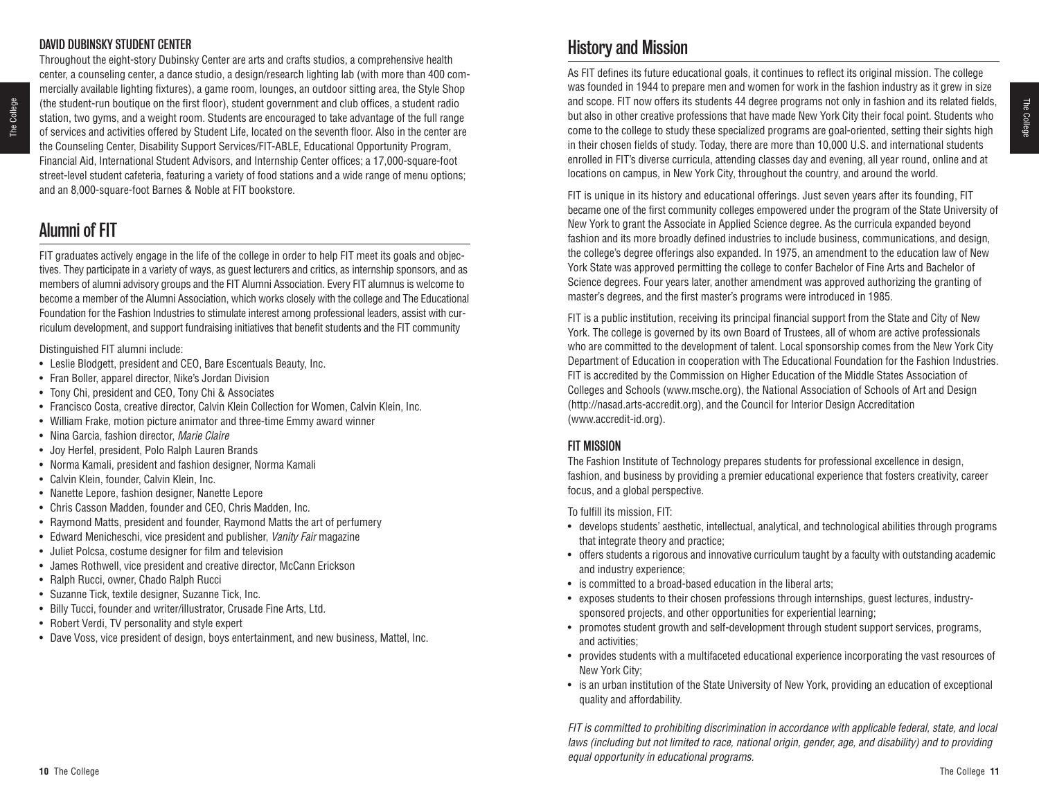### DAVID DUBINSKY STUDENT CENTER

Throughout the eight-story Dubinsky Center are arts and crafts studios, a comprehensive health center, a counseling center, a dance studio, a design/research lighting lab (with more than 400 commercially available lighting fixtures), a game room, lounges, an outdoor sitting area, the Style Shop (the student-run boutique on the first floor), student government and club offices, a student radio station, two gyms, and a weight room. Students are encouraged to take advantage of the full range of services and activities offered by Student Life, located on the seventh floor. Also in the center are the Counseling Center, Disability Support Services/FIT-ABLE, Educational Opportunity Program, Financial Aid, International Student Advisors, and Internship Center offices; a 17,000-square-foot street-level student cafeteria, featuring a variety of food stations and a wide range of menu options; and an 8,000-square-foot Barnes & Noble at FIT bookstore.

## Alumni of FIT

FIT graduates actively engage in the life of the college in order to help FIT meet its goals and objectives. They participate in a variety of ways, as guest lecturers and critics, as internship sponsors, and as members of alumni advisory groups and the FIT Alumni Association. Every FIT alumnus is welcome to become a member of the Alumni Association, which works closely with the college and The Educational Foundation for the Fashion Industries to stimulate interest among professional leaders, assist with curriculum development, and support fundraising initiatives that benefit students and the FIT community

Distinguished FIT alumni include:

- Leslie Blodgett, president and CEO, Bare Escentuals Beauty, Inc.
- Fran Boller, apparel director, Nike's Jordan Division
- Tony Chi, president and CEO, Tony Chi & Associates
- Francisco Costa, creative director, Calvin Klein Collection for Women, Calvin Klein, Inc.
- William Frake, motion picture animator and three-time Emmy award winner
- Nina Garcia, fashion director, *Marie Claire*
- Joy Herfel, president, Polo Ralph Lauren Brands
- Norma Kamali, president and fashion designer, Norma Kamali
- Calvin Klein, founder, Calvin Klein, Inc.
- Nanette Lepore, fashion designer, Nanette Lepore
- Chris Casson Madden, founder and CEO, Chris Madden, Inc.
- Raymond Matts, president and founder, Raymond Matts the art of perfumery
- Edward Menicheschi, vice president and publisher, *Vanity Fair* magazine
- Juliet Polcsa, costume designer for film and television
- James Rothwell, vice president and creative director, McCann Erickson
- Ralph Rucci, owner, Chado Ralph Rucci
- Suzanne Tick, textile designer, Suzanne Tick, Inc.
- Billy Tucci, founder and writer/illustrator, Crusade Fine Arts, Ltd.
- Robert Verdi, TV personality and style expert
- Dave Voss, vice president of design, boys entertainment, and new business, Mattel, Inc.

## History and Mission

As FIT defines its future educational goals, it continues to reflect its original mission. The college was founded in 1944 to prepare men and women for work in the fashion industry as it grew in size and scope. FIT now offers its students 44 degree programs not only in fashion and its related fields, but also in other creative professions that have made New York City their focal point. Students who come to the college to study these specialized programs are goal-oriented, setting their sights high in their chosen fields of study. Today, there are more than 10,000 U.S. and international students enrolled in FIT's diverse curricula, attending classes day and evening, all year round, online and at locations on campus, in New York City, throughout the country, and around the world.

FIT is unique in its history and educational offerings. Just seven years after its founding, FIT became one of the first community colleges empowered under the program of the State University of New York to grant the Associate in Applied Science degree. As the curricula expanded beyond fashion and its more broadly defined industries to include business, communications, and design, the college's degree offerings also expanded. In 1975, an amendment to the education law of New York State was approved permitting the college to confer Bachelor of Fine Arts and Bachelor of Science degrees. Four years later, another amendment was approved authorizing the granting of master's degrees, and the first master's programs were introduced in 1985.

FIT is a public institution, receiving its principal financial support from the State and City of New York. The college is governed by its own Board of Trustees, all of whom are active professionals who are committed to the development of talent. Local sponsorship comes from the New York City Department of Education in cooperation with The Educational Foundation for the Fashion Industries. FIT is accredited by the Commission on Higher Education of the Middle States Association of Colleges and Schools (www.msche.org), the National Association of Schools of Art and Design (http://nasad.arts-accredit.org), and the Council for Interior Design Accreditation (www.accredit-id.org).

### FIT MISSION

The Fashion Institute of Technology prepares students for professional excellence in design, fashion, and business by providing a premier educational experience that fosters creativity, career focus, and a global perspective.

To fulfill its mission, FIT:

- develops students' aesthetic, intellectual, analytical, and technological abilities through programs that integrate theory and practice;
- offers students a rigorous and innovative curriculum taught by a faculty with outstanding academic and industry experience;
- is committed to a broad-based education in the liberal arts;
- exposes students to their chosen professions through internships, guest lectures, industry-sponsored projects, and other opportunities for experiential learning;
- promotes student growth and self-development through student support services, programs, and activities;
- provides students with a multifaceted educational experience incorporating the vast resources of New York City;
- is an urban institution of the State University of New York, providing an education of exceptional quality and affordability.

*FIT is committed to prohibiting discrimination in accordance with applicable federal, state, and local laws (including but not limited to race, national origin, gender, age, and disability) and to providing equal opportunity in educational programs.*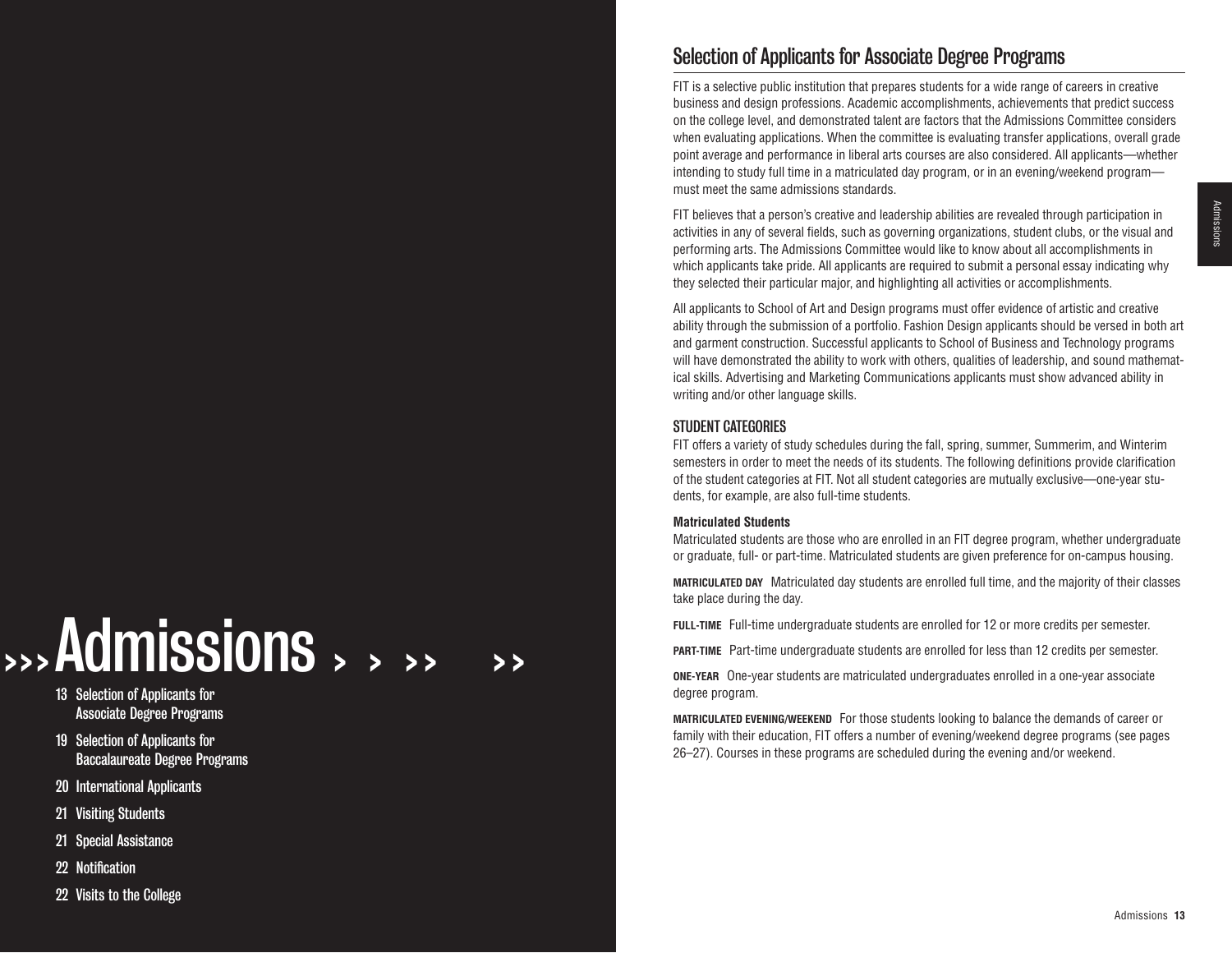# Admissions

13 Selection of Applicants for Associate Degree Programs

19 Selection of Applicants for Baccalaureate Degree Programs

20 International Applicants

21 Visiting Students

21 Special Assistance

22 Notification

22 Visits to the College

## Selection of Applicants for Associate Degree Programs

FIT is a selective public institution that prepares students for a wide range of careers in creative business and design professions. Academic accomplishments, achievements that predict success on the college level, and demonstrated talent are factors that the Admissions Committee considers when evaluating applications. When the committee is evaluating transfer applications, overall grade point average and performance in liberal arts courses are also considered. All applicants—whether intending to study full time in a matriculated day program, or in an evening/weekend program—must meet the same admissions standards.

FIT believes that a person's creative and leadership abilities are revealed through participation in activities in any of several fields, such as governing organizations, student clubs, or the visual and performing arts. The Admissions Committee would like to know about all accomplishments in which applicants take pride. All applicants are required to submit a personal essay indicating why they selected their particular major, and highlighting all activities or accomplishments.

All applicants to School of Art and Design programs must offer evidence of artistic and creative ability through the submission of a portfolio. Fashion Design applicants should be versed in both art and garment construction. Successful applicants to School of Business and Technology programs will have demonstrated the ability to work with others, qualities of leadership, and sound mathematical skills. Advertising and Marketing Communications applicants must show advanced ability in writing and/or other language skills.

### STUDENT CATEGORIES

FIT offers a variety of study schedules during the fall, spring, summer, Summerim, and Winterim semesters in order to meet the needs of its students. The following definitions provide clarification of the student categories at FIT. Not all student categories are mutually exclusive—one-year students, for example, are also full-time students.

#### Matriculated Students

Matriculated students are those who are enrolled in an FIT degree program, whether undergraduate or graduate, full- or part-time. Matriculated students are given preference for on-campus housing.

**MATRICULATED DAY** Matriculated day students are enrolled full time, and the majority of their classes take place during the day.

**FULL-TIME** Full-time undergraduate students are enrolled for 12 or more credits per semester.

**PART-TIME** Part-time undergraduate students are enrolled for less than 12 credits per semester.

**ONE-YEAR** One-year students are matriculated undergraduates enrolled in a one-year associate degree program.

**MATRICULATED EVENING/WEEKEND** For those students looking to balance the demands of career or family with their education, FIT offers a number of evening/weekend degree programs (see pages 26–27). Courses in these programs are scheduled during the evening and/or weekend.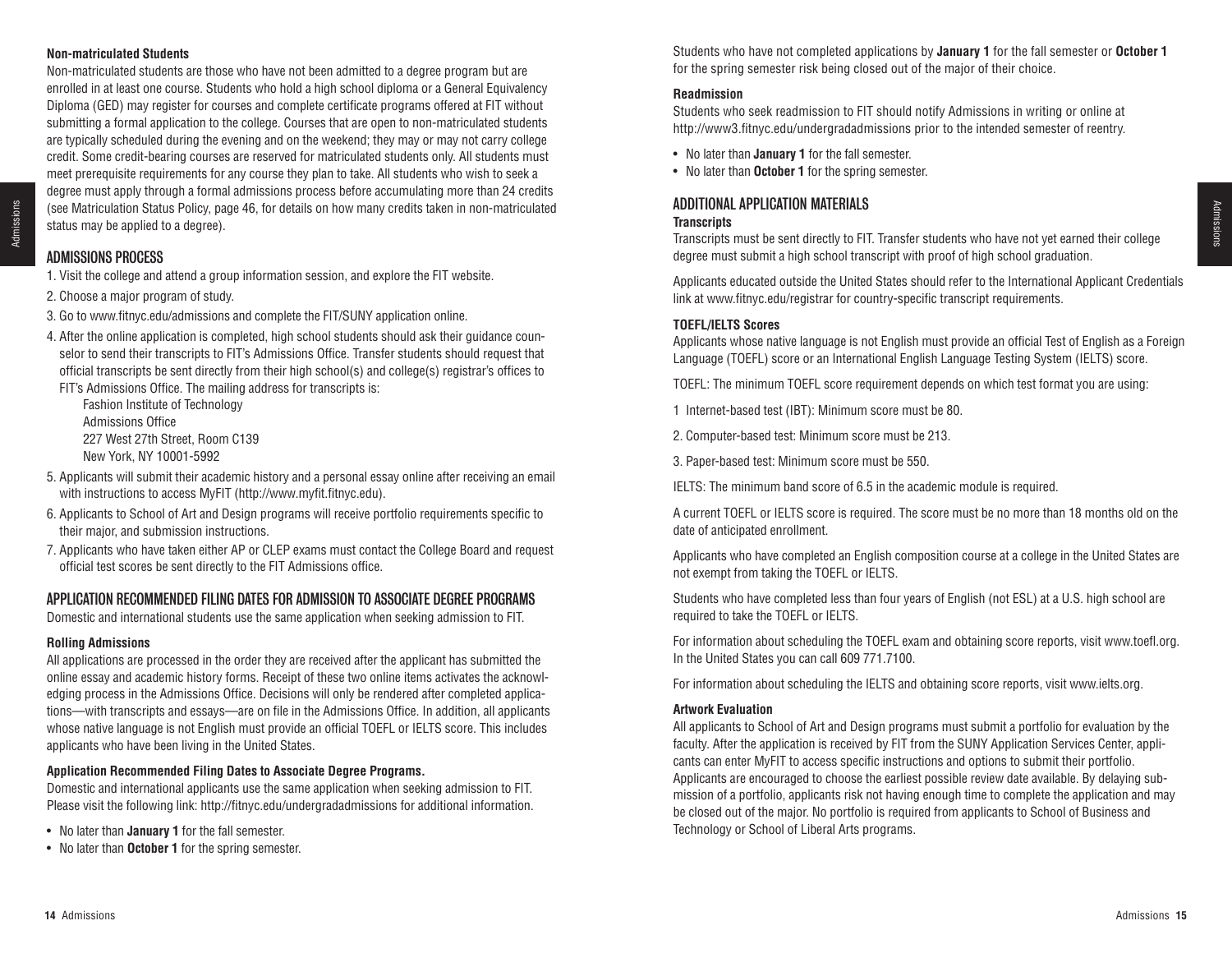#### Non-matriculated Students

Non-matriculated students are those who have not been admitted to a degree program but are enrolled in at least one course. Students who hold a high school diploma or a General Equivalency Diploma (GED) may register for courses and complete certificate programs offered at FIT without submitting a formal application to the college. Courses that are open to non-matriculated students are typically scheduled during the evening and on the weekend; they may or may not carry college credit. Some credit-bearing courses are reserved for matriculated students only. All students must meet prerequisite requirements for any course they plan to take. All students who wish to seek a degree must apply through a formal admissions process before accumulating more than 24 credits (see Matriculation Status Policy, page 46, for details on how many credits taken in non-matriculated status may be applied to a degree).

### ADMISSIONS PROCESS

1. Visit the college and attend a group information session, and explore the FIT website.
2. Choose a major program of study.
3. Go to www.fitnyc.edu/admissions and complete the FIT/SUNY application online.
4. After the online application is completed, high school students should ask their guidance counselor to send their transcripts to FIT's Admissions Office. Transfer students should request that official transcripts be sent directly from their high school(s) and college(s) registrar's offices to FIT's Admissions Office. The mailing address for transcripts is:

   Fashion Institute of Technology
   Admissions Office
   227 West 27th Street, Room C139
   New York, NY 10001-5992
5. Applicants will submit their academic history and a personal essay online after receiving an email with instructions to access MyFIT (http://www.myfit.fitnyc.edu).
6. Applicants to School of Art and Design programs will receive portfolio requirements specific to their major, and submission instructions.
7. Applicants who have taken either AP or CLEP exams must contact the College Board and request official test scores be sent directly to the FIT Admissions office.

### APPLICATION RECOMMENDED FILING DATES FOR ADMISSION TO ASSOCIATE DEGREE PROGRAMS

Domestic and international students use the same application when seeking admission to FIT.

#### Rolling Admissions

All applications are processed in the order they are received after the applicant has submitted the online essay and academic history forms. Receipt of these two online items activates the acknowledging process in the Admissions Office. Decisions will only be rendered after completed applications—with transcripts and essays—are on file in the Admissions Office. In addition, all applicants whose native language is not English must provide an official TOEFL or IELTS score. This includes applicants who have been living in the United States.

#### Application Recommended Filing Dates to Associate Degree Programs.

Domestic and international applicants use the same application when seeking admission to FIT. Please visit the following link: http://fitnyc.edu/undergradadmissions for additional information.

- No later than **January 1** for the fall semester.
- No later than **October 1** for the spring semester.

Students who have not completed applications by **January 1** for the fall semester or **October 1** for the spring semester risk being closed out of the major of their choice.

#### Readmission

Students who seek readmission to FIT should notify Admissions in writing or online at http://www3.fitnyc.edu/undergradadmissions prior to the intended semester of reentry.

- No later than **January 1** for the fall semester.
- No later than **October 1** for the spring semester.

### ADDITIONAL APPLICATION MATERIALS

#### Transcripts

Transcripts must be sent directly to FIT. Transfer students who have not yet earned their college degree must submit a high school transcript with proof of high school graduation.

Applicants educated outside the United States should refer to the International Applicant Credentials link at www.fitnyc.edu/registrar for country-specific transcript requirements.

#### TOEFL/IELTS Scores

Applicants whose native language is not English must provide an official Test of English as a Foreign Language (TOEFL) score or an International English Language Testing System (IELTS) score.

TOEFL: The minimum TOEFL score requirement depends on which test format you are using:

1 Internet-based test (IBT): Minimum score must be 80.

2. Computer-based test: Minimum score must be 213.

3. Paper-based test: Minimum score must be 550.

IELTS: The minimum band score of 6.5 in the academic module is required.

A current TOEFL or IELTS score is required. The score must be no more than 18 months old on the date of anticipated enrollment.

Applicants who have completed an English composition course at a college in the United States are not exempt from taking the TOEFL or IELTS.

Students who have completed less than four years of English (not ESL) at a U.S. high school are required to take the TOEFL or IELTS.

For information about scheduling the TOEFL exam and obtaining score reports, visit www.toefl.org. In the United States you can call 609 771.7100.

For information about scheduling the IELTS and obtaining score reports, visit www.ielts.org.

#### Artwork Evaluation

All applicants to School of Art and Design programs must submit a portfolio for evaluation by the faculty. After the application is received by FIT from the SUNY Application Services Center, applicants can enter MyFIT to access specific instructions and options to submit their portfolio. Applicants are encouraged to choose the earliest possible review date available. By delaying submission of a portfolio, applicants risk not having enough time to complete the application and may be closed out of the major. No portfolio is required from applicants to School of Business and Technology or School of Liberal Arts programs.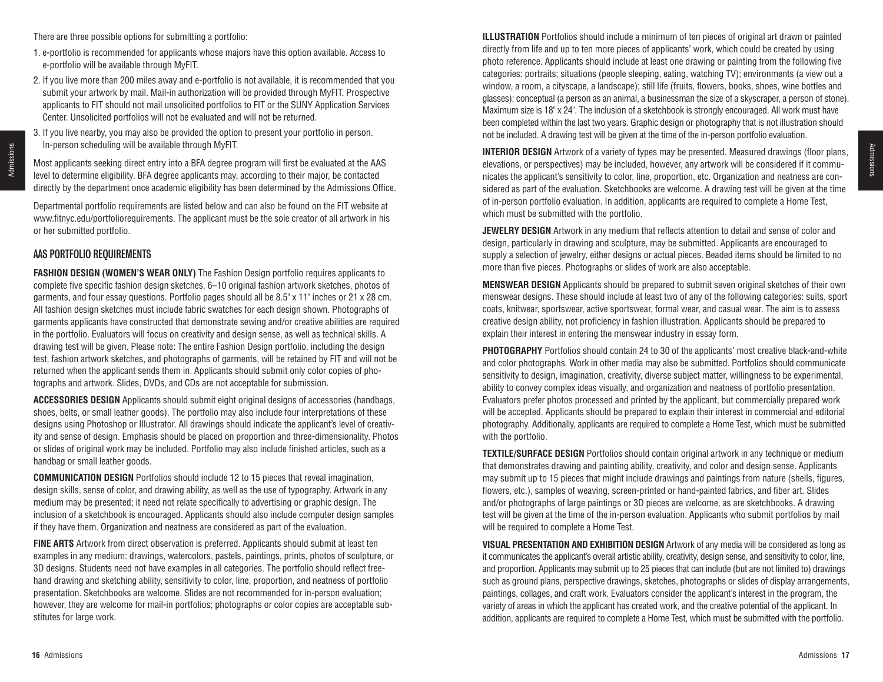There are three possible options for submitting a portfolio:

1. e-portfolio is recommended for applicants whose majors have this option available. Access to e-portfolio will be available through MyFIT.
2. If you live more than 200 miles away and e-portfolio is not available, it is recommended that you submit your artwork by mail. Mail-in authorization will be provided through MyFIT. Prospective applicants to FIT should not mail unsolicited portfolios to FIT or the SUNY Application Services Center. Unsolicited portfolios will not be evaluated and will not be returned.
3. If you live nearby, you may also be provided the option to present your portfolio in person. In-person scheduling will be available through MyFIT.

Most applicants seeking direct entry into a BFA degree program will first be evaluated at the AAS level to determine eligibility. BFA degree applicants may, according to their major, be contacted directly by the department once academic eligibility has been determined by the Admissions Office.

Departmental portfolio requirements are listed below and can also be found on the FIT website at www.fitnyc.edu/portfoliorequirements. The applicant must be the sole creator of all artwork in his or her submitted portfolio.

## AAS PORTFOLIO REQUIREMENTS

**FASHION DESIGN (WOMEN'S WEAR ONLY)** The Fashion Design portfolio requires applicants to complete five specific fashion design sketches, 6–10 original fashion artwork sketches, photos of garments, and four essay questions. Portfolio pages should all be 8.5" x 11" inches or 21 x 28 cm. All fashion design sketches must include fabric swatches for each design shown. Photographs of garments applicants have constructed that demonstrate sewing and/or creative abilities are required in the portfolio. Evaluators will focus on creativity and design sense, as well as technical skills. A drawing test will be given. Please note: The entire Fashion Design portfolio, including the design test, fashion artwork sketches, and photographs of garments, will be retained by FIT and will not be returned when the applicant sends them in. Applicants should submit only color copies of photographs and artwork. Slides, DVDs, and CDs are not acceptable for submission.

**ACCESSORIES DESIGN** Applicants should submit eight original designs of accessories (handbags, shoes, belts, or small leather goods). The portfolio may also include four interpretations of these designs using Photoshop or Illustrator. All drawings should indicate the applicant's level of creativity and sense of design. Emphasis should be placed on proportion and three-dimensionality. Photos or slides of original work may be included. Portfolio may also include finished articles, such as a handbag or small leather goods.

**COMMUNICATION DESIGN** Portfolios should include 12 to 15 pieces that reveal imagination, design skills, sense of color, and drawing ability, as well as the use of typography. Artwork in any medium may be presented; it need not relate specifically to advertising or graphic design. The inclusion of a sketchbook is encouraged. Applicants should also include computer design samples if they have them. Organization and neatness are considered as part of the evaluation.

**FINE ARTS** Artwork from direct observation is preferred. Applicants should submit at least ten examples in any medium: drawings, watercolors, pastels, paintings, prints, photos of sculpture, or 3D designs. Students need not have examples in all categories. The portfolio should reflect freehand drawing and sketching ability, sensitivity to color, line, proportion, and neatness of portfolio presentation. Sketchbooks are welcome. Slides are not recommended for in-person evaluation; however, they are welcome for mail-in portfolios; photographs or color copies are acceptable substitutes for large work.

**ILLUSTRATION** Portfolios should include a minimum of ten pieces of original art drawn or painted directly from life and up to ten more pieces of applicants' work, which could be created by using photo reference. Applicants should include at least one drawing or painting from the following five categories: portraits; situations (people sleeping, eating, watching TV); environments (a view out a window, a room, a cityscape, a landscape); still life (fruits, flowers, books, shoes, wine bottles and glasses); conceptual (a person as an animal, a businessman the size of a skyscraper, a person of stone). Maximum size is 18" x 24". The inclusion of a sketchbook is strongly encouraged. All work must have been completed within the last two years. Graphic design or photography that is not illustration should not be included. A drawing test will be given at the time of the in-person portfolio evaluation.

**INTERIOR DESIGN** Artwork of a variety of types may be presented. Measured drawings (floor plans, elevations, or perspectives) may be included, however, any artwork will be considered if it communicates the applicant's sensitivity to color, line, proportion, etc. Organization and neatness are considered as part of the evaluation. Sketchbooks are welcome. A drawing test will be given at the time of in-person portfolio evaluation. In addition, applicants are required to complete a Home Test, which must be submitted with the portfolio.

**JEWELRY DESIGN** Artwork in any medium that reflects attention to detail and sense of color and design, particularly in drawing and sculpture, may be submitted. Applicants are encouraged to supply a selection of jewelry, either designs or actual pieces. Beaded items should be limited to no more than five pieces. Photographs or slides of work are also acceptable.

**MENSWEAR DESIGN** Applicants should be prepared to submit seven original sketches of their own menswear designs. These should include at least two of any of the following categories: suits, sport coats, knitwear, sportswear, active sportswear, formal wear, and casual wear. The aim is to assess creative design ability, not proficiency in fashion illustration. Applicants should be prepared to explain their interest in entering the menswear industry in essay form.

**PHOTOGRAPHY** Portfolios should contain 24 to 30 of the applicants' most creative black-and-white and color photographs. Work in other media may also be submitted. Portfolios should communicate sensitivity to design, imagination, creativity, diverse subject matter, willingness to be experimental, ability to convey complex ideas visually, and organization and neatness of portfolio presentation. Evaluators prefer photos processed and printed by the applicant, but commercially prepared work will be accepted. Applicants should be prepared to explain their interest in commercial and editorial photography. Additionally, applicants are required to complete a Home Test, which must be submitted with the portfolio.

**TEXTILE/SURFACE DESIGN** Portfolios should contain original artwork in any technique or medium that demonstrates drawing and painting ability, creativity, and color and design sense. Applicants may submit up to 15 pieces that might include drawings and paintings from nature (shells, figures, flowers, etc.), samples of weaving, screen-printed or hand-painted fabrics, and fiber art. Slides and/or photographs of large paintings or 3D pieces are welcome, as are sketchbooks. A drawing test will be given at the time of the in-person evaluation. Applicants who submit portfolios by mail will be required to complete a Home Test.

**VISUAL PRESENTATION AND EXHIBITION DESIGN** Artwork of any media will be considered as long as it communicates the applicant's overall artistic ability, creativity, design sense, and sensitivity to color, line, and proportion. Applicants may submit up to 25 pieces that can include (but are not limited to) drawings such as ground plans, perspective drawings, sketches, photographs or slides of display arrangements, paintings, collages, and craft work. Evaluators consider the applicant's interest in the program, the variety of areas in which the applicant has created work, and the creative potential of the applicant. In addition, applicants are required to complete a Home Test, which must be submitted with the portfolio.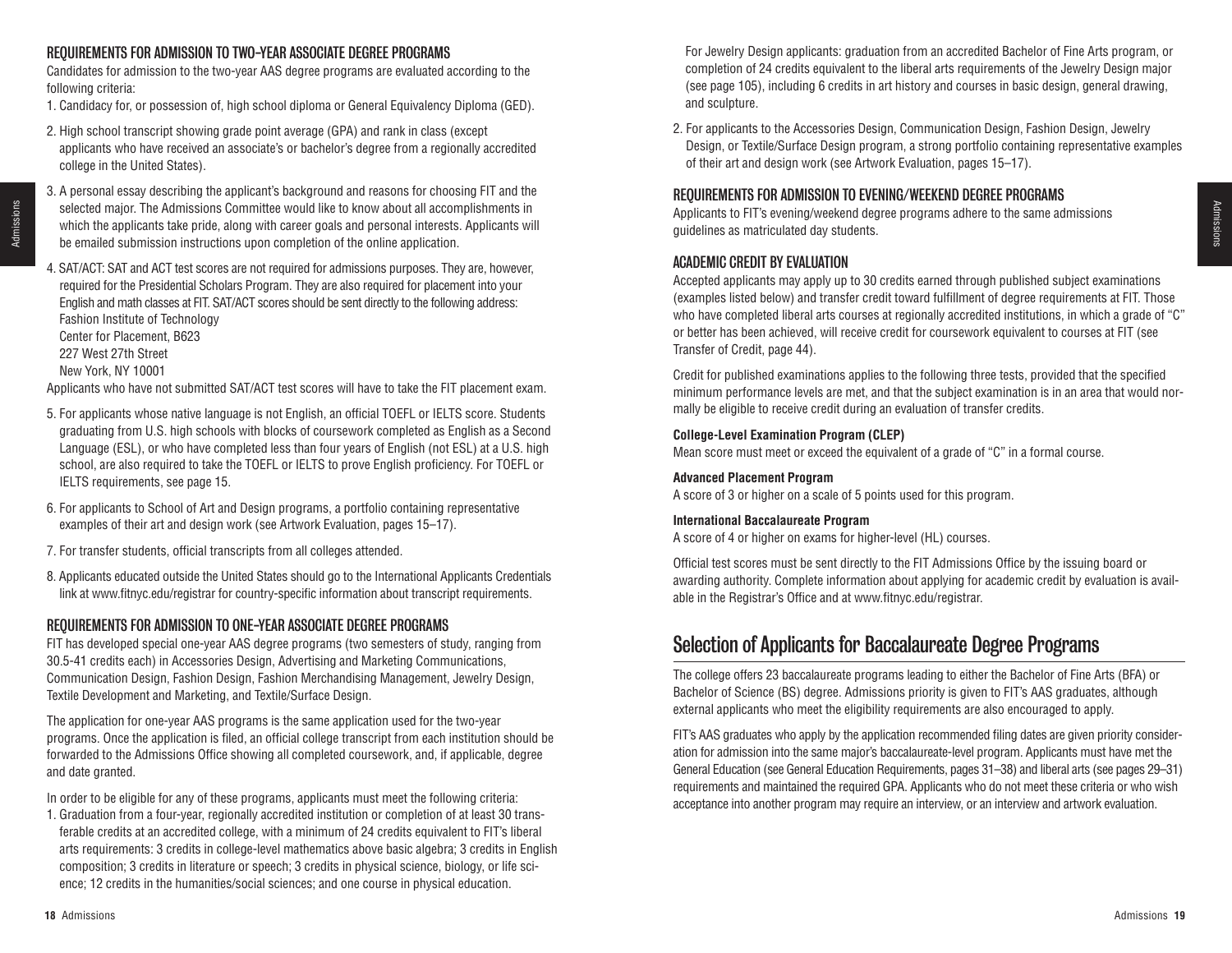## REQUIREMENTS FOR ADMISSION TO TWO-YEAR ASSOCIATE DEGREE PROGRAMS

Candidates for admission to the two-year AAS degree programs are evaluated according to the following criteria:

1. Candidacy for, or possession of, high school diploma or General Equivalency Diploma (GED).
2. High school transcript showing grade point average (GPA) and rank in class (except applicants who have received an associate's or bachelor's degree from a regionally accredited college in the United States).
3. A personal essay describing the applicant's background and reasons for choosing FIT and the selected major. The Admissions Committee would like to know about all accomplishments in which the applicants take pride, along with career goals and personal interests. Applicants will be emailed submission instructions upon completion of the online application.
4. SAT/ACT: SAT and ACT test scores are not required for admissions purposes. They are, however, required for the Presidential Scholars Program. They are also required for placement into your English and math classes at FIT. SAT/ACT scores should be sent directly to the following address:
   Fashion Institute of Technology
   Center for Placement, B623
   227 West 27th Street
   New York, NY 10001

Applicants who have not submitted SAT/ACT test scores will have to take the FIT placement exam.

5. For applicants whose native language is not English, an official TOEFL or IELTS score. Students graduating from U.S. high schools with blocks of coursework completed as English as a Second Language (ESL), or who have completed less than four years of English (not ESL) at a U.S. high school, are also required to take the TOEFL or IELTS to prove English proficiency. For TOEFL or IELTS requirements, see page 15.
6. For applicants to School of Art and Design programs, a portfolio containing representative examples of their art and design work (see Artwork Evaluation, pages 15–17).
7. For transfer students, official transcripts from all colleges attended.
8. Applicants educated outside the United States should go to the International Applicants Credentials link at www.fitnyc.edu/registrar for country-specific information about transcript requirements.

## REQUIREMENTS FOR ADMISSION TO ONE-YEAR ASSOCIATE DEGREE PROGRAMS

FIT has developed special one-year AAS degree programs (two semesters of study, ranging from 30.5-41 credits each) in Accessories Design, Advertising and Marketing Communications, Communication Design, Fashion Design, Fashion Merchandising Management, Jewelry Design, Textile Development and Marketing, and Textile/Surface Design.

The application for one-year AAS programs is the same application used for the two-year programs. Once the application is filed, an official college transcript from each institution should be forwarded to the Admissions Office showing all completed coursework, and, if applicable, degree and date granted.

In order to be eligible for any of these programs, applicants must meet the following criteria:

1. Graduation from a four-year, regionally accredited institution or completion of at least 30 transferable credits at an accredited college, with a minimum of 24 credits equivalent to FIT's liberal arts requirements: 3 credits in college-level mathematics above basic algebra; 3 credits in English composition; 3 credits in literature or speech; 3 credits in physical science, biology, or life science; 12 credits in the humanities/social sciences; and one course in physical education.

   For Jewelry Design applicants: graduation from an accredited Bachelor of Fine Arts program, or completion of 24 credits equivalent to the liberal arts requirements of the Jewelry Design major (see page 105), including 6 credits in art history and courses in basic design, general drawing, and sculpture.

2. For applicants to the Accessories Design, Communication Design, Fashion Design, Jewelry Design, or Textile/Surface Design program, a strong portfolio containing representative examples of their art and design work (see Artwork Evaluation, pages 15–17).

## REQUIREMENTS FOR ADMISSION TO EVENING/WEEKEND DEGREE PROGRAMS

Applicants to FIT's evening/weekend degree programs adhere to the same admissions guidelines as matriculated day students.

## ACADEMIC CREDIT BY EVALUATION

Accepted applicants may apply up to 30 credits earned through published subject examinations (examples listed below) and transfer credit toward fulfillment of degree requirements at FIT. Those who have completed liberal arts courses at regionally accredited institutions, in which a grade of "C" or better has been achieved, will receive credit for coursework equivalent to courses at FIT (see Transfer of Credit, page 44).

Credit for published examinations applies to the following three tests, provided that the specified minimum performance levels are met, and that the subject examination is in an area that would normally be eligible to receive credit during an evaluation of transfer credits.

**College-Level Examination Program (CLEP)**
Mean score must meet or exceed the equivalent of a grade of "C" in a formal course.

**Advanced Placement Program**
A score of 3 or higher on a scale of 5 points used for this program.

**International Baccalaureate Program**
A score of 4 or higher on exams for higher-level (HL) courses.

Official test scores must be sent directly to the FIT Admissions Office by the issuing board or awarding authority. Complete information about applying for academic credit by evaluation is available in the Registrar's Office and at www.fitnyc.edu/registrar.

# Selection of Applicants for Baccalaureate Degree Programs

The college offers 23 baccalaureate programs leading to either the Bachelor of Fine Arts (BFA) or Bachelor of Science (BS) degree. Admissions priority is given to FIT's AAS graduates, although external applicants who meet the eligibility requirements are also encouraged to apply.

FIT's AAS graduates who apply by the application recommended filing dates are given priority consideration for admission into the same major's baccalaureate-level program. Applicants must have met the General Education (see General Education Requirements, pages 31–38) and liberal arts (see pages 29–31) requirements and maintained the required GPA. Applicants who do not meet these criteria or who wish acceptance into another program may require an interview, or an interview and artwork evaluation.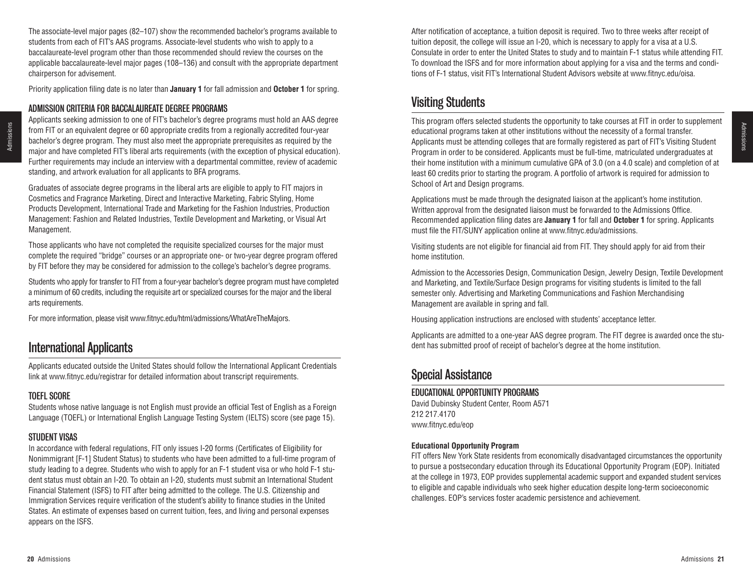The associate-level major pages (82–107) show the recommended bachelor's programs available to students from each of FIT's AAS programs. Associate-level students who wish to apply to a baccalaureate-level program other than those recommended should review the courses on the applicable baccalaureate-level major pages (108–136) and consult with the appropriate department chairperson for advisement.

Priority application filing date is no later than **January 1** for fall admission and **October 1** for spring.

### ADMISSION CRITERIA FOR BACCALAUREATE DEGREE PROGRAMS

Applicants seeking admission to one of FIT's bachelor's degree programs must hold an AAS degree from FIT or an equivalent degree or 60 appropriate credits from a regionally accredited four-year bachelor's degree program. They must also meet the appropriate prerequisites as required by the major and have completed FIT's liberal arts requirements (with the exception of physical education). Further requirements may include an interview with a departmental committee, review of academic standing, and artwork evaluation for all applicants to BFA programs.

Graduates of associate degree programs in the liberal arts are eligible to apply to FIT majors in Cosmetics and Fragrance Marketing, Direct and Interactive Marketing, Fabric Styling, Home Products Development, International Trade and Marketing for the Fashion Industries, Production Management: Fashion and Related Industries, Textile Development and Marketing, or Visual Art Management.

Those applicants who have not completed the requisite specialized courses for the major must complete the required "bridge" courses or an appropriate one- or two-year degree program offered by FIT before they may be considered for admission to the college's bachelor's degree programs.

Students who apply for transfer to FIT from a four-year bachelor's degree program must have completed a minimum of 60 credits, including the requisite art or specialized courses for the major and the liberal arts requirements.

For more information, please visit www.fitnyc.edu/html/admissions/WhatAreTheMajors.

## International Applicants

Applicants educated outside the United States should follow the International Applicant Credentials link at www.fitnyc.edu/registrar for detailed information about transcript requirements.

### TOEFL SCORE

Students whose native language is not English must provide an official Test of English as a Foreign Language (TOEFL) or International English Language Testing System (IELTS) score (see page 15).

### STUDENT VISAS

In accordance with federal regulations, FIT only issues I-20 forms (Certificates of Eligibility for Nonimmigrant [F-1] Student Status) to students who have been admitted to a full-time program of study leading to a degree. Students who wish to apply for an F-1 student visa or who hold F-1 student status must obtain an I-20. To obtain an I-20, students must submit an International Student Financial Statement (ISFS) to FIT after being admitted to the college. The U.S. Citizenship and Immigration Services require verification of the student's ability to finance studies in the United States. An estimate of expenses based on current tuition, fees, and living and personal expenses appears on the ISFS.

After notification of acceptance, a tuition deposit is required. Two to three weeks after receipt of tuition deposit, the college will issue an I-20, which is necessary to apply for a visa at a U.S. Consulate in order to enter the United States to study and to maintain F-1 status while attending FIT. To download the ISFS and for more information about applying for a visa and the terms and conditions of F-1 status, visit FIT's International Student Advisors website at www.fitnyc.edu/oisa.

## Visiting Students

This program offers selected students the opportunity to take courses at FIT in order to supplement educational programs taken at other institutions without the necessity of a formal transfer. Applicants must be attending colleges that are formally registered as part of FIT's Visiting Student Program in order to be considered. Applicants must be full-time, matriculated undergraduates at their home institution with a minimum cumulative GPA of 3.0 (on a 4.0 scale) and completion of at least 60 credits prior to starting the program. A portfolio of artwork is required for admission to School of Art and Design programs.

Applications must be made through the designated liaison at the applicant's home institution. Written approval from the designated liaison must be forwarded to the Admissions Office. Recommended application filing dates are **January 1** for fall and **October 1** for spring. Applicants must file the FIT/SUNY application online at www.fitnyc.edu/admissions.

Visiting students are not eligible for financial aid from FIT. They should apply for aid from their home institution.

Admission to the Accessories Design, Communication Design, Jewelry Design, Textile Development and Marketing, and Textile/Surface Design programs for visiting students is limited to the fall semester only. Advertising and Marketing Communications and Fashion Merchandising Management are available in spring and fall.

Housing application instructions are enclosed with students' acceptance letter.

Applicants are admitted to a one-year AAS degree program. The FIT degree is awarded once the student has submitted proof of receipt of bachelor's degree at the home institution.

## Special Assistance

### EDUCATIONAL OPPORTUNITY PROGRAMS

David Dubinsky Student Center, Room A571
212 217.4170
www.fitnyc.edu/eop

**Educational Opportunity Program**

FIT offers New York State residents from economically disadvantaged circumstances the opportunity to pursue a postsecondary education through its Educational Opportunity Program (EOP). Initiated at the college in 1973, EOP provides supplemental academic support and expanded student services to eligible and capable individuals who seek higher education despite long-term socioeconomic challenges. EOP's services foster academic persistence and achievement.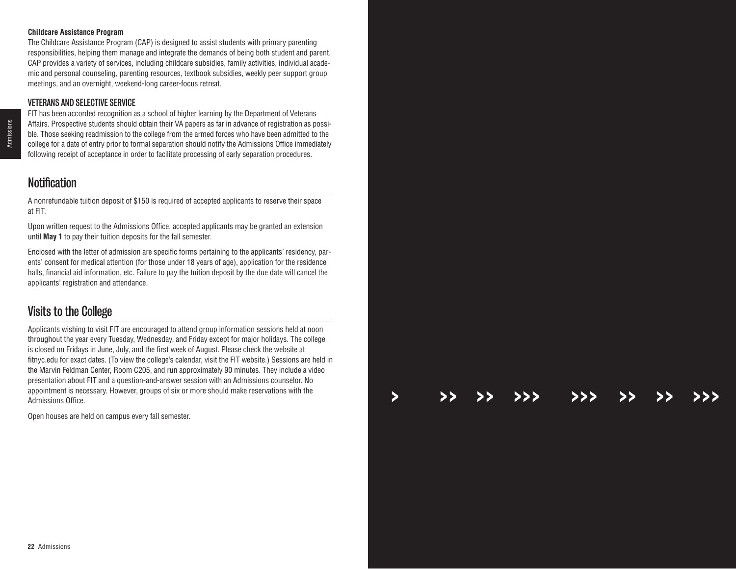### Childcare Assistance Program

The Childcare Assistance Program (CAP) is designed to assist students with primary parenting responsibilities, helping them manage and integrate the demands of being both student and parent. CAP provides a variety of services, including childcare subsidies, family activities, individual academic and personal counseling, parenting resources, textbook subsidies, weekly peer support group meetings, and an overnight, weekend-long career-focus retreat.

### VETERANS AND SELECTIVE SERVICE

FIT has been accorded recognition as a school of higher learning by the Department of Veterans Affairs. Prospective students should obtain their VA papers as far in advance of registration as possible. Those seeking readmission to the college from the armed forces who have been admitted to the college for a date of entry prior to formal separation should notify the Admissions Office immediately following receipt of acceptance in order to facilitate processing of early separation procedures.

## Notification

A nonrefundable tuition deposit of $150 is required of accepted applicants to reserve their space at FIT.

Upon written request to the Admissions Office, accepted applicants may be granted an extension until **May 1** to pay their tuition deposits for the fall semester.

Enclosed with the letter of admission are specific forms pertaining to the applicants' residency, parents' consent for medical attention (for those under 18 years of age), application for the residence halls, financial aid information, etc. Failure to pay the tuition deposit by the due date will cancel the applicants' registration and attendance.

## Visits to the College

Applicants wishing to visit FIT are encouraged to attend group information sessions held at noon throughout the year every Tuesday, Wednesday, and Friday except for major holidays. The college is closed on Fridays in June, July, and the first week of August. Please check the website at fitnyc.edu for exact dates. (To view the college's calendar, visit the FIT website.) Sessions are held in the Marvin Feldman Center, Room C205, and run approximately 90 minutes. They include a video presentation about FIT and a question-and-answer session with an Admissions counselor. No appointment is necessary. However, groups of six or more should make reservations with the Admissions Office.

Open houses are held on campus every fall semester.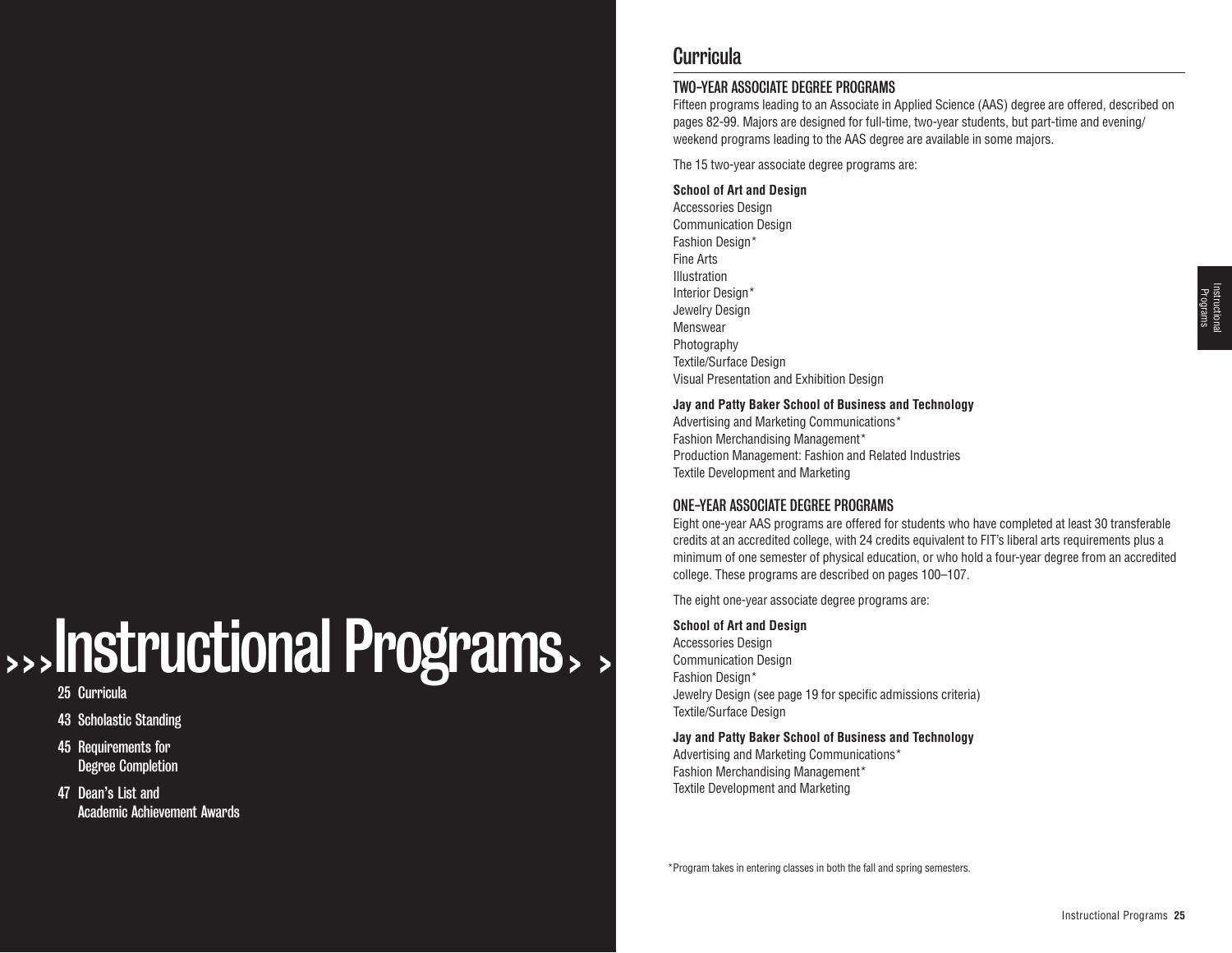# Instructional Programs

25 Curricula

43 Scholastic Standing

45 Requirements for Degree Completion

47 Dean's List and Academic Achievement Awards

## Curricula

### TWO-YEAR ASSOCIATE DEGREE PROGRAMS

Fifteen programs leading to an Associate in Applied Science (AAS) degree are offered, described on pages 82-99. Majors are designed for full-time, two-year students, but part-time and evening/weekend programs leading to the AAS degree are available in some majors.

The 15 two-year associate degree programs are:

**School of Art and Design**

Accessories Design
Communication Design
Fashion Design*
Fine Arts
Illustration
Interior Design*
Jewelry Design
Menswear
Photography
Textile/Surface Design
Visual Presentation and Exhibition Design

**Jay and Patty Baker School of Business and Technology**

Advertising and Marketing Communications*
Fashion Merchandising Management*
Production Management: Fashion and Related Industries
Textile Development and Marketing

### ONE-YEAR ASSOCIATE DEGREE PROGRAMS

Eight one-year AAS programs are offered for students who have completed at least 30 transferable credits at an accredited college, with 24 credits equivalent to FIT's liberal arts requirements plus a minimum of one semester of physical education, or who hold a four-year degree from an accredited college. These programs are described on pages 100–107.

The eight one-year associate degree programs are:

**School of Art and Design**

Accessories Design
Communication Design
Fashion Design*
Jewelry Design (see page 19 for specific admissions criteria)
Textile/Surface Design

**Jay and Patty Baker School of Business and Technology**

Advertising and Marketing Communications*
Fashion Merchandising Management*
Textile Development and Marketing

*Program takes in entering classes in both the fall and spring semesters.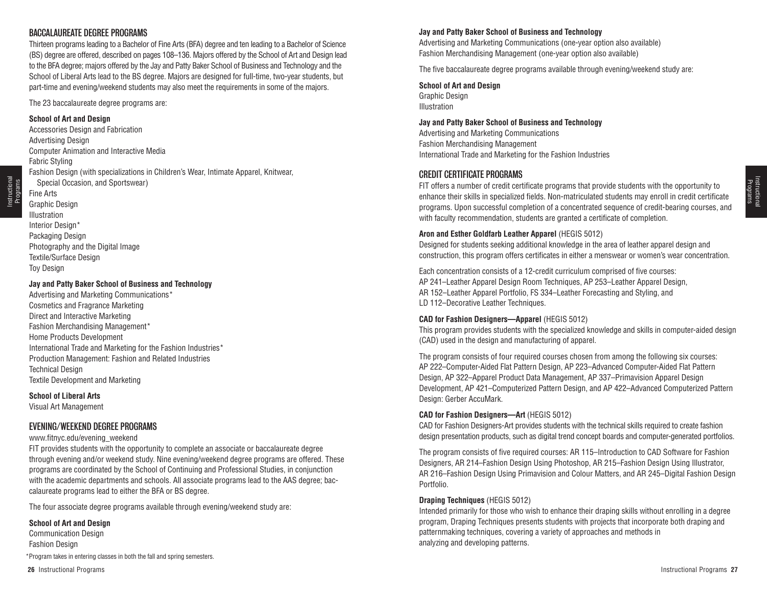## BACCALAUREATE DEGREE PROGRAMS

Thirteen programs leading to a Bachelor of Fine Arts (BFA) degree and ten leading to a Bachelor of Science (BS) degree are offered, described on pages 108–136. Majors offered by the School of Art and Design lead to the BFA degree; majors offered by the Jay and Patty Baker School of Business and Technology and the School of Liberal Arts lead to the BS degree. Majors are designed for full-time, two-year students, but part-time and evening/weekend students may also meet the requirements in some of the majors.

The 23 baccalaureate degree programs are:

**School of Art and Design**

Accessories Design and Fabrication
Advertising Design
Computer Animation and Interactive Media
Fabric Styling
Fashion Design (with specializations in Children's Wear, Intimate Apparel, Knitwear, Special Occasion, and Sportswear)
Fine Arts
Graphic Design
Illustration
Interior Design*
Packaging Design
Photography and the Digital Image
Textile/Surface Design
Toy Design

**Jay and Patty Baker School of Business and Technology**

Advertising and Marketing Communications*
Cosmetics and Fragrance Marketing
Direct and Interactive Marketing
Fashion Merchandising Management*
Home Products Development
International Trade and Marketing for the Fashion Industries*
Production Management: Fashion and Related Industries
Technical Design
Textile Development and Marketing

**School of Liberal Arts**

Visual Art Management

## EVENING/WEEKEND DEGREE PROGRAMS

www.fitnyc.edu/evening_weekend

FIT provides students with the opportunity to complete an associate or baccalaureate degree through evening and/or weekend study. Nine evening/weekend degree programs are offered. These programs are coordinated by the School of Continuing and Professional Studies, in conjunction with the academic departments and schools. All associate programs lead to the AAS degree; baccalaureate programs lead to either the BFA or BS degree.

The four associate degree programs available through evening/weekend study are:

**School of Art and Design**

Communication Design
Fashion Design

*Program takes in entering classes in both the fall and spring semesters.

**Jay and Patty Baker School of Business and Technology**

Advertising and Marketing Communications (one-year option also available)
Fashion Merchandising Management (one-year option also available)

The five baccalaureate degree programs available through evening/weekend study are:

**School of Art and Design**

Graphic Design
Illustration

**Jay and Patty Baker School of Business and Technology**

Advertising and Marketing Communications
Fashion Merchandising Management
International Trade and Marketing for the Fashion Industries

## CREDIT CERTIFICATE PROGRAMS

FIT offers a number of credit certificate programs that provide students with the opportunity to enhance their skills in specialized fields. Non-matriculated students may enroll in credit certificate programs. Upon successful completion of a concentrated sequence of credit-bearing courses, and with faculty recommendation, students are granted a certificate of completion.

**Aron and Esther Goldfarb Leather Apparel** (HEGIS 5012)

Designed for students seeking additional knowledge in the area of leather apparel design and construction, this program offers certificates in either a menswear or women's wear concentration.

Each concentration consists of a 12-credit curriculum comprised of five courses: AP 241–Leather Apparel Design Room Techniques, AP 253–Leather Apparel Design, AR 152–Leather Apparel Portfolio, FS 334–Leather Forecasting and Styling, and LD 112–Decorative Leather Techniques.

**CAD for Fashion Designers—Apparel** (HEGIS 5012)

This program provides students with the specialized knowledge and skills in computer-aided design (CAD) used in the design and manufacturing of apparel.

The program consists of four required courses chosen from among the following six courses: AP 222–Computer-Aided Flat Pattern Design, AP 223–Advanced Computer-Aided Flat Pattern Design, AP 322–Apparel Product Data Management, AP 337–Primavision Apparel Design Development, AP 421–Computerized Pattern Design, and AP 422–Advanced Computerized Pattern Design: Gerber AccuMark.

**CAD for Fashion Designers—Art** (HEGIS 5012)

CAD for Fashion Designers-Art provides students with the technical skills required to create fashion design presentation products, such as digital trend concept boards and computer-generated portfolios.

The program consists of five required courses: AR 115–Introduction to CAD Software for Fashion Designers, AR 214–Fashion Design Using Photoshop, AR 215–Fashion Design Using Illustrator, AR 216–Fashion Design Using Primavision and Colour Matters, and AR 245–Digital Fashion Design Portfolio.

**Draping Techniques** (HEGIS 5012)

Intended primarily for those who wish to enhance their draping skills without enrolling in a degree program, Draping Techniques presents students with projects that incorporate both draping and patternmaking techniques, covering a variety of approaches and methods in analyzing and developing patterns.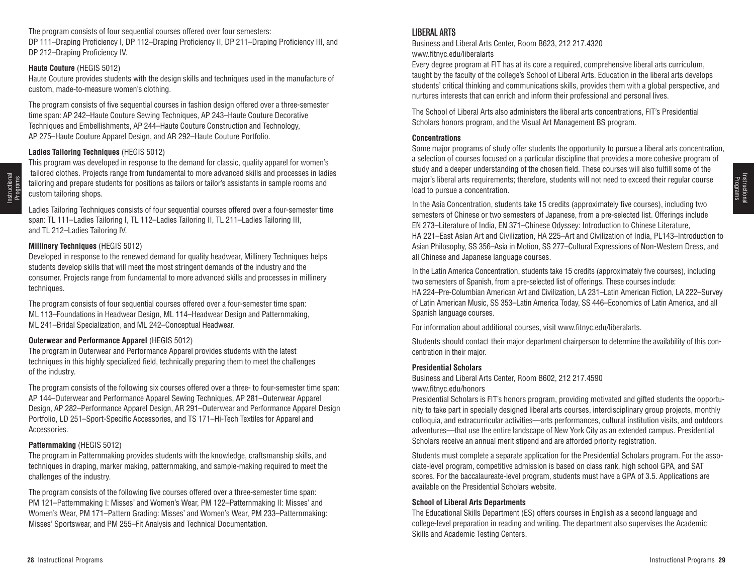The program consists of four sequential courses offered over four semesters: DP 111–Draping Proficiency I, DP 112–Draping Proficiency II, DP 211–Draping Proficiency III, and DP 212–Draping Proficiency IV.

**Haute Couture** (HEGIS 5012)

Haute Couture provides students with the design skills and techniques used in the manufacture of custom, made-to-measure women's clothing.

The program consists of five sequential courses in fashion design offered over a three-semester time span: AP 242–Haute Couture Sewing Techniques, AP 243–Haute Couture Decorative Techniques and Embellishments, AP 244–Haute Couture Construction and Technology, AP 275–Haute Couture Apparel Design, and AR 292–Haute Couture Portfolio.

**Ladies Tailoring Techniques** (HEGIS 5012)

This program was developed in response to the demand for classic, quality apparel for women's tailored clothes. Projects range from fundamental to more advanced skills and processes in ladies tailoring and prepare students for positions as tailors or tailor's assistants in sample rooms and custom tailoring shops.

Ladies Tailoring Techniques consists of four sequential courses offered over a four-semester time span: TL 111–Ladies Tailoring I, TL 112–Ladies Tailoring II, TL 211–Ladies Tailoring III, and TL 212–Ladies Tailoring IV.

**Millinery Techniques** (HEGIS 5012)

Developed in response to the renewed demand for quality headwear, Millinery Techniques helps students develop skills that will meet the most stringent demands of the industry and the consumer. Projects range from fundamental to more advanced skills and processes in millinery techniques.

The program consists of four sequential courses offered over a four-semester time span: ML 113–Foundations in Headwear Design, ML 114–Headwear Design and Patternmaking, ML 241–Bridal Specialization, and ML 242–Conceptual Headwear.

**Outerwear and Performance Apparel** (HEGIS 5012)

The program in Outerwear and Performance Apparel provides students with the latest techniques in this highly specialized field, technically preparing them to meet the challenges of the industry.

The program consists of the following six courses offered over a three- to four-semester time span: AP 144–Outerwear and Performance Apparel Sewing Techniques, AP 281–Outerwear Apparel Design, AP 282–Performance Apparel Design, AR 291–Outerwear and Performance Apparel Design Portfolio, LD 251–Sport-Specific Accessories, and TS 171–Hi-Tech Textiles for Apparel and Accessories.

**Patternmaking** (HEGIS 5012)

The program in Patternmaking provides students with the knowledge, craftsmanship skills, and techniques in draping, marker making, patternmaking, and sample-making required to meet the challenges of the industry.

The program consists of the following five courses offered over a three-semester time span: PM 121–Patternmaking I: Misses' and Women's Wear, PM 122–Patternmaking II: Misses' and Women's Wear, PM 171–Pattern Grading: Misses' and Women's Wear, PM 233–Patternmaking: Misses' Sportswear, and PM 255–Fit Analysis and Technical Documentation.

## LIBERAL ARTS

Business and Liberal Arts Center, Room B623, 212 217.4320
www.fitnyc.edu/liberalarts

Every degree program at FIT has at its core a required, comprehensive liberal arts curriculum, taught by the faculty of the college's School of Liberal Arts. Education in the liberal arts develops students' critical thinking and communications skills, provides them with a global perspective, and nurtures interests that can enrich and inform their professional and personal lives.

The School of Liberal Arts also administers the liberal arts concentrations, FIT's Presidential Scholars honors program, and the Visual Art Management BS program.

**Concentrations**

Some major programs of study offer students the opportunity to pursue a liberal arts concentration, a selection of courses focused on a particular discipline that provides a more cohesive program of study and a deeper understanding of the chosen field. These courses will also fulfill some of the major's liberal arts requirements; therefore, students will not need to exceed their regular course load to pursue a concentration.

In the Asia Concentration, students take 15 credits (approximately five courses), including two semesters of Chinese or two semesters of Japanese, from a pre-selected list. Offerings include EN 273–Literature of India, EN 371–Chinese Odyssey: Introduction to Chinese Literature, HA 221–East Asian Art and Civilization, HA 225–Art and Civilization of India, PL143–Introduction to Asian Philosophy, SS 356–Asia in Motion, SS 277–Cultural Expressions of Non-Western Dress, and all Chinese and Japanese language courses.

In the Latin America Concentration, students take 15 credits (approximately five courses), including two semesters of Spanish, from a pre-selected list of offerings. These courses include: HA 224–Pre-Columbian American Art and Civilization, LA 231–Latin American Fiction, LA 222–Survey of Latin American Music, SS 353–Latin America Today, SS 446–Economics of Latin America, and all Spanish language courses.

For information about additional courses, visit www.fitnyc.edu/liberalarts.

Students should contact their major department chairperson to determine the availability of this concentration in their major.

**Presidential Scholars**

Business and Liberal Arts Center, Room B602, 212 217.4590
www.fitnyc.edu/honors

Presidential Scholars is FIT's honors program, providing motivated and gifted students the opportunity to take part in specially designed liberal arts courses, interdisciplinary group projects, monthly colloquia, and extracurricular activities—arts performances, cultural institution visits, and outdoors adventures—that use the entire landscape of New York City as an extended campus. Presidential Scholars receive an annual merit stipend and are afforded priority registration.

Students must complete a separate application for the Presidential Scholars program. For the associate-level program, competitive admission is based on class rank, high school GPA, and SAT scores. For the baccalaureate-level program, students must have a GPA of 3.5. Applications are available on the Presidential Scholars website.

**School of Liberal Arts Departments**

The Educational Skills Department (ES) offers courses in English as a second language and college-level preparation in reading and writing. The department also supervises the Academic Skills and Academic Testing Centers.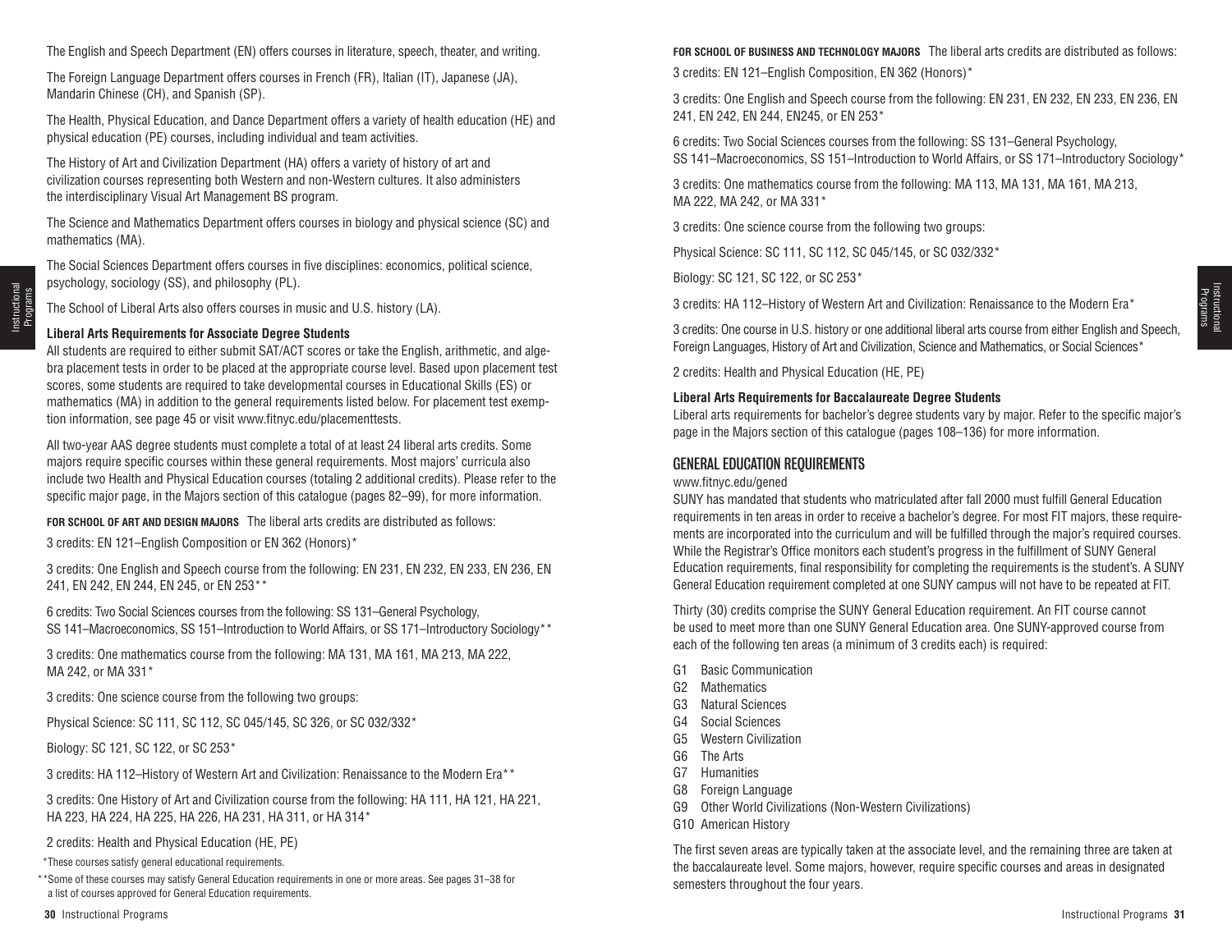The English and Speech Department (EN) offers courses in literature, speech, theater, and writing.

The Foreign Language Department offers courses in French (FR), Italian (IT), Japanese (JA), Mandarin Chinese (CH), and Spanish (SP).

The Health, Physical Education, and Dance Department offers a variety of health education (HE) and physical education (PE) courses, including individual and team activities.

The History of Art and Civilization Department (HA) offers a variety of history of art and civilization courses representing both Western and non-Western cultures. It also administers the interdisciplinary Visual Art Management BS program.

The Science and Mathematics Department offers courses in biology and physical science (SC) and mathematics (MA).

The Social Sciences Department offers courses in five disciplines: economics, political science, psychology, sociology (SS), and philosophy (PL).

The School of Liberal Arts also offers courses in music and U.S. history (LA).

**Liberal Arts Requirements for Associate Degree Students**

All students are required to either submit SAT/ACT scores or take the English, arithmetic, and algebra placement tests in order to be placed at the appropriate course level. Based upon placement test scores, some students are required to take developmental courses in Educational Skills (ES) or mathematics (MA) in addition to the general requirements listed below. For placement test exemption information, see page 45 or visit www.fitnyc.edu/placementtests.

All two-year AAS degree students must complete a total of at least 24 liberal arts credits. Some majors require specific courses within these general requirements. Most majors' curricula also include two Health and Physical Education courses (totaling 2 additional credits). Please refer to the specific major page, in the Majors section of this catalogue (pages 82–99), for more information.

**FOR SCHOOL OF ART AND DESIGN MAJORS** The liberal arts credits are distributed as follows:

3 credits: EN 121–English Composition or EN 362 (Honors)*

3 credits: One English and Speech course from the following: EN 231, EN 232, EN 233, EN 236, EN 241, EN 242, EN 244, EN 245, or EN 253**

6 credits: Two Social Sciences courses from the following: SS 131–General Psychology, SS 141–Macroeconomics, SS 151–Introduction to World Affairs, or SS 171–Introductory Sociology**

3 credits: One mathematics course from the following: MA 131, MA 161, MA 213, MA 222, MA 242, or MA 331*

3 credits: One science course from the following two groups:

Physical Science: SC 111, SC 112, SC 045/145, SC 326, or SC 032/332*

Biology: SC 121, SC 122, or SC 253*

3 credits: HA 112–History of Western Art and Civilization: Renaissance to the Modern Era**

3 credits: One History of Art and Civilization course from the following: HA 111, HA 121, HA 221, HA 223, HA 224, HA 225, HA 226, HA 231, HA 311, or HA 314*

2 credits: Health and Physical Education (HE, PE)

*These courses satisfy general educational requirements.

**Some of these courses may satisfy General Education requirements in one or more areas. See pages 31–38 for a list of courses approved for General Education requirements.

**FOR SCHOOL OF BUSINESS AND TECHNOLOGY MAJORS** The liberal arts credits are distributed as follows:

3 credits: EN 121–English Composition, EN 362 (Honors)*

3 credits: One English and Speech course from the following: EN 231, EN 232, EN 233, EN 236, EN 241, EN 242, EN 244, EN245, or EN 253*

6 credits: Two Social Sciences courses from the following: SS 131–General Psychology, SS 141–Macroeconomics, SS 151–Introduction to World Affairs, or SS 171–Introductory Sociology*

3 credits: One mathematics course from the following: MA 113, MA 131, MA 161, MA 213, MA 222, MA 242, or MA 331*

3 credits: One science course from the following two groups:

Physical Science: SC 111, SC 112, SC 045/145, or SC 032/332*

Biology: SC 121, SC 122, or SC 253*

3 credits: HA 112–History of Western Art and Civilization: Renaissance to the Modern Era*

3 credits: One course in U.S. history or one additional liberal arts course from either English and Speech, Foreign Languages, History of Art and Civilization, Science and Mathematics, or Social Sciences*

2 credits: Health and Physical Education (HE, PE)

**Liberal Arts Requirements for Baccalaureate Degree Students**

Liberal arts requirements for bachelor's degree students vary by major. Refer to the specific major's page in the Majors section of this catalogue (pages 108–136) for more information.

## GENERAL EDUCATION REQUIREMENTS

www.fitnyc.edu/gened

SUNY has mandated that students who matriculated after fall 2000 must fulfill General Education requirements in ten areas in order to receive a bachelor's degree. For most FIT majors, these requirements are incorporated into the curriculum and will be fulfilled through the major's required courses. While the Registrar's Office monitors each student's progress in the fulfillment of SUNY General Education requirements, final responsibility for completing the requirements is the student's. A SUNY General Education requirement completed at one SUNY campus will not have to be repeated at FIT.

Thirty (30) credits comprise the SUNY General Education requirement. An FIT course cannot be used to meet more than one SUNY General Education area. One SUNY-approved course from each of the following ten areas (a minimum of 3 credits each) is required:

- G1 Basic Communication
- G2 Mathematics
- G3 Natural Sciences
- G4 Social Sciences
- G5 Western Civilization
- G6 The Arts
- G7 Humanities
- G8 Foreign Language
- G9 Other World Civilizations (Non-Western Civilizations)
- G10 American History

The first seven areas are typically taken at the associate level, and the remaining three are taken at the baccalaureate level. Some majors, however, require specific courses and areas in designated semesters throughout the four years.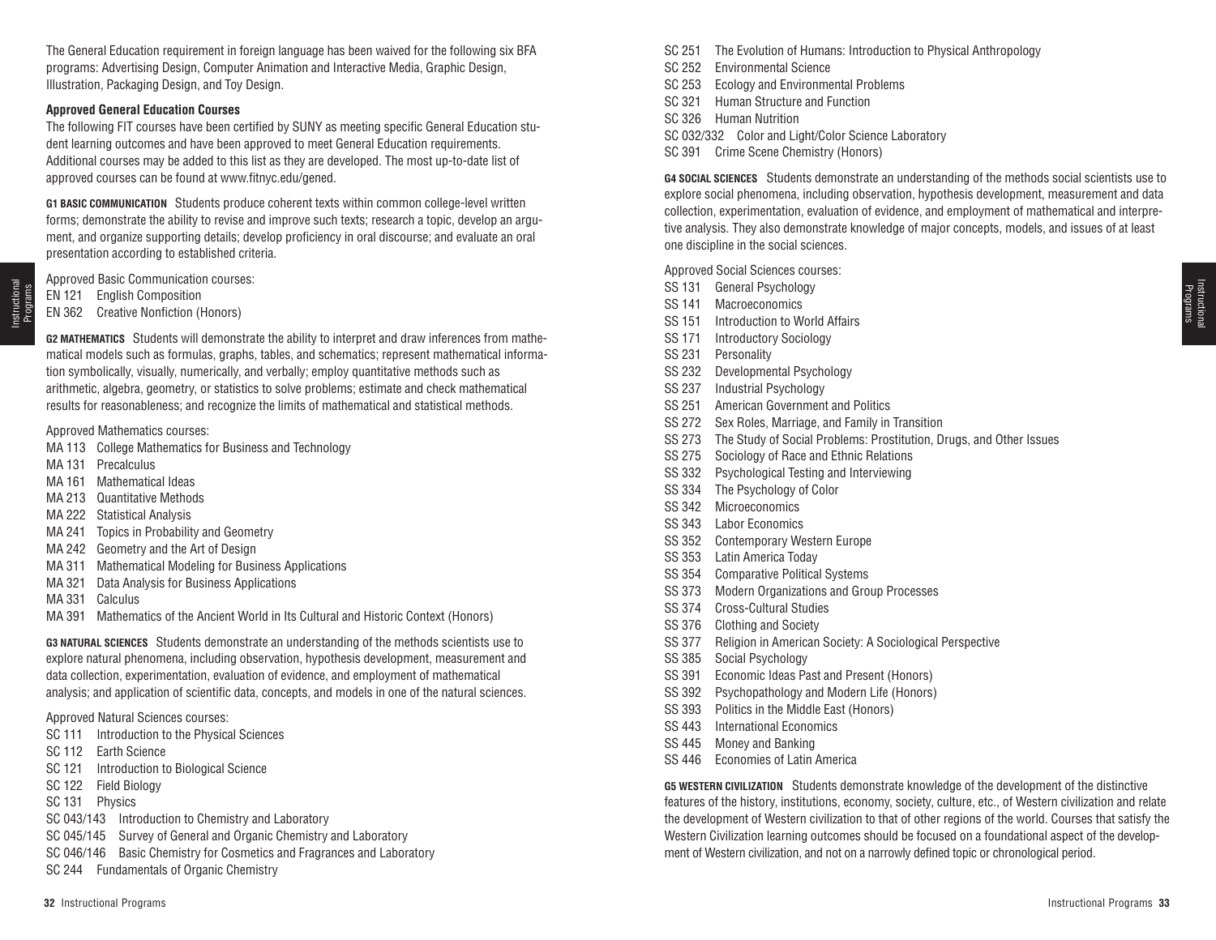The General Education requirement in foreign language has been waived for the following six BFA programs: Advertising Design, Computer Animation and Interactive Media, Graphic Design, Illustration, Packaging Design, and Toy Design.

**Approved General Education Courses**

The following FIT courses have been certified by SUNY as meeting specific General Education student learning outcomes and have been approved to meet General Education requirements. Additional courses may be added to this list as they are developed. The most up-to-date list of approved courses can be found at www.fitnyc.edu/gened.

**G1 BASIC COMMUNICATION** Students produce coherent texts within common college-level written forms; demonstrate the ability to revise and improve such texts; research a topic, develop an argument, and organize supporting details; develop proficiency in oral discourse; and evaluate an oral presentation according to established criteria.

Approved Basic Communication courses:

- EN 121 English Composition
- EN 362 Creative Nonfiction (Honors)

**G2 MATHEMATICS** Students will demonstrate the ability to interpret and draw inferences from mathematical models such as formulas, graphs, tables, and schematics; represent mathematical information symbolically, visually, numerically, and verbally; employ quantitative methods such as arithmetic, algebra, geometry, or statistics to solve problems; estimate and check mathematical results for reasonableness; and recognize the limits of mathematical and statistical methods.

Approved Mathematics courses:

- MA 113 College Mathematics for Business and Technology
- MA 131 Precalculus
- MA 161 Mathematical Ideas
- MA 213 Quantitative Methods
- MA 222 Statistical Analysis
- MA 241 Topics in Probability and Geometry
- MA 242 Geometry and the Art of Design
- MA 311 Mathematical Modeling for Business Applications
- MA 321 Data Analysis for Business Applications
- MA 331 Calculus
- MA 391 Mathematics of the Ancient World in Its Cultural and Historic Context (Honors)

**G3 NATURAL SCIENCES** Students demonstrate an understanding of the methods scientists use to explore natural phenomena, including observation, hypothesis development, measurement and data collection, experimentation, evaluation of evidence, and employment of mathematical analysis; and application of scientific data, concepts, and models in one of the natural sciences.

Approved Natural Sciences courses:

- SC 111 Introduction to the Physical Sciences
- SC 112 Earth Science
- SC 121 Introduction to Biological Science
- SC 122 Field Biology
- SC 131 Physics
- SC 043/143 Introduction to Chemistry and Laboratory
- SC 045/145 Survey of General and Organic Chemistry and Laboratory
- SC 046/146 Basic Chemistry for Cosmetics and Fragrances and Laboratory
- SC 244 Fundamentals of Organic Chemistry
- SC 251 The Evolution of Humans: Introduction to Physical Anthropology
- SC 252 Environmental Science
- SC 253 Ecology and Environmental Problems
- SC 321 Human Structure and Function
- SC 326 Human Nutrition
- SC 032/332 Color and Light/Color Science Laboratory
- SC 391 Crime Scene Chemistry (Honors)

**G4 SOCIAL SCIENCES** Students demonstrate an understanding of the methods social scientists use to explore social phenomena, including observation, hypothesis development, measurement and data collection, experimentation, evaluation of evidence, and employment of mathematical and interpretive analysis. They also demonstrate knowledge of major concepts, models, and issues of at least one discipline in the social sciences.

Approved Social Sciences courses:

- SS 131 General Psychology
- SS 141 Macroeconomics
- SS 151 Introduction to World Affairs
- SS 171 Introductory Sociology
- SS 231 Personality
- SS 232 Developmental Psychology
- SS 237 Industrial Psychology
- SS 251 American Government and Politics
- SS 272 Sex Roles, Marriage, and Family in Transition
- SS 273 The Study of Social Problems: Prostitution, Drugs, and Other Issues
- SS 275 Sociology of Race and Ethnic Relations
- SS 332 Psychological Testing and Interviewing
- SS 334 The Psychology of Color
- SS 342 Microeconomics
- SS 343 Labor Economics
- SS 352 Contemporary Western Europe
- SS 353 Latin America Today
- SS 354 Comparative Political Systems
- SS 373 Modern Organizations and Group Processes
- SS 374 Cross-Cultural Studies
- SS 376 Clothing and Society
- SS 377 Religion in American Society: A Sociological Perspective
- SS 385 Social Psychology
- SS 391 Economic Ideas Past and Present (Honors)
- SS 392 Psychopathology and Modern Life (Honors)
- SS 393 Politics in the Middle East (Honors)
- SS 443 International Economics
- SS 445 Money and Banking
- SS 446 Economies of Latin America

**G5 WESTERN CIVILIZATION** Students demonstrate knowledge of the development of the distinctive features of the history, institutions, economy, society, culture, etc., of Western civilization and relate the development of Western civilization to that of other regions of the world. Courses that satisfy the Western Civilization learning outcomes should be focused on a foundational aspect of the development of Western civilization, and not on a narrowly defined topic or chronological period.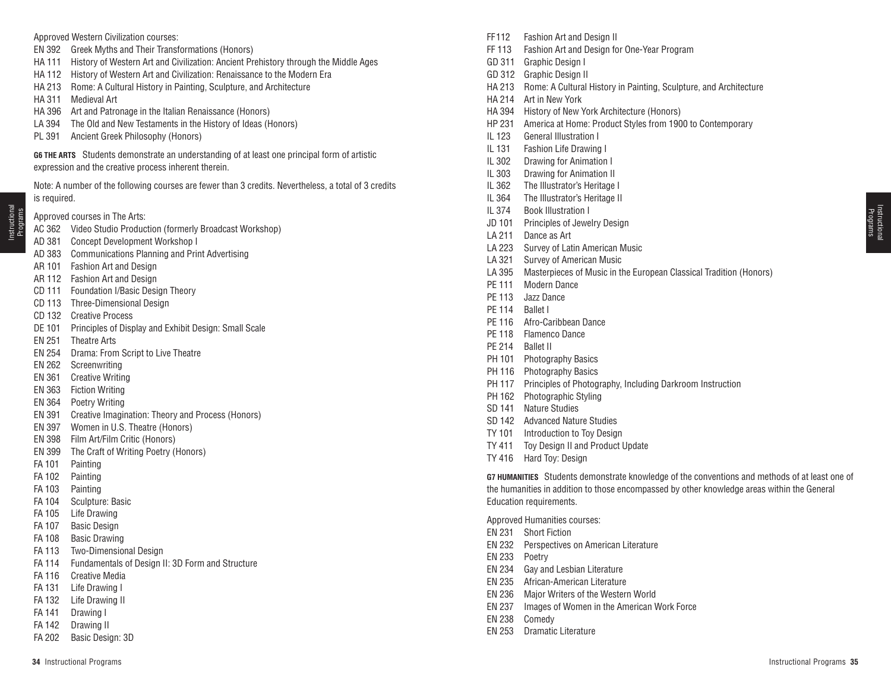Approved Western Civilization courses:

- EN 392 Greek Myths and Their Transformations (Honors)
- HA 111 History of Western Art and Civilization: Ancient Prehistory through the Middle Ages
- HA 112 History of Western Art and Civilization: Renaissance to the Modern Era
- HA 213 Rome: A Cultural History in Painting, Sculpture, and Architecture
- HA 311 Medieval Art
- HA 396 Art and Patronage in the Italian Renaissance (Honors)
- LA 394 The Old and New Testaments in the History of Ideas (Honors)
- PL 391 Ancient Greek Philosophy (Honors)

**G6 THE ARTS** Students demonstrate an understanding of at least one principal form of artistic expression and the creative process inherent therein.

Note: A number of the following courses are fewer than 3 credits. Nevertheless, a total of 3 credits is required.

Approved courses in The Arts:

- AC 362 Video Studio Production (formerly Broadcast Workshop)
- AD 381 Concept Development Workshop I
- AD 383 Communications Planning and Print Advertising
- AR 101 Fashion Art and Design
- AR 112 Fashion Art and Design
- CD 111 Foundation I/Basic Design Theory
- CD 113 Three-Dimensional Design
- CD 132 Creative Process
- DE 101 Principles of Display and Exhibit Design: Small Scale
- EN 251 Theatre Arts
- EN 254 Drama: From Script to Live Theatre
- EN 262 Screenwriting
- EN 361 Creative Writing
- EN 363 Fiction Writing
- EN 364 Poetry Writing
- EN 391 Creative Imagination: Theory and Process (Honors)
- EN 397 Women in U.S. Theatre (Honors)
- EN 398 Film Art/Film Critic (Honors)
- EN 399 The Craft of Writing Poetry (Honors)
- FA 101 Painting
- FA 102 Painting
- FA 103 Painting
- FA 104 Sculpture: Basic
- FA 105 Life Drawing
- FA 107 Basic Design
- FA 108 Basic Drawing
- FA 113 Two-Dimensional Design
- FA 114 Fundamentals of Design II: 3D Form and Structure
- FA 116 Creative Media
- FA 131 Life Drawing I
- FA 132 Life Drawing II
- FA 141 Drawing I
- FA 142 Drawing II
- FA 202 Basic Design: 3D
- FF112 Fashion Art and Design II
- FF 113 Fashion Art and Design for One-Year Program
- GD 311 Graphic Design I
- GD 312 Graphic Design II
- HA 213 Rome: A Cultural History in Painting, Sculpture, and Architecture
- HA 214 Art in New York
- HA 394 History of New York Architecture (Honors)
- HP 231 America at Home: Product Styles from 1900 to Contemporary
- IL 123 General Illustration I
- IL 131 Fashion Life Drawing I
- IL 302 Drawing for Animation I
- IL 303 Drawing for Animation II
- IL 362 The Illustrator's Heritage I
- IL 364 The Illustrator's Heritage II
- IL 374 Book Illustration I
- JD 101 Principles of Jewelry Design
- LA 211 Dance as Art
- LA 223 Survey of Latin American Music
- LA 321 Survey of American Music
- LA 395 Masterpieces of Music in the European Classical Tradition (Honors)
- PE 111 Modern Dance
- PE 113 Jazz Dance
- PE 114 Ballet I
- PE 116 Afro-Caribbean Dance
- PE 118 Flamenco Dance
- PE 214 Ballet II
- PH 101 Photography Basics
- PH 116 Photography Basics
- PH 117 Principles of Photography, Including Darkroom Instruction
- PH 162 Photographic Styling
- SD 141 Nature Studies
- SD 142 Advanced Nature Studies
- TY 101 Introduction to Toy Design
- TY 411 Toy Design II and Product Update
- TY 416 Hard Toy: Design

**G7 HUMANITIES** Students demonstrate knowledge of the conventions and methods of at least one of the humanities in addition to those encompassed by other knowledge areas within the General Education requirements.

Approved Humanities courses:

- EN 231 Short Fiction
- EN 232 Perspectives on American Literature
- EN 233 Poetry
- EN 234 Gay and Lesbian Literature
- EN 235 African-American Literature
- EN 236 Major Writers of the Western World
- EN 237 Images of Women in the American Work Force
- EN 238 Comedy
- EN 253 Dramatic Literature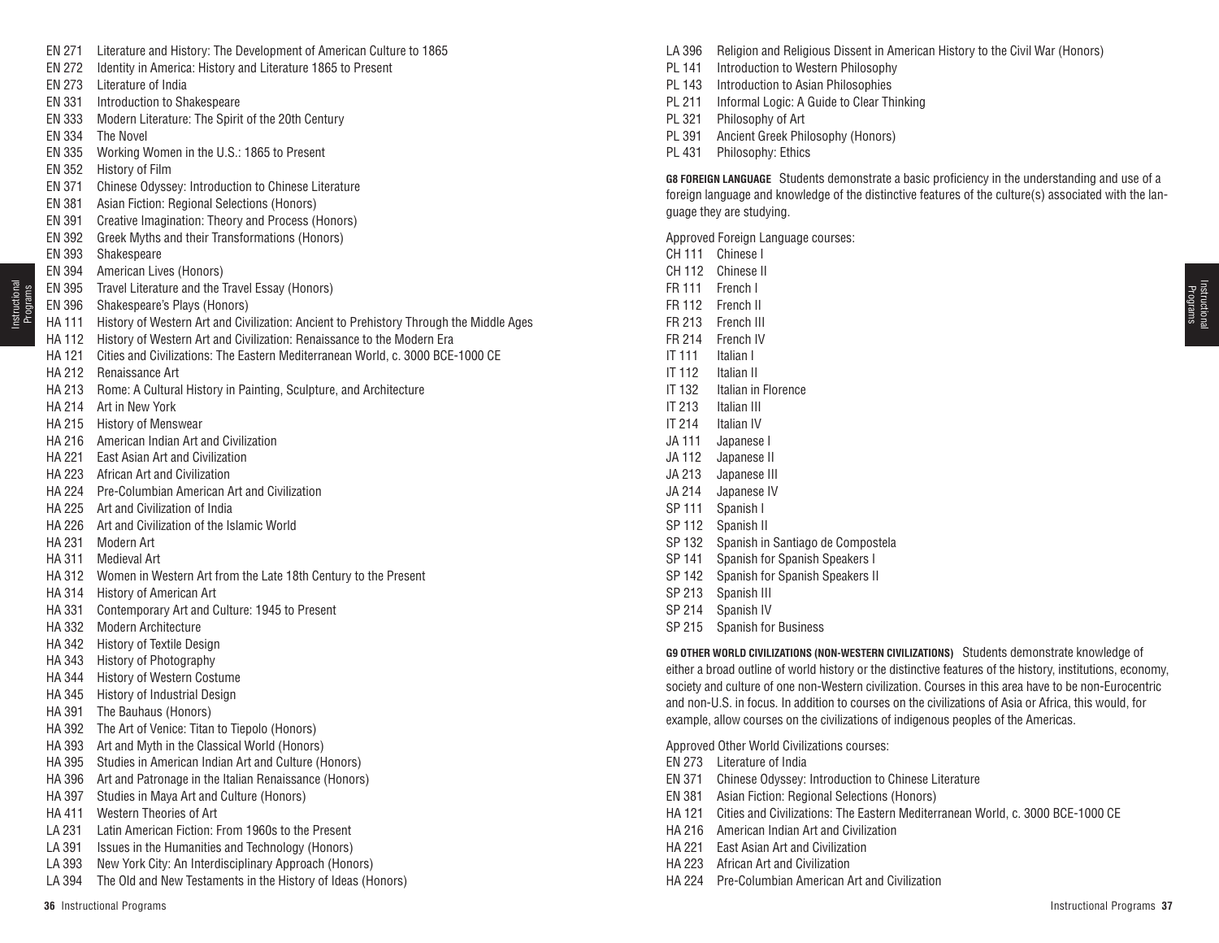EN 271 Literature and History: The Development of American Culture to 1865
EN 272 Identity in America: History and Literature 1865 to Present
EN 273 Literature of India
EN 331 Introduction to Shakespeare
EN 333 Modern Literature: The Spirit of the 20th Century
EN 334 The Novel
EN 335 Working Women in the U.S.: 1865 to Present
EN 352 History of Film
EN 371 Chinese Odyssey: Introduction to Chinese Literature
EN 381 Asian Fiction: Regional Selections (Honors)
EN 391 Creative Imagination: Theory and Process (Honors)
EN 392 Greek Myths and their Transformations (Honors)
EN 393 Shakespeare
EN 394 American Lives (Honors)
EN 395 Travel Literature and the Travel Essay (Honors)
EN 396 Shakespeare's Plays (Honors)
HA 111 History of Western Art and Civilization: Ancient to Prehistory Through the Middle Ages
HA 112 History of Western Art and Civilization: Renaissance to the Modern Era
HA 121 Cities and Civilizations: The Eastern Mediterranean World, c. 3000 BCE-1000 CE
HA 212 Renaissance Art
HA 213 Rome: A Cultural History in Painting, Sculpture, and Architecture
HA 214 Art in New York
HA 215 History of Menswear
HA 216 American Indian Art and Civilization
HA 221 East Asian Art and Civilization
HA 223 African Art and Civilization
HA 224 Pre-Columbian American Art and Civilization
HA 225 Art and Civilization of India
HA 226 Art and Civilization of the Islamic World
HA 231 Modern Art
HA 311 Medieval Art
HA 312 Women in Western Art from the Late 18th Century to the Present
HA 314 History of American Art
HA 331 Contemporary Art and Culture: 1945 to Present
HA 332 Modern Architecture
HA 342 History of Textile Design
HA 343 History of Photography
HA 344 History of Western Costume
HA 345 History of Industrial Design
HA 391 The Bauhaus (Honors)
HA 392 The Art of Venice: Titan to Tiepolo (Honors)
HA 393 Art and Myth in the Classical World (Honors)
HA 395 Studies in American Indian Art and Culture (Honors)
HA 396 Art and Patronage in the Italian Renaissance (Honors)
HA 397 Studies in Maya Art and Culture (Honors)
HA 411 Western Theories of Art
LA 231 Latin American Fiction: From 1960s to the Present
LA 391 Issues in the Humanities and Technology (Honors)
LA 393 New York City: An Interdisciplinary Approach (Honors)
LA 394 The Old and New Testaments in the History of Ideas (Honors)
LA 396 Religion and Religious Dissent in American History to the Civil War (Honors)
PL 141 Introduction to Western Philosophy
PL 143 Introduction to Asian Philosophies
PL 211 Informal Logic: A Guide to Clear Thinking
PL 321 Philosophy of Art
PL 391 Ancient Greek Philosophy (Honors)
PL 431 Philosophy: Ethics

**G8 FOREIGN LANGUAGE** Students demonstrate a basic proficiency in the understanding and use of a foreign language and knowledge of the distinctive features of the culture(s) associated with the language they are studying.

Approved Foreign Language courses:

CH 111 Chinese I
CH 112 Chinese II
FR 111 French I
FR 112 French II
FR 213 French III
FR 214 French IV
IT 111 Italian I
IT 112 Italian II
IT 132 Italian in Florence
IT 213 Italian III
IT 214 Italian IV
JA 111 Japanese I
JA 112 Japanese II
JA 213 Japanese III
JA 214 Japanese IV
SP 111 Spanish I
SP 112 Spanish II
SP 132 Spanish in Santiago de Compostela
SP 141 Spanish for Spanish Speakers I
SP 142 Spanish for Spanish Speakers II
SP 213 Spanish III
SP 214 Spanish IV
SP 215 Spanish for Business

**G9 OTHER WORLD CIVILIZATIONS (NON-WESTERN CIVILIZATIONS)** Students demonstrate knowledge of either a broad outline of world history or the distinctive features of the history, institutions, economy, society and culture of one non-Western civilization. Courses in this area have to be non-Eurocentric and non-U.S. in focus. In addition to courses on the civilizations of Asia or Africa, this would, for example, allow courses on the civilizations of indigenous peoples of the Americas.

Approved Other World Civilizations courses:

EN 273 Literature of India
EN 371 Chinese Odyssey: Introduction to Chinese Literature
EN 381 Asian Fiction: Regional Selections (Honors)
HA 121 Cities and Civilizations: The Eastern Mediterranean World, c. 3000 BCE-1000 CE
HA 216 American Indian Art and Civilization
HA 221 East Asian Art and Civilization
HA 223 African Art and Civilization
HA 224 Pre-Columbian American Art and Civilization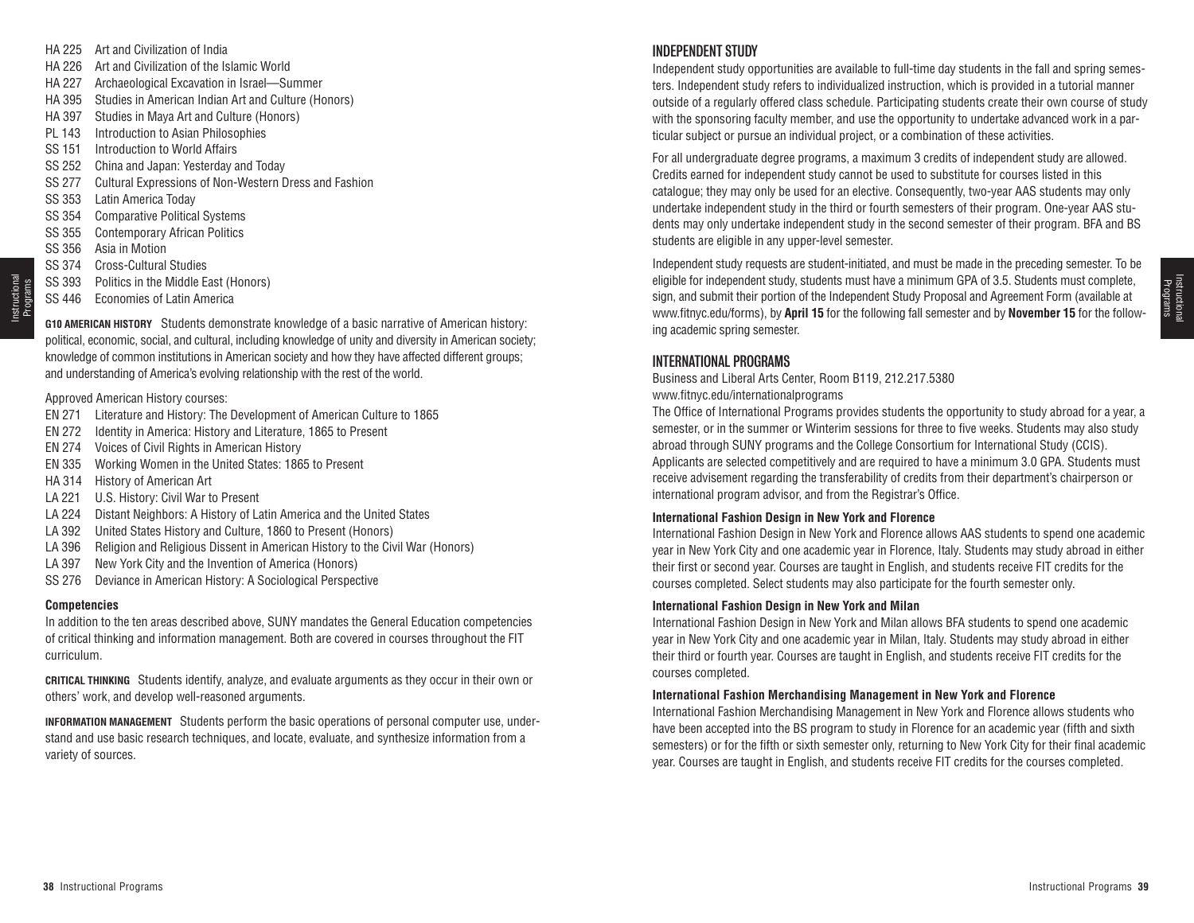HA 225 Art and Civilization of India
HA 226 Art and Civilization of the Islamic World
HA 227 Archaeological Excavation in Israel—Summer
HA 395 Studies in American Indian Art and Culture (Honors)
HA 397 Studies in Maya Art and Culture (Honors)
PL 143 Introduction to Asian Philosophies
SS 151 Introduction to World Affairs
SS 252 China and Japan: Yesterday and Today
SS 277 Cultural Expressions of Non-Western Dress and Fashion
SS 353 Latin America Today
SS 354 Comparative Political Systems
SS 355 Contemporary African Politics
SS 356 Asia in Motion
SS 374 Cross-Cultural Studies
SS 393 Politics in the Middle East (Honors)
SS 446 Economies of Latin America

**G10 AMERICAN HISTORY** Students demonstrate knowledge of a basic narrative of American history: political, economic, social, and cultural, including knowledge of unity and diversity in American society; knowledge of common institutions in American society and how they have affected different groups; and understanding of America's evolving relationship with the rest of the world.

Approved American History courses:

EN 271 Literature and History: The Development of American Culture to 1865
EN 272 Identity in America: History and Literature, 1865 to Present
EN 274 Voices of Civil Rights in American History
EN 335 Working Women in the United States: 1865 to Present
HA 314 History of American Art
LA 221 U.S. History: Civil War to Present
LA 224 Distant Neighbors: A History of Latin America and the United States
LA 392 United States History and Culture, 1860 to Present (Honors)
LA 396 Religion and Religious Dissent in American History to the Civil War (Honors)
LA 397 New York City and the Invention of America (Honors)
SS 276 Deviance in American History: A Sociological Perspective

**Competencies**

In addition to the ten areas described above, SUNY mandates the General Education competencies of critical thinking and information management. Both are covered in courses throughout the FIT curriculum.

**CRITICAL THINKING** Students identify, analyze, and evaluate arguments as they occur in their own or others' work, and develop well-reasoned arguments.

**INFORMATION MANAGEMENT** Students perform the basic operations of personal computer use, understand and use basic research techniques, and locate, evaluate, and synthesize information from a variety of sources.

## INDEPENDENT STUDY

Independent study opportunities are available to full-time day students in the fall and spring semesters. Independent study refers to individualized instruction, which is provided in a tutorial manner outside of a regularly offered class schedule. Participating students create their own course of study with the sponsoring faculty member, and use the opportunity to undertake advanced work in a particular subject or pursue an individual project, or a combination of these activities.

For all undergraduate degree programs, a maximum 3 credits of independent study are allowed. Credits earned for independent study cannot be used to substitute for courses listed in this catalogue; they may only be used for an elective. Consequently, two-year AAS students may only undertake independent study in the third or fourth semesters of their program. One-year AAS students may only undertake independent study in the second semester of their program. BFA and BS students are eligible in any upper-level semester.

Independent study requests are student-initiated, and must be made in the preceding semester. To be eligible for independent study, students must have a minimum GPA of 3.5. Students must complete, sign, and submit their portion of the Independent Study Proposal and Agreement Form (available at www.fitnyc.edu/forms), by **April 15** for the following fall semester and by **November 15** for the following academic spring semester.

## INTERNATIONAL PROGRAMS

Business and Liberal Arts Center, Room B119, 212.217.5380
www.fitnyc.edu/internationalprograms

The Office of International Programs provides students the opportunity to study abroad for a year, a semester, or in the summer or Winterim sessions for three to five weeks. Students may also study abroad through SUNY programs and the College Consortium for International Study (CCIS). Applicants are selected competitively and are required to have a minimum 3.0 GPA. Students must receive advisement regarding the transferability of credits from their department's chairperson or international program advisor, and from the Registrar's Office.

**International Fashion Design in New York and Florence**

International Fashion Design in New York and Florence allows AAS students to spend one academic year in New York City and one academic year in Florence, Italy. Students may study abroad in either their first or second year. Courses are taught in English, and students receive FIT credits for the courses completed. Select students may also participate for the fourth semester only.

**International Fashion Design in New York and Milan**

International Fashion Design in New York and Milan allows BFA students to spend one academic year in New York City and one academic year in Milan, Italy. Students may study abroad in either their third or fourth year. Courses are taught in English, and students receive FIT credits for the courses completed.

**International Fashion Merchandising Management in New York and Florence**

International Fashion Merchandising Management in New York and Florence allows students who have been accepted into the BS program to study in Florence for an academic year (fifth and sixth semesters) or for the fifth or sixth semester only, returning to New York City for their final academic year. Courses are taught in English, and students receive FIT credits for the courses completed.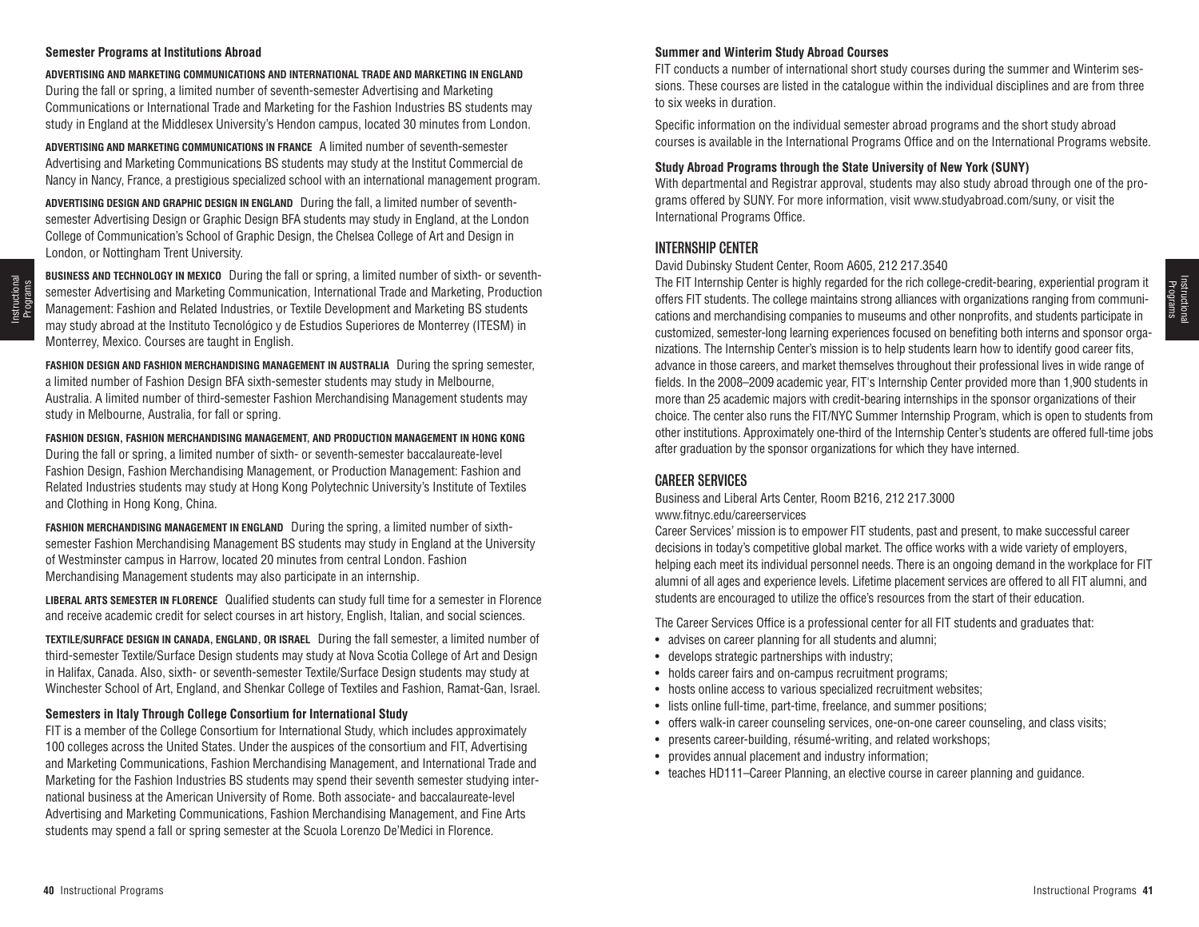### Semester Programs at Institutions Abroad

**ADVERTISING AND MARKETING COMMUNICATIONS AND INTERNATIONAL TRADE AND MARKETING IN ENGLAND** During the fall or spring, a limited number of seventh-semester Advertising and Marketing Communications or International Trade and Marketing for the Fashion Industries BS students may study in England at the Middlesex University's Hendon campus, located 30 minutes from London.

**ADVERTISING AND MARKETING COMMUNICATIONS IN FRANCE** A limited number of seventh-semester Advertising and Marketing Communications BS students may study at the Institut Commercial de Nancy in Nancy, France, a prestigious specialized school with an international management program.

**ADVERTISING DESIGN AND GRAPHIC DESIGN IN ENGLAND** During the fall, a limited number of seventh-semester Advertising Design or Graphic Design BFA students may study in England, at the London College of Communication's School of Graphic Design, the Chelsea College of Art and Design in London, or Nottingham Trent University.

**BUSINESS AND TECHNOLOGY IN MEXICO** During the fall or spring, a limited number of sixth- or seventh-semester Advertising and Marketing Communication, International Trade and Marketing, Production Management: Fashion and Related Industries, or Textile Development and Marketing BS students may study abroad at the Instituto Tecnológico y de Estudios Superiores de Monterrey (ITESM) in Monterrey, Mexico. Courses are taught in English.

**FASHION DESIGN AND FASHION MERCHANDISING MANAGEMENT IN AUSTRALIA** During the spring semester, a limited number of Fashion Design BFA sixth-semester students may study in Melbourne, Australia. A limited number of third-semester Fashion Merchandising Management students may study in Melbourne, Australia, for fall or spring.

**FASHION DESIGN, FASHION MERCHANDISING MANAGEMENT, AND PRODUCTION MANAGEMENT IN HONG KONG** During the fall or spring, a limited number of sixth- or seventh-semester baccalaureate-level Fashion Design, Fashion Merchandising Management, or Production Management: Fashion and Related Industries students may study at Hong Kong Polytechnic University's Institute of Textiles and Clothing in Hong Kong, China.

**FASHION MERCHANDISING MANAGEMENT IN ENGLAND** During the spring, a limited number of sixth-semester Fashion Merchandising Management BS students may study in England at the University of Westminster campus in Harrow, located 20 minutes from central London. Fashion Merchandising Management students may also participate in an internship.

**LIBERAL ARTS SEMESTER IN FLORENCE** Qualified students can study full time for a semester in Florence and receive academic credit for select courses in art history, English, Italian, and social sciences.

**TEXTILE/SURFACE DESIGN IN CANADA, ENGLAND, OR ISRAEL** During the fall semester, a limited number of third-semester Textile/Surface Design students may study at Nova Scotia College of Art and Design in Halifax, Canada. Also, sixth- or seventh-semester Textile/Surface Design students may study at Winchester School of Art, England, and Shenkar College of Textiles and Fashion, Ramat-Gan, Israel.

### Semesters in Italy Through College Consortium for International Study

FIT is a member of the College Consortium for International Study, which includes approximately 100 colleges across the United States. Under the auspices of the consortium and FIT, Advertising and Marketing Communications, Fashion Merchandising Management, and International Trade and Marketing for the Fashion Industries BS students may spend their seventh semester studying international business at the American University of Rome. Both associate- and baccalaureate-level Advertising and Marketing Communications, Fashion Merchandising Management, and Fine Arts students may spend a fall or spring semester at the Scuola Lorenzo De'Medici in Florence.

### Summer and Winterim Study Abroad Courses

FIT conducts a number of international short study courses during the summer and Winterim sessions. These courses are listed in the catalogue within the individual disciplines and are from three to six weeks in duration.

Specific information on the individual semester abroad programs and the short study abroad courses is available in the International Programs Office and on the International Programs website.

### Study Abroad Programs through the State University of New York (SUNY)

With departmental and Registrar approval, students may also study abroad through one of the programs offered by SUNY. For more information, visit www.studyabroad.com/suny, or visit the International Programs Office.

## INTERNSHIP CENTER

David Dubinsky Student Center, Room A605, 212 217.3540

The FIT Internship Center is highly regarded for the rich college-credit-bearing, experiential program it offers FIT students. The college maintains strong alliances with organizations ranging from communications and merchandising companies to museums and other nonprofits, and students participate in customized, semester-long learning experiences focused on benefiting both interns and sponsor organizations. The Internship Center's mission is to help students learn how to identify good career fits, advance in those careers, and market themselves throughout their professional lives in wide range of fields. In the 2008–2009 academic year, FIT's Internship Center provided more than 1,900 students in more than 25 academic majors with credit-bearing internships in the sponsor organizations of their choice. The center also runs the FIT/NYC Summer Internship Program, which is open to students from other institutions. Approximately one-third of the Internship Center's students are offered full-time jobs after graduation by the sponsor organizations for which they have interned.

## CAREER SERVICES

Business and Liberal Arts Center, Room B216, 212 217.3000
www.fitnyc.edu/careerservices

Career Services' mission is to empower FIT students, past and present, to make successful career decisions in today's competitive global market. The office works with a wide variety of employers, helping each meet its individual personnel needs. There is an ongoing demand in the workplace for FIT alumni of all ages and experience levels. Lifetime placement services are offered to all FIT alumni, and students are encouraged to utilize the office's resources from the start of their education.

The Career Services Office is a professional center for all FIT students and graduates that:

- advises on career planning for all students and alumni;
- develops strategic partnerships with industry;
- holds career fairs and on-campus recruitment programs;
- hosts online access to various specialized recruitment websites;
- lists online full-time, part-time, freelance, and summer positions;
- offers walk-in career counseling services, one-on-one career counseling, and class visits;
- presents career-building, résumé-writing, and related workshops;
- provides annual placement and industry information;
- teaches HD111–Career Planning, an elective course in career planning and guidance.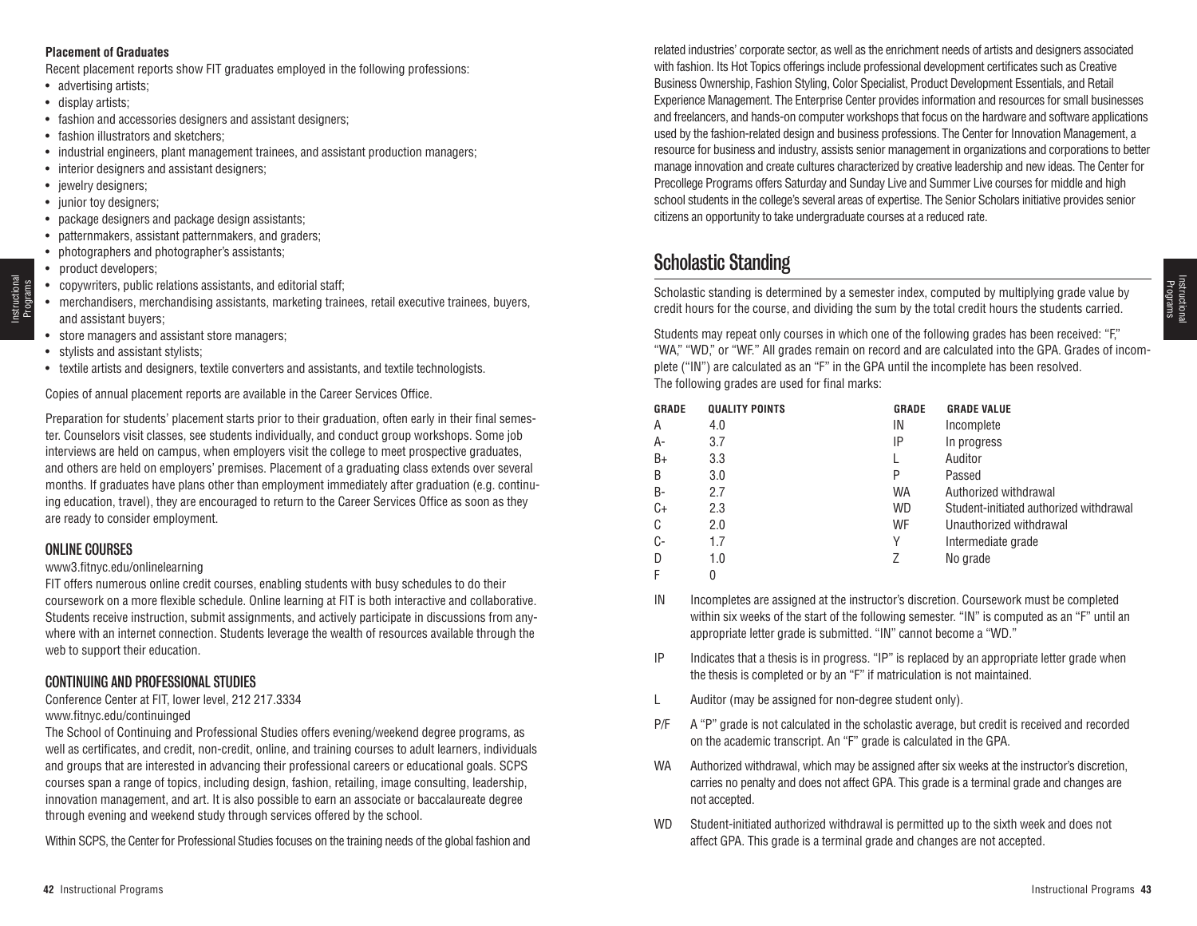**Placement of Graduates**

Recent placement reports show FIT graduates employed in the following professions:

- advertising artists;
- display artists;
- fashion and accessories designers and assistant designers;
- fashion illustrators and sketchers;
- industrial engineers, plant management trainees, and assistant production managers;
- interior designers and assistant designers;
- jewelry designers;
- junior toy designers;
- package designers and package design assistants;
- patternmakers, assistant patternmakers, and graders;
- photographers and photographer's assistants;
- product developers;
- copywriters, public relations assistants, and editorial staff;
- merchandisers, merchandising assistants, marketing trainees, retail executive trainees, buyers, and assistant buyers;
- store managers and assistant store managers;
- stylists and assistant stylists;
- textile artists and designers, textile converters and assistants, and textile technologists.

Copies of annual placement reports are available in the Career Services Office.

Preparation for students' placement starts prior to their graduation, often early in their final semester. Counselors visit classes, see students individually, and conduct group workshops. Some job interviews are held on campus, when employers visit the college to meet prospective graduates, and others are held on employers' premises. Placement of a graduating class extends over several months. If graduates have plans other than employment immediately after graduation (e.g. continuing education, travel), they are encouraged to return to the Career Services Office as soon as they are ready to consider employment.

### ONLINE COURSES

www3.fitnyc.edu/onlinelearning

FIT offers numerous online credit courses, enabling students with busy schedules to do their coursework on a more flexible schedule. Online learning at FIT is both interactive and collaborative. Students receive instruction, submit assignments, and actively participate in discussions from anywhere with an internet connection. Students leverage the wealth of resources available through the web to support their education.

### CONTINUING AND PROFESSIONAL STUDIES

Conference Center at FIT, lower level, 212 217.3334
www.fitnyc.edu/continuinged

The School of Continuing and Professional Studies offers evening/weekend degree programs, as well as certificates, and credit, non-credit, online, and training courses to adult learners, individuals and groups that are interested in advancing their professional careers or educational goals. SCPS courses span a range of topics, including design, fashion, retailing, image consulting, leadership, innovation management, and art. It is also possible to earn an associate or baccalaureate degree through evening and weekend study through services offered by the school.

Within SCPS, the Center for Professional Studies focuses on the training needs of the global fashion and related industries' corporate sector, as well as the enrichment needs of artists and designers associated with fashion. Its Hot Topics offerings include professional development certificates such as Creative Business Ownership, Fashion Styling, Color Specialist, Product Development Essentials, and Retail Experience Management. The Enterprise Center provides information and resources for small businesses and freelancers, and hands-on computer workshops that focus on the hardware and software applications used by the fashion-related design and business professions. The Center for Innovation Management, a resource for business and industry, assists senior management in organizations and corporations to better manage innovation and create cultures characterized by creative leadership and new ideas. The Center for Precollege Programs offers Saturday and Sunday Live and Summer Live courses for middle and high school students in the college's several areas of expertise. The Senior Scholars initiative provides senior citizens an opportunity to take undergraduate courses at a reduced rate.

## Scholastic Standing

Scholastic standing is determined by a semester index, computed by multiplying grade value by credit hours for the course, and dividing the sum by the total credit hours the students carried.

Students may repeat only courses in which one of the following grades has been received: "F," "WA," "WD," or "WF." All grades remain on record and are calculated into the GPA. Grades of incomplete ("IN") are calculated as an "F" in the GPA until the incomplete has been resolved. The following grades are used for final marks:

| GRADE | QUALITY POINTS | GRADE | GRADE VALUE |
|---|---|---|---|
| A | 4.0 | IN | Incomplete |
| A- | 3.7 | IP | In progress |
| B+ | 3.3 | L | Auditor |
| B | 3.0 | P | Passed |
| B- | 2.7 | WA | Authorized withdrawal |
| C+ | 2.3 | WD | Student-initiated authorized withdrawal |
| C | 2.0 | WF | Unauthorized withdrawal |
| C- | 1.7 | Y | Intermediate grade |
| D | 1.0 | Z | No grade |
| F | 0 | | |

IN — Incompletes are assigned at the instructor's discretion. Coursework must be completed within six weeks of the start of the following semester. "IN" is computed as an "F" until an appropriate letter grade is submitted. "IN" cannot become a "WD."

IP — Indicates that a thesis is in progress. "IP" is replaced by an appropriate letter grade when the thesis is completed or by an "F" if matriculation is not maintained.

L — Auditor (may be assigned for non-degree student only).

P/F — A "P" grade is not calculated in the scholastic average, but credit is received and recorded on the academic transcript. An "F" grade is calculated in the GPA.

WA — Authorized withdrawal, which may be assigned after six weeks at the instructor's discretion, carries no penalty and does not affect GPA. This grade is a terminal grade and changes are not accepted.

WD — Student-initiated authorized withdrawal is permitted up to the sixth week and does not affect GPA. This grade is a terminal grade and changes are not accepted.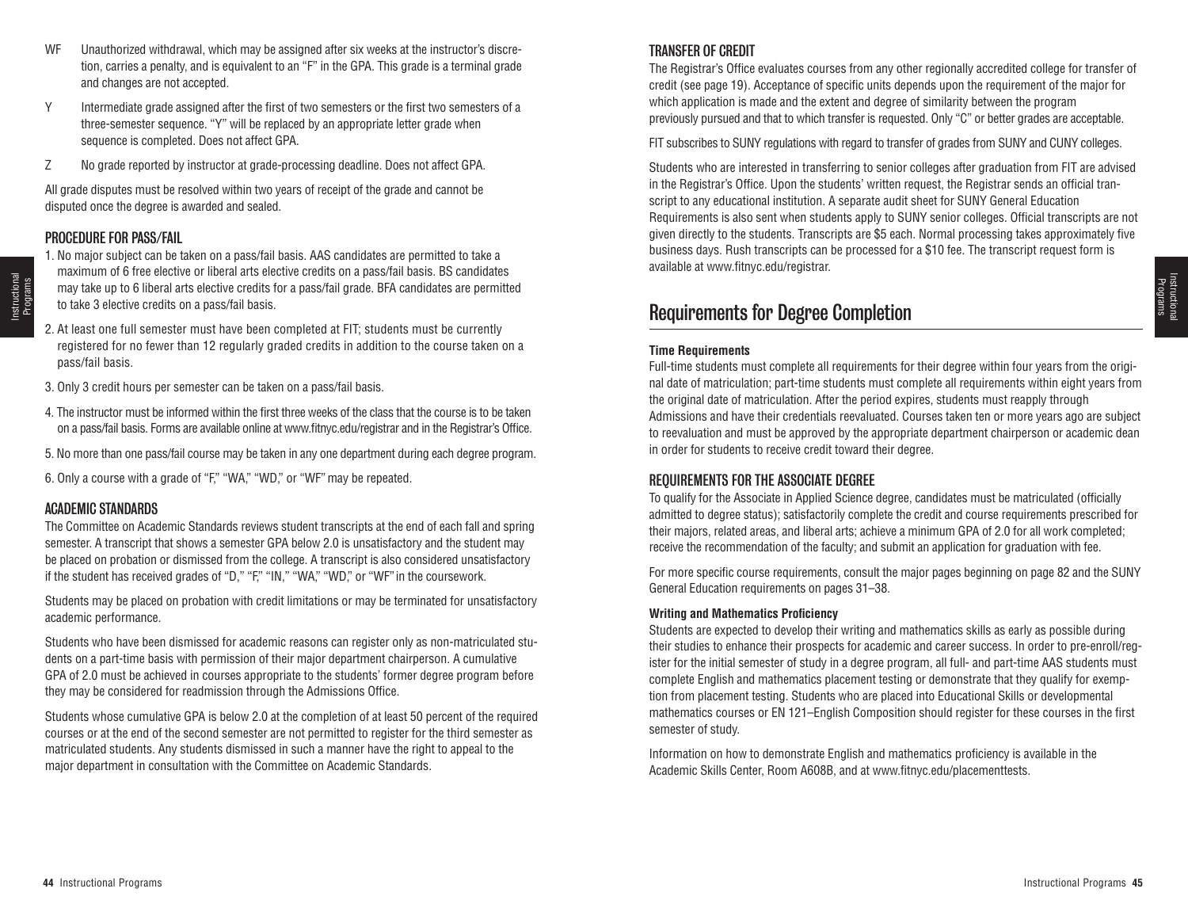WF Unauthorized withdrawal, which may be assigned after six weeks at the instructor's discretion, carries a penalty, and is equivalent to an "F" in the GPA. This grade is a terminal grade and changes are not accepted.

Y Intermediate grade assigned after the first of two semesters or the first two semesters of a three-semester sequence. "Y" will be replaced by an appropriate letter grade when sequence is completed. Does not affect GPA.

Z No grade reported by instructor at grade-processing deadline. Does not affect GPA.

All grade disputes must be resolved within two years of receipt of the grade and cannot be disputed once the degree is awarded and sealed.

### PROCEDURE FOR PASS/FAIL

1. No major subject can be taken on a pass/fail basis. AAS candidates are permitted to take a maximum of 6 free elective or liberal arts elective credits on a pass/fail basis. BS candidates may take up to 6 liberal arts elective credits for a pass/fail grade. BFA candidates are permitted to take 3 elective credits on a pass/fail basis.
2. At least one full semester must have been completed at FIT; students must be currently registered for no fewer than 12 regularly graded credits in addition to the course taken on a pass/fail basis.
3. Only 3 credit hours per semester can be taken on a pass/fail basis.
4. The instructor must be informed within the first three weeks of the class that the course is to be taken on a pass/fail basis. Forms are available online at www.fitnyc.edu/registrar and in the Registrar's Office.
5. No more than one pass/fail course may be taken in any one department during each degree program.
6. Only a course with a grade of "F," "WA," "WD," or "WF" may be repeated.

### ACADEMIC STANDARDS

The Committee on Academic Standards reviews student transcripts at the end of each fall and spring semester. A transcript that shows a semester GPA below 2.0 is unsatisfactory and the student may be placed on probation or dismissed from the college. A transcript is also considered unsatisfactory if the student has received grades of "D," "F," "IN," "WA," "WD," or "WF" in the coursework.

Students may be placed on probation with credit limitations or may be terminated for unsatisfactory academic performance.

Students who have been dismissed for academic reasons can register only as non-matriculated students on a part-time basis with permission of their major department chairperson. A cumulative GPA of 2.0 must be achieved in courses appropriate to the students' former degree program before they may be considered for readmission through the Admissions Office.

Students whose cumulative GPA is below 2.0 at the completion of at least 50 percent of the required courses or at the end of the second semester are not permitted to register for the third semester as matriculated students. Any students dismissed in such a manner have the right to appeal to the major department in consultation with the Committee on Academic Standards.

### TRANSFER OF CREDIT

The Registrar's Office evaluates courses from any other regionally accredited college for transfer of credit (see page 19). Acceptance of specific units depends upon the requirement of the major for which application is made and the extent and degree of similarity between the program previously pursued and that to which transfer is requested. Only "C" or better grades are acceptable.

FIT subscribes to SUNY regulations with regard to transfer of grades from SUNY and CUNY colleges.

Students who are interested in transferring to senior colleges after graduation from FIT are advised in the Registrar's Office. Upon the students' written request, the Registrar sends an official transcript to any educational institution. A separate audit sheet for SUNY General Education Requirements is also sent when students apply to SUNY senior colleges. Official transcripts are not given directly to the students. Transcripts are $5 each. Normal processing takes approximately five business days. Rush transcripts can be processed for a $10 fee. The transcript request form is available at www.fitnyc.edu/registrar.

## Requirements for Degree Completion

**Time Requirements**

Full-time students must complete all requirements for their degree within four years from the original date of matriculation; part-time students must complete all requirements within eight years from the original date of matriculation. After the period expires, students must reapply through Admissions and have their credentials reevaluated. Courses taken ten or more years ago are subject to reevaluation and must be approved by the appropriate department chairperson or academic dean in order for students to receive credit toward their degree.

### REQUIREMENTS FOR THE ASSOCIATE DEGREE

To qualify for the Associate in Applied Science degree, candidates must be matriculated (officially admitted to degree status); satisfactorily complete the credit and course requirements prescribed for their majors, related areas, and liberal arts; achieve a minimum GPA of 2.0 for all work completed; receive the recommendation of the faculty; and submit an application for graduation with fee.

For more specific course requirements, consult the major pages beginning on page 82 and the SUNY General Education requirements on pages 31–38.

**Writing and Mathematics Proficiency**

Students are expected to develop their writing and mathematics skills as early as possible during their studies to enhance their prospects for academic and career success. In order to pre-enroll/register for the initial semester of study in a degree program, all full- and part-time AAS students must complete English and mathematics placement testing or demonstrate that they qualify for exemption from placement testing. Students who are placed into Educational Skills or developmental mathematics courses or EN 121–English Composition should register for these courses in the first semester of study.

Information on how to demonstrate English and mathematics proficiency is available in the Academic Skills Center, Room A608B, and at www.fitnyc.edu/placementtests.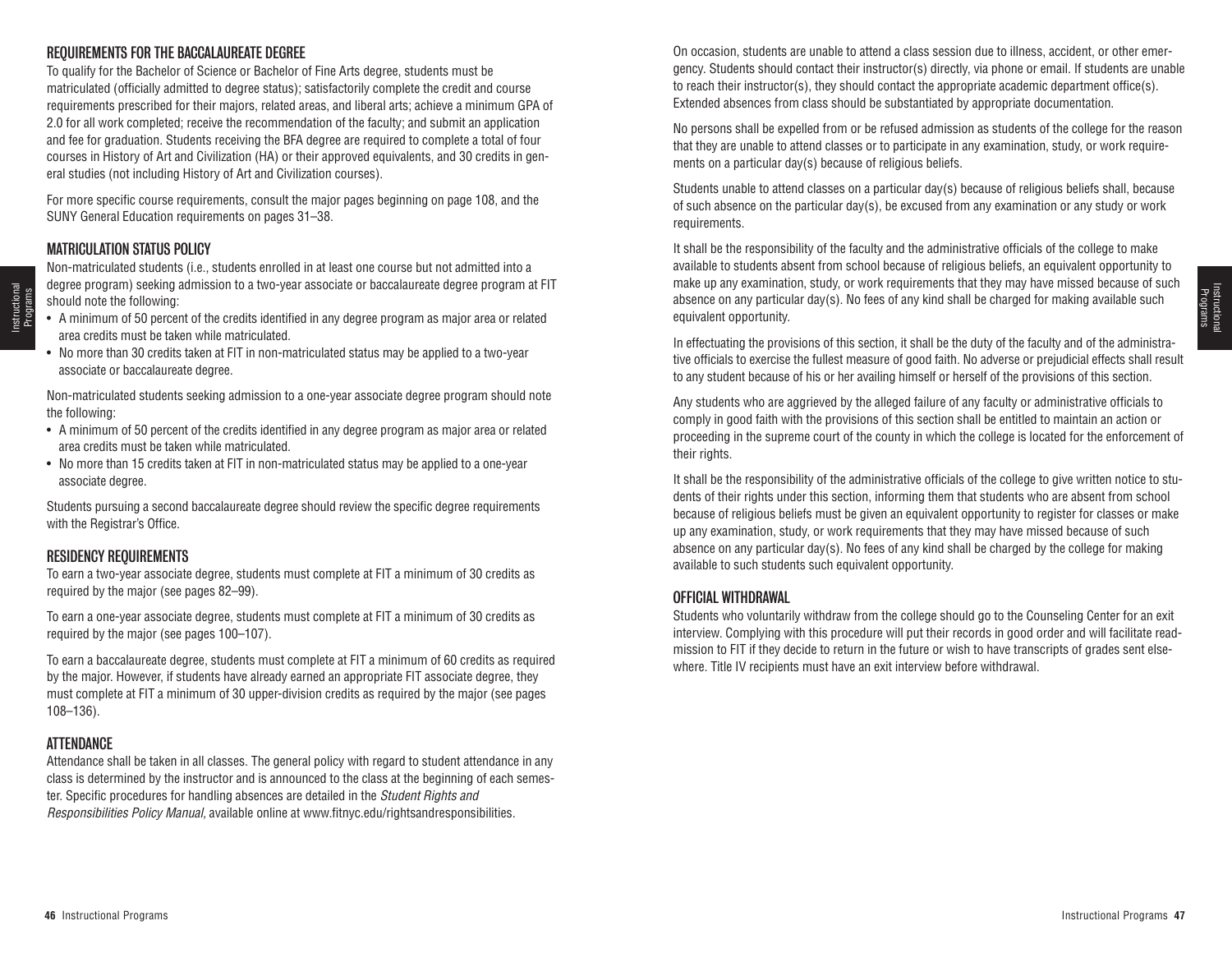## REQUIREMENTS FOR THE BACCALAUREATE DEGREE

To qualify for the Bachelor of Science or Bachelor of Fine Arts degree, students must be matriculated (officially admitted to degree status); satisfactorily complete the credit and course requirements prescribed for their majors, related areas, and liberal arts; achieve a minimum GPA of 2.0 for all work completed; receive the recommendation of the faculty; and submit an application and fee for graduation. Students receiving the BFA degree are required to complete a total of four courses in History of Art and Civilization (HA) or their approved equivalents, and 30 credits in general studies (not including History of Art and Civilization courses).

For more specific course requirements, consult the major pages beginning on page 108, and the SUNY General Education requirements on pages 31–38.

## MATRICULATION STATUS POLICY

Non-matriculated students (i.e., students enrolled in at least one course but not admitted into a degree program) seeking admission to a two-year associate or baccalaureate degree program at FIT should note the following:

- A minimum of 50 percent of the credits identified in any degree program as major area or related area credits must be taken while matriculated.
- No more than 30 credits taken at FIT in non-matriculated status may be applied to a two-year associate or baccalaureate degree.

Non-matriculated students seeking admission to a one-year associate degree program should note the following:

- A minimum of 50 percent of the credits identified in any degree program as major area or related area credits must be taken while matriculated.
- No more than 15 credits taken at FIT in non-matriculated status may be applied to a one-year associate degree.

Students pursuing a second baccalaureate degree should review the specific degree requirements with the Registrar's Office.

## RESIDENCY REQUIREMENTS

To earn a two-year associate degree, students must complete at FIT a minimum of 30 credits as required by the major (see pages 82–99).

To earn a one-year associate degree, students must complete at FIT a minimum of 30 credits as required by the major (see pages 100–107).

To earn a baccalaureate degree, students must complete at FIT a minimum of 60 credits as required by the major. However, if students have already earned an appropriate FIT associate degree, they must complete at FIT a minimum of 30 upper-division credits as required by the major (see pages 108–136).

## ATTENDANCE

Attendance shall be taken in all classes. The general policy with regard to student attendance in any class is determined by the instructor and is announced to the class at the beginning of each semester. Specific procedures for handling absences are detailed in the *Student Rights and Responsibilities Policy Manual,* available online at www.fitnyc.edu/rightsandresponsibilities.

On occasion, students are unable to attend a class session due to illness, accident, or other emergency. Students should contact their instructor(s) directly, via phone or email. If students are unable to reach their instructor(s), they should contact the appropriate academic department office(s). Extended absences from class should be substantiated by appropriate documentation.

No persons shall be expelled from or be refused admission as students of the college for the reason that they are unable to attend classes or to participate in any examination, study, or work requirements on a particular day(s) because of religious beliefs.

Students unable to attend classes on a particular day(s) because of religious beliefs shall, because of such absence on the particular day(s), be excused from any examination or any study or work requirements.

It shall be the responsibility of the faculty and the administrative officials of the college to make available to students absent from school because of religious beliefs, an equivalent opportunity to make up any examination, study, or work requirements that they may have missed because of such absence on any particular day(s). No fees of any kind shall be charged for making available such equivalent opportunity.

In effectuating the provisions of this section, it shall be the duty of the faculty and of the administrative officials to exercise the fullest measure of good faith. No adverse or prejudicial effects shall result to any student because of his or her availing himself or herself of the provisions of this section.

Any students who are aggrieved by the alleged failure of any faculty or administrative officials to comply in good faith with the provisions of this section shall be entitled to maintain an action or proceeding in the supreme court of the county in which the college is located for the enforcement of their rights.

It shall be the responsibility of the administrative officials of the college to give written notice to students of their rights under this section, informing them that students who are absent from school because of religious beliefs must be given an equivalent opportunity to register for classes or make up any examination, study, or work requirements that they may have missed because of such absence on any particular day(s). No fees of any kind shall be charged by the college for making available to such students such equivalent opportunity.

## OFFICIAL WITHDRAWAL

Students who voluntarily withdraw from the college should go to the Counseling Center for an exit interview. Complying with this procedure will put their records in good order and will facilitate readmission to FIT if they decide to return in the future or wish to have transcripts of grades sent elsewhere. Title IV recipients must have an exit interview before withdrawal.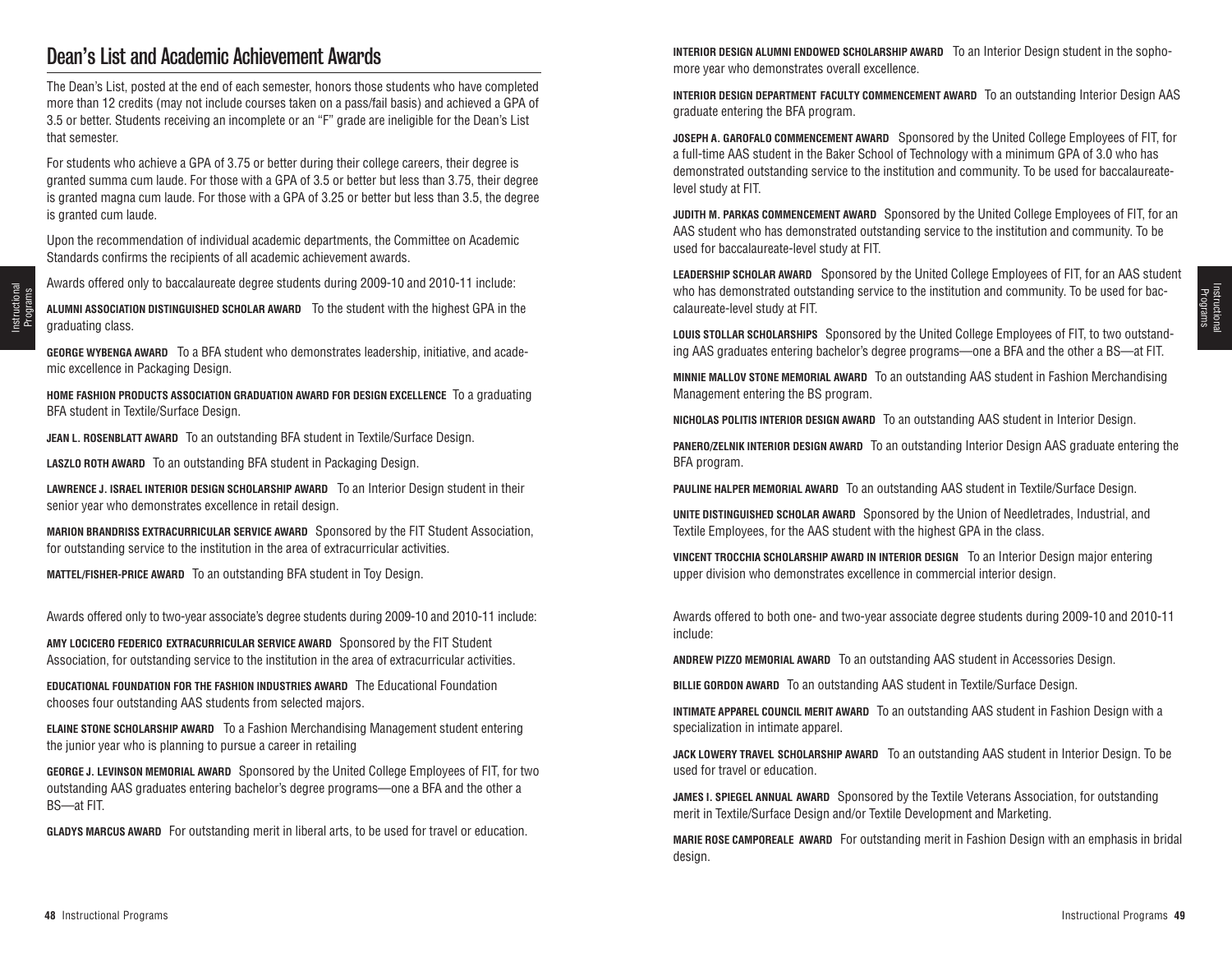## Dean's List and Academic Achievement Awards

The Dean's List, posted at the end of each semester, honors those students who have completed more than 12 credits (may not include courses taken on a pass/fail basis) and achieved a GPA of 3.5 or better. Students receiving an incomplete or an "F" grade are ineligible for the Dean's List that semester.

For students who achieve a GPA of 3.75 or better during their college careers, their degree is granted summa cum laude. For those with a GPA of 3.5 or better but less than 3.75, their degree is granted magna cum laude. For those with a GPA of 3.25 or better but less than 3.5, the degree is granted cum laude.

Upon the recommendation of individual academic departments, the Committee on Academic Standards confirms the recipients of all academic achievement awards.

Awards offered only to baccalaureate degree students during 2009-10 and 2010-11 include:

**ALUMNI ASSOCIATION DISTINGUISHED SCHOLAR AWARD** To the student with the highest GPA in the graduating class.

**GEORGE WYBENGA AWARD** To a BFA student who demonstrates leadership, initiative, and academic excellence in Packaging Design.

**HOME FASHION PRODUCTS ASSOCIATION GRADUATION AWARD FOR DESIGN EXCELLENCE** To a graduating BFA student in Textile/Surface Design.

**JEAN L. ROSENBLATT AWARD** To an outstanding BFA student in Textile/Surface Design.

**LASZLO ROTH AWARD** To an outstanding BFA student in Packaging Design.

**LAWRENCE J. ISRAEL INTERIOR DESIGN SCHOLARSHIP AWARD** To an Interior Design student in their senior year who demonstrates excellence in retail design.

**MARION BRANDRISS EXTRACURRICULAR SERVICE AWARD** Sponsored by the FIT Student Association, for outstanding service to the institution in the area of extracurricular activities.

**MATTEL/FISHER-PRICE AWARD** To an outstanding BFA student in Toy Design.

Awards offered only to two-year associate's degree students during 2009-10 and 2010-11 include:

**AMY LOCICERO FEDERICO EXTRACURRICULAR SERVICE AWARD** Sponsored by the FIT Student Association, for outstanding service to the institution in the area of extracurricular activities.

**EDUCATIONAL FOUNDATION FOR THE FASHION INDUSTRIES AWARD** The Educational Foundation chooses four outstanding AAS students from selected majors.

**ELAINE STONE SCHOLARSHIP AWARD** To a Fashion Merchandising Management student entering the junior year who is planning to pursue a career in retailing

**GEORGE J. LEVINSON MEMORIAL AWARD** Sponsored by the United College Employees of FIT, for two outstanding AAS graduates entering bachelor's degree programs—one a BFA and the other a BS—at FIT.

**GLADYS MARCUS AWARD** For outstanding merit in liberal arts, to be used for travel or education.

**INTERIOR DESIGN ALUMNI ENDOWED SCHOLARSHIP AWARD** To an Interior Design student in the sophomore year who demonstrates overall excellence.

**INTERIOR DESIGN DEPARTMENT FACULTY COMMENCEMENT AWARD** To an outstanding Interior Design AAS graduate entering the BFA program.

**JOSEPH A. GAROFALO COMMENCEMENT AWARD** Sponsored by the United College Employees of FIT, for a full-time AAS student in the Baker School of Technology with a minimum GPA of 3.0 who has demonstrated outstanding service to the institution and community. To be used for baccalaureate-level study at FIT.

**JUDITH M. PARKAS COMMENCEMENT AWARD** Sponsored by the United College Employees of FIT, for an AAS student who has demonstrated outstanding service to the institution and community. To be used for baccalaureate-level study at FIT.

**LEADERSHIP SCHOLAR AWARD** Sponsored by the United College Employees of FIT, for an AAS student who has demonstrated outstanding service to the institution and community. To be used for baccalaureate-level study at FIT.

**LOUIS STOLLAR SCHOLARSHIPS** Sponsored by the United College Employees of FIT, to two outstanding AAS graduates entering bachelor's degree programs—one a BFA and the other a BS—at FIT.

**MINNIE MALLOV STONE MEMORIAL AWARD** To an outstanding AAS student in Fashion Merchandising Management entering the BS program.

**NICHOLAS POLITIS INTERIOR DESIGN AWARD** To an outstanding AAS student in Interior Design.

**PANERO/ZELNIK INTERIOR DESIGN AWARD** To an outstanding Interior Design AAS graduate entering the BFA program.

**PAULINE HALPER MEMORIAL AWARD** To an outstanding AAS student in Textile/Surface Design.

**UNITE DISTINGUISHED SCHOLAR AWARD** Sponsored by the Union of Needletrades, Industrial, and Textile Employees, for the AAS student with the highest GPA in the class.

**VINCENT TROCCHIA SCHOLARSHIP AWARD IN INTERIOR DESIGN** To an Interior Design major entering upper division who demonstrates excellence in commercial interior design.

Awards offered to both one- and two-year associate degree students during 2009-10 and 2010-11 include:

**ANDREW PIZZO MEMORIAL AWARD** To an outstanding AAS student in Accessories Design.

**BILLIE GORDON AWARD** To an outstanding AAS student in Textile/Surface Design.

**INTIMATE APPAREL COUNCIL MERIT AWARD** To an outstanding AAS student in Fashion Design with a specialization in intimate apparel.

**JACK LOWERY TRAVEL SCHOLARSHIP AWARD** To an outstanding AAS student in Interior Design. To be used for travel or education.

**JAMES I. SPIEGEL ANNUAL AWARD** Sponsored by the Textile Veterans Association, for outstanding merit in Textile/Surface Design and/or Textile Development and Marketing.

**MARIE ROSE CAMPOREALE AWARD** For outstanding merit in Fashion Design with an emphasis in bridal design.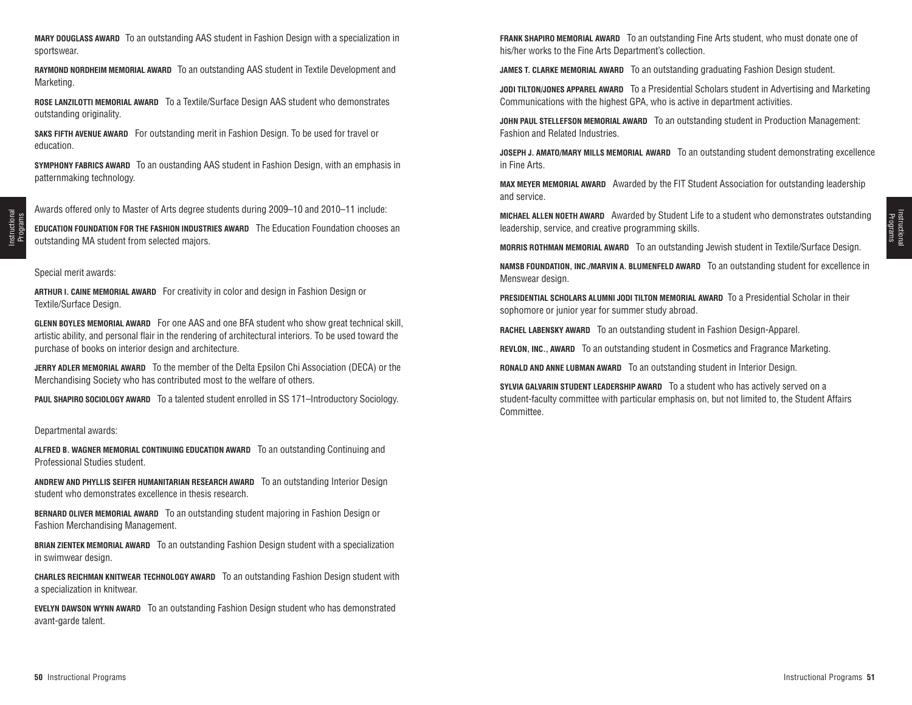**MARY DOUGLASS AWARD** To an outstanding AAS student in Fashion Design with a specialization in sportswear.

**RAYMOND NORDHEIM MEMORIAL AWARD** To an outstanding AAS student in Textile Development and Marketing.

**ROSE LANZILOTTI MEMORIAL AWARD** To a Textile/Surface Design AAS student who demonstrates outstanding originality.

**SAKS FIFTH AVENUE AWARD** For outstanding merit in Fashion Design. To be used for travel or education.

**SYMPHONY FABRICS AWARD** To an oustanding AAS student in Fashion Design, with an emphasis in patternmaking technology.

Awards offered only to Master of Arts degree students during 2009–10 and 2010–11 include:

**EDUCATION FOUNDATION FOR THE FASHION INDUSTRIES AWARD** The Education Foundation chooses an outstanding MA student from selected majors.

Special merit awards:

**ARTHUR I. CAINE MEMORIAL AWARD** For creativity in color and design in Fashion Design or Textile/Surface Design.

**GLENN BOYLES MEMORIAL AWARD** For one AAS and one BFA student who show great technical skill, artistic ability, and personal flair in the rendering of architectural interiors. To be used toward the purchase of books on interior design and architecture.

**JERRY ADLER MEMORIAL AWARD** To the member of the Delta Epsilon Chi Association (DECA) or the Merchandising Society who has contributed most to the welfare of others.

**PAUL SHAPIRO SOCIOLOGY AWARD** To a talented student enrolled in SS 171–Introductory Sociology.

Departmental awards:

**ALFRED B. WAGNER MEMORIAL CONTINUING EDUCATION AWARD** To an outstanding Continuing and Professional Studies student.

**ANDREW AND PHYLLIS SEIFER HUMANITARIAN RESEARCH AWARD** To an outstanding Interior Design student who demonstrates excellence in thesis research.

**BERNARD OLIVER MEMORIAL AWARD** To an outstanding student majoring in Fashion Design or Fashion Merchandising Management.

**BRIAN ZIENTEK MEMORIAL AWARD** To an outstanding Fashion Design student with a specialization in swimwear design.

**CHARLES REICHMAN KNITWEAR TECHNOLOGY AWARD** To an outstanding Fashion Design student with a specialization in knitwear.

**EVELYN DAWSON WYNN AWARD** To an outstanding Fashion Design student who has demonstrated avant-garde talent.

**FRANK SHAPIRO MEMORIAL AWARD** To an outstanding Fine Arts student, who must donate one of his/her works to the Fine Arts Department's collection.

**JAMES T. CLARKE MEMORIAL AWARD** To an outstanding graduating Fashion Design student.

**JODI TILTON/JONES APPAREL AWARD** To a Presidential Scholars student in Advertising and Marketing Communications with the highest GPA, who is active in department activities.

**JOHN PAUL STELLEFSON MEMORIAL AWARD** To an outstanding student in Production Management: Fashion and Related Industries.

**JOSEPH J. AMATO/MARY MILLS MEMORIAL AWARD** To an outstanding student demonstrating excellence in Fine Arts.

**MAX MEYER MEMORIAL AWARD** Awarded by the FIT Student Association for outstanding leadership and service.

**MICHAEL ALLEN NOETH AWARD** Awarded by Student Life to a student who demonstrates outstanding leadership, service, and creative programming skills.

**MORRIS ROTHMAN MEMORIAL AWARD** To an outstanding Jewish student in Textile/Surface Design.

**NAMSB FOUNDATION, INC./MARVIN A. BLUMENFELD AWARD** To an outstanding student for excellence in Menswear design.

**PRESIDENTIAL SCHOLARS ALUMNI JODI TILTON MEMORIAL AWARD** To a Presidential Scholar in their sophomore or junior year for summer study abroad.

**RACHEL LABENSKY AWARD** To an outstanding student in Fashion Design-Apparel.

**REVLON, INC., AWARD** To an outstanding student in Cosmetics and Fragrance Marketing.

**RONALD AND ANNE LUBMAN AWARD** To an outstanding student in Interior Design.

**SYLVIA GALVARIN STUDENT LEADERSHIP AWARD** To a student who has actively served on a student-faculty committee with particular emphasis on, but not limited to, the Student Affairs Committee.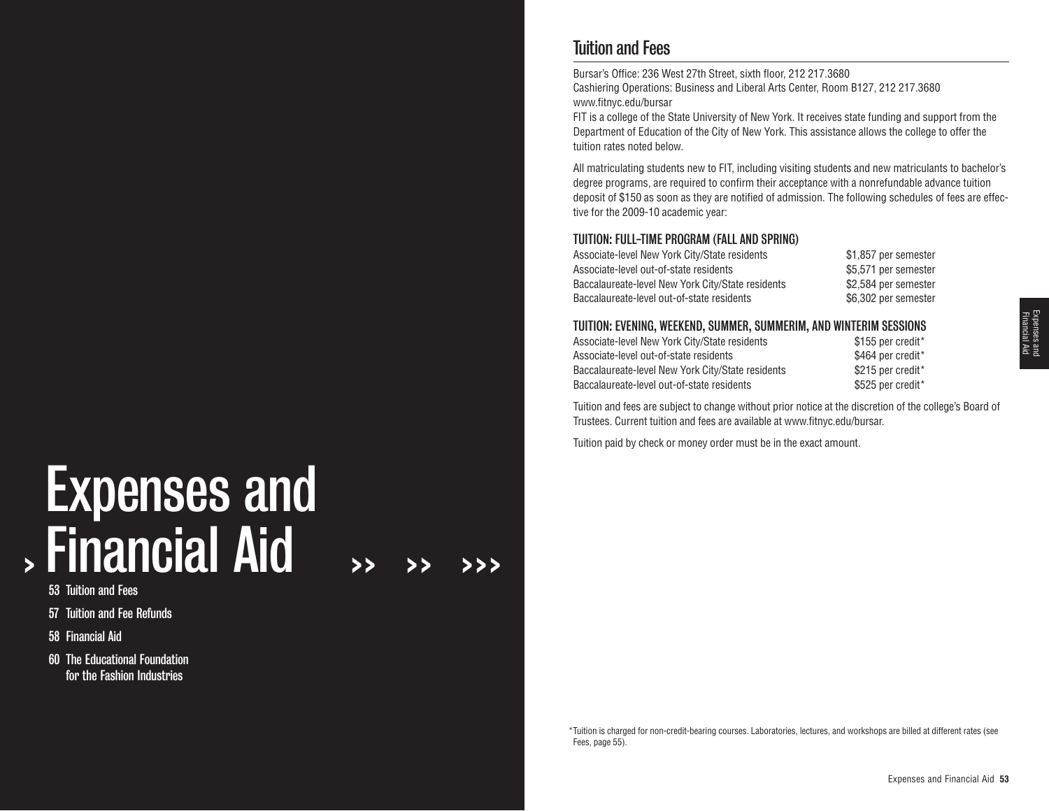# Expenses and Financial Aid

53 Tuition and Fees

57 Tuition and Fee Refunds

58 Financial Aid

60 The Educational Foundation for the Fashion Industries

## Tuition and Fees

Bursar's Office: 236 West 27th Street, sixth floor, 212 217.3680
Cashiering Operations: Business and Liberal Arts Center, Room B127, 212 217.3680
www.fitnyc.edu/bursar

FIT is a college of the State University of New York. It receives state funding and support from the Department of Education of the City of New York. This assistance allows the college to offer the tuition rates noted below.

All matriculating students new to FIT, including visiting students and new matriculants to bachelor's degree programs, are required to confirm their acceptance with a nonrefundable advance tuition deposit of $150 as soon as they are notified of admission. The following schedules of fees are effective for the 2009-10 academic year:

### TUITION: FULL-TIME PROGRAM (FALL AND SPRING)

| | |
|---|---|
| Associate-level New York City/State residents | $1,857 per semester |
| Associate-level out-of-state residents | $5,571 per semester |
| Baccalaureate-level New York City/State residents | $2,584 per semester |
| Baccalaureate-level out-of-state residents | $6,302 per semester |

### TUITION: EVENING, WEEKEND, SUMMER, SUMMERIM, AND WINTERIM SESSIONS

| | |
|---|---|
| Associate-level New York City/State residents | $155 per credit* |
| Associate-level out-of-state residents | $464 per credit* |
| Baccalaureate-level New York City/State residents | $215 per credit* |
| Baccalaureate-level out-of-state residents | $525 per credit* |

Tuition and fees are subject to change without prior notice at the discretion of the college's Board of Trustees. Current tuition and fees are available at www.fitnyc.edu/bursar.

Tuition paid by check or money order must be in the exact amount.

*Tuition is charged for non-credit-bearing courses. Laboratories, lectures, and workshops are billed at different rates (see Fees, page 55).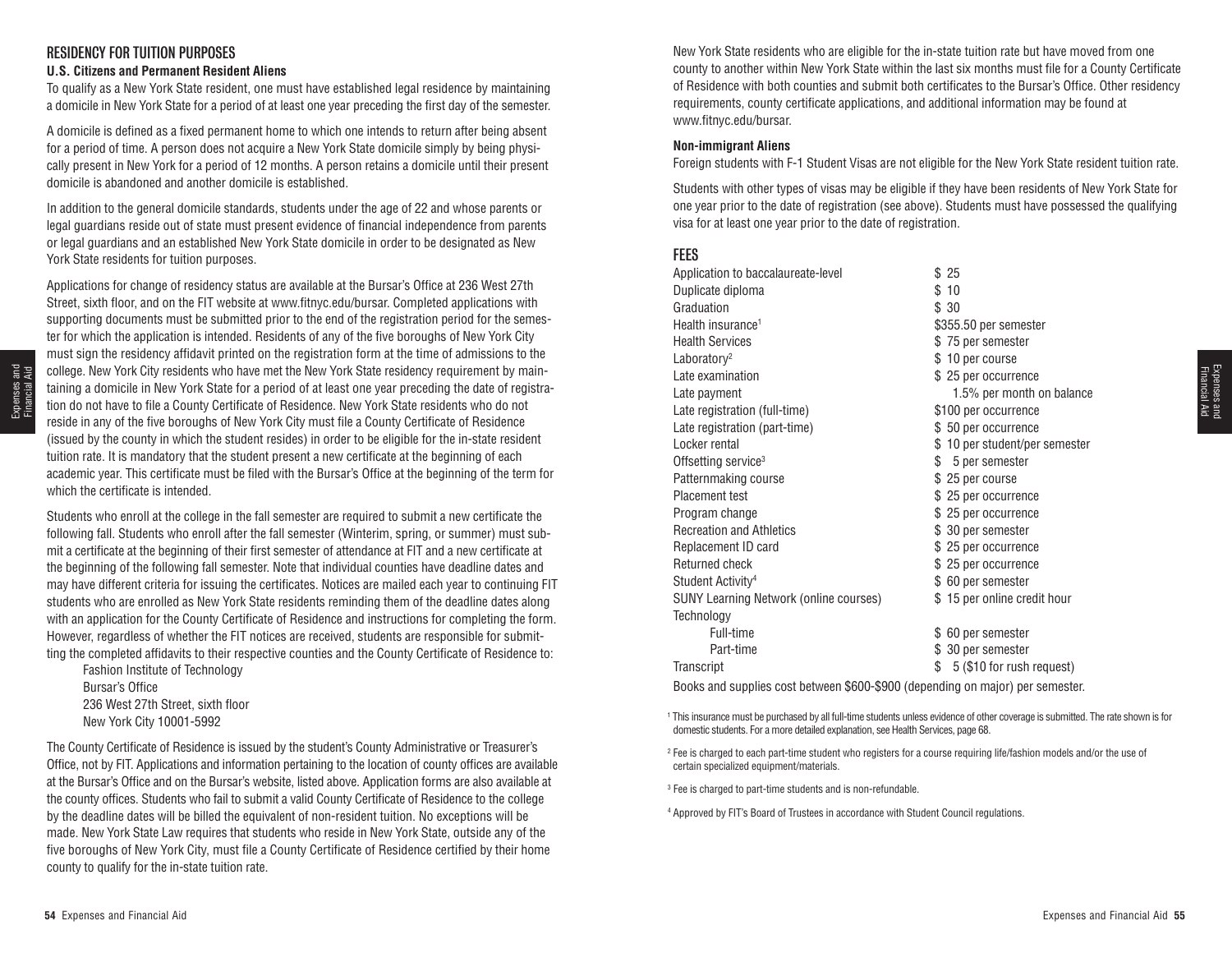## RESIDENCY FOR TUITION PURPOSES

### U.S. Citizens and Permanent Resident Aliens

To qualify as a New York State resident, one must have established legal residence by maintaining a domicile in New York State for a period of at least one year preceding the first day of the semester.

A domicile is defined as a fixed permanent home to which one intends to return after being absent for a period of time. A person does not acquire a New York State domicile simply by being physically present in New York for a period of 12 months. A person retains a domicile until their present domicile is abandoned and another domicile is established.

In addition to the general domicile standards, students under the age of 22 and whose parents or legal guardians reside out of state must present evidence of financial independence from parents or legal guardians and an established New York State domicile in order to be designated as New York State residents for tuition purposes.

Applications for change of residency status are available at the Bursar's Office at 236 West 27th Street, sixth floor, and on the FIT website at www.fitnyc.edu/bursar. Completed applications with supporting documents must be submitted prior to the end of the registration period for the semester for which the application is intended. Residents of any of the five boroughs of New York City must sign the residency affidavit printed on the registration form at the time of admissions to the college. New York City residents who have met the New York State residency requirement by maintaining a domicile in New York State for a period of at least one year preceding the date of registration do not have to file a County Certificate of Residence. New York State residents who do not reside in any of the five boroughs of New York City must file a County Certificate of Residence (issued by the county in which the student resides) in order to be eligible for the in-state resident tuition rate. It is mandatory that the student present a new certificate at the beginning of each academic year. This certificate must be filed with the Bursar's Office at the beginning of the term for which the certificate is intended.

Students who enroll at the college in the fall semester are required to submit a new certificate the following fall. Students who enroll after the fall semester (Winterim, spring, or summer) must submit a certificate at the beginning of their first semester of attendance at FIT and a new certificate at the beginning of the following fall semester. Note that individual counties have deadline dates and may have different criteria for issuing the certificates. Notices are mailed each year to continuing FIT students who are enrolled as New York State residents reminding them of the deadline dates along with an application for the County Certificate of Residence and instructions for completing the form. However, regardless of whether the FIT notices are received, students are responsible for submitting the completed affidavits to their respective counties and the County Certificate of Residence to:

Fashion Institute of Technology
Bursar's Office
236 West 27th Street, sixth floor
New York City 10001-5992

The County Certificate of Residence is issued by the student's County Administrative or Treasurer's Office, not by FIT. Applications and information pertaining to the location of county offices are available at the Bursar's Office and on the Bursar's website, listed above. Application forms are also available at the county offices. Students who fail to submit a valid County Certificate of Residence to the college by the deadline dates will be billed the equivalent of non-resident tuition. No exceptions will be made. New York State Law requires that students who reside in New York State, outside any of the five boroughs of New York City, must file a County Certificate of Residence certified by their home county to qualify for the in-state tuition rate.

New York State residents who are eligible for the in-state tuition rate but have moved from one county to another within New York State within the last six months must file for a County Certificate of Residence with both counties and submit both certificates to the Bursar's Office. Other residency requirements, county certificate applications, and additional information may be found at www.fitnyc.edu/bursar.

### Non-immigrant Aliens

Foreign students with F-1 Student Visas are not eligible for the New York State resident tuition rate.

Students with other types of visas may be eligible if they have been residents of New York State for one year prior to the date of registration (see above). Students must have possessed the qualifying visa for at least one year prior to the date of registration.

## FEES

| Fee | Amount |
|---|---|
| Application to baccalaureate-level | $ 25 |
| Duplicate diploma | $ 10 |
| Graduation | $ 30 |
| Health insurance[1] | $355.50 per semester |
| Health Services | $ 75 per semester |
| Laboratory[2] | $ 10 per course |
| Late examination | $ 25 per occurrence |
| Late payment | 1.5% per month on balance |
| Late registration (full-time) | $100 per occurrence |
| Late registration (part-time) | $ 50 per occurrence |
| Locker rental | $ 10 per student/per semester |
| Offsetting service[3] | $ 5 per semester |
| Patternmaking course | $ 25 per course |
| Placement test | $ 25 per occurrence |
| Program change | $ 25 per occurrence |
| Recreation and Athletics | $ 30 per semester |
| Replacement ID card | $ 25 per occurrence |
| Returned check | $ 25 per occurrence |
| Student Activity[4] | $ 60 per semester |
| SUNY Learning Network (online courses) | $ 15 per online credit hour |
| Technology | |
| Full-time | $ 60 per semester |
| Part-time | $ 30 per semester |
| Transcript | $ 5 ($10 for rush request) |

Books and supplies cost between $600-$900 (depending on major) per semester.

[1] This insurance must be purchased by all full-time students unless evidence of other coverage is submitted. The rate shown is for domestic students. For a more detailed explanation, see Health Services, page 68.

[2] Fee is charged to each part-time student who registers for a course requiring life/fashion models and/or the use of certain specialized equipment/materials.

[3] Fee is charged to part-time students and is non-refundable.

[4] Approved by FIT's Board of Trustees in accordance with Student Council regulations.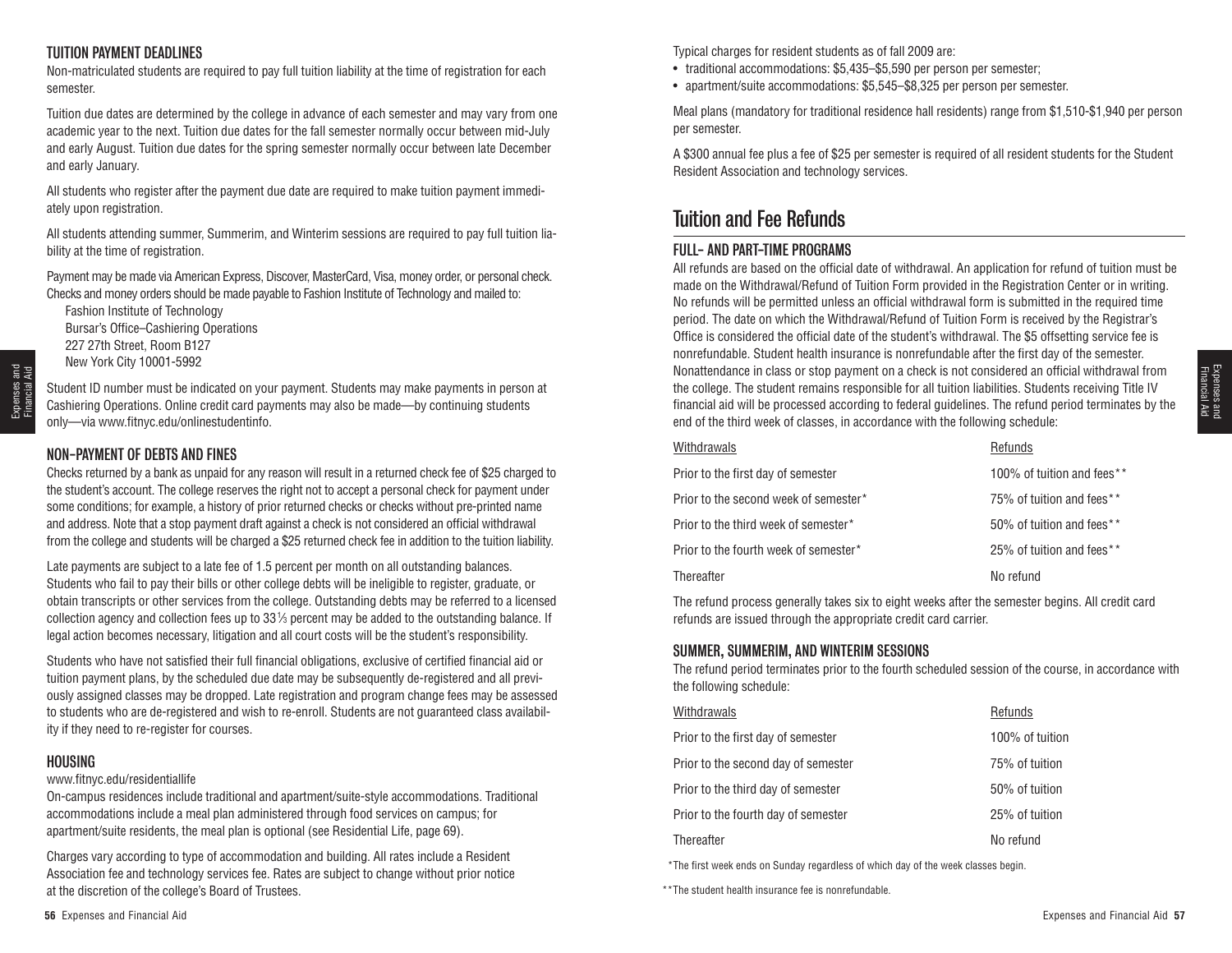### TUITION PAYMENT DEADLINES

Non-matriculated students are required to pay full tuition liability at the time of registration for each semester.

Tuition due dates are determined by the college in advance of each semester and may vary from one academic year to the next. Tuition due dates for the fall semester normally occur between mid-July and early August. Tuition due dates for the spring semester normally occur between late December and early January.

All students who register after the payment due date are required to make tuition payment immediately upon registration.

All students attending summer, Summerim, and Winterim sessions are required to pay full tuition liability at the time of registration.

Payment may be made via American Express, Discover, MasterCard, Visa, money order, or personal check. Checks and money orders should be made payable to Fashion Institute of Technology and mailed to:

Fashion Institute of Technology
Bursar's Office–Cashiering Operations
227 27th Street, Room B127
New York City 10001-5992

Student ID number must be indicated on your payment. Students may make payments in person at Cashiering Operations. Online credit card payments may also be made—by continuing students only—via www.fitnyc.edu/onlinestudentinfo.

### NON-PAYMENT OF DEBTS AND FINES

Checks returned by a bank as unpaid for any reason will result in a returned check fee of $25 charged to the student's account. The college reserves the right not to accept a personal check for payment under some conditions; for example, a history of prior returned checks or checks without pre-printed name and address. Note that a stop payment draft against a check is not considered an official withdrawal from the college and students will be charged a $25 returned check fee in addition to the tuition liability.

Late payments are subject to a late fee of 1.5 percent per month on all outstanding balances. Students who fail to pay their bills or other college debts will be ineligible to register, graduate, or obtain transcripts or other services from the college. Outstanding debts may be referred to a licensed collection agency and collection fees up to 33⅓ percent may be added to the outstanding balance. If legal action becomes necessary, litigation and all court costs will be the student's responsibility.

Students who have not satisfied their full financial obligations, exclusive of certified financial aid or tuition payment plans, by the scheduled due date may be subsequently de-registered and all previously assigned classes may be dropped. Late registration and program change fees may be assessed to students who are de-registered and wish to re-enroll. Students are not guaranteed class availability if they need to re-register for courses.

### HOUSING

www.fitnyc.edu/residentiallife

On-campus residences include traditional and apartment/suite-style accommodations. Traditional accommodations include a meal plan administered through food services on campus; for apartment/suite residents, the meal plan is optional (see Residential Life, page 69).

Charges vary according to type of accommodation and building. All rates include a Resident Association fee and technology services fee. Rates are subject to change without prior notice at the discretion of the college's Board of Trustees.

Typical charges for resident students as of fall 2009 are:

- traditional accommodations: $5,435–$5,590 per person per semester;
- apartment/suite accommodations: $5,545–$8,325 per person per semester.

Meal plans (mandatory for traditional residence hall residents) range from $1,510-$1,940 per person per semester.

A $300 annual fee plus a fee of $25 per semester is required of all resident students for the Student Resident Association and technology services.

## Tuition and Fee Refunds

### FULL- AND PART-TIME PROGRAMS

All refunds are based on the official date of withdrawal. An application for refund of tuition must be made on the Withdrawal/Refund of Tuition Form provided in the Registration Center or in writing. No refunds will be permitted unless an official withdrawal form is submitted in the required time period. The date on which the Withdrawal/Refund of Tuition Form is received by the Registrar's Office is considered the official date of the student's withdrawal. The $5 offsetting service fee is nonrefundable. Student health insurance is nonrefundable after the first day of the semester. Nonattendance in class or stop payment on a check is not considered an official withdrawal from the college. The student remains responsible for all tuition liabilities. Students receiving Title IV financial aid will be processed according to federal guidelines. The refund period terminates by the end of the third week of classes, in accordance with the following schedule:

| Withdrawals | Refunds |
|---|---|
| Prior to the first day of semester | 100% of tuition and fees** |
| Prior to the second week of semester* | 75% of tuition and fees** |
| Prior to the third week of semester* | 50% of tuition and fees** |
| Prior to the fourth week of semester* | 25% of tuition and fees** |
| Thereafter | No refund |

The refund process generally takes six to eight weeks after the semester begins. All credit card refunds are issued through the appropriate credit card carrier.

### SUMMER, SUMMERIM, AND WINTERIM SESSIONS

The refund period terminates prior to the fourth scheduled session of the course, in accordance with the following schedule:

| Withdrawals | Refunds |
|---|---|
| Prior to the first day of semester | 100% of tuition |
| Prior to the second day of semester | 75% of tuition |
| Prior to the third day of semester | 50% of tuition |
| Prior to the fourth day of semester | 25% of tuition |
| Thereafter | No refund |

*The first week ends on Sunday regardless of which day of the week classes begin.

**The student health insurance fee is nonrefundable.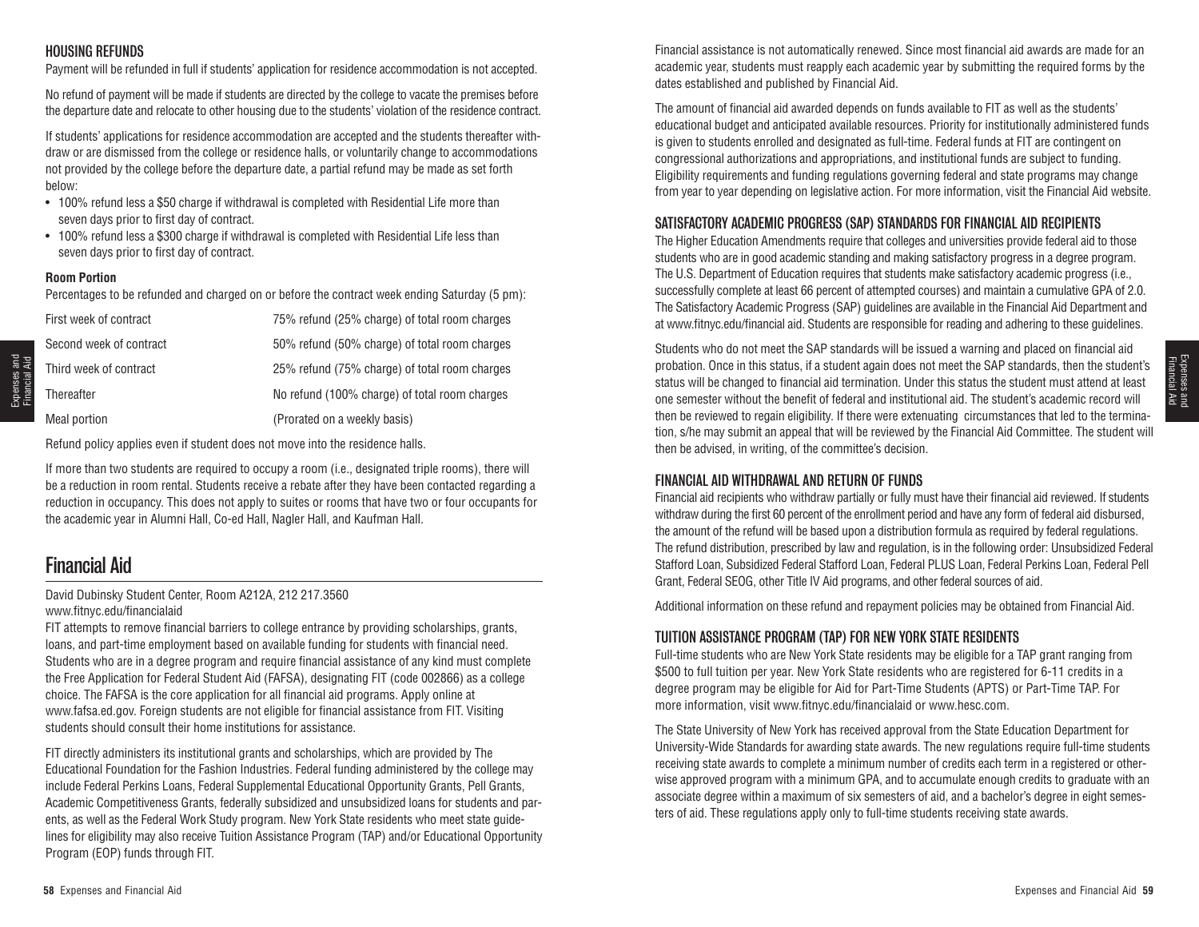### HOUSING REFUNDS

Payment will be refunded in full if students' application for residence accommodation is not accepted.

No refund of payment will be made if students are directed by the college to vacate the premises before the departure date and relocate to other housing due to the students' violation of the residence contract.

If students' applications for residence accommodation are accepted and the students thereafter withdraw or are dismissed from the college or residence halls, or voluntarily change to accommodations not provided by the college before the departure date, a partial refund may be made as set forth below:

- 100% refund less a $50 charge if withdrawal is completed with Residential Life more than seven days prior to first day of contract.
- 100% refund less a $300 charge if withdrawal is completed with Residential Life less than seven days prior to first day of contract.

**Room Portion**

Percentages to be refunded and charged on or before the contract week ending Saturday (5 pm):

| | |
|---|---|
| First week of contract | 75% refund (25% charge) of total room charges |
| Second week of contract | 50% refund (50% charge) of total room charges |
| Third week of contract | 25% refund (75% charge) of total room charges |
| Thereafter | No refund (100% charge) of total room charges |
| Meal portion | (Prorated on a weekly basis) |

Refund policy applies even if student does not move into the residence halls.

If more than two students are required to occupy a room (i.e., designated triple rooms), there will be a reduction in room rental. Students receive a rebate after they have been contacted regarding a reduction in occupancy. This does not apply to suites or rooms that have two or four occupants for the academic year in Alumni Hall, Co-ed Hall, Nagler Hall, and Kaufman Hall.

## Financial Aid

David Dubinsky Student Center, Room A212A, 212 217.3560
www.fitnyc.edu/financialaid

FIT attempts to remove financial barriers to college entrance by providing scholarships, grants, loans, and part-time employment based on available funding for students with financial need. Students who are in a degree program and require financial assistance of any kind must complete the Free Application for Federal Student Aid (FAFSA), designating FIT (code 002866) as a college choice. The FAFSA is the core application for all financial aid programs. Apply online at www.fafsa.ed.gov. Foreign students are not eligible for financial assistance from FIT. Visiting students should consult their home institutions for assistance.

FIT directly administers its institutional grants and scholarships, which are provided by The Educational Foundation for the Fashion Industries. Federal funding administered by the college may include Federal Perkins Loans, Federal Supplemental Educational Opportunity Grants, Pell Grants, Academic Competitiveness Grants, federally subsidized and unsubsidized loans for students and parents, as well as the Federal Work Study program. New York State residents who meet state guidelines for eligibility may also receive Tuition Assistance Program (TAP) and/or Educational Opportunity Program (EOP) funds through FIT.

Financial assistance is not automatically renewed. Since most financial aid awards are made for an academic year, students must reapply each academic year by submitting the required forms by the dates established and published by Financial Aid.

The amount of financial aid awarded depends on funds available to FIT as well as the students' educational budget and anticipated available resources. Priority for institutionally administered funds is given to students enrolled and designated as full-time. Federal funds at FIT are contingent on congressional authorizations and appropriations, and institutional funds are subject to funding. Eligibility requirements and funding regulations governing federal and state programs may change from year to year depending on legislative action. For more information, visit the Financial Aid website.

### SATISFACTORY ACADEMIC PROGRESS (SAP) STANDARDS FOR FINANCIAL AID RECIPIENTS

The Higher Education Amendments require that colleges and universities provide federal aid to those students who are in good academic standing and making satisfactory progress in a degree program. The U.S. Department of Education requires that students make satisfactory academic progress (i.e., successfully complete at least 66 percent of attempted courses) and maintain a cumulative GPA of 2.0. The Satisfactory Academic Progress (SAP) guidelines are available in the Financial Aid Department and at www.fitnyc.edu/financial aid. Students are responsible for reading and adhering to these guidelines.

Students who do not meet the SAP standards will be issued a warning and placed on financial aid probation. Once in this status, if a student again does not meet the SAP standards, then the student's status will be changed to financial aid termination. Under this status the student must attend at least one semester without the benefit of federal and institutional aid. The student's academic record will then be reviewed to regain eligibility. If there were extenuating circumstances that led to the termination, s/he may submit an appeal that will be reviewed by the Financial Aid Committee. The student will then be advised, in writing, of the committee's decision.

### FINANCIAL AID WITHDRAWAL AND RETURN OF FUNDS

Financial aid recipients who withdraw partially or fully must have their financial aid reviewed. If students withdraw during the first 60 percent of the enrollment period and have any form of federal aid disbursed, the amount of the refund will be based upon a distribution formula as required by federal regulations. The refund distribution, prescribed by law and regulation, is in the following order: Unsubsidized Federal Stafford Loan, Subsidized Federal Stafford Loan, Federal PLUS Loan, Federal Perkins Loan, Federal Pell Grant, Federal SEOG, other Title IV Aid programs, and other federal sources of aid.

Additional information on these refund and repayment policies may be obtained from Financial Aid.

### TUITION ASSISTANCE PROGRAM (TAP) FOR NEW YORK STATE RESIDENTS

Full-time students who are New York State residents may be eligible for a TAP grant ranging from $500 to full tuition per year. New York State residents who are registered for 6-11 credits in a degree program may be eligible for Aid for Part-Time Students (APTS) or Part-Time TAP. For more information, visit www.fitnyc.edu/financialaid or www.hesc.com.

The State University of New York has received approval from the State Education Department for University-Wide Standards for awarding state awards. The new regulations require full-time students receiving state awards to complete a minimum number of credits each term in a registered or otherwise approved program with a minimum GPA, and to accumulate enough credits to graduate with an associate degree within a maximum of six semesters of aid, and a bachelor's degree in eight semesters of aid. These regulations apply only to full-time students receiving state awards.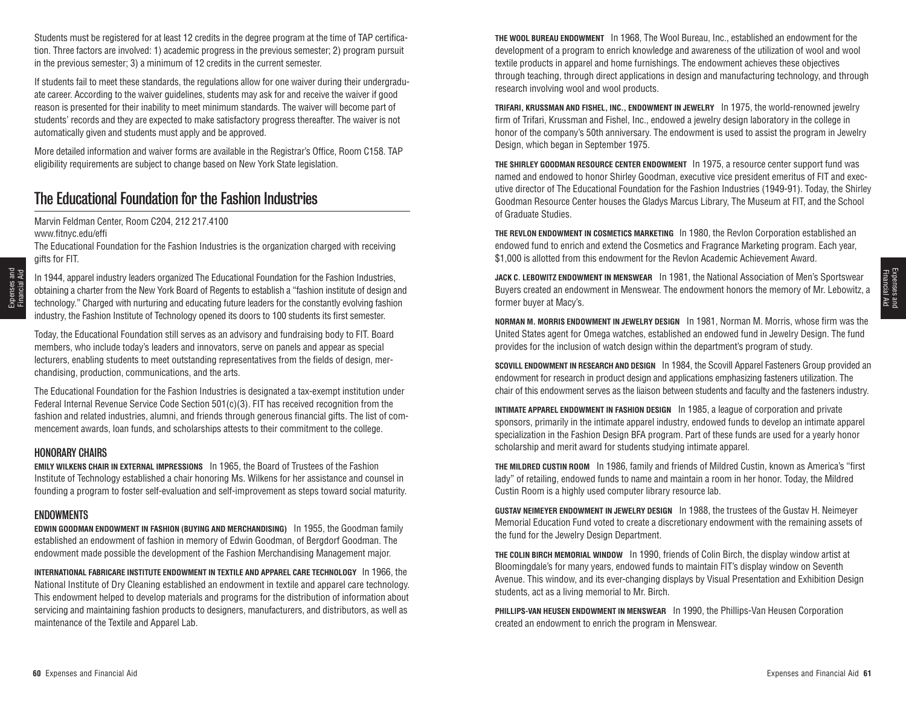Students must be registered for at least 12 credits in the degree program at the time of TAP certification. Three factors are involved: 1) academic progress in the previous semester; 2) program pursuit in the previous semester; 3) a minimum of 12 credits in the current semester.

If students fail to meet these standards, the regulations allow for one waiver during their undergraduate career. According to the waiver guidelines, students may ask for and receive the waiver if good reason is presented for their inability to meet minimum standards. The waiver will become part of students' records and they are expected to make satisfactory progress thereafter. The waiver is not automatically given and students must apply and be approved.

More detailed information and waiver forms are available in the Registrar's Office, Room C158. TAP eligibility requirements are subject to change based on New York State legislation.

## The Educational Foundation for the Fashion Industries

Marvin Feldman Center, Room C204, 212 217.4100
www.fitnyc.edu/effi
The Educational Foundation for the Fashion Industries is the organization charged with receiving gifts for FIT.

In 1944, apparel industry leaders organized The Educational Foundation for the Fashion Industries, obtaining a charter from the New York Board of Regents to establish a "fashion institute of design and technology." Charged with nurturing and educating future leaders for the constantly evolving fashion industry, the Fashion Institute of Technology opened its doors to 100 students its first semester.

Today, the Educational Foundation still serves as an advisory and fundraising body to FIT. Board members, who include today's leaders and innovators, serve on panels and appear as special lecturers, enabling students to meet outstanding representatives from the fields of design, merchandising, production, communications, and the arts.

The Educational Foundation for the Fashion Industries is designated a tax-exempt institution under Federal Internal Revenue Service Code Section 501(c)(3). FIT has received recognition from the fashion and related industries, alumni, and friends through generous financial gifts. The list of commencement awards, loan funds, and scholarships attests to their commitment to the college.

### HONORARY CHAIRS

**EMILY WILKENS CHAIR IN EXTERNAL IMPRESSIONS** In 1965, the Board of Trustees of the Fashion Institute of Technology established a chair honoring Ms. Wilkens for her assistance and counsel in founding a program to foster self-evaluation and self-improvement as steps toward social maturity.

### ENDOWMENTS

**EDWIN GOODMAN ENDOWMENT IN FASHION (BUYING AND MERCHANDISING)** In 1955, the Goodman family established an endowment of fashion in memory of Edwin Goodman, of Bergdorf Goodman. The endowment made possible the development of the Fashion Merchandising Management major.

**INTERNATIONAL FABRICARE INSTITUTE ENDOWMENT IN TEXTILE AND APPAREL CARE TECHNOLOGY** In 1966, the National Institute of Dry Cleaning established an endowment in textile and apparel care technology. This endowment helped to develop materials and programs for the distribution of information about servicing and maintaining fashion products to designers, manufacturers, and distributors, as well as maintenance of the Textile and Apparel Lab.

**THE WOOL BUREAU ENDOWMENT** In 1968, The Wool Bureau, Inc., established an endowment for the development of a program to enrich knowledge and awareness of the utilization of wool and wool textile products in apparel and home furnishings. The endowment achieves these objectives through teaching, through direct applications in design and manufacturing technology, and through research involving wool and wool products.

**TRIFARI, KRUSSMAN AND FISHEL, INC., ENDOWMENT IN JEWELRY** In 1975, the world-renowned jewelry firm of Trifari, Krussman and Fishel, Inc., endowed a jewelry design laboratory in the college in honor of the company's 50th anniversary. The endowment is used to assist the program in Jewelry Design, which began in September 1975.

**THE SHIRLEY GOODMAN RESOURCE CENTER ENDOWMENT** In 1975, a resource center support fund was named and endowed to honor Shirley Goodman, executive vice president emeritus of FIT and executive director of The Educational Foundation for the Fashion Industries (1949-91). Today, the Shirley Goodman Resource Center houses the Gladys Marcus Library, The Museum at FIT, and the School of Graduate Studies.

**THE REVLON ENDOWMENT IN COSMETICS MARKETING** In 1980, the Revlon Corporation established an endowed fund to enrich and extend the Cosmetics and Fragrance Marketing program. Each year, $1,000 is allotted from this endowment for the Revlon Academic Achievement Award.

**JACK C. LEBOWITZ ENDOWMENT IN MENSWEAR** In 1981, the National Association of Men's Sportswear Buyers created an endowment in Menswear. The endowment honors the memory of Mr. Lebowitz, a former buyer at Macy's.

**NORMAN M. MORRIS ENDOWMENT IN JEWELRY DESIGN** In 1981, Norman M. Morris, whose firm was the United States agent for Omega watches, established an endowed fund in Jewelry Design. The fund provides for the inclusion of watch design within the department's program of study.

**SCOVILL ENDOWMENT IN RESEARCH AND DESIGN** In 1984, the Scovill Apparel Fasteners Group provided an endowment for research in product design and applications emphasizing fasteners utilization. The chair of this endowment serves as the liaison between students and faculty and the fasteners industry.

**INTIMATE APPAREL ENDOWMENT IN FASHION DESIGN** In 1985, a league of corporation and private sponsors, primarily in the intimate apparel industry, endowed funds to develop an intimate apparel specialization in the Fashion Design BFA program. Part of these funds are used for a yearly honor scholarship and merit award for students studying intimate apparel.

**THE MILDRED CUSTIN ROOM** In 1986, family and friends of Mildred Custin, known as America's "first lady" of retailing, endowed funds to name and maintain a room in her honor. Today, the Mildred Custin Room is a highly used computer library resource lab.

**GUSTAV NEIMEYER ENDOWMENT IN JEWELRY DESIGN** In 1988, the trustees of the Gustav H. Neimeyer Memorial Education Fund voted to create a discretionary endowment with the remaining assets of the fund for the Jewelry Design Department.

**THE COLIN BIRCH MEMORIAL WINDOW** In 1990, friends of Colin Birch, the display window artist at Bloomingdale's for many years, endowed funds to maintain FIT's display window on Seventh Avenue. This window, and its ever-changing displays by Visual Presentation and Exhibition Design students, act as a living memorial to Mr. Birch.

**PHILLIPS-VAN HEUSEN ENDOWMENT IN MENSWEAR** In 1990, the Phillips-Van Heusen Corporation created an endowment to enrich the program in Menswear.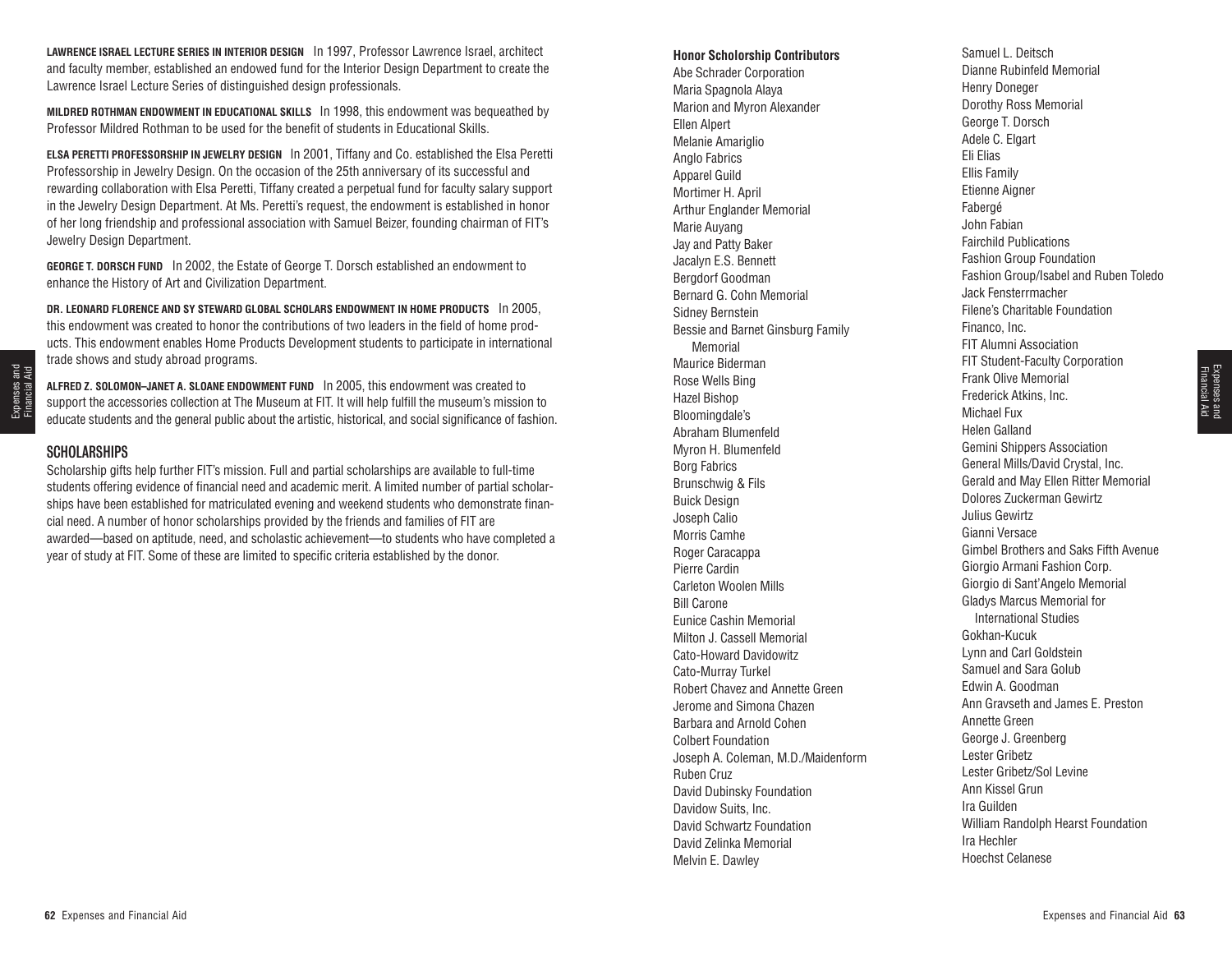**LAWRENCE ISRAEL LECTURE SERIES IN INTERIOR DESIGN** In 1997, Professor Lawrence Israel, architect and faculty member, established an endowed fund for the Interior Design Department to create the Lawrence Israel Lecture Series of distinguished design professionals.

**MILDRED ROTHMAN ENDOWMENT IN EDUCATIONAL SKILLS** In 1998, this endowment was bequeathed by Professor Mildred Rothman to be used for the benefit of students in Educational Skills.

**ELSA PERETTI PROFESSORSHIP IN JEWELRY DESIGN** In 2001, Tiffany and Co. established the Elsa Peretti Professorship in Jewelry Design. On the occasion of the 25th anniversary of its successful and rewarding collaboration with Elsa Peretti, Tiffany created a perpetual fund for faculty salary support in the Jewelry Design Department. At Ms. Peretti's request, the endowment is established in honor of her long friendship and professional association with Samuel Beizer, founding chairman of FIT's Jewelry Design Department.

**GEORGE T. DORSCH FUND** In 2002, the Estate of George T. Dorsch established an endowment to enhance the History of Art and Civilization Department.

**DR. LEONARD FLORENCE AND SY STEWARD GLOBAL SCHOLARS ENDOWMENT IN HOME PRODUCTS** In 2005, this endowment was created to honor the contributions of two leaders in the field of home products. This endowment enables Home Products Development students to participate in international trade shows and study abroad programs.

**ALFRED Z. SOLOMON–JANET A. SLOANE ENDOWMENT FUND** In 2005, this endowment was created to support the accessories collection at The Museum at FIT. It will help fulfill the museum's mission to educate students and the general public about the artistic, historical, and social significance of fashion.

## SCHOLARSHIPS

Scholarship gifts help further FIT's mission. Full and partial scholarships are available to full-time students offering evidence of financial need and academic merit. A limited number of partial scholarships have been established for matriculated evening and weekend students who demonstrate financial need. A number of honor scholarships provided by the friends and families of FIT are awarded—based on aptitude, need, and scholastic achievement—to students who have completed a year of study at FIT. Some of these are limited to specific criteria established by the donor.

**Honor Scholarship Contributors**

Abe Schrader Corporation
Maria Spagnola Alaya
Marion and Myron Alexander
Ellen Alpert
Melanie Amariglio
Anglo Fabrics
Apparel Guild
Mortimer H. April
Arthur Englander Memorial
Marie Auyang
Jay and Patty Baker
Jacalyn E.S. Bennett
Bergdorf Goodman
Bernard G. Cohn Memorial
Sidney Bernstein
Bessie and Barnet Ginsburg Family Memorial
Maurice Biderman
Rose Wells Bing
Hazel Bishop
Bloomingdale's
Abraham Blumenfeld
Myron H. Blumenfeld
Borg Fabrics
Brunschwig & Fils
Buick Design
Joseph Calio
Morris Camhe
Roger Caracappa
Pierre Cardin
Carleton Woolen Mills
Bill Carone
Eunice Cashin Memorial
Milton J. Cassell Memorial
Cato-Howard Davidowitz
Cato-Murray Turkel
Robert Chavez and Annette Green
Jerome and Simona Chazen
Barbara and Arnold Cohen
Colbert Foundation
Joseph A. Coleman, M.D./Maidenform
Ruben Cruz
David Dubinsky Foundation
Davidow Suits, Inc.
David Schwartz Foundation
David Zelinka Memorial
Melvin E. Dawley
Samuel L. Deitsch
Dianne Rubinfeld Memorial
Henry Doneger
Dorothy Ross Memorial
George T. Dorsch
Adele C. Elgart
Eli Elias
Ellis Family
Etienne Aigner
Fabergé
John Fabian
Fairchild Publications
Fashion Group Foundation
Fashion Group/Isabel and Ruben Toledo
Jack Fensterrmacher
Filene's Charitable Foundation
Financo, Inc.
FIT Alumni Association
FIT Student-Faculty Corporation
Frank Olive Memorial
Frederick Atkins, Inc.
Michael Fux
Helen Galland
Gemini Shippers Association
General Mills/David Crystal, Inc.
Gerald and May Ellen Ritter Memorial
Dolores Zuckerman Gewirtz
Julius Gewirtz
Gianni Versace
Gimbel Brothers and Saks Fifth Avenue
Giorgio Armani Fashion Corp.
Giorgio di Sant'Angelo Memorial
Gladys Marcus Memorial for International Studies
Gokhan-Kucuk
Lynn and Carl Goldstein
Samuel and Sara Golub
Edwin A. Goodman
Ann Gravseth and James E. Preston
Annette Green
George J. Greenberg
Lester Gribetz
Lester Gribetz/Sol Levine
Ann Kissel Grun
Ira Guilden
William Randolph Hearst Foundation
Ira Hechler
Hoechst Celanese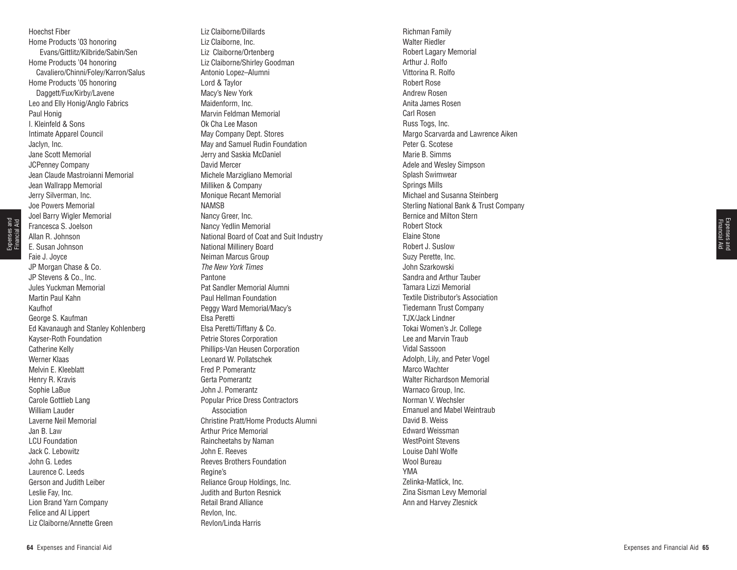Hoechst Fiber
Home Products '03 honoring
Evans/Gittlitz/Kilbride/Sabin/Sen
Home Products '04 honoring
Cavaliero/Chinni/Foley/Karron/Salus
Home Products '05 honoring
Daggett/Fux/Kirby/Lavene
Leo and Elly Honig/Anglo Fabrics
Paul Honig
I. Kleinfeld & Sons
Intimate Apparel Council
Jaclyn, Inc.
Jane Scott Memorial
JCPenney Company
Jean Claude Mastroianni Memorial
Jean Wallrapp Memorial
Jerry Silverman, Inc.
Joe Powers Memorial
Joel Barry Wigler Memorial
Francesca S. Joelson
Allan R. Johnson
E. Susan Johnson
Faie J. Joyce
JP Morgan Chase & Co.
JP Stevens & Co., Inc.
Jules Yuckman Memorial
Martin Paul Kahn
Kaufhof
George S. Kaufman
Ed Kavanaugh and Stanley Kohlenberg
Kayser-Roth Foundation
Catherine Kelly
Werner Klaas
Melvin E. Kleeblatt
Henry R. Kravis
Sophie LaBue
Carole Gottlieb Lang
William Lauder
Laverne Neil Memorial
Jan B. Law
LCU Foundation
Jack C. Lebowitz
John G. Ledes
Laurence C. Leeds
Gerson and Judith Leiber
Leslie Fay, Inc.
Lion Brand Yarn Company
Felice and Al Lippert
Liz Claiborne/Annette Green
Liz Claiborne/Dillards
Liz Claiborne, Inc.
Liz Claiborne/Ortenberg
Liz Claiborne/Shirley Goodman
Antonio Lopez–Alumni
Lord & Taylor
Macy's New York
Maidenform, Inc.
Marvin Feldman Memorial
Ok Cha Lee Mason
May Company Dept. Stores
May and Samuel Rudin Foundation
Jerry and Saskia McDaniel
David Mercer
Michele Marzigliano Memorial
Milliken & Company
Monique Recant Memorial
NAMSB
Nancy Greer, Inc.
Nancy Yedlin Memorial
National Board of Coat and Suit Industry
National Millinery Board
Neiman Marcus Group
*The New York Times*
Pantone
Pat Sandler Memorial Alumni
Paul Hellman Foundation
Peggy Ward Memorial/Macy's
Elsa Peretti
Elsa Peretti/Tiffany & Co.
Petrie Stores Corporation
Phillips-Van Heusen Corporation
Leonard W. Pollatschek
Fred P. Pomerantz
Gerta Pomerantz
John J. Pomerantz
Popular Price Dress Contractors
Association
Christine Pratt/Home Products Alumni
Arthur Price Memorial
Raincheetahs by Naman
John E. Reeves
Reeves Brothers Foundation
Regine's
Reliance Group Holdings, Inc.
Judith and Burton Resnick
Retail Brand Alliance
Revlon, Inc.
Revlon/Linda Harris
Richman Family
Walter Riedler
Robert Lagary Memorial
Arthur J. Rolfo
Vittorina R. Rolfo
Robert Rose
Andrew Rosen
Anita James Rosen
Carl Rosen
Russ Togs, Inc.
Margo Scarvarda and Lawrence Aiken
Peter G. Scotese
Marie B. Simms
Adele and Wesley Simpson
Splash Swimwear
Springs Mills
Michael and Susanna Steinberg
Sterling National Bank & Trust Company
Bernice and Milton Stern
Robert Stock
Elaine Stone
Robert J. Suslow
Suzy Perette, Inc.
John Szarkowski
Sandra and Arthur Tauber
Tamara Lizzi Memorial
Textile Distributor's Association
Tiedemann Trust Company
TJX/Jack Lindner
Tokai Women's Jr. College
Lee and Marvin Traub
Vidal Sassoon
Adolph, Lily, and Peter Vogel
Marco Wachter
Walter Richardson Memorial
Warnaco Group, Inc.
Norman V. Wechsler
Emanuel and Mabel Weintraub
David B. Weiss
Edward Weissman
WestPoint Stevens
Louise Dahl Wolfe
Wool Bureau
YMA
Zelinka-Matlick, Inc.
Zina Sisman Levy Memorial
Ann and Harvey Zlesnick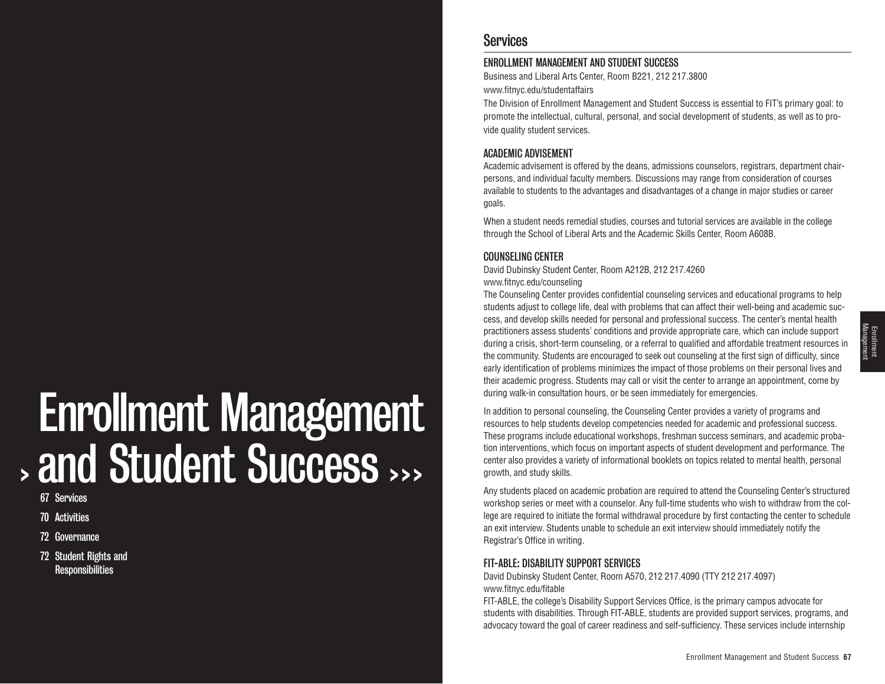# Enrollment Management and Student Success

67 Services

70 Activities

72 Governance

72 Student Rights and Responsibilities

## Services

### ENROLLMENT MANAGEMENT AND STUDENT SUCCESS

Business and Liberal Arts Center, Room B221, 212 217.3800
www.fitnyc.edu/studentaffairs

The Division of Enrollment Management and Student Success is essential to FIT's primary goal: to promote the intellectual, cultural, personal, and social development of students, as well as to provide quality student services.

### ACADEMIC ADVISEMENT

Academic advisement is offered by the deans, admissions counselors, registrars, department chairpersons, and individual faculty members. Discussions may range from consideration of courses available to students to the advantages and disadvantages of a change in major studies or career goals.

When a student needs remedial studies, courses and tutorial services are available in the college through the School of Liberal Arts and the Academic Skills Center, Room A608B.

### COUNSELING CENTER

David Dubinsky Student Center, Room A212B, 212 217.4260
www.fitnyc.edu/counseling

The Counseling Center provides confidential counseling services and educational programs to help students adjust to college life, deal with problems that can affect their well-being and academic success, and develop skills needed for personal and professional success. The center's mental health practitioners assess students' conditions and provide appropriate care, which can include support during a crisis, short-term counseling, or a referral to qualified and affordable treatment resources in the community. Students are encouraged to seek out counseling at the first sign of difficulty, since early identification of problems minimizes the impact of those problems on their personal lives and their academic progress. Students may call or visit the center to arrange an appointment, come by during walk-in consultation hours, or be seen immediately for emergencies.

In addition to personal counseling, the Counseling Center provides a variety of programs and resources to help students develop competencies needed for academic and professional success. These programs include educational workshops, freshman success seminars, and academic probation interventions, which focus on important aspects of student development and performance. The center also provides a variety of informational booklets on topics related to mental health, personal growth, and study skills.

Any students placed on academic probation are required to attend the Counseling Center's structured workshop series or meet with a counselor. Any full-time students who wish to withdraw from the college are required to initiate the formal withdrawal procedure by first contacting the center to schedule an exit interview. Students unable to schedule an exit interview should immediately notify the Registrar's Office in writing.

### FIT-ABLE: DISABILITY SUPPORT SERVICES

David Dubinsky Student Center, Room A570, 212 217.4090 (TTY 212 217.4097)
www.fitnyc.edu/fitable

FIT-ABLE, the college's Disability Support Services Office, is the primary campus advocate for students with disabilities. Through FIT-ABLE, students are provided support services, programs, and advocacy toward the goal of career readiness and self-sufficiency. These services include internship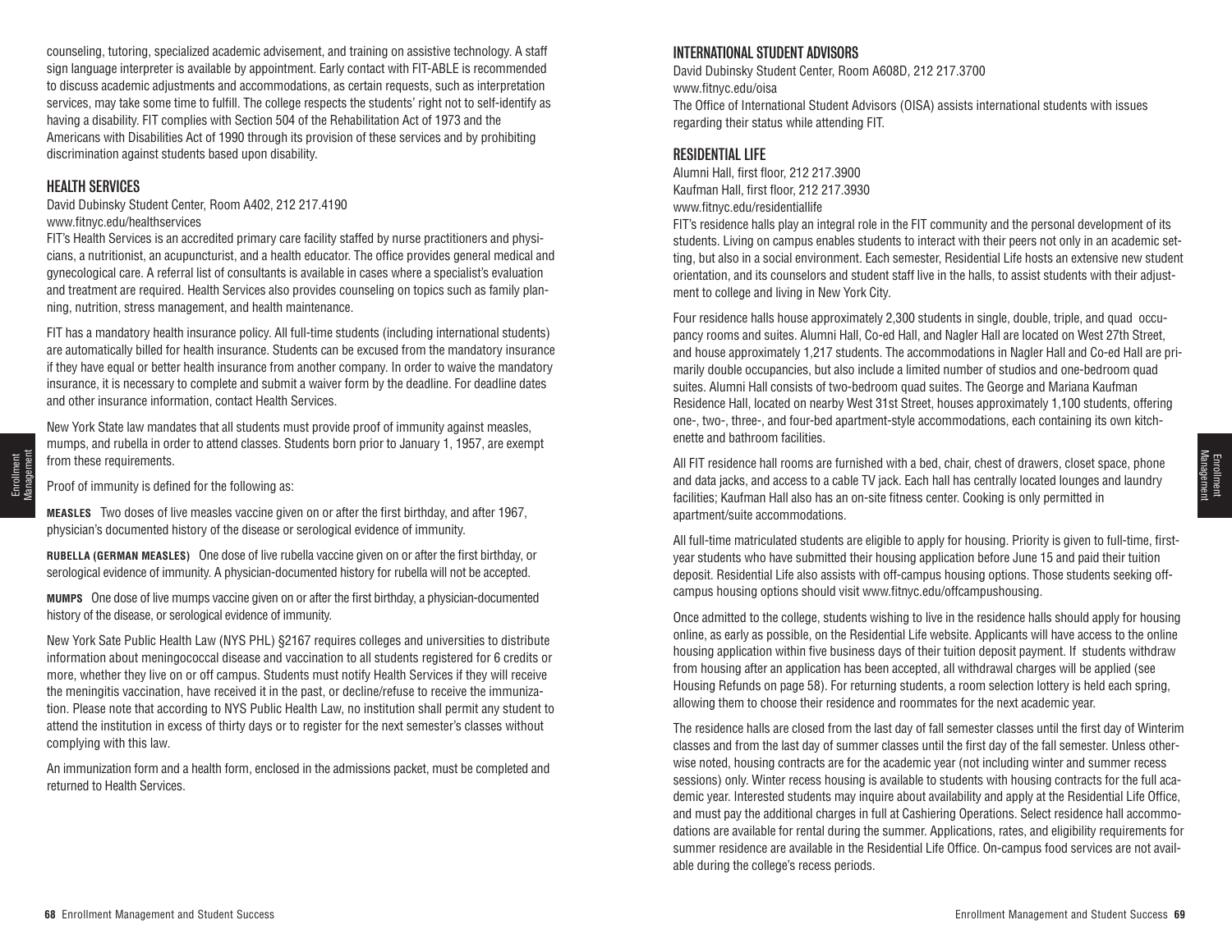counseling, tutoring, specialized academic advisement, and training on assistive technology. A staff sign language interpreter is available by appointment. Early contact with FIT-ABLE is recommended to discuss academic adjustments and accommodations, as certain requests, such as interpretation services, may take some time to fulfill. The college respects the students' right not to self-identify as having a disability. FIT complies with Section 504 of the Rehabilitation Act of 1973 and the Americans with Disabilities Act of 1990 through its provision of these services and by prohibiting discrimination against students based upon disability.

## HEALTH SERVICES

David Dubinsky Student Center, Room A402, 212 217.4190
www.fitnyc.edu/healthservices

FIT's Health Services is an accredited primary care facility staffed by nurse practitioners and physicians, a nutritionist, an acupuncturist, and a health educator. The office provides general medical and gynecological care. A referral list of consultants is available in cases where a specialist's evaluation and treatment are required. Health Services also provides counseling on topics such as family planning, nutrition, stress management, and health maintenance.

FIT has a mandatory health insurance policy. All full-time students (including international students) are automatically billed for health insurance. Students can be excused from the mandatory insurance if they have equal or better health insurance from another company. In order to waive the mandatory insurance, it is necessary to complete and submit a waiver form by the deadline. For deadline dates and other insurance information, contact Health Services.

New York State law mandates that all students must provide proof of immunity against measles, mumps, and rubella in order to attend classes. Students born prior to January 1, 1957, are exempt from these requirements.

Proof of immunity is defined for the following as:

**MEASLES** Two doses of live measles vaccine given on or after the first birthday, and after 1967, physician's documented history of the disease or serological evidence of immunity.

**RUBELLA (GERMAN MEASLES)** One dose of live rubella vaccine given on or after the first birthday, or serological evidence of immunity. A physician-documented history for rubella will not be accepted.

**MUMPS** One dose of live mumps vaccine given on or after the first birthday, a physician-documented history of the disease, or serological evidence of immunity.

New York Sate Public Health Law (NYS PHL) §2167 requires colleges and universities to distribute information about meningococcal disease and vaccination to all students registered for 6 credits or more, whether they live on or off campus. Students must notify Health Services if they will receive the meningitis vaccination, have received it in the past, or decline/refuse to receive the immunization. Please note that according to NYS Public Health Law, no institution shall permit any student to attend the institution in excess of thirty days or to register for the next semester's classes without complying with this law.

An immunization form and a health form, enclosed in the admissions packet, must be completed and returned to Health Services.

## INTERNATIONAL STUDENT ADVISORS

David Dubinsky Student Center, Room A608D, 212 217.3700
www.fitnyc.edu/oisa

The Office of International Student Advisors (OISA) assists international students with issues regarding their status while attending FIT.

## RESIDENTIAL LIFE

Alumni Hall, first floor, 212 217.3900
Kaufman Hall, first floor, 212 217.3930
www.fitnyc.edu/residentiallife

FIT's residence halls play an integral role in the FIT community and the personal development of its students. Living on campus enables students to interact with their peers not only in an academic setting, but also in a social environment. Each semester, Residential Life hosts an extensive new student orientation, and its counselors and student staff live in the halls, to assist students with their adjustment to college and living in New York City.

Four residence halls house approximately 2,300 students in single, double, triple, and quad occupancy rooms and suites. Alumni Hall, Co-ed Hall, and Nagler Hall are located on West 27th Street, and house approximately 1,217 students. The accommodations in Nagler Hall and Co-ed Hall are primarily double occupancies, but also include a limited number of studios and one-bedroom quad suites. Alumni Hall consists of two-bedroom quad suites. The George and Mariana Kaufman Residence Hall, located on nearby West 31st Street, houses approximately 1,100 students, offering one-, two-, three-, and four-bed apartment-style accommodations, each containing its own kitchenette and bathroom facilities.

All FIT residence hall rooms are furnished with a bed, chair, chest of drawers, closet space, phone and data jacks, and access to a cable TV jack. Each hall has centrally located lounges and laundry facilities; Kaufman Hall also has an on-site fitness center. Cooking is only permitted in apartment/suite accommodations.

All full-time matriculated students are eligible to apply for housing. Priority is given to full-time, first-year students who have submitted their housing application before June 15 and paid their tuition deposit. Residential Life also assists with off-campus housing options. Those students seeking off-campus housing options should visit www.fitnyc.edu/offcampushousing.

Once admitted to the college, students wishing to live in the residence halls should apply for housing online, as early as possible, on the Residential Life website. Applicants will have access to the online housing application within five business days of their tuition deposit payment. If students withdraw from housing after an application has been accepted, all withdrawal charges will be applied (see Housing Refunds on page 58). For returning students, a room selection lottery is held each spring, allowing them to choose their residence and roommates for the next academic year.

The residence halls are closed from the last day of fall semester classes until the first day of Winterim classes and from the last day of summer classes until the first day of the fall semester. Unless otherwise noted, housing contracts are for the academic year (not including winter and summer recess sessions) only. Winter recess housing is available to students with housing contracts for the full academic year. Interested students may inquire about availability and apply at the Residential Life Office, and must pay the additional charges in full at Cashiering Operations. Select residence hall accommodations are available for rental during the summer. Applications, rates, and eligibility requirements for summer residence are available in the Residential Life Office. On-campus food services are not available during the college's recess periods.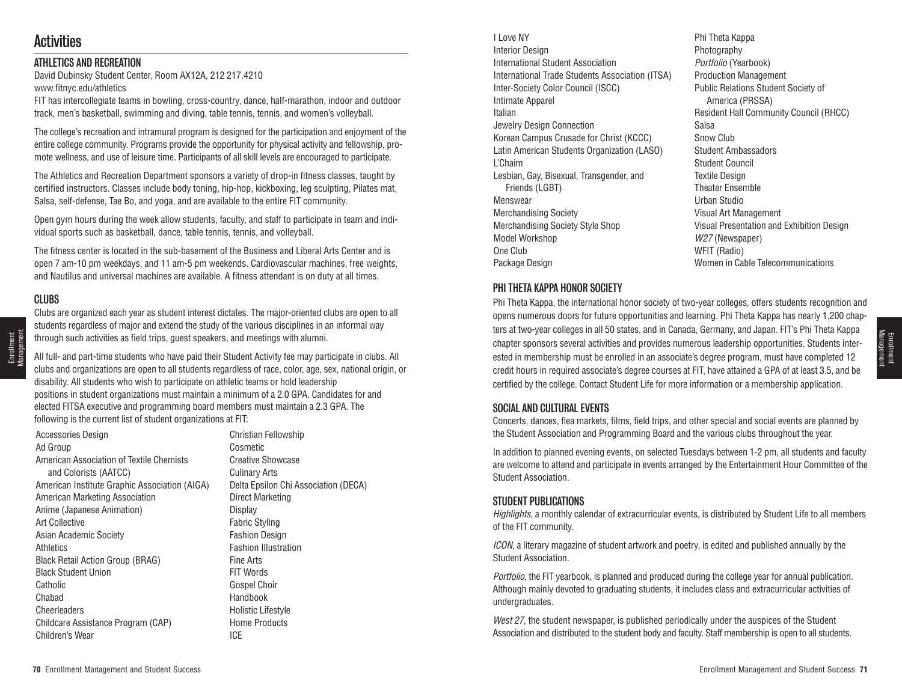# Activities

## ATHLETICS AND RECREATION

David Dubinsky Student Center, Room AX12A, 212 217.4210
www.fitnyc.edu/athletics

FIT has intercollegiate teams in bowling, cross-country, dance, half-marathon, indoor and outdoor track, men's basketball, swimming and diving, table tennis, tennis, and women's volleyball.

The college's recreation and intramural program is designed for the participation and enjoyment of the entire college community. Programs provide the opportunity for physical activity and fellowship, promote wellness, and use of leisure time. Participants of all skill levels are encouraged to participate.

The Athletics and Recreation Department sponsors a variety of drop-in fitness classes, taught by certified instructors. Classes include body toning, hip-hop, kickboxing, leg sculpting, Pilates mat, Salsa, self-defense, Tae Bo, and yoga, and are available to the entire FIT community.

Open gym hours during the week allow students, faculty, and staff to participate in team and individual sports such as basketball, dance, table tennis, tennis, and volleyball.

The fitness center is located in the sub-basement of the Business and Liberal Arts Center and is open 7 am-10 pm weekdays, and 11 am-5 pm weekends. Cardiovascular machines, free weights, and Nautilus and universal machines are available. A fitness attendant is on duty at all times.

## CLUBS

Clubs are organized each year as student interest dictates. The major-oriented clubs are open to all students regardless of major and extend the study of the various disciplines in an informal way through such activities as field trips, guest speakers, and meetings with alumni.

All full- and part-time students who have paid their Student Activity fee may participate in clubs. All clubs and organizations are open to all students regardless of race, color, age, sex, national origin, or disability. All students who wish to participate on athletic teams or hold leadership positions in student organizations must maintain a minimum of a 2.0 GPA. Candidates for and elected FITSA executive and programming board members must maintain a 2.3 GPA. The following is the current list of student organizations at FIT:

Accessories Design
Ad Group
American Association of Textile Chemists and Colorists (AATCC)
American Institute Graphic Association (AIGA)
American Marketing Association
Anime (Japanese Animation)
Art Collective
Asian Academic Society
Athletics
Black Retail Action Group (BRAG)
Black Student Union
Catholic
Chabad
Cheerleaders
Childcare Assistance Program (CAP)
Children's Wear
Christian Fellowship
Cosmetic
Creative Showcase
Culinary Arts
Delta Epsilon Chi Association (DECA)
Direct Marketing
Display
Fabric Styling
Fashion Design
Fashion Illustration
Fine Arts
FIT Words
Gospel Choir
Handbook
Holistic Lifestyle
Home Products
ICE
I Love NY
Interior Design
International Student Association
International Trade Students Association (ITSA)
Inter-Society Color Council (ISCC)
Intimate Apparel
Italian
Jewelry Design Connection
Korean Campus Crusade for Christ (KCCC)
Latin American Students Organization (LASO)
L'Chaim
Lesbian, Gay, Bisexual, Transgender, and Friends (LGBT)
Menswear
Merchandising Society
Merchandising Society Style Shop
Model Workshop
One Club
Package Design
Phi Theta Kappa
Photography
*Portfolio* (Yearbook)
Production Management
Public Relations Student Society of America (PRSSA)
Resident Hall Community Council (RHCC)
Salsa
Snow Club
Student Ambassadors
Student Council
Textile Design
Theater Ensemble
Urban Studio
Visual Art Management
Visual Presentation and Exhibition Design
*W27* (Newspaper)
WFIT (Radio)
Women in Cable Telecommunications

## PHI THETA KAPPA HONOR SOCIETY

Phi Theta Kappa, the international honor society of two-year colleges, offers students recognition and opens numerous doors for future opportunities and learning. Phi Theta Kappa has nearly 1,200 chapters at two-year colleges in all 50 states, and in Canada, Germany, and Japan. FIT's Phi Theta Kappa chapter sponsors several activities and provides numerous leadership opportunities. Students interested in membership must be enrolled in an associate's degree program, must have completed 12 credit hours in required associate's degree courses at FIT, have attained a GPA of at least 3.5, and be certified by the college. Contact Student Life for more information or a membership application.

## SOCIAL AND CULTURAL EVENTS

Concerts, dances, flea markets, films, field trips, and other special and social events are planned by the Student Association and Programming Board and the various clubs throughout the year.

In addition to planned evening events, on selected Tuesdays between 1-2 pm, all students and faculty are welcome to attend and participate in events arranged by the Entertainment Hour Committee of the Student Association.

## STUDENT PUBLICATIONS

*Highlights*, a monthly calendar of extracurricular events, is distributed by Student Life to all members of the FIT community.

*ICON*, a literary magazine of student artwork and poetry, is edited and published annually by the Student Association.

*Portfolio*, the FIT yearbook, is planned and produced during the college year for annual publication. Although mainly devoted to graduating students, it includes class and extracurricular activities of undergraduates.

*West 27*, the student newspaper, is published periodically under the auspices of the Student Association and distributed to the student body and faculty. Staff membership is open to all students.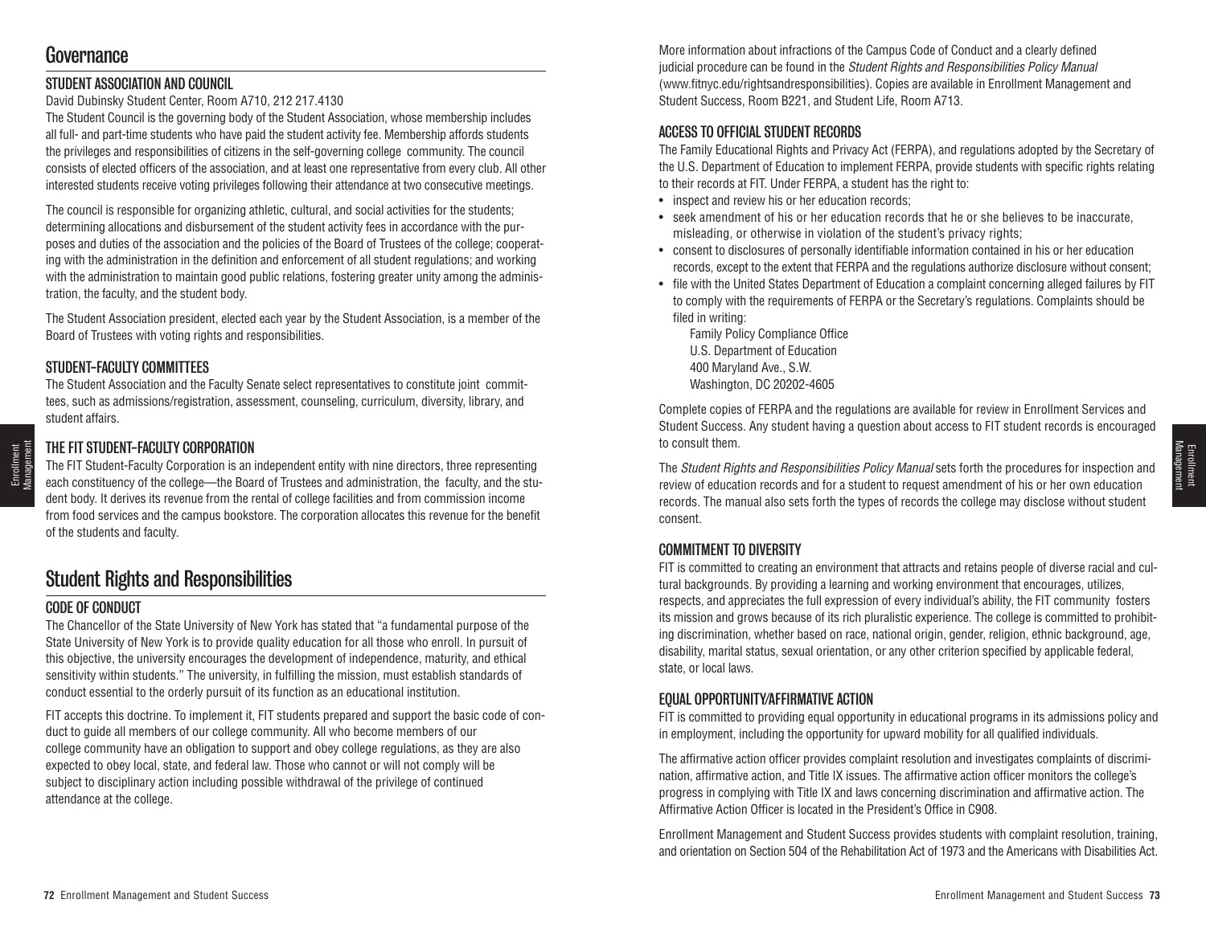# Governance

## STUDENT ASSOCIATION AND COUNCIL

David Dubinsky Student Center, Room A710, 212 217.4130

The Student Council is the governing body of the Student Association, whose membership includes all full- and part-time students who have paid the student activity fee. Membership affords students the privileges and responsibilities of citizens in the self-governing college community. The council consists of elected officers of the association, and at least one representative from every club. All other interested students receive voting privileges following their attendance at two consecutive meetings.

The council is responsible for organizing athletic, cultural, and social activities for the students; determining allocations and disbursement of the student activity fees in accordance with the purposes and duties of the association and the policies of the Board of Trustees of the college; cooperating with the administration in the definition and enforcement of all student regulations; and working with the administration to maintain good public relations, fostering greater unity among the administration, the faculty, and the student body.

The Student Association president, elected each year by the Student Association, is a member of the Board of Trustees with voting rights and responsibilities.

## STUDENT-FACULTY COMMITTEES

The Student Association and the Faculty Senate select representatives to constitute joint committees, such as admissions/registration, assessment, counseling, curriculum, diversity, library, and student affairs.

## THE FIT STUDENT-FACULTY CORPORATION

The FIT Student-Faculty Corporation is an independent entity with nine directors, three representing each constituency of the college—the Board of Trustees and administration, the faculty, and the student body. It derives its revenue from the rental of college facilities and from commission income from food services and the campus bookstore. The corporation allocates this revenue for the benefit of the students and faculty.

# Student Rights and Responsibilities

## CODE OF CONDUCT

The Chancellor of the State University of New York has stated that "a fundamental purpose of the State University of New York is to provide quality education for all those who enroll. In pursuit of this objective, the university encourages the development of independence, maturity, and ethical sensitivity within students." The university, in fulfilling the mission, must establish standards of conduct essential to the orderly pursuit of its function as an educational institution.

FIT accepts this doctrine. To implement it, FIT students prepared and support the basic code of conduct to guide all members of our college community. All who become members of our college community have an obligation to support and obey college regulations, as they are also expected to obey local, state, and federal law. Those who cannot or will not comply will be subject to disciplinary action including possible withdrawal of the privilege of continued attendance at the college.

More information about infractions of the Campus Code of Conduct and a clearly defined judicial procedure can be found in the *Student Rights and Responsibilities Policy Manual* (www.fitnyc.edu/rightsandresponsibilities). Copies are available in Enrollment Management and Student Success, Room B221, and Student Life, Room A713.

## ACCESS TO OFFICIAL STUDENT RECORDS

The Family Educational Rights and Privacy Act (FERPA), and regulations adopted by the Secretary of the U.S. Department of Education to implement FERPA, provide students with specific rights relating to their records at FIT. Under FERPA, a student has the right to:

- inspect and review his or her education records;
- seek amendment of his or her education records that he or she believes to be inaccurate, misleading, or otherwise in violation of the student's privacy rights;
- consent to disclosures of personally identifiable information contained in his or her education records, except to the extent that FERPA and the regulations authorize disclosure without consent;
- file with the United States Department of Education a complaint concerning alleged failures by FIT to comply with the requirements of FERPA or the Secretary's regulations. Complaints should be filed in writing:

  Family Policy Compliance Office  
  U.S. Department of Education  
  400 Maryland Ave., S.W.  
  Washington, DC 20202-4605

Complete copies of FERPA and the regulations are available for review in Enrollment Services and Student Success. Any student having a question about access to FIT student records is encouraged to consult them.

The *Student Rights and Responsibilities Policy Manual* sets forth the procedures for inspection and review of education records and for a student to request amendment of his or her own education records. The manual also sets forth the types of records the college may disclose without student consent.

## COMMITMENT TO DIVERSITY

FIT is committed to creating an environment that attracts and retains people of diverse racial and cultural backgrounds. By providing a learning and working environment that encourages, utilizes, respects, and appreciates the full expression of every individual's ability, the FIT community fosters its mission and grows because of its rich pluralistic experience. The college is committed to prohibiting discrimination, whether based on race, national origin, gender, religion, ethnic background, age, disability, marital status, sexual orientation, or any other criterion specified by applicable federal, state, or local laws.

## EQUAL OPPORTUNITY/AFFIRMATIVE ACTION

FIT is committed to providing equal opportunity in educational programs in its admissions policy and in employment, including the opportunity for upward mobility for all qualified individuals.

The affirmative action officer provides complaint resolution and investigates complaints of discrimination, affirmative action, and Title IX issues. The affirmative action officer monitors the college's progress in complying with Title IX and laws concerning discrimination and affirmative action. The Affirmative Action Officer is located in the President's Office in C908.

Enrollment Management and Student Success provides students with complaint resolution, training, and orientation on Section 504 of the Rehabilitation Act of 1973 and the Americans with Disabilities Act.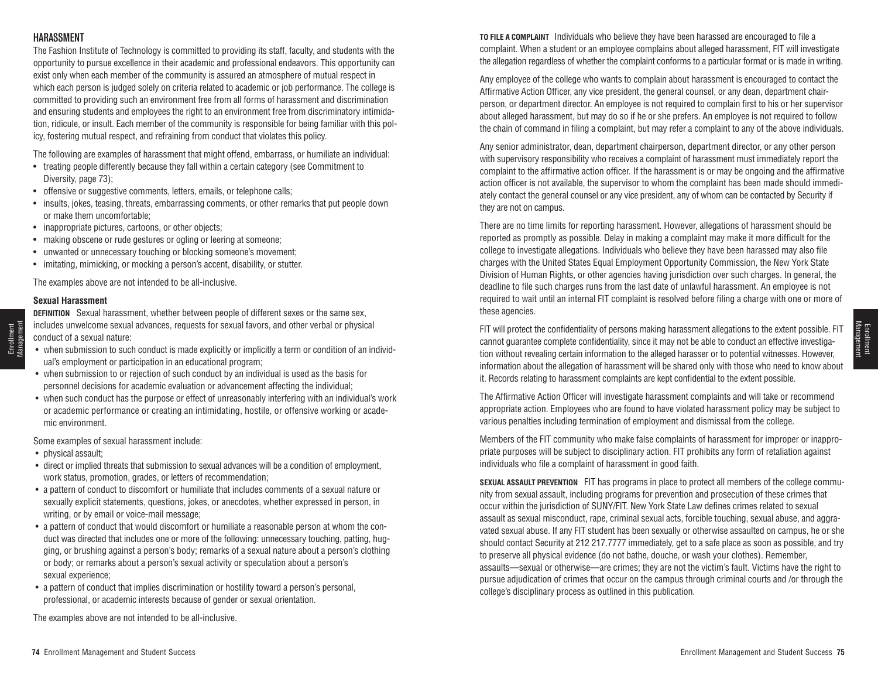## HARASSMENT

The Fashion Institute of Technology is committed to providing its staff, faculty, and students with the opportunity to pursue excellence in their academic and professional endeavors. This opportunity can exist only when each member of the community is assured an atmosphere of mutual respect in which each person is judged solely on criteria related to academic or job performance. The college is committed to providing such an environment free from all forms of harassment and discrimination and ensuring students and employees the right to an environment free from discriminatory intimidation, ridicule, or insult. Each member of the community is responsible for being familiar with this policy, fostering mutual respect, and refraining from conduct that violates this policy.

The following are examples of harassment that might offend, embarrass, or humiliate an individual:

- treating people differently because they fall within a certain category (see Commitment to Diversity, page 73);
- offensive or suggestive comments, letters, emails, or telephone calls;
- insults, jokes, teasing, threats, embarrassing comments, or other remarks that put people down or make them uncomfortable;
- inappropriate pictures, cartoons, or other objects;
- making obscene or rude gestures or ogling or leering at someone;
- unwanted or unnecessary touching or blocking someone's movement;
- imitating, mimicking, or mocking a person's accent, disability, or stutter.

The examples above are not intended to be all-inclusive.

### Sexual Harassment

**DEFINITION** Sexual harassment, whether between people of different sexes or the same sex, includes unwelcome sexual advances, requests for sexual favors, and other verbal or physical conduct of a sexual nature:

- when submission to such conduct is made explicitly or implicitly a term or condition of an individual's employment or participation in an educational program;
- when submission to or rejection of such conduct by an individual is used as the basis for personnel decisions for academic evaluation or advancement affecting the individual;
- when such conduct has the purpose or effect of unreasonably interfering with an individual's work or academic performance or creating an intimidating, hostile, or offensive working or academic environment.

Some examples of sexual harassment include:

- physical assault;
- direct or implied threats that submission to sexual advances will be a condition of employment, work status, promotion, grades, or letters of recommendation;
- a pattern of conduct to discomfort or humiliate that includes comments of a sexual nature or sexually explicit statements, questions, jokes, or anecdotes, whether expressed in person, in writing, or by email or voice-mail message;
- a pattern of conduct that would discomfort or humiliate a reasonable person at whom the conduct was directed that includes one or more of the following: unnecessary touching, patting, hugging, or brushing against a person's body; remarks of a sexual nature about a person's clothing or body; or remarks about a person's sexual activity or speculation about a person's sexual experience;
- a pattern of conduct that implies discrimination or hostility toward a person's personal, professional, or academic interests because of gender or sexual orientation.

The examples above are not intended to be all-inclusive.

**TO FILE A COMPLAINT** Individuals who believe they have been harassed are encouraged to file a complaint. When a student or an employee complains about alleged harassment, FIT will investigate the allegation regardless of whether the complaint conforms to a particular format or is made in writing.

Any employee of the college who wants to complain about harassment is encouraged to contact the Affirmative Action Officer, any vice president, the general counsel, or any dean, department chairperson, or department director. An employee is not required to complain first to his or her supervisor about alleged harassment, but may do so if he or she prefers. An employee is not required to follow the chain of command in filing a complaint, but may refer a complaint to any of the above individuals.

Any senior administrator, dean, department chairperson, department director, or any other person with supervisory responsibility who receives a complaint of harassment must immediately report the complaint to the affirmative action officer. If the harassment is or may be ongoing and the affirmative action officer is not available, the supervisor to whom the complaint has been made should immediately contact the general counsel or any vice president, any of whom can be contacted by Security if they are not on campus.

There are no time limits for reporting harassment. However, allegations of harassment should be reported as promptly as possible. Delay in making a complaint may make it more difficult for the college to investigate allegations. Individuals who believe they have been harassed may also file charges with the United States Equal Employment Opportunity Commission, the New York State Division of Human Rights, or other agencies having jurisdiction over such charges. In general, the deadline to file such charges runs from the last date of unlawful harassment. An employee is not required to wait until an internal FIT complaint is resolved before filing a charge with one or more of these agencies.

FIT will protect the confidentiality of persons making harassment allegations to the extent possible. FIT cannot guarantee complete confidentiality, since it may not be able to conduct an effective investigation without revealing certain information to the alleged harasser or to potential witnesses. However, information about the allegation of harassment will be shared only with those who need to know about it. Records relating to harassment complaints are kept confidential to the extent possible.

The Affirmative Action Officer will investigate harassment complaints and will take or recommend appropriate action. Employees who are found to have violated harassment policy may be subject to various penalties including termination of employment and dismissal from the college.

Members of the FIT community who make false complaints of harassment for improper or inappropriate purposes will be subject to disciplinary action. FIT prohibits any form of retaliation against individuals who file a complaint of harassment in good faith.

**SEXUAL ASSAULT PREVENTION** FIT has programs in place to protect all members of the college community from sexual assault, including programs for prevention and prosecution of these crimes that occur within the jurisdiction of SUNY/FIT. New York State Law defines crimes related to sexual assault as sexual misconduct, rape, criminal sexual acts, forcible touching, sexual abuse, and aggravated sexual abuse. If any FIT student has been sexually or otherwise assaulted on campus, he or she should contact Security at 212 217.7777 immediately, get to a safe place as soon as possible, and try to preserve all physical evidence (do not bathe, douche, or wash your clothes). Remember, assaults—sexual or otherwise—are crimes; they are not the victim's fault. Victims have the right to pursue adjudication of crimes that occur on the campus through criminal courts and /or through the college's disciplinary process as outlined in this publication.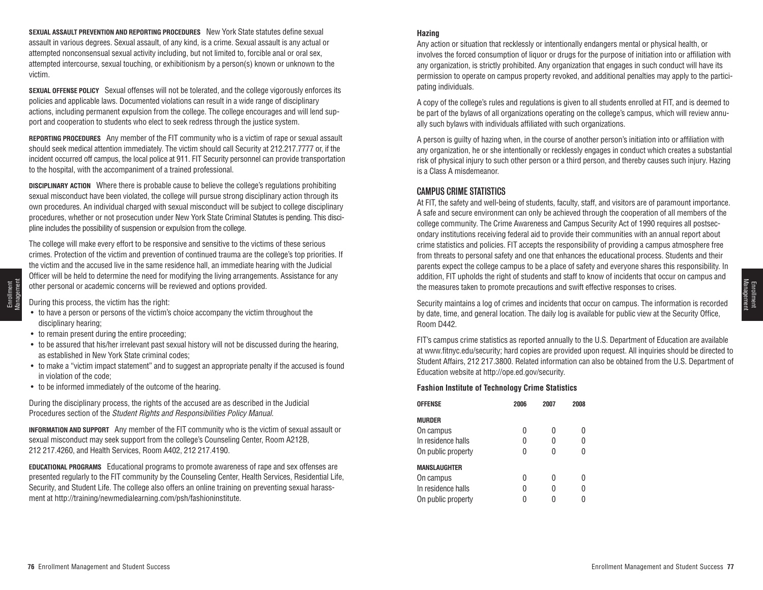**SEXUAL ASSAULT PREVENTION AND REPORTING PROCEDURES** New York State statutes define sexual assault in various degrees. Sexual assault, of any kind, is a crime. Sexual assault is any actual or attempted nonconsensual sexual activity including, but not limited to, forcible anal or oral sex, attempted intercourse, sexual touching, or exhibitionism by a person(s) known or unknown to the victim.

**SEXUAL OFFENSE POLICY** Sexual offenses will not be tolerated, and the college vigorously enforces its policies and applicable laws. Documented violations can result in a wide range of disciplinary actions, including permanent expulsion from the college. The college encourages and will lend support and cooperation to students who elect to seek redress through the justice system.

**REPORTING PROCEDURES** Any member of the FIT community who is a victim of rape or sexual assault should seek medical attention immediately. The victim should call Security at 212.217.7777 or, if the incident occurred off campus, the local police at 911. FIT Security personnel can provide transportation to the hospital, with the accompaniment of a trained professional.

**DISCIPLINARY ACTION** Where there is probable cause to believe the college's regulations prohibiting sexual misconduct have been violated, the college will pursue strong disciplinary action through its own procedures. An individual charged with sexual misconduct will be subject to college disciplinary procedures, whether or not prosecution under New York State Criminal Statutes is pending. This discipline includes the possibility of suspension or expulsion from the college.

The college will make every effort to be responsive and sensitive to the victims of these serious crimes. Protection of the victim and prevention of continued trauma are the college's top priorities. If the victim and the accused live in the same residence hall, an immediate hearing with the Judicial Officer will be held to determine the need for modifying the living arrangements. Assistance for any other personal or academic concerns will be reviewed and options provided.

During this process, the victim has the right:

- to have a person or persons of the victim's choice accompany the victim throughout the disciplinary hearing;
- to remain present during the entire proceeding;
- to be assured that his/her irrelevant past sexual history will not be discussed during the hearing, as established in New York State criminal codes;
- to make a "victim impact statement" and to suggest an appropriate penalty if the accused is found in violation of the code;
- to be informed immediately of the outcome of the hearing.

During the disciplinary process, the rights of the accused are as described in the Judicial Procedures section of the *Student Rights and Responsibilities Policy Manual.*

**INFORMATION AND SUPPORT** Any member of the FIT community who is the victim of sexual assault or sexual misconduct may seek support from the college's Counseling Center, Room A212B, 212 217.4260, and Health Services, Room A402, 212 217.4190.

**EDUCATIONAL PROGRAMS** Educational programs to promote awareness of rape and sex offenses are presented regularly to the FIT community by the Counseling Center, Health Services, Residential Life, Security, and Student Life. The college also offers an online training on preventing sexual harassment at http://training/newmedialearning.com/psh/fashioninstitute.

**Hazing**

Any action or situation that recklessly or intentionally endangers mental or physical health, or involves the forced consumption of liquor or drugs for the purpose of initiation into or affiliation with any organization, is strictly prohibited. Any organization that engages in such conduct will have its permission to operate on campus property revoked, and additional penalties may apply to the participating individuals.

A copy of the college's rules and regulations is given to all students enrolled at FIT, and is deemed to be part of the bylaws of all organizations operating on the college's campus, which will review annually such bylaws with individuals affiliated with such organizations.

A person is guilty of hazing when, in the course of another person's initiation into or affiliation with any organization, he or she intentionally or recklessly engages in conduct which creates a substantial risk of physical injury to such other person or a third person, and thereby causes such injury. Hazing is a Class A misdemeanor.

## CAMPUS CRIME STATISTICS

At FIT, the safety and well-being of students, faculty, staff, and visitors are of paramount importance. A safe and secure environment can only be achieved through the cooperation of all members of the college community. The Crime Awareness and Campus Security Act of 1990 requires all postsecondary institutions receiving federal aid to provide their communities with an annual report about crime statistics and policies. FIT accepts the responsibility of providing a campus atmosphere free from threats to personal safety and one that enhances the educational process. Students and their parents expect the college campus to be a place of safety and everyone shares this responsibility. In addition, FIT upholds the right of students and staff to know of incidents that occur on campus and the measures taken to promote precautions and swift effective responses to crises.

Security maintains a log of crimes and incidents that occur on campus. The information is recorded by date, time, and general location. The daily log is available for public view at the Security Office, Room D442.

FIT's campus crime statistics as reported annually to the U.S. Department of Education are available at www.fitnyc.edu/security; hard copies are provided upon request. All inquiries should be directed to Student Affairs, 212 217.3800. Related information can also be obtained from the U.S. Department of Education website at http://ope.ed.gov/security.

**Fashion Institute of Technology Crime Statistics**

| OFFENSE | 2006 | 2007 | 2008 |
|---|---|---|---|
| **MURDER** | | | |
| On campus | 0 | 0 | 0 |
| In residence halls | 0 | 0 | 0 |
| On public property | 0 | 0 | 0 |
| **MANSLAUGHTER** | | | |
| On campus | 0 | 0 | 0 |
| In residence halls | 0 | 0 | 0 |
| On public property | 0 | 0 | 0 |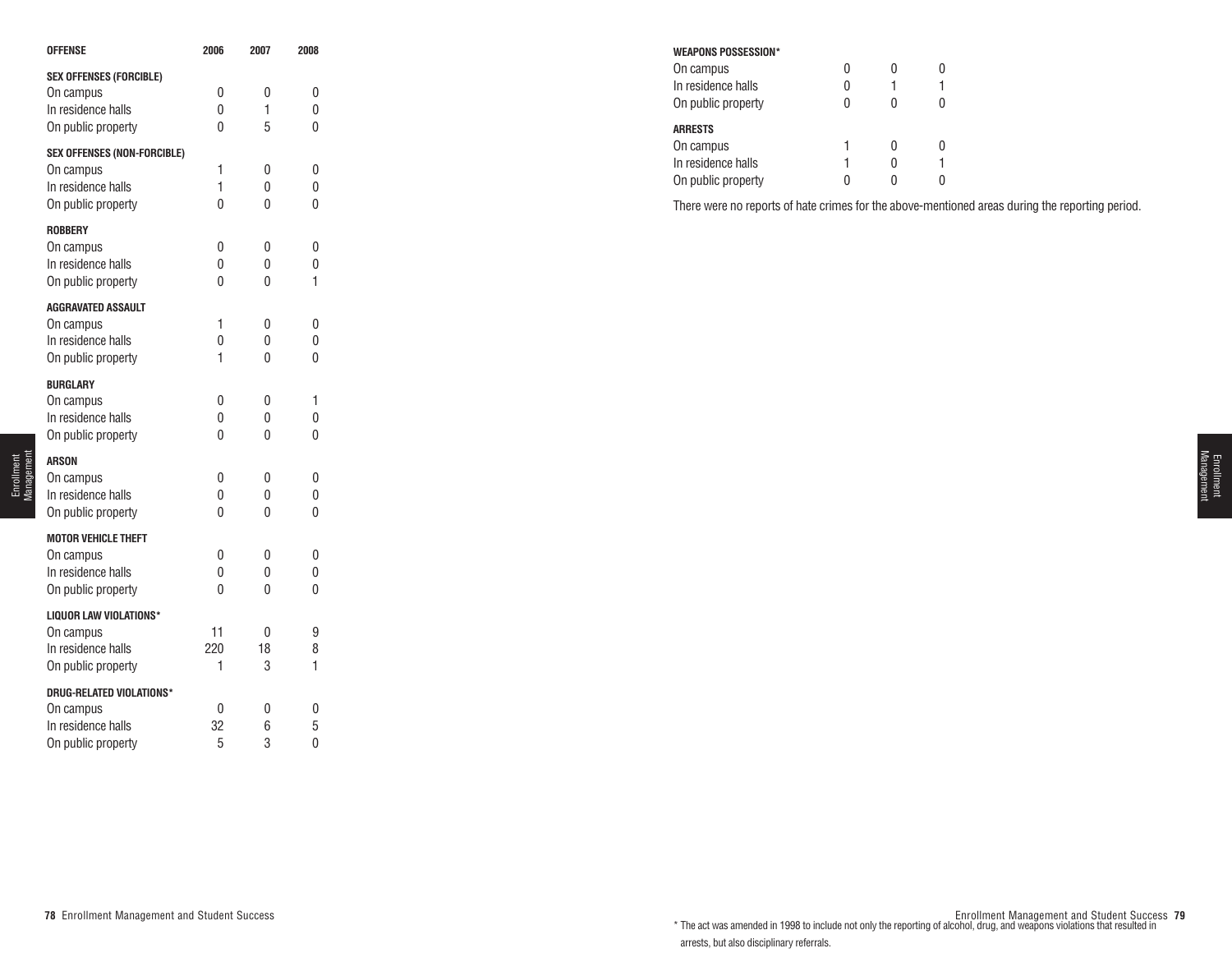| OFFENSE | 2006 | 2007 | 2008 |
|---|---|---|---|
| **SEX OFFENSES (FORCIBLE)** | | | |
| On campus | 0 | 0 | 0 |
| In residence halls | 0 | 1 | 0 |
| On public property | 0 | 5 | 0 |
| **SEX OFFENSES (NON-FORCIBLE)** | | | |
| On campus | 1 | 0 | 0 |
| In residence halls | 1 | 0 | 0 |
| On public property | 0 | 0 | 0 |
| **ROBBERY** | | | |
| On campus | 0 | 0 | 0 |
| In residence halls | 0 | 0 | 0 |
| On public property | 0 | 0 | 1 |
| **AGGRAVATED ASSAULT** | | | |
| On campus | 1 | 0 | 0 |
| In residence halls | 0 | 0 | 0 |
| On public property | 1 | 0 | 0 |
| **BURGLARY** | | | |
| On campus | 0 | 0 | 1 |
| In residence halls | 0 | 0 | 0 |
| On public property | 0 | 0 | 0 |
| **ARSON** | | | |
| On campus | 0 | 0 | 0 |
| In residence halls | 0 | 0 | 0 |
| On public property | 0 | 0 | 0 |
| **MOTOR VEHICLE THEFT** | | | |
| On campus | 0 | 0 | 0 |
| In residence halls | 0 | 0 | 0 |
| On public property | 0 | 0 | 0 |
| **LIQUOR LAW VIOLATIONS*** | | | |
| On campus | 11 | 0 | 9 |
| In residence halls | 220 | 18 | 8 |
| On public property | 1 | 3 | 1 |
| **DRUG-RELATED VIOLATIONS*** | | | |
| On campus | 0 | 0 | 0 |
| In residence halls | 32 | 6 | 5 |
| On public property | 5 | 3 | 0 |
| **WEAPONS POSSESSION*** | | | |
| On campus | 0 | 0 | 0 |
| In residence halls | 0 | 1 | 1 |
| On public property | 0 | 0 | 0 |
| **ARRESTS** | | | |
| On campus | 1 | 0 | 0 |
| In residence halls | 1 | 0 | 1 |
| On public property | 0 | 0 | 0 |

There were no reports of hate crimes for the above-mentioned areas during the reporting period.

* The act was amended in 1998 to include not only the reporting of alcohol, drug, and weapons violations that resulted in arrests, but also disciplinary referrals.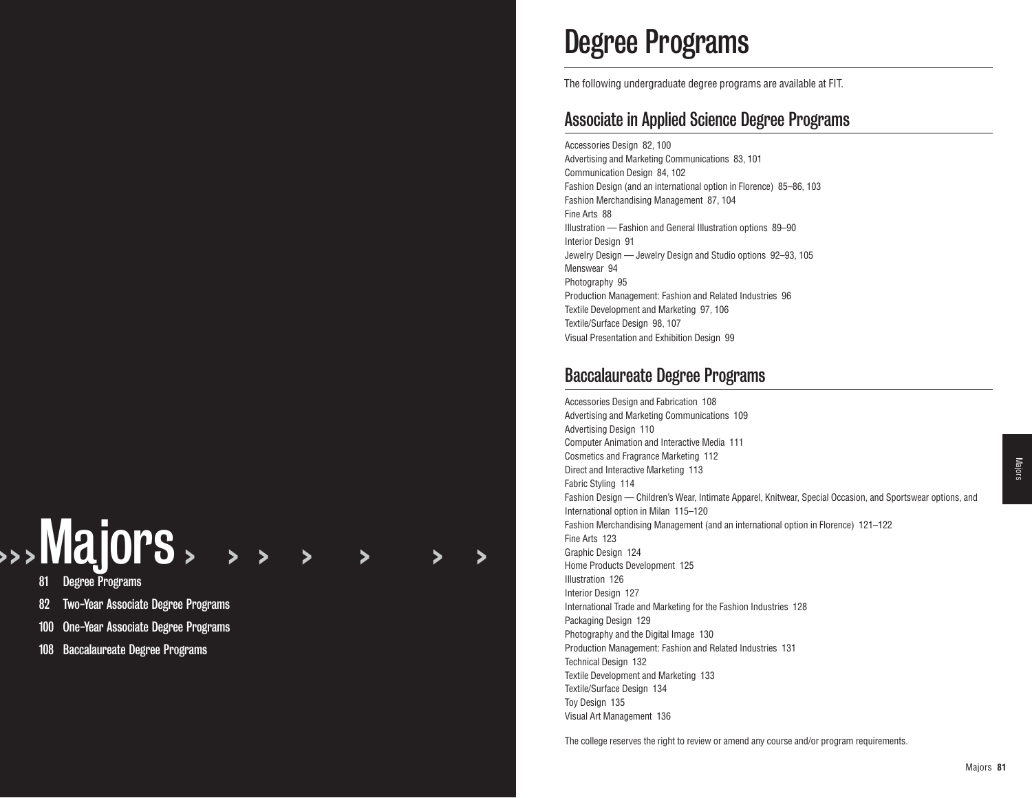# Majors

81 Degree Programs

82 Two-Year Associate Degree Programs

100 One-Year Associate Degree Programs

108 Baccalaureate Degree Programs

# Degree Programs

The following undergraduate degree programs are available at FIT.

## Associate in Applied Science Degree Programs

Accessories Design 82, 100
Advertising and Marketing Communications 83, 101
Communication Design 84, 102
Fashion Design (and an international option in Florence) 85–86, 103
Fashion Merchandising Management 87, 104
Fine Arts 88
Illustration — Fashion and General Illustration options 89–90
Interior Design 91
Jewelry Design — Jewelry Design and Studio options 92–93, 105
Menswear 94
Photography 95
Production Management: Fashion and Related Industries 96
Textile Development and Marketing 97, 106
Textile/Surface Design 98, 107
Visual Presentation and Exhibition Design 99

## Baccalaureate Degree Programs

Accessories Design and Fabrication 108
Advertising and Marketing Communications 109
Advertising Design 110
Computer Animation and Interactive Media 111
Cosmetics and Fragrance Marketing 112
Direct and Interactive Marketing 113
Fabric Styling 114
Fashion Design — Children's Wear, Intimate Apparel, Knitwear, Special Occasion, and Sportswear options, and International option in Milan 115–120
Fashion Merchandising Management (and an international option in Florence) 121–122
Fine Arts 123
Graphic Design 124
Home Products Development 125
Illustration 126
Interior Design 127
International Trade and Marketing for the Fashion Industries 128
Packaging Design 129
Photography and the Digital Image 130
Production Management: Fashion and Related Industries 131
Technical Design 132
Textile Development and Marketing 133
Textile/Surface Design 134
Toy Design 135
Visual Art Management 136

The college reserves the right to review or amend any course and/or program requirements.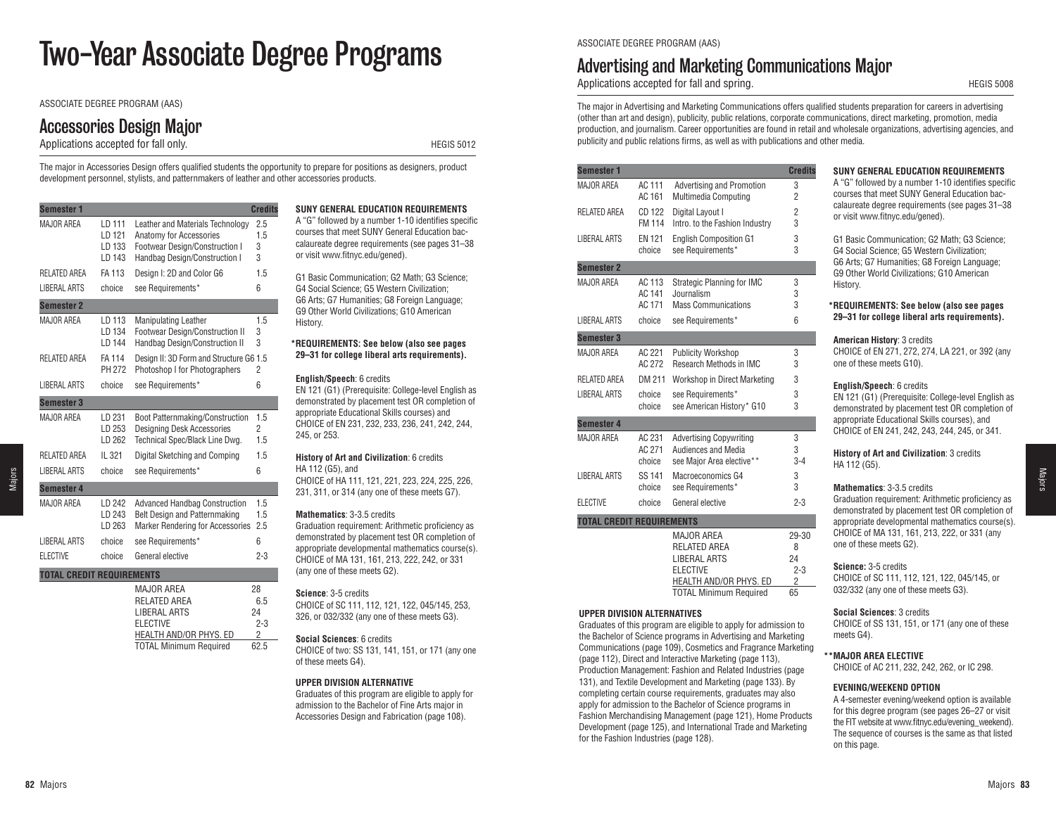# Two-Year Associate Degree Programs

ASSOCIATE DEGREE PROGRAM (AAS)

## Accessories Design Major

Applications accepted for fall only. HEGIS 5012

The major in Accessories Design offers qualified students the opportunity to prepare for positions as designers, product development personnel, stylists, and patternmakers of leather and other accessories products.

| Semester 1 | | | Credits |
|---|---|---|---|
| MAJOR AREA | LD 111 | Leather and Materials Technology | 2.5 |
| | LD 121 | Anatomy for Accessories | 1.5 |
| | LD 133 | Footwear Design/Construction I | 3 |
| | LD 143 | Handbag Design/Construction I | 3 |
| RELATED AREA | FA 113 | Design I: 2D and Color G6 | 1.5 |
| LIBERAL ARTS | choice | see Requirements* | 6 |
| **Semester 2** | | | |
| MAJOR AREA | LD 113 | Manipulating Leather | 1.5 |
| | LD 134 | Footwear Design/Construction II | 3 |
| | LD 144 | Handbag Design/Construction II | 3 |
| RELATED AREA | FA 114 | Design II: 3D Form and Structure G6 | 1.5 |
| | PH 272 | Photoshop I for Photographers | 2 |
| LIBERAL ARTS | choice | see Requirements* | 6 |
| **Semester 3** | | | |
| MAJOR AREA | LD 231 | Boot Patternmaking/Construction | 1.5 |
| | LD 253 | Designing Desk Accessories | 2 |
| | LD 262 | Technical Spec/Black Line Dwg. | 1.5 |
| RELATED AREA | IL 321 | Digital Sketching and Comping | 1.5 |
| LIBERAL ARTS | choice | see Requirements* | 6 |
| **Semester 4** | | | |
| MAJOR AREA | LD 242 | Advanced Handbag Construction | 1.5 |
| | LD 243 | Belt Design and Patternmaking | 1.5 |
| | LD 263 | Marker Rendering for Accessories | 2.5 |
| LIBERAL ARTS | choice | see Requirements* | 6 |
| ELECTIVE | choice | General elective | 2-3 |
| **TOTAL CREDIT REQUIREMENTS** | | | |
| | | MAJOR AREA | 28 |
| | | RELATED AREA | 6.5 |
| | | LIBERAL ARTS | 24 |
| | | ELECTIVE | 2-3 |
| | | HEALTH AND/OR PHYS. ED | 2 |
| | | TOTAL Minimum Required | 62.5 |

**SUNY GENERAL EDUCATION REQUIREMENTS**

A "G" followed by a number 1-10 identifies specific courses that meet SUNY General Education baccalaureate degree requirements (see pages 31–38 or visit www.fitnyc.edu/gened).

G1 Basic Communication; G2 Math; G3 Science; G4 Social Science; G5 Western Civilization; G6 Arts; G7 Humanities; G8 Foreign Language; G9 Other World Civilizations; G10 American History.

**\*REQUIREMENTS: See below (also see pages 29–31 for college liberal arts requirements).**

**English/Speech**: 6 credits
EN 121 (G1) (Prerequisite: College-level English as demonstrated by placement test OR completion of appropriate Educational Skills courses) and CHOICE of EN 231, 232, 233, 236, 241, 242, 244, 245, or 253.

**History of Art and Civilization**: 6 credits
HA 112 (G5), and
CHOICE of HA 111, 121, 221, 223, 224, 225, 226, 231, 311, or 314 (any one of these meets G7).

**Mathematics**: 3-3.5 credits
Graduation requirement: Arithmetic proficiency as demonstrated by placement test OR completion of appropriate developmental mathematics course(s). CHOICE of MA 131, 161, 213, 222, 242, or 331 (any one of these meets G2).

**Science**: 3-5 credits
CHOICE of SC 111, 112, 121, 122, 045/145, 253, 326, or 032/332 (any one of these meets G3).

**Social Sciences**: 6 credits
CHOICE of two: SS 131, 141, 151, or 171 (any one of these meets G4).

**UPPER DIVISION ALTERNATIVE**

Graduates of this program are eligible to apply for admission to the Bachelor of Fine Arts major in Accessories Design and Fabrication (page 108).

ASSOCIATE DEGREE PROGRAM (AAS)

## Advertising and Marketing Communications Major

Applications accepted for fall and spring. HEGIS 5008

The major in Advertising and Marketing Communications offers qualified students preparation for careers in advertising (other than art and design), publicity, public relations, corporate communications, direct marketing, promotion, media production, and journalism. Career opportunities are found in retail and wholesale organizations, advertising agencies, and publicity and public relations firms, as well as with publications and other media.

| Semester 1 | | | Credits |
|---|---|---|---|
| MAJOR AREA | AC 111 | Advertising and Promotion | 3 |
| | AC 161 | Multimedia Computing | 2 |
| RELATED AREA | CD 122 | Digital Layout I | 2 |
| | FM 114 | Intro. to the Fashion Industry | 3 |
| LIBERAL ARTS | EN 121 | English Composition G1 | 3 |
| | choice | see Requirements* | 3 |
| **Semester 2** | | | |
| MAJOR AREA | AC 113 | Strategic Planning for IMC | 3 |
| | AC 141 | Journalism | 3 |
| | AC 171 | Mass Communications | 3 |
| LIBERAL ARTS | choice | see Requirements* | 6 |
| **Semester 3** | | | |
| MAJOR AREA | AC 221 | Publicity Workshop | 3 |
| | AC 272 | Research Methods in IMC | 3 |
| RELATED AREA | DM 211 | Workshop in Direct Marketing | 3 |
| LIBERAL ARTS | choice | see Requirements* | 3 |
| | choice | see American History* G10 | 3 |
| **Semester 4** | | | |
| MAJOR AREA | AC 231 | Advertising Copywriting | 3 |
| | AC 271 | Audiences and Media | 3 |
| | choice | see Major Area elective** | 3-4 |
| LIBERAL ARTS | SS 141 | Macroeconomics G4 | 3 |
| | choice | see Requirements* | 3 |
| ELECTIVE | choice | General elective | 2-3 |
| **TOTAL CREDIT REQUIREMENTS** | | | |
| | | MAJOR AREA | 29-30 |
| | | RELATED AREA | 8 |
| | | LIBERAL ARTS | 24 |
| | | ELECTIVE | 2-3 |
| | | HEALTH AND/OR PHYS. ED | 2 |
| | | TOTAL Minimum Required | 65 |

**UPPER DIVISION ALTERNATIVES**

Graduates of this program are eligible to apply for admission to the Bachelor of Science programs in Advertising and Marketing Communications (page 109), Cosmetics and Fragrance Marketing (page 112), Direct and Interactive Marketing (page 113), Production Management: Fashion and Related Industries (page 131), and Textile Development and Marketing (page 133). By completing certain course requirements, graduates may also apply for admission to the Bachelor of Science programs in Fashion Merchandising Management (page 121), Home Products Development (page 125), and International Trade and Marketing for the Fashion Industries (page 128).

**SUNY GENERAL EDUCATION REQUIREMENTS**

A "G" followed by a number 1-10 identifies specific courses that meet SUNY General Education baccalaureate degree requirements (see pages 31–38 or visit www.fitnyc.edu/gened).

G1 Basic Communication; G2 Math; G3 Science; G4 Social Science; G5 Western Civilization; G6 Arts; G7 Humanities; G8 Foreign Language; G9 Other World Civilizations; G10 American History.

**\*REQUIREMENTS: See below (also see pages 29–31 for college liberal arts requirements).**

**American History**: 3 credits
CHOICE of EN 271, 272, 274, LA 221, or 392 (any one of these meets G10).

**English/Speech**: 6 credits
EN 121 (G1) (Prerequisite: College-level English as demonstrated by placement test OR completion of appropriate Educational Skills courses), and CHOICE of EN 241, 242, 243, 244, 245, or 341.

**History of Art and Civilization**: 3 credits
HA 112 (G5).

**Mathematics**: 3-3.5 credits
Graduation requirement: Arithmetic proficiency as demonstrated by placement test OR completion of appropriate developmental mathematics course(s). CHOICE of MA 131, 161, 213, 222, or 331 (any one of these meets G2).

**Science:** 3-5 credits
CHOICE of SC 111, 112, 121, 122, 045/145, or 032/332 (any one of these meets G3).

**Social Sciences**: 3 credits
CHOICE of SS 131, 151, or 171 (any one of these meets G4).

**\*\*MAJOR AREA ELECTIVE**
CHOICE of AC 211, 232, 242, 262, or IC 298.

**EVENING/WEEKEND OPTION**

A 4-semester evening/weekend option is available for this degree program (see pages 26–27 or visit the FIT website at www.fitnyc.edu/evening_weekend). The sequence of courses is the same as that listed on this page.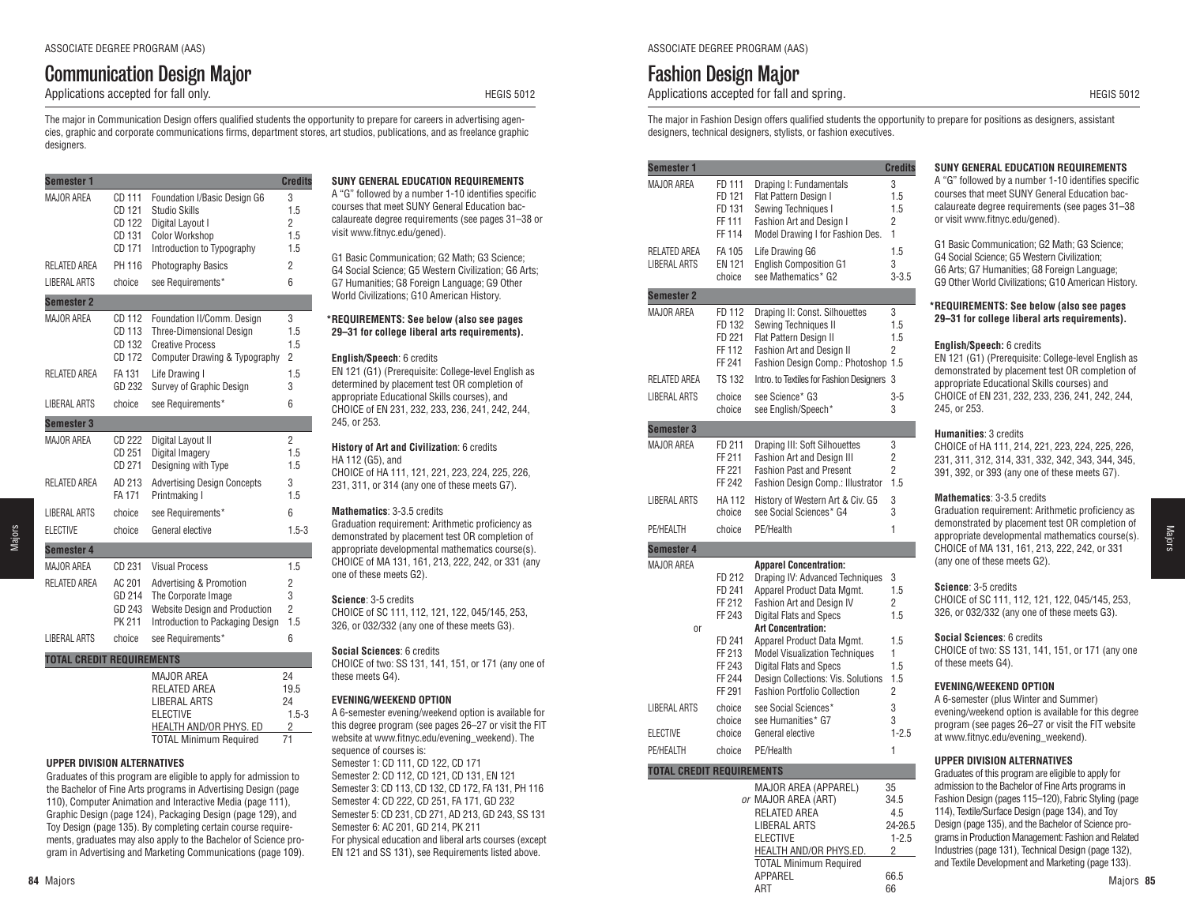ASSOCIATE DEGREE PROGRAM (AAS)

# Communication Design Major

Applications accepted for fall only. HEGIS 5012

The major in Communication Design offers qualified students the opportunity to prepare for careers in advertising agencies, graphic and corporate communications firms, department stores, art studios, publications, and as freelance graphic designers.

| Semester 1 | | | Credits |
|---|---|---|---|
| MAJOR AREA | CD 111 | Foundation I/Basic Design G6 | 3 |
| | CD 121 | Studio Skills | 1.5 |
| | CD 122 | Digital Layout I | 2 |
| | CD 131 | Color Workshop | 1.5 |
| | CD 171 | Introduction to Typography | 1.5 |
| RELATED AREA | PH 116 | Photography Basics | 2 |
| LIBERAL ARTS | choice | see Requirements* | 6 |
| **Semester 2** | | | |
| MAJOR AREA | CD 112 | Foundation II/Comm. Design | 3 |
| | CD 113 | Three-Dimensional Design | 1.5 |
| | CD 132 | Creative Process | 1.5 |
| | CD 172 | Computer Drawing & Typography | 2 |
| RELATED AREA | FA 131 | Life Drawing I | 1.5 |
| | GD 232 | Survey of Graphic Design | 3 |
| LIBERAL ARTS | choice | see Requirements* | 6 |
| **Semester 3** | | | |
| MAJOR AREA | CD 222 | Digital Layout II | 2 |
| | CD 251 | Digital Imagery | 1.5 |
| | CD 271 | Designing with Type | 1.5 |
| RELATED AREA | AD 213 | Advertising Design Concepts | 3 |
| | FA 171 | Printmaking I | 1.5 |
| LIBERAL ARTS | choice | see Requirements* | 6 |
| ELECTIVE | choice | General elective | 1.5-3 |
| **Semester 4** | | | |
| MAJOR AREA | CD 231 | Visual Process | 1.5 |
| RELATED AREA | AC 201 | Advertising & Promotion | 2 |
| | GD 214 | The Corporate Image | 3 |
| | GD 243 | Website Design and Production | 2 |
| | PK 211 | Introduction to Packaging Design | 1.5 |
| LIBERAL ARTS | choice | see Requirements* | 6 |
| **TOTAL CREDIT REQUIREMENTS** | | | |
| | | MAJOR AREA | 24 |
| | | RELATED AREA | 19.5 |
| | | LIBERAL ARTS | 24 |
| | | ELECTIVE | 1.5-3 |
| | | HEALTH AND/OR PHYS. ED | 2 |
| | | TOTAL Minimum Required | 71 |

### UPPER DIVISION ALTERNATIVES

Graduates of this program are eligible to apply for admission to the Bachelor of Fine Arts programs in Advertising Design (page 110), Computer Animation and Interactive Media (page 111), Graphic Design (page 124), Packaging Design (page 129), and Toy Design (page 135). By completing certain course requirements, graduates may also apply to the Bachelor of Science program in Advertising and Marketing Communications (page 109).

### SUNY GENERAL EDUCATION REQUIREMENTS

A "G" followed by a number 1-10 identifies specific courses that meet SUNY General Education baccalaureate degree requirements (see pages 31–38 or visit www.fitnyc.edu/gened).

G1 Basic Communication; G2 Math; G3 Science; G4 Social Science; G5 Western Civilization; G6 Arts; G7 Humanities; G8 Foreign Language; G9 Other World Civilizations; G10 American History.

**\*REQUIREMENTS: See below (also see pages 29–31 for college liberal arts requirements).**

**English/Speech**: 6 credits
EN 121 (G1) (Prerequisite: College-level English as determined by placement test OR completion of appropriate Educational Skills courses), and CHOICE of EN 231, 232, 233, 236, 241, 242, 244, 245, or 253.

**History of Art and Civilization**: 6 credits
HA 112 (G5), and
CHOICE of HA 111, 121, 221, 223, 224, 225, 226, 231, 311, or 314 (any one of these meets G7).

**Mathematics**: 3-3.5 credits
Graduation requirement: Arithmetic proficiency as demonstrated by placement test OR completion of appropriate developmental mathematics course(s). CHOICE of MA 131, 161, 213, 222, 242, or 331 (any one of these meets G2).

**Science**: 3-5 credits
CHOICE of SC 111, 112, 121, 122, 045/145, 253, 326, or 032/332 (any one of these meets G3).

**Social Sciences**: 6 credits
CHOICE of two: SS 131, 141, 151, or 171 (any one of these meets G4).

### EVENING/WEEKEND OPTION

A 6-semester evening/weekend option is available for this degree program (see pages 26–27 or visit the FIT website at www.fitnyc.edu/evening_weekend). The sequence of courses is:
Semester 1: CD 111, CD 122, CD 171
Semester 2: CD 112, CD 121, CD 131, EN 121
Semester 3: CD 113, CD 132, CD 172, FA 131, PH 116
Semester 4: CD 222, CD 251, FA 171, GD 232
Semester 5: CD 231, CD 271, AD 213, GD 243, SS 131
Semester 6: AC 201, GD 214, PK 211
For physical education and liberal arts courses (except EN 121 and SS 131), see Requirements listed above.

ASSOCIATE DEGREE PROGRAM (AAS)

# Fashion Design Major

Applications accepted for fall and spring. HEGIS 5012

The major in Fashion Design offers qualified students the opportunity to prepare for positions as designers, assistant designers, technical designers, stylists, or fashion executives.

| Semester 1 | | | Credits |
|---|---|---|---|
| MAJOR AREA | FD 111 | Draping I: Fundamentals | 3 |
| | FD 121 | Flat Pattern Design I | 1.5 |
| | FD 131 | Sewing Techniques I | 1.5 |
| | FF 111 | Fashion Art and Design I | 2 |
| | FF 114 | Model Drawing I for Fashion Des. | 1 |
| RELATED AREA | FA 105 | Life Drawing G6 | 1.5 |
| LIBERAL ARTS | EN 121 | English Composition G1 | 3 |
| | choice | see Mathematics* G2 | 3-3.5 |
| **Semester 2** | | | |
| MAJOR AREA | FD 112 | Draping II: Const. Silhouettes | 3 |
| | FD 132 | Sewing Techniques II | 1.5 |
| | FD 221 | Flat Pattern Design II | 1.5 |
| | FF 112 | Fashion Art and Design II | 2 |
| | FF 241 | Fashion Design Comp.: Photoshop | 1.5 |
| RELATED AREA | TS 132 | Intro. to Textiles for Fashion Designers | 3 |
| LIBERAL ARTS | choice | see Science* G3 | 3-5 |
| | choice | see English/Speech* | 3 |
| **Semester 3** | | | |
| MAJOR AREA | FD 211 | Draping III: Soft Silhouettes | 3 |
| | FF 211 | Fashion Art and Design III | 2 |
| | FF 221 | Fashion Past and Present | 2 |
| | FF 242 | Fashion Design Comp.: Illustrator | 1.5 |
| LIBERAL ARTS | HA 112 | History of Western Art & Civ. G5 | 3 |
| | choice | see Social Sciences* G4 | 3 |
| PE/HEALTH | choice | PE/Health | 1 |
| **Semester 4** | | | |
| MAJOR AREA | | **Apparel Concentration:** | |
| | FD 212 | Draping IV: Advanced Techniques | 3 |
| | FD 241 | Apparel Product Data Mgmt. | 1.5 |
| | FF 212 | Fashion Art and Design IV | 2 |
| | FF 243 | Digital Flats and Specs | 1.5 |
| or | | **Art Concentration:** | |
| | FD 241 | Apparel Product Data Mgmt. | 1.5 |
| | FF 213 | Model Visualization Techniques | 1 |
| | FF 243 | Digital Flats and Specs | 1.5 |
| | FF 244 | Design Collections: Vis. Solutions | 1.5 |
| | FF 291 | Fashion Portfolio Collection | 2 |
| LIBERAL ARTS | choice | see Social Sciences* | 3 |
| | choice | see Humanities* G7 | 3 |
| ELECTIVE | choice | General elective | 1-2.5 |
| PE/HEALTH | choice | PE/Health | 1 |
| **TOTAL CREDIT REQUIREMENTS** | | | |
| | | MAJOR AREA (APPAREL) | 35 |
| | *or* | MAJOR AREA (ART) | 34.5 |
| | | RELATED AREA | 4.5 |
| | | LIBERAL ARTS | 24-26.5 |
| | | ELECTIVE | 1-2.5 |
| | | HEALTH AND/OR PHYS.ED. | 2 |
| | | TOTAL Minimum Required | |
| | | APPAREL | 66.5 |
| | | ART | 66 |

### SUNY GENERAL EDUCATION REQUIREMENTS

A "G" followed by a number 1-10 identifies specific courses that meet SUNY General Education baccalaureate degree requirements (see pages 31–38 or visit www.fitnyc.edu/gened).

G1 Basic Communication; G2 Math; G3 Science; G4 Social Science; G5 Western Civilization; G6 Arts; G7 Humanities; G8 Foreign Language; G9 Other World Civilizations; G10 American History.

**\*REQUIREMENTS: See below (also see pages 29–31 for college liberal arts requirements).**

**English/Speech:** 6 credits
EN 121 (G1) (Prerequisite: College-level English as demonstrated by placement test OR completion of appropriate Educational Skills courses) and CHOICE of EN 231, 232, 233, 236, 241, 242, 244, 245, or 253.

**Humanities**: 3 credits
CHOICE of HA 111, 214, 221, 223, 224, 225, 226, 231, 311, 312, 314, 331, 332, 342, 343, 344, 345, 391, 392, or 393 (any one of these meets G7).

**Mathematics**: 3-3.5 credits
Graduation requirement: Arithmetic proficiency as demonstrated by placement test OR completion of appropriate developmental mathematics course(s). CHOICE of MA 131, 161, 213, 222, 242, or 331 (any one of these meets G2).

**Science**: 3-5 credits
CHOICE of SC 111, 112, 121, 122, 045/145, 253, 326, or 032/332 (any one of these meets G3).

**Social Sciences**: 6 credits
CHOICE of two: SS 131, 141, 151, or 171 (any one of these meets G4).

### EVENING/WEEKEND OPTION

A 6-semester (plus Winter and Summer) evening/weekend option is available for this degree program (see pages 26–27 or visit the FIT website at www.fitnyc.edu/evening_weekend).

### UPPER DIVISION ALTERNATIVES

Graduates of this program are eligible to apply for admission to the Bachelor of Fine Arts programs in Fashion Design (pages 115–120), Fabric Styling (page 114), Textile/Surface Design (page 134), and Toy Design (page 135), and the Bachelor of Science programs in Production Management: Fashion and Related Industries (page 131), Technical Design (page 132), and Textile Development and Marketing (page 133).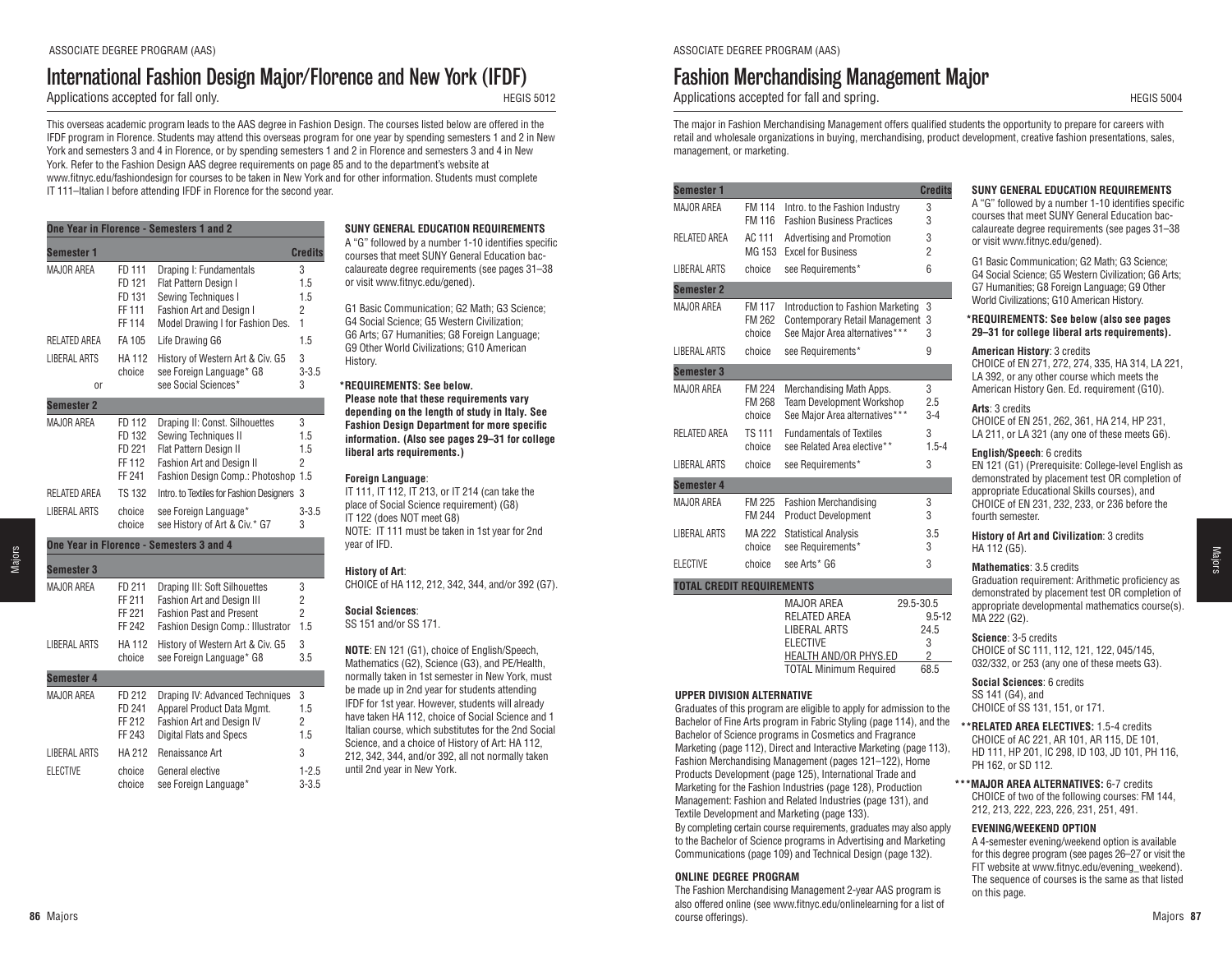ASSOCIATE DEGREE PROGRAM (AAS)

# International Fashion Design Major/Florence and New York (IFDF)

Applications accepted for fall only. HEGIS 5012

This overseas academic program leads to the AAS degree in Fashion Design. The courses listed below are offered in the IFDF program in Florence. Students may attend this overseas program for one year by spending semesters 1 and 2 in New York and semesters 3 and 4 in Florence, or by spending semesters 1 and 2 in Florence and semesters 3 and 4 in New York. Refer to the Fashion Design AAS degree requirements on page 85 and to the department's website at www.fitnyc.edu/fashiondesign for courses to be taken in New York and for other information. Students must complete IT 111–Italian I before attending IFDF in Florence for the second year.

| One Year in Florence - Semesters 1 and 2 | | | |
|---|---|---|---|
| **Semester 1** | | | **Credits** |
| MAJOR AREA | FD 111 | Draping I: Fundamentals | 3 |
| | FD 121 | Flat Pattern Design I | 1.5 |
| | FD 131 | Sewing Techniques I | 1.5 |
| | FF 111 | Fashion Art and Design I | 2 |
| | FF 114 | Model Drawing I for Fashion Des. | 1 |
| RELATED AREA | FA 105 | Life Drawing G6 | 1.5 |
| LIBERAL ARTS | HA 112 | History of Western Art & Civ. G5 | 3 |
| | choice | see Foreign Language* G8 | 3-3.5 |
| or | | see Social Sciences* | 3 |
| **Semester 2** | | | |
| MAJOR AREA | FD 112 | Draping II: Const. Silhouettes | 3 |
| | FD 132 | Sewing Techniques II | 1.5 |
| | FD 221 | Flat Pattern Design II | 1.5 |
| | FF 112 | Fashion Art and Design II | 2 |
| | FF 241 | Fashion Design Comp.: Photoshop | 1.5 |
| RELATED AREA | TS 132 | Intro. to Textiles for Fashion Designers | 3 |
| LIBERAL ARTS | choice | see Foreign Language* | 3-3.5 |
| | choice | see History of Art & Civ.* G7 | 3 |
| **One Year in Florence - Semesters 3 and 4** | | | |
| **Semester 3** | | | |
| MAJOR AREA | FD 211 | Draping III: Soft Silhouettes | 3 |
| | FF 211 | Fashion Art and Design III | 2 |
| | FF 221 | Fashion Past and Present | 2 |
| | FF 242 | Fashion Design Comp.: Illustrator | 1.5 |
| LIBERAL ARTS | HA 112 | History of Western Art & Civ. G5 | 3 |
| | choice | see Foreign Language* G8 | 3.5 |
| **Semester 4** | | | |
| MAJOR AREA | FD 212 | Draping IV: Advanced Techniques | 3 |
| | FD 241 | Apparel Product Data Mgmt. | 1.5 |
| | FF 212 | Fashion Art and Design IV | 2 |
| | FF 243 | Digital Flats and Specs | 1.5 |
| LIBERAL ARTS | HA 212 | Renaissance Art | 3 |
| ELECTIVE | choice | General elective | 1-2.5 |
| | choice | see Foreign Language* | 3-3.5 |

**SUNY GENERAL EDUCATION REQUIREMENTS**

A "G" followed by a number 1-10 identifies specific courses that meet SUNY General Education baccalaureate degree requirements (see pages 31–38 or visit www.fitnyc.edu/gened).

G1 Basic Communication; G2 Math; G3 Science; G4 Social Science; G5 Western Civilization; G6 Arts; G7 Humanities; G8 Foreign Language; G9 Other World Civilizations; G10 American History.

**\*REQUIREMENTS: See below. Please note that these requirements vary depending on the length of study in Italy. See Fashion Design Department for more specific information. (Also see pages 29–31 for college liberal arts requirements.)**

**Foreign Language**:
IT 111, IT 112, IT 213, or IT 214 (can take the place of Social Science requirement) (G8)
IT 122 (does NOT meet G8)
NOTE: IT 111 must be taken in 1st year for 2nd year of IFD.

**History of Art**:
CHOICE of HA 112, 212, 342, 344, and/or 392 (G7).

**Social Sciences**:
SS 151 and/or SS 171.

**NOTE**: EN 121 (G1), choice of English/Speech, Mathematics (G2), Science (G3), and PE/Health, normally taken in 1st semester in New York, must be made up in 2nd year for students attending IFDF for 1st year. However, students will already have taken HA 112, choice of Social Science and 1 Italian course, which substitutes for the 2nd Social Science, and a choice of History of Art: HA 112, 212, 342, 344, and/or 392, all not normally taken until 2nd year in New York.

ASSOCIATE DEGREE PROGRAM (AAS)

# Fashion Merchandising Management Major

Applications accepted for fall and spring. HEGIS 5004

The major in Fashion Merchandising Management offers qualified students the opportunity to prepare for careers with retail and wholesale organizations in buying, merchandising, product development, creative fashion presentations, sales, management, or marketing.

| **Semester 1** | | | **Credits** |
|---|---|---|---|
| MAJOR AREA | FM 114 | Intro. to the Fashion Industry | 3 |
| | FM 116 | Fashion Business Practices | 3 |
| RELATED AREA | AC 111 | Advertising and Promotion | 3 |
| | MG 153 | Excel for Business | 2 |
| LIBERAL ARTS | choice | see Requirements* | 6 |
| **Semester 2** | | | |
| MAJOR AREA | FM 117 | Introduction to Fashion Marketing | 3 |
| | FM 262 | Contemporary Retail Management | 3 |
| | choice | See Major Area alternatives*** | 3 |
| LIBERAL ARTS | choice | see Requirements* | 9 |
| **Semester 3** | | | |
| MAJOR AREA | FM 224 | Merchandising Math Apps. | 3 |
| | FM 268 | Team Development Workshop | 2.5 |
| | choice | See Major Area alternatives*** | 3-4 |
| RELATED AREA | TS 111 | Fundamentals of Textiles | 3 |
| | choice | see Related Area elective** | 1.5-4 |
| LIBERAL ARTS | choice | see Requirements* | 3 |
| **Semester 4** | | | |
| MAJOR AREA | FM 225 | Fashion Merchandising | 3 |
| | FM 244 | Product Development | 3 |
| LIBERAL ARTS | MA 222 | Statistical Analysis | 3.5 |
| | choice | see Requirements* | 3 |
| ELECTIVE | choice | see Arts* G6 | 3 |

| TOTAL CREDIT REQUIREMENTS | |
|---|---|
| MAJOR AREA | 29.5-30.5 |
| RELATED AREA | 9.5-12 |
| LIBERAL ARTS | 24.5 |
| ELECTIVE | 3 |
| HEALTH AND/OR PHYS.ED | 2 |
| TOTAL Minimum Required | 68.5 |

**UPPER DIVISION ALTERNATIVE**

Graduates of this program are eligible to apply for admission to the Bachelor of Fine Arts program in Fabric Styling (page 114), and the Bachelor of Science programs in Cosmetics and Fragrance Marketing (page 112), Direct and Interactive Marketing (page 113), Fashion Merchandising Management (pages 121–122), Home Products Development (page 125), International Trade and Marketing for the Fashion Industries (page 128), Production Management: Fashion and Related Industries (page 131), and Textile Development and Marketing (page 133).
By completing certain course requirements, graduates may also apply to the Bachelor of Science programs in Advertising and Marketing Communications (page 109) and Technical Design (page 132).

**ONLINE DEGREE PROGRAM**

The Fashion Merchandising Management 2-year AAS program is also offered online (see www.fitnyc.edu/onlinelearning for a list of course offerings).

**SUNY GENERAL EDUCATION REQUIREMENTS**

A "G" followed by a number 1-10 identifies specific courses that meet SUNY General Education baccalaureate degree requirements (see pages 31–38 or visit www.fitnyc.edu/gened).

G1 Basic Communication; G2 Math; G3 Science; G4 Social Science; G5 Western Civilization; G6 Arts; G7 Humanities; G8 Foreign Language; G9 Other World Civilizations; G10 American History.

**\*REQUIREMENTS: See below (also see pages 29–31 for college liberal arts requirements).**

**American History**: 3 credits
CHOICE of EN 271, 272, 274, 335, HA 314, LA 221, LA 392, or any other course which meets the American History Gen. Ed. requirement (G10).

**Arts**: 3 credits
CHOICE of EN 251, 262, 361, HA 214, HP 231, LA 211, or LA 321 (any one of these meets G6).

**English/Speech**: 6 credits
EN 121 (G1) (Prerequisite: College-level English as demonstrated by placement test OR completion of appropriate Educational Skills courses), and CHOICE of EN 231, 232, 233, or 236 before the fourth semester.

**History of Art and Civilization**: 3 credits
HA 112 (G5).

**Mathematics**: 3.5 credits
Graduation requirement: Arithmetic proficiency as demonstrated by placement test OR completion of appropriate developmental mathematics course(s). MA 222 (G2).

**Science**: 3-5 credits
CHOICE of SC 111, 112, 121, 122, 045/145, 032/332, or 253 (any one of these meets G3).

**Social Sciences**: 6 credits
SS 141 (G4), and
CHOICE of SS 131, 151, or 171.

**\*\*RELATED AREA ELECTIVES:** 1.5-4 credits
CHOICE of AC 221, AR 101, AR 115, DE 101, HD 111, HP 201, IC 298, ID 103, JD 101, PH 116, PH 162, or SD 112.

**\*\*\*MAJOR AREA ALTERNATIVES:** 6-7 credits
CHOICE of two of the following courses: FM 144, 212, 213, 222, 223, 226, 231, 251, 491.

**EVENING/WEEKEND OPTION**

A 4-semester evening/weekend option is available for this degree program (see pages 26–27 or visit the FIT website at www.fitnyc.edu/evening_weekend). The sequence of courses is the same as that listed on this page.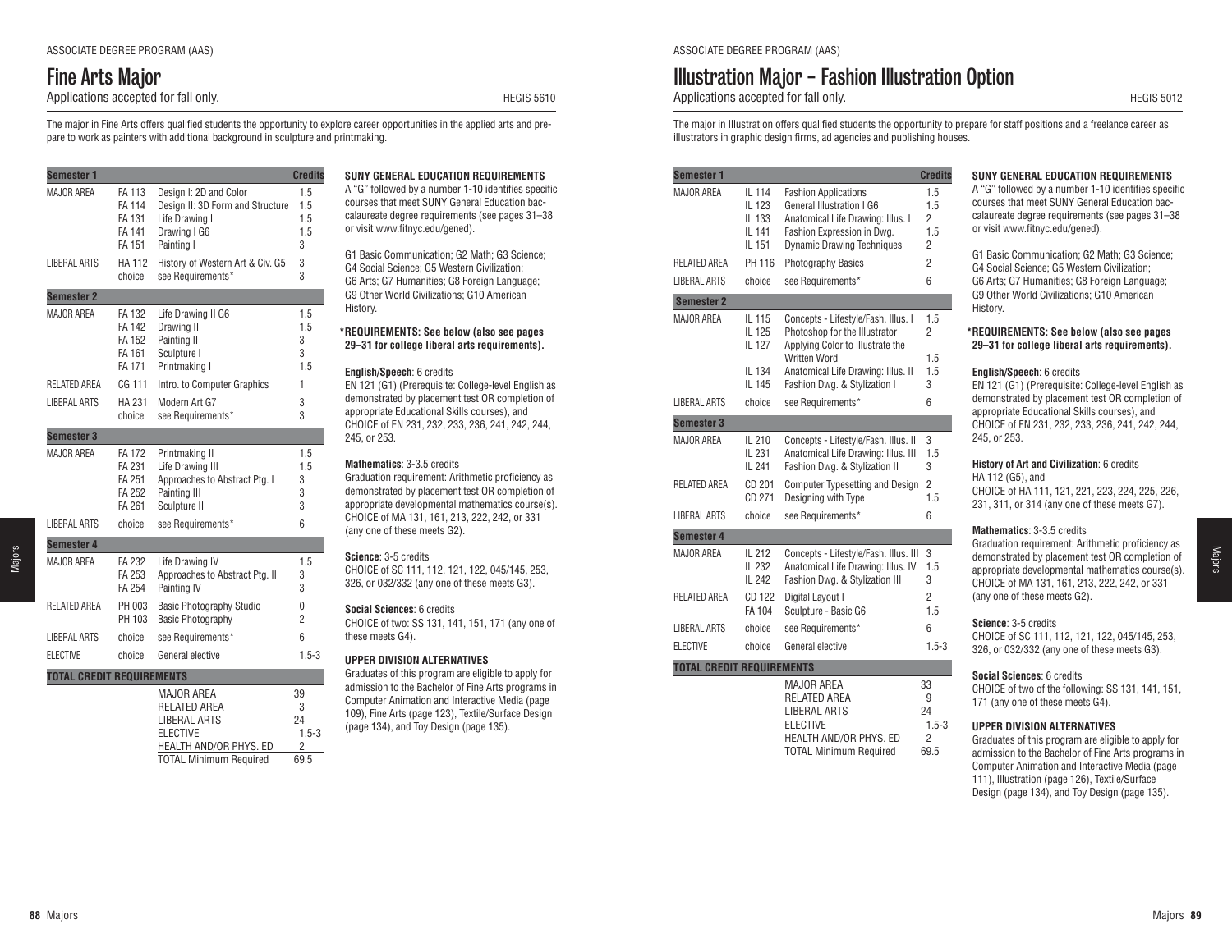ASSOCIATE DEGREE PROGRAM (AAS)

# Fine Arts Major

Applications accepted for fall only. HEGIS 5610

The major in Fine Arts offers qualified students the opportunity to explore career opportunities in the applied arts and prepare to work as painters with additional background in sculpture and printmaking.

| Semester 1 | | | Credits |
|---|---|---|---|
| MAJOR AREA | FA 113 | Design I: 2D and Color | 1.5 |
| | FA 114 | Design II: 3D Form and Structure | 1.5 |
| | FA 131 | Life Drawing I | 1.5 |
| | FA 141 | Drawing I G6 | 1.5 |
| | FA 151 | Painting I | 3 |
| LIBERAL ARTS | HA 112 | History of Western Art & Civ. G5 | 3 |
| | choice | see Requirements* | 3 |
| **Semester 2** | | | |
| MAJOR AREA | FA 132 | Life Drawing II G6 | 1.5 |
| | FA 142 | Drawing II | 1.5 |
| | FA 152 | Painting II | 3 |
| | FA 161 | Sculpture I | 3 |
| | FA 171 | Printmaking I | 1.5 |
| RELATED AREA | CG 111 | Intro. to Computer Graphics | 1 |
| LIBERAL ARTS | HA 231 | Modern Art G7 | 3 |
| | choice | see Requirements* | 3 |
| **Semester 3** | | | |
| MAJOR AREA | FA 172 | Printmaking II | 1.5 |
| | FA 231 | Life Drawing III | 1.5 |
| | FA 251 | Approaches to Abstract Ptg. I | 3 |
| | FA 252 | Painting III | 3 |
| | FA 261 | Sculpture II | 3 |
| LIBERAL ARTS | choice | see Requirements* | 6 |
| **Semester 4** | | | |
| MAJOR AREA | FA 232 | Life Drawing IV | 1.5 |
| | FA 253 | Approaches to Abstract Ptg. II | 3 |
| | FA 254 | Painting IV | 3 |
| RELATED AREA | PH 003 | Basic Photography Studio | 0 |
| | PH 103 | Basic Photography | 2 |
| LIBERAL ARTS | choice | see Requirements* | 6 |
| ELECTIVE | choice | General elective | 1.5-3 |
| **TOTAL CREDIT REQUIREMENTS** | | | |
| | | MAJOR AREA | 39 |
| | | RELATED AREA | 3 |
| | | LIBERAL ARTS | 24 |
| | | ELECTIVE | 1.5-3 |
| | | HEALTH AND/OR PHYS. ED | 2 |
| | | TOTAL Minimum Required | 69.5 |

**SUNY GENERAL EDUCATION REQUIREMENTS**

A "G" followed by a number 1-10 identifies specific courses that meet SUNY General Education baccalaureate degree requirements (see pages 31–38 or visit www.fitnyc.edu/gened).

G1 Basic Communication; G2 Math; G3 Science; G4 Social Science; G5 Western Civilization; G6 Arts; G7 Humanities; G8 Foreign Language; G9 Other World Civilizations; G10 American History.

**\*REQUIREMENTS: See below (also see pages 29–31 for college liberal arts requirements).**

**English/Speech**: 6 credits
EN 121 (G1) (Prerequisite: College-level English as demonstrated by placement test OR completion of appropriate Educational Skills courses), and CHOICE of EN 231, 232, 233, 236, 241, 242, 244, 245, or 253.

**Mathematics**: 3-3.5 credits
Graduation requirement: Arithmetic proficiency as demonstrated by placement test OR completion of appropriate developmental mathematics course(s). CHOICE of MA 131, 161, 213, 222, 242, or 331 (any one of these meets G2).

**Science**: 3-5 credits
CHOICE of SC 111, 112, 121, 122, 045/145, 253, 326, or 032/332 (any one of these meets G3).

**Social Sciences**: 6 credits
CHOICE of two: SS 131, 141, 151, 171 (any one of these meets G4).

**UPPER DIVISION ALTERNATIVES**

Graduates of this program are eligible to apply for admission to the Bachelor of Fine Arts programs in Computer Animation and Interactive Media (page 109), Fine Arts (page 123), Textile/Surface Design (page 134), and Toy Design (page 135).

ASSOCIATE DEGREE PROGRAM (AAS)

# Illustration Major – Fashion Illustration Option

Applications accepted for fall only. HEGIS 5012

The major in Illustration offers qualified students the opportunity to prepare for staff positions and a freelance career as illustrators in graphic design firms, ad agencies and publishing houses.

| Semester 1 | | | Credits |
|---|---|---|---|
| MAJOR AREA | IL 114 | Fashion Applications | 1.5 |
| | IL 123 | General Illustration I G6 | 1.5 |
| | IL 133 | Anatomical Life Drawing: Illus. I | 2 |
| | IL 141 | Fashion Expression in Dwg. | 1.5 |
| | IL 151 | Dynamic Drawing Techniques | 2 |
| RELATED AREA | PH 116 | Photography Basics | 2 |
| LIBERAL ARTS | choice | see Requirements* | 6 |
| **Semester 2** | | | |
| MAJOR AREA | IL 115 | Concepts - Lifestyle/Fash. Illus. I | 1.5 |
| | IL 125 | Photoshop for the Illustrator | 2 |
| | IL 127 | Applying Color to Illustrate the Written Word | 1.5 |
| | IL 134 | Anatomical Life Drawing: Illus. II | 1.5 |
| | IL 145 | Fashion Dwg. & Stylization I | 3 |
| LIBERAL ARTS | choice | see Requirements* | 6 |
| **Semester 3** | | | |
| MAJOR AREA | IL 210 | Concepts - Lifestyle/Fash. Illus. II | 3 |
| | IL 231 | Anatomical Life Drawing: Illus. III | 1.5 |
| | IL 241 | Fashion Dwg. & Stylization II | 3 |
| RELATED AREA | CD 201 | Computer Typesetting and Design | 2 |
| | CD 271 | Designing with Type | 1.5 |
| LIBERAL ARTS | choice | see Requirements* | 6 |
| **Semester 4** | | | |
| MAJOR AREA | IL 212 | Concepts - Lifestyle/Fash. Illus. III | 3 |
| | IL 232 | Anatomical Life Drawing: Illus. IV | 1.5 |
| | IL 242 | Fashion Dwg. & Stylization III | 3 |
| RELATED AREA | CD 122 | Digital Layout I | 2 |
| | FA 104 | Sculpture - Basic G6 | 1.5 |
| LIBERAL ARTS | choice | see Requirements* | 6 |
| ELECTIVE | choice | General elective | 1.5-3 |
| **TOTAL CREDIT REQUIREMENTS** | | | |
| | | MAJOR AREA | 33 |
| | | RELATED AREA | 9 |
| | | LIBERAL ARTS | 24 |
| | | ELECTIVE | 1.5-3 |
| | | HEALTH AND/OR PHYS. ED | 2 |
| | | TOTAL Minimum Required | 69.5 |

**SUNY GENERAL EDUCATION REQUIREMENTS**

A "G" followed by a number 1-10 identifies specific courses that meet SUNY General Education baccalaureate degree requirements (see pages 31–38 or visit www.fitnyc.edu/gened).

G1 Basic Communication; G2 Math; G3 Science; G4 Social Science; G5 Western Civilization; G6 Arts; G7 Humanities; G8 Foreign Language; G9 Other World Civilizations; G10 American History.

**\*REQUIREMENTS: See below (also see pages 29–31 for college liberal arts requirements).**

**English/Speech**: 6 credits
EN 121 (G1) (Prerequisite: College-level English as demonstrated by placement test OR completion of appropriate Educational Skills courses), and CHOICE of EN 231, 232, 233, 236, 241, 242, 244, 245, or 253.

**History of Art and Civilization**: 6 credits
HA 112 (G5), and
CHOICE of HA 111, 121, 221, 223, 224, 225, 226, 231, 311, or 314 (any one of these meets G7).

**Mathematics**: 3-3.5 credits
Graduation requirement: Arithmetic proficiency as demonstrated by placement test OR completion of appropriate developmental mathematics course(s). CHOICE of MA 131, 161, 213, 222, 242, or 331 (any one of these meets G2).

**Science**: 3-5 credits
CHOICE of SC 111, 112, 121, 122, 045/145, 253, 326, or 032/332 (any one of these meets G3).

**Social Sciences**: 6 credits
CHOICE of two of the following: SS 131, 141, 151, 171 (any one of these meets G4).

**UPPER DIVISION ALTERNATIVES**

Graduates of this program are eligible to apply for admission to the Bachelor of Fine Arts programs in Computer Animation and Interactive Media (page 111), Illustration (page 126), Textile/Surface Design (page 134), and Toy Design (page 135).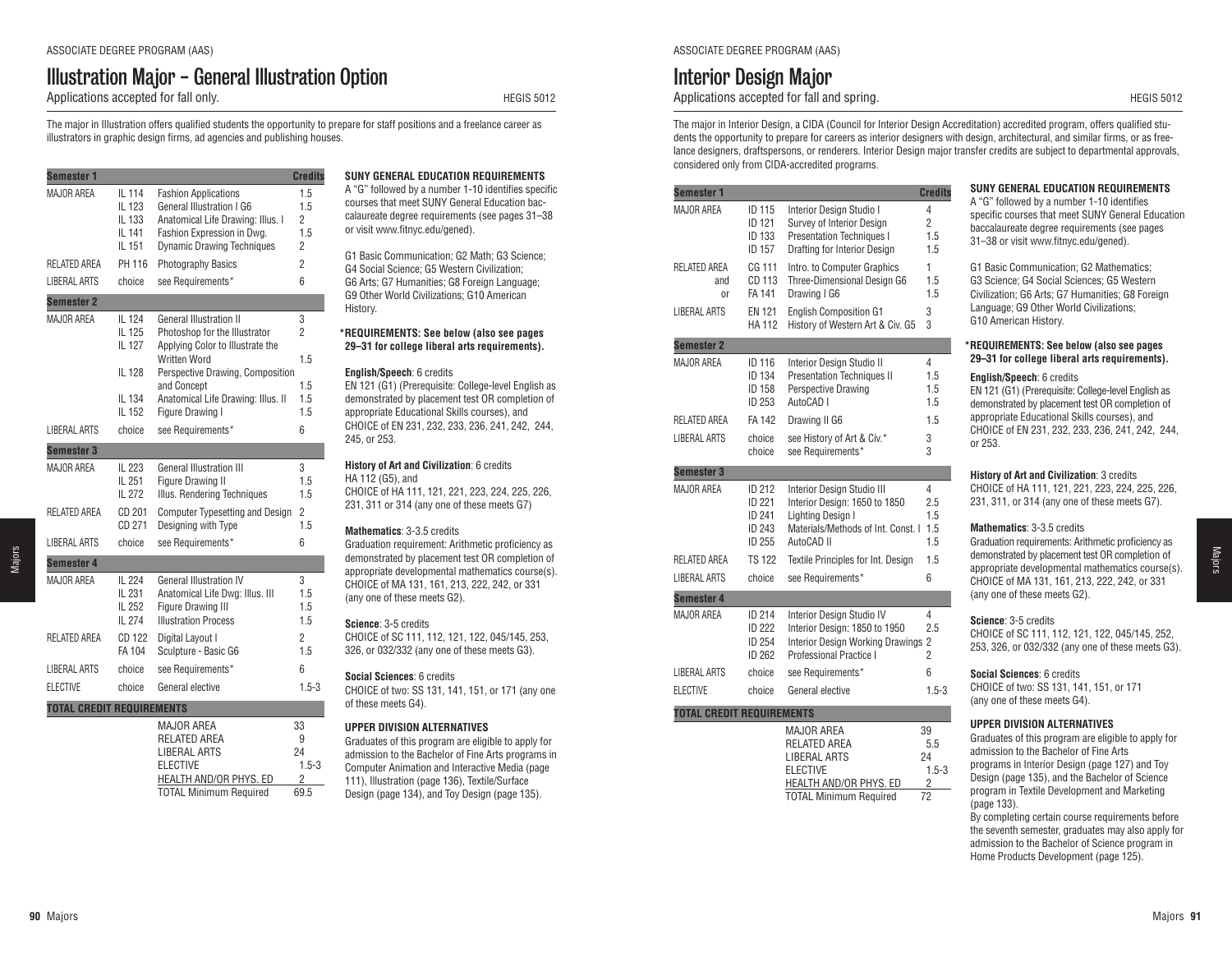# Illustration Major – General Illustration Option

Applications accepted for fall only. HEGIS 5012

The major in Illustration offers qualified students the opportunity to prepare for staff positions and a freelance career as illustrators in graphic design firms, ad agencies and publishing houses.

| Semester 1 | | | Credits |
|---|---|---|---|
| MAJOR AREA | IL 114 | Fashion Applications | 1.5 |
| | IL 123 | General Illustration I G6 | 1.5 |
| | IL 133 | Anatomical Life Drawing: Illus. I | 2 |
| | IL 141 | Fashion Expression in Dwg. | 1.5 |
| | IL 151 | Dynamic Drawing Techniques | 2 |
| RELATED AREA | PH 116 | Photography Basics | 2 |
| LIBERAL ARTS | choice | see Requirements* | 6 |
| **Semester 2** | | | |
| MAJOR AREA | IL 124 | General Illustration II | 3 |
| | IL 125 | Photoshop for the Illustrator | 2 |
| | IL 127 | Applying Color to Illustrate the Written Word | 1.5 |
| | IL 128 | Perspective Drawing, Composition and Concept | 1.5 |
| | IL 134 | Anatomical Life Drawing: Illus. II | 1.5 |
| | IL 152 | Figure Drawing I | 1.5 |
| LIBERAL ARTS | choice | see Requirements* | 6 |
| **Semester 3** | | | |
| MAJOR AREA | IL 223 | General Illustration III | 3 |
| | IL 251 | Figure Drawing II | 1.5 |
| | IL 272 | Illus. Rendering Techniques | 1.5 |
| RELATED AREA | CD 201 | Computer Typesetting and Design | 2 |
| | CD 271 | Designing with Type | 1.5 |
| LIBERAL ARTS | choice | see Requirements* | 6 |
| **Semester 4** | | | |
| MAJOR AREA | IL 224 | General Illustration IV | 3 |
| | IL 231 | Anatomical Life Dwg: Illus. III | 1.5 |
| | IL 252 | Figure Drawing III | 1.5 |
| | IL 274 | Illustration Process | 1.5 |
| RELATED AREA | CD 122 | Digital Layout I | 2 |
| | FA 104 | Sculpture - Basic G6 | 1.5 |
| LIBERAL ARTS | choice | see Requirements* | 6 |
| ELECTIVE | choice | General elective | 1.5-3 |
| **TOTAL CREDIT REQUIREMENTS** | | | |
| | | MAJOR AREA | 33 |
| | | RELATED AREA | 9 |
| | | LIBERAL ARTS | 24 |
| | | ELECTIVE | 1.5-3 |
| | | HEALTH AND/OR PHYS. ED | 2 |
| | | TOTAL Minimum Required | 69.5 |

**SUNY GENERAL EDUCATION REQUIREMENTS**

A "G" followed by a number 1-10 identifies specific courses that meet SUNY General Education baccalaureate degree requirements (see pages 31–38 or visit www.fitnyc.edu/gened).

G1 Basic Communication; G2 Math; G3 Science; G4 Social Science; G5 Western Civilization; G6 Arts; G7 Humanities; G8 Foreign Language; G9 Other World Civilizations; G10 American History.

**\*REQUIREMENTS: See below (also see pages 29–31 for college liberal arts requirements).**

**English/Speech**: 6 credits
EN 121 (G1) (Prerequisite: College-level English as demonstrated by placement test OR completion of appropriate Educational Skills courses), and CHOICE of EN 231, 232, 233, 236, 241, 242, 244, 245, or 253.

**History of Art and Civilization**: 6 credits
HA 112 (G5), and
CHOICE of HA 111, 121, 221, 223, 224, 225, 226, 231, 311 or 314 (any one of these meets G7)

**Mathematics**: 3-3.5 credits
Graduation requirement: Arithmetic proficiency as demonstrated by placement test OR completion of appropriate developmental mathematics course(s). CHOICE of MA 131, 161, 213, 222, 242, or 331 (any one of these meets G2).

**Science**: 3-5 credits
CHOICE of SC 111, 112, 121, 122, 045/145, 253, 326, or 032/332 (any one of these meets G3).

**Social Sciences**: 6 credits
CHOICE of two: SS 131, 141, 151, or 171 (any one of these meets G4).

**UPPER DIVISION ALTERNATIVES**

Graduates of this program are eligible to apply for admission to the Bachelor of Fine Arts programs in Computer Animation and Interactive Media (page 111), Illustration (page 136), Textile/Surface Design (page 134), and Toy Design (page 135).

# Interior Design Major

Applications accepted for fall and spring. HEGIS 5012

The major in Interior Design, a CIDA (Council for Interior Design Accreditation) accredited program, offers qualified students the opportunity to prepare for careers as interior designers with design, architectural, and similar firms, or as freelance designers, draftspersons, or renderers. Interior Design major transfer credits are subject to departmental approvals, considered only from CIDA-accredited programs.

| Semester 1 | | | Credits |
|---|---|---|---|
| MAJOR AREA | ID 115 | Interior Design Studio I | 4 |
| | ID 121 | Survey of Interior Design | 2 |
| | ID 133 | Presentation Techniques I | 1.5 |
| | ID 157 | Drafting for Interior Design | 1.5 |
| RELATED AREA | CG 111 | Intro. to Computer Graphics | 1 |
| and | CD 113 | Three-Dimensional Design G6 | 1.5 |
| or | FA 141 | Drawing I G6 | 1.5 |
| LIBERAL ARTS | EN 121 | English Composition G1 | 3 |
| | HA 112 | History of Western Art & Civ. G5 | 3 |
| **Semester 2** | | | |
| MAJOR AREA | ID 116 | Interior Design Studio II | 4 |
| | ID 134 | Presentation Techniques II | 1.5 |
| | ID 158 | Perspective Drawing | 1.5 |
| | ID 253 | AutoCAD I | 1.5 |
| RELATED AREA | FA 142 | Drawing II G6 | 1.5 |
| LIBERAL ARTS | choice | see History of Art & Civ.* | 3 |
| | choice | see Requirements* | 3 |
| **Semester 3** | | | |
| MAJOR AREA | ID 212 | Interior Design Studio III | 4 |
| | ID 221 | Interior Design: 1650 to 1850 | 2.5 |
| | ID 241 | Lighting Design I | 1.5 |
| | ID 243 | Materials/Methods of Int. Const. I | 1.5 |
| | ID 255 | AutoCAD II | 1.5 |
| RELATED AREA | TS 122 | Textile Principles for Int. Design | 1.5 |
| LIBERAL ARTS | choice | see Requirements* | 6 |
| **Semester 4** | | | |
| MAJOR AREA | ID 214 | Interior Design Studio IV | 4 |
| | ID 222 | Interior Design: 1850 to 1950 | 2.5 |
| | ID 254 | Interior Design Working Drawings | 2 |
| | ID 262 | Professional Practice I | 2 |
| LIBERAL ARTS | choice | see Requirements* | 6 |
| ELECTIVE | choice | General elective | 1.5-3 |
| **TOTAL CREDIT REQUIREMENTS** | | | |
| | | MAJOR AREA | 39 |
| | | RELATED AREA | 5.5 |
| | | LIBERAL ARTS | 24 |
| | | ELECTIVE | 1.5-3 |
| | | HEALTH AND/OR PHYS. ED | 2 |
| | | TOTAL Minimum Required | 72 |

**SUNY GENERAL EDUCATION REQUIREMENTS**

A "G" followed by a number 1-10 identifies specific courses that meet SUNY General Education baccalaureate degree requirements (see pages 31–38 or visit www.fitnyc.edu/gened).

G1 Basic Communication; G2 Mathematics; G3 Science; G4 Social Sciences; G5 Western Civilization; G6 Arts; G7 Humanities; G8 Foreign Language; G9 Other World Civilizations; G10 American History.

**\*REQUIREMENTS: See below (also see pages 29–31 for college liberal arts requirements).**

**English/Speech**: 6 credits
EN 121 (G1) (Prerequisite: College-level English as demonstrated by placement test OR completion of appropriate Educational Skills courses), and CHOICE of EN 231, 232, 233, 236, 241, 242, 244, or 253.

**History of Art and Civilization**: 3 credits
CHOICE of HA 111, 121, 221, 223, 224, 225, 226, 231, 311, or 314 (any one of these meets G7).

**Mathematics**: 3-3.5 credits
Graduation requirements: Arithmetic proficiency as demonstrated by placement test OR completion of appropriate developmental mathematics course(s). CHOICE of MA 131, 161, 213, 222, 242, or 331 (any one of these meets G2).

**Science**: 3-5 credits
CHOICE of SC 111, 112, 121, 122, 045/145, 252, 253, 326, or 032/332 (any one of these meets G3).

**Social Sciences**: 6 credits
CHOICE of two: SS 131, 141, 151, or 171 (any one of these meets G4).

**UPPER DIVISION ALTERNATIVES**

Graduates of this program are eligible to apply for admission to the Bachelor of Fine Arts programs in Interior Design (page 127) and Toy Design (page 135), and the Bachelor of Science program in Textile Development and Marketing (page 133).
By completing certain course requirements before the seventh semester, graduates may also apply for admission to the Bachelor of Science program in Home Products Development (page 125).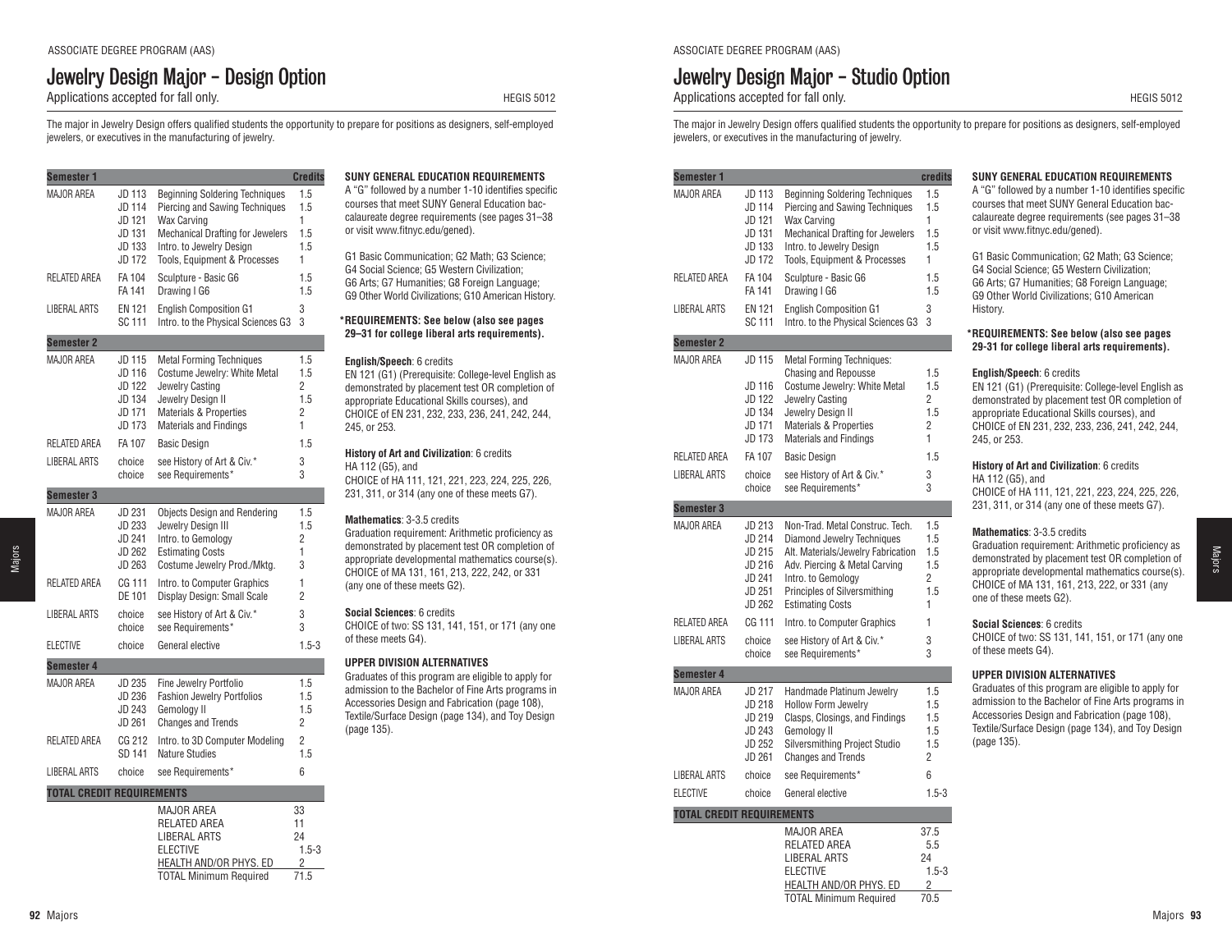ASSOCIATE DEGREE PROGRAM (AAS)

# Jewelry Design Major – Design Option

Applications accepted for fall only. HEGIS 5012

The major in Jewelry Design offers qualified students the opportunity to prepare for positions as designers, self-employed jewelers, or executives in the manufacturing of jewelry.

| Semester 1 | | | Credits |
|---|---|---|---|
| MAJOR AREA | JD 113 | Beginning Soldering Techniques | 1.5 |
| | JD 114 | Piercing and Sawing Techniques | 1.5 |
| | JD 121 | Wax Carving | 1 |
| | JD 131 | Mechanical Drafting for Jewelers | 1.5 |
| | JD 133 | Intro. to Jewelry Design | 1.5 |
| | JD 172 | Tools, Equipment & Processes | 1 |
| RELATED AREA | FA 104 | Sculpture - Basic G6 | 1.5 |
| | FA 141 | Drawing I G6 | 1.5 |
| LIBERAL ARTS | EN 121 | English Composition G1 | 3 |
| | SC 111 | Intro. to the Physical Sciences G3 | 3 |
| **Semester 2** | | | |
| MAJOR AREA | JD 115 | Metal Forming Techniques | 1.5 |
| | JD 116 | Costume Jewelry: White Metal | 1.5 |
| | JD 122 | Jewelry Casting | 2 |
| | JD 134 | Jewelry Design II | 1.5 |
| | JD 171 | Materials & Properties | 2 |
| | JD 173 | Materials and Findings | 1 |
| RELATED AREA | FA 107 | Basic Design | 1.5 |
| LIBERAL ARTS | choice | see History of Art & Civ.* | 3 |
| | choice | see Requirements* | 3 |
| **Semester 3** | | | |
| MAJOR AREA | JD 231 | Objects Design and Rendering | 1.5 |
| | JD 233 | Jewelry Design III | 1.5 |
| | JD 241 | Intro. to Gemology | 2 |
| | JD 262 | Estimating Costs | 1 |
| | JD 263 | Costume Jewelry Prod./Mktg. | 3 |
| RELATED AREA | CG 111 | Intro. to Computer Graphics | 1 |
| | DE 101 | Display Design: Small Scale | 2 |
| LIBERAL ARTS | choice | see History of Art & Civ.* | 3 |
| | choice | see Requirements* | 3 |
| ELECTIVE | choice | General elective | 1.5-3 |
| **Semester 4** | | | |
| MAJOR AREA | JD 235 | Fine Jewelry Portfolio | 1.5 |
| | JD 236 | Fashion Jewelry Portfolios | 1.5 |
| | JD 243 | Gemology II | 1.5 |
| | JD 261 | Changes and Trends | 2 |
| RELATED AREA | CG 212 | Intro. to 3D Computer Modeling | 2 |
| | SD 141 | Nature Studies | 1.5 |
| LIBERAL ARTS | choice | see Requirements* | 6 |
| **TOTAL CREDIT REQUIREMENTS** | | | |
| | | MAJOR AREA | 33 |
| | | RELATED AREA | 11 |
| | | LIBERAL ARTS | 24 |
| | | ELECTIVE | 1.5-3 |
| | | HEALTH AND/OR PHYS. ED | 2 |
| | | TOTAL Minimum Required | 71.5 |

**SUNY GENERAL EDUCATION REQUIREMENTS**

A "G" followed by a number 1-10 identifies specific courses that meet SUNY General Education baccalaureate degree requirements (see pages 31–38 or visit www.fitnyc.edu/gened).

G1 Basic Communication; G2 Math; G3 Science; G4 Social Science; G5 Western Civilization; G6 Arts; G7 Humanities; G8 Foreign Language; G9 Other World Civilizations; G10 American History.

**\*REQUIREMENTS: See below (also see pages 29–31 for college liberal arts requirements).**

**English/Speech**: 6 credits
EN 121 (G1) (Prerequisite: College-level English as demonstrated by placement test OR completion of appropriate Educational Skills courses), and CHOICE of EN 231, 232, 233, 236, 241, 242, 244, 245, or 253.

**History of Art and Civilization**: 6 credits
HA 112 (G5), and
CHOICE of HA 111, 121, 221, 223, 224, 225, 226, 231, 311, or 314 (any one of these meets G7).

**Mathematics**: 3-3.5 credits
Graduation requirement: Arithmetic proficiency as demonstrated by placement test OR completion of appropriate developmental mathematics course(s). CHOICE of MA 131, 161, 213, 222, 242, or 331 (any one of these meets G2).

**Social Sciences**: 6 credits
CHOICE of two: SS 131, 141, 151, or 171 (any one of these meets G4).

**UPPER DIVISION ALTERNATIVES**

Graduates of this program are eligible to apply for admission to the Bachelor of Fine Arts programs in Accessories Design and Fabrication (page 108), Textile/Surface Design (page 134), and Toy Design (page 135).

ASSOCIATE DEGREE PROGRAM (AAS)

# Jewelry Design Major – Studio Option

Applications accepted for fall only. HEGIS 5012

The major in Jewelry Design offers qualified students the opportunity to prepare for positions as designers, self-employed jewelers, or executives in the manufacturing of jewelry.

| Semester 1 | | | credits |
|---|---|---|---|
| MAJOR AREA | JD 113 | Beginning Soldering Techniques | 1.5 |
| | JD 114 | Piercing and Sawing Techniques | 1.5 |
| | JD 121 | Wax Carving | 1 |
| | JD 131 | Mechanical Drafting for Jewelers | 1.5 |
| | JD 133 | Intro. to Jewelry Design | 1.5 |
| | JD 172 | Tools, Equipment & Processes | 1 |
| RELATED AREA | FA 104 | Sculpture - Basic G6 | 1.5 |
| | FA 141 | Drawing I G6 | 1.5 |
| LIBERAL ARTS | EN 121 | English Composition G1 | 3 |
| | SC 111 | Intro. to the Physical Sciences G3 | 3 |
| **Semester 2** | | | |
| MAJOR AREA | JD 115 | Metal Forming Techniques: Chasing and Repousse | 1.5 |
| | JD 116 | Costume Jewelry: White Metal | 1.5 |
| | JD 122 | Jewelry Casting | 2 |
| | JD 134 | Jewelry Design II | 1.5 |
| | JD 171 | Materials & Properties | 2 |
| | JD 173 | Materials and Findings | 1 |
| RELATED AREA | FA 107 | Basic Design | 1.5 |
| LIBERAL ARTS | choice | see History of Art & Civ.* | 3 |
| | choice | see Requirements* | 3 |
| **Semester 3** | | | |
| MAJOR AREA | JD 213 | Non-Trad. Metal Construc. Tech. | 1.5 |
| | JD 214 | Diamond Jewelry Techniques | 1.5 |
| | JD 215 | Alt. Materials/Jewelry Fabrication | 1.5 |
| | JD 216 | Adv. Piercing & Metal Carving | 1.5 |
| | JD 241 | Intro. to Gemology | 2 |
| | JD 251 | Principles of Silversmithing | 1.5 |
| | JD 262 | Estimating Costs | 1 |
| RELATED AREA | CG 111 | Intro. to Computer Graphics | 1 |
| LIBERAL ARTS | choice | see History of Art & Civ.* | 3 |
| | choice | see Requirements* | 3 |
| **Semester 4** | | | |
| MAJOR AREA | JD 217 | Handmade Platinum Jewelry | 1.5 |
| | JD 218 | Hollow Form Jewelry | 1.5 |
| | JD 219 | Clasps, Closings, and Findings | 1.5 |
| | JD 243 | Gemology II | 1.5 |
| | JD 252 | Silversmithing Project Studio | 1.5 |
| | JD 261 | Changes and Trends | 2 |
| LIBERAL ARTS | choice | see Requirements* | 6 |
| ELECTIVE | choice | General elective | 1.5-3 |
| **TOTAL CREDIT REQUIREMENTS** | | | |
| | | MAJOR AREA | 37.5 |
| | | RELATED AREA | 5.5 |
| | | LIBERAL ARTS | 24 |
| | | ELECTIVE | 1.5-3 |
| | | HEALTH AND/OR PHYS. ED | 2 |
| | | TOTAL Minimum Required | 70.5 |

**SUNY GENERAL EDUCATION REQUIREMENTS**

A "G" followed by a number 1-10 identifies specific courses that meet SUNY General Education baccalaureate degree requirements (see pages 31–38 or visit www.fitnyc.edu/gened).

G1 Basic Communication; G2 Math; G3 Science; G4 Social Science; G5 Western Civilization; G6 Arts; G7 Humanities; G8 Foreign Language; G9 Other World Civilizations; G10 American History.

**\*REQUIREMENTS: See below (also see pages 29-31 for college liberal arts requirements).**

**English/Speech**: 6 credits
EN 121 (G1) (Prerequisite: College-level English as demonstrated by placement test OR completion of appropriate Educational Skills courses), and CHOICE of EN 231, 232, 233, 236, 241, 242, 244, 245, or 253.

**History of Art and Civilization**: 6 credits
HA 112 (G5), and
CHOICE of HA 111, 121, 221, 223, 224, 225, 226, 231, 311, or 314 (any one of these meets G7).

**Mathematics**: 3-3.5 credits
Graduation requirement: Arithmetic proficiency as demonstrated by placement test OR completion of appropriate developmental mathematics course(s). CHOICE of MA 131, 161, 213, 222, or 331 (any one of these meets G2).

**Social Sciences**: 6 credits
CHOICE of two: SS 131, 141, 151, or 171 (any one of these meets G4).

**UPPER DIVISION ALTERNATIVES**

Graduates of this program are eligible to apply for admission to the Bachelor of Fine Arts programs in Accessories Design and Fabrication (page 108), Textile/Surface Design (page 134), and Toy Design (page 135).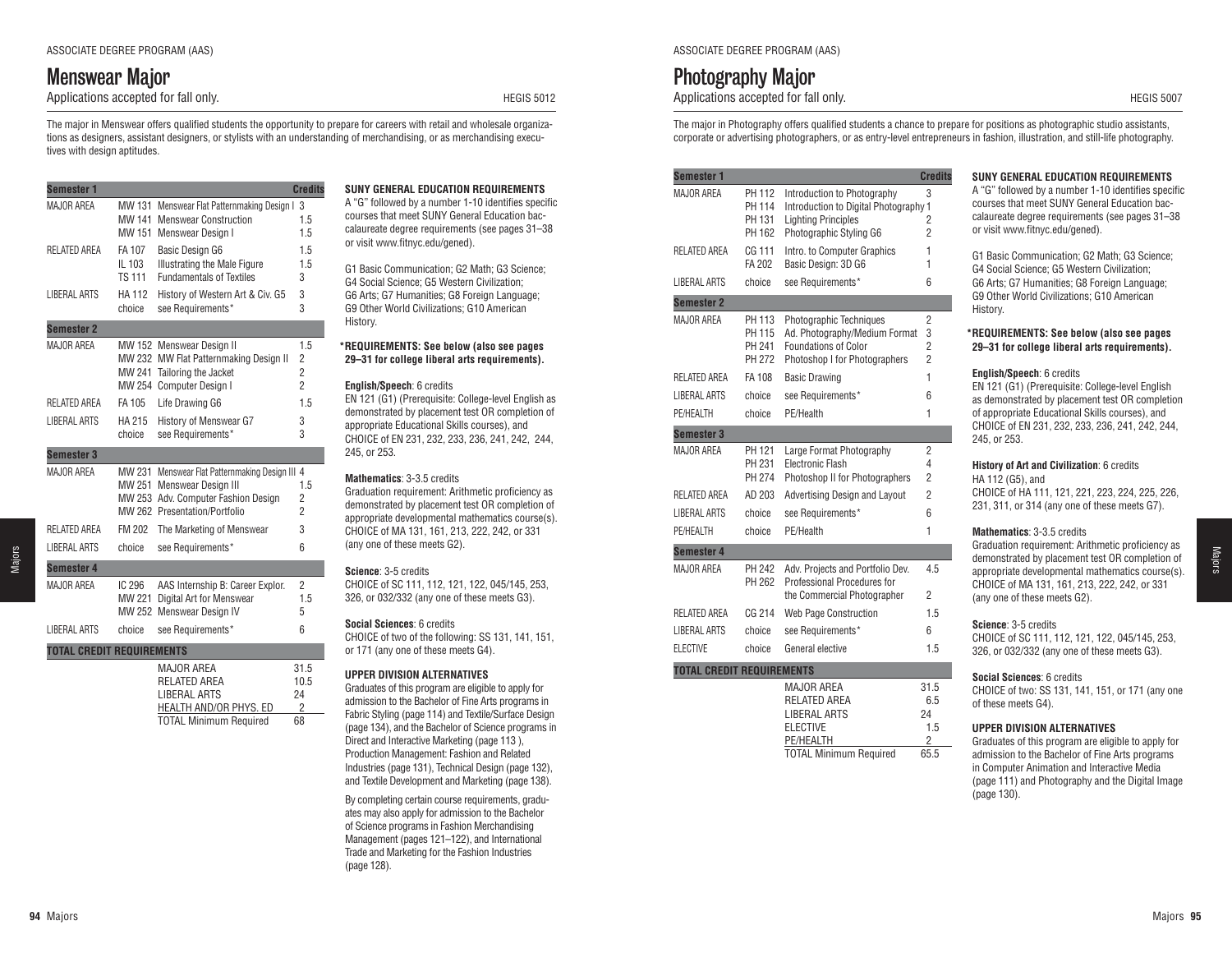ASSOCIATE DEGREE PROGRAM (AAS)

# Menswear Major

Applications accepted for fall only. HEGIS 5012

The major in Menswear offers qualified students the opportunity to prepare for careers with retail and wholesale organizations as designers, assistant designers, or stylists with an understanding of merchandising, or as merchandising executives with design aptitudes.

| Semester 1 | | | Credits |
|---|---|---|---|
| MAJOR AREA | MW 131 | Menswear Flat Patternmaking Design I | 3 |
| | MW 141 | Menswear Construction | 1.5 |
| | MW 151 | Menswear Design I | 1.5 |
| RELATED AREA | FA 107 | Basic Design G6 | 1.5 |
| | IL 103 | Illustrating the Male Figure | 1.5 |
| | TS 111 | Fundamentals of Textiles | 3 |
| LIBERAL ARTS | HA 112 | History of Western Art & Civ. G5 | 3 |
| | choice | see Requirements* | 3 |
| **Semester 2** | | | |
| MAJOR AREA | MW 152 | Menswear Design II | 1.5 |
| | MW 232 | MW Flat Patternmaking Design II | 2 |
| | MW 241 | Tailoring the Jacket | 2 |
| | MW 254 | Computer Design I | 2 |
| RELATED AREA | FA 105 | Life Drawing G6 | 1.5 |
| LIBERAL ARTS | HA 215 | History of Menswear G7 | 3 |
| | choice | see Requirements* | 3 |
| **Semester 3** | | | |
| MAJOR AREA | MW 231 | Menswear Flat Patternmaking Design III | 4 |
| | MW 251 | Menswear Design III | 1.5 |
| | MW 253 | Adv. Computer Fashion Design | 2 |
| | MW 262 | Presentation/Portfolio | 2 |
| RELATED AREA | FM 202 | The Marketing of Menswear | 3 |
| LIBERAL ARTS | choice | see Requirements* | 6 |
| **Semester 4** | | | |
| MAJOR AREA | IC 296 | AAS Internship B: Career Explor. | 2 |
| | MW 221 | Digital Art for Menswear | 1.5 |
| | MW 252 | Menswear Design IV | 5 |
| LIBERAL ARTS | choice | see Requirements* | 6 |
| **TOTAL CREDIT REQUIREMENTS** | | | |
| | | MAJOR AREA | 31.5 |
| | | RELATED AREA | 10.5 |
| | | LIBERAL ARTS | 24 |
| | | HEALTH AND/OR PHYS. ED | 2 |
| | | TOTAL Minimum Required | 68 |

**SUNY GENERAL EDUCATION REQUIREMENTS**

A "G" followed by a number 1-10 identifies specific courses that meet SUNY General Education baccalaureate degree requirements (see pages 31–38 or visit www.fitnyc.edu/gened).

G1 Basic Communication; G2 Math; G3 Science; G4 Social Science; G5 Western Civilization; G6 Arts; G7 Humanities; G8 Foreign Language; G9 Other World Civilizations; G10 American History.

**\*REQUIREMENTS: See below (also see pages 29–31 for college liberal arts requirements).**

**English/Speech**: 6 credits
EN 121 (G1) (Prerequisite: College-level English as demonstrated by placement test OR completion of appropriate Educational Skills courses), and CHOICE of EN 231, 232, 233, 236, 241, 242, 244, 245, or 253.

**Mathematics**: 3-3.5 credits
Graduation requirement: Arithmetic proficiency as demonstrated by placement test OR completion of appropriate developmental mathematics course(s). CHOICE of MA 131, 161, 213, 222, 242, or 331 (any one of these meets G2).

**Science**: 3-5 credits
CHOICE of SC 111, 112, 121, 122, 045/145, 253, 326, or 032/332 (any one of these meets G3).

**Social Sciences**: 6 credits
CHOICE of two of the following: SS 131, 141, 151, or 171 (any one of these meets G4).

**UPPER DIVISION ALTERNATIVES**

Graduates of this program are eligible to apply for admission to the Bachelor of Fine Arts programs in Fabric Styling (page 114) and Textile/Surface Design (page 134), and the Bachelor of Science programs in Direct and Interactive Marketing (page 113 ), Production Management: Fashion and Related Industries (page 131), Technical Design (page 132), and Textile Development and Marketing (page 138).

By completing certain course requirements, graduates may also apply for admission to the Bachelor of Science programs in Fashion Merchandising Management (pages 121–122), and International Trade and Marketing for the Fashion Industries (page 128).

ASSOCIATE DEGREE PROGRAM (AAS)

# Photography Major

Applications accepted for fall only. HEGIS 5007

The major in Photography offers qualified students a chance to prepare for positions as photographic studio assistants, corporate or advertising photographers, or as entry-level entrepreneurs in fashion, illustration, and still-life photography.

| Semester 1 | | | Credits |
|---|---|---|---|
| MAJOR AREA | PH 112 | Introduction to Photography | 3 |
| | PH 114 | Introduction to Digital Photography | 1 |
| | PH 131 | Lighting Principles | 2 |
| | PH 162 | Photographic Styling G6 | 2 |
| RELATED AREA | CG 111 | Intro. to Computer Graphics | 1 |
| | FA 202 | Basic Design: 3D G6 | 1 |
| LIBERAL ARTS | choice | see Requirements* | 6 |
| **Semester 2** | | | |
| MAJOR AREA | PH 113 | Photographic Techniques | 2 |
| | PH 115 | Ad. Photography/Medium Format | 3 |
| | PH 241 | Foundations of Color | 2 |
| | PH 272 | Photoshop I for Photographers | 2 |
| RELATED AREA | FA 108 | Basic Drawing | 1 |
| LIBERAL ARTS | choice | see Requirements* | 6 |
| PE/HEALTH | choice | PE/Health | 1 |
| **Semester 3** | | | |
| MAJOR AREA | PH 121 | Large Format Photography | 2 |
| | PH 231 | Electronic Flash | 4 |
| | PH 274 | Photoshop II for Photographers | 2 |
| RELATED AREA | AD 203 | Advertising Design and Layout | 2 |
| LIBERAL ARTS | choice | see Requirements* | 6 |
| PE/HEALTH | choice | PE/Health | 1 |
| **Semester 4** | | | |
| MAJOR AREA | PH 242 | Adv. Projects and Portfolio Dev. | 4.5 |
| | PH 262 | Professional Procedures for the Commercial Photographer | 2 |
| RELATED AREA | CG 214 | Web Page Construction | 1.5 |
| LIBERAL ARTS | choice | see Requirements* | 6 |
| ELECTIVE | choice | General elective | 1.5 |
| **TOTAL CREDIT REQUIREMENTS** | | | |
| | | MAJOR AREA | 31.5 |
| | | RELATED AREA | 6.5 |
| | | LIBERAL ARTS | 24 |
| | | ELECTIVE | 1.5 |
| | | PE/HEALTH | 2 |
| | | TOTAL Minimum Required | 65.5 |

**SUNY GENERAL EDUCATION REQUIREMENTS**

A "G" followed by a number 1-10 identifies specific courses that meet SUNY General Education baccalaureate degree requirements (see pages 31–38 or visit www.fitnyc.edu/gened).

G1 Basic Communication; G2 Math; G3 Science; G4 Social Science; G5 Western Civilization; G6 Arts; G7 Humanities; G8 Foreign Language; G9 Other World Civilizations; G10 American History.

**\*REQUIREMENTS: See below (also see pages 29–31 for college liberal arts requirements).**

**English/Speech**: 6 credits
EN 121 (G1) (Prerequisite: College-level English as demonstrated by placement test OR completion of appropriate Educational Skills courses), and CHOICE of EN 231, 232, 233, 236, 241, 242, 244, 245, or 253.

**History of Art and Civilization**: 6 credits
HA 112 (G5), and
CHOICE of HA 111, 121, 221, 223, 224, 225, 226, 231, 311, or 314 (any one of these meets G7).

**Mathematics**: 3-3.5 credits
Graduation requirement: Arithmetic proficiency as demonstrated by placement test OR completion of appropriate developmental mathematics course(s). CHOICE of MA 131, 161, 213, 222, 242, or 331 (any one of these meets G2).

**Science**: 3-5 credits
CHOICE of SC 111, 112, 121, 122, 045/145, 253, 326, or 032/332 (any one of these meets G3).

**Social Sciences**: 6 credits
CHOICE of two: SS 131, 141, 151, or 171 (any one of these meets G4).

**UPPER DIVISION ALTERNATIVES**

Graduates of this program are eligible to apply for admission to the Bachelor of Fine Arts programs in Computer Animation and Interactive Media (page 111) and Photography and the Digital Image (page 130).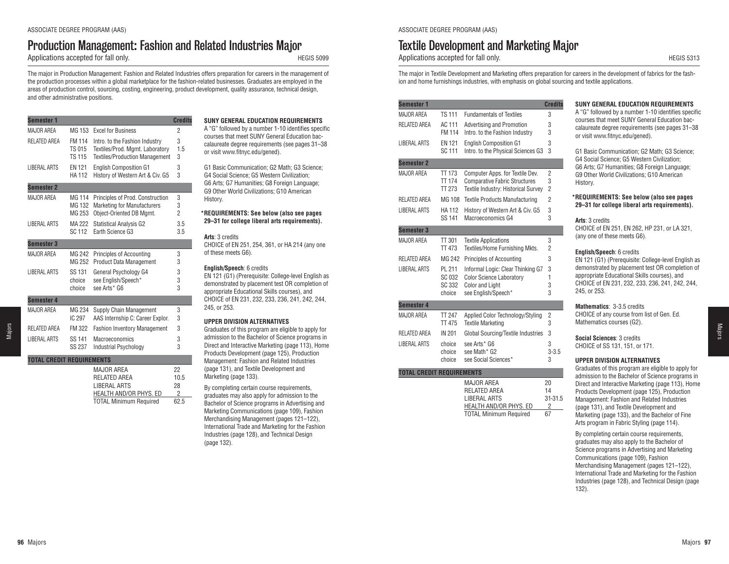ASSOCIATE DEGREE PROGRAM (AAS)

# Production Management: Fashion and Related Industries Major

Applications accepted for fall only. HEGIS 5099

The major in Production Management: Fashion and Related Industries offers preparation for careers in the management of the production processes within a global marketplace for the fashion-related businesses. Graduates are employed in the areas of production control, sourcing, costing, engineering, product development, quality assurance, technical design, and other administrative positions.

| Semester 1 | | | Credits |
|---|---|---|---|
| MAJOR AREA | MG 153 | Excel for Business | 2 |
| RELATED AREA | FM 114 | Intro. to the Fashion Industry | 3 |
| | TS 015 | Textiles/Prod. Mgmt. Laboratory | 1.5 |
| | TS 115 | Textiles/Production Management | 3 |
| LIBERAL ARTS | EN 121 | English Composition G1 | 3 |
| | HA 112 | History of Western Art & Civ. G5 | 3 |
| **Semester 2** | | | |
| MAJOR AREA | MG 114 | Principles of Prod. Construction | 3 |
| | MG 132 | Marketing for Manufacturers | 3 |
| | MG 253 | Object-Oriented DB Mgmt. | 2 |
| LIBERAL ARTS | MA 222 | Statistical Analysis G2 | 3.5 |
| | SC 112 | Earth Science G3 | 3.5 |
| **Semester 3** | | | |
| MAJOR AREA | MG 242 | Principles of Accounting | 3 |
| | MG 252 | Product Data Management | 3 |
| LIBERAL ARTS | SS 131 | General Psychology G4 | 3 |
| | choice | see English/Speech* | 3 |
| | choice | see Arts* G6 | 3 |
| **Semester 4** | | | |
| MAJOR AREA | MG 234 | Supply Chain Management | 3 |
| | IC 297 | AAS Internship C: Career Explor. | 3 |
| RELATED AREA | FM 322 | Fashion Inventory Management | 3 |
| LIBERAL ARTS | SS 141 | Macroeconomics | 3 |
| | SS 237 | Industrial Psychology | 3 |
| **TOTAL CREDIT REQUIREMENTS** | | | |
| | | MAJOR AREA | 22 |
| | | RELATED AREA | 10.5 |
| | | LIBERAL ARTS | 28 |
| | | HEALTH AND/OR PHYS. ED | 2 |
| | | TOTAL Minimum Required | 62.5 |

**SUNY GENERAL EDUCATION REQUIREMENTS**

A "G" followed by a number 1-10 identifies specific courses that meet SUNY General Education baccalaureate degree requirements (see pages 31–38 or visit www.fitnyc.edu/gened).

G1 Basic Communication; G2 Math; G3 Science; G4 Social Science; G5 Western Civilization; G6 Arts; G7 Humanities; G8 Foreign Language; G9 Other World Civilizations; G10 American History.

**\*REQUIREMENTS: See below (also see pages 29–31 for college liberal arts requirements).**

**Arts**: 3 credits
CHOICE of EN 251, 254, 361, or HA 214 (any one of these meets G6).

**English/Speech**: 6 credits
EN 121 (G1) (Prerequisite: College-level English as demonstrated by placement test OR completion of appropriate Educational Skills courses), and CHOICE of EN 231, 232, 233, 236, 241, 242, 244, 245, or 253.

**UPPER DIVISION ALTERNATIVES**

Graduates of this program are eligible to apply for admission to the Bachelor of Science programs in Direct and Interactive Marketing (page 113), Home Products Development (page 125), Production Management: Fashion and Related Industries (page 131), and Textile Development and Marketing (page 133).

By completing certain course requirements, graduates may also apply for admission to the Bachelor of Science programs in Advertising and Marketing Communications (page 109), Fashion Merchandising Management (pages 121–122), International Trade and Marketing for the Fashion Industries (page 128), and Technical Design (page 132).

ASSOCIATE DEGREE PROGRAM (AAS)

# Textile Development and Marketing Major

Applications accepted for fall only. HEGIS 5313

The major in Textile Development and Marketing offers preparation for careers in the development of fabrics for the fashion and home furnishings industries, with emphasis on global sourcing and textile applications.

| Semester 1 | | | Credits |
|---|---|---|---|
| MAJOR AREA | TS 111 | Fundamentals of Textiles | 3 |
| RELATED AREA | AC 111 | Advertising and Promotion | 3 |
| | FM 114 | Intro. to the Fashion Industry | 3 |
| LIBERAL ARTS | EN 121 | English Composition G1 | 3 |
| | SC 111 | Intro. to the Physical Sciences G3 | 3 |
| **Semester 2** | | | |
| MAJOR AREA | TT 173 | Computer Apps. for Textile Dev. | 2 |
| | TT 174 | Comparative Fabric Structures | 3 |
| | TT 273 | Textile Industry: Historical Survey | 2 |
| RELATED AREA | MG 108 | Textile Products Manufacturing | 2 |
| LIBERAL ARTS | HA 112 | History of Western Art & Civ. G5 | 3 |
| | SS 141 | Macroeconomics G4 | 3 |
| **Semester 3** | | | |
| MAJOR AREA | TT 301 | Textile Applications | 3 |
| | TT 473 | Textiles/Home Furnishing Mkts. | 2 |
| RELATED AREA | MG 242 | Principles of Accounting | 3 |
| LIBERAL ARTS | PL 211 | Informal Logic: Clear Thinking G7 | 3 |
| | SC 032 | Color Science Laboratory | 1 |
| | SC 332 | Color and Light | 3 |
| | choice | see English/Speech* | 3 |
| **Semester 4** | | | |
| MAJOR AREA | TT 247 | Applied Color Technology/Styling | 2 |
| | TT 475 | Textile Marketing | 3 |
| RELATED AREA | IN 201 | Global Sourcing/Textile Industries | 3 |
| LIBERAL ARTS | choice | see Arts* G6 | 3 |
| | choice | see Math* G2 | 3-3.5 |
| | choice | see Social Sciences* | 3 |
| **TOTAL CREDIT REQUIREMENTS** | | | |
| | | MAJOR AREA | 20 |
| | | RELATED AREA | 14 |
| | | LIBERAL ARTS | 31-31.5 |
| | | HEALTH AND/OR PHYS. ED | 2 |
| | | TOTAL Minimum Required | 67 |

**SUNY GENERAL EDUCATION REQUIREMENTS**

A "G" followed by a number 1-10 identifies specific courses that meet SUNY General Education baccalaureate degree requirements (see pages 31–38 or visit www.fitnyc.edu/gened).

G1 Basic Communication; G2 Math; G3 Science; G4 Social Science; G5 Western Civilization; G6 Arts; G7 Humanities; G8 Foreign Language; G9 Other World Civilizations; G10 American History.

**\*REQUIREMENTS: See below (also see pages 29–31 for college liberal arts requirements).**

**Arts**: 3 credits
CHOICE of EN 251, EN 262, HP 231, or LA 321, (any one of these meets G6).

**English/Speech**: 6 credits
EN 121 (G1) (Prerequisite: College-level English as demonstrated by placement test OR completion of appropriate Educational Skills courses), and CHOICE of EN 231, 232, 233, 236, 241, 242, 244, 245, or 253.

**Mathematics**: 3-3.5 credits
CHOICE of any course from list of Gen. Ed. Mathematics courses (G2).

**Social Sciences**: 3 credits
CHOICE of SS 131, 151, or 171.

**UPPER DIVISION ALTERNATIVES**

Graduates of this program are eligible to apply for admission to the Bachelor of Science programs in Direct and Interactive Marketing (page 113), Home Products Development (page 125), Production Management: Fashion and Related Industries (page 131), and Textile Development and Marketing (page 133), and the Bachelor of Fine Arts program in Fabric Styling (page 114).

By completing certain course requirements, graduates may also apply to the Bachelor of Science programs in Advertising and Marketing Communications (page 109), Fashion Merchandising Management (pages 121–122), International Trade and Marketing for the Fashion Industries (page 128), and Technical Design (page 132).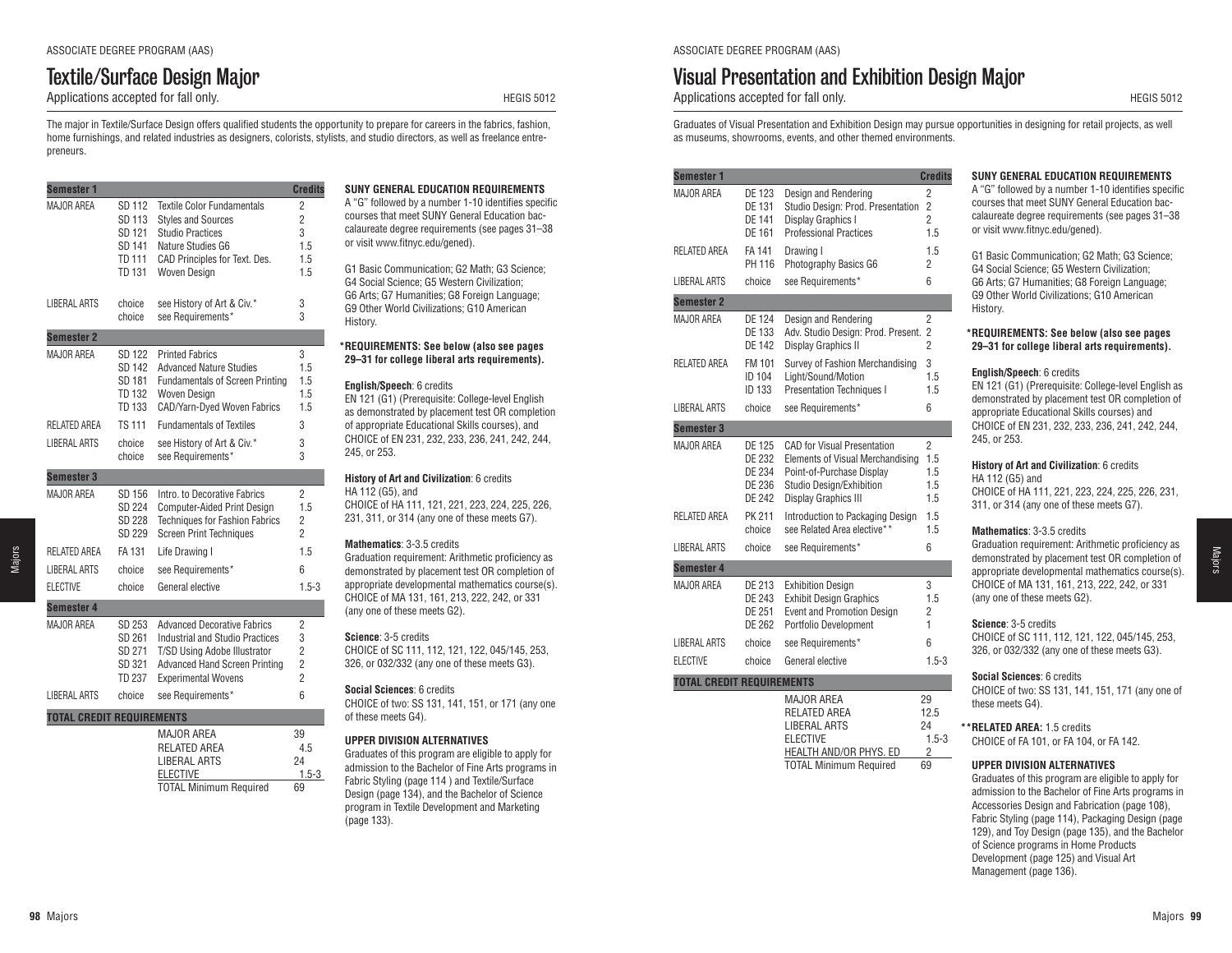ASSOCIATE DEGREE PROGRAM (AAS)

# Textile/Surface Design Major

Applications accepted for fall only. HEGIS 5012

The major in Textile/Surface Design offers qualified students the opportunity to prepare for careers in the fabrics, fashion, home furnishings, and related industries as designers, colorists, stylists, and studio directors, as well as freelance entrepreneurs.

| Semester 1 | | | Credits |
|---|---|---|---|
| MAJOR AREA | SD 112 | Textile Color Fundamentals | 2 |
| | SD 113 | Styles and Sources | 2 |
| | SD 121 | Studio Practices | 3 |
| | SD 141 | Nature Studies G6 | 1.5 |
| | TD 111 | CAD Principles for Text. Des. | 1.5 |
| | TD 131 | Woven Design | 1.5 |
| LIBERAL ARTS | choice | see History of Art & Civ.* | 3 |
| | choice | see Requirements* | 3 |
| **Semester 2** | | | |
| MAJOR AREA | SD 122 | Printed Fabrics | 3 |
| | SD 142 | Advanced Nature Studies | 1.5 |
| | SD 181 | Fundamentals of Screen Printing | 1.5 |
| | TD 132 | Woven Design | 1.5 |
| | TD 133 | CAD/Yarn-Dyed Woven Fabrics | 1.5 |
| RELATED AREA | TS 111 | Fundamentals of Textiles | 3 |
| LIBERAL ARTS | choice | see History of Art & Civ.* | 3 |
| | choice | see Requirements* | 3 |
| **Semester 3** | | | |
| MAJOR AREA | SD 156 | Intro. to Decorative Fabrics | 2 |
| | SD 224 | Computer-Aided Print Design | 1.5 |
| | SD 228 | Techniques for Fashion Fabrics | 2 |
| | SD 229 | Screen Print Techniques | 2 |
| RELATED AREA | FA 131 | Life Drawing I | 1.5 |
| LIBERAL ARTS | choice | see Requirements* | 6 |
| ELECTIVE | choice | General elective | 1.5-3 |
| **Semester 4** | | | |
| MAJOR AREA | SD 253 | Advanced Decorative Fabrics | 2 |
| | SD 261 | Industrial and Studio Practices | 3 |
| | SD 271 | T/SD Using Adobe Illustrator | 2 |
| | SD 321 | Advanced Hand Screen Printing | 2 |
| | TD 237 | Experimental Wovens | 2 |
| LIBERAL ARTS | choice | see Requirements* | 6 |
| **TOTAL CREDIT REQUIREMENTS** | | | |
| | | MAJOR AREA | 39 |
| | | RELATED AREA | 4.5 |
| | | LIBERAL ARTS | 24 |
| | | ELECTIVE | 1.5-3 |
| | | TOTAL Minimum Required | 69 |

**SUNY GENERAL EDUCATION REQUIREMENTS**

A "G" followed by a number 1-10 identifies specific courses that meet SUNY General Education baccalaureate degree requirements (see pages 31–38 or visit www.fitnyc.edu/gened).

G1 Basic Communication; G2 Math; G3 Science; G4 Social Science; G5 Western Civilization; G6 Arts; G7 Humanities; G8 Foreign Language; G9 Other World Civilizations; G10 American History.

**\*REQUIREMENTS: See below (also see pages 29–31 for college liberal arts requirements).**

**English/Speech**: 6 credits
EN 121 (G1) (Prerequisite: College-level English as demonstrated by placement test OR completion of appropriate Educational Skills courses), and CHOICE of EN 231, 232, 233, 236, 241, 242, 244, 245, or 253.

**History of Art and Civilization**: 6 credits
HA 112 (G5), and
CHOICE of HA 111, 121, 221, 223, 224, 225, 226, 231, 311, or 314 (any one of these meets G7).

**Mathematics**: 3-3.5 credits
Graduation requirement: Arithmetic proficiency as demonstrated by placement test OR completion of appropriate developmental mathematics course(s). CHOICE of MA 131, 161, 213, 222, 242, or 331 (any one of these meets G2).

**Science**: 3-5 credits
CHOICE of SC 111, 112, 121, 122, 045/145, 253, 326, or 032/332 (any one of these meets G3).

**Social Sciences**: 6 credits
CHOICE of two: SS 131, 141, 151, or 171 (any one of these meets G4).

**UPPER DIVISION ALTERNATIVES**

Graduates of this program are eligible to apply for admission to the Bachelor of Fine Arts programs in Fabric Styling (page 114 ) and Textile/Surface Design (page 134), and the Bachelor of Science program in Textile Development and Marketing (page 133).

ASSOCIATE DEGREE PROGRAM (AAS)

# Visual Presentation and Exhibition Design Major

Applications accepted for fall only. HEGIS 5012

Graduates of Visual Presentation and Exhibition Design may pursue opportunities in designing for retail projects, as well as museums, showrooms, events, and other themed environments.

| Semester 1 | | | Credits |
|---|---|---|---|
| MAJOR AREA | DE 123 | Design and Rendering | 2 |
| | DE 131 | Studio Design: Prod. Presentation | 2 |
| | DE 141 | Display Graphics I | 2 |
| | DE 161 | Professional Practices | 1.5 |
| RELATED AREA | FA 141 | Drawing I | 1.5 |
| | PH 116 | Photography Basics G6 | 2 |
| LIBERAL ARTS | choice | see Requirements* | 6 |
| **Semester 2** | | | |
| MAJOR AREA | DE 124 | Design and Rendering | 2 |
| | DE 133 | Adv. Studio Design: Prod. Present. | 2 |
| | DE 142 | Display Graphics II | 2 |
| RELATED AREA | FM 101 | Survey of Fashion Merchandising | 3 |
| | ID 104 | Light/Sound/Motion | 1.5 |
| | ID 133 | Presentation Techniques I | 1.5 |
| LIBERAL ARTS | choice | see Requirements* | 6 |
| **Semester 3** | | | |
| MAJOR AREA | DE 125 | CAD for Visual Presentation | 2 |
| | DE 232 | Elements of Visual Merchandising | 1.5 |
| | DE 234 | Point-of-Purchase Display | 1.5 |
| | DE 236 | Studio Design/Exhibition | 1.5 |
| | DE 242 | Display Graphics III | 1.5 |
| RELATED AREA | PK 211 | Introduction to Packaging Design | 1.5 |
| | choice | see Related Area elective** | 1.5 |
| LIBERAL ARTS | choice | see Requirements* | 6 |
| **Semester 4** | | | |
| MAJOR AREA | DE 213 | Exhibition Design | 3 |
| | DE 243 | Exhibit Design Graphics | 1.5 |
| | DE 251 | Event and Promotion Design | 2 |
| | DE 262 | Portfolio Development | 1 |
| LIBERAL ARTS | choice | see Requirements* | 6 |
| ELECTIVE | choice | General elective | 1.5-3 |
| **TOTAL CREDIT REQUIREMENTS** | | | |
| | | MAJOR AREA | 29 |
| | | RELATED AREA | 12.5 |
| | | LIBERAL ARTS | 24 |
| | | ELECTIVE | 1.5-3 |
| | | HEALTH AND/OR PHYS. ED | 2 |
| | | TOTAL Minimum Required | 69 |

**SUNY GENERAL EDUCATION REQUIREMENTS**

A "G" followed by a number 1-10 identifies specific courses that meet SUNY General Education baccalaureate degree requirements (see pages 31–38 or visit www.fitnyc.edu/gened).

G1 Basic Communication; G2 Math; G3 Science; G4 Social Science; G5 Western Civilization; G6 Arts; G7 Humanities; G8 Foreign Language; G9 Other World Civilizations; G10 American History.

**\*REQUIREMENTS: See below (also see pages 29–31 for college liberal arts requirements).**

**English/Speech**: 6 credits
EN 121 (G1) (Prerequisite: College-level English as demonstrated by placement test OR completion of appropriate Educational Skills courses) and CHOICE of EN 231, 232, 233, 236, 241, 242, 244, 245, or 253.

**History of Art and Civilization**: 6 credits
HA 112 (G5) and
CHOICE of HA 111, 121, 221, 223, 224, 225, 226, 231, 311, or 314 (any one of these meets G7).

**Mathematics**: 3-3.5 credits
Graduation requirement: Arithmetic proficiency as demonstrated by placement test OR completion of appropriate developmental mathematics course(s). CHOICE of MA 131, 161, 213, 222, 242, or 331 (any one of these meets G2).

**Science**: 3-5 credits
CHOICE of SC 111, 112, 121, 122, 045/145, 253, 326, or 032/332 (any one of these meets G3).

**Social Sciences**: 6 credits
CHOICE of two: SS 131, 141, 151, 171 (any one of these meets G4).

**\*\*RELATED AREA:** 1.5 credits
CHOICE of FA 101, or FA 104, or FA 142.

**UPPER DIVISION ALTERNATIVES**

Graduates of this program are eligible to apply for admission to the Bachelor of Fine Arts programs in Accessories Design and Fabrication (page 108), Fabric Styling (page 114), Packaging Design (page 129), and Toy Design (page 135), and the Bachelor of Science programs in Home Products Development (page 125) and Visual Art Management (page 136).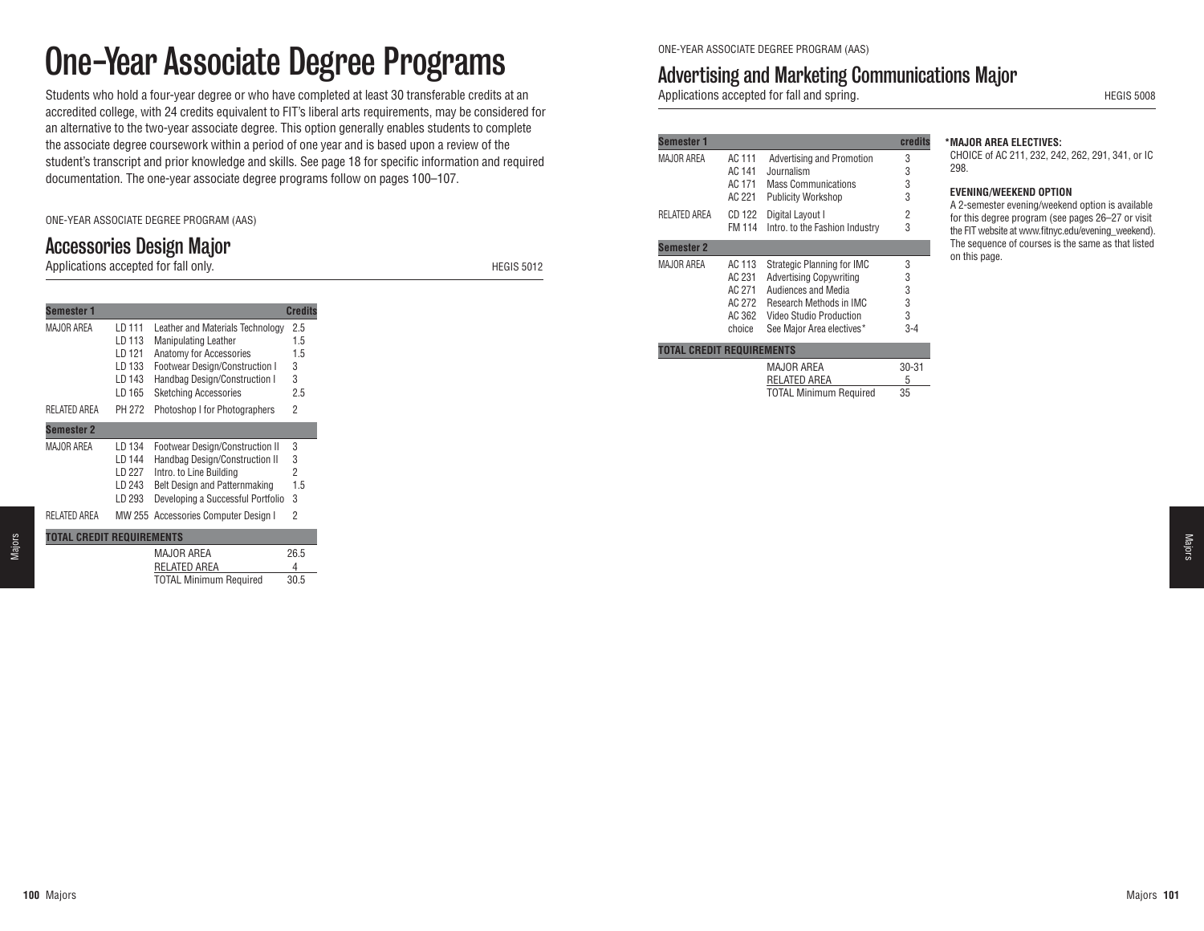# One-Year Associate Degree Programs

Students who hold a four-year degree or who have completed at least 30 transferable credits at an accredited college, with 24 credits equivalent to FIT's liberal arts requirements, may be considered for an alternative to the two-year associate degree. This option generally enables students to complete the associate degree coursework within a period of one year and is based upon a review of the student's transcript and prior knowledge and skills. See page 18 for specific information and required documentation. The one-year associate degree programs follow on pages 100–107.

ONE-YEAR ASSOCIATE DEGREE PROGRAM (AAS)

## Accessories Design Major

Applications accepted for fall only. HEGIS 5012

| Semester 1 | | | Credits |
|---|---|---|---|
| MAJOR AREA | LD 111 | Leather and Materials Technology | 2.5 |
| | LD 113 | Manipulating Leather | 1.5 |
| | LD 121 | Anatomy for Accessories | 1.5 |
| | LD 133 | Footwear Design/Construction I | 3 |
| | LD 143 | Handbag Design/Construction I | 3 |
| | LD 165 | Sketching Accessories | 2.5 |
| RELATED AREA | PH 272 | Photoshop I for Photographers | 2 |
| **Semester 2** | | | |
| MAJOR AREA | LD 134 | Footwear Design/Construction II | 3 |
| | LD 144 | Handbag Design/Construction II | 3 |
| | LD 227 | Intro. to Line Building | 2 |
| | LD 243 | Belt Design and Patternmaking | 1.5 |
| | LD 293 | Developing a Successful Portfolio | 3 |
| RELATED AREA | MW 255 | Accessories Computer Design I | 2 |
| **TOTAL CREDIT REQUIREMENTS** | | | |
| | | MAJOR AREA | 26.5 |
| | | RELATED AREA | 4 |
| | | TOTAL Minimum Required | 30.5 |

ONE-YEAR ASSOCIATE DEGREE PROGRAM (AAS)

## Advertising and Marketing Communications Major

Applications accepted for fall and spring. HEGIS 5008

| Semester 1 | | | credits |
|---|---|---|---|
| MAJOR AREA | AC 111 | Advertising and Promotion | 3 |
| | AC 141 | Journalism | 3 |
| | AC 171 | Mass Communications | 3 |
| | AC 221 | Publicity Workshop | 3 |
| RELATED AREA | CD 122 | Digital Layout I | 2 |
| | FM 114 | Intro. to the Fashion Industry | 3 |
| **Semester 2** | | | |
| MAJOR AREA | AC 113 | Strategic Planning for IMC | 3 |
| | AC 231 | Advertising Copywriting | 3 |
| | AC 271 | Audiences and Media | 3 |
| | AC 272 | Research Methods in IMC | 3 |
| | AC 362 | Video Studio Production | 3 |
| | choice | See Major Area electives* | 3-4 |
| **TOTAL CREDIT REQUIREMENTS** | | | |
| | | MAJOR AREA | 30-31 |
| | | RELATED AREA | 5 |
| | | TOTAL Minimum Required | 35 |

**\*MAJOR AREA ELECTIVES:**
CHOICE of AC 211, 232, 242, 262, 291, 341, or IC 298.

**EVENING/WEEKEND OPTION**
A 2-semester evening/weekend option is available for this degree program (see pages 26–27 or visit the FIT website at www.fitnyc.edu/evening_weekend). The sequence of courses is the same as that listed on this page.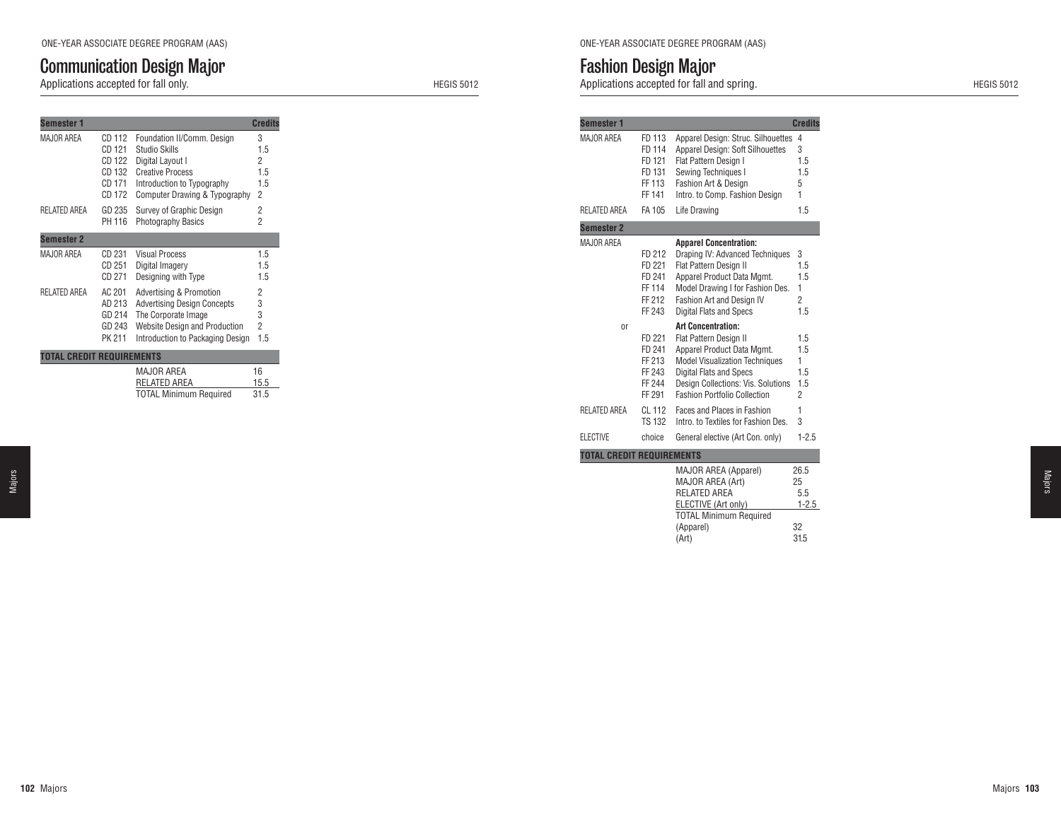ONE-YEAR ASSOCIATE DEGREE PROGRAM (AAS)

## Communication Design Major

Applications accepted for fall only. HEGIS 5012

| Semester 1 | | | Credits |
|---|---|---|---|
| MAJOR AREA | CD 112 | Foundation II/Comm. Design | 3 |
| | CD 121 | Studio Skills | 1.5 |
| | CD 122 | Digital Layout I | 2 |
| | CD 132 | Creative Process | 1.5 |
| | CD 171 | Introduction to Typography | 1.5 |
| | CD 172 | Computer Drawing & Typography | 2 |
| RELATED AREA | GD 235 | Survey of Graphic Design | 2 |
| | PH 116 | Photography Basics | 2 |
| **Semester 2** | | | |
| MAJOR AREA | CD 231 | Visual Process | 1.5 |
| | CD 251 | Digital Imagery | 1.5 |
| | CD 271 | Designing with Type | 1.5 |
| RELATED AREA | AC 201 | Advertising & Promotion | 2 |
| | AD 213 | Advertising Design Concepts | 3 |
| | GD 214 | The Corporate Image | 3 |
| | GD 243 | Website Design and Production | 2 |
| | PK 211 | Introduction to Packaging Design | 1.5 |
| **TOTAL CREDIT REQUIREMENTS** | | | |
| | | MAJOR AREA | 16 |
| | | RELATED AREA | 15.5 |
| | | TOTAL Minimum Required | 31.5 |

ONE-YEAR ASSOCIATE DEGREE PROGRAM (AAS)

## Fashion Design Major

Applications accepted for fall and spring. HEGIS 5012

| Semester 1 | | | Credits |
|---|---|---|---|
| MAJOR AREA | FD 113 | Apparel Design: Struc. Silhouettes | 4 |
| | FD 114 | Apparel Design: Soft Silhouettes | 3 |
| | FD 121 | Flat Pattern Design I | 1.5 |
| | FD 131 | Sewing Techniques I | 1.5 |
| | FF 113 | Fashion Art & Design | 5 |
| | FF 141 | Intro. to Comp. Fashion Design | 1 |
| RELATED AREA | FA 105 | Life Drawing | 1.5 |
| **Semester 2** | | | |
| MAJOR AREA | | **Apparel Concentration:** | |
| | FD 212 | Draping IV: Advanced Techniques | 3 |
| | FD 221 | Flat Pattern Design II | 1.5 |
| | FD 241 | Apparel Product Data Mgmt. | 1.5 |
| | FF 114 | Model Drawing I for Fashion Des. | 1 |
| | FF 212 | Fashion Art and Design IV | 2 |
| | FF 243 | Digital Flats and Specs | 1.5 |
| or | | **Art Concentration:** | |
| | FD 221 | Flat Pattern Design II | 1.5 |
| | FD 241 | Apparel Product Data Mgmt. | 1.5 |
| | FF 213 | Model Visualization Techniques | 1 |
| | FF 243 | Digital Flats and Specs | 1.5 |
| | FF 244 | Design Collections: Vis. Solutions | 1.5 |
| | FF 291 | Fashion Portfolio Collection | 2 |
| RELATED AREA | CL 112 | Faces and Places in Fashion | 1 |
| | TS 132 | Intro. to Textiles for Fashion Des. | 3 |
| ELECTIVE | choice | General elective (Art Con. only) | 1-2.5 |
| **TOTAL CREDIT REQUIREMENTS** | | | |
| | | MAJOR AREA (Apparel) | 26.5 |
| | | MAJOR AREA (Art) | 25 |
| | | RELATED AREA | 5.5 |
| | | ELECTIVE (Art only) | 1-2.5 |
| | | TOTAL Minimum Required | |
| | | (Apparel) | 32 |
| | | (Art) | 31.5 |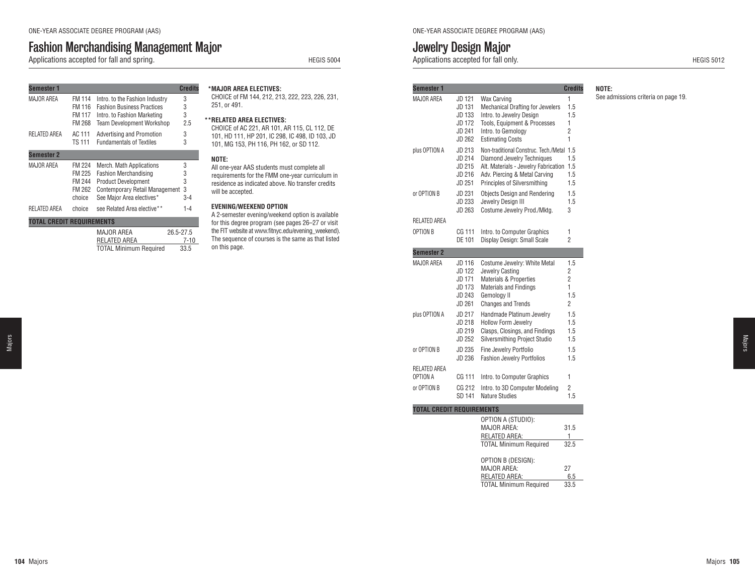ONE-YEAR ASSOCIATE DEGREE PROGRAM (AAS)

## Fashion Merchandising Management Major

Applications accepted for fall and spring. HEGIS 5004

| Semester 1 | | | Credits |
|---|---|---|---|
| MAJOR AREA | FM 114 | Intro. to the Fashion Industry | 3 |
| | FM 116 | Fashion Business Practices | 3 |
| | FM 117 | Intro. to Fashion Marketing | 3 |
| | FM 268 | Team Development Workshop | 2.5 |
| RELATED AREA | AC 111 | Advertising and Promotion | 3 |
| | TS 111 | Fundamentals of Textiles | 3 |
| **Semester 2** | | | |
| MAJOR AREA | FM 224 | Merch. Math Applications | 3 |
| | FM 225 | Fashion Merchandising | 3 |
| | FM 244 | Product Development | 3 |
| | FM 262 | Contemporary Retail Management | 3 |
| | choice | See Major Area electives* | 3-4 |
| RELATED AREA | choice | see Related Area elective** | 1-4 |
| **TOTAL CREDIT REQUIREMENTS** | | | |
| | | MAJOR AREA | 26.5-27.5 |
| | | RELATED AREA | 7-10 |
| | | TOTAL Minimum Required | 33.5 |

**\*MAJOR AREA ELECTIVES:**
CHOICE of FM 144, 212, 213, 222, 223, 226, 231, 251, or 491.

**\*\*RELATED AREA ELECTIVES:**
CHOICE of AC 221, AR 101, AR 115, CL 112, DE 101, HD 111, HP 201, IC 298, IC 498, ID 103, JD 101, MG 153, PH 116, PH 162, or SD 112.

**NOTE:**
All one-year AAS students must complete all requirements for the FMM one-year curriculum in residence as indicated above. No transfer credits will be accepted.

**EVENING/WEEKEND OPTION**
A 2-semester evening/weekend option is available for this degree program (see pages 26–27 or visit the FIT website at www.fitnyc.edu/evening_weekend). The sequence of courses is the same as that listed on this page.

ONE-YEAR ASSOCIATE DEGREE PROGRAM (AAS)

## Jewelry Design Major

Applications accepted for fall only. HEGIS 5012

| Semester 1 | | | Credits |
|---|---|---|---|
| MAJOR AREA | JD 121 | Wax Carving | 1 |
| | JD 131 | Mechanical Drafting for Jewelers | 1.5 |
| | JD 133 | Intro. to Jewelry Design | 1.5 |
| | JD 172 | Tools, Equipment & Processes | 1 |
| | JD 241 | Intro. to Gemology | 2 |
| | JD 262 | Estimating Costs | 1 |
| plus OPTION A | JD 213 | Non-traditional Construc. Tech./Metal | 1.5 |
| | JD 214 | Diamond Jewelry Techniques | 1.5 |
| | JD 215 | Alt. Materials - Jewelry Fabrication | 1.5 |
| | JD 216 | Adv. Piercing & Metal Carving | 1.5 |
| | JD 251 | Principles of Silversmithing | 1.5 |
| or OPTION B | JD 231 | Objects Design and Rendering | 1.5 |
| | JD 233 | Jewelry Design III | 1.5 |
| | JD 263 | Costume Jewelry Prod./Mktg. | 3 |
| RELATED AREA | | | |
| OPTION B | CG 111 | Intro. to Computer Graphics | 1 |
| | DE 101 | Display Design: Small Scale | 2 |
| **Semester 2** | | | |
| MAJOR AREA | JD 116 | Costume Jewelry: White Metal | 1.5 |
| | JD 122 | Jewelry Casting | 2 |
| | JD 171 | Materials & Properties | 2 |
| | JD 173 | Materials and Findings | 1 |
| | JD 243 | Gemology II | 1.5 |
| | JD 261 | Changes and Trends | 2 |
| plus OPTION A | JD 217 | Handmade Platinum Jewelry | 1.5 |
| | JD 218 | Hollow Form Jewelry | 1.5 |
| | JD 219 | Clasps, Closings, and Findings | 1.5 |
| | JD 252 | Silversmithing Project Studio | 1.5 |
| or OPTION B | JD 235 | Fine Jewelry Portfolio | 1.5 |
| | JD 236 | Fashion Jewelry Portfolios | 1.5 |
| RELATED AREA OPTION A | CG 111 | Intro. to Computer Graphics | 1 |
| or OPTION B | CG 212 | Intro. to 3D Computer Modeling | 2 |
| | SD 141 | Nature Studies | 1.5 |
| **TOTAL CREDIT REQUIREMENTS** | | | |
| | | OPTION A (STUDIO): | |
| | | MAJOR AREA: | 31.5 |
| | | RELATED AREA: | 1 |
| | | TOTAL Minimum Required | 32.5 |
| | | OPTION B (DESIGN): | |
| | | MAJOR AREA: | 27 |
| | | RELATED AREA: | 6.5 |
| | | TOTAL Minimum Required | 33.5 |

**NOTE:**
See admissions criteria on page 19.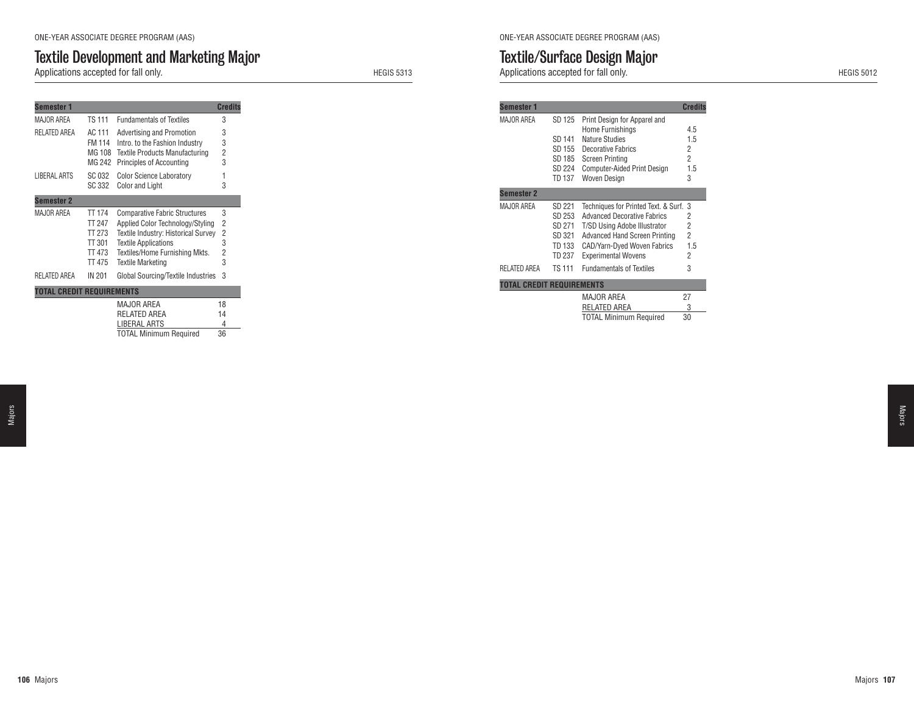ONE-YEAR ASSOCIATE DEGREE PROGRAM (AAS)

# Textile Development and Marketing Major

Applications accepted for fall only. HEGIS 5313

| Semester 1 | | | Credits |
|---|---|---|---|
| MAJOR AREA | TS 111 | Fundamentals of Textiles | 3 |
| RELATED AREA | AC 111 | Advertising and Promotion | 3 |
| | FM 114 | Intro. to the Fashion Industry | 3 |
| | MG 108 | Textile Products Manufacturing | 2 |
| | MG 242 | Principles of Accounting | 3 |
| LIBERAL ARTS | SC 032 | Color Science Laboratory | 1 |
| | SC 332 | Color and Light | 3 |
| **Semester 2** | | | |
| MAJOR AREA | TT 174 | Comparative Fabric Structures | 3 |
| | TT 247 | Applied Color Technology/Styling | 2 |
| | TT 273 | Textile Industry: Historical Survey | 2 |
| | TT 301 | Textile Applications | 3 |
| | TT 473 | Textiles/Home Furnishing Mkts. | 2 |
| | TT 475 | Textile Marketing | 3 |
| RELATED AREA | IN 201 | Global Sourcing/Textile Industries | 3 |
| **TOTAL CREDIT REQUIREMENTS** | | | |
| | | MAJOR AREA | 18 |
| | | RELATED AREA | 14 |
| | | LIBERAL ARTS | 4 |
| | | TOTAL Minimum Required | 36 |

ONE-YEAR ASSOCIATE DEGREE PROGRAM (AAS)

# Textile/Surface Design Major

Applications accepted for fall only. HEGIS 5012

| Semester 1 | | | Credits |
|---|---|---|---|
| MAJOR AREA | SD 125 | Print Design for Apparel and Home Furnishings | 4.5 |
| | SD 141 | Nature Studies | 1.5 |
| | SD 155 | Decorative Fabrics | 2 |
| | SD 185 | Screen Printing | 2 |
| | SD 224 | Computer-Aided Print Design | 1.5 |
| | TD 137 | Woven Design | 3 |
| **Semester 2** | | | |
| MAJOR AREA | SD 221 | Techniques for Printed Text. & Surf. | 3 |
| | SD 253 | Advanced Decorative Fabrics | 2 |
| | SD 271 | T/SD Using Adobe Illustrator | 2 |
| | SD 321 | Advanced Hand Screen Printing | 2 |
| | TD 133 | CAD/Yarn-Dyed Woven Fabrics | 1.5 |
| | TD 237 | Experimental Wovens | 2 |
| RELATED AREA | TS 111 | Fundamentals of Textiles | 3 |
| **TOTAL CREDIT REQUIREMENTS** | | | |
| | | MAJOR AREA | 27 |
| | | RELATED AREA | 3 |
| | | TOTAL Minimum Required | 30 |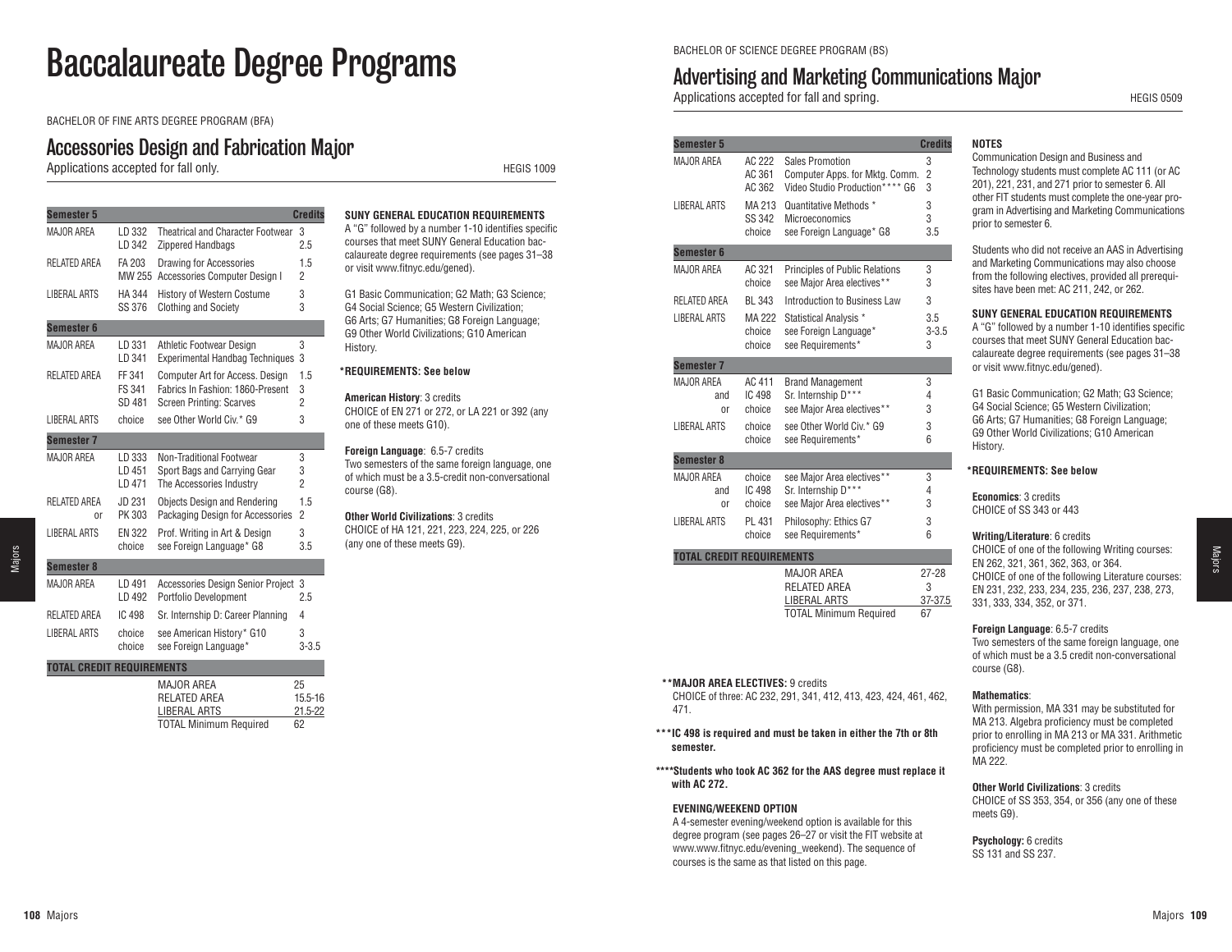# Baccalaureate Degree Programs

BACHELOR OF FINE ARTS DEGREE PROGRAM (BFA)

## Accessories Design and Fabrication Major

Applications accepted for fall only. HEGIS 1009

| Semester 5 | | | Credits |
|---|---|---|---|
| MAJOR AREA | LD 332 | Theatrical and Character Footwear | 3 |
| | LD 342 | Zippered Handbags | 2.5 |
| RELATED AREA | FA 203 | Drawing for Accessories | 1.5 |
| | MW 255 | Accessories Computer Design I | 2 |
| LIBERAL ARTS | HA 344 | History of Western Costume | 3 |
| | SS 376 | Clothing and Society | 3 |
| **Semester 6** | | | |
| MAJOR AREA | LD 331 | Athletic Footwear Design | 3 |
| | LD 341 | Experimental Handbag Techniques | 3 |
| RELATED AREA | FF 341 | Computer Art for Access. Design | 1.5 |
| | FS 341 | Fabrics In Fashion: 1860-Present | 3 |
| | SD 481 | Screen Printing: Scarves | 2 |
| LIBERAL ARTS | choice | see Other World Civ.* G9 | 3 |
| **Semester 7** | | | |
| MAJOR AREA | LD 333 | Non-Traditional Footwear | 3 |
| | LD 451 | Sport Bags and Carrying Gear | 3 |
| | LD 471 | The Accessories Industry | 2 |
| RELATED AREA | JD 231 | Objects Design and Rendering | 1.5 |
| or | PK 303 | Packaging Design for Accessories | 2 |
| LIBERAL ARTS | EN 322 | Prof. Writing in Art & Design | 3 |
| | choice | see Foreign Language* G8 | 3.5 |
| **Semester 8** | | | |
| MAJOR AREA | LD 491 | Accessories Design Senior Project | 3 |
| | LD 492 | Portfolio Development | 2.5 |
| RELATED AREA | IC 498 | Sr. Internship D: Career Planning | 4 |
| LIBERAL ARTS | choice | see American History* G10 | 3 |
| | choice | see Foreign Language* | 3-3.5 |
| **TOTAL CREDIT REQUIREMENTS** | | | |
| | | MAJOR AREA | 25 |
| | | RELATED AREA | 15.5-16 |
| | | LIBERAL ARTS | 21.5-22 |
| | | TOTAL Minimum Required | 62 |

**SUNY GENERAL EDUCATION REQUIREMENTS**

A "G" followed by a number 1-10 identifies specific courses that meet SUNY General Education baccalaureate degree requirements (see pages 31–38 or visit www.fitnyc.edu/gened).

G1 Basic Communication; G2 Math; G3 Science; G4 Social Science; G5 Western Civilization; G6 Arts; G7 Humanities; G8 Foreign Language; G9 Other World Civilizations; G10 American History.

**\*REQUIREMENTS: See below**

**American History**: 3 credits
CHOICE of EN 271 or 272, or LA 221 or 392 (any one of these meets G10).

**Foreign Language**: 6.5-7 credits
Two semesters of the same foreign language, one of which must be a 3.5-credit non-conversational course (G8).

**Other World Civilizations**: 3 credits
CHOICE of HA 121, 221, 223, 224, 225, or 226 (any one of these meets G9).

BACHELOR OF SCIENCE DEGREE PROGRAM (BS)

## Advertising and Marketing Communications Major

Applications accepted for fall and spring. HEGIS 0509

| Semester 5 | | | Credits |
|---|---|---|---|
| MAJOR AREA | AC 222 | Sales Promotion | 3 |
| | AC 361 | Computer Apps. for Mktg. Comm. | 2 |
| | AC 362 | Video Studio Production**** G6 | 3 |
| LIBERAL ARTS | MA 213 | Quantitative Methods * | 3 |
| | SS 342 | Microeconomics | 3 |
| | choice | see Foreign Language* G8 | 3.5 |
| **Semester 6** | | | |
| MAJOR AREA | AC 321 | Principles of Public Relations | 3 |
| | choice | see Major Area electives** | 3 |
| RELATED AREA | BL 343 | Introduction to Business Law | 3 |
| LIBERAL ARTS | MA 222 | Statistical Analysis * | 3.5 |
| | choice | see Foreign Language* | 3-3.5 |
| | choice | see Requirements* | 3 |
| **Semester 7** | | | |
| MAJOR AREA | AC 411 | Brand Management | 3 |
| and | IC 498 | Sr. Internship D*** | 4 |
| or | choice | see Major Area electives** | 3 |
| LIBERAL ARTS | choice | see Other World Civ.* G9 | 3 |
| | choice | see Requirements* | 6 |
| **Semester 8** | | | |
| MAJOR AREA | choice | see Major Area electives** | 3 |
| and | IC 498 | Sr. Internship D*** | 4 |
| or | choice | see Major Area electives** | 3 |
| LIBERAL ARTS | PL 431 | Philosophy: Ethics G7 | 3 |
| | choice | see Requirements* | 6 |
| **TOTAL CREDIT REQUIREMENTS** | | | |
| | | MAJOR AREA | 27-28 |
| | | RELATED AREA | 3 |
| | | LIBERAL ARTS | 37-37.5 |
| | | TOTAL Minimum Required | 67 |

**\*\*MAJOR AREA ELECTIVES:** 9 credits
CHOICE of three: AC 232, 291, 341, 412, 413, 423, 424, 461, 462, 471.

**\*\*\*IC 498 is required and must be taken in either the 7th or 8th semester.**

**\*\*\*\*Students who took AC 362 for the AAS degree must replace it with AC 272.**

**EVENING/WEEKEND OPTION**

A 4-semester evening/weekend option is available for this degree program (see pages 26–27 or visit the FIT website at www.www.fitnyc.edu/evening_weekend). The sequence of courses is the same as that listed on this page.

**NOTES**

Communication Design and Business and Technology students must complete AC 111 (or AC 201), 221, 231, and 271 prior to semester 6. All other FIT students must complete the one-year program in Advertising and Marketing Communications prior to semester 6.

Students who did not receive an AAS in Advertising and Marketing Communications may also choose from the following electives, provided all prerequisites have been met: AC 211, 242, or 262.

**SUNY GENERAL EDUCATION REQUIREMENTS**

A "G" followed by a number 1-10 identifies specific courses that meet SUNY General Education baccalaureate degree requirements (see pages 31–38 or visit www.fitnyc.edu/gened).

G1 Basic Communication; G2 Math; G3 Science; G4 Social Science; G5 Western Civilization; G6 Arts; G7 Humanities; G8 Foreign Language; G9 Other World Civilizations; G10 American History.

**\*REQUIREMENTS: See below**

**Economics**: 3 credits
CHOICE of SS 343 or 443

**Writing/Literature**: 6 credits
CHOICE of one of the following Writing courses: EN 262, 321, 361, 362, 363, or 364.
CHOICE of one of the following Literature courses: EN 231, 232, 233, 234, 235, 236, 237, 238, 273, 331, 333, 334, 352, or 371.

**Foreign Language**: 6.5-7 credits
Two semesters of the same foreign language, one of which must be a 3.5 credit non-conversational course (G8).

**Mathematics**:
With permission, MA 331 may be substituted for MA 213. Algebra proficiency must be completed prior to enrolling in MA 213 or MA 331. Arithmetic proficiency must be completed prior to enrolling in MA 222.

**Other World Civilizations**: 3 credits
CHOICE of SS 353, 354, or 356 (any one of these meets G9).

**Psychology:** 6 credits
SS 131 and SS 237.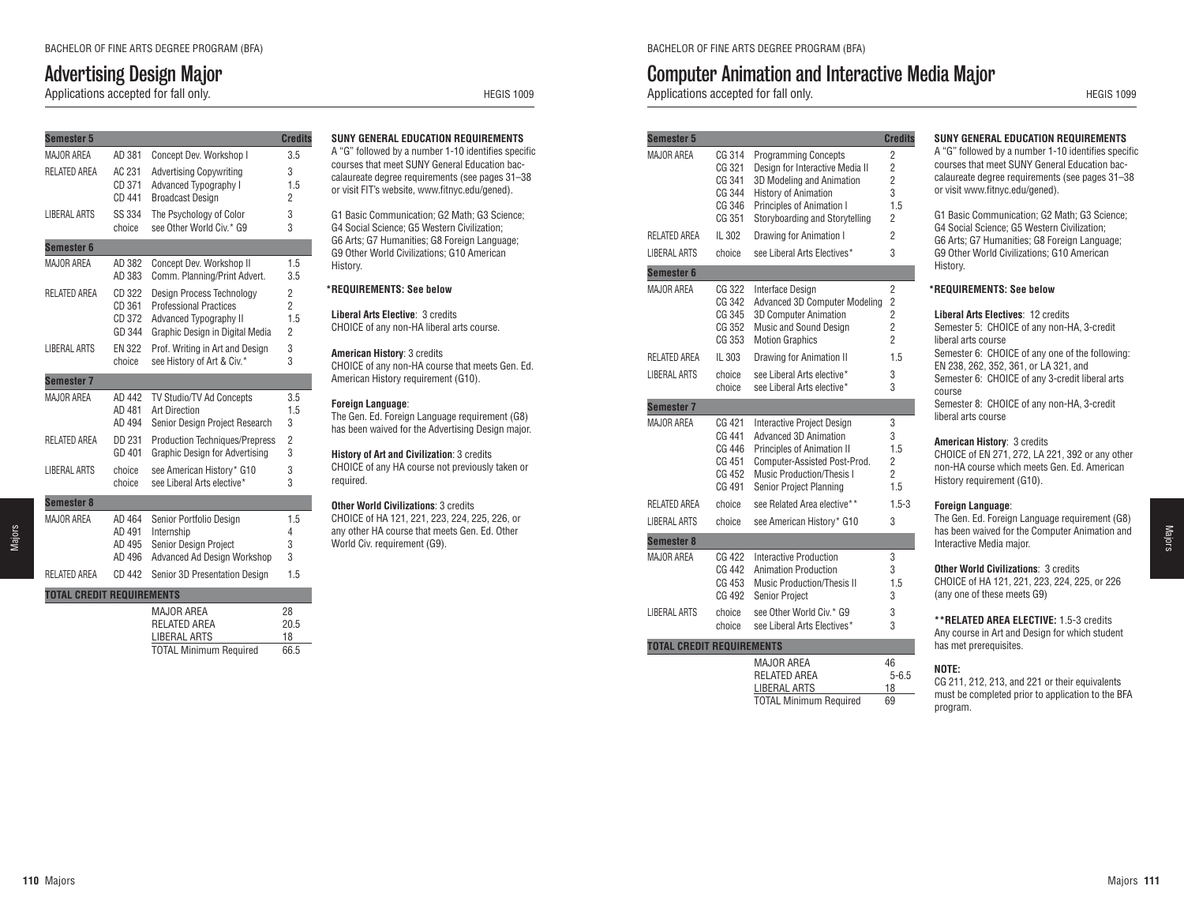BACHELOR OF FINE ARTS DEGREE PROGRAM (BFA)

# Advertising Design Major

Applications accepted for fall only. HEGIS 1009

| Semester 5 | | | Credits |
|---|---|---|---|
| MAJOR AREA | AD 381 | Concept Dev. Workshop I | 3.5 |
| RELATED AREA | AC 231 | Advertising Copywriting | 3 |
| | CD 371 | Advanced Typography I | 1.5 |
| | CD 441 | Broadcast Design | 2 |
| LIBERAL ARTS | SS 334 | The Psychology of Color | 3 |
| | choice | see Other World Civ.* G9 | 3 |
| **Semester 6** | | | |
| MAJOR AREA | AD 382 | Concept Dev. Workshop II | 1.5 |
| | AD 383 | Comm. Planning/Print Advert. | 3.5 |
| RELATED AREA | CD 322 | Design Process Technology | 2 |
| | CD 361 | Professional Practices | 2 |
| | CD 372 | Advanced Typography II | 1.5 |
| | GD 344 | Graphic Design in Digital Media | 2 |
| LIBERAL ARTS | EN 322 | Prof. Writing in Art and Design | 3 |
| | choice | see History of Art & Civ.* | 3 |
| **Semester 7** | | | |
| MAJOR AREA | AD 442 | TV Studio/TV Ad Concepts | 3.5 |
| | AD 481 | Art Direction | 1.5 |
| | AD 494 | Senior Design Project Research | 3 |
| RELATED AREA | DD 231 | Production Techniques/Prepress | 2 |
| | GD 401 | Graphic Design for Advertising | 3 |
| LIBERAL ARTS | choice | see American History* G10 | 3 |
| | choice | see Liberal Arts elective* | 3 |
| **Semester 8** | | | |
| MAJOR AREA | AD 464 | Senior Portfolio Design | 1.5 |
| | AD 491 | Internship | 4 |
| | AD 495 | Senior Design Project | 3 |
| | AD 496 | Advanced Ad Design Workshop | 3 |
| RELATED AREA | CD 442 | Senior 3D Presentation Design | 1.5 |
| **TOTAL CREDIT REQUIREMENTS** | | | |
| | | MAJOR AREA | 28 |
| | | RELATED AREA | 20.5 |
| | | LIBERAL ARTS | 18 |
| | | TOTAL Minimum Required | 66.5 |

**SUNY GENERAL EDUCATION REQUIREMENTS**

A "G" followed by a number 1-10 identifies specific courses that meet SUNY General Education baccalaureate degree requirements (see pages 31–38 or visit FIT's website, www.fitnyc.edu/gened).

G1 Basic Communication; G2 Math; G3 Science; G4 Social Science; G5 Western Civilization; G6 Arts; G7 Humanities; G8 Foreign Language; G9 Other World Civilizations; G10 American History.

**\*REQUIREMENTS: See below**

**Liberal Arts Elective**: 3 credits
CHOICE of any non-HA liberal arts course.

**American History**: 3 credits
CHOICE of any non-HA course that meets Gen. Ed. American History requirement (G10).

**Foreign Language**:
The Gen. Ed. Foreign Language requirement (G8) has been waived for the Advertising Design major.

**History of Art and Civilization**: 3 credits
CHOICE of any HA course not previously taken or required.

**Other World Civilizations**: 3 credits
CHOICE of HA 121, 221, 223, 224, 225, 226, or any other HA course that meets Gen. Ed. Other World Civ. requirement (G9).

BACHELOR OF FINE ARTS DEGREE PROGRAM (BFA)

# Computer Animation and Interactive Media Major

Applications accepted for fall only. HEGIS 1099

| Semester 5 | | | Credits |
|---|---|---|---|
| MAJOR AREA | CG 314 | Programming Concepts | 2 |
| | CG 321 | Design for Interactive Media II | 2 |
| | CG 341 | 3D Modeling and Animation | 2 |
| | CG 344 | History of Animation | 3 |
| | CG 346 | Principles of Animation I | 1.5 |
| | CG 351 | Storyboarding and Storytelling | 2 |
| RELATED AREA | IL 302 | Drawing for Animation I | 2 |
| LIBERAL ARTS | choice | see Liberal Arts Electives* | 3 |
| **Semester 6** | | | |
| MAJOR AREA | CG 322 | Interface Design | 2 |
| | CG 342 | Advanced 3D Computer Modeling | 2 |
| | CG 345 | 3D Computer Animation | 2 |
| | CG 352 | Music and Sound Design | 2 |
| | CG 353 | Motion Graphics | 2 |
| RELATED AREA | IL 303 | Drawing for Animation II | 1.5 |
| LIBERAL ARTS | choice | see Liberal Arts elective* | 3 |
| | choice | see Liberal Arts elective* | 3 |
| **Semester 7** | | | |
| MAJOR AREA | CG 421 | Interactive Project Design | 3 |
| | CG 441 | Advanced 3D Animation | 3 |
| | CG 446 | Principles of Animation II | 1.5 |
| | CG 451 | Computer-Assisted Post-Prod. | 2 |
| | CG 452 | Music Production/Thesis I | 2 |
| | CG 491 | Senior Project Planning | 1.5 |
| RELATED AREA | choice | see Related Area elective** | 1.5-3 |
| LIBERAL ARTS | choice | see American History* G10 | 3 |
| **Semester 8** | | | |
| MAJOR AREA | CG 422 | Interactive Production | 3 |
| | CG 442 | Animation Production | 3 |
| | CG 453 | Music Production/Thesis II | 1.5 |
| | CG 492 | Senior Project | 3 |
| LIBERAL ARTS | choice | see Other World Civ.* G9 | 3 |
| | choice | see Liberal Arts Electives* | 3 |
| **TOTAL CREDIT REQUIREMENTS** | | | |
| | | MAJOR AREA | 46 |
| | | RELATED AREA | 5-6.5 |
| | | LIBERAL ARTS | 18 |
| | | TOTAL Minimum Required | 69 |

**SUNY GENERAL EDUCATION REQUIREMENTS**

A "G" followed by a number 1-10 identifies specific courses that meet SUNY General Education baccalaureate degree requirements (see pages 31–38 or visit www.fitnyc.edu/gened).

G1 Basic Communication; G2 Math; G3 Science; G4 Social Science; G5 Western Civilization; G6 Arts; G7 Humanities; G8 Foreign Language; G9 Other World Civilizations; G10 American History.

**\*REQUIREMENTS: See below**

**Liberal Arts Electives**: 12 credits
Semester 5: CHOICE of any non-HA, 3-credit liberal arts course
Semester 6: CHOICE of any one of the following: EN 238, 262, 352, 361, or LA 321, and
Semester 6: CHOICE of any 3-credit liberal arts course
Semester 8: CHOICE of any non-HA, 3-credit liberal arts course

**American History**: 3 credits
CHOICE of EN 271, 272, LA 221, 392 or any other non-HA course which meets Gen. Ed. American History requirement (G10).

**Foreign Language**:
The Gen. Ed. Foreign Language requirement (G8) has been waived for the Computer Animation and Interactive Media major.

**Other World Civilizations**: 3 credits
CHOICE of HA 121, 221, 223, 224, 225, or 226 (any one of these meets G9)

**\*\*RELATED AREA ELECTIVE:** 1.5-3 credits
Any course in Art and Design for which student has met prerequisites.

**NOTE:**
CG 211, 212, 213, and 221 or their equivalents must be completed prior to application to the BFA program.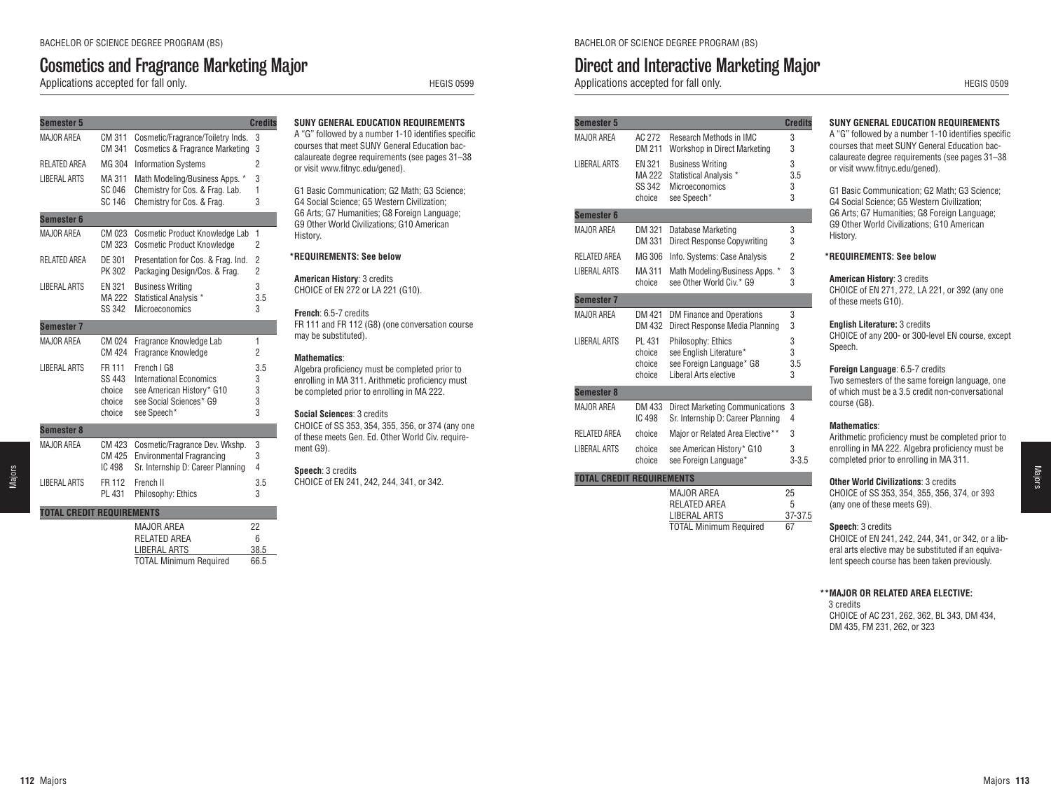BACHELOR OF SCIENCE DEGREE PROGRAM (BS)

# Cosmetics and Fragrance Marketing Major

Applications accepted for fall only. HEGIS 0599

| Semester 5 | | | Credits |
|---|---|---|---|
| MAJOR AREA | CM 311 | Cosmetic/Fragrance/Toiletry Inds. | 3 |
| | CM 341 | Cosmetics & Fragrance Marketing | 3 |
| RELATED AREA | MG 304 | Information Systems | 2 |
| LIBERAL ARTS | MA 311 | Math Modeling/Business Apps. * | 3 |
| | SC 046 | Chemistry for Cos. & Frag. Lab. | 1 |
| | SC 146 | Chemistry for Cos. & Frag. | 3 |
| **Semester 6** | | | |
| MAJOR AREA | CM 023 | Cosmetic Product Knowledge Lab | 1 |
| | CM 323 | Cosmetic Product Knowledge | 2 |
| RELATED AREA | DE 301 | Presentation for Cos. & Frag. Ind. | 2 |
| | PK 302 | Packaging Design/Cos. & Frag. | 2 |
| LIBERAL ARTS | EN 321 | Business Writing | 3 |
| | MA 222 | Statistical Analysis * | 3.5 |
| | SS 342 | Microeconomics | 3 |
| **Semester 7** | | | |
| MAJOR AREA | CM 024 | Fragrance Knowledge Lab | 1 |
| | CM 424 | Fragrance Knowledge | 2 |
| LIBERAL ARTS | FR 111 | French I G8 | 3.5 |
| | SS 443 | International Economics | 3 |
| | choice | see American History* G10 | 3 |
| | choice | see Social Sciences* G9 | 3 |
| | choice | see Speech* | 3 |
| **Semester 8** | | | |
| MAJOR AREA | CM 423 | Cosmetic/Fragrance Dev. Wkshp. | 3 |
| | CM 425 | Environmental Fragrancing | 3 |
| | IC 498 | Sr. Internship D: Career Planning | 4 |
| LIBERAL ARTS | FR 112 | French II | 3.5 |
| | PL 431 | Philosophy: Ethics | 3 |
| **TOTAL CREDIT REQUIREMENTS** | | | |
| | | MAJOR AREA | 22 |
| | | RELATED AREA | 6 |
| | | LIBERAL ARTS | 38.5 |
| | | TOTAL Minimum Required | 66.5 |

**SUNY GENERAL EDUCATION REQUIREMENTS**

A "G" followed by a number 1-10 identifies specific courses that meet SUNY General Education baccalaureate degree requirements (see pages 31–38 or visit www.fitnyc.edu/gened).

G1 Basic Communication; G2 Math; G3 Science; G4 Social Science; G5 Western Civilization; G6 Arts; G7 Humanities; G8 Foreign Language; G9 Other World Civilizations; G10 American History.

**\*REQUIREMENTS: See below**

**American History**: 3 credits
CHOICE of EN 272 or LA 221 (G10).

**French**: 6.5-7 credits
FR 111 and FR 112 (G8) (one conversation course may be substituted).

**Mathematics**:
Algebra proficiency must be completed prior to enrolling in MA 311. Arithmetic proficiency must be completed prior to enrolling in MA 222.

**Social Sciences**: 3 credits
CHOICE of SS 353, 354, 355, 356, or 374 (any one of these meets Gen. Ed. Other World Civ. requirement G9).

**Speech**: 3 credits
CHOICE of EN 241, 242, 244, 341, or 342.

BACHELOR OF SCIENCE DEGREE PROGRAM (BS)

# Direct and Interactive Marketing Major

Applications accepted for fall only. HEGIS 0509

| Semester 5 | | | Credits |
|---|---|---|---|
| MAJOR AREA | AC 272 | Research Methods in IMC | 3 |
| | DM 211 | Workshop in Direct Marketing | 3 |
| LIBERAL ARTS | EN 321 | Business Writing | 3 |
| | MA 222 | Statistical Analysis * | 3.5 |
| | SS 342 | Microeconomics | 3 |
| | choice | see Speech* | 3 |
| **Semester 6** | | | |
| MAJOR AREA | DM 321 | Database Marketing | 3 |
| | DM 331 | Direct Response Copywriting | 3 |
| RELATED AREA | MG 306 | Info. Systems: Case Analysis | 2 |
| LIBERAL ARTS | MA 311 | Math Modeling/Business Apps. * | 3 |
| | choice | see Other World Civ.* G9 | 3 |
| **Semester 7** | | | |
| MAJOR AREA | DM 421 | DM Finance and Operations | 3 |
| | DM 432 | Direct Response Media Planning | 3 |
| LIBERAL ARTS | PL 431 | Philosophy: Ethics | 3 |
| | choice | see English Literature* | 3 |
| | choice | see Foreign Language* G8 | 3.5 |
| | choice | Liberal Arts elective | 3 |
| **Semester 8** | | | |
| MAJOR AREA | DM 433 | Direct Marketing Communications | 3 |
| | IC 498 | Sr. Internship D: Career Planning | 4 |
| RELATED AREA | choice | Major or Related Area Elective** | 3 |
| LIBERAL ARTS | choice | see American History* G10 | 3 |
| | choice | see Foreign Language* | 3-3.5 |
| **TOTAL CREDIT REQUIREMENTS** | | | |
| | | MAJOR AREA | 25 |
| | | RELATED AREA | 5 |
| | | LIBERAL ARTS | 37-37.5 |
| | | TOTAL Minimum Required | 67 |

**SUNY GENERAL EDUCATION REQUIREMENTS**

A "G" followed by a number 1-10 identifies specific courses that meet SUNY General Education baccalaureate degree requirements (see pages 31–38 or visit www.fitnyc.edu/gened).

G1 Basic Communication; G2 Math; G3 Science; G4 Social Science; G5 Western Civilization; G6 Arts; G7 Humanities; G8 Foreign Language; G9 Other World Civilizations; G10 American History.

**\*REQUIREMENTS: See below**

**American History**: 3 credits
CHOICE of EN 271, 272, LA 221, or 392 (any one of these meets G10).

**English Literature:** 3 credits
CHOICE of any 200- or 300-level EN course, except Speech.

**Foreign Language**: 6.5-7 credits
Two semesters of the same foreign language, one of which must be a 3.5 credit non-conversational course (G8).

**Mathematics**:
Arithmetic proficiency must be completed prior to enrolling in MA 222. Algebra proficiency must be completed prior to enrolling in MA 311.

**Other World Civilizations**: 3 credits
CHOICE of SS 353, 354, 355, 356, 374, or 393 (any one of these meets G9).

**Speech**: 3 credits
CHOICE of EN 241, 242, 244, 341, or 342, or a liberal arts elective may be substituted if an equivalent speech course has been taken previously.

**\*\*MAJOR OR RELATED AREA ELECTIVE:**
3 credits
CHOICE of AC 231, 262, 362, BL 343, DM 434, DM 435, FM 231, 262, or 323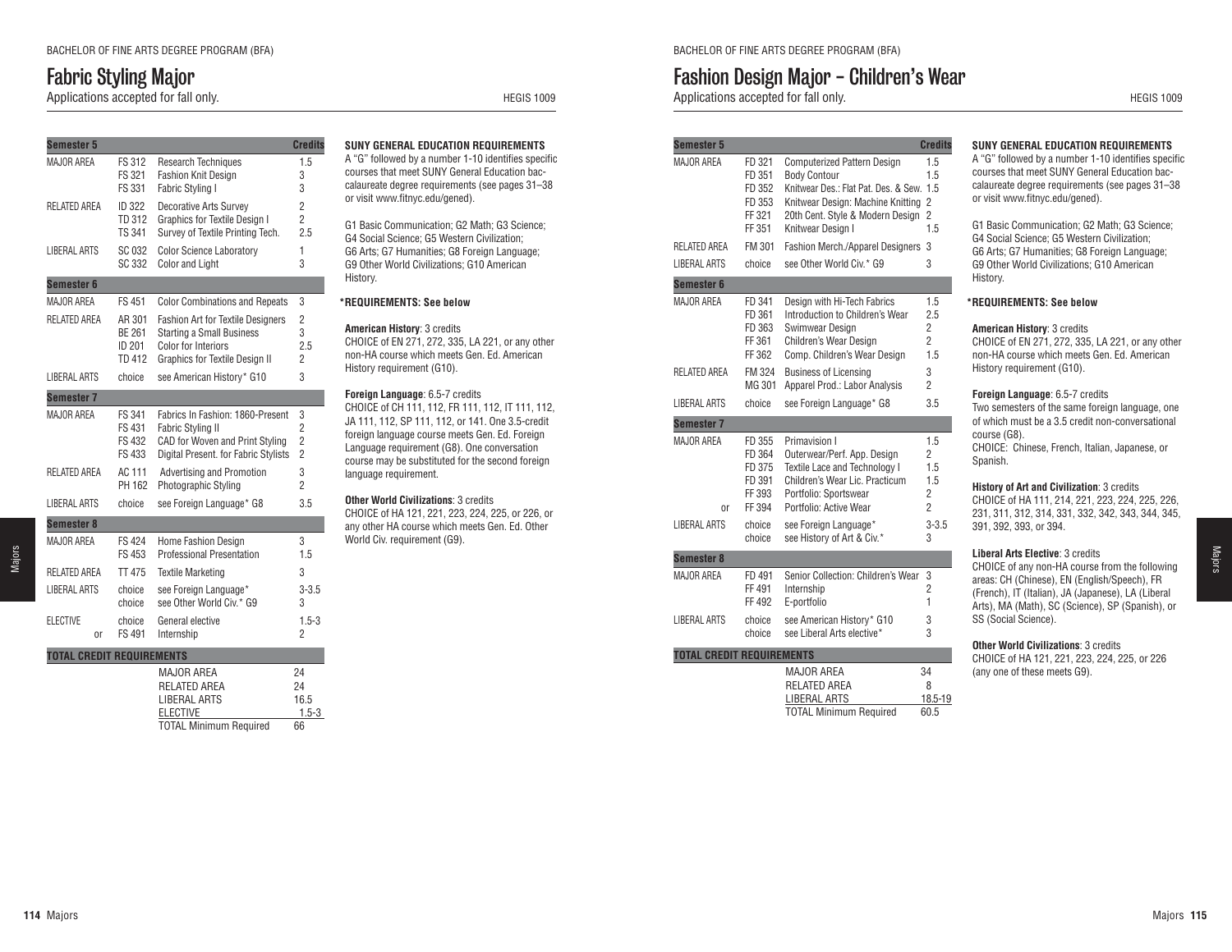# Fabric Styling Major

Applications accepted for fall only. HEGIS 1009

| Semester 5 | | | Credits |
|---|---|---|---|
| MAJOR AREA | FS 312 | Research Techniques | 1.5 |
| | FS 321 | Fashion Knit Design | 3 |
| | FS 331 | Fabric Styling I | 3 |
| RELATED AREA | ID 322 | Decorative Arts Survey | 2 |
| | TD 312 | Graphics for Textile Design I | 2 |
| | TS 341 | Survey of Textile Printing Tech. | 2.5 |
| LIBERAL ARTS | SC 032 | Color Science Laboratory | 1 |
| | SC 332 | Color and Light | 3 |
| **Semester 6** | | | |
| MAJOR AREA | FS 451 | Color Combinations and Repeats | 3 |
| RELATED AREA | AR 301 | Fashion Art for Textile Designers | 2 |
| | BE 261 | Starting a Small Business | 3 |
| | ID 201 | Color for Interiors | 2.5 |
| | TD 412 | Graphics for Textile Design II | 2 |
| LIBERAL ARTS | choice | see American History* G10 | 3 |
| **Semester 7** | | | |
| MAJOR AREA | FS 341 | Fabrics In Fashion: 1860-Present | 3 |
| | FS 431 | Fabric Styling II | 2 |
| | FS 432 | CAD for Woven and Print Styling | 2 |
| | FS 433 | Digital Present. for Fabric Stylists | 2 |
| RELATED AREA | AC 111 | Advertising and Promotion | 3 |
| | PH 162 | Photographic Styling | 2 |
| LIBERAL ARTS | choice | see Foreign Language* G8 | 3.5 |
| **Semester 8** | | | |
| MAJOR AREA | FS 424 | Home Fashion Design | 3 |
| | FS 453 | Professional Presentation | 1.5 |
| RELATED AREA | TT 475 | Textile Marketing | 3 |
| LIBERAL ARTS | choice | see Foreign Language* | 3-3.5 |
| | choice | see Other World Civ.* G9 | 3 |
| ELECTIVE | choice | General elective | 1.5-3 |
| or | FS 491 | Internship | 2 |
| **TOTAL CREDIT REQUIREMENTS** | | | |
| | | MAJOR AREA | 24 |
| | | RELATED AREA | 24 |
| | | LIBERAL ARTS | 16.5 |
| | | ELECTIVE | 1.5-3 |
| | | TOTAL Minimum Required | 66 |

**SUNY GENERAL EDUCATION REQUIREMENTS**

A "G" followed by a number 1-10 identifies specific courses that meet SUNY General Education baccalaureate degree requirements (see pages 31–38 or visit www.fitnyc.edu/gened).

G1 Basic Communication; G2 Math; G3 Science; G4 Social Science; G5 Western Civilization; G6 Arts; G7 Humanities; G8 Foreign Language; G9 Other World Civilizations; G10 American History.

**\*REQUIREMENTS: See below**

**American History**: 3 credits
CHOICE of EN 271, 272, 335, LA 221, or any other non-HA course which meets Gen. Ed. American History requirement (G10).

**Foreign Language**: 6.5-7 credits
CHOICE of CH 111, 112, FR 111, 112, IT 111, 112, JA 111, 112, SP 111, 112, or 141. One 3.5-credit foreign language course meets Gen. Ed. Foreign Language requirement (G8). One conversation course may be substituted for the second foreign language requirement.

**Other World Civilizations**: 3 credits
CHOICE of HA 121, 221, 223, 224, 225, or 226, or any other HA course which meets Gen. Ed. Other World Civ. requirement (G9).

# Fashion Design Major – Children's Wear

Applications accepted for fall only. HEGIS 1009

| Semester 5 | | | Credits |
|---|---|---|---|
| MAJOR AREA | FD 321 | Computerized Pattern Design | 1.5 |
| | FD 351 | Body Contour | 1.5 |
| | FD 352 | Knitwear Des.: Flat Pat. Des. & Sew. | 1.5 |
| | FD 353 | Knitwear Design: Machine Knitting | 2 |
| | FF 321 | 20th Cent. Style & Modern Design | 2 |
| | FF 351 | Knitwear Design I | 1.5 |
| RELATED AREA | FM 301 | Fashion Merch./Apparel Designers | 3 |
| LIBERAL ARTS | choice | see Other World Civ.* G9 | 3 |
| **Semester 6** | | | |
| MAJOR AREA | FD 341 | Design with Hi-Tech Fabrics | 1.5 |
| | FD 361 | Introduction to Children's Wear | 2.5 |
| | FD 363 | Swimwear Design | 2 |
| | FF 361 | Children's Wear Design | 2 |
| | FF 362 | Comp. Children's Wear Design | 1.5 |
| RELATED AREA | FM 324 | Business of Licensing | 3 |
| | MG 301 | Apparel Prod.: Labor Analysis | 2 |
| LIBERAL ARTS | choice | see Foreign Language* G8 | 3.5 |
| **Semester 7** | | | |
| MAJOR AREA | FD 355 | Primavision I | 1.5 |
| | FD 364 | Outerwear/Perf. App. Design | 2 |
| | FD 375 | Textile Lace and Technology I | 1.5 |
| | FD 391 | Children's Wear Lic. Practicum | 1.5 |
| | FF 393 | Portfolio: Sportswear | 2 |
| or | FF 394 | Portfolio: Active Wear | 2 |
| LIBERAL ARTS | choice | see Foreign Language* | 3-3.5 |
| | choice | see History of Art & Civ.* | 3 |
| **Semester 8** | | | |
| MAJOR AREA | FD 491 | Senior Collection: Children's Wear | 3 |
| | FF 491 | Internship | 2 |
| | FF 492 | E-portfolio | 1 |
| LIBERAL ARTS | choice | see American History* G10 | 3 |
| | choice | see Liberal Arts elective* | 3 |
| **TOTAL CREDIT REQUIREMENTS** | | | |
| | | MAJOR AREA | 34 |
| | | RELATED AREA | 8 |
| | | LIBERAL ARTS | 18.5-19 |
| | | TOTAL Minimum Required | 60.5 |

**SUNY GENERAL EDUCATION REQUIREMENTS**

A "G" followed by a number 1-10 identifies specific courses that meet SUNY General Education baccalaureate degree requirements (see pages 31–38 or visit www.fitnyc.edu/gened).

G1 Basic Communication; G2 Math; G3 Science; G4 Social Science; G5 Western Civilization; G6 Arts; G7 Humanities; G8 Foreign Language; G9 Other World Civilizations; G10 American History.

**\*REQUIREMENTS: See below**

**American History**: 3 credits
CHOICE of EN 271, 272, 335, LA 221, or any other non-HA course which meets Gen. Ed. American History requirement (G10).

**Foreign Language**: 6.5-7 credits
Two semesters of the same foreign language, one of which must be a 3.5 credit non-conversational course (G8).
CHOICE: Chinese, French, Italian, Japanese, or Spanish.

**History of Art and Civilization**: 3 credits
CHOICE of HA 111, 214, 221, 223, 224, 225, 226, 231, 311, 312, 314, 331, 332, 342, 343, 344, 345, 391, 392, 393, or 394.

**Liberal Arts Elective**: 3 credits
CHOICE of any non-HA course from the following areas: CH (Chinese), EN (English/Speech), FR (French), IT (Italian), JA (Japanese), LA (Liberal Arts), MA (Math), SC (Science), SP (Spanish), or SS (Social Science).

**Other World Civilizations**: 3 credits
CHOICE of HA 121, 221, 223, 224, 225, or 226 (any one of these meets G9).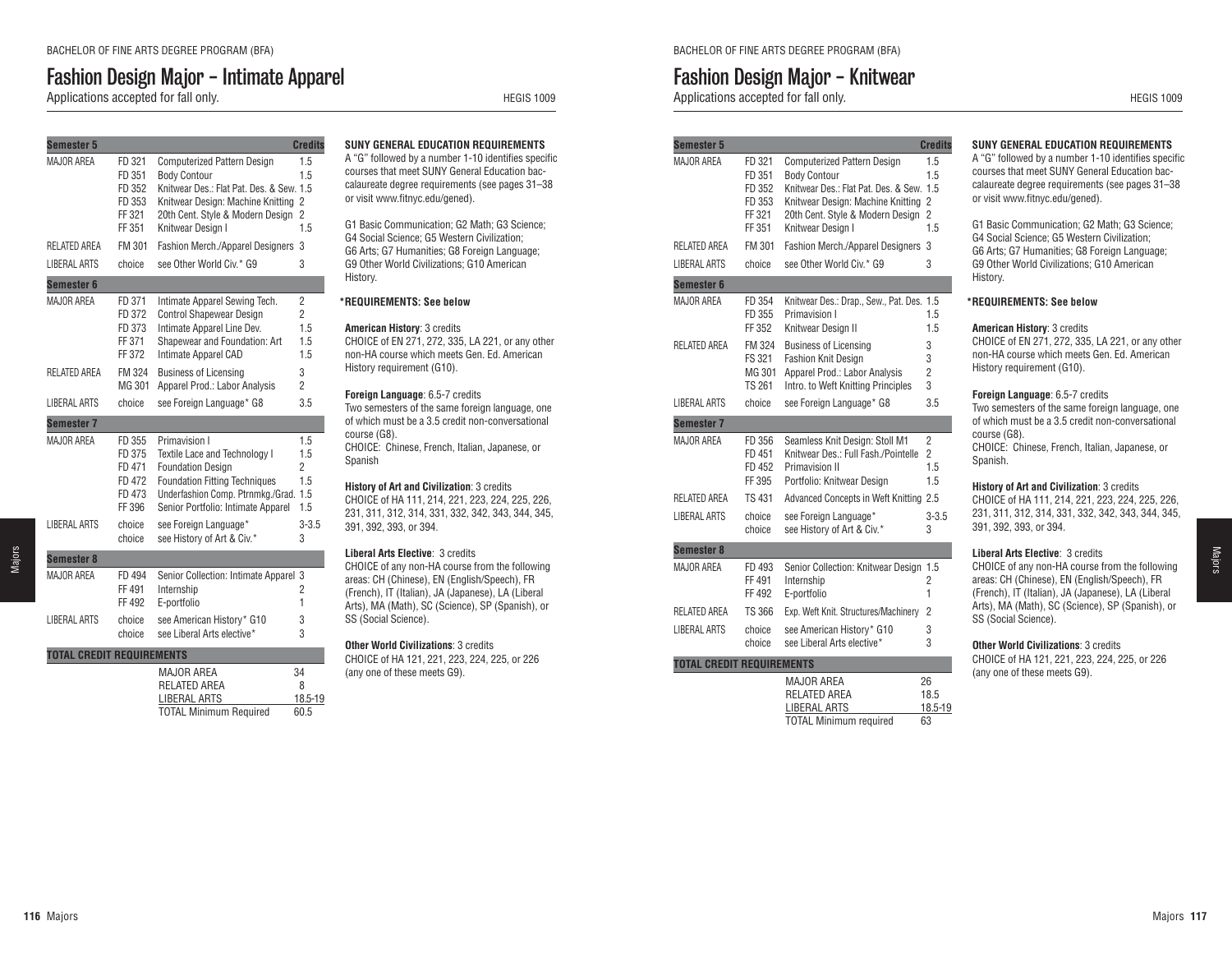BACHELOR OF FINE ARTS DEGREE PROGRAM (BFA)

# Fashion Design Major – Intimate Apparel

Applications accepted for fall only. HEGIS 1009

| Semester 5 | | | Credits |
|---|---|---|---|
| MAJOR AREA | FD 321 | Computerized Pattern Design | 1.5 |
| | FD 351 | Body Contour | 1.5 |
| | FD 352 | Knitwear Des.: Flat Pat. Des. & Sew. | 1.5 |
| | FD 353 | Knitwear Design: Machine Knitting | 2 |
| | FF 321 | 20th Cent. Style & Modern Design | 2 |
| | FF 351 | Knitwear Design I | 1.5 |
| RELATED AREA | FM 301 | Fashion Merch./Apparel Designers | 3 |
| LIBERAL ARTS | choice | see Other World Civ.* G9 | 3 |
| **Semester 6** | | | |
| MAJOR AREA | FD 371 | Intimate Apparel Sewing Tech. | 2 |
| | FD 372 | Control Shapewear Design | 2 |
| | FD 373 | Intimate Apparel Line Dev. | 1.5 |
| | FF 371 | Shapewear and Foundation: Art | 1.5 |
| | FF 372 | Intimate Apparel CAD | 1.5 |
| RELATED AREA | FM 324 | Business of Licensing | 3 |
| | MG 301 | Apparel Prod.: Labor Analysis | 2 |
| LIBERAL ARTS | choice | see Foreign Language* G8 | 3.5 |
| **Semester 7** | | | |
| MAJOR AREA | FD 355 | Primavision I | 1.5 |
| | FD 375 | Textile Lace and Technology I | 1.5 |
| | FD 471 | Foundation Design | 2 |
| | FD 472 | Foundation Fitting Techniques | 1.5 |
| | FD 473 | Underfashion Comp. Ptrnmkg./Grad. | 1.5 |
| | FF 396 | Senior Portfolio: Intimate Apparel | 1.5 |
| LIBERAL ARTS | choice | see Foreign Language* | 3-3.5 |
| | choice | see History of Art & Civ.* | 3 |
| **Semester 8** | | | |
| MAJOR AREA | FD 494 | Senior Collection: Intimate Apparel | 3 |
| | FF 491 | Internship | 2 |
| | FF 492 | E-portfolio | 1 |
| LIBERAL ARTS | choice | see American History* G10 | 3 |
| | choice | see Liberal Arts elective* | 3 |
| **TOTAL CREDIT REQUIREMENTS** | | | |
| | | MAJOR AREA | 34 |
| | | RELATED AREA | 8 |
| | | LIBERAL ARTS | 18.5-19 |
| | | TOTAL Minimum Required | 60.5 |

**SUNY GENERAL EDUCATION REQUIREMENTS**

A "G" followed by a number 1-10 identifies specific courses that meet SUNY General Education baccalaureate degree requirements (see pages 31–38 or visit www.fitnyc.edu/gened).

G1 Basic Communication; G2 Math; G3 Science; G4 Social Science; G5 Western Civilization; G6 Arts; G7 Humanities; G8 Foreign Language; G9 Other World Civilizations; G10 American History.

**\*REQUIREMENTS: See below**

**American History**: 3 credits
CHOICE of EN 271, 272, 335, LA 221, or any other non-HA course which meets Gen. Ed. American History requirement (G10).

**Foreign Language**: 6.5-7 credits
Two semesters of the same foreign language, one of which must be a 3.5 credit non-conversational course (G8).
CHOICE: Chinese, French, Italian, Japanese, or Spanish

**History of Art and Civilization**: 3 credits
CHOICE of HA 111, 214, 221, 223, 224, 225, 226, 231, 311, 312, 314, 331, 332, 342, 343, 344, 345, 391, 392, 393, or 394.

**Liberal Arts Elective**: 3 credits
CHOICE of any non-HA course from the following areas: CH (Chinese), EN (English/Speech), FR (French), IT (Italian), JA (Japanese), LA (Liberal Arts), MA (Math), SC (Science), SP (Spanish), or SS (Social Science).

**Other World Civilizations**: 3 credits
CHOICE of HA 121, 221, 223, 224, 225, or 226 (any one of these meets G9).

BACHELOR OF FINE ARTS DEGREE PROGRAM (BFA)

# Fashion Design Major – Knitwear

Applications accepted for fall only. HEGIS 1009

| Semester 5 | | | Credits |
|---|---|---|---|
| MAJOR AREA | FD 321 | Computerized Pattern Design | 1.5 |
| | FD 351 | Body Contour | 1.5 |
| | FD 352 | Knitwear Des.: Flat Pat. Des. & Sew. | 1.5 |
| | FD 353 | Knitwear Design: Machine Knitting | 2 |
| | FF 321 | 20th Cent. Style & Modern Design | 2 |
| | FF 351 | Knitwear Design I | 1.5 |
| RELATED AREA | FM 301 | Fashion Merch./Apparel Designers | 3 |
| LIBERAL ARTS | choice | see Other World Civ.* G9 | 3 |
| **Semester 6** | | | |
| MAJOR AREA | FD 354 | Knitwear Des.: Drap., Sew., Pat. Des. | 1.5 |
| | FD 355 | Primavision I | 1.5 |
| | FF 352 | Knitwear Design II | 1.5 |
| RELATED AREA | FM 324 | Business of Licensing | 3 |
| | FS 321 | Fashion Knit Design | 3 |
| | MG 301 | Apparel Prod.: Labor Analysis | 2 |
| | TS 261 | Intro. to Weft Knitting Principles | 3 |
| LIBERAL ARTS | choice | see Foreign Language* G8 | 3.5 |
| **Semester 7** | | | |
| MAJOR AREA | FD 356 | Seamless Knit Design: Stoll M1 | 2 |
| | FD 451 | Knitwear Des.: Full Fash./Pointelle | 2 |
| | FD 452 | Primavision II | 1.5 |
| | FF 395 | Portfolio: Knitwear Design | 1.5 |
| RELATED AREA | TS 431 | Advanced Concepts in Weft Knitting | 2.5 |
| LIBERAL ARTS | choice | see Foreign Language* | 3-3.5 |
| | choice | see History of Art & Civ.* | 3 |
| **Semester 8** | | | |
| MAJOR AREA | FD 493 | Senior Collection: Knitwear Design | 1.5 |
| | FF 491 | Internship | 2 |
| | FF 492 | E-portfolio | 1 |
| RELATED AREA | TS 366 | Exp. Weft Knit. Structures/Machinery | 2 |
| LIBERAL ARTS | choice | see American History* G10 | 3 |
| | choice | see Liberal Arts elective* | 3 |
| **TOTAL CREDIT REQUIREMENTS** | | | |
| | | MAJOR AREA | 26 |
| | | RELATED AREA | 18.5 |
| | | LIBERAL ARTS | 18.5-19 |
| | | TOTAL Minimum required | 63 |

**SUNY GENERAL EDUCATION REQUIREMENTS**

A "G" followed by a number 1-10 identifies specific courses that meet SUNY General Education baccalaureate degree requirements (see pages 31–38 or visit www.fitnyc.edu/gened).

G1 Basic Communication; G2 Math; G3 Science; G4 Social Science; G5 Western Civilization; G6 Arts; G7 Humanities; G8 Foreign Language; G9 Other World Civilizations; G10 American History.

**\*REQUIREMENTS: See below**

**American History**: 3 credits
CHOICE of EN 271, 272, 335, LA 221, or any other non-HA course which meets Gen. Ed. American History requirement (G10).

**Foreign Language**: 6.5-7 credits
Two semesters of the same foreign language, one of which must be a 3.5 credit non-conversational course (G8).
CHOICE: Chinese, French, Italian, Japanese, or Spanish.

**History of Art and Civilization**: 3 credits
CHOICE of HA 111, 214, 221, 223, 224, 225, 226, 231, 311, 312, 314, 331, 332, 342, 343, 344, 345, 391, 392, 393, or 394.

**Liberal Arts Elective**: 3 credits
CHOICE of any non-HA course from the following areas: CH (Chinese), EN (English/Speech), FR (French), IT (Italian), JA (Japanese), LA (Liberal Arts), MA (Math), SC (Science), SP (Spanish), or SS (Social Science).

**Other World Civilizations**: 3 credits
CHOICE of HA 121, 221, 223, 224, 225, or 226 (any one of these meets G9).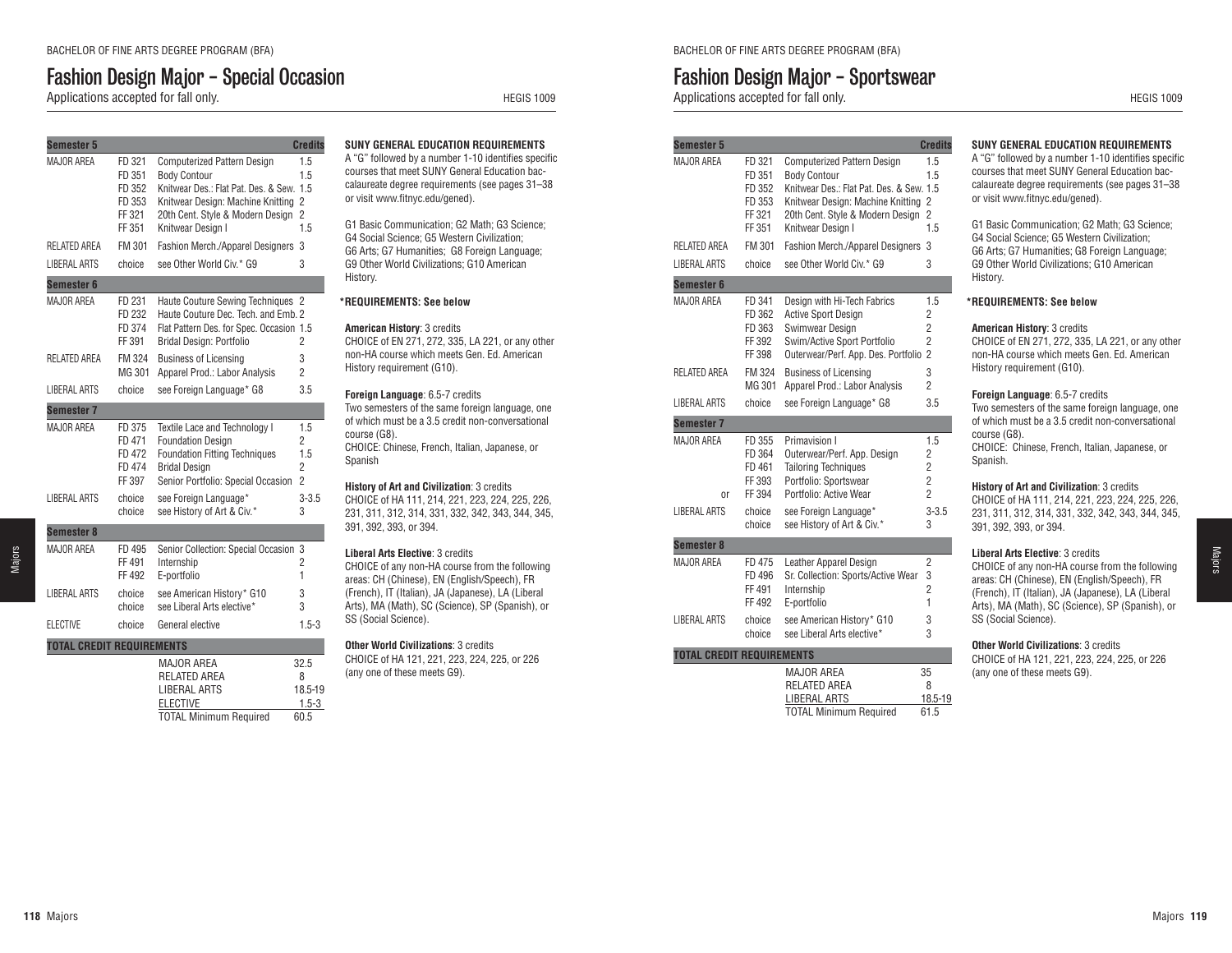BACHELOR OF FINE ARTS DEGREE PROGRAM (BFA)

# Fashion Design Major – Special Occasion

Applications accepted for fall only. HEGIS 1009

| Semester 5 | | | Credits |
|---|---|---|---|
| MAJOR AREA | FD 321 | Computerized Pattern Design | 1.5 |
| | FD 351 | Body Contour | 1.5 |
| | FD 352 | Knitwear Des.: Flat Pat. Des. & Sew. | 1.5 |
| | FD 353 | Knitwear Design: Machine Knitting | 2 |
| | FF 321 | 20th Cent. Style & Modern Design | 2 |
| | FF 351 | Knitwear Design I | 1.5 |
| RELATED AREA | FM 301 | Fashion Merch./Apparel Designers | 3 |
| LIBERAL ARTS | choice | see Other World Civ.* G9 | 3 |
| **Semester 6** | | | |
| MAJOR AREA | FD 231 | Haute Couture Sewing Techniques | 2 |
| | FD 232 | Haute Couture Dec. Tech. and Emb. | 2 |
| | FD 374 | Flat Pattern Des. for Spec. Occasion | 1.5 |
| | FF 391 | Bridal Design: Portfolio | 2 |
| RELATED AREA | FM 324 | Business of Licensing | 3 |
| | MG 301 | Apparel Prod.: Labor Analysis | 2 |
| LIBERAL ARTS | choice | see Foreign Language* G8 | 3.5 |
| **Semester 7** | | | |
| MAJOR AREA | FD 375 | Textile Lace and Technology I | 1.5 |
| | FD 471 | Foundation Design | 2 |
| | FD 472 | Foundation Fitting Techniques | 1.5 |
| | FD 474 | Bridal Design | 2 |
| | FF 397 | Senior Portfolio: Special Occasion | 2 |
| LIBERAL ARTS | choice | see Foreign Language* | 3-3.5 |
| | choice | see History of Art & Civ.* | 3 |
| **Semester 8** | | | |
| MAJOR AREA | FD 495 | Senior Collection: Special Occasion | 3 |
| | FF 491 | Internship | 2 |
| | FF 492 | E-portfolio | 1 |
| LIBERAL ARTS | choice | see American History* G10 | 3 |
| | choice | see Liberal Arts elective* | 3 |
| ELECTIVE | choice | General elective | 1.5-3 |
| **TOTAL CREDIT REQUIREMENTS** | | | |
| | | MAJOR AREA | 32.5 |
| | | RELATED AREA | 8 |
| | | LIBERAL ARTS | 18.5-19 |
| | | ELECTIVE | 1.5-3 |
| | | TOTAL Minimum Required | 60.5 |

**SUNY GENERAL EDUCATION REQUIREMENTS**

A "G" followed by a number 1-10 identifies specific courses that meet SUNY General Education baccalaureate degree requirements (see pages 31–38 or visit www.fitnyc.edu/gened).

G1 Basic Communication; G2 Math; G3 Science; G4 Social Science; G5 Western Civilization; G6 Arts; G7 Humanities; G8 Foreign Language; G9 Other World Civilizations; G10 American History.

**\*REQUIREMENTS: See below**

**American History**: 3 credits
CHOICE of EN 271, 272, 335, LA 221, or any other non-HA course which meets Gen. Ed. American History requirement (G10).

**Foreign Language**: 6.5-7 credits
Two semesters of the same foreign language, one of which must be a 3.5 credit non-conversational course (G8).
CHOICE: Chinese, French, Italian, Japanese, or Spanish

**History of Art and Civilization**: 3 credits
CHOICE of HA 111, 214, 221, 223, 224, 225, 226, 231, 311, 312, 314, 331, 332, 342, 343, 344, 345, 391, 392, 393, or 394.

**Liberal Arts Elective**: 3 credits
CHOICE of any non-HA course from the following areas: CH (Chinese), EN (English/Speech), FR (French), IT (Italian), JA (Japanese), LA (Liberal Arts), MA (Math), SC (Science), SP (Spanish), or SS (Social Science).

**Other World Civilizations**: 3 credits
CHOICE of HA 121, 221, 223, 224, 225, or 226 (any one of these meets G9).

BACHELOR OF FINE ARTS DEGREE PROGRAM (BFA)

# Fashion Design Major – Sportswear

Applications accepted for fall only. HEGIS 1009

| Semester 5 | | | Credits |
|---|---|---|---|
| MAJOR AREA | FD 321 | Computerized Pattern Design | 1.5 |
| | FD 351 | Body Contour | 1.5 |
| | FD 352 | Knitwear Des.: Flat Pat. Des. & Sew. | 1.5 |
| | FD 353 | Knitwear Design: Machine Knitting | 2 |
| | FF 321 | 20th Cent. Style & Modern Design | 2 |
| | FF 351 | Knitwear Design I | 1.5 |
| RELATED AREA | FM 301 | Fashion Merch./Apparel Designers | 3 |
| LIBERAL ARTS | choice | see Other World Civ.* G9 | 3 |
| **Semester 6** | | | |
| MAJOR AREA | FD 341 | Design with Hi-Tech Fabrics | 1.5 |
| | FD 362 | Active Sport Design | 2 |
| | FD 363 | Swimwear Design | 2 |
| | FF 392 | Swim/Active Sport Portfolio | 2 |
| | FF 398 | Outerwear/Perf. App. Des. Portfolio | 2 |
| RELATED AREA | FM 324 | Business of Licensing | 3 |
| | MG 301 | Apparel Prod.: Labor Analysis | 2 |
| LIBERAL ARTS | choice | see Foreign Language* G8 | 3.5 |
| **Semester 7** | | | |
| MAJOR AREA | FD 355 | Primavision I | 1.5 |
| | FD 364 | Outerwear/Perf. App. Design | 2 |
| | FD 461 | Tailoring Techniques | 2 |
| | FF 393 | Portfolio: Sportswear | 2 |
| or | FF 394 | Portfolio: Active Wear | 2 |
| LIBERAL ARTS | choice | see Foreign Language* | 3-3.5 |
| | choice | see History of Art & Civ.* | 3 |
| **Semester 8** | | | |
| MAJOR AREA | FD 475 | Leather Apparel Design | 2 |
| | FD 496 | Sr. Collection: Sports/Active Wear | 3 |
| | FF 491 | Internship | 2 |
| | FF 492 | E-portfolio | 1 |
| LIBERAL ARTS | choice | see American History* G10 | 3 |
| | choice | see Liberal Arts elective* | 3 |
| **TOTAL CREDIT REQUIREMENTS** | | | |
| | | MAJOR AREA | 35 |
| | | RELATED AREA | 8 |
| | | LIBERAL ARTS | 18.5-19 |
| | | TOTAL Minimum Required | 61.5 |

**SUNY GENERAL EDUCATION REQUIREMENTS**

A "G" followed by a number 1-10 identifies specific courses that meet SUNY General Education baccalaureate degree requirements (see pages 31–38 or visit www.fitnyc.edu/gened).

G1 Basic Communication; G2 Math; G3 Science; G4 Social Science; G5 Western Civilization; G6 Arts; G7 Humanities; G8 Foreign Language; G9 Other World Civilizations; G10 American History.

**\*REQUIREMENTS: See below**

**American History**: 3 credits
CHOICE of EN 271, 272, 335, LA 221, or any other non-HA course which meets Gen. Ed. American History requirement (G10).

**Foreign Language**: 6.5-7 credits
Two semesters of the same foreign language, one of which must be a 3.5 credit non-conversational course (G8).
CHOICE: Chinese, French, Italian, Japanese, or Spanish.

**History of Art and Civilization**: 3 credits
CHOICE of HA 111, 214, 221, 223, 224, 225, 226, 231, 311, 312, 314, 331, 332, 342, 343, 344, 345, 391, 392, 393, or 394.

**Liberal Arts Elective**: 3 credits
CHOICE of any non-HA course from the following areas: CH (Chinese), EN (English/Speech), FR (French), IT (Italian), JA (Japanese), LA (Liberal Arts), MA (Math), SC (Science), SP (Spanish), or SS (Social Science).

**Other World Civilizations**: 3 credits
CHOICE of HA 121, 221, 223, 224, 225, or 226 (any one of these meets G9).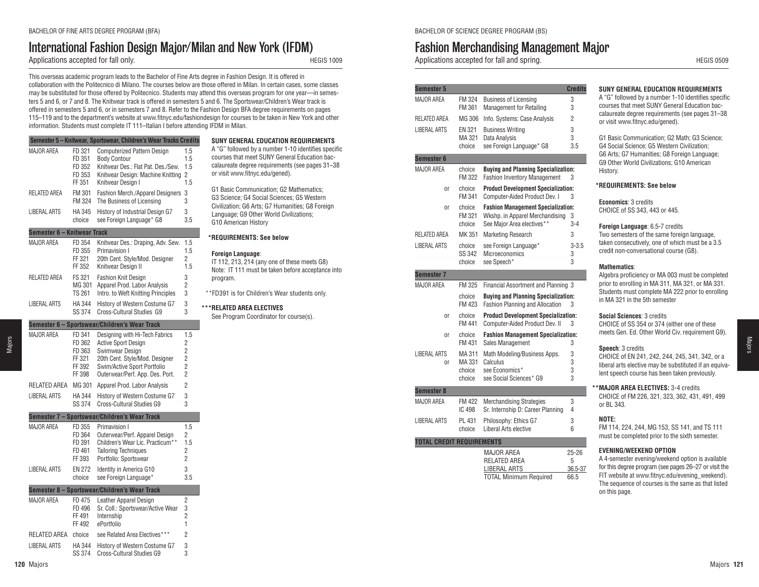BACHELOR OF FINE ARTS DEGREE PROGRAM (BFA)

# International Fashion Design Major/Milan and New York (IFDM)

Applications accepted for fall only. HEGIS 1009

This overseas academic program leads to the Bachelor of Fine Arts degree in Fashion Design. It is offered in collaboration with the Politecnico di Milano. The courses below are those offered in Milan. In certain cases, some classes may be substituted for those offered by Politecnico. Students may attend this overseas program for one year—in semesters 5 and 6, or 7 and 8. The Knitwear track is offered in semesters 5 and 6. The Sportswear/Children's Wear track is offered in semesters 5 and 6, or in semesters 7 and 8. Refer to the Fashion Design BFA degree requirements on pages 115–119 and to the department's website at www.fitnyc.edu/fashiondesign for courses to be taken in New York and other information. Students must complete IT 111–Italian I before attending IFDM in Milan.

| Semester 5 – Knitwear, Sportswear, Children's Wear Tracks | | | Credits |
|---|---|---|---|
| MAJOR AREA | FD 321 | Computerized Pattern Design | 1.5 |
| | FD 351 | Body Contour | 1.5 |
| | FD 352 | Knitwear Des.: Flat Pat. Des./Sew. | 1.5 |
| | FD 353 | Knitwear Design: Machine Knitting | 2 |
| | FF 351 | Knitwear Design I | 1.5 |
| RELATED AREA | FM 301 | Fashion Merch./Apparel Designers | 3 |
| | FM 324 | The Business of Licensing | 3 |
| LIBERAL ARTS | HA 345 | History of Industrial Design G7 | 3 |
| | choice | see Foreign Language* G8 | 3.5 |
| **Semester 6 – Knitwear Track** | | | |
| MAJOR AREA | FD 354 | Knitwear Des.: Draping, Adv. Sew. | 1.5 |
| | FD 355 | Primavision I | 1.5 |
| | FF 321 | 20th Cent. Style/Mod. Designer | 2 |
| | FF 352 | Knitwear Design II | 1.5 |
| RELATED AREA | FS 321 | Fashion Knit Design | 3 |
| | MG 301 | Apparel Prod. Labor Analysis | 2 |
| | TS 261 | Intro. to Weft Knitting Principles | 3 |
| LIBERAL ARTS | HA 344 | History of Western Costume G7 | 3 |
| | SS 374 | Cross-Cultural Studies G9 | 3 |
| **Semester 6 – Sportswear/Children's Wear Track** | | | |
| MAJOR AREA | FD 341 | Designing with Hi-Tech Fabrics | 1.5 |
| | FD 362 | Active Sport Design | 2 |
| | FD 363 | Swimwear Design | 2 |
| | FF 321 | 20th Cent. Style/Mod. Designer | 2 |
| | FF 392 | Swim/Active Sport Portfolio | 2 |
| | FF 398 | Outerwear/Perf. App. Des. Port. | 2 |
| RELATED AREA | MG 301 | Apparel Prod. Labor Analysis | 2 |
| LIBERAL ARTS | HA 344 | History of Western Costume G7 | 3 |
| | SS 374 | Cross-Cultural Studies G9 | 3 |
| **Semester 7 – Sportswear/Children's Wear Track** | | | |
| MAJOR AREA | FD 355 | Primavision I | 1.5 |
| | FD 364 | Outerwear/Perf. Apparel Design | 2 |
| | FD 391 | Children's Wear Lic. Practicum** | 1.5 |
| | FD 461 | Tailoring Techniques | 2 |
| | FF 393 | Portfolio: Sportswear | 2 |
| LIBERAL ARTS | EN 272 | Identity in America G10 | 3 |
| | choice | see Foreign Language* | 3.5 |
| **Semester 8 – Sportswear/Children's Wear Track** | | | |
| MAJOR AREA | FD 475 | Leather Apparel Design | 2 |
| | FD 496 | Sr. Coll.: Sportswear/Active Wear | 3 |
| | FF 491 | Internship | 2 |
| | FF 492 | ePortfolio | 1 |
| RELATED AREA | choice | see Related Area Electives*** | 2 |
| LIBERAL ARTS | HA 344 | History of Western Costume G7 | 3 |
| | SS 374 | Cross-Cultural Studies G9 | 3 |

**SUNY GENERAL EDUCATION REQUIREMENTS**

A "G" followed by a number 1-10 identifies specific courses that meet SUNY General Education baccalaureate degree requirements (see pages 31–38 or visit www.fitnyc.edu/gened).

G1 Basic Communication; G2 Mathematics; G3 Science; G4 Social Sciences; G5 Western Civilization; G6 Arts; G7 Humanities; G8 Foreign Language; G9 Other World Civilizations; G10 American History

**\*REQUIREMENTS: See below**

**Foreign Language**:
IT 112, 213, 214 (any one of these meets G8)
Note: IT 111 must be taken before acceptance into program.

**FD391 is for Children's Wear students only.

**\*\*\*RELATED AREA ELECTIVES**
See Program Coordinator for course(s).

BACHELOR OF SCIENCE DEGREE PROGRAM (BS)

# Fashion Merchandising Management Major

Applications accepted for fall and spring. HEGIS 0509

| Semester 5 | | | Credits |
|---|---|---|---|
| MAJOR AREA | FM 324 | Business of Licensing | 3 |
| | FM 361 | Management for Retailing | 3 |
| RELATED AREA | MG 306 | Info. Systems: Case Analysis | 2 |
| LIBERAL ARTS | EN 321 | Business Writing | 3 |
| | MA 321 | Data Analysis | 3 |
| | choice | see Foreign Language* G8 | 3.5 |
| **Semester 6** | | | |
| MAJOR AREA | choice | **Buying and Planning Specialization:** | |
| | FM 322 | Fashion Inventory Management | 3 |
| or | choice | **Product Development Specialization:** | |
| | FM 341 | Computer-Aided Product Dev. I | 3 |
| or | choice | **Fashion Management Specialization:** | |
| | FM 321 | Wkshp. in Apparel Merchandising | 3 |
| | choice | See Major Area electives** | 3-4 |
| RELATED AREA | MK 351 | Marketing Research | 3 |
| LIBERAL ARTS | choice | see Foreign Language* | 3-3.5 |
| | SS 342 | Microeconomics | 3 |
| | choice | see Speech* | 3 |
| **Semester 7** | | | |
| MAJOR AREA | FM 325 | Financial Assortment and Planning | 3 |
| | choice | **Buying and Planning Specialization:** | |
| | FM 423 | Fashion Planning and Allocation | 3 |
| or | choice | **Product Development Specialization:** | |
| | FM 441 | Computer-Aided Product Dev. II | 3 |
| or | choice | **Fashion Management Specialization:** | |
| | FM 431 | Sales Management | 3 |
| LIBERAL ARTS | MA 311 | Math Modeling/Business Apps. | 3 |
| or | MA 331 | Calculus | 3 |
| | choice | see Economics* | 3 |
| | choice | see Social Sciences* G9 | 3 |
| **Semester 8** | | | |
| MAJOR AREA | FM 422 | Merchandising Strategies | 3 |
| | IC 498 | Sr. Internship D: Career Planning | 4 |
| LIBERAL ARTS | PL 431 | Philosophy: Ethics G7 | 3 |
| | choice | Liberal Arts elective | 6 |
| **TOTAL CREDIT REQUIREMENTS** | | | |
| | | MAJOR AREA | 25-26 |
| | | RELATED AREA | 5 |
| | | LIBERAL ARTS | 36.5-37 |
| | | TOTAL Minimum Required | 66.5 |

**SUNY GENERAL EDUCATION REQUIREMENTS**

A "G" followed by a number 1-10 identifies specific courses that meet SUNY General Education baccalaureate degree requirements (see pages 31–38 or visit www.fitnyc.edu/gened).

G1 Basic Communication; G2 Math; G3 Science; G4 Social Science; G5 Western Civilization; G6 Arts; G7 Humanities; G8 Foreign Language; G9 Other World Civilizations; G10 American History.

**\*REQUIREMENTS: See below**

**Economics**: 3 credits
CHOICE of SS 343, 443 or 445.

**Foreign Language**: 6.5-7 credits
Two semesters of the same foreign language, taken consecutively, one of which must be a 3.5 credit non-conversational course (G8).

**Mathematics**:
Algebra proficiency or MA 003 must be completed prior to enrolling in MA 311, MA 321, or MA 331. Students must complete MA 222 prior to enrolling in MA 321 in the 5th semester

**Social Sciences**: 3 credits
CHOICE of SS 354 or 374 (either one of these meets Gen. Ed. Other World Civ. requirement G9).

**Speech**: 3 credits
CHOICE of EN 241, 242, 244, 245, 341, 342, or a liberal arts elective may be substituted if an equivalent speech course has been taken previously.

**\*\*MAJOR AREA ELECTIVES:** 3-4 credits
CHOICE of FM 226, 321, 323, 362, 431, 491, 499 or BL 343.

**NOTE:**
FM 114, 224, 244, MG 153, SS 141, and TS 111 must be completed prior to the sixth semester.

**EVENING/WEEKEND OPTION**
A 4-semester evening/weekend option is available for this degree program (see pages 26–27 or visit the FIT website at www.fitnyc.edu/evening_weekend). The sequence of courses is the same as that listed on this page.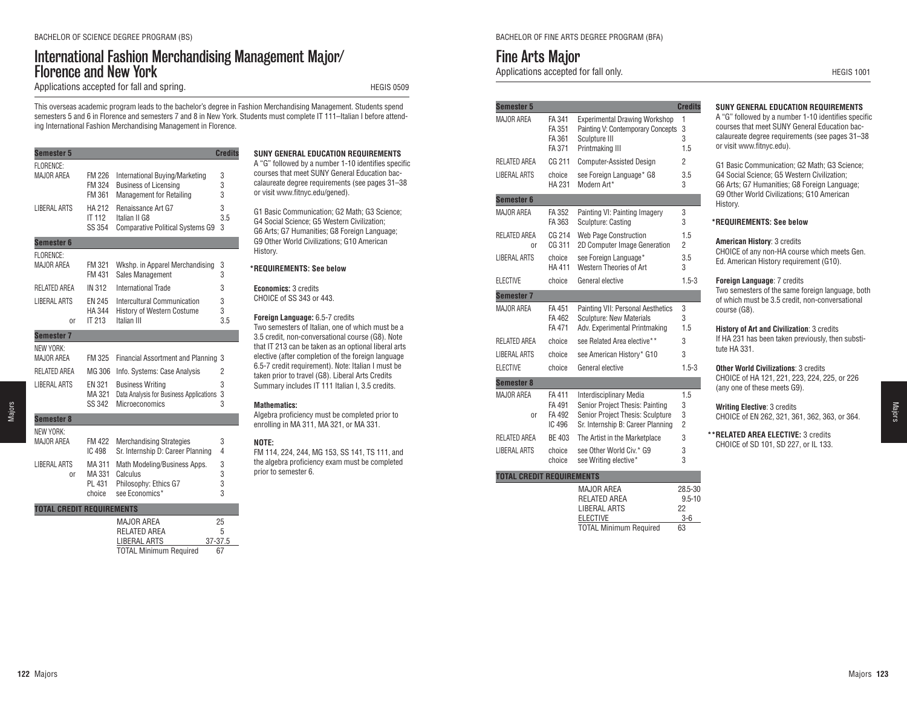BACHELOR OF SCIENCE DEGREE PROGRAM (BS)

# International Fashion Merchandising Management Major/ Florence and New York

Applications accepted for fall and spring. HEGIS 0509

This overseas academic program leads to the bachelor's degree in Fashion Merchandising Management. Students spend semesters 5 and 6 in Florence and semesters 7 and 8 in New York. Students must complete IT 111–Italian I before attending International Fashion Merchandising Management in Florence.

| Semester 5 | | | Credits |
|---|---|---|---|
| FLORENCE: MAJOR AREA | FM 226 | International Buying/Marketing | 3 |
| | FM 324 | Business of Licensing | 3 |
| | FM 361 | Management for Retailing | 3 |
| LIBERAL ARTS | HA 212 | Renaissance Art G7 | 3 |
| | IT 112 | Italian II G8 | 3.5 |
| | SS 354 | Comparative Political Systems G9 | 3 |
| **Semester 6** | | | |
| FLORENCE: MAJOR AREA | FM 321 | Wkshp. in Apparel Merchandising | 3 |
| | FM 431 | Sales Management | 3 |
| RELATED AREA | IN 312 | International Trade | 3 |
| LIBERAL ARTS | EN 245 | Intercultural Communication | 3 |
| | HA 344 | History of Western Costume | 3 |
| or | IT 213 | Italian III | 3.5 |
| **Semester 7** | | | |
| NEW YORK: MAJOR AREA | FM 325 | Financial Assortment and Planning | 3 |
| RELATED AREA | MG 306 | Info. Systems: Case Analysis | 2 |
| LIBERAL ARTS | EN 321 | Business Writing | 3 |
| | MA 321 | Data Analysis for Business Applications | 3 |
| | SS 342 | Microeconomics | 3 |
| **Semester 8** | | | |
| NEW YORK: MAJOR AREA | FM 422 | Merchandising Strategies | 3 |
| | IC 498 | Sr. Internship D: Career Planning | 4 |
| LIBERAL ARTS | MA 311 | Math Modeling/Business Apps. | 3 |
| or | MA 331 | Calculus | 3 |
| | PL 431 | Philosophy: Ethics G7 | 3 |
| | choice | see Economics* | 3 |

| TOTAL CREDIT REQUIREMENTS | |
|---|---|
| MAJOR AREA | 25 |
| RELATED AREA | 5 |
| LIBERAL ARTS | 37-37.5 |
| TOTAL Minimum Required | 67 |

**SUNY GENERAL EDUCATION REQUIREMENTS**

A "G" followed by a number 1-10 identifies specific courses that meet SUNY General Education baccalaureate degree requirements (see pages 31–38 or visit www.fitnyc.edu/gened).

G1 Basic Communication; G2 Math; G3 Science; G4 Social Science; G5 Western Civilization; G6 Arts; G7 Humanities; G8 Foreign Language; G9 Other World Civilizations; G10 American History.

**\*REQUIREMENTS: See below**

**Economics:** 3 credits
CHOICE of SS 343 or 443.

**Foreign Language:** 6.5-7 credits
Two semesters of Italian, one of which must be a 3.5 credit, non-conversational course (G8). Note that IT 213 can be taken as an optional liberal arts elective (after completion of the foreign language 6.5-7 credit requirement). Note: Italian I must be taken prior to travel (G8). Liberal Arts Credits Summary includes IT 111 Italian I, 3.5 credits.

**Mathematics:**
Algebra proficiency must be completed prior to enrolling in MA 311, MA 321, or MA 331.

**NOTE:**
FM 114, 224, 244, MG 153, SS 141, TS 111, and the algebra proficiency exam must be completed prior to semester 6.

BACHELOR OF FINE ARTS DEGREE PROGRAM (BFA)

# Fine Arts Major

Applications accepted for fall only. HEGIS 1001

| Semester 5 | | | Credits |
|---|---|---|---|
| MAJOR AREA | FA 341 | Experimental Drawing Workshop | 1 |
| | FA 351 | Painting V: Contemporary Concepts | 3 |
| | FA 361 | Sculpture III | 3 |
| | FA 371 | Printmaking III | 1.5 |
| RELATED AREA | CG 211 | Computer-Assisted Design | 2 |
| LIBERAL ARTS | choice | see Foreign Language* G8 | 3.5 |
| | HA 231 | Modern Art* | 3 |
| **Semester 6** | | | |
| MAJOR AREA | FA 352 | Painting VI: Painting Imagery | 3 |
| | FA 363 | Sculpture: Casting | 3 |
| RELATED AREA | CG 214 | Web Page Construction | 1.5 |
| or | CG 311 | 2D Computer Image Generation | 2 |
| LIBERAL ARTS | choice | see Foreign Language* | 3.5 |
| | HA 411 | Western Theories of Art | 3 |
| ELECTIVE | choice | General elective | 1.5-3 |
| **Semester 7** | | | |
| MAJOR AREA | FA 451 | Painting VII: Personal Aesthetics | 3 |
| | FA 462 | Sculpture: New Materials | 3 |
| | FA 471 | Adv. Experimental Printmaking | 1.5 |
| RELATED AREA | choice | see Related Area elective** | 3 |
| LIBERAL ARTS | choice | see American History* G10 | 3 |
| ELECTIVE | choice | General elective | 1.5-3 |
| **Semester 8** | | | |
| MAJOR AREA | FA 411 | Interdisciplinary Media | 1.5 |
| | FA 491 | Senior Project Thesis: Painting | 3 |
| or | FA 492 | Senior Project Thesis: Sculpture | 3 |
| | IC 496 | Sr. Internship B: Career Planning | 2 |
| RELATED AREA | BE 403 | The Artist in the Marketplace | 3 |
| LIBERAL ARTS | choice | see Other World Civ.* G9 | 3 |
| | choice | see Writing elective* | 3 |

| TOTAL CREDIT REQUIREMENTS | |
|---|---|
| MAJOR AREA | 28.5-30 |
| RELATED AREA | 9.5-10 |
| LIBERAL ARTS | 22 |
| ELECTIVE | 3-6 |
| TOTAL Minimum Required | 63 |

**SUNY GENERAL EDUCATION REQUIREMENTS**

A "G" followed by a number 1-10 identifies specific courses that meet SUNY General Education baccalaureate degree requirements (see pages 31–38 or visit www.fitnyc.edu).

G1 Basic Communication; G2 Math; G3 Science; G4 Social Science; G5 Western Civilization; G6 Arts; G7 Humanities; G8 Foreign Language; G9 Other World Civilizations; G10 American History.

**\*REQUIREMENTS: See below**

**American History**: 3 credits
CHOICE of any non-HA course which meets Gen. Ed. American History requirement (G10).

**Foreign Language**: 7 credits
Two semesters of the same foreign language, both of which must be 3.5 credit, non-conversational course (G8).

**History of Art and Civilization**: 3 credits
If HA 231 has been taken previously, then substitute HA 331.

**Other World Civilizations**: 3 credits
CHOICE of HA 121, 221, 223, 224, 225, or 226 (any one of these meets G9).

**Writing Elective**: 3 credits
CHOICE of EN 262, 321, 361, 362, 363, or 364.

**\*\*RELATED AREA ELECTIVE:** 3 credits
CHOICE of SD 101, SD 227, or IL 133.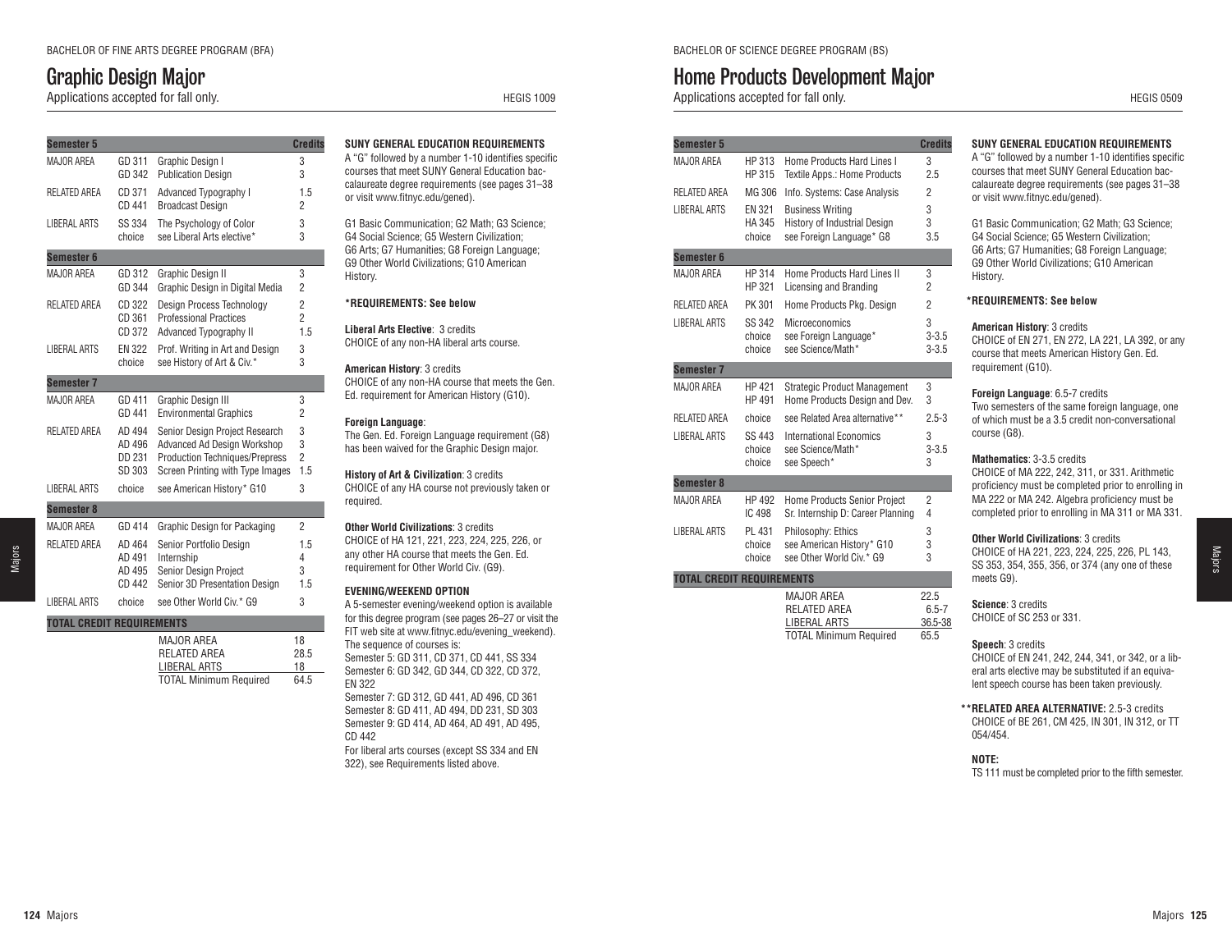BACHELOR OF FINE ARTS DEGREE PROGRAM (BFA)

# Graphic Design Major

Applications accepted for fall only. HEGIS 1009

| Semester 5 | | | Credits |
|---|---|---|---|
| MAJOR AREA | GD 311 | Graphic Design I | 3 |
| | GD 342 | Publication Design | 3 |
| RELATED AREA | CD 371 | Advanced Typography I | 1.5 |
| | CD 441 | Broadcast Design | 2 |
| LIBERAL ARTS | SS 334 | The Psychology of Color | 3 |
| | choice | see Liberal Arts elective* | 3 |
| **Semester 6** | | | |
| MAJOR AREA | GD 312 | Graphic Design II | 3 |
| | GD 344 | Graphic Design in Digital Media | 2 |
| RELATED AREA | CD 322 | Design Process Technology | 2 |
| | CD 361 | Professional Practices | 2 |
| | CD 372 | Advanced Typography II | 1.5 |
| LIBERAL ARTS | EN 322 | Prof. Writing in Art and Design | 3 |
| | choice | see History of Art & Civ.* | 3 |
| **Semester 7** | | | |
| MAJOR AREA | GD 411 | Graphic Design III | 3 |
| | GD 441 | Environmental Graphics | 2 |
| RELATED AREA | AD 494 | Senior Design Project Research | 3 |
| | AD 496 | Advanced Ad Design Workshop | 3 |
| | DD 231 | Production Techniques/Prepress | 2 |
| | SD 303 | Screen Printing with Type Images | 1.5 |
| LIBERAL ARTS | choice | see American History* G10 | 3 |
| **Semester 8** | | | |
| MAJOR AREA | GD 414 | Graphic Design for Packaging | 2 |
| RELATED AREA | AD 464 | Senior Portfolio Design | 1.5 |
| | AD 491 | Internship | 4 |
| | AD 495 | Senior Design Project | 3 |
| | CD 442 | Senior 3D Presentation Design | 1.5 |
| LIBERAL ARTS | choice | see Other World Civ.* G9 | 3 |
| **TOTAL CREDIT REQUIREMENTS** | | | |
| | | MAJOR AREA | 18 |
| | | RELATED AREA | 28.5 |
| | | LIBERAL ARTS | 18 |
| | | TOTAL Minimum Required | 64.5 |

**SUNY GENERAL EDUCATION REQUIREMENTS**

A "G" followed by a number 1-10 identifies specific courses that meet SUNY General Education baccalaureate degree requirements (see pages 31–38 or visit www.fitnyc.edu/gened).

G1 Basic Communication; G2 Math; G3 Science; G4 Social Science; G5 Western Civilization; G6 Arts; G7 Humanities; G8 Foreign Language; G9 Other World Civilizations; G10 American History.

**\*REQUIREMENTS: See below**

**Liberal Arts Elective**: 3 credits
CHOICE of any non-HA liberal arts course.

**American History**: 3 credits
CHOICE of any non-HA course that meets the Gen. Ed. requirement for American History (G10).

**Foreign Language**:
The Gen. Ed. Foreign Language requirement (G8) has been waived for the Graphic Design major.

**History of Art & Civilization**: 3 credits
CHOICE of any HA course not previously taken or required.

**Other World Civilizations**: 3 credits
CHOICE of HA 121, 221, 223, 224, 225, 226, or any other HA course that meets the Gen. Ed. requirement for Other World Civ. (G9).

**EVENING/WEEKEND OPTION**

A 5-semester evening/weekend option is available for this degree program (see pages 26–27 or visit the FIT web site at www.fitnyc.edu/evening_weekend).
The sequence of courses is:
Semester 5: GD 311, CD 371, CD 441, SS 334
Semester 6: GD 342, GD 344, CD 322, CD 372, EN 322
Semester 7: GD 312, GD 441, AD 496, CD 361
Semester 8: GD 411, AD 494, DD 231, SD 303
Semester 9: GD 414, AD 464, AD 491, AD 495, CD 442
For liberal arts courses (except SS 334 and EN 322), see Requirements listed above.

BACHELOR OF SCIENCE DEGREE PROGRAM (BS)

# Home Products Development Major

Applications accepted for fall only. HEGIS 0509

| Semester 5 | | | Credits |
|---|---|---|---|
| MAJOR AREA | HP 313 | Home Products Hard Lines I | 3 |
| | HP 315 | Textile Apps.: Home Products | 2.5 |
| RELATED AREA | MG 306 | Info. Systems: Case Analysis | 2 |
| LIBERAL ARTS | EN 321 | Business Writing | 3 |
| | HA 345 | History of Industrial Design | 3 |
| | choice | see Foreign Language* G8 | 3.5 |
| **Semester 6** | | | |
| MAJOR AREA | HP 314 | Home Products Hard Lines II | 3 |
| | HP 321 | Licensing and Branding | 2 |
| RELATED AREA | PK 301 | Home Products Pkg. Design | 2 |
| LIBERAL ARTS | SS 342 | Microeconomics | 3 |
| | choice | see Foreign Language* | 3-3.5 |
| | choice | see Science/Math* | 3-3.5 |
| **Semester 7** | | | |
| MAJOR AREA | HP 421 | Strategic Product Management | 3 |
| | HP 491 | Home Products Design and Dev. | 3 |
| RELATED AREA | choice | see Related Area alternative** | 2.5-3 |
| LIBERAL ARTS | SS 443 | International Economics | 3 |
| | choice | see Science/Math* | 3-3.5 |
| | choice | see Speech* | 3 |
| **Semester 8** | | | |
| MAJOR AREA | HP 492 | Home Products Senior Project | 2 |
| | IC 498 | Sr. Internship D: Career Planning | 4 |
| LIBERAL ARTS | PL 431 | Philosophy: Ethics | 3 |
| | choice | see American History* G10 | 3 |
| | choice | see Other World Civ.* G9 | 3 |
| **TOTAL CREDIT REQUIREMENTS** | | | |
| | | MAJOR AREA | 22.5 |
| | | RELATED AREA | 6.5-7 |
| | | LIBERAL ARTS | 36.5-38 |
| | | TOTAL Minimum Required | 65.5 |

**SUNY GENERAL EDUCATION REQUIREMENTS**

A "G" followed by a number 1-10 identifies specific courses that meet SUNY General Education baccalaureate degree requirements (see pages 31–38 or visit www.fitnyc.edu/gened).

G1 Basic Communication; G2 Math; G3 Science; G4 Social Science; G5 Western Civilization; G6 Arts; G7 Humanities; G8 Foreign Language; G9 Other World Civilizations; G10 American History.

**\*REQUIREMENTS: See below**

**American History**: 3 credits
CHOICE of EN 271, EN 272, LA 221, LA 392, or any course that meets American History Gen. Ed. requirement (G10).

**Foreign Language**: 6.5-7 credits
Two semesters of the same foreign language, one of which must be a 3.5 credit non-conversational course (G8).

**Mathematics**: 3-3.5 credits
CHOICE of MA 222, 242, 311, or 331. Arithmetic proficiency must be completed prior to enrolling in MA 222 or MA 242. Algebra proficiency must be completed prior to enrolling in MA 311 or MA 331.

**Other World Civilizations**: 3 credits
CHOICE of HA 221, 223, 224, 225, 226, PL 143, SS 353, 354, 355, 356, or 374 (any one of these meets G9).

**Science**: 3 credits
CHOICE of SC 253 or 331.

**Speech**: 3 credits
CHOICE of EN 241, 242, 244, 341, or 342, or a liberal arts elective may be substituted if an equivalent speech course has been taken previously.

**\*\*RELATED AREA ALTERNATIVE:** 2.5-3 credits
CHOICE of BE 261, CM 425, IN 301, IN 312, or TT 054/454.

**NOTE:**
TS 111 must be completed prior to the fifth semester.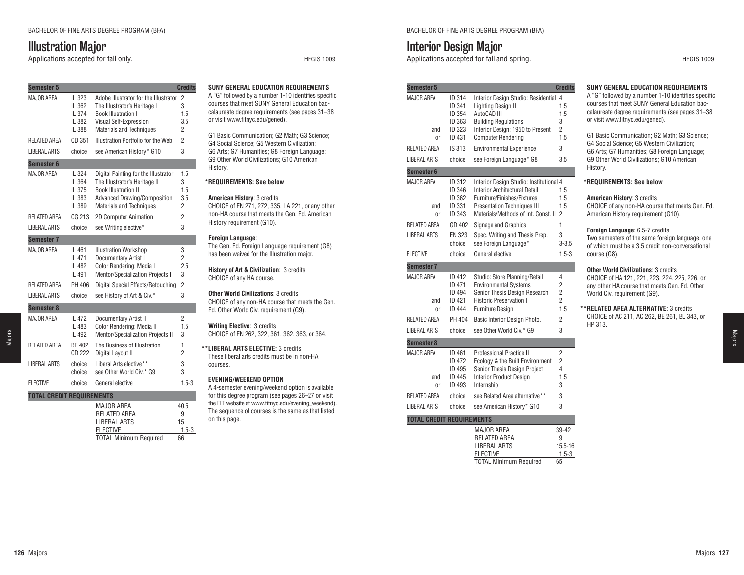BACHELOR OF FINE ARTS DEGREE PROGRAM (BFA)

# Illustration Major

Applications accepted for fall only. HEGIS 1009

| Semester 5 | | | Credits |
|---|---|---|---|
| MAJOR AREA | IL 323 | Adobe Illustrator for the Illustrator | 2 |
| | IL 362 | The Illustrator's Heritage I | 3 |
| | IL 374 | Book Illustration I | 1.5 |
| | IL 382 | Visual Self-Expression | 3.5 |
| | IL 388 | Materials and Techniques | 2 |
| RELATED AREA | CD 351 | Illustration Portfolio for the Web | 2 |
| LIBERAL ARTS | choice | see American History* G10 | 3 |
| **Semester 6** | | | |
| MAJOR AREA | IL 324 | Digital Painting for the Illustrator | 1.5 |
| | IL 364 | The Illustrator's Heritage II | 3 |
| | IL 375 | Book Illustration II | 1.5 |
| | IL 383 | Advanced Drawing/Composition | 3.5 |
| | IL 389 | Materials and Techniques | 2 |
| RELATED AREA | CG 213 | 2D Computer Animation | 2 |
| LIBERAL ARTS | choice | see Writing elective* | 3 |
| **Semester 7** | | | |
| MAJOR AREA | IL 461 | Illustration Workshop | 3 |
| | IL 471 | Documentary Artist I | 2 |
| | IL 482 | Color Rendering: Media I | 2.5 |
| | IL 491 | Mentor/Specialization Projects I | 3 |
| RELATED AREA | PH 406 | Digital Special Effects/Retouching | 2 |
| LIBERAL ARTS | choice | see History of Art & Civ.* | 3 |
| **Semester 8** | | | |
| MAJOR AREA | IL 472 | Documentary Artist II | 2 |
| | IL 483 | Color Rendering: Media II | 1.5 |
| | IL 492 | Mentor/Specialization Projects II | 3 |
| RELATED AREA | BE 402 | The Business of Illustration | 1 |
| | CD 222 | Digital Layout II | 2 |
| LIBERAL ARTS | choice | Liberal Arts elective** | 3 |
| | choice | see Other World Civ.* G9 | 3 |
| ELECTIVE | choice | General elective | 1.5-3 |
| **TOTAL CREDIT REQUIREMENTS** | | | |
| | | MAJOR AREA | 40.5 |
| | | RELATED AREA | 9 |
| | | LIBERAL ARTS | 15 |
| | | ELECTIVE | 1.5-3 |
| | | TOTAL Minimum Required | 66 |

**SUNY GENERAL EDUCATION REQUIREMENTS**

A "G" followed by a number 1-10 identifies specific courses that meet SUNY General Education baccalaureate degree requirements (see pages 31–38 or visit www.fitnyc.edu/gened).

G1 Basic Communication; G2 Math; G3 Science; G4 Social Science; G5 Western Civilization; G6 Arts; G7 Humanities; G8 Foreign Language; G9 Other World Civilizations; G10 American History.

**\*REQUIREMENTS: See below**

**American History**: 3 credits
CHOICE of EN 271, 272, 335, LA 221, or any other non-HA course that meets the Gen. Ed. American History requirement (G10).

**Foreign Language**:
The Gen. Ed. Foreign Language requirement (G8) has been waived for the Illustration major.

**History of Art & Civilization**: 3 credits
CHOICE of any HA course.

**Other World Civilizations**: 3 credits
CHOICE of any non-HA course that meets the Gen. Ed. Other World Civ. requirement (G9).

**Writing Elective**: 3 credits
CHOICE of EN 262, 322, 361, 362, 363, or 364.

**\*\*LIBERAL ARTS ELECTIVE:** 3 credits
These liberal arts credits must be in non-HA courses.

**EVENING/WEEKEND OPTION**

A 4-semester evening/weekend option is available for this degree program (see pages 26–27 or visit the FIT website at www.fitnyc.edu/evening_weekend). The sequence of courses is the same as that listed on this page.

BACHELOR OF FINE ARTS DEGREE PROGRAM (BFA)

# Interior Design Major

Applications accepted for fall and spring. HEGIS 1009

| Semester 5 | | | Credits |
|---|---|---|---|
| MAJOR AREA | ID 314 | Interior Design Studio: Residential | 4 |
| | ID 341 | Lighting Design II | 1.5 |
| | ID 354 | AutoCAD III | 1.5 |
| | ID 363 | Building Regulations | 3 |
| and | ID 323 | Interior Design: 1950 to Present | 2 |
| or | ID 431 | Computer Rendering | 1.5 |
| RELATED AREA | IS 313 | Environmental Experience | 3 |
| LIBERAL ARTS | choice | see Foreign Language* G8 | 3.5 |
| **Semester 6** | | | |
| MAJOR AREA | ID 312 | Interior Design Studio: Institutional | 4 |
| | ID 346 | Interior Architectural Detail | 1.5 |
| | ID 362 | Furniture/Finishes/Fixtures | 1.5 |
| and | ID 331 | Presentation Techniques III | 1.5 |
| or | ID 343 | Materials/Methods of Int. Const. II | 2 |
| RELATED AREA | GD 402 | Signage and Graphics | 1 |
| LIBERAL ARTS | EN 323 | Spec. Writing and Thesis Prep. | 3 |
| | choice | see Foreign Language* | 3-3.5 |
| ELECTIVE | choice | General elective | 1.5-3 |
| **Semester 7** | | | |
| MAJOR AREA | ID 412 | Studio: Store Planning/Retail | 4 |
| | ID 471 | Environmental Systems | 2 |
| | ID 494 | Senior Thesis Design Research | 2 |
| and | ID 421 | Historic Preservation I | 2 |
| or | ID 444 | Furniture Design | 1.5 |
| RELATED AREA | PH 404 | Basic Interior Design Photo. | 2 |
| LIBERAL ARTS | choice | see Other World Civ.* G9 | 3 |
| **Semester 8** | | | |
| MAJOR AREA | ID 461 | Professional Practice II | 2 |
| | ID 472 | Ecology & the Built Environment | 2 |
| | ID 495 | Senior Thesis Design Project | 4 |
| and | ID 445 | Interior Product Design | 1.5 |
| or | ID 493 | Internship | 3 |
| RELATED AREA | choice | see Related Area alternative** | 3 |
| LIBERAL ARTS | choice | see American History* G10 | 3 |
| **TOTAL CREDIT REQUIREMENTS** | | | |
| | | MAJOR AREA | 39-42 |
| | | RELATED AREA | 9 |
| | | LIBERAL ARTS | 15.5-16 |
| | | ELECTIVE | 1.5-3 |
| | | TOTAL Minimum Required | 65 |

**SUNY GENERAL EDUCATION REQUIREMENTS**

A "G" followed by a number 1-10 identifies specific courses that meet SUNY General Education baccalaureate degree requirements (see pages 31–38 or visit www.fitnyc.edu/gened).

G1 Basic Communication; G2 Math; G3 Science; G4 Social Science; G5 Western Civilization; G6 Arts; G7 Humanities; G8 Foreign Language; G9 Other World Civilizations; G10 American History.

**\*REQUIREMENTS: See below**

**American History**: 3 credits
CHOICE of any non-HA course that meets Gen. Ed. American History requirement (G10).

**Foreign Language**: 6.5-7 credits
Two semesters of the same foreign language, one of which must be a 3.5 credit non-conversational course (G8).

**Other World Civilizations**: 3 credits
CHOICE of HA 121, 221, 223, 224, 225, 226, or any other HA course that meets Gen. Ed. Other World Civ. requirement (G9).

**\*\*RELATED AREA ALTERNATIVE:** 3 credits
CHOICE of AC 211, AC 262, BE 261, BL 343, or HP 313.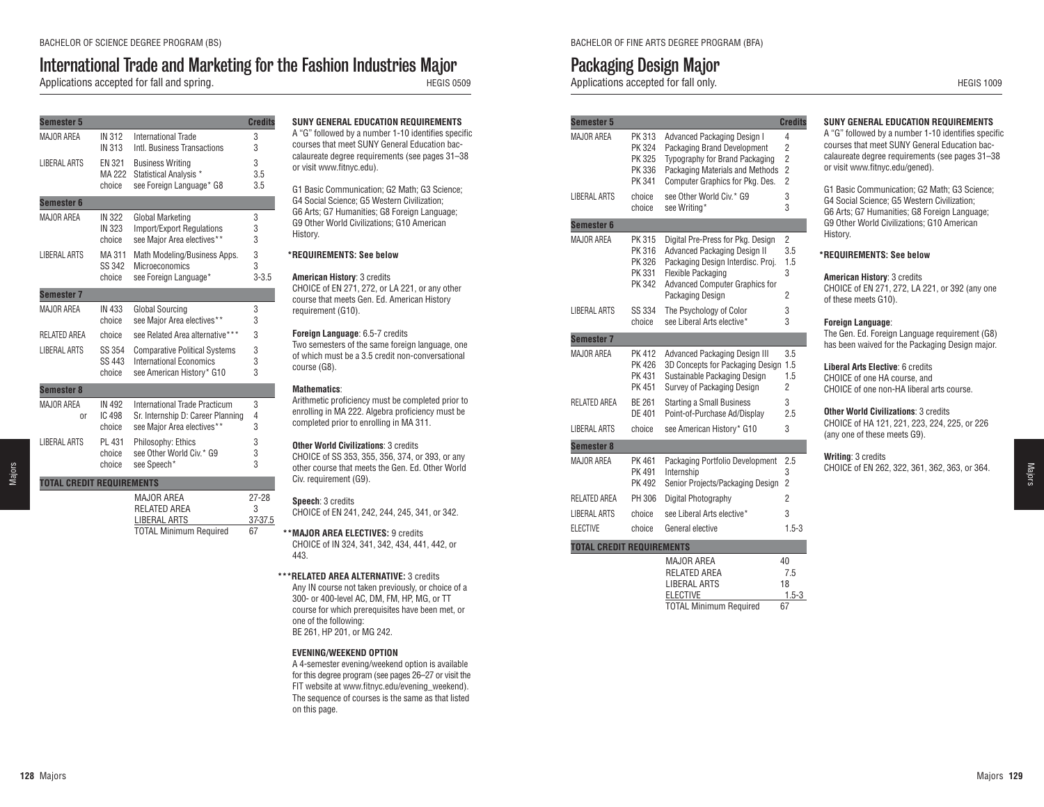BACHELOR OF SCIENCE DEGREE PROGRAM (BS)

# International Trade and Marketing for the Fashion Industries Major

Applications accepted for fall and spring. HEGIS 0509

| Semester 5 | | | Credits |
|---|---|---|---|
| MAJOR AREA | IN 312 | International Trade | 3 |
| | IN 313 | Intl. Business Transactions | 3 |
| LIBERAL ARTS | EN 321 | Business Writing | 3 |
| | MA 222 | Statistical Analysis * | 3.5 |
| | choice | see Foreign Language* G8 | 3.5 |
| **Semester 6** | | | |
| MAJOR AREA | IN 322 | Global Marketing | 3 |
| | IN 323 | Import/Export Regulations | 3 |
| | choice | see Major Area electives** | 3 |
| LIBERAL ARTS | MA 311 | Math Modeling/Business Apps. | 3 |
| | SS 342 | Microeconomics | 3 |
| | choice | see Foreign Language* | 3-3.5 |
| **Semester 7** | | | |
| MAJOR AREA | IN 433 | Global Sourcing | 3 |
| | choice | see Major Area electives** | 3 |
| RELATED AREA | choice | see Related Area alternative*** | 3 |
| LIBERAL ARTS | SS 354 | Comparative Political Systems | 3 |
| | SS 443 | International Economics | 3 |
| | choice | see American History* G10 | 3 |
| **Semester 8** | | | |
| MAJOR AREA | IN 492 | International Trade Practicum | 3 |
| or | IC 498 | Sr. Internship D: Career Planning | 4 |
| | choice | see Major Area electives** | 3 |
| LIBERAL ARTS | PL 431 | Philosophy: Ethics | 3 |
| | choice | see Other World Civ.* G9 | 3 |
| | choice | see Speech* | 3 |
| **TOTAL CREDIT REQUIREMENTS** | | | |
| | | MAJOR AREA | 27-28 |
| | | RELATED AREA | 3 |
| | | LIBERAL ARTS | 37-37.5 |
| | | TOTAL Minimum Required | 67 |

**SUNY GENERAL EDUCATION REQUIREMENTS**

A "G" followed by a number 1-10 identifies specific courses that meet SUNY General Education baccalaureate degree requirements (see pages 31–38 or visit www.fitnyc.edu).

G1 Basic Communication; G2 Math; G3 Science; G4 Social Science; G5 Western Civilization; G6 Arts; G7 Humanities; G8 Foreign Language; G9 Other World Civilizations; G10 American History.

**\*REQUIREMENTS: See below**

**American History**: 3 credits
CHOICE of EN 271, 272, or LA 221, or any other course that meets Gen. Ed. American History requirement (G10).

**Foreign Language**: 6.5-7 credits
Two semesters of the same foreign language, one of which must be a 3.5 credit non-conversational course (G8).

**Mathematics**:
Arithmetic proficiency must be completed prior to enrolling in MA 222. Algebra proficiency must be completed prior to enrolling in MA 311.

**Other World Civilizations**: 3 credits
CHOICE of SS 353, 355, 356, 374, or 393, or any other course that meets the Gen. Ed. Other World Civ. requirement (G9).

**Speech**: 3 credits
CHOICE of EN 241, 242, 244, 245, 341, or 342.

**\*\*MAJOR AREA ELECTIVES:** 9 credits
CHOICE of IN 324, 341, 342, 434, 441, 442, or 443.

**\*\*\*RELATED AREA ALTERNATIVE:** 3 credits
Any IN course not taken previously, or choice of a 300- or 400-level AC, DM, FM, HP, MG, or TT course for which prerequisites have been met, or one of the following:
BE 261, HP 201, or MG 242.

**EVENING/WEEKEND OPTION**

A 4-semester evening/weekend option is available for this degree program (see pages 26–27 or visit the FIT website at www.fitnyc.edu/evening_weekend). The sequence of courses is the same as that listed on this page.

BACHELOR OF FINE ARTS DEGREE PROGRAM (BFA)

# Packaging Design Major

Applications accepted for fall only. HEGIS 1009

| Semester 5 | | | Credits |
|---|---|---|---|
| MAJOR AREA | PK 313 | Advanced Packaging Design I | 4 |
| | PK 324 | Packaging Brand Development | 2 |
| | PK 325 | Typography for Brand Packaging | 2 |
| | PK 336 | Packaging Materials and Methods | 2 |
| | PK 341 | Computer Graphics for Pkg. Des. | 2 |
| LIBERAL ARTS | choice | see Other World Civ.* G9 | 3 |
| | choice | see Writing* | 3 |
| **Semester 6** | | | |
| MAJOR AREA | PK 315 | Digital Pre-Press for Pkg. Design | 2 |
| | PK 316 | Advanced Packaging Design II | 3.5 |
| | PK 326 | Packaging Design Interdisc. Proj. | 1.5 |
| | PK 331 | Flexible Packaging | 3 |
| | PK 342 | Advanced Computer Graphics for Packaging Design | 2 |
| LIBERAL ARTS | SS 334 | The Psychology of Color | 3 |
| | choice | see Liberal Arts elective* | 3 |
| **Semester 7** | | | |
| MAJOR AREA | PK 412 | Advanced Packaging Design III | 3.5 |
| | PK 426 | 3D Concepts for Packaging Design | 1.5 |
| | PK 431 | Sustainable Packaging Design | 1.5 |
| | PK 451 | Survey of Packaging Design | 2 |
| RELATED AREA | BE 261 | Starting a Small Business | 3 |
| | DE 401 | Point-of-Purchase Ad/Display | 2.5 |
| LIBERAL ARTS | choice | see American History* G10 | 3 |
| **Semester 8** | | | |
| MAJOR AREA | PK 461 | Packaging Portfolio Development | 2.5 |
| | PK 491 | Internship | 3 |
| | PK 492 | Senior Projects/Packaging Design | 2 |
| RELATED AREA | PH 306 | Digital Photography | 2 |
| LIBERAL ARTS | choice | see Liberal Arts elective* | 3 |
| ELECTIVE | choice | General elective | 1.5-3 |
| **TOTAL CREDIT REQUIREMENTS** | | | |
| | | MAJOR AREA | 40 |
| | | RELATED AREA | 7.5 |
| | | LIBERAL ARTS | 18 |
| | | ELECTIVE | 1.5-3 |
| | | TOTAL Minimum Required | 67 |

**SUNY GENERAL EDUCATION REQUIREMENTS**

A "G" followed by a number 1-10 identifies specific courses that meet SUNY General Education baccalaureate degree requirements (see pages 31–38 or visit www.fitnyc.edu/gened).

G1 Basic Communication; G2 Math; G3 Science; G4 Social Science; G5 Western Civilization; G6 Arts; G7 Humanities; G8 Foreign Language; G9 Other World Civilizations; G10 American History.

**\*REQUIREMENTS: See below**

**American History**: 3 credits
CHOICE of EN 271, 272, LA 221, or 392 (any one of these meets G10).

**Foreign Language**:
The Gen. Ed. Foreign Language requirement (G8) has been waived for the Packaging Design major.

**Liberal Arts Elective**: 6 credits
CHOICE of one HA course, and
CHOICE of one non-HA liberal arts course.

**Other World Civilizations**: 3 credits
CHOICE of HA 121, 221, 223, 224, 225, or 226 (any one of these meets G9).

**Writing**: 3 credits
CHOICE of EN 262, 322, 361, 362, 363, or 364.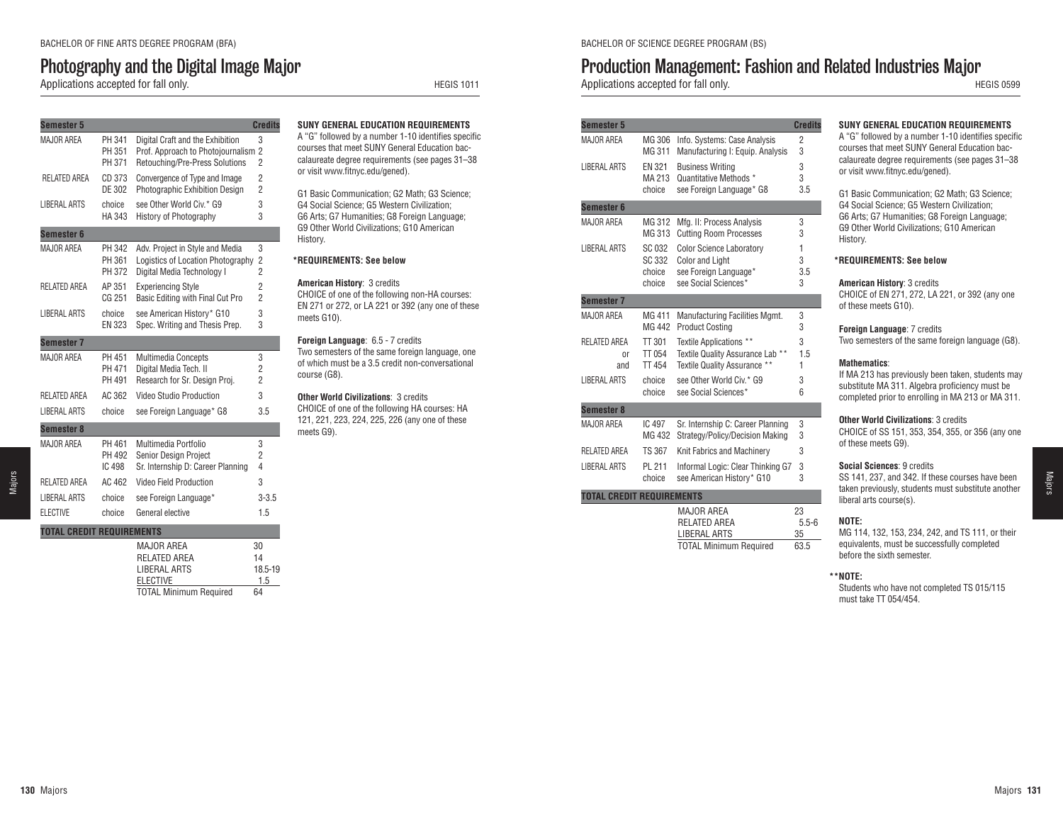BACHELOR OF FINE ARTS DEGREE PROGRAM (BFA)

# Photography and the Digital Image Major

Applications accepted for fall only. HEGIS 1011

| Semester 5 | | | Credits |
|---|---|---|---|
| MAJOR AREA | PH 341 | Digital Craft and the Exhibition | 3 |
| | PH 351 | Prof. Approach to Photojournalism | 2 |
| | PH 371 | Retouching/Pre-Press Solutions | 2 |
| RELATED AREA | CD 373 | Convergence of Type and Image | 2 |
| | DE 302 | Photographic Exhibition Design | 2 |
| LIBERAL ARTS | choice | see Other World Civ.* G9 | 3 |
| | HA 343 | History of Photography | 3 |
| **Semester 6** | | | |
| MAJOR AREA | PH 342 | Adv. Project in Style and Media | 3 |
| | PH 361 | Logistics of Location Photography | 2 |
| | PH 372 | Digital Media Technology I | 2 |
| RELATED AREA | AP 351 | Experiencing Style | 2 |
| | CG 251 | Basic Editing with Final Cut Pro | 2 |
| LIBERAL ARTS | choice | see American History* G10 | 3 |
| | EN 323 | Spec. Writing and Thesis Prep. | 3 |
| **Semester 7** | | | |
| MAJOR AREA | PH 451 | Multimedia Concepts | 3 |
| | PH 471 | Digital Media Tech. II | 2 |
| | PH 491 | Research for Sr. Design Proj. | 2 |
| RELATED AREA | AC 362 | Video Studio Production | 3 |
| LIBERAL ARTS | choice | see Foreign Language* G8 | 3.5 |
| **Semester 8** | | | |
| MAJOR AREA | PH 461 | Multimedia Portfolio | 3 |
| | PH 492 | Senior Design Project | 2 |
| | IC 498 | Sr. Internship D: Career Planning | 4 |
| RELATED AREA | AC 462 | Video Field Production | 3 |
| LIBERAL ARTS | choice | see Foreign Language* | 3-3.5 |
| ELECTIVE | choice | General elective | 1.5 |
| **TOTAL CREDIT REQUIREMENTS** | | | |
| | | MAJOR AREA | 30 |
| | | RELATED AREA | 14 |
| | | LIBERAL ARTS | 18.5-19 |
| | | ELECTIVE | 1.5 |
| | | TOTAL Minimum Required | 64 |

**SUNY GENERAL EDUCATION REQUIREMENTS**

A "G" followed by a number 1-10 identifies specific courses that meet SUNY General Education baccalaureate degree requirements (see pages 31–38 or visit www.fitnyc.edu/gened).

G1 Basic Communication; G2 Math; G3 Science; G4 Social Science; G5 Western Civilization; G6 Arts; G7 Humanities; G8 Foreign Language; G9 Other World Civilizations; G10 American History.

**\*REQUIREMENTS: See below**

**American History**: 3 credits
CHOICE of one of the following non-HA courses: EN 271 or 272, or LA 221 or 392 (any one of these meets G10).

**Foreign Language**: 6.5 - 7 credits
Two semesters of the same foreign language, one of which must be a 3.5 credit non-conversational course (G8).

**Other World Civilizations**: 3 credits
CHOICE of one of the following HA courses: HA 121, 221, 223, 224, 225, 226 (any one of these meets G9).

BACHELOR OF SCIENCE DEGREE PROGRAM (BS)

# Production Management: Fashion and Related Industries Major

Applications accepted for fall only. HEGIS 0599

| Semester 5 | | | Credits |
|---|---|---|---|
| MAJOR AREA | MG 306 | Info. Systems: Case Analysis | 2 |
| | MG 311 | Manufacturing I: Equip. Analysis | 3 |
| LIBERAL ARTS | EN 321 | Business Writing | 3 |
| | MA 213 | Quantitative Methods * | 3 |
| | choice | see Foreign Language* G8 | 3.5 |
| **Semester 6** | | | |
| MAJOR AREA | MG 312 | Mfg. II: Process Analysis | 3 |
| | MG 313 | Cutting Room Processes | 3 |
| LIBERAL ARTS | SC 032 | Color Science Laboratory | 1 |
| | SC 332 | Color and Light | 3 |
| | choice | see Foreign Language* | 3.5 |
| | choice | see Social Sciences* | 3 |
| **Semester 7** | | | |
| MAJOR AREA | MG 411 | Manufacturing Facilities Mgmt. | 3 |
| | MG 442 | Product Costing | 3 |
| RELATED AREA | TT 301 | Textile Applications ** | 3 |
| or | TT 054 | Textile Quality Assurance Lab ** | 1.5 |
| and | TT 454 | Textile Quality Assurance ** | 1 |
| LIBERAL ARTS | choice | see Other World Civ.* G9 | 3 |
| | choice | see Social Sciences* | 6 |
| **Semester 8** | | | |
| MAJOR AREA | IC 497 | Sr. Internship C: Career Planning | 3 |
| | MG 432 | Strategy/Policy/Decision Making | 3 |
| RELATED AREA | TS 367 | Knit Fabrics and Machinery | 3 |
| LIBERAL ARTS | PL 211 | Informal Logic: Clear Thinking G7 | 3 |
| | choice | see American History* G10 | 3 |
| **TOTAL CREDIT REQUIREMENTS** | | | |
| | | MAJOR AREA | 23 |
| | | RELATED AREA | 5.5-6 |
| | | LIBERAL ARTS | 35 |
| | | TOTAL Minimum Required | 63.5 |

**SUNY GENERAL EDUCATION REQUIREMENTS**

A "G" followed by a number 1-10 identifies specific courses that meet SUNY General Education baccalaureate degree requirements (see pages 31–38 or visit www.fitnyc.edu/gened).

G1 Basic Communication; G2 Math; G3 Science; G4 Social Science; G5 Western Civilization; G6 Arts; G7 Humanities; G8 Foreign Language; G9 Other World Civilizations; G10 American History.

**\*REQUIREMENTS: See below**

**American History**: 3 credits
CHOICE of EN 271, 272, LA 221, or 392 (any one of these meets G10).

**Foreign Language**: 7 credits
Two semesters of the same foreign language (G8).

**Mathematics**:
If MA 213 has previously been taken, students may substitute MA 311. Algebra proficiency must be completed prior to enrolling in MA 213 or MA 311.

**Other World Civilizations**: 3 credits
CHOICE of SS 151, 353, 354, 355, or 356 (any one of these meets G9).

**Social Sciences**: 9 credits
SS 141, 237, and 342. If these courses have been taken previously, students must substitute another liberal arts course(s).

**NOTE:**
MG 114, 132, 153, 234, 242, and TS 111, or their equivalents, must be successfully completed before the sixth semester.

**\*\*NOTE:**
Students who have not completed TS 015/115 must take TT 054/454.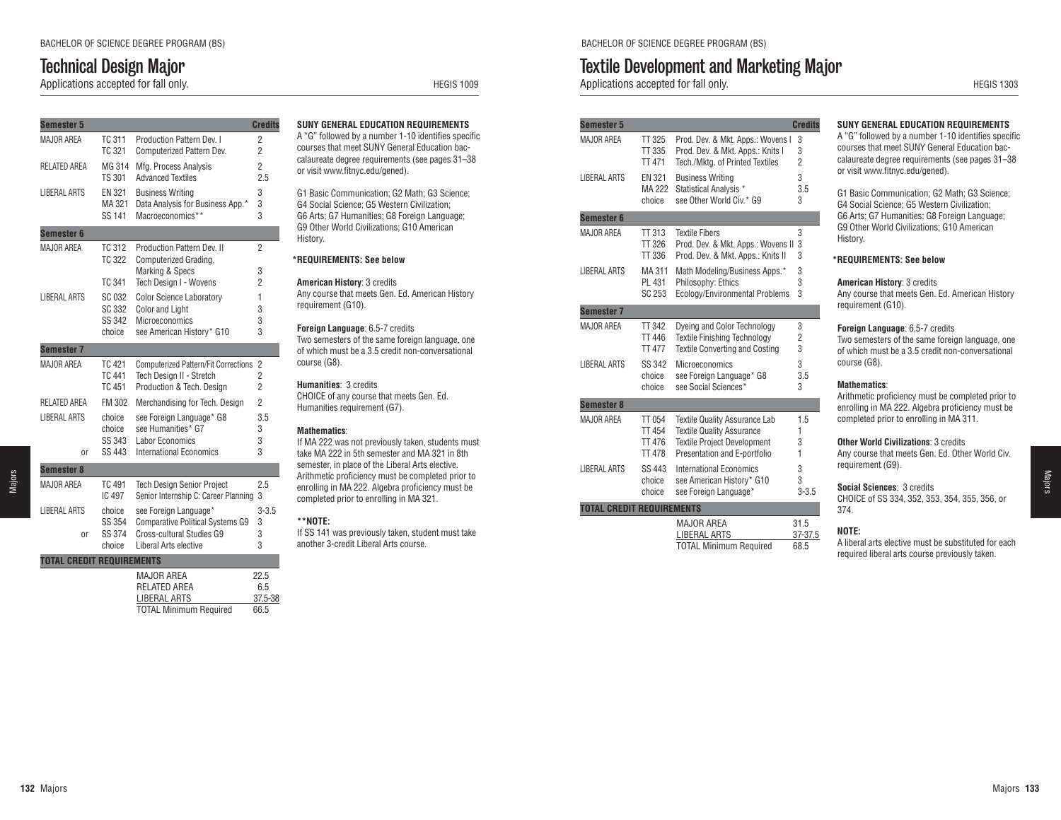## Technical Design Major

Applications accepted for fall only. HEGIS 1009

| Semester 5 | | | Credits |
|---|---|---|---|
| MAJOR AREA | TC 311 | Production Pattern Dev. I | 2 |
| | TC 321 | Computerized Pattern Dev. | 2 |
| RELATED AREA | MG 314 | Mfg. Process Analysis | 2 |
| | TS 301 | Advanced Textiles | 2.5 |
| LIBERAL ARTS | EN 321 | Business Writing | 3 |
| | MA 321 | Data Analysis for Business App.* | 3 |
| | SS 141 | Macroeconomics** | 3 |
| **Semester 6** | | | |
| MAJOR AREA | TC 312 | Production Pattern Dev. II | 2 |
| | TC 322 | Computerized Grading, Marking & Specs | 3 |
| | TC 341 | Tech Design I - Wovens | 2 |
| LIBERAL ARTS | SC 032 | Color Science Laboratory | 1 |
| | SC 332 | Color and Light | 3 |
| | SS 342 | Microeconomics | 3 |
| | choice | see American History* G10 | 3 |
| **Semester 7** | | | |
| MAJOR AREA | TC 421 | Computerized Pattern/Fit Corrections | 2 |
| | TC 441 | Tech Design II - Stretch | 2 |
| | TC 451 | Production & Tech. Design | 2 |
| RELATED AREA | FM 302 | Merchandising for Tech. Design | 2 |
| LIBERAL ARTS | choice | see Foreign Language* G8 | 3.5 |
| | choice | see Humanities* G7 | 3 |
| | SS 343 | Labor Economics | 3 |
| or | SS 443 | International Economics | 3 |
| **Semester 8** | | | |
| MAJOR AREA | TC 491 | Tech Design Senior Project | 2.5 |
| | IC 497 | Senior Internship C: Career Planning | 3 |
| LIBERAL ARTS | choice | see Foreign Language* | 3-3.5 |
| | SS 354 | Comparative Political Systems G9 | 3 |
| or | SS 374 | Cross-cultural Studies G9 | 3 |
| | choice | Liberal Arts elective | 3 |
| **TOTAL CREDIT REQUIREMENTS** | | | |
| | | MAJOR AREA | 22.5 |
| | | RELATED AREA | 6.5 |
| | | LIBERAL ARTS | 37.5-38 |
| | | TOTAL Minimum Required | 66.5 |

**SUNY GENERAL EDUCATION REQUIREMENTS**

A "G" followed by a number 1-10 identifies specific courses that meet SUNY General Education baccalaureate degree requirements (see pages 31–38 or visit www.fitnyc.edu/gened).

G1 Basic Communication; G2 Math; G3 Science; G4 Social Science; G5 Western Civilization; G6 Arts; G7 Humanities; G8 Foreign Language; G9 Other World Civilizations; G10 American History.

**\*REQUIREMENTS: See below**

**American History**: 3 credits
Any course that meets Gen. Ed. American History requirement (G10).

**Foreign Language**: 6.5-7 credits
Two semesters of the same foreign language, one of which must be a 3.5 credit non-conversational course (G8).

**Humanities**: 3 credits
CHOICE of any course that meets Gen. Ed. Humanities requirement (G7).

**Mathematics**:
If MA 222 was not previously taken, students must take MA 222 in 5th semester and MA 321 in 8th semester, in place of the Liberal Arts elective. Arithmetic proficiency must be completed prior to enrolling in MA 222. Algebra proficiency must be completed prior to enrolling in MA 321.

**\*\*NOTE:**
If SS 141 was previously taken, student must take another 3-credit Liberal Arts course.

## Textile Development and Marketing Major

Applications accepted for fall only. HEGIS 1303

| Semester 5 | | | Credits |
|---|---|---|---|
| MAJOR AREA | TT 325 | Prod. Dev. & Mkt. Apps.: Wovens I | 3 |
| | TT 335 | Prod. Dev. & Mkt. Apps.: Knits I | 3 |
| | TT 471 | Tech./Mktg. of Printed Textiles | 2 |
| LIBERAL ARTS | EN 321 | Business Writing | 3 |
| | MA 222 | Statistical Analysis * | 3.5 |
| | choice | see Other World Civ.* G9 | 3 |
| **Semester 6** | | | |
| MAJOR AREA | TT 313 | Textile Fibers | 3 |
| | TT 326 | Prod. Dev. & Mkt. Apps.: Wovens II | 3 |
| | TT 336 | Prod. Dev. & Mkt. Apps.: Knits II | 3 |
| LIBERAL ARTS | MA 311 | Math Modeling/Business Apps.* | 3 |
| | PL 431 | Philosophy: Ethics | 3 |
| | SC 253 | Ecology/Environmental Problems | 3 |
| **Semester 7** | | | |
| MAJOR AREA | TT 342 | Dyeing and Color Technology | 3 |
| | TT 446 | Textile Finishing Technology | 2 |
| | TT 477 | Textile Converting and Costing | 3 |
| LIBERAL ARTS | SS 342 | Microeconomics | 3 |
| | choice | see Foreign Language* G8 | 3.5 |
| | choice | see Social Sciences* | 3 |
| **Semester 8** | | | |
| MAJOR AREA | TT 054 | Textile Quality Assurance Lab | 1.5 |
| | TT 454 | Textile Quality Assurance | 1 |
| | TT 476 | Textile Project Development | 3 |
| | TT 478 | Presentation and E-portfolio | 1 |
| LIBERAL ARTS | SS 443 | International Economics | 3 |
| | choice | see American History* G10 | 3 |
| | choice | see Foreign Language* | 3-3.5 |
| **TOTAL CREDIT REQUIREMENTS** | | | |
| | | MAJOR AREA | 31.5 |
| | | LIBERAL ARTS | 37-37.5 |
| | | TOTAL Minimum Required | 68.5 |

**SUNY GENERAL EDUCATION REQUIREMENTS**

A "G" followed by a number 1-10 identifies specific courses that meet SUNY General Education baccalaureate degree requirements (see pages 31–38 or visit www.fitnyc.edu/gened).

G1 Basic Communication; G2 Math; G3 Science; G4 Social Science; G5 Western Civilization; G6 Arts; G7 Humanities; G8 Foreign Language; G9 Other World Civilizations; G10 American History.

**\*REQUIREMENTS: See below**

**American History**: 3 credits
Any course that meets Gen. Ed. American History requirement (G10).

**Foreign Language**: 6.5-7 credits
Two semesters of the same foreign language, one of which must be a 3.5 credit non-conversational course (G8).

**Mathematics**:
Arithmetic proficiency must be completed prior to enrolling in MA 222. Algebra proficiency must be completed prior to enrolling in MA 311.

**Other World Civilizations**: 3 credits
Any course that meets Gen. Ed. Other World Civ. requirement (G9).

**Social Sciences**: 3 credits
CHOICE of SS 334, 352, 353, 354, 355, 356, or 374.

**NOTE:**
A liberal arts elective must be substituted for each required liberal arts course previously taken.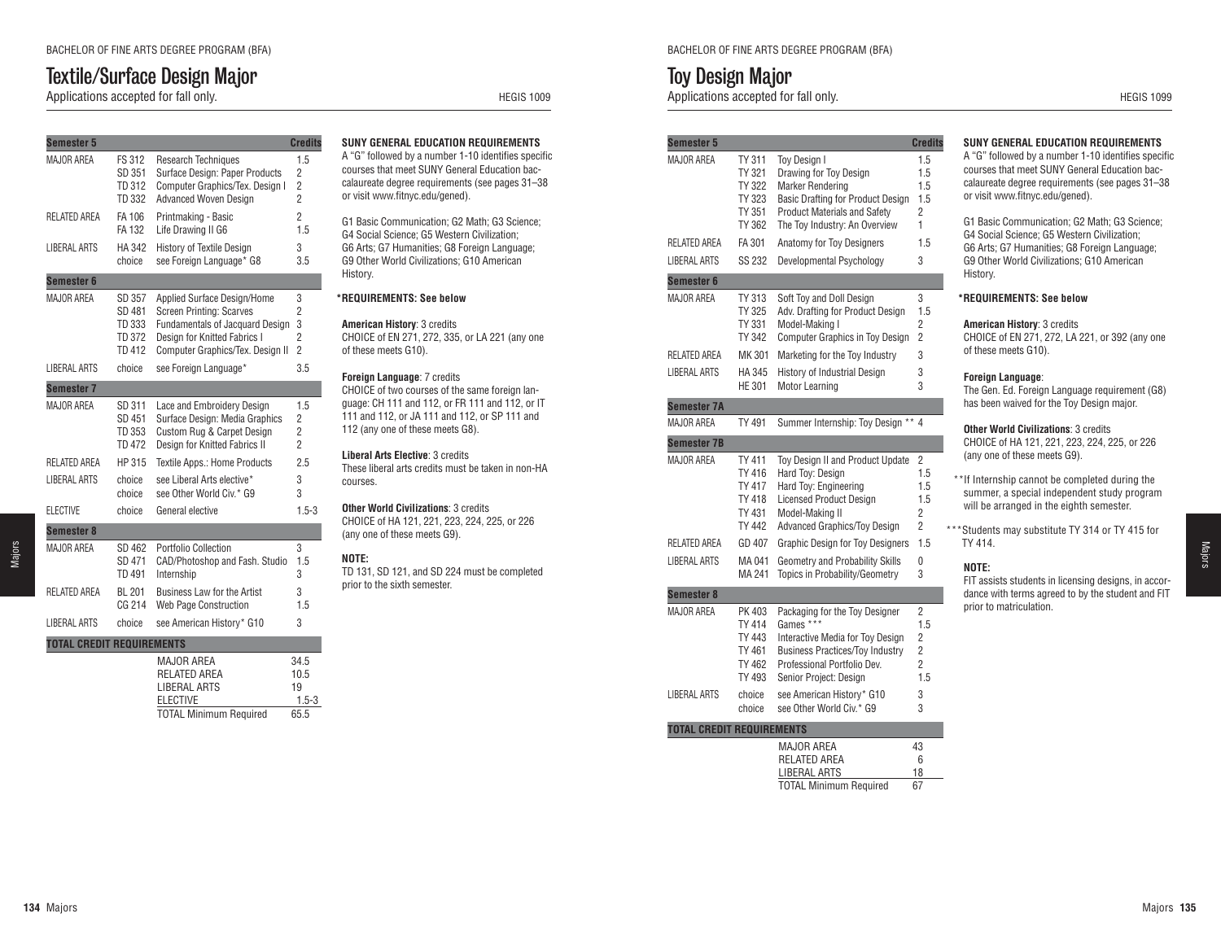BACHELOR OF FINE ARTS DEGREE PROGRAM (BFA)

# Textile/Surface Design Major

Applications accepted for fall only. HEGIS 1009

| Semester 5 | | | Credits |
|---|---|---|---|
| MAJOR AREA | FS 312 | Research Techniques | 1.5 |
| | SD 351 | Surface Design: Paper Products | 2 |
| | TD 312 | Computer Graphics/Tex. Design I | 2 |
| | TD 332 | Advanced Woven Design | 2 |
| RELATED AREA | FA 106 | Printmaking - Basic | 2 |
| | FA 132 | Life Drawing II G6 | 1.5 |
| LIBERAL ARTS | HA 342 | History of Textile Design | 3 |
| | choice | see Foreign Language* G8 | 3.5 |
| **Semester 6** | | | |
| MAJOR AREA | SD 357 | Applied Surface Design/Home | 3 |
| | SD 481 | Screen Printing: Scarves | 2 |
| | TD 333 | Fundamentals of Jacquard Design | 3 |
| | TD 372 | Design for Knitted Fabrics I | 2 |
| | TD 412 | Computer Graphics/Tex. Design II | 2 |
| LIBERAL ARTS | choice | see Foreign Language* | 3.5 |
| **Semester 7** | | | |
| MAJOR AREA | SD 311 | Lace and Embroidery Design | 1.5 |
| | SD 451 | Surface Design: Media Graphics | 2 |
| | TD 353 | Custom Rug & Carpet Design | 2 |
| | TD 472 | Design for Knitted Fabrics II | 2 |
| RELATED AREA | HP 315 | Textile Apps.: Home Products | 2.5 |
| LIBERAL ARTS | choice | see Liberal Arts elective* | 3 |
| | choice | see Other World Civ.* G9 | 3 |
| ELECTIVE | choice | General elective | 1.5-3 |
| **Semester 8** | | | |
| MAJOR AREA | SD 462 | Portfolio Collection | 3 |
| | SD 471 | CAD/Photoshop and Fash. Studio | 1.5 |
| | TD 491 | Internship | 3 |
| RELATED AREA | BL 201 | Business Law for the Artist | 3 |
| | CG 214 | Web Page Construction | 1.5 |
| LIBERAL ARTS | choice | see American History* G10 | 3 |
| **TOTAL CREDIT REQUIREMENTS** | | | |
| | | MAJOR AREA | 34.5 |
| | | RELATED AREA | 10.5 |
| | | LIBERAL ARTS | 19 |
| | | ELECTIVE | 1.5-3 |
| | | TOTAL Minimum Required | 65.5 |

**SUNY GENERAL EDUCATION REQUIREMENTS**

A "G" followed by a number 1-10 identifies specific courses that meet SUNY General Education baccalaureate degree requirements (see pages 31–38 or visit www.fitnyc.edu/gened).

G1 Basic Communication; G2 Math; G3 Science; G4 Social Science; G5 Western Civilization; G6 Arts; G7 Humanities; G8 Foreign Language; G9 Other World Civilizations; G10 American History.

**\*REQUIREMENTS: See below**

**American History**: 3 credits
CHOICE of EN 271, 272, 335, or LA 221 (any one of these meets G10).

**Foreign Language**: 7 credits
CHOICE of two courses of the same foreign language: CH 111 and 112, or FR 111 and 112, or IT 111 and 112, or JA 111 and 112, or SP 111 and 112 (any one of these meets G8).

**Liberal Arts Elective**: 3 credits
These liberal arts credits must be taken in non-HA courses.

**Other World Civilizations**: 3 credits
CHOICE of HA 121, 221, 223, 224, 225, or 226 (any one of these meets G9).

**NOTE:**
TD 131, SD 121, and SD 224 must be completed prior to the sixth semester.

BACHELOR OF FINE ARTS DEGREE PROGRAM (BFA)

# Toy Design Major

Applications accepted for fall only. HEGIS 1099

| Semester 5 | | | Credits |
|---|---|---|---|
| MAJOR AREA | TY 311 | Toy Design I | 1.5 |
| | TY 321 | Drawing for Toy Design | 1.5 |
| | TY 322 | Marker Rendering | 1.5 |
| | TY 323 | Basic Drafting for Product Design | 1.5 |
| | TY 351 | Product Materials and Safety | 2 |
| | TY 362 | The Toy Industry: An Overview | 1 |
| RELATED AREA | FA 301 | Anatomy for Toy Designers | 1.5 |
| LIBERAL ARTS | SS 232 | Developmental Psychology | 3 |
| **Semester 6** | | | |
| MAJOR AREA | TY 313 | Soft Toy and Doll Design | 3 |
| | TY 325 | Adv. Drafting for Product Design | 1.5 |
| | TY 331 | Model-Making I | 2 |
| | TY 342 | Computer Graphics in Toy Design | 2 |
| RELATED AREA | MK 301 | Marketing for the Toy Industry | 3 |
| LIBERAL ARTS | HA 345 | History of Industrial Design | 3 |
| | HE 301 | Motor Learning | 3 |
| **Semester 7A** | | | |
| MAJOR AREA | TY 491 | Summer Internship: Toy Design ** | 4 |
| **Semester 7B** | | | |
| MAJOR AREA | TY 411 | Toy Design II and Product Update | 2 |
| | TY 416 | Hard Toy: Design | 1.5 |
| | TY 417 | Hard Toy: Engineering | 1.5 |
| | TY 418 | Licensed Product Design | 1.5 |
| | TY 431 | Model-Making II | 2 |
| | TY 442 | Advanced Graphics/Toy Design | 2 |
| RELATED AREA | GD 407 | Graphic Design for Toy Designers | 1.5 |
| LIBERAL ARTS | MA 041 | Geometry and Probability Skills | 0 |
| | MA 241 | Topics in Probability/Geometry | 3 |
| **Semester 8** | | | |
| MAJOR AREA | PK 403 | Packaging for the Toy Designer | 2 |
| | TY 414 | Games *** | 1.5 |
| | TY 443 | Interactive Media for Toy Design | 2 |
| | TY 461 | Business Practices/Toy Industry | 2 |
| | TY 462 | Professional Portfolio Dev. | 2 |
| | TY 493 | Senior Project: Design | 1.5 |
| LIBERAL ARTS | choice | see American History* G10 | 3 |
| | choice | see Other World Civ.* G9 | 3 |
| **TOTAL CREDIT REQUIREMENTS** | | | |
| | | MAJOR AREA | 43 |
| | | RELATED AREA | 6 |
| | | LIBERAL ARTS | 18 |
| | | TOTAL Minimum Required | 67 |

**SUNY GENERAL EDUCATION REQUIREMENTS**

A "G" followed by a number 1-10 identifies specific courses that meet SUNY General Education baccalaureate degree requirements (see pages 31–38 or visit www.fitnyc.edu/gened).

G1 Basic Communication; G2 Math; G3 Science; G4 Social Science; G5 Western Civilization; G6 Arts; G7 Humanities; G8 Foreign Language; G9 Other World Civilizations; G10 American History.

**\*REQUIREMENTS: See below**

**American History**: 3 credits
CHOICE of EN 271, 272, LA 221, or 392 (any one of these meets G10).

**Foreign Language**:
The Gen. Ed. Foreign Language requirement (G8) has been waived for the Toy Design major.

**Other World Civilizations**: 3 credits
CHOICE of HA 121, 221, 223, 224, 225, or 226 (any one of these meets G9).

\*\*If Internship cannot be completed during the summer, a special independent study program will be arranged in the eighth semester.

\*\*\*Students may substitute TY 314 or TY 415 for TY 414.

**NOTE:**
FIT assists students in licensing designs, in accordance with terms agreed to by the student and FIT prior to matriculation.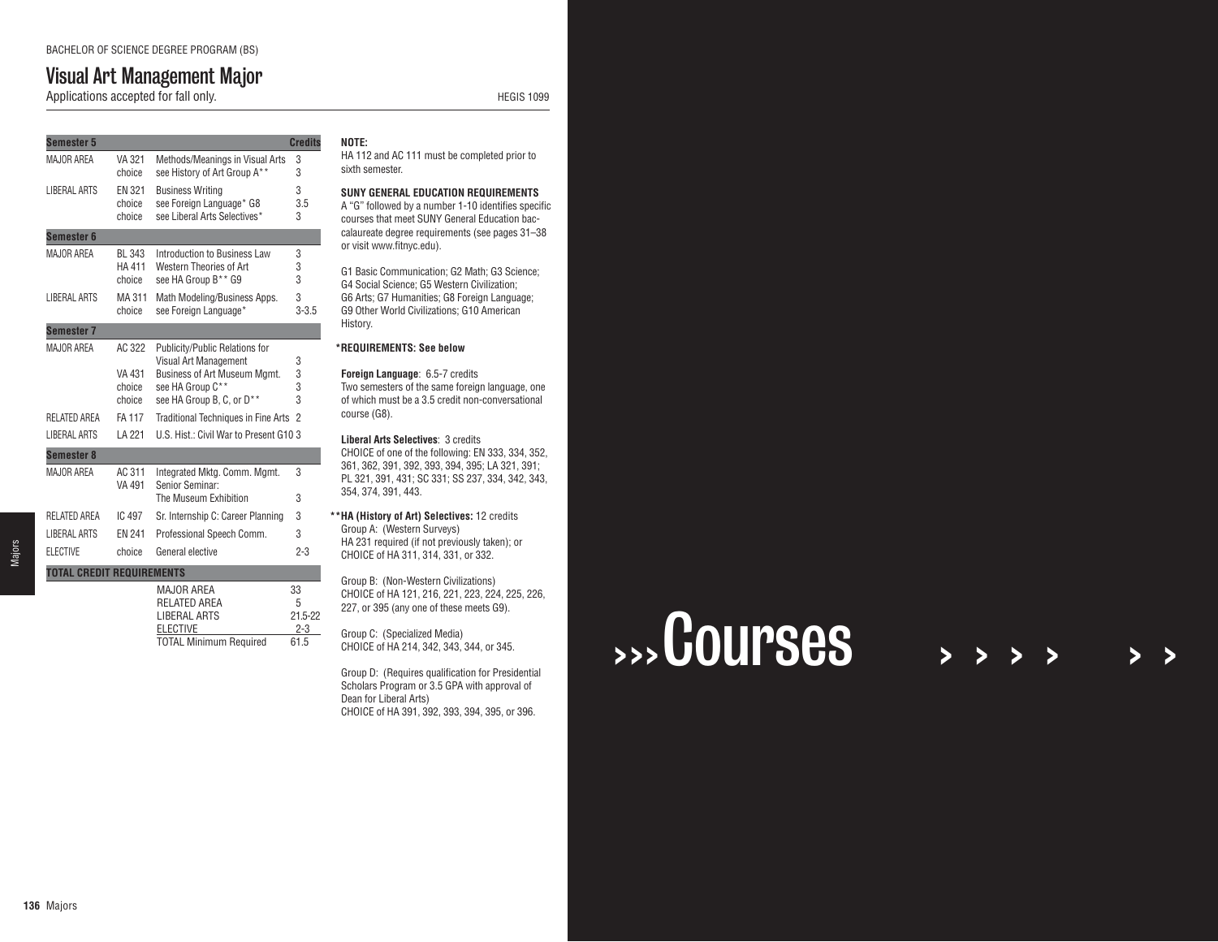BACHELOR OF SCIENCE DEGREE PROGRAM (BS)

# Visual Art Management Major

Applications accepted for fall only. HEGIS 1099

| Semester 5 | | | Credits |
|---|---|---|---|
| MAJOR AREA | VA 321 | Methods/Meanings in Visual Arts | 3 |
| | choice | see History of Art Group A** | 3 |
| LIBERAL ARTS | EN 321 | Business Writing | 3 |
| | choice | see Foreign Language* G8 | 3.5 |
| | choice | see Liberal Arts Selectives* | 3 |
| **Semester 6** | | | |
| MAJOR AREA | BL 343 | Introduction to Business Law | 3 |
| | HA 411 | Western Theories of Art | 3 |
| | choice | see HA Group B** G9 | 3 |
| LIBERAL ARTS | MA 311 | Math Modeling/Business Apps. | 3 |
| | choice | see Foreign Language* | 3-3.5 |
| **Semester 7** | | | |
| MAJOR AREA | AC 322 | Publicity/Public Relations for Visual Art Management | 3 |
| | VA 431 | Business of Art Museum Mgmt. | 3 |
| | choice | see HA Group C** | 3 |
| | choice | see HA Group B, C, or D** | 3 |
| RELATED AREA | FA 117 | Traditional Techniques in Fine Arts | 2 |
| LIBERAL ARTS | LA 221 | U.S. Hist.: Civil War to Present G10 | 3 |
| **Semester 8** | | | |
| MAJOR AREA | AC 311 | Integrated Mktg. Comm. Mgmt. | 3 |
| | VA 491 | Senior Seminar: The Museum Exhibition | 3 |
| RELATED AREA | IC 497 | Sr. Internship C: Career Planning | 3 |
| LIBERAL ARTS | EN 241 | Professional Speech Comm. | 3 |
| ELECTIVE | choice | General elective | 2-3 |
| **TOTAL CREDIT REQUIREMENTS** | | | |
| | | MAJOR AREA | 33 |
| | | RELATED AREA | 5 |
| | | LIBERAL ARTS | 21.5-22 |
| | | ELECTIVE | 2-3 |
| | | TOTAL Minimum Required | 61.5 |

**NOTE:**
HA 112 and AC 111 must be completed prior to sixth semester.

**SUNY GENERAL EDUCATION REQUIREMENTS**
A "G" followed by a number 1-10 identifies specific courses that meet SUNY General Education baccalaureate degree requirements (see pages 31–38 or visit www.fitnyc.edu).

G1 Basic Communication; G2 Math; G3 Science; G4 Social Science; G5 Western Civilization; G6 Arts; G7 Humanities; G8 Foreign Language; G9 Other World Civilizations; G10 American History.

***REQUIREMENTS: See below**

**Foreign Language**: 6.5-7 credits
Two semesters of the same foreign language, one of which must be a 3.5 credit non-conversational course (G8).

**Liberal Arts Selectives**: 3 credits
CHOICE of one of the following: EN 333, 334, 352, 361, 362, 391, 392, 393, 394, 395; LA 321, 391; PL 321, 391, 431; SC 331; SS 237, 334, 342, 343, 354, 374, 391, 443.

****HA (History of Art) Selectives:** 12 credits
Group A: (Western Surveys)
HA 231 required (if not previously taken); or CHOICE of HA 311, 314, 331, or 332.

Group B: (Non-Western Civilizations)
CHOICE of HA 121, 216, 221, 223, 224, 225, 226, 227, or 395 (any one of these meets G9).

Group C: (Specialized Media)
CHOICE of HA 214, 342, 343, 344, or 345.

Group D: (Requires qualification for Presidential Scholars Program or 3.5 GPA with approval of Dean for Liberal Arts)
CHOICE of HA 391, 392, 393, 394, 395, or 396.

# >>>Courses > > > > > >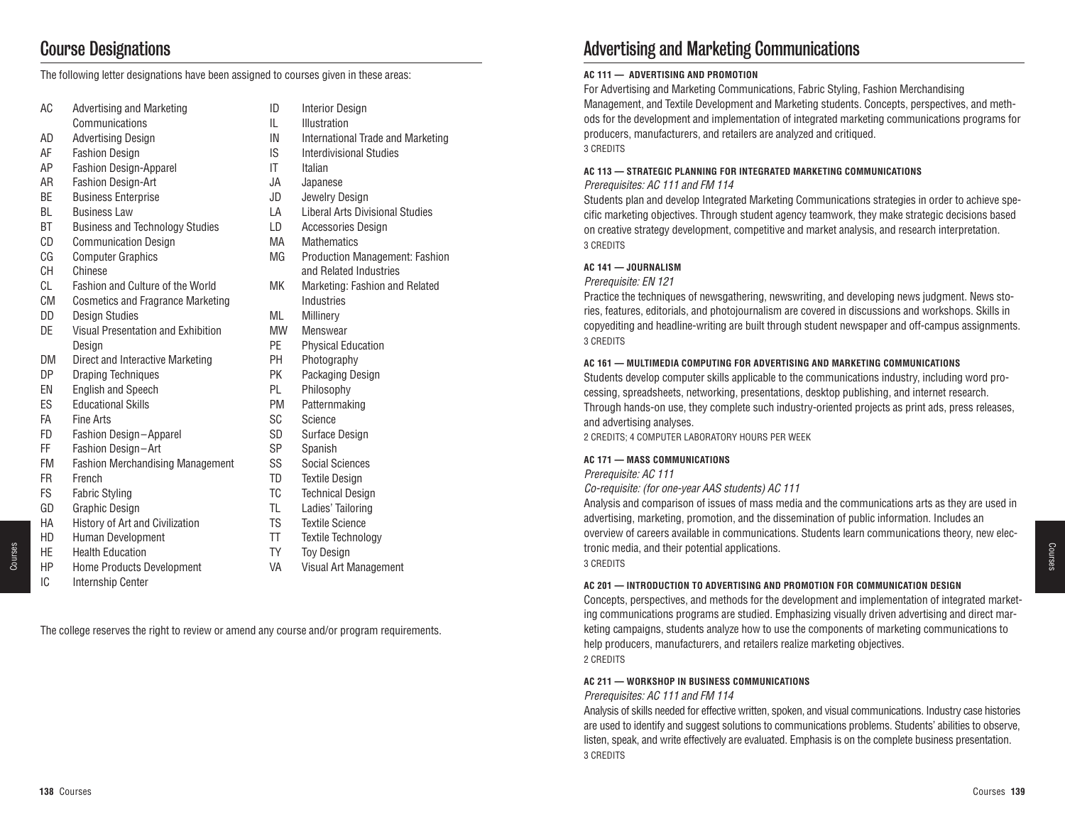## Course Designations

The following letter designations have been assigned to courses given in these areas:

| Code | Area | Code | Area |
|---|---|---|---|
| AC | Advertising and Marketing Communications | ID | Interior Design |
| AD | Advertising Design | IL | Illustration |
| AF | Fashion Design | IN | International Trade and Marketing |
| AP | Fashion Design-Apparel | IS | Interdivisional Studies |
| AR | Fashion Design-Art | IT | Italian |
| BE | Business Enterprise | JA | Japanese |
| BL | Business Law | JD | Jewelry Design |
| BT | Business and Technology Studies | LA | Liberal Arts Divisional Studies |
| CD | Communication Design | LD | Accessories Design |
| CG | Computer Graphics | MA | Mathematics |
| CH | Chinese | MG | Production Management: Fashion and Related Industries |
| CL | Fashion and Culture of the World | MK | Marketing: Fashion and Related Industries |
| CM | Cosmetics and Fragrance Marketing | ML | Millinery |
| DD | Design Studies | MW | Menswear |
| DE | Visual Presentation and Exhibition Design | PE | Physical Education |
| DM | Direct and Interactive Marketing | PH | Photography |
| DP | Draping Techniques | PK | Packaging Design |
| EN | English and Speech | PL | Philosophy |
| ES | Educational Skills | PM | Patternmaking |
| FA | Fine Arts | SC | Science |
| FD | Fashion Design–Apparel | SD | Surface Design |
| FF | Fashion Design–Art | SP | Spanish |
| FM | Fashion Merchandising Management | SS | Social Sciences |
| FR | French | TD | Textile Design |
| FS | Fabric Styling | TC | Technical Design |
| GD | Graphic Design | TL | Ladies' Tailoring |
| HA | History of Art and Civilization | TS | Textile Science |
| HD | Human Development | TT | Textile Technology |
| HE | Health Education | TY | Toy Design |
| HP | Home Products Development | VA | Visual Art Management |
| IC | Internship Center | | |

The college reserves the right to review or amend any course and/or program requirements.

## Advertising and Marketing Communications

**AC 111 — ADVERTISING AND PROMOTION**

For Advertising and Marketing Communications, Fabric Styling, Fashion Merchandising Management, and Textile Development and Marketing students. Concepts, perspectives, and methods for the development and implementation of integrated marketing communications programs for producers, manufacturers, and retailers are analyzed and critiqued.
3 CREDITS

**AC 113 — STRATEGIC PLANNING FOR INTEGRATED MARKETING COMMUNICATIONS**

*Prerequisites: AC 111 and FM 114*

Students plan and develop Integrated Marketing Communications strategies in order to achieve specific marketing objectives. Through student agency teamwork, they make strategic decisions based on creative strategy development, competitive and market analysis, and research interpretation.
3 CREDITS

**AC 141 — JOURNALISM**

*Prerequisite: EN 121*

Practice the techniques of newsgathering, newswriting, and developing news judgment. News stories, features, editorials, and photojournalism are covered in discussions and workshops. Skills in copyediting and headline-writing are built through student newspaper and off-campus assignments.
3 CREDITS

**AC 161 — MULTIMEDIA COMPUTING FOR ADVERTISING AND MARKETING COMMUNICATIONS**

Students develop computer skills applicable to the communications industry, including word processing, spreadsheets, networking, presentations, desktop publishing, and internet research. Through hands-on use, they complete such industry-oriented projects as print ads, press releases, and advertising analyses.
2 CREDITS; 4 COMPUTER LABORATORY HOURS PER WEEK

**AC 171 — MASS COMMUNICATIONS**

*Prerequisite: AC 111*

*Co-requisite: (for one-year AAS students) AC 111*

Analysis and comparison of issues of mass media and the communications arts as they are used in advertising, marketing, promotion, and the dissemination of public information. Includes an overview of careers available in communications. Students learn communications theory, new electronic media, and their potential applications.
3 CREDITS

**AC 201 — INTRODUCTION TO ADVERTISING AND PROMOTION FOR COMMUNICATION DESIGN**

Concepts, perspectives, and methods for the development and implementation of integrated marketing communications programs are studied. Emphasizing visually driven advertising and direct marketing campaigns, students analyze how to use the components of marketing communications to help producers, manufacturers, and retailers realize marketing objectives.
2 CREDITS

**AC 211 — WORKSHOP IN BUSINESS COMMUNICATIONS**

*Prerequisites: AC 111 and FM 114*

Analysis of skills needed for effective written, spoken, and visual communications. Industry case histories are used to identify and suggest solutions to communications problems. Students' abilities to observe, listen, speak, and write effectively are evaluated. Emphasis is on the complete business presentation.
3 CREDITS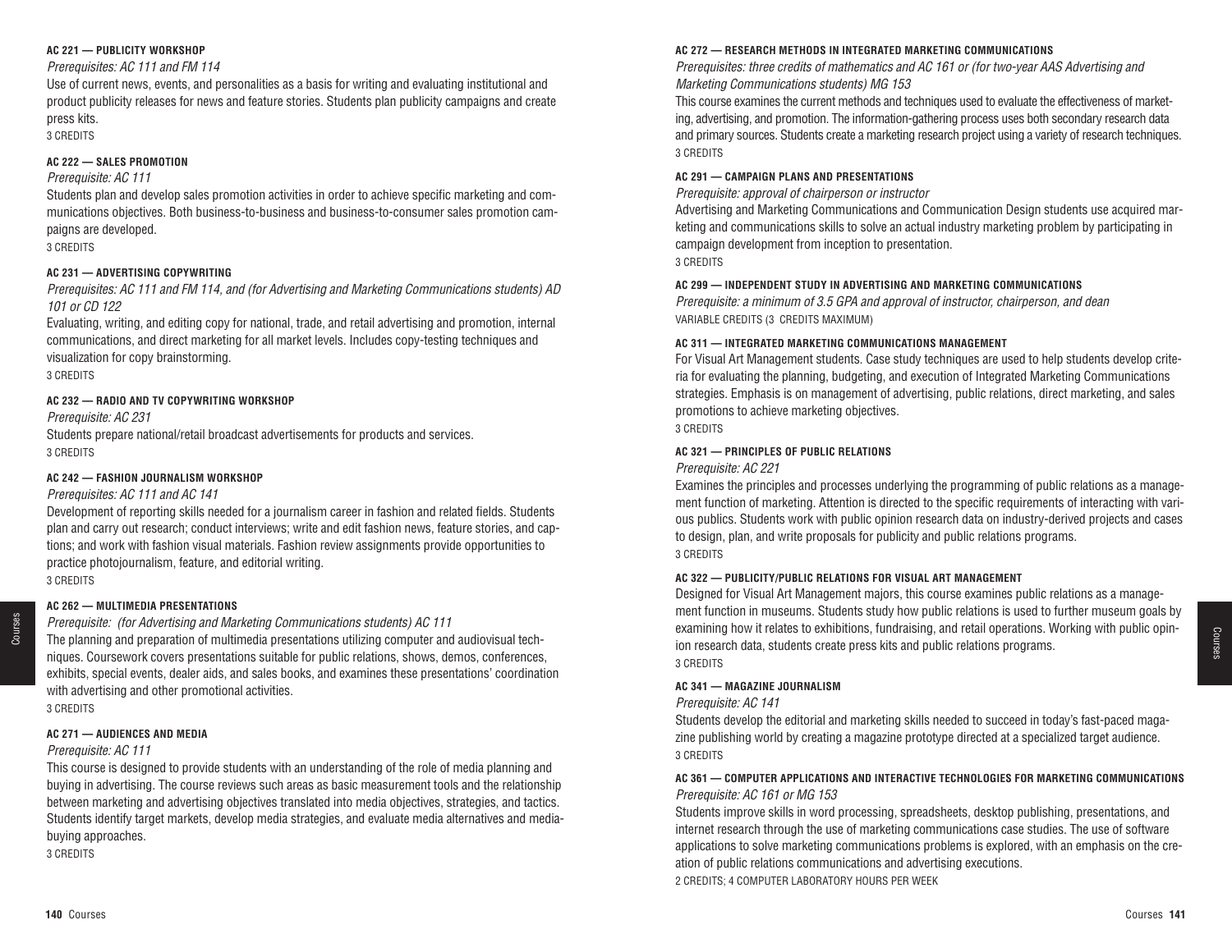#### AC 221 — PUBLICITY WORKSHOP

*Prerequisites: AC 111 and FM 114*

Use of current news, events, and personalities as a basis for writing and evaluating institutional and product publicity releases for news and feature stories. Students plan publicity campaigns and create press kits.

3 CREDITS

#### AC 222 — SALES PROMOTION

*Prerequisite: AC 111*

Students plan and develop sales promotion activities in order to achieve specific marketing and communications objectives. Both business-to-business and business-to-consumer sales promotion campaigns are developed.

3 CREDITS

#### AC 231 — ADVERTISING COPYWRITING

*Prerequisites: AC 111 and FM 114, and (for Advertising and Marketing Communications students) AD 101 or CD 122*

Evaluating, writing, and editing copy for national, trade, and retail advertising and promotion, internal communications, and direct marketing for all market levels. Includes copy-testing techniques and visualization for copy brainstorming.

3 CREDITS

#### AC 232 — RADIO AND TV COPYWRITING WORKSHOP

*Prerequisite: AC 231*

Students prepare national/retail broadcast advertisements for products and services.

3 CREDITS

#### AC 242 — FASHION JOURNALISM WORKSHOP

*Prerequisites: AC 111 and AC 141*

Development of reporting skills needed for a journalism career in fashion and related fields. Students plan and carry out research; conduct interviews; write and edit fashion news, feature stories, and captions; and work with fashion visual materials. Fashion review assignments provide opportunities to practice photojournalism, feature, and editorial writing.

3 CREDITS

#### AC 262 — MULTIMEDIA PRESENTATIONS

*Prerequisite: (for Advertising and Marketing Communications students) AC 111*

The planning and preparation of multimedia presentations utilizing computer and audiovisual techniques. Coursework covers presentations suitable for public relations, shows, demos, conferences, exhibits, special events, dealer aids, and sales books, and examines these presentations' coordination with advertising and other promotional activities.

3 CREDITS

#### AC 271 — AUDIENCES AND MEDIA

*Prerequisite: AC 111*

This course is designed to provide students with an understanding of the role of media planning and buying in advertising. The course reviews such areas as basic measurement tools and the relationship between marketing and advertising objectives translated into media objectives, strategies, and tactics. Students identify target markets, develop media strategies, and evaluate media alternatives and media-buying approaches.

3 CREDITS

#### AC 272 — RESEARCH METHODS IN INTEGRATED MARKETING COMMUNICATIONS

*Prerequisites: three credits of mathematics and AC 161 or (for two-year AAS Advertising and Marketing Communications students) MG 153*

This course examines the current methods and techniques used to evaluate the effectiveness of marketing, advertising, and promotion. The information-gathering process uses both secondary research data and primary sources. Students create a marketing research project using a variety of research techniques.

3 CREDITS

#### AC 291 — CAMPAIGN PLANS AND PRESENTATIONS

*Prerequisite: approval of chairperson or instructor*

Advertising and Marketing Communications and Communication Design students use acquired marketing and communications skills to solve an actual industry marketing problem by participating in campaign development from inception to presentation.

3 CREDITS

#### AC 299 — INDEPENDENT STUDY IN ADVERTISING AND MARKETING COMMUNICATIONS

*Prerequisite: a minimum of 3.5 GPA and approval of instructor, chairperson, and dean*

VARIABLE CREDITS (3 CREDITS MAXIMUM)

#### AC 311 — INTEGRATED MARKETING COMMUNICATIONS MANAGEMENT

For Visual Art Management students. Case study techniques are used to help students develop criteria for evaluating the planning, budgeting, and execution of Integrated Marketing Communications strategies. Emphasis is on management of advertising, public relations, direct marketing, and sales promotions to achieve marketing objectives.

3 CREDITS

#### AC 321 — PRINCIPLES OF PUBLIC RELATIONS

*Prerequisite: AC 221*

Examines the principles and processes underlying the programming of public relations as a management function of marketing. Attention is directed to the specific requirements of interacting with various publics. Students work with public opinion research data on industry-derived projects and cases to design, plan, and write proposals for publicity and public relations programs.

3 CREDITS

#### AC 322 — PUBLICITY/PUBLIC RELATIONS FOR VISUAL ART MANAGEMENT

Designed for Visual Art Management majors, this course examines public relations as a management function in museums. Students study how public relations is used to further museum goals by examining how it relates to exhibitions, fundraising, and retail operations. Working with public opinion research data, students create press kits and public relations programs.

3 CREDITS

#### AC 341 — MAGAZINE JOURNALISM

*Prerequisite: AC 141*

Students develop the editorial and marketing skills needed to succeed in today's fast-paced magazine publishing world by creating a magazine prototype directed at a specialized target audience.

3 CREDITS

#### AC 361 — COMPUTER APPLICATIONS AND INTERACTIVE TECHNOLOGIES FOR MARKETING COMMUNICATIONS

*Prerequisite: AC 161 or MG 153*

Students improve skills in word processing, spreadsheets, desktop publishing, presentations, and internet research through the use of marketing communications case studies. The use of software applications to solve marketing communications problems is explored, with an emphasis on the creation of public relations communications and advertising executions.

2 CREDITS; 4 COMPUTER LABORATORY HOURS PER WEEK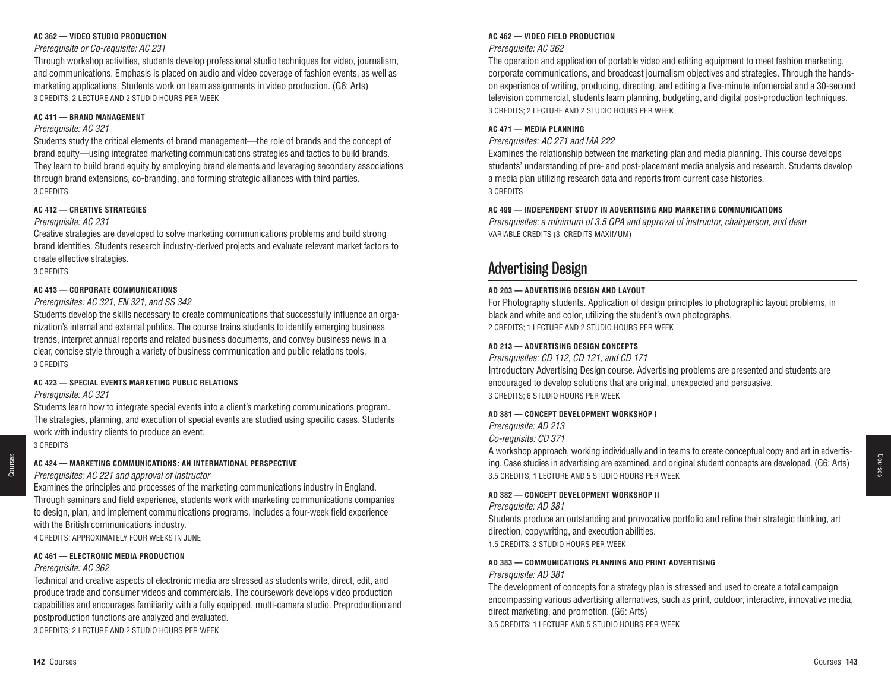#### AC 362 — VIDEO STUDIO PRODUCTION

*Prerequisite or Co-requisite: AC 231*

Through workshop activities, students develop professional studio techniques for video, journalism, and communications. Emphasis is placed on audio and video coverage of fashion events, as well as marketing applications. Students work on team assignments in video production. (G6: Arts)
3 CREDITS; 2 LECTURE AND 2 STUDIO HOURS PER WEEK

#### AC 411 — BRAND MANAGEMENT

*Prerequisite: AC 321*

Students study the critical elements of brand management—the role of brands and the concept of brand equity—using integrated marketing communications strategies and tactics to build brands. They learn to build brand equity by employing brand elements and leveraging secondary associations through brand extensions, co-branding, and forming strategic alliances with third parties.
3 CREDITS

#### AC 412 — CREATIVE STRATEGIES

*Prerequisite: AC 231*

Creative strategies are developed to solve marketing communications problems and build strong brand identities. Students research industry-derived projects and evaluate relevant market factors to create effective strategies.
3 CREDITS

#### AC 413 — CORPORATE COMMUNICATIONS

*Prerequisites: AC 321, EN 321, and SS 342*

Students develop the skills necessary to create communications that successfully influence an organization's internal and external publics. The course trains students to identify emerging business trends, interpret annual reports and related business documents, and convey business news in a clear, concise style through a variety of business communication and public relations tools.
3 CREDITS

#### AC 423 — SPECIAL EVENTS MARKETING PUBLIC RELATIONS

*Prerequisite: AC 321*

Students learn how to integrate special events into a client's marketing communications program. The strategies, planning, and execution of special events are studied using specific cases. Students work with industry clients to produce an event.
3 CREDITS

#### AC 424 — MARKETING COMMUNICATIONS: AN INTERNATIONAL PERSPECTIVE

*Prerequisites: AC 221 and approval of instructor*

Examines the principles and processes of the marketing communications industry in England. Through seminars and field experience, students work with marketing communications companies to design, plan, and implement communications programs. Includes a four-week field experience with the British communications industry.
4 CREDITS; APPROXIMATELY FOUR WEEKS IN JUNE

#### AC 461 — ELECTRONIC MEDIA PRODUCTION

*Prerequisite: AC 362*

Technical and creative aspects of electronic media are stressed as students write, direct, edit, and produce trade and consumer videos and commercials. The coursework develops video production capabilities and encourages familiarity with a fully equipped, multi-camera studio. Preproduction and postproduction functions are analyzed and evaluated.
3 CREDITS; 2 LECTURE AND 2 STUDIO HOURS PER WEEK

#### AC 462 — VIDEO FIELD PRODUCTION

*Prerequisite: AC 362*

The operation and application of portable video and editing equipment to meet fashion marketing, corporate communications, and broadcast journalism objectives and strategies. Through the hands-on experience of writing, producing, directing, and editing a five-minute infomercial and a 30-second television commercial, students learn planning, budgeting, and digital post-production techniques.
3 CREDITS; 2 LECTURE AND 2 STUDIO HOURS PER WEEK

#### AC 471 — MEDIA PLANNING

*Prerequisites: AC 271 and MA 222*

Examines the relationship between the marketing plan and media planning. This course develops students' understanding of pre- and post-placement media analysis and research. Students develop a media plan utilizing research data and reports from current case histories.
3 CREDITS

#### AC 499 — INDEPENDENT STUDY IN ADVERTISING AND MARKETING COMMUNICATIONS

*Prerequisites: a minimum of 3.5 GPA and approval of instructor, chairperson, and dean*
VARIABLE CREDITS (3 CREDITS MAXIMUM)

## Advertising Design

#### AD 203 — ADVERTISING DESIGN AND LAYOUT

For Photography students. Application of design principles to photographic layout problems, in black and white and color, utilizing the student's own photographs.
2 CREDITS; 1 LECTURE AND 2 STUDIO HOURS PER WEEK

#### AD 213 — ADVERTISING DESIGN CONCEPTS

*Prerequisites: CD 112, CD 121, and CD 171*

Introductory Advertising Design course. Advertising problems are presented and students are encouraged to develop solutions that are original, unexpected and persuasive.
3 CREDITS; 6 STUDIO HOURS PER WEEK

#### AD 381 — CONCEPT DEVELOPMENT WORKSHOP I

*Prerequisite: AD 213*
*Co-requisite: CD 371*

A workshop approach, working individually and in teams to create conceptual copy and art in advertising. Case studies in advertising are examined, and original student concepts are developed. (G6: Arts)
3.5 CREDITS; 1 LECTURE AND 5 STUDIO HOURS PER WEEK

#### AD 382 — CONCEPT DEVELOPMENT WORKSHOP II

*Prerequisite: AD 381*

Students produce an outstanding and provocative portfolio and refine their strategic thinking, art direction, copywriting, and execution abilities.
1.5 CREDITS; 3 STUDIO HOURS PER WEEK

#### AD 383 — COMMUNICATIONS PLANNING AND PRINT ADVERTISING

*Prerequisite: AD 381*

The development of concepts for a strategy plan is stressed and used to create a total campaign encompassing various advertising alternatives, such as print, outdoor, interactive, innovative media, direct marketing, and promotion. (G6: Arts)
3.5 CREDITS; 1 LECTURE AND 5 STUDIO HOURS PER WEEK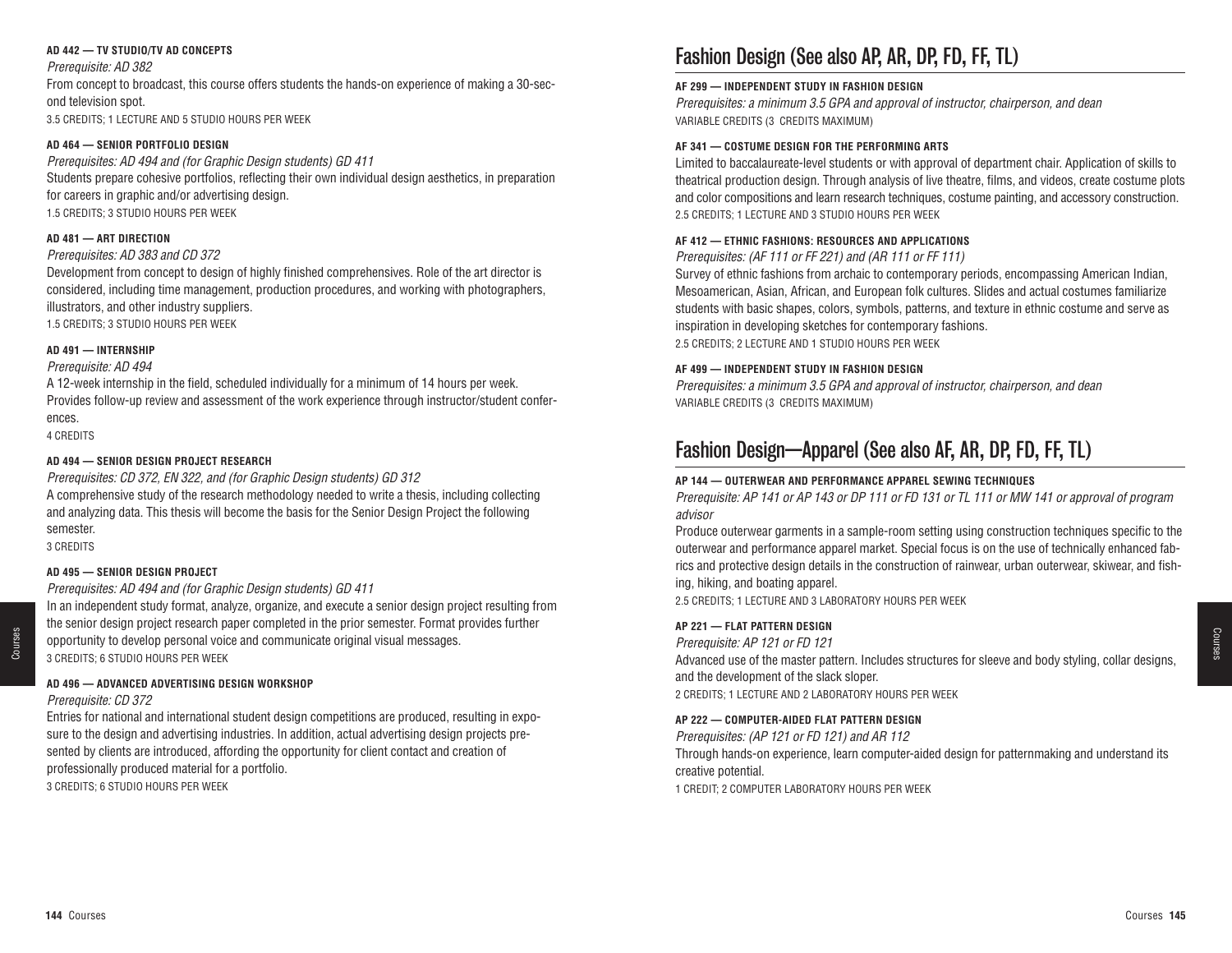#### AD 442 — TV STUDIO/TV AD CONCEPTS

*Prerequisite: AD 382*

From concept to broadcast, this course offers students the hands-on experience of making a 30-second television spot.

3.5 CREDITS; 1 LECTURE AND 5 STUDIO HOURS PER WEEK

#### AD 464 — SENIOR PORTFOLIO DESIGN

*Prerequisites: AD 494 and (for Graphic Design students) GD 411*

Students prepare cohesive portfolios, reflecting their own individual design aesthetics, in preparation for careers in graphic and/or advertising design.

1.5 CREDITS; 3 STUDIO HOURS PER WEEK

#### AD 481 — ART DIRECTION

*Prerequisites: AD 383 and CD 372*

Development from concept to design of highly finished comprehensives. Role of the art director is considered, including time management, production procedures, and working with photographers, illustrators, and other industry suppliers.

1.5 CREDITS; 3 STUDIO HOURS PER WEEK

#### AD 491 — INTERNSHIP

*Prerequisite: AD 494*

A 12-week internship in the field, scheduled individually for a minimum of 14 hours per week. Provides follow-up review and assessment of the work experience through instructor/student conferences.

4 CREDITS

#### AD 494 — SENIOR DESIGN PROJECT RESEARCH

*Prerequisites: CD 372, EN 322, and (for Graphic Design students) GD 312*

A comprehensive study of the research methodology needed to write a thesis, including collecting and analyzing data. This thesis will become the basis for the Senior Design Project the following semester.

3 CREDITS

#### AD 495 — SENIOR DESIGN PROJECT

*Prerequisites: AD 494 and (for Graphic Design students) GD 411*

In an independent study format, analyze, organize, and execute a senior design project resulting from the senior design project research paper completed in the prior semester. Format provides further opportunity to develop personal voice and communicate original visual messages.

3 CREDITS; 6 STUDIO HOURS PER WEEK

#### AD 496 — ADVANCED ADVERTISING DESIGN WORKSHOP

*Prerequisite: CD 372*

Entries for national and international student design competitions are produced, resulting in exposure to the design and advertising industries. In addition, actual advertising design projects presented by clients are introduced, affording the opportunity for client contact and creation of professionally produced material for a portfolio.

3 CREDITS; 6 STUDIO HOURS PER WEEK

## Fashion Design (See also AP, AR, DP, FD, FF, TL)

#### AF 299 — INDEPENDENT STUDY IN FASHION DESIGN

*Prerequisites: a minimum 3.5 GPA and approval of instructor, chairperson, and dean*

VARIABLE CREDITS (3 CREDITS MAXIMUM)

#### AF 341 — COSTUME DESIGN FOR THE PERFORMING ARTS

Limited to baccalaureate-level students or with approval of department chair. Application of skills to theatrical production design. Through analysis of live theatre, films, and videos, create costume plots and color compositions and learn research techniques, costume painting, and accessory construction.

2.5 CREDITS; 1 LECTURE AND 3 STUDIO HOURS PER WEEK

#### AF 412 — ETHNIC FASHIONS: RESOURCES AND APPLICATIONS

*Prerequisites: (AF 111 or FF 221) and (AR 111 or FF 111)*

Survey of ethnic fashions from archaic to contemporary periods, encompassing American Indian, Mesoamerican, Asian, African, and European folk cultures. Slides and actual costumes familiarize students with basic shapes, colors, symbols, patterns, and texture in ethnic costume and serve as inspiration in developing sketches for contemporary fashions.

2.5 CREDITS; 2 LECTURE AND 1 STUDIO HOURS PER WEEK

#### AF 499 — INDEPENDENT STUDY IN FASHION DESIGN

*Prerequisites: a minimum 3.5 GPA and approval of instructor, chairperson, and dean*

VARIABLE CREDITS (3 CREDITS MAXIMUM)

## Fashion Design—Apparel (See also AF, AR, DP, FD, FF, TL)

#### AP 144 — OUTERWEAR AND PERFORMANCE APPAREL SEWING TECHNIQUES

*Prerequisite: AP 141 or AP 143 or DP 111 or FD 131 or TL 111 or MW 141 or approval of program advisor*

Produce outerwear garments in a sample-room setting using construction techniques specific to the outerwear and performance apparel market. Special focus is on the use of technically enhanced fabrics and protective design details in the construction of rainwear, urban outerwear, skiwear, and fishing, hiking, and boating apparel.

2.5 CREDITS; 1 LECTURE AND 3 LABORATORY HOURS PER WEEK

#### AP 221 — FLAT PATTERN DESIGN

*Prerequisite: AP 121 or FD 121*

Advanced use of the master pattern. Includes structures for sleeve and body styling, collar designs, and the development of the slack sloper.

2 CREDITS; 1 LECTURE AND 2 LABORATORY HOURS PER WEEK

#### AP 222 — COMPUTER-AIDED FLAT PATTERN DESIGN

*Prerequisites: (AP 121 or FD 121) and AR 112*

Through hands-on experience, learn computer-aided design for patternmaking and understand its creative potential.

1 CREDIT; 2 COMPUTER LABORATORY HOURS PER WEEK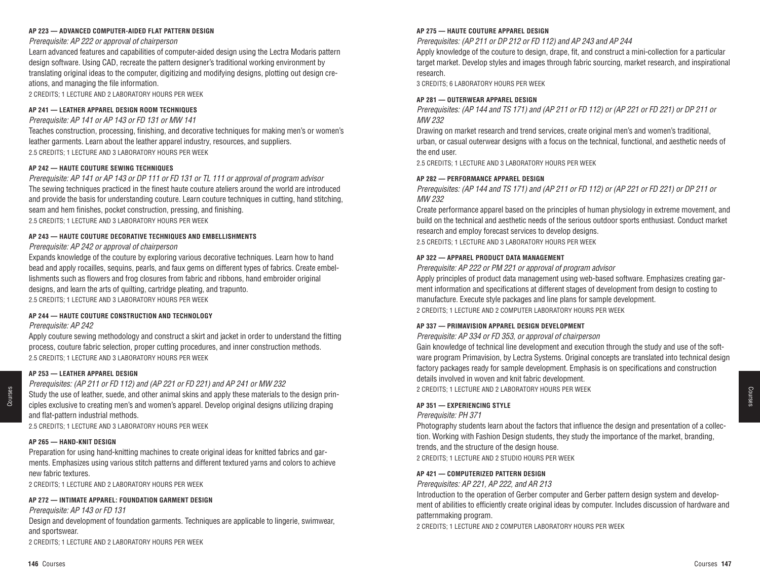#### AP 223 — ADVANCED COMPUTER-AIDED FLAT PATTERN DESIGN

*Prerequisite: AP 222 or approval of chairperson*

Learn advanced features and capabilities of computer-aided design using the Lectra Modaris pattern design software. Using CAD, recreate the pattern designer's traditional working environment by translating original ideas to the computer, digitizing and modifying designs, plotting out design creations, and managing the file information.

2 CREDITS; 1 LECTURE AND 2 LABORATORY HOURS PER WEEK

#### AP 241 — LEATHER APPAREL DESIGN ROOM TECHNIQUES

*Prerequisite: AP 141 or AP 143 or FD 131 or MW 141*

Teaches construction, processing, finishing, and decorative techniques for making men's or women's leather garments. Learn about the leather apparel industry, resources, and suppliers.

2.5 CREDITS; 1 LECTURE AND 3 LABORATORY HOURS PER WEEK

#### AP 242 — HAUTE COUTURE SEWING TECHNIQUES

*Prerequisite: AP 141 or AP 143 or DP 111 or FD 131 or TL 111 or approval of program advisor*

The sewing techniques practiced in the finest haute couture ateliers around the world are introduced and provide the basis for understanding couture. Learn couture techniques in cutting, hand stitching, seam and hem finishes, pocket construction, pressing, and finishing.

2.5 CREDITS; 1 LECTURE AND 3 LABORATORY HOURS PER WEEK

#### AP 243 — HAUTE COUTURE DECORATIVE TECHNIQUES AND EMBELLISHMENTS

*Prerequisite: AP 242 or approval of chairperson*

Expands knowledge of the couture by exploring various decorative techniques. Learn how to hand bead and apply rocailles, sequins, pearls, and faux gems on different types of fabrics. Create embellishments such as flowers and frog closures from fabric and ribbons, hand embroider original designs, and learn the arts of quilting, cartridge pleating, and trapunto.

2.5 CREDITS; 1 LECTURE AND 3 LABORATORY HOURS PER WEEK

#### AP 244 — HAUTE COUTURE CONSTRUCTION AND TECHNOLOGY

*Prerequisite: AP 242*

Apply couture sewing methodology and construct a skirt and jacket in order to understand the fitting process, couture fabric selection, proper cutting procedures, and inner construction methods.

2.5 CREDITS; 1 LECTURE AND 3 LABORATORY HOURS PER WEEK

#### AP 253 — LEATHER APPAREL DESIGN

*Prerequisites: (AP 211 or FD 112) and (AP 221 or FD 221) and AP 241 or MW 232*

Study the use of leather, suede, and other animal skins and apply these materials to the design principles exclusive to creating men's and women's apparel. Develop original designs utilizing draping and flat-pattern industrial methods.

2.5 CREDITS; 1 LECTURE AND 3 LABORATORY HOURS PER WEEK

#### AP 265 — HAND-KNIT DESIGN

Preparation for using hand-knitting machines to create original ideas for knitted fabrics and garments. Emphasizes using various stitch patterns and different textured yarns and colors to achieve new fabric textures.

2 CREDITS; 1 LECTURE AND 2 LABORATORY HOURS PER WEEK

#### AP 272 — INTIMATE APPAREL: FOUNDATION GARMENT DESIGN

*Prerequisite: AP 143 or FD 131*

Design and development of foundation garments. Techniques are applicable to lingerie, swimwear, and sportswear.

2 CREDITS; 1 LECTURE AND 2 LABORATORY HOURS PER WEEK

#### AP 275 — HAUTE COUTURE APPAREL DESIGN

*Prerequisites: (AP 211 or DP 212 or FD 112) and AP 243 and AP 244*

Apply knowledge of the couture to design, drape, fit, and construct a mini-collection for a particular target market. Develop styles and images through fabric sourcing, market research, and inspirational research.

3 CREDITS; 6 LABORATORY HOURS PER WEEK

#### AP 281 — OUTERWEAR APPAREL DESIGN

*Prerequisites: (AP 144 and TS 171) and (AP 211 or FD 112) or (AP 221 or FD 221) or DP 211 or MW 232*

Drawing on market research and trend services, create original men's and women's traditional, urban, or casual outerwear designs with a focus on the technical, functional, and aesthetic needs of the end user.

2.5 CREDITS; 1 LECTURE AND 3 LABORATORY HOURS PER WEEK

#### AP 282 — PERFORMANCE APPAREL DESIGN

*Prerequisites: (AP 144 and TS 171) and (AP 211 or FD 112) or (AP 221 or FD 221) or DP 211 or MW 232*

Create performance apparel based on the principles of human physiology in extreme movement, and build on the technical and aesthetic needs of the serious outdoor sports enthusiast. Conduct market research and employ forecast services to develop designs.

2.5 CREDITS; 1 LECTURE AND 3 LABORATORY HOURS PER WEEK

#### AP 322 — APPAREL PRODUCT DATA MANAGEMENT

*Prerequisite: AP 222 or PM 221 or approval of program advisor*

Apply principles of product data management using web-based software. Emphasizes creating garment information and specifications at different stages of development from design to costing to manufacture. Execute style packages and line plans for sample development.

2 CREDITS; 1 LECTURE AND 2 COMPUTER LABORATORY HOURS PER WEEK

#### AP 337 — PRIMAVISION APPAREL DESIGN DEVELOPMENT

*Prerequisite: AP 334 or FD 353, or approval of chairperson*

Gain knowledge of technical line development and execution through the study and use of the software program Primavision, by Lectra Systems. Original concepts are translated into technical design factory packages ready for sample development. Emphasis is on specifications and construction details involved in woven and knit fabric development.

2 CREDITS; 1 LECTURE AND 2 LABORATORY HOURS PER WEEK

#### AP 351 — EXPERIENCING STYLE

*Prerequisite: PH 371*

Photography students learn about the factors that influence the design and presentation of a collection. Working with Fashion Design students, they study the importance of the market, branding, trends, and the structure of the design house.

2 CREDITS; 1 LECTURE AND 2 STUDIO HOURS PER WEEK

#### AP 421 — COMPUTERIZED PATTERN DESIGN

*Prerequisites: AP 221, AP 222, and AR 213*

Introduction to the operation of Gerber computer and Gerber pattern design system and development of abilities to efficiently create original ideas by computer. Includes discussion of hardware and patternmaking program.

2 CREDITS; 1 LECTURE AND 2 COMPUTER LABORATORY HOURS PER WEEK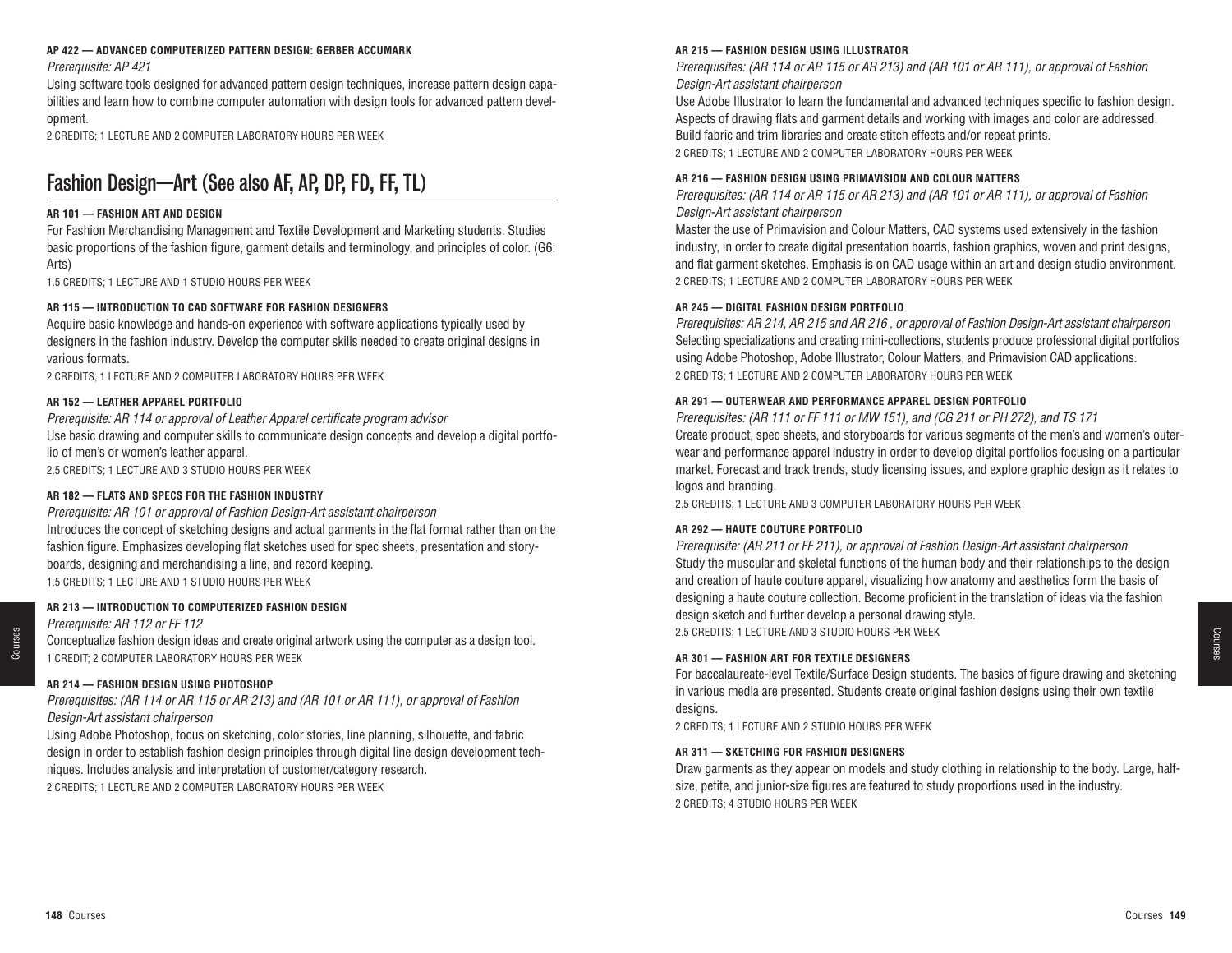#### AP 422 — ADVANCED COMPUTERIZED PATTERN DESIGN: GERBER ACCUMARK

*Prerequisite: AP 421*

Using software tools designed for advanced pattern design techniques, increase pattern design capabilities and learn how to combine computer automation with design tools for advanced pattern development.

2 CREDITS; 1 LECTURE AND 2 COMPUTER LABORATORY HOURS PER WEEK

## Fashion Design—Art (See also AF, AP, DP, FD, FF, TL)

#### AR 101 — FASHION ART AND DESIGN

For Fashion Merchandising Management and Textile Development and Marketing students. Studies basic proportions of the fashion figure, garment details and terminology, and principles of color. (G6: Arts)

1.5 CREDITS; 1 LECTURE AND 1 STUDIO HOURS PER WEEK

#### AR 115 — INTRODUCTION TO CAD SOFTWARE FOR FASHION DESIGNERS

Acquire basic knowledge and hands-on experience with software applications typically used by designers in the fashion industry. Develop the computer skills needed to create original designs in various formats.

2 CREDITS; 1 LECTURE AND 2 COMPUTER LABORATORY HOURS PER WEEK

#### AR 152 — LEATHER APPAREL PORTFOLIO

*Prerequisite: AR 114 or approval of Leather Apparel certificate program advisor*

Use basic drawing and computer skills to communicate design concepts and develop a digital portfolio of men's or women's leather apparel.

2.5 CREDITS; 1 LECTURE AND 3 STUDIO HOURS PER WEEK

#### AR 182 — FLATS AND SPECS FOR THE FASHION INDUSTRY

*Prerequisite: AR 101 or approval of Fashion Design-Art assistant chairperson*

Introduces the concept of sketching designs and actual garments in the flat format rather than on the fashion figure. Emphasizes developing flat sketches used for spec sheets, presentation and storyboards, designing and merchandising a line, and record keeping.

1.5 CREDITS; 1 LECTURE AND 1 STUDIO HOURS PER WEEK

#### AR 213 — INTRODUCTION TO COMPUTERIZED FASHION DESIGN

*Prerequisite: AR 112 or FF 112*

Conceptualize fashion design ideas and create original artwork using the computer as a design tool.

1 CREDIT; 2 COMPUTER LABORATORY HOURS PER WEEK

#### AR 214 — FASHION DESIGN USING PHOTOSHOP

*Prerequisites: (AR 114 or AR 115 or AR 213) and (AR 101 or AR 111), or approval of Fashion Design-Art assistant chairperson*

Using Adobe Photoshop, focus on sketching, color stories, line planning, silhouette, and fabric design in order to establish fashion design principles through digital line design development techniques. Includes analysis and interpretation of customer/category research.

2 CREDITS; 1 LECTURE AND 2 COMPUTER LABORATORY HOURS PER WEEK

#### AR 215 — FASHION DESIGN USING ILLUSTRATOR

*Prerequisites: (AR 114 or AR 115 or AR 213) and (AR 101 or AR 111), or approval of Fashion Design-Art assistant chairperson*

Use Adobe Illustrator to learn the fundamental and advanced techniques specific to fashion design. Aspects of drawing flats and garment details and working with images and color are addressed. Build fabric and trim libraries and create stitch effects and/or repeat prints.

2 CREDITS; 1 LECTURE AND 2 COMPUTER LABORATORY HOURS PER WEEK

#### AR 216 — FASHION DESIGN USING PRIMAVISION AND COLOUR MATTERS

*Prerequisites: (AR 114 or AR 115 or AR 213) and (AR 101 or AR 111), or approval of Fashion Design-Art assistant chairperson*

Master the use of Primavision and Colour Matters, CAD systems used extensively in the fashion industry, in order to create digital presentation boards, fashion graphics, woven and print designs, and flat garment sketches. Emphasis is on CAD usage within an art and design studio environment.

2 CREDITS; 1 LECTURE AND 2 COMPUTER LABORATORY HOURS PER WEEK

#### AR 245 — DIGITAL FASHION DESIGN PORTFOLIO

*Prerequisites: AR 214, AR 215 and AR 216 , or approval of Fashion Design-Art assistant chairperson*

Selecting specializations and creating mini-collections, students produce professional digital portfolios using Adobe Photoshop, Adobe Illustrator, Colour Matters, and Primavision CAD applications.

2 CREDITS; 1 LECTURE AND 2 COMPUTER LABORATORY HOURS PER WEEK

#### AR 291 — OUTERWEAR AND PERFORMANCE APPAREL DESIGN PORTFOLIO

*Prerequisites: (AR 111 or FF 111 or MW 151), and (CG 211 or PH 272), and TS 171*

Create product, spec sheets, and storyboards for various segments of the men's and women's outerwear and performance apparel industry in order to develop digital portfolios focusing on a particular market. Forecast and track trends, study licensing issues, and explore graphic design as it relates to logos and branding.

2.5 CREDITS; 1 LECTURE AND 3 COMPUTER LABORATORY HOURS PER WEEK

#### AR 292 — HAUTE COUTURE PORTFOLIO

*Prerequisite: (AR 211 or FF 211), or approval of Fashion Design-Art assistant chairperson*

Study the muscular and skeletal functions of the human body and their relationships to the design and creation of haute couture apparel, visualizing how anatomy and aesthetics form the basis of designing a haute couture collection. Become proficient in the translation of ideas via the fashion design sketch and further develop a personal drawing style.

2.5 CREDITS; 1 LECTURE AND 3 STUDIO HOURS PER WEEK

#### AR 301 — FASHION ART FOR TEXTILE DESIGNERS

For baccalaureate-level Textile/Surface Design students. The basics of figure drawing and sketching in various media are presented. Students create original fashion designs using their own textile designs.

2 CREDITS; 1 LECTURE AND 2 STUDIO HOURS PER WEEK

#### AR 311 — SKETCHING FOR FASHION DESIGNERS

Draw garments as they appear on models and study clothing in relationship to the body. Large, half-size, petite, and junior-size figures are featured to study proportions used in the industry.

2 CREDITS; 4 STUDIO HOURS PER WEEK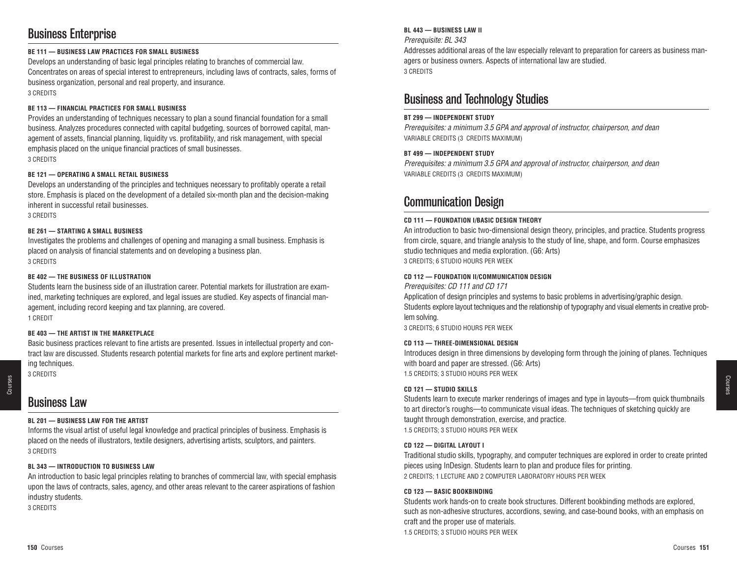## Business Enterprise

**BE 111 — BUSINESS LAW PRACTICES FOR SMALL BUSINESS**

Develops an understanding of basic legal principles relating to branches of commercial law. Concentrates on areas of special interest to entrepreneurs, including laws of contracts, sales, forms of business organization, personal and real property, and insurance.

3 CREDITS

**BE 113 — FINANCIAL PRACTICES FOR SMALL BUSINESS**

Provides an understanding of techniques necessary to plan a sound financial foundation for a small business. Analyzes procedures connected with capital budgeting, sources of borrowed capital, management of assets, financial planning, liquidity vs. profitability, and risk management, with special emphasis placed on the unique financial practices of small businesses.

3 CREDITS

**BE 121 — OPERATING A SMALL RETAIL BUSINESS**

Develops an understanding of the principles and techniques necessary to profitably operate a retail store. Emphasis is placed on the development of a detailed six-month plan and the decision-making inherent in successful retail businesses.

3 CREDITS

**BE 261 — STARTING A SMALL BUSINESS**

Investigates the problems and challenges of opening and managing a small business. Emphasis is placed on analysis of financial statements and on developing a business plan.

3 CREDITS

**BE 402 — THE BUSINESS OF ILLUSTRATION**

Students learn the business side of an illustration career. Potential markets for illustration are examined, marketing techniques are explored, and legal issues are studied. Key aspects of financial management, including record keeping and tax planning, are covered.

1 CREDIT

**BE 403 — THE ARTIST IN THE MARKETPLACE**

Basic business practices relevant to fine artists are presented. Issues in intellectual property and contract law are discussed. Students research potential markets for fine arts and explore pertinent marketing techniques.

3 CREDITS

## Business Law

**BL 201 — BUSINESS LAW FOR THE ARTIST**

Informs the visual artist of useful legal knowledge and practical principles of business. Emphasis is placed on the needs of illustrators, textile designers, advertising artists, sculptors, and painters.

3 CREDITS

**BL 343 — INTRODUCTION TO BUSINESS LAW**

An introduction to basic legal principles relating to branches of commercial law, with special emphasis upon the laws of contracts, sales, agency, and other areas relevant to the career aspirations of fashion industry students.

3 CREDITS

**BL 443 — BUSINESS LAW II**

*Prerequisite: BL 343*

Addresses additional areas of the law especially relevant to preparation for careers as business managers or business owners. Aspects of international law are studied.

3 CREDITS

## Business and Technology Studies

**BT 299 — INDEPENDENT STUDY**

*Prerequisites: a minimum 3.5 GPA and approval of instructor, chairperson, and dean*

VARIABLE CREDITS (3 CREDITS MAXIMUM)

**BT 499 — INDEPENDENT STUDY**

*Prerequisites: a minimum 3.5 GPA and approval of instructor, chairperson, and dean*

VARIABLE CREDITS (3 CREDITS MAXIMUM)

## Communication Design

**CD 111 — FOUNDATION I/BASIC DESIGN THEORY**

An introduction to basic two-dimensional design theory, principles, and practice. Students progress from circle, square, and triangle analysis to the study of line, shape, and form. Course emphasizes studio techniques and media exploration. (G6: Arts)

3 CREDITS; 6 STUDIO HOURS PER WEEK

**CD 112 — FOUNDATION II/COMMUNICATION DESIGN**

*Prerequisites: CD 111 and CD 171*

Application of design principles and systems to basic problems in advertising/graphic design. Students explore layout techniques and the relationship of typography and visual elements in creative problem solving.

3 CREDITS; 6 STUDIO HOURS PER WEEK

**CD 113 — THREE-DIMENSIONAL DESIGN**

Introduces design in three dimensions by developing form through the joining of planes. Techniques with board and paper are stressed. (G6: Arts)

1.5 CREDITS; 3 STUDIO HOURS PER WEEK

**CD 121 — STUDIO SKILLS**

Students learn to execute marker renderings of images and type in layouts—from quick thumbnails to art director's roughs—to communicate visual ideas. The techniques of sketching quickly are taught through demonstration, exercise, and practice.

1.5 CREDITS; 3 STUDIO HOURS PER WEEK

**CD 122 — DIGITAL LAYOUT I**

Traditional studio skills, typography, and computer techniques are explored in order to create printed pieces using InDesign. Students learn to plan and produce files for printing.

2 CREDITS; 1 LECTURE AND 2 COMPUTER LABORATORY HOURS PER WEEK

**CD 123 — BASIC BOOKBINDING**

Students work hands-on to create book structures. Different bookbinding methods are explored, such as non-adhesive structures, accordions, sewing, and case-bound books, with an emphasis on craft and the proper use of materials.

1.5 CREDITS; 3 STUDIO HOURS PER WEEK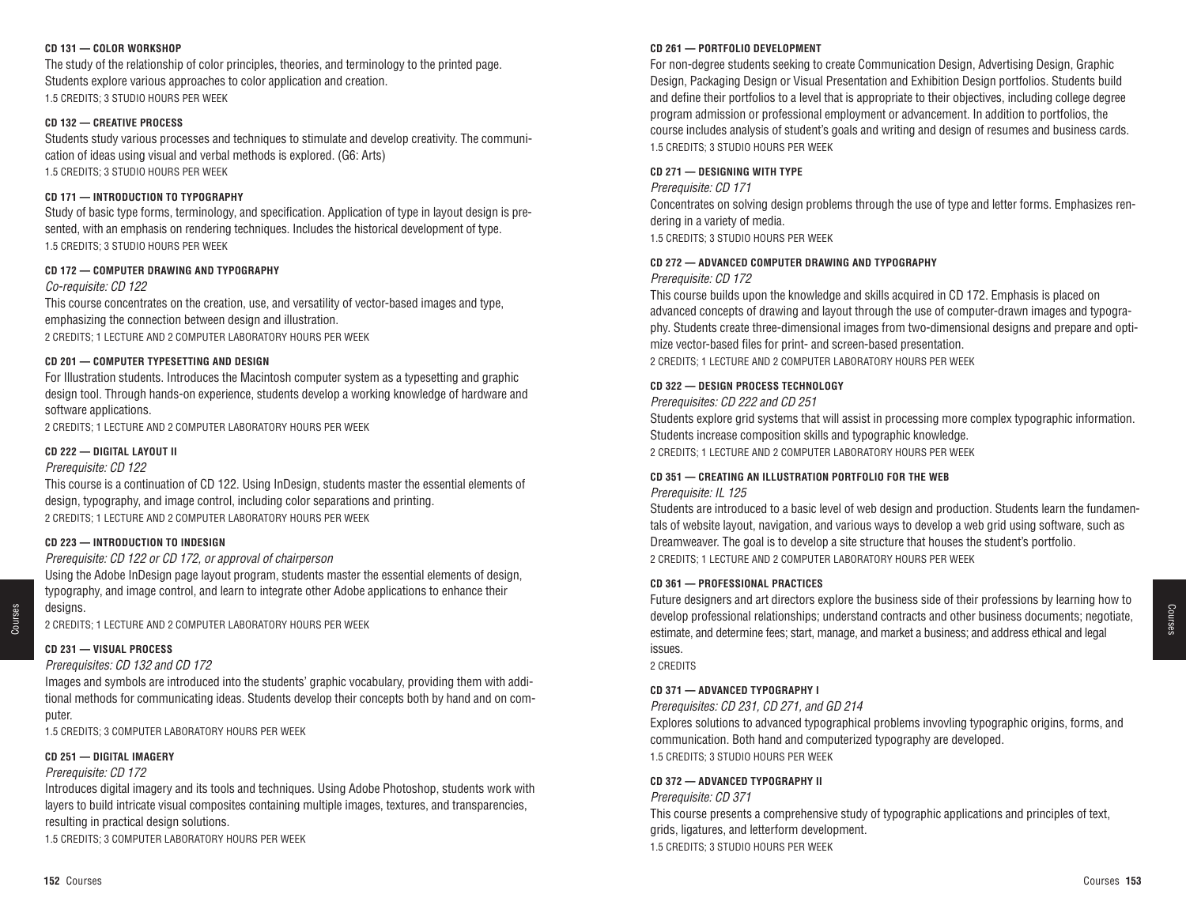#### CD 131 — COLOR WORKSHOP

The study of the relationship of color principles, theories, and terminology to the printed page. Students explore various approaches to color application and creation.

1.5 CREDITS; 3 STUDIO HOURS PER WEEK

#### CD 132 — CREATIVE PROCESS

Students study various processes and techniques to stimulate and develop creativity. The communication of ideas using visual and verbal methods is explored. (G6: Arts)

1.5 CREDITS; 3 STUDIO HOURS PER WEEK

#### CD 171 — INTRODUCTION TO TYPOGRAPHY

Study of basic type forms, terminology, and specification. Application of type in layout design is presented, with an emphasis on rendering techniques. Includes the historical development of type.

1.5 CREDITS; 3 STUDIO HOURS PER WEEK

#### CD 172 — COMPUTER DRAWING AND TYPOGRAPHY

*Co-requisite: CD 122*

This course concentrates on the creation, use, and versatility of vector-based images and type, emphasizing the connection between design and illustration.

2 CREDITS; 1 LECTURE AND 2 COMPUTER LABORATORY HOURS PER WEEK

#### CD 201 — COMPUTER TYPESETTING AND DESIGN

For Illustration students. Introduces the Macintosh computer system as a typesetting and graphic design tool. Through hands-on experience, students develop a working knowledge of hardware and software applications.

2 CREDITS; 1 LECTURE AND 2 COMPUTER LABORATORY HOURS PER WEEK

#### CD 222 — DIGITAL LAYOUT II

*Prerequisite: CD 122*

This course is a continuation of CD 122. Using InDesign, students master the essential elements of design, typography, and image control, including color separations and printing.

2 CREDITS; 1 LECTURE AND 2 COMPUTER LABORATORY HOURS PER WEEK

#### CD 223 — INTRODUCTION TO INDESIGN

*Prerequisite: CD 122 or CD 172, or approval of chairperson*

Using the Adobe InDesign page layout program, students master the essential elements of design, typography, and image control, and learn to integrate other Adobe applications to enhance their designs.

2 CREDITS; 1 LECTURE AND 2 COMPUTER LABORATORY HOURS PER WEEK

#### CD 231 — VISUAL PROCESS

*Prerequisites: CD 132 and CD 172*

Images and symbols are introduced into the students' graphic vocabulary, providing them with additional methods for communicating ideas. Students develop their concepts both by hand and on computer.

1.5 CREDITS; 3 COMPUTER LABORATORY HOURS PER WEEK

#### CD 251 — DIGITAL IMAGERY

*Prerequisite: CD 172*

Introduces digital imagery and its tools and techniques. Using Adobe Photoshop, students work with layers to build intricate visual composites containing multiple images, textures, and transparencies, resulting in practical design solutions.

1.5 CREDITS; 3 COMPUTER LABORATORY HOURS PER WEEK

#### CD 261 — PORTFOLIO DEVELOPMENT

For non-degree students seeking to create Communication Design, Advertising Design, Graphic Design, Packaging Design or Visual Presentation and Exhibition Design portfolios. Students build and define their portfolios to a level that is appropriate to their objectives, including college degree program admission or professional employment or advancement. In addition to portfolios, the course includes analysis of student's goals and writing and design of resumes and business cards.

1.5 CREDITS; 3 STUDIO HOURS PER WEEK

#### CD 271 — DESIGNING WITH TYPE

*Prerequisite: CD 171*

Concentrates on solving design problems through the use of type and letter forms. Emphasizes rendering in a variety of media.

1.5 CREDITS; 3 STUDIO HOURS PER WEEK

#### CD 272 — ADVANCED COMPUTER DRAWING AND TYPOGRAPHY

*Prerequisite: CD 172*

This course builds upon the knowledge and skills acquired in CD 172. Emphasis is placed on advanced concepts of drawing and layout through the use of computer-drawn images and typography. Students create three-dimensional images from two-dimensional designs and prepare and optimize vector-based files for print- and screen-based presentation.

2 CREDITS; 1 LECTURE AND 2 COMPUTER LABORATORY HOURS PER WEEK

#### CD 322 — DESIGN PROCESS TECHNOLOGY

*Prerequisites: CD 222 and CD 251*

Students explore grid systems that will assist in processing more complex typographic information. Students increase composition skills and typographic knowledge.

2 CREDITS; 1 LECTURE AND 2 COMPUTER LABORATORY HOURS PER WEEK

#### CD 351 — CREATING AN ILLUSTRATION PORTFOLIO FOR THE WEB

*Prerequisite: IL 125*

Students are introduced to a basic level of web design and production. Students learn the fundamentals of website layout, navigation, and various ways to develop a web grid using software, such as Dreamweaver. The goal is to develop a site structure that houses the student's portfolio.

2 CREDITS; 1 LECTURE AND 2 COMPUTER LABORATORY HOURS PER WEEK

#### CD 361 — PROFESSIONAL PRACTICES

Future designers and art directors explore the business side of their professions by learning how to develop professional relationships; understand contracts and other business documents; negotiate, estimate, and determine fees; start, manage, and market a business; and address ethical and legal issues.

2 CREDITS

#### CD 371 — ADVANCED TYPOGRAPHY I

*Prerequisites: CD 231, CD 271, and GD 214*

Explores solutions to advanced typographical problems invovling typographic origins, forms, and communication. Both hand and computerized typography are developed.

1.5 CREDITS; 3 STUDIO HOURS PER WEEK

#### CD 372 — ADVANCED TYPOGRAPHY II

*Prerequisite: CD 371*

This course presents a comprehensive study of typographic applications and principles of text, grids, ligatures, and letterform development.

1.5 CREDITS; 3 STUDIO HOURS PER WEEK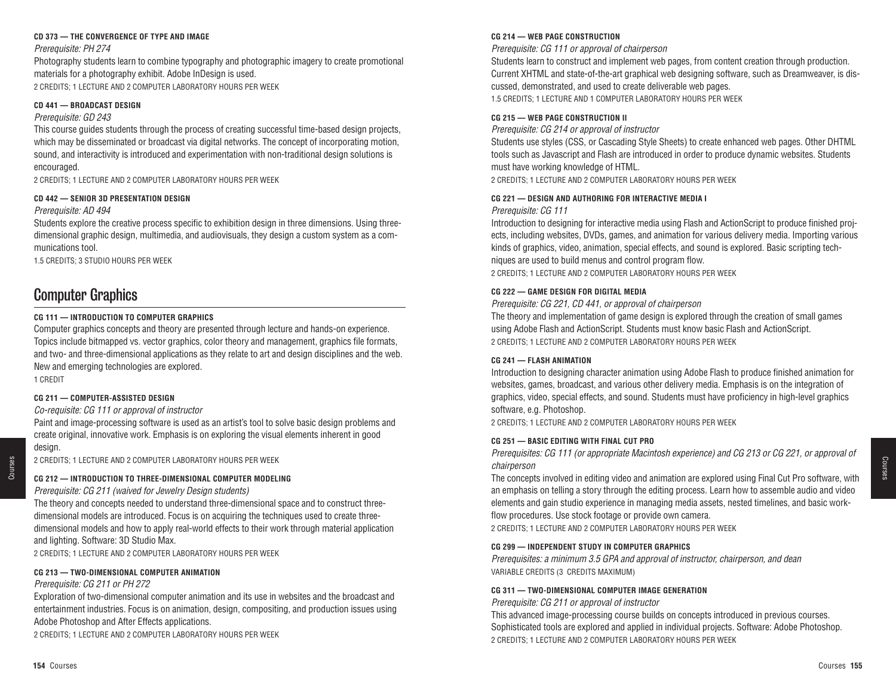**CD 373 — THE CONVERGENCE OF TYPE AND IMAGE**

*Prerequisite: PH 274*

Photography students learn to combine typography and photographic imagery to create promotional materials for a photography exhibit. Adobe InDesign is used.

2 CREDITS; 1 LECTURE AND 2 COMPUTER LABORATORY HOURS PER WEEK

**CD 441 — BROADCAST DESIGN**

*Prerequisite: GD 243*

This course guides students through the process of creating successful time-based design projects, which may be disseminated or broadcast via digital networks. The concept of incorporating motion, sound, and interactivity is introduced and experimentation with non-traditional design solutions is encouraged.

2 CREDITS; 1 LECTURE AND 2 COMPUTER LABORATORY HOURS PER WEEK

**CD 442 — SENIOR 3D PRESENTATION DESIGN**

*Prerequisite: AD 494*

Students explore the creative process specific to exhibition design in three dimensions. Using three-dimensional graphic design, multimedia, and audiovisuals, they design a custom system as a communications tool.

1.5 CREDITS; 3 STUDIO HOURS PER WEEK

## Computer Graphics

**CG 111 — INTRODUCTION TO COMPUTER GRAPHICS**

Computer graphics concepts and theory are presented through lecture and hands-on experience. Topics include bitmapped vs. vector graphics, color theory and management, graphics file formats, and two- and three-dimensional applications as they relate to art and design disciplines and the web. New and emerging technologies are explored.

1 CREDIT

**CG 211 — COMPUTER-ASSISTED DESIGN**

*Co-requisite: CG 111 or approval of instructor*

Paint and image-processing software is used as an artist's tool to solve basic design problems and create original, innovative work. Emphasis is on exploring the visual elements inherent in good design.

2 CREDITS; 1 LECTURE AND 2 COMPUTER LABORATORY HOURS PER WEEK

**CG 212 — INTRODUCTION TO THREE-DIMENSIONAL COMPUTER MODELING**

*Prerequisite: CG 211 (waived for Jewelry Design students)*

The theory and concepts needed to understand three-dimensional space and to construct three-dimensional models are introduced. Focus is on acquiring the techniques used to create three-dimensional models and how to apply real-world effects to their work through material application and lighting. Software: 3D Studio Max.

2 CREDITS; 1 LECTURE AND 2 COMPUTER LABORATORY HOURS PER WEEK

**CG 213 — TWO-DIMENSIONAL COMPUTER ANIMATION**

*Prerequisite: CG 211 or PH 272*

Exploration of two-dimensional computer animation and its use in websites and the broadcast and entertainment industries. Focus is on animation, design, compositing, and production issues using Adobe Photoshop and After Effects applications.

2 CREDITS; 1 LECTURE AND 2 COMPUTER LABORATORY HOURS PER WEEK

**CG 214 — WEB PAGE CONSTRUCTION**

*Prerequisite: CG 111 or approval of chairperson*

Students learn to construct and implement web pages, from content creation through production. Current XHTML and state-of-the-art graphical web designing software, such as Dreamweaver, is discussed, demonstrated, and used to create deliverable web pages.

1.5 CREDITS; 1 LECTURE AND 1 COMPUTER LABORATORY HOURS PER WEEK

**CG 215 — WEB PAGE CONSTRUCTION II**

*Prerequisite: CG 214 or approval of instructor*

Students use styles (CSS, or Cascading Style Sheets) to create enhanced web pages. Other DHTML tools such as Javascript and Flash are introduced in order to produce dynamic websites. Students must have working knowledge of HTML.

2 CREDITS; 1 LECTURE AND 2 COMPUTER LABORATORY HOURS PER WEEK

**CG 221 — DESIGN AND AUTHORING FOR INTERACTIVE MEDIA I**

*Prerequisite: CG 111*

Introduction to designing for interactive media using Flash and ActionScript to produce finished projects, including websites, DVDs, games, and animation for various delivery media. Importing various kinds of graphics, video, animation, special effects, and sound is explored. Basic scripting techniques are used to build menus and control program flow.

2 CREDITS; 1 LECTURE AND 2 COMPUTER LABORATORY HOURS PER WEEK

**CG 222 — GAME DESIGN FOR DIGITAL MEDIA**

*Prerequisite: CG 221, CD 441, or approval of chairperson*

The theory and implementation of game design is explored through the creation of small games using Adobe Flash and ActionScript. Students must know basic Flash and ActionScript.

2 CREDITS; 1 LECTURE AND 2 COMPUTER LABORATORY HOURS PER WEEK

**CG 241 — FLASH ANIMATION**

Introduction to designing character animation using Adobe Flash to produce finished animation for websites, games, broadcast, and various other delivery media. Emphasis is on the integration of graphics, video, special effects, and sound. Students must have proficiency in high-level graphics software, e.g. Photoshop.

2 CREDITS; 1 LECTURE AND 2 COMPUTER LABORATORY HOURS PER WEEK

**CG 251 — BASIC EDITING WITH FINAL CUT PRO**

*Prerequisites: CG 111 (or appropriate Macintosh experience) and CG 213 or CG 221, or approval of chairperson*

The concepts involved in editing video and animation are explored using Final Cut Pro software, with an emphasis on telling a story through the editing process. Learn how to assemble audio and video elements and gain studio experience in managing media assets, nested timelines, and basic workflow procedures. Use stock footage or provide own camera.

2 CREDITS; 1 LECTURE AND 2 COMPUTER LABORATORY HOURS PER WEEK

**CG 299 — INDEPENDENT STUDY IN COMPUTER GRAPHICS**

*Prerequisites: a minimum 3.5 GPA and approval of instructor, chairperson, and dean*

VARIABLE CREDITS (3 CREDITS MAXIMUM)

**CG 311 — TWO-DIMENSIONAL COMPUTER IMAGE GENERATION**

*Prerequisite: CG 211 or approval of instructor*

This advanced image-processing course builds on concepts introduced in previous courses. Sophisticated tools are explored and applied in individual projects. Software: Adobe Photoshop.

2 CREDITS; 1 LECTURE AND 2 COMPUTER LABORATORY HOURS PER WEEK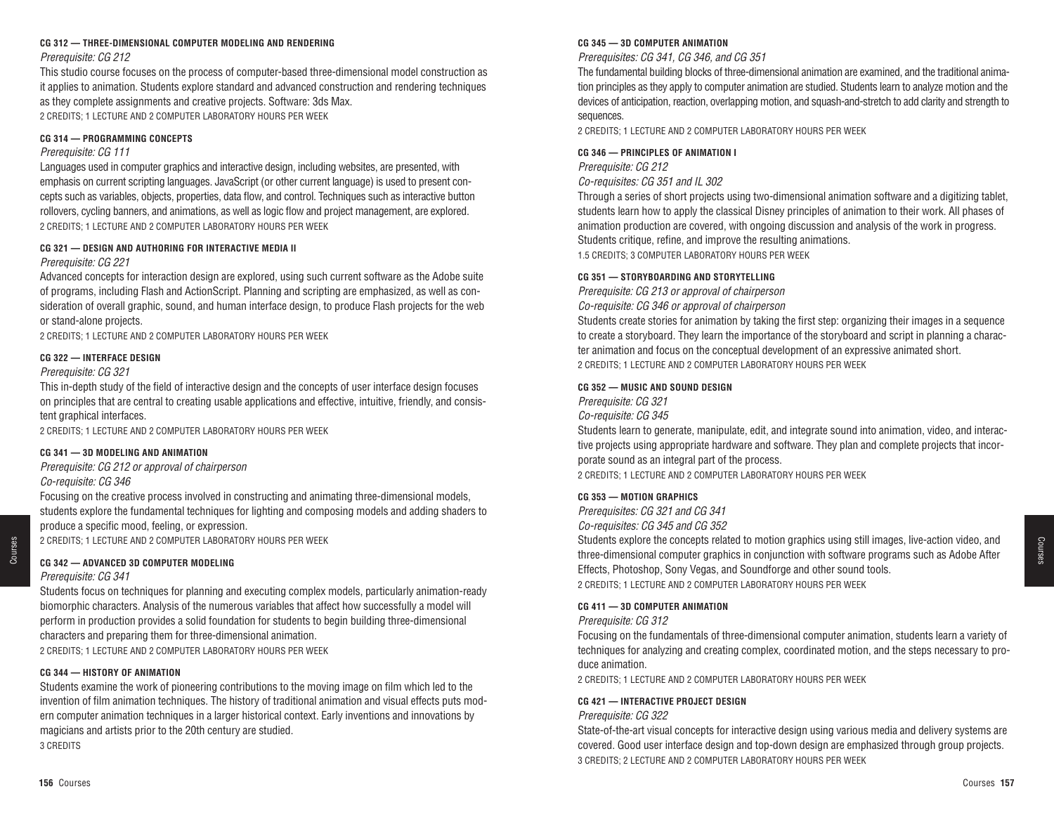#### CG 312 — THREE-DIMENSIONAL COMPUTER MODELING AND RENDERING

*Prerequisite: CG 212*

This studio course focuses on the process of computer-based three-dimensional model construction as it applies to animation. Students explore standard and advanced construction and rendering techniques as they complete assignments and creative projects. Software: 3ds Max.

2 CREDITS; 1 LECTURE AND 2 COMPUTER LABORATORY HOURS PER WEEK

#### CG 314 — PROGRAMMING CONCEPTS

*Prerequisite: CG 111*

Languages used in computer graphics and interactive design, including websites, are presented, with emphasis on current scripting languages. JavaScript (or other current language) is used to present concepts such as variables, objects, properties, data flow, and control. Techniques such as interactive button rollovers, cycling banners, and animations, as well as logic flow and project management, are explored.

2 CREDITS; 1 LECTURE AND 2 COMPUTER LABORATORY HOURS PER WEEK

#### CG 321 — DESIGN AND AUTHORING FOR INTERACTIVE MEDIA II

*Prerequisite: CG 221*

Advanced concepts for interaction design are explored, using such current software as the Adobe suite of programs, including Flash and ActionScript. Planning and scripting are emphasized, as well as consideration of overall graphic, sound, and human interface design, to produce Flash projects for the web or stand-alone projects.

2 CREDITS; 1 LECTURE AND 2 COMPUTER LABORATORY HOURS PER WEEK

#### CG 322 — INTERFACE DESIGN

*Prerequisite: CG 321*

This in-depth study of the field of interactive design and the concepts of user interface design focuses on principles that are central to creating usable applications and effective, intuitive, friendly, and consistent graphical interfaces.

2 CREDITS; 1 LECTURE AND 2 COMPUTER LABORATORY HOURS PER WEEK

#### CG 341 — 3D MODELING AND ANIMATION

*Prerequisite: CG 212 or approval of chairperson*

*Co-requisite: CG 346*

Focusing on the creative process involved in constructing and animating three-dimensional models, students explore the fundamental techniques for lighting and composing models and adding shaders to produce a specific mood, feeling, or expression.

2 CREDITS; 1 LECTURE AND 2 COMPUTER LABORATORY HOURS PER WEEK

#### CG 342 — ADVANCED 3D COMPUTER MODELING

*Prerequisite: CG 341*

Students focus on techniques for planning and executing complex models, particularly animation-ready biomorphic characters. Analysis of the numerous variables that affect how successfully a model will perform in production provides a solid foundation for students to begin building three-dimensional characters and preparing them for three-dimensional animation.

2 CREDITS; 1 LECTURE AND 2 COMPUTER LABORATORY HOURS PER WEEK

#### CG 344 — HISTORY OF ANIMATION

Students examine the work of pioneering contributions to the moving image on film which led to the invention of film animation techniques. The history of traditional animation and visual effects puts modern computer animation techniques in a larger historical context. Early inventions and innovations by magicians and artists prior to the 20th century are studied.

3 CREDITS

#### CG 345 — 3D COMPUTER ANIMATION

*Prerequisites: CG 341, CG 346, and CG 351*

The fundamental building blocks of three-dimensional animation are examined, and the traditional animation principles as they apply to computer animation are studied. Students learn to analyze motion and the devices of anticipation, reaction, overlapping motion, and squash-and-stretch to add clarity and strength to sequences.

2 CREDITS; 1 LECTURE AND 2 COMPUTER LABORATORY HOURS PER WEEK

#### CG 346 — PRINCIPLES OF ANIMATION I

*Prerequisite: CG 212*

*Co-requisites: CG 351 and IL 302*

Through a series of short projects using two-dimensional animation software and a digitizing tablet, students learn how to apply the classical Disney principles of animation to their work. All phases of animation production are covered, with ongoing discussion and analysis of the work in progress. Students critique, refine, and improve the resulting animations.

1.5 CREDITS; 3 COMPUTER LABORATORY HOURS PER WEEK

#### CG 351 — STORYBOARDING AND STORYTELLING

*Prerequisite: CG 213 or approval of chairperson*

*Co-requisite: CG 346 or approval of chairperson*

Students create stories for animation by taking the first step: organizing their images in a sequence to create a storyboard. They learn the importance of the storyboard and script in planning a character animation and focus on the conceptual development of an expressive animated short.

2 CREDITS; 1 LECTURE AND 2 COMPUTER LABORATORY HOURS PER WEEK

#### CG 352 — MUSIC AND SOUND DESIGN

*Prerequisite: CG 321*

*Co-requisite: CG 345*

Students learn to generate, manipulate, edit, and integrate sound into animation, video, and interactive projects using appropriate hardware and software. They plan and complete projects that incorporate sound as an integral part of the process.

2 CREDITS; 1 LECTURE AND 2 COMPUTER LABORATORY HOURS PER WEEK

#### CG 353 — MOTION GRAPHICS

*Prerequisites: CG 321 and CG 341*

*Co-requisites: CG 345 and CG 352*

Students explore the concepts related to motion graphics using still images, live-action video, and three-dimensional computer graphics in conjunction with software programs such as Adobe After Effects, Photoshop, Sony Vegas, and Soundforge and other sound tools.

2 CREDITS; 1 LECTURE AND 2 COMPUTER LABORATORY HOURS PER WEEK

#### CG 411 — 3D COMPUTER ANIMATION

*Prerequisite: CG 312*

Focusing on the fundamentals of three-dimensional computer animation, students learn a variety of techniques for analyzing and creating complex, coordinated motion, and the steps necessary to produce animation.

2 CREDITS; 1 LECTURE AND 2 COMPUTER LABORATORY HOURS PER WEEK

#### CG 421 — INTERACTIVE PROJECT DESIGN

*Prerequisite: CG 322*

State-of-the-art visual concepts for interactive design using various media and delivery systems are covered. Good user interface design and top-down design are emphasized through group projects.

3 CREDITS; 2 LECTURE AND 2 COMPUTER LABORATORY HOURS PER WEEK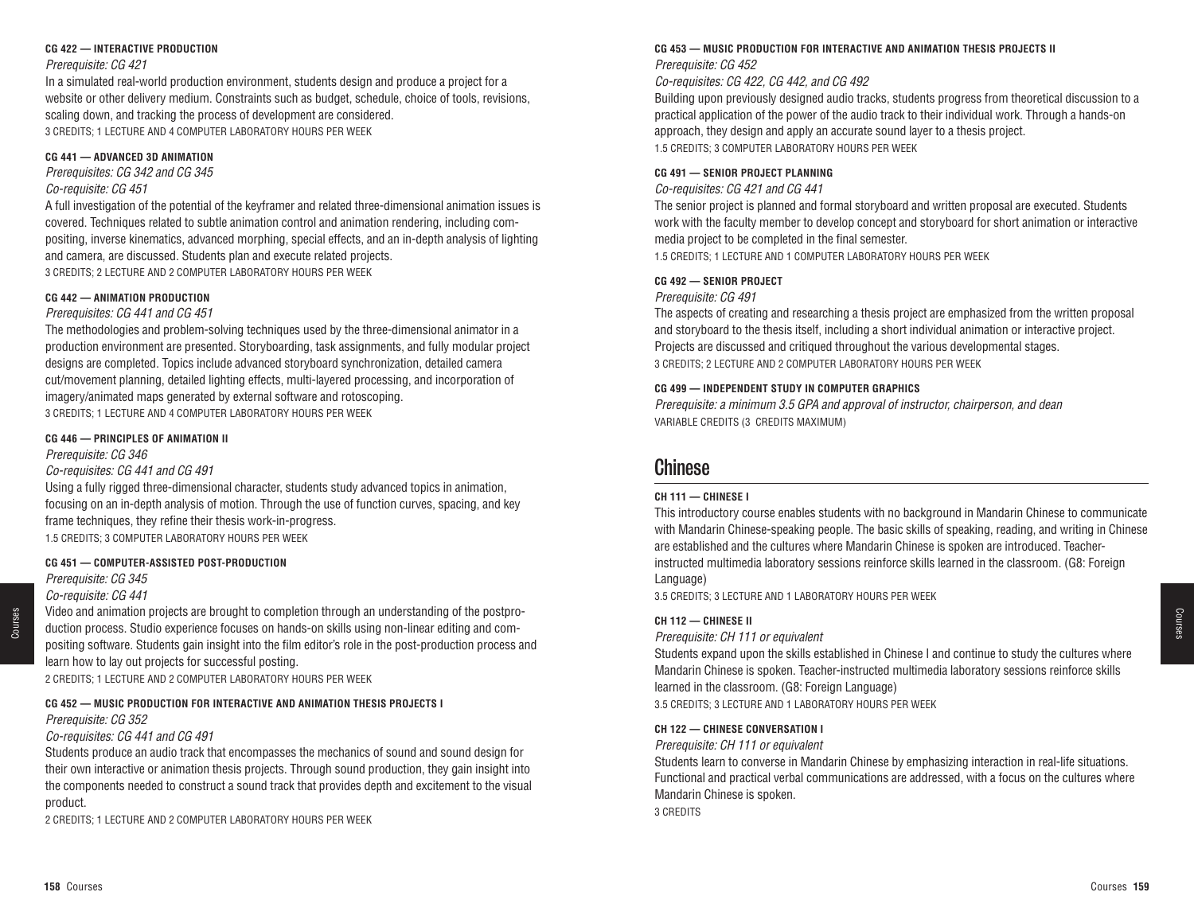#### CG 422 — INTERACTIVE PRODUCTION

*Prerequisite: CG 421*

In a simulated real-world production environment, students design and produce a project for a website or other delivery medium. Constraints such as budget, schedule, choice of tools, revisions, scaling down, and tracking the process of development are considered.

3 CREDITS; 1 LECTURE AND 4 COMPUTER LABORATORY HOURS PER WEEK

#### CG 441 — ADVANCED 3D ANIMATION

*Prerequisites: CG 342 and CG 345*

*Co-requisite: CG 451*

A full investigation of the potential of the keyframer and related three-dimensional animation issues is covered. Techniques related to subtle animation control and animation rendering, including compositing, inverse kinematics, advanced morphing, special effects, and an in-depth analysis of lighting and camera, are discussed. Students plan and execute related projects.

3 CREDITS; 2 LECTURE AND 2 COMPUTER LABORATORY HOURS PER WEEK

#### CG 442 — ANIMATION PRODUCTION

*Prerequisites: CG 441 and CG 451*

The methodologies and problem-solving techniques used by the three-dimensional animator in a production environment are presented. Storyboarding, task assignments, and fully modular project designs are completed. Topics include advanced storyboard synchronization, detailed camera cut/movement planning, detailed lighting effects, multi-layered processing, and incorporation of imagery/animated maps generated by external software and rotoscoping.

3 CREDITS; 1 LECTURE AND 4 COMPUTER LABORATORY HOURS PER WEEK

#### CG 446 — PRINCIPLES OF ANIMATION II

*Prerequisite: CG 346*

*Co-requisites: CG 441 and CG 491*

Using a fully rigged three-dimensional character, students study advanced topics in animation, focusing on an in-depth analysis of motion. Through the use of function curves, spacing, and key frame techniques, they refine their thesis work-in-progress.

1.5 CREDITS; 3 COMPUTER LABORATORY HOURS PER WEEK

#### CG 451 — COMPUTER-ASSISTED POST-PRODUCTION

*Prerequisite: CG 345*

*Co-requisite: CG 441*

Video and animation projects are brought to completion through an understanding of the postproduction process. Studio experience focuses on hands-on skills using non-linear editing and compositing software. Students gain insight into the film editor's role in the post-production process and learn how to lay out projects for successful posting.

2 CREDITS; 1 LECTURE AND 2 COMPUTER LABORATORY HOURS PER WEEK

#### CG 452 — MUSIC PRODUCTION FOR INTERACTIVE AND ANIMATION THESIS PROJECTS I

*Prerequisite: CG 352*

*Co-requisites: CG 441 and CG 491*

Students produce an audio track that encompasses the mechanics of sound and sound design for their own interactive or animation thesis projects. Through sound production, they gain insight into the components needed to construct a sound track that provides depth and excitement to the visual product.

2 CREDITS; 1 LECTURE AND 2 COMPUTER LABORATORY HOURS PER WEEK

#### CG 453 — MUSIC PRODUCTION FOR INTERACTIVE AND ANIMATION THESIS PROJECTS II

*Prerequisite: CG 452*

*Co-requisites: CG 422, CG 442, and CG 492*

Building upon previously designed audio tracks, students progress from theoretical discussion to a practical application of the power of the audio track to their individual work. Through a hands-on approach, they design and apply an accurate sound layer to a thesis project.

1.5 CREDITS; 3 COMPUTER LABORATORY HOURS PER WEEK

#### CG 491 — SENIOR PROJECT PLANNING

*Co-requisites: CG 421 and CG 441*

The senior project is planned and formal storyboard and written proposal are executed. Students work with the faculty member to develop concept and storyboard for short animation or interactive media project to be completed in the final semester.

1.5 CREDITS; 1 LECTURE AND 1 COMPUTER LABORATORY HOURS PER WEEK

#### CG 492 — SENIOR PROJECT

*Prerequisite: CG 491*

The aspects of creating and researching a thesis project are emphasized from the written proposal and storyboard to the thesis itself, including a short individual animation or interactive project. Projects are discussed and critiqued throughout the various developmental stages.

3 CREDITS; 2 LECTURE AND 2 COMPUTER LABORATORY HOURS PER WEEK

#### CG 499 — INDEPENDENT STUDY IN COMPUTER GRAPHICS

*Prerequisite: a minimum 3.5 GPA and approval of instructor, chairperson, and dean*

VARIABLE CREDITS (3 CREDITS MAXIMUM)

## Chinese

#### CH 111 — CHINESE I

This introductory course enables students with no background in Mandarin Chinese to communicate with Mandarin Chinese-speaking people. The basic skills of speaking, reading, and writing in Chinese are established and the cultures where Mandarin Chinese is spoken are introduced. Teacher-instructed multimedia laboratory sessions reinforce skills learned in the classroom. (G8: Foreign Language)

3.5 CREDITS; 3 LECTURE AND 1 LABORATORY HOURS PER WEEK

#### CH 112 — CHINESE II

*Prerequisite: CH 111 or equivalent*

Students expand upon the skills established in Chinese I and continue to study the cultures where Mandarin Chinese is spoken. Teacher-instructed multimedia laboratory sessions reinforce skills learned in the classroom. (G8: Foreign Language)

3.5 CREDITS; 3 LECTURE AND 1 LABORATORY HOURS PER WEEK

#### CH 122 — CHINESE CONVERSATION I

*Prerequisite: CH 111 or equivalent*

Students learn to converse in Mandarin Chinese by emphasizing interaction in real-life situations. Functional and practical verbal communications are addressed, with a focus on the cultures where Mandarin Chinese is spoken.

3 CREDITS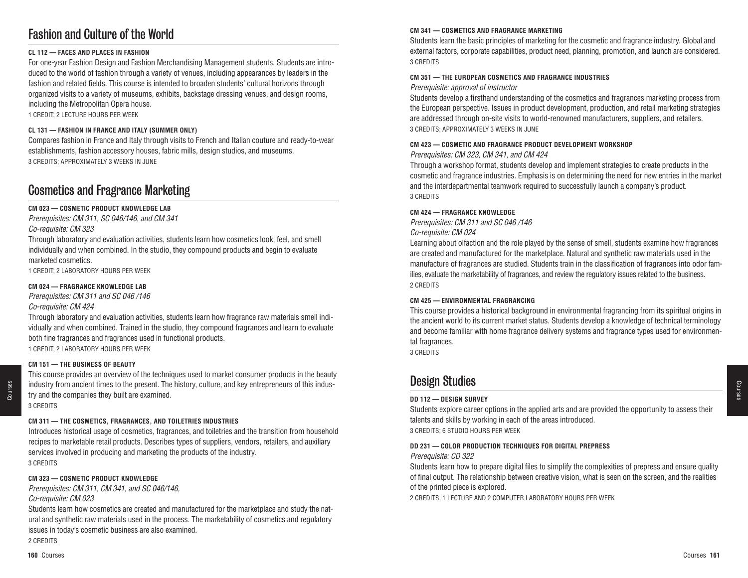## Fashion and Culture of the World

**CL 112 — FACES AND PLACES IN FASHION**

For one-year Fashion Design and Fashion Merchandising Management students. Students are introduced to the world of fashion through a variety of venues, including appearances by leaders in the fashion and related fields. This course is intended to broaden students' cultural horizons through organized visits to a variety of museums, exhibits, backstage dressing venues, and design rooms, including the Metropolitan Opera house.

1 CREDIT; 2 LECTURE HOURS PER WEEK

**CL 131 — FASHION IN FRANCE AND ITALY (SUMMER ONLY)**

Compares fashion in France and Italy through visits to French and Italian couture and ready-to-wear establishments, fashion accessory houses, fabric mills, design studios, and museums.

3 CREDITS; APPROXIMATELY 3 WEEKS IN JUNE

## Cosmetics and Fragrance Marketing

**CM 023 — COSMETIC PRODUCT KNOWLEDGE LAB**

*Prerequisites: CM 311, SC 046/146, and CM 341*

*Co-requisite: CM 323*

Through laboratory and evaluation activities, students learn how cosmetics look, feel, and smell individually and when combined. In the studio, they compound products and begin to evaluate marketed cosmetics.

1 CREDIT; 2 LABORATORY HOURS PER WEEK

**CM 024 — FRAGRANCE KNOWLEDGE LAB**

*Prerequisites: CM 311 and SC 046 /146*

*Co-requisite: CM 424*

Through laboratory and evaluation activities, students learn how fragrance raw materials smell individually and when combined. Trained in the studio, they compound fragrances and learn to evaluate both fine fragrances and fragrances used in functional products.

1 CREDIT; 2 LABORATORY HOURS PER WEEK

**CM 151 — THE BUSINESS OF BEAUTY**

This course provides an overview of the techniques used to market consumer products in the beauty industry from ancient times to the present. The history, culture, and key entrepreneurs of this industry and the companies they built are examined.

3 CREDITS

**CM 311 — THE COSMETICS, FRAGRANCES, AND TOILETRIES INDUSTRIES**

Introduces historical usage of cosmetics, fragrances, and toiletries and the transition from household recipes to marketable retail products. Describes types of suppliers, vendors, retailers, and auxiliary services involved in producing and marketing the products of the industry.

3 CREDITS

**CM 323 — COSMETIC PRODUCT KNOWLEDGE**

*Prerequisites: CM 311, CM 341, and SC 046/146,*

*Co-requisite: CM 023*

Students learn how cosmetics are created and manufactured for the marketplace and study the natural and synthetic raw materials used in the process. The marketability of cosmetics and regulatory issues in today's cosmetic business are also examined.

2 CREDITS

**CM 341 — COSMETICS AND FRAGRANCE MARKETING**

Students learn the basic principles of marketing for the cosmetic and fragrance industry. Global and external factors, corporate capabilities, product need, planning, promotion, and launch are considered.

3 CREDITS

**CM 351 — THE EUROPEAN COSMETICS AND FRAGRANCE INDUSTRIES**

*Prerequisite: approval of instructor*

Students develop a firsthand understanding of the cosmetics and fragrances marketing process from the European perspective. Issues in product development, production, and retail marketing strategies are addressed through on-site visits to world-renowned manufacturers, suppliers, and retailers.

3 CREDITS; APPROXIMATELY 3 WEEKS IN JUNE

**CM 423 — COSMETIC AND FRAGRANCE PRODUCT DEVELOPMENT WORKSHOP**

*Prerequisites: CM 323, CM 341, and CM 424*

Through a workshop format, students develop and implement strategies to create products in the cosmetic and fragrance industries. Emphasis is on determining the need for new entries in the market and the interdepartmental teamwork required to successfully launch a company's product.

3 CREDITS

**CM 424 — FRAGRANCE KNOWLEDGE**

*Prerequisites: CM 311 and SC 046 /146*

*Co-requisite: CM 024*

Learning about olfaction and the role played by the sense of smell, students examine how fragrances are created and manufactured for the marketplace. Natural and synthetic raw materials used in the manufacture of fragrances are studied. Students train in the classification of fragrances into odor families, evaluate the marketability of fragrances, and review the regulatory issues related to the business.

2 CREDITS

**CM 425 — ENVIRONMENTAL FRAGRANCING**

This course provides a historical background in environmental fragrancing from its spiritual origins in the ancient world to its current market status. Students develop a knowledge of technical terminology and become familiar with home fragrance delivery systems and fragrance types used for environmental fragrances.

3 CREDITS

## Design Studies

**DD 112 — DESIGN SURVEY**

Students explore career options in the applied arts and are provided the opportunity to assess their talents and skills by working in each of the areas introduced.

3 CREDITS; 6 STUDIO HOURS PER WEEK

**DD 231 — COLOR PRODUCTION TECHNIQUES FOR DIGITAL PREPRESS**

*Prerequisite: CD 322*

Students learn how to prepare digital files to simplify the complexities of prepress and ensure quality of final output. The relationship between creative vision, what is seen on the screen, and the realities of the printed piece is explored.

2 CREDITS; 1 LECTURE AND 2 COMPUTER LABORATORY HOURS PER WEEK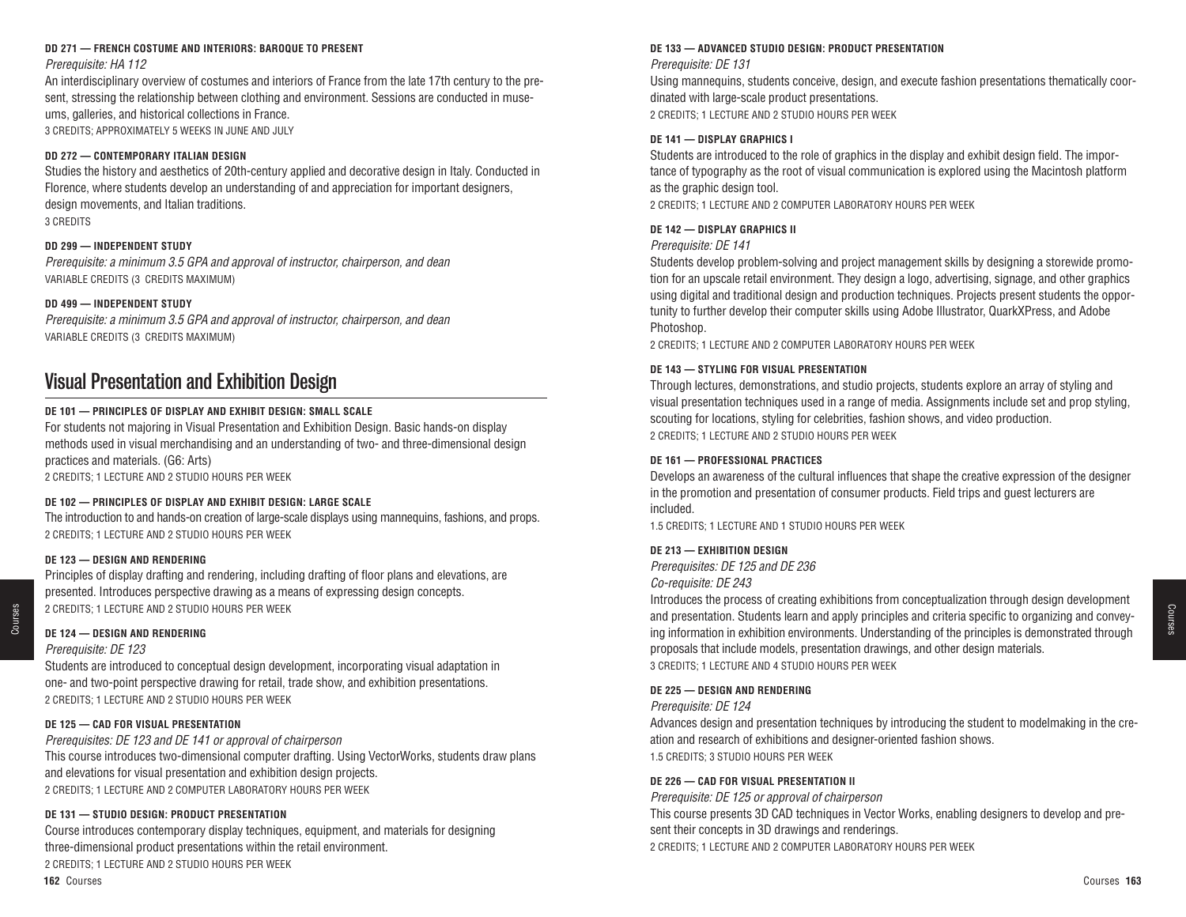**DD 271 — FRENCH COSTUME AND INTERIORS: BAROQUE TO PRESENT**

*Prerequisite: HA 112*

An interdisciplinary overview of costumes and interiors of France from the late 17th century to the present, stressing the relationship between clothing and environment. Sessions are conducted in museums, galleries, and historical collections in France.

3 CREDITS; APPROXIMATELY 5 WEEKS IN JUNE AND JULY

**DD 272 — CONTEMPORARY ITALIAN DESIGN**

Studies the history and aesthetics of 20th-century applied and decorative design in Italy. Conducted in Florence, where students develop an understanding of and appreciation for important designers, design movements, and Italian traditions.

3 CREDITS

**DD 299 — INDEPENDENT STUDY**

*Prerequisite: a minimum 3.5 GPA and approval of instructor, chairperson, and dean*

VARIABLE CREDITS (3 CREDITS MAXIMUM)

**DD 499 — INDEPENDENT STUDY**

*Prerequisite: a minimum 3.5 GPA and approval of instructor, chairperson, and dean*

VARIABLE CREDITS (3 CREDITS MAXIMUM)

## Visual Presentation and Exhibition Design

**DE 101 — PRINCIPLES OF DISPLAY AND EXHIBIT DESIGN: SMALL SCALE**

For students not majoring in Visual Presentation and Exhibition Design. Basic hands-on display methods used in visual merchandising and an understanding of two- and three-dimensional design practices and materials. (G6: Arts)

2 CREDITS; 1 LECTURE AND 2 STUDIO HOURS PER WEEK

**DE 102 — PRINCIPLES OF DISPLAY AND EXHIBIT DESIGN: LARGE SCALE**

The introduction to and hands-on creation of large-scale displays using mannequins, fashions, and props.

2 CREDITS; 1 LECTURE AND 2 STUDIO HOURS PER WEEK

**DE 123 — DESIGN AND RENDERING**

Principles of display drafting and rendering, including drafting of floor plans and elevations, are presented. Introduces perspective drawing as a means of expressing design concepts.

2 CREDITS; 1 LECTURE AND 2 STUDIO HOURS PER WEEK

**DE 124 — DESIGN AND RENDERING**

*Prerequisite: DE 123*

Students are introduced to conceptual design development, incorporating visual adaptation in one- and two-point perspective drawing for retail, trade show, and exhibition presentations.

2 CREDITS; 1 LECTURE AND 2 STUDIO HOURS PER WEEK

**DE 125 — CAD FOR VISUAL PRESENTATION**

*Prerequisites: DE 123 and DE 141 or approval of chairperson*

This course introduces two-dimensional computer drafting. Using VectorWorks, students draw plans and elevations for visual presentation and exhibition design projects.

2 CREDITS; 1 LECTURE AND 2 COMPUTER LABORATORY HOURS PER WEEK

**DE 131 — STUDIO DESIGN: PRODUCT PRESENTATION**

Course introduces contemporary display techniques, equipment, and materials for designing three-dimensional product presentations within the retail environment.

2 CREDITS; 1 LECTURE AND 2 STUDIO HOURS PER WEEK

**DE 133 — ADVANCED STUDIO DESIGN: PRODUCT PRESENTATION**

*Prerequisite: DE 131*

Using mannequins, students conceive, design, and execute fashion presentations thematically coordinated with large-scale product presentations.

2 CREDITS; 1 LECTURE AND 2 STUDIO HOURS PER WEEK

**DE 141 — DISPLAY GRAPHICS I**

Students are introduced to the role of graphics in the display and exhibit design field. The importance of typography as the root of visual communication is explored using the Macintosh platform as the graphic design tool.

2 CREDITS; 1 LECTURE AND 2 COMPUTER LABORATORY HOURS PER WEEK

**DE 142 — DISPLAY GRAPHICS II**

*Prerequisite: DE 141*

Students develop problem-solving and project management skills by designing a storewide promotion for an upscale retail environment. They design a logo, advertising, signage, and other graphics using digital and traditional design and production techniques. Projects present students the opportunity to further develop their computer skills using Adobe Illustrator, QuarkXPress, and Adobe Photoshop.

2 CREDITS; 1 LECTURE AND 2 COMPUTER LABORATORY HOURS PER WEEK

**DE 143 — STYLING FOR VISUAL PRESENTATION**

Through lectures, demonstrations, and studio projects, students explore an array of styling and visual presentation techniques used in a range of media. Assignments include set and prop styling, scouting for locations, styling for celebrities, fashion shows, and video production.

2 CREDITS; 1 LECTURE AND 2 STUDIO HOURS PER WEEK

**DE 161 — PROFESSIONAL PRACTICES**

Develops an awareness of the cultural influences that shape the creative expression of the designer in the promotion and presentation of consumer products. Field trips and guest lecturers are included.

1.5 CREDITS; 1 LECTURE AND 1 STUDIO HOURS PER WEEK

**DE 213 — EXHIBITION DESIGN**

*Prerequisites: DE 125 and DE 236*

*Co-requisite: DE 243*

Introduces the process of creating exhibitions from conceptualization through design development and presentation. Students learn and apply principles and criteria specific to organizing and conveying information in exhibition environments. Understanding of the principles is demonstrated through proposals that include models, presentation drawings, and other design materials.

3 CREDITS; 1 LECTURE AND 4 STUDIO HOURS PER WEEK

**DE 225 — DESIGN AND RENDERING**

*Prerequisite: DE 124*

Advances design and presentation techniques by introducing the student to modelmaking in the creation and research of exhibitions and designer-oriented fashion shows.

1.5 CREDITS; 3 STUDIO HOURS PER WEEK

**DE 226 — CAD FOR VISUAL PRESENTATION II**

*Prerequisite: DE 125 or approval of chairperson*

This course presents 3D CAD techniques in Vector Works, enabling designers to develop and present their concepts in 3D drawings and renderings.

2 CREDITS; 1 LECTURE AND 2 COMPUTER LABORATORY HOURS PER WEEK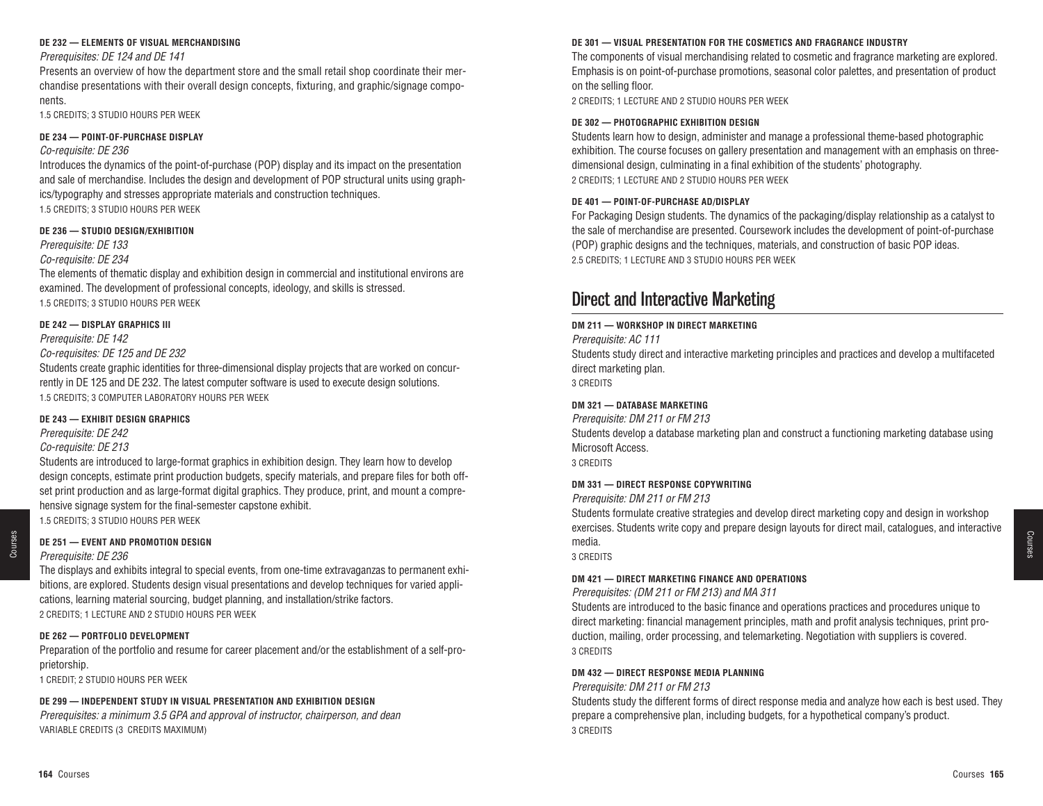**DE 232 — ELEMENTS OF VISUAL MERCHANDISING**

*Prerequisites: DE 124 and DE 141*

Presents an overview of how the department store and the small retail shop coordinate their merchandise presentations with their overall design concepts, fixturing, and graphic/signage components.

1.5 CREDITS; 3 STUDIO HOURS PER WEEK

**DE 234 — POINT-OF-PURCHASE DISPLAY**

*Co-requisite: DE 236*

Introduces the dynamics of the point-of-purchase (POP) display and its impact on the presentation and sale of merchandise. Includes the design and development of POP structural units using graphics/typography and stresses appropriate materials and construction techniques.

1.5 CREDITS; 3 STUDIO HOURS PER WEEK

**DE 236 — STUDIO DESIGN/EXHIBITION**

*Prerequisite: DE 133*

*Co-requisite: DE 234*

The elements of thematic display and exhibition design in commercial and institutional environs are examined. The development of professional concepts, ideology, and skills is stressed.

1.5 CREDITS; 3 STUDIO HOURS PER WEEK

**DE 242 — DISPLAY GRAPHICS III**

*Prerequisite: DE 142*

*Co-requisites: DE 125 and DE 232*

Students create graphic identities for three-dimensional display projects that are worked on concurrently in DE 125 and DE 232. The latest computer software is used to execute design solutions.

1.5 CREDITS; 3 COMPUTER LABORATORY HOURS PER WEEK

**DE 243 — EXHIBIT DESIGN GRAPHICS**

*Prerequisite: DE 242*

*Co-requisite: DE 213*

Students are introduced to large-format graphics in exhibition design. They learn how to develop design concepts, estimate print production budgets, specify materials, and prepare files for both offset print production and as large-format digital graphics. They produce, print, and mount a comprehensive signage system for the final-semester capstone exhibit.

1.5 CREDITS; 3 STUDIO HOURS PER WEEK

**DE 251 — EVENT AND PROMOTION DESIGN**

*Prerequisite: DE 236*

The displays and exhibits integral to special events, from one-time extravaganzas to permanent exhibitions, are explored. Students design visual presentations and develop techniques for varied applications, learning material sourcing, budget planning, and installation/strike factors.

2 CREDITS; 1 LECTURE AND 2 STUDIO HOURS PER WEEK

**DE 262 — PORTFOLIO DEVELOPMENT**

Preparation of the portfolio and resume for career placement and/or the establishment of a self-proprietorship.

1 CREDIT; 2 STUDIO HOURS PER WEEK

**DE 299 — INDEPENDENT STUDY IN VISUAL PRESENTATION AND EXHIBITION DESIGN**

*Prerequisites: a minimum 3.5 GPA and approval of instructor, chairperson, and dean*

VARIABLE CREDITS (3 CREDITS MAXIMUM)

**DE 301 — VISUAL PRESENTATION FOR THE COSMETICS AND FRAGRANCE INDUSTRY**

The components of visual merchandising related to cosmetic and fragrance marketing are explored. Emphasis is on point-of-purchase promotions, seasonal color palettes, and presentation of product on the selling floor.

2 CREDITS; 1 LECTURE AND 2 STUDIO HOURS PER WEEK

**DE 302 — PHOTOGRAPHIC EXHIBITION DESIGN**

Students learn how to design, administer and manage a professional theme-based photographic exhibition. The course focuses on gallery presentation and management with an emphasis on three-dimensional design, culminating in a final exhibition of the students' photography.

2 CREDITS; 1 LECTURE AND 2 STUDIO HOURS PER WEEK

**DE 401 — POINT-OF-PURCHASE AD/DISPLAY**

For Packaging Design students. The dynamics of the packaging/display relationship as a catalyst to the sale of merchandise are presented. Coursework includes the development of point-of-purchase (POP) graphic designs and the techniques, materials, and construction of basic POP ideas.

2.5 CREDITS; 1 LECTURE AND 3 STUDIO HOURS PER WEEK

## Direct and Interactive Marketing

**DM 211 — WORKSHOP IN DIRECT MARKETING**

*Prerequisite: AC 111*

Students study direct and interactive marketing principles and practices and develop a multifaceted direct marketing plan.

3 CREDITS

**DM 321 — DATABASE MARKETING**

*Prerequisite: DM 211 or FM 213*

Students develop a database marketing plan and construct a functioning marketing database using Microsoft Access.

3 CREDITS

**DM 331 — DIRECT RESPONSE COPYWRITING**

*Prerequisite: DM 211 or FM 213*

Students formulate creative strategies and develop direct marketing copy and design in workshop exercises. Students write copy and prepare design layouts for direct mail, catalogues, and interactive media.

3 CREDITS

**DM 421 — DIRECT MARKETING FINANCE AND OPERATIONS**

*Prerequisites: (DM 211 or FM 213) and MA 311*

Students are introduced to the basic finance and operations practices and procedures unique to direct marketing: financial management principles, math and profit analysis techniques, print production, mailing, order processing, and telemarketing. Negotiation with suppliers is covered.

3 CREDITS

**DM 432 — DIRECT RESPONSE MEDIA PLANNING**

*Prerequisite: DM 211 or FM 213*

Students study the different forms of direct response media and analyze how each is best used. They prepare a comprehensive plan, including budgets, for a hypothetical company's product.

3 CREDITS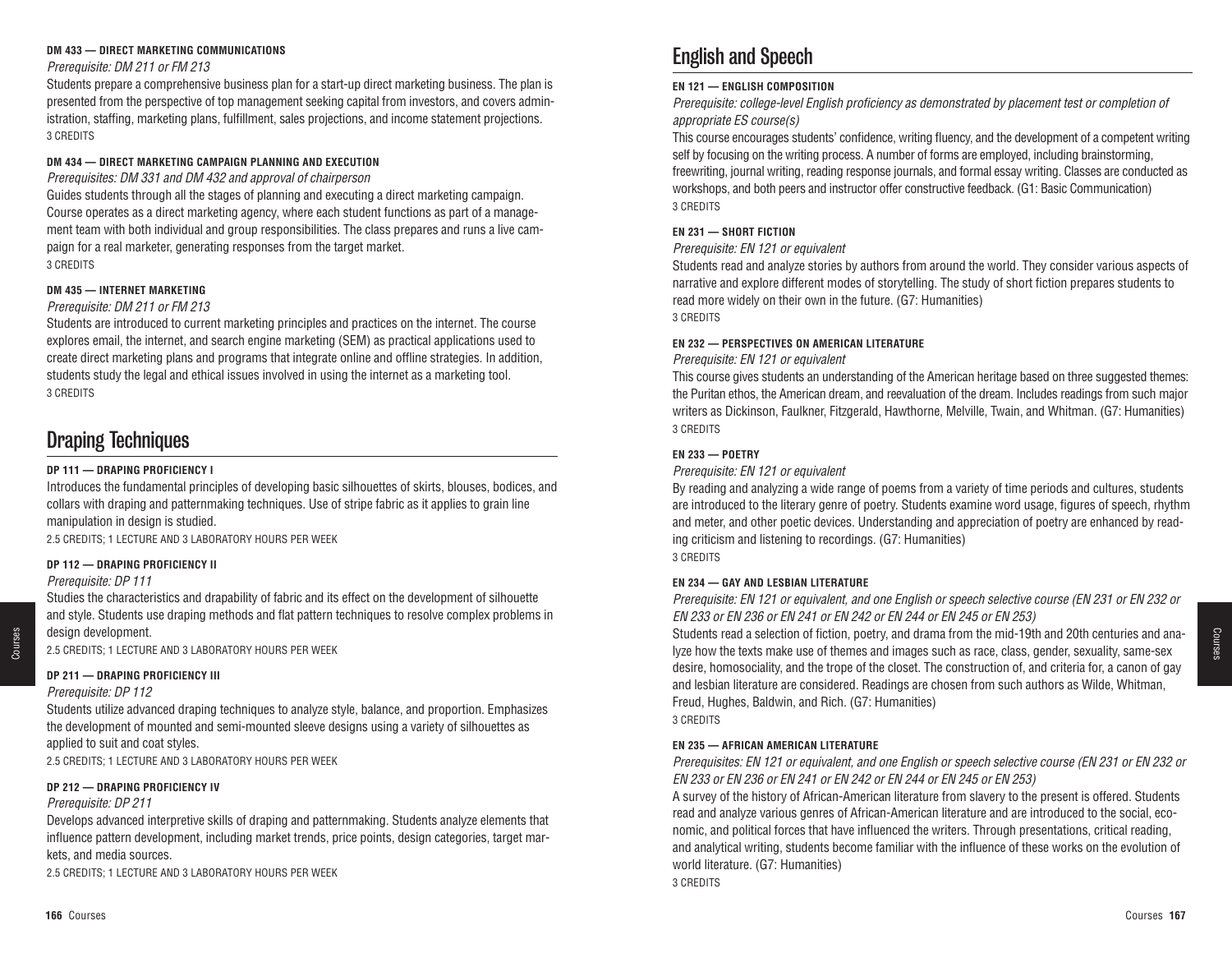#### DM 433 — DIRECT MARKETING COMMUNICATIONS

*Prerequisite: DM 211 or FM 213*

Students prepare a comprehensive business plan for a start-up direct marketing business. The plan is presented from the perspective of top management seeking capital from investors, and covers administration, staffing, marketing plans, fulfillment, sales projections, and income statement projections.
3 CREDITS

#### DM 434 — DIRECT MARKETING CAMPAIGN PLANNING AND EXECUTION

*Prerequisites: DM 331 and DM 432 and approval of chairperson*

Guides students through all the stages of planning and executing a direct marketing campaign. Course operates as a direct marketing agency, where each student functions as part of a management team with both individual and group responsibilities. The class prepares and runs a live campaign for a real marketer, generating responses from the target market.
3 CREDITS

#### DM 435 — INTERNET MARKETING

*Prerequisite: DM 211 or FM 213*

Students are introduced to current marketing principles and practices on the internet. The course explores email, the internet, and search engine marketing (SEM) as practical applications used to create direct marketing plans and programs that integrate online and offline strategies. In addition, students study the legal and ethical issues involved in using the internet as a marketing tool.
3 CREDITS

## Draping Techniques

#### DP 111 — DRAPING PROFICIENCY I

Introduces the fundamental principles of developing basic silhouettes of skirts, blouses, bodices, and collars with draping and patternmaking techniques. Use of stripe fabric as it applies to grain line manipulation in design is studied.
2.5 CREDITS; 1 LECTURE AND 3 LABORATORY HOURS PER WEEK

#### DP 112 — DRAPING PROFICIENCY II

*Prerequisite: DP 111*

Studies the characteristics and drapability of fabric and its effect on the development of silhouette and style. Students use draping methods and flat pattern techniques to resolve complex problems in design development.
2.5 CREDITS; 1 LECTURE AND 3 LABORATORY HOURS PER WEEK

#### DP 211 — DRAPING PROFICIENCY III

*Prerequisite: DP 112*

Students utilize advanced draping techniques to analyze style, balance, and proportion. Emphasizes the development of mounted and semi-mounted sleeve designs using a variety of silhouettes as applied to suit and coat styles.
2.5 CREDITS; 1 LECTURE AND 3 LABORATORY HOURS PER WEEK

#### DP 212 — DRAPING PROFICIENCY IV

*Prerequisite: DP 211*

Develops advanced interpretive skills of draping and patternmaking. Students analyze elements that influence pattern development, including market trends, price points, design categories, target markets, and media sources.
2.5 CREDITS; 1 LECTURE AND 3 LABORATORY HOURS PER WEEK

## English and Speech

#### EN 121 — ENGLISH COMPOSITION

*Prerequisite: college-level English proficiency as demonstrated by placement test or completion of appropriate ES course(s)*

This course encourages students' confidence, writing fluency, and the development of a competent writing self by focusing on the writing process. A number of forms are employed, including brainstorming, freewriting, journal writing, reading response journals, and formal essay writing. Classes are conducted as workshops, and both peers and instructor offer constructive feedback. (G1: Basic Communication)
3 CREDITS

#### EN 231 — SHORT FICTION

*Prerequisite: EN 121 or equivalent*

Students read and analyze stories by authors from around the world. They consider various aspects of narrative and explore different modes of storytelling. The study of short fiction prepares students to read more widely on their own in the future. (G7: Humanities)
3 CREDITS

#### EN 232 — PERSPECTIVES ON AMERICAN LITERATURE

*Prerequisite: EN 121 or equivalent*

This course gives students an understanding of the American heritage based on three suggested themes: the Puritan ethos, the American dream, and reevaluation of the dream. Includes readings from such major writers as Dickinson, Faulkner, Fitzgerald, Hawthorne, Melville, Twain, and Whitman. (G7: Humanities)
3 CREDITS

#### EN 233 — POETRY

*Prerequisite: EN 121 or equivalent*

By reading and analyzing a wide range of poems from a variety of time periods and cultures, students are introduced to the literary genre of poetry. Students examine word usage, figures of speech, rhythm and meter, and other poetic devices. Understanding and appreciation of poetry are enhanced by reading criticism and listening to recordings. (G7: Humanities)
3 CREDITS

#### EN 234 — GAY AND LESBIAN LITERATURE

*Prerequisite: EN 121 or equivalent, and one English or speech selective course (EN 231 or EN 232 or EN 233 or EN 236 or EN 241 or EN 242 or EN 244 or EN 245 or EN 253)*

Students read a selection of fiction, poetry, and drama from the mid-19th and 20th centuries and analyze how the texts make use of themes and images such as race, class, gender, sexuality, same-sex desire, homosociality, and the trope of the closet. The construction of, and criteria for, a canon of gay and lesbian literature are considered. Readings are chosen from such authors as Wilde, Whitman, Freud, Hughes, Baldwin, and Rich. (G7: Humanities)
3 CREDITS

#### EN 235 — AFRICAN AMERICAN LITERATURE

*Prerequisites: EN 121 or equivalent, and one English or speech selective course (EN 231 or EN 232 or EN 233 or EN 236 or EN 241 or EN 242 or EN 244 or EN 245 or EN 253)*

A survey of the history of African-American literature from slavery to the present is offered. Students read and analyze various genres of African-American literature and are introduced to the social, economic, and political forces that have influenced the writers. Through presentations, critical reading, and analytical writing, students become familiar with the influence of these works on the evolution of world literature. (G7: Humanities)
3 CREDITS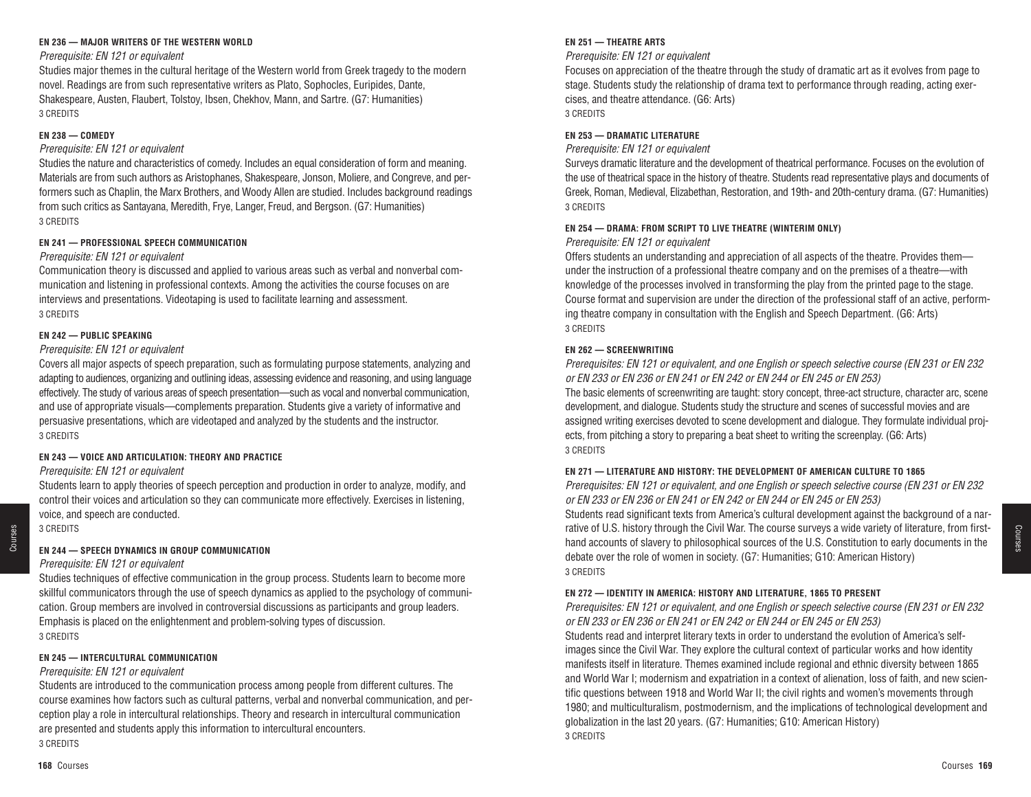#### EN 236 — MAJOR WRITERS OF THE WESTERN WORLD

*Prerequisite: EN 121 or equivalent*

Studies major themes in the cultural heritage of the Western world from Greek tragedy to the modern novel. Readings are from such representative writers as Plato, Sophocles, Euripides, Dante, Shakespeare, Austen, Flaubert, Tolstoy, Ibsen, Chekhov, Mann, and Sartre. (G7: Humanities)

3 CREDITS

#### EN 238 — COMEDY

*Prerequisite: EN 121 or equivalent*

Studies the nature and characteristics of comedy. Includes an equal consideration of form and meaning. Materials are from such authors as Aristophanes, Shakespeare, Jonson, Moliere, and Congreve, and performers such as Chaplin, the Marx Brothers, and Woody Allen are studied. Includes background readings from such critics as Santayana, Meredith, Frye, Langer, Freud, and Bergson. (G7: Humanities)

3 CREDITS

#### EN 241 — PROFESSIONAL SPEECH COMMUNICATION

*Prerequisite: EN 121 or equivalent*

Communication theory is discussed and applied to various areas such as verbal and nonverbal communication and listening in professional contexts. Among the activities the course focuses on are interviews and presentations. Videotaping is used to facilitate learning and assessment.

3 CREDITS

#### EN 242 — PUBLIC SPEAKING

*Prerequisite: EN 121 or equivalent*

Covers all major aspects of speech preparation, such as formulating purpose statements, analyzing and adapting to audiences, organizing and outlining ideas, assessing evidence and reasoning, and using language effectively. The study of various areas of speech presentation—such as vocal and nonverbal communication, and use of appropriate visuals—complements preparation. Students give a variety of informative and persuasive presentations, which are videotaped and analyzed by the students and the instructor.

3 CREDITS

#### EN 243 — VOICE AND ARTICULATION: THEORY AND PRACTICE

*Prerequisite: EN 121 or equivalent*

Students learn to apply theories of speech perception and production in order to analyze, modify, and control their voices and articulation so they can communicate more effectively. Exercises in listening, voice, and speech are conducted.

3 CREDITS

#### EN 244 — SPEECH DYNAMICS IN GROUP COMMUNICATION

*Prerequisite: EN 121 or equivalent*

Studies techniques of effective communication in the group process. Students learn to become more skillful communicators through the use of speech dynamics as applied to the psychology of communication. Group members are involved in controversial discussions as participants and group leaders. Emphasis is placed on the enlightenment and problem-solving types of discussion.

3 CREDITS

#### EN 245 — INTERCULTURAL COMMUNICATION

*Prerequisite: EN 121 or equivalent*

Students are introduced to the communication process among people from different cultures. The course examines how factors such as cultural patterns, verbal and nonverbal communication, and perception play a role in intercultural relationships. Theory and research in intercultural communication are presented and students apply this information to intercultural encounters.

3 CREDITS

#### EN 251 — THEATRE ARTS

*Prerequisite: EN 121 or equivalent*

Focuses on appreciation of the theatre through the study of dramatic art as it evolves from page to stage. Students study the relationship of drama text to performance through reading, acting exercises, and theatre attendance. (G6: Arts)

3 CREDITS

#### EN 253 — DRAMATIC LITERATURE

*Prerequisite: EN 121 or equivalent*

Surveys dramatic literature and the development of theatrical performance. Focuses on the evolution of the use of theatrical space in the history of theatre. Students read representative plays and documents of Greek, Roman, Medieval, Elizabethan, Restoration, and 19th- and 20th-century drama. (G7: Humanities)

3 CREDITS

#### EN 254 — DRAMA: FROM SCRIPT TO LIVE THEATRE (WINTERIM ONLY)

*Prerequisite: EN 121 or equivalent*

Offers students an understanding and appreciation of all aspects of the theatre. Provides them—under the instruction of a professional theatre company and on the premises of a theatre—with knowledge of the processes involved in transforming the play from the printed page to the stage. Course format and supervision are under the direction of the professional staff of an active, performing theatre company in consultation with the English and Speech Department. (G6: Arts)

3 CREDITS

#### EN 262 — SCREENWRITING

*Prerequisites: EN 121 or equivalent, and one English or speech selective course (EN 231 or EN 232 or EN 233 or EN 236 or EN 241 or EN 242 or EN 244 or EN 245 or EN 253)*

The basic elements of screenwriting are taught: story concept, three-act structure, character arc, scene development, and dialogue. Students study the structure and scenes of successful movies and are assigned writing exercises devoted to scene development and dialogue. They formulate individual projects, from pitching a story to preparing a beat sheet to writing the screenplay. (G6: Arts)

3 CREDITS

#### EN 271 — LITERATURE AND HISTORY: THE DEVELOPMENT OF AMERICAN CULTURE TO 1865

*Prerequisites: EN 121 or equivalent, and one English or speech selective course (EN 231 or EN 232 or EN 233 or EN 236 or EN 241 or EN 242 or EN 244 or EN 245 or EN 253)*

Students read significant texts from America's cultural development against the background of a narrative of U.S. history through the Civil War. The course surveys a wide variety of literature, from first-hand accounts of slavery to philosophical sources of the U.S. Constitution to early documents in the debate over the role of women in society. (G7: Humanities; G10: American History)

3 CREDITS

#### EN 272 — IDENTITY IN AMERICA: HISTORY AND LITERATURE, 1865 TO PRESENT

*Prerequisites: EN 121 or equivalent, and one English or speech selective course (EN 231 or EN 232 or EN 233 or EN 236 or EN 241 or EN 242 or EN 244 or EN 245 or EN 253)*

Students read and interpret literary texts in order to understand the evolution of America's self-images since the Civil War. They explore the cultural context of particular works and how identity manifests itself in literature. Themes examined include regional and ethnic diversity between 1865 and World War I; modernism and expatriation in a context of alienation, loss of faith, and new scientific questions between 1918 and World War II; the civil rights and women's movements through 1980; and multiculturalism, postmodernism, and the implications of technological development and globalization in the last 20 years. (G7: Humanities; G10: American History)

3 CREDITS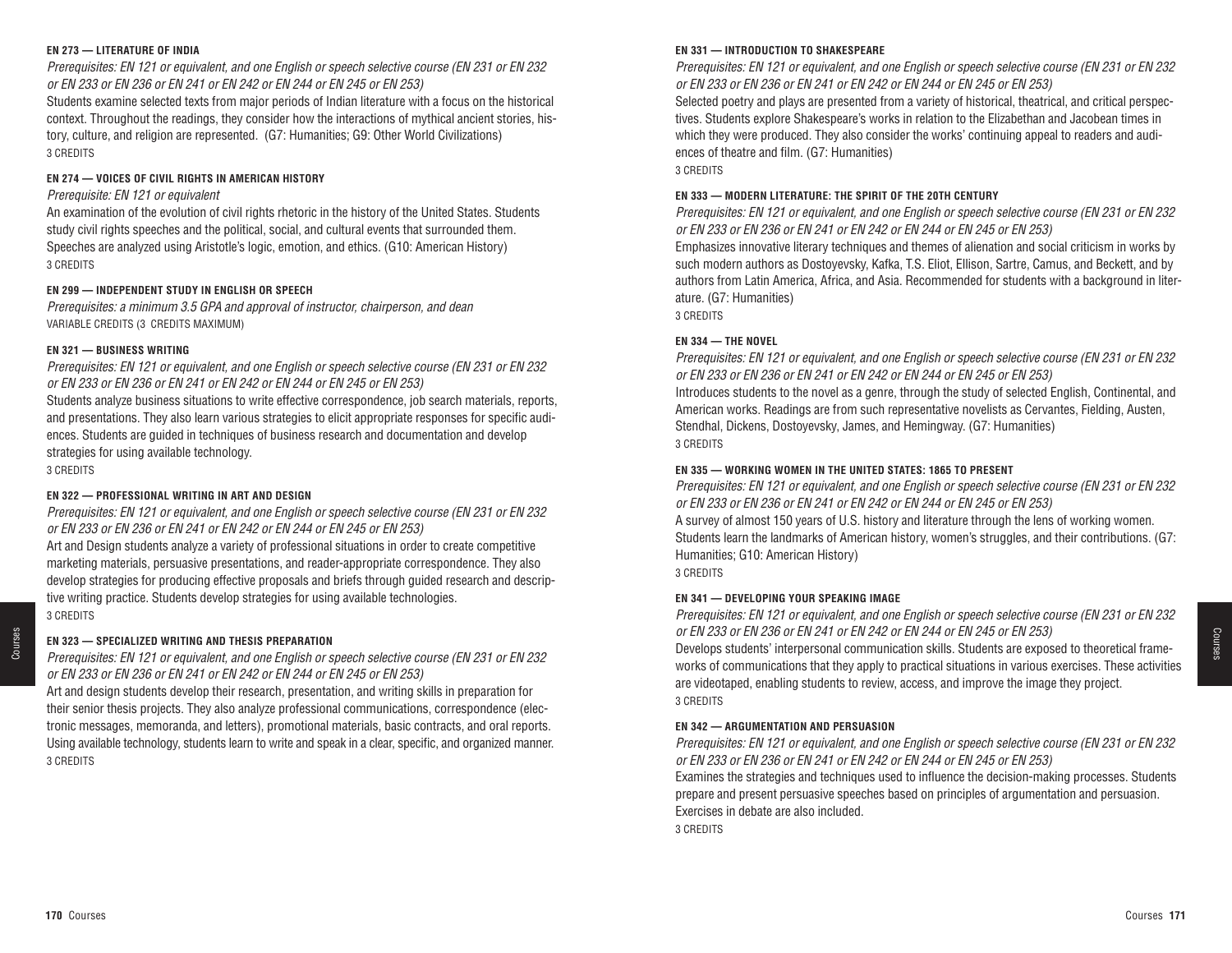#### EN 273 — LITERATURE OF INDIA

*Prerequisites: EN 121 or equivalent, and one English or speech selective course (EN 231 or EN 232 or EN 233 or EN 236 or EN 241 or EN 242 or EN 244 or EN 245 or EN 253)*

Students examine selected texts from major periods of Indian literature with a focus on the historical context. Throughout the readings, they consider how the interactions of mythical ancient stories, history, culture, and religion are represented. (G7: Humanities; G9: Other World Civilizations)

3 CREDITS

#### EN 274 — VOICES OF CIVIL RIGHTS IN AMERICAN HISTORY

*Prerequisite: EN 121 or equivalent*

An examination of the evolution of civil rights rhetoric in the history of the United States. Students study civil rights speeches and the political, social, and cultural events that surrounded them. Speeches are analyzed using Aristotle's logic, emotion, and ethics. (G10: American History)

3 CREDITS

#### EN 299 — INDEPENDENT STUDY IN ENGLISH OR SPEECH

*Prerequisites: a minimum 3.5 GPA and approval of instructor, chairperson, and dean*

VARIABLE CREDITS (3 CREDITS MAXIMUM)

#### EN 321 — BUSINESS WRITING

*Prerequisites: EN 121 or equivalent, and one English or speech selective course (EN 231 or EN 232 or EN 233 or EN 236 or EN 241 or EN 242 or EN 244 or EN 245 or EN 253)*

Students analyze business situations to write effective correspondence, job search materials, reports, and presentations. They also learn various strategies to elicit appropriate responses for specific audiences. Students are guided in techniques of business research and documentation and develop strategies for using available technology.

3 CREDITS

#### EN 322 — PROFESSIONAL WRITING IN ART AND DESIGN

*Prerequisites: EN 121 or equivalent, and one English or speech selective course (EN 231 or EN 232 or EN 233 or EN 236 or EN 241 or EN 242 or EN 244 or EN 245 or EN 253)*

Art and Design students analyze a variety of professional situations in order to create competitive marketing materials, persuasive presentations, and reader-appropriate correspondence. They also develop strategies for producing effective proposals and briefs through guided research and descriptive writing practice. Students develop strategies for using available technologies.

3 CREDITS

#### EN 323 — SPECIALIZED WRITING AND THESIS PREPARATION

*Prerequisites: EN 121 or equivalent, and one English or speech selective course (EN 231 or EN 232 or EN 233 or EN 236 or EN 241 or EN 242 or EN 244 or EN 245 or EN 253)*

Art and design students develop their research, presentation, and writing skills in preparation for their senior thesis projects. They also analyze professional communications, correspondence (electronic messages, memoranda, and letters), promotional materials, basic contracts, and oral reports. Using available technology, students learn to write and speak in a clear, specific, and organized manner.

3 CREDITS

#### EN 331 — INTRODUCTION TO SHAKESPEARE

*Prerequisites: EN 121 or equivalent, and one English or speech selective course (EN 231 or EN 232 or EN 233 or EN 236 or EN 241 or EN 242 or EN 244 or EN 245 or EN 253)*

Selected poetry and plays are presented from a variety of historical, theatrical, and critical perspectives. Students explore Shakespeare's works in relation to the Elizabethan and Jacobean times in which they were produced. They also consider the works' continuing appeal to readers and audiences of theatre and film. (G7: Humanities)

3 CREDITS

#### EN 333 — MODERN LITERATURE: THE SPIRIT OF THE 20TH CENTURY

*Prerequisites: EN 121 or equivalent, and one English or speech selective course (EN 231 or EN 232 or EN 233 or EN 236 or EN 241 or EN 242 or EN 244 or EN 245 or EN 253)*

Emphasizes innovative literary techniques and themes of alienation and social criticism in works by such modern authors as Dostoyevsky, Kafka, T.S. Eliot, Ellison, Sartre, Camus, and Beckett, and by authors from Latin America, Africa, and Asia. Recommended for students with a background in literature. (G7: Humanities)

3 CREDITS

#### EN 334 — THE NOVEL

*Prerequisites: EN 121 or equivalent, and one English or speech selective course (EN 231 or EN 232 or EN 233 or EN 236 or EN 241 or EN 242 or EN 244 or EN 245 or EN 253)*

Introduces students to the novel as a genre, through the study of selected English, Continental, and American works. Readings are from such representative novelists as Cervantes, Fielding, Austen, Stendhal, Dickens, Dostoyevsky, James, and Hemingway. (G7: Humanities)

3 CREDITS

#### EN 335 — WORKING WOMEN IN THE UNITED STATES: 1865 TO PRESENT

*Prerequisites: EN 121 or equivalent, and one English or speech selective course (EN 231 or EN 232 or EN 233 or EN 236 or EN 241 or EN 242 or EN 244 or EN 245 or EN 253)*

A survey of almost 150 years of U.S. history and literature through the lens of working women. Students learn the landmarks of American history, women's struggles, and their contributions. (G7: Humanities; G10: American History)

3 CREDITS

#### EN 341 — DEVELOPING YOUR SPEAKING IMAGE

*Prerequisites: EN 121 or equivalent, and one English or speech selective course (EN 231 or EN 232 or EN 233 or EN 236 or EN 241 or EN 242 or EN 244 or EN 245 or EN 253)*

Develops students' interpersonal communication skills. Students are exposed to theoretical frameworks of communications that they apply to practical situations in various exercises. These activities are videotaped, enabling students to review, access, and improve the image they project.

3 CREDITS

#### EN 342 — ARGUMENTATION AND PERSUASION

*Prerequisites: EN 121 or equivalent, and one English or speech selective course (EN 231 or EN 232 or EN 233 or EN 236 or EN 241 or EN 242 or EN 244 or EN 245 or EN 253)*

Examines the strategies and techniques used to influence the decision-making processes. Students prepare and present persuasive speeches based on principles of argumentation and persuasion. Exercises in debate are also included.

3 CREDITS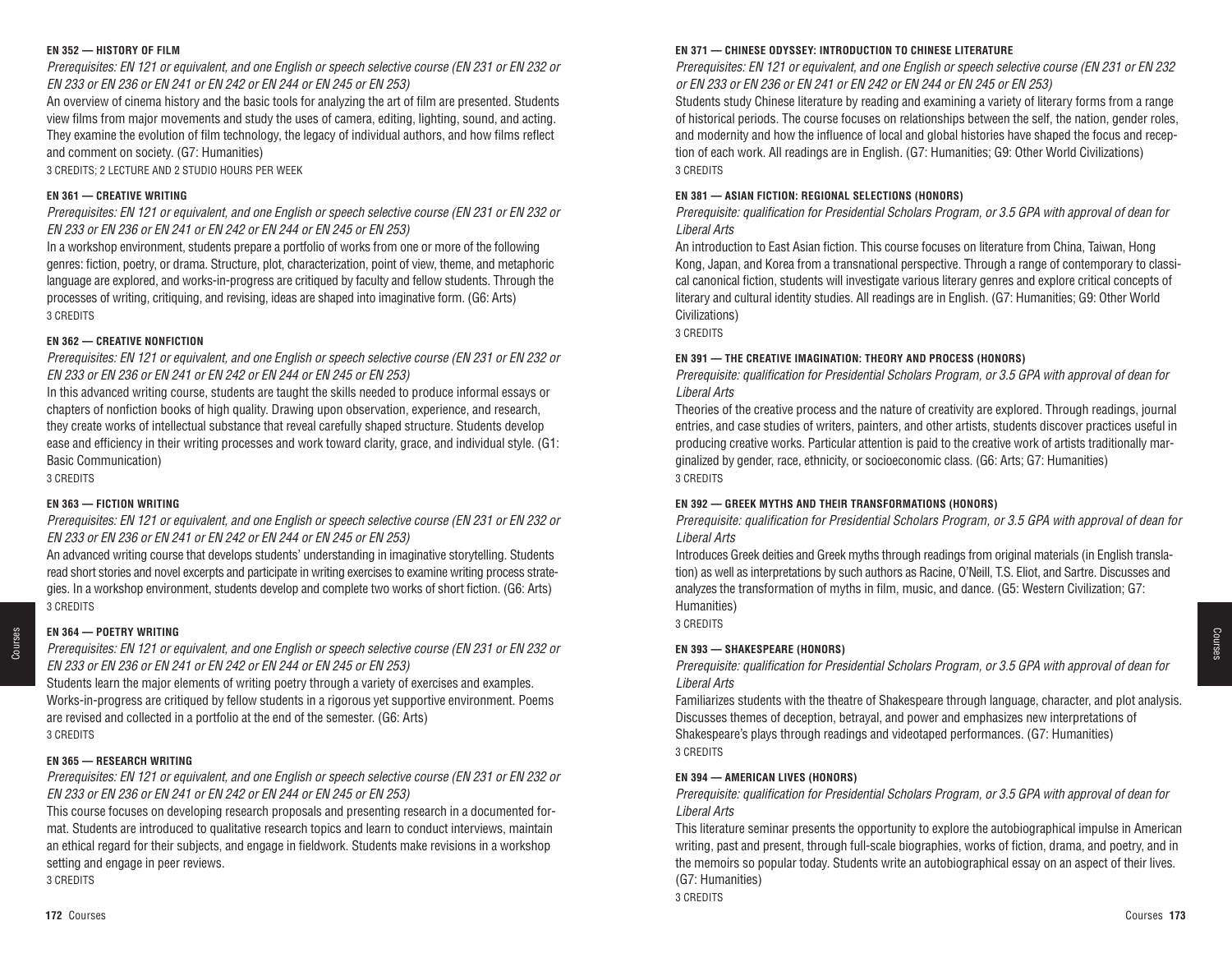#### EN 352 — HISTORY OF FILM

*Prerequisites: EN 121 or equivalent, and one English or speech selective course (EN 231 or EN 232 or EN 233 or EN 236 or EN 241 or EN 242 or EN 244 or EN 245 or EN 253)*

An overview of cinema history and the basic tools for analyzing the art of film are presented. Students view films from major movements and study the uses of camera, editing, lighting, sound, and acting. They examine the evolution of film technology, the legacy of individual authors, and how films reflect and comment on society. (G7: Humanities)

3 CREDITS; 2 LECTURE AND 2 STUDIO HOURS PER WEEK

#### EN 361 — CREATIVE WRITING

*Prerequisites: EN 121 or equivalent, and one English or speech selective course (EN 231 or EN 232 or EN 233 or EN 236 or EN 241 or EN 242 or EN 244 or EN 245 or EN 253)*

In a workshop environment, students prepare a portfolio of works from one or more of the following genres: fiction, poetry, or drama. Structure, plot, characterization, point of view, theme, and metaphoric language are explored, and works-in-progress are critiqued by faculty and fellow students. Through the processes of writing, critiquing, and revising, ideas are shaped into imaginative form. (G6: Arts)

3 CREDITS

#### EN 362 — CREATIVE NONFICTION

*Prerequisites: EN 121 or equivalent, and one English or speech selective course (EN 231 or EN 232 or EN 233 or EN 236 or EN 241 or EN 242 or EN 244 or EN 245 or EN 253)*

In this advanced writing course, students are taught the skills needed to produce informal essays or chapters of nonfiction books of high quality. Drawing upon observation, experience, and research, they create works of intellectual substance that reveal carefully shaped structure. Students develop ease and efficiency in their writing processes and work toward clarity, grace, and individual style. (G1: Basic Communication)

3 CREDITS

#### EN 363 — FICTION WRITING

*Prerequisites: EN 121 or equivalent, and one English or speech selective course (EN 231 or EN 232 or EN 233 or EN 236 or EN 241 or EN 242 or EN 244 or EN 245 or EN 253)*

An advanced writing course that develops students' understanding in imaginative storytelling. Students read short stories and novel excerpts and participate in writing exercises to examine writing process strategies. In a workshop environment, students develop and complete two works of short fiction. (G6: Arts)

3 CREDITS

#### EN 364 — POETRY WRITING

*Prerequisites: EN 121 or equivalent, and one English or speech selective course (EN 231 or EN 232 or EN 233 or EN 236 or EN 241 or EN 242 or EN 244 or EN 245 or EN 253)*

Students learn the major elements of writing poetry through a variety of exercises and examples. Works-in-progress are critiqued by fellow students in a rigorous yet supportive environment. Poems are revised and collected in a portfolio at the end of the semester. (G6: Arts)

3 CREDITS

#### EN 365 — RESEARCH WRITING

*Prerequisites: EN 121 or equivalent, and one English or speech selective course (EN 231 or EN 232 or EN 233 or EN 236 or EN 241 or EN 242 or EN 244 or EN 245 or EN 253)*

This course focuses on developing research proposals and presenting research in a documented format. Students are introduced to qualitative research topics and learn to conduct interviews, maintain an ethical regard for their subjects, and engage in fieldwork. Students make revisions in a workshop setting and engage in peer reviews.

3 CREDITS

#### EN 371 — CHINESE ODYSSEY: INTRODUCTION TO CHINESE LITERATURE

*Prerequisites: EN 121 or equivalent, and one English or speech selective course (EN 231 or EN 232 or EN 233 or EN 236 or EN 241 or EN 242 or EN 244 or EN 245 or EN 253)*

Students study Chinese literature by reading and examining a variety of literary forms from a range of historical periods. The course focuses on relationships between the self, the nation, gender roles, and modernity and how the influence of local and global histories have shaped the focus and reception of each work. All readings are in English. (G7: Humanities; G9: Other World Civilizations)

3 CREDITS

#### EN 381 — ASIAN FICTION: REGIONAL SELECTIONS (HONORS)

*Prerequisite: qualification for Presidential Scholars Program, or 3.5 GPA with approval of dean for Liberal Arts*

An introduction to East Asian fiction. This course focuses on literature from China, Taiwan, Hong Kong, Japan, and Korea from a transnational perspective. Through a range of contemporary to classical canonical fiction, students will investigate various literary genres and explore critical concepts of literary and cultural identity studies. All readings are in English. (G7: Humanities; G9: Other World Civilizations)

3 CREDITS

#### EN 391 — THE CREATIVE IMAGINATION: THEORY AND PROCESS (HONORS)

*Prerequisite: qualification for Presidential Scholars Program, or 3.5 GPA with approval of dean for Liberal Arts*

Theories of the creative process and the nature of creativity are explored. Through readings, journal entries, and case studies of writers, painters, and other artists, students discover practices useful in producing creative works. Particular attention is paid to the creative work of artists traditionally marginalized by gender, race, ethnicity, or socioeconomic class. (G6: Arts; G7: Humanities)

3 CREDITS

#### EN 392 — GREEK MYTHS AND THEIR TRANSFORMATIONS (HONORS)

*Prerequisite: qualification for Presidential Scholars Program, or 3.5 GPA with approval of dean for Liberal Arts*

Introduces Greek deities and Greek myths through readings from original materials (in English translation) as well as interpretations by such authors as Racine, O'Neill, T.S. Eliot, and Sartre. Discusses and analyzes the transformation of myths in film, music, and dance. (G5: Western Civilization; G7: Humanities)

3 CREDITS

#### EN 393 — SHAKESPEARE (HONORS)

*Prerequisite: qualification for Presidential Scholars Program, or 3.5 GPA with approval of dean for Liberal Arts*

Familiarizes students with the theatre of Shakespeare through language, character, and plot analysis. Discusses themes of deception, betrayal, and power and emphasizes new interpretations of Shakespeare's plays through readings and videotaped performances. (G7: Humanities)

3 CREDITS

#### EN 394 — AMERICAN LIVES (HONORS)

*Prerequisite: qualification for Presidential Scholars Program, or 3.5 GPA with approval of dean for Liberal Arts*

This literature seminar presents the opportunity to explore the autobiographical impulse in American writing, past and present, through full-scale biographies, works of fiction, drama, and poetry, and in the memoirs so popular today. Students write an autobiographical essay on an aspect of their lives. (G7: Humanities)

3 CREDITS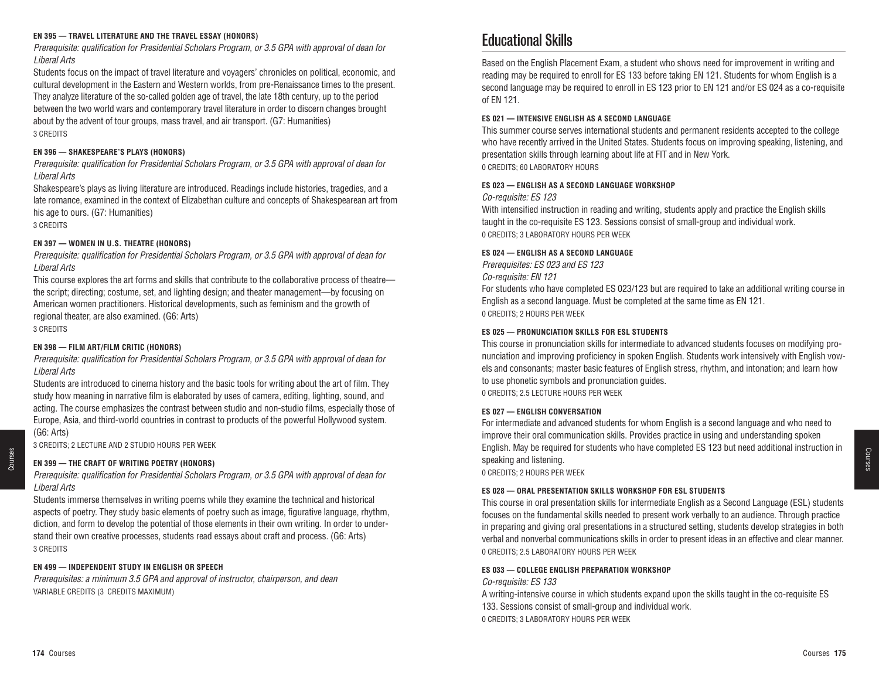**EN 395 — TRAVEL LITERATURE AND THE TRAVEL ESSAY (HONORS)**

*Prerequisite: qualification for Presidential Scholars Program, or 3.5 GPA with approval of dean for Liberal Arts*

Students focus on the impact of travel literature and voyagers' chronicles on political, economic, and cultural development in the Eastern and Western worlds, from pre-Renaissance times to the present. They analyze literature of the so-called golden age of travel, the late 18th century, up to the period between the two world wars and contemporary travel literature in order to discern changes brought about by the advent of tour groups, mass travel, and air transport. (G7: Humanities)

3 CREDITS

**EN 396 — SHAKESPEARE'S PLAYS (HONORS)**

*Prerequisite: qualification for Presidential Scholars Program, or 3.5 GPA with approval of dean for Liberal Arts*

Shakespeare's plays as living literature are introduced. Readings include histories, tragedies, and a late romance, examined in the context of Elizabethan culture and concepts of Shakespearean art from his age to ours. (G7: Humanities)

3 CREDITS

**EN 397 — WOMEN IN U.S. THEATRE (HONORS)**

*Prerequisite: qualification for Presidential Scholars Program, or 3.5 GPA with approval of dean for Liberal Arts*

This course explores the art forms and skills that contribute to the collaborative process of theatre—the script; directing; costume, set, and lighting design; and theater management—by focusing on American women practitioners. Historical developments, such as feminism and the growth of regional theater, are also examined. (G6: Arts)

3 CREDITS

**EN 398 — FILM ART/FILM CRITIC (HONORS)**

*Prerequisite: qualification for Presidential Scholars Program, or 3.5 GPA with approval of dean for Liberal Arts*

Students are introduced to cinema history and the basic tools for writing about the art of film. They study how meaning in narrative film is elaborated by uses of camera, editing, lighting, sound, and acting. The course emphasizes the contrast between studio and non-studio films, especially those of Europe, Asia, and third-world countries in contrast to products of the powerful Hollywood system. (G6: Arts)

3 CREDITS; 2 LECTURE AND 2 STUDIO HOURS PER WEEK

**EN 399 — THE CRAFT OF WRITING POETRY (HONORS)**

*Prerequisite: qualification for Presidential Scholars Program, or 3.5 GPA with approval of dean for Liberal Arts*

Students immerse themselves in writing poems while they examine the technical and historical aspects of poetry. They study basic elements of poetry such as image, figurative language, rhythm, diction, and form to develop the potential of those elements in their own writing. In order to understand their own creative processes, students read essays about craft and process. (G6: Arts)

3 CREDITS

**EN 499 — INDEPENDENT STUDY IN ENGLISH OR SPEECH**

*Prerequisites: a minimum 3.5 GPA and approval of instructor, chairperson, and dean*

VARIABLE CREDITS (3 CREDITS MAXIMUM)

# Educational Skills

Based on the English Placement Exam, a student who shows need for improvement in writing and reading may be required to enroll for ES 133 before taking EN 121. Students for whom English is a second language may be required to enroll in ES 123 prior to EN 121 and/or ES 024 as a co-requisite of EN 121.

**ES 021 — INTENSIVE ENGLISH AS A SECOND LANGUAGE**

This summer course serves international students and permanent residents accepted to the college who have recently arrived in the United States. Students focus on improving speaking, listening, and presentation skills through learning about life at FIT and in New York.

0 CREDITS; 60 LABORATORY HOURS

**ES 023 — ENGLISH AS A SECOND LANGUAGE WORKSHOP**

*Co-requisite: ES 123*

With intensified instruction in reading and writing, students apply and practice the English skills taught in the co-requisite ES 123. Sessions consist of small-group and individual work.

0 CREDITS; 3 LABORATORY HOURS PER WEEK

**ES 024 — ENGLISH AS A SECOND LANGUAGE**

*Prerequisites: ES 023 and ES 123*

*Co-requisite: EN 121*

For students who have completed ES 023/123 but are required to take an additional writing course in English as a second language. Must be completed at the same time as EN 121.

0 CREDITS; 2 HOURS PER WEEK

**ES 025 — PRONUNCIATION SKILLS FOR ESL STUDENTS**

This course in pronunciation skills for intermediate to advanced students focuses on modifying pronunciation and improving proficiency in spoken English. Students work intensively with English vowels and consonants; master basic features of English stress, rhythm, and intonation; and learn how to use phonetic symbols and pronunciation guides.

0 CREDITS; 2.5 LECTURE HOURS PER WEEK

**ES 027 — ENGLISH CONVERSATION**

For intermediate and advanced students for whom English is a second language and who need to improve their oral communication skills. Provides practice in using and understanding spoken English. May be required for students who have completed ES 123 but need additional instruction in speaking and listening.

0 CREDITS; 2 HOURS PER WEEK

**ES 028 — ORAL PRESENTATION SKILLS WORKSHOP FOR ESL STUDENTS**

This course in oral presentation skills for intermediate English as a Second Language (ESL) students focuses on the fundamental skills needed to present work verbally to an audience. Through practice in preparing and giving oral presentations in a structured setting, students develop strategies in both verbal and nonverbal communications skills in order to present ideas in an effective and clear manner.

0 CREDITS; 2.5 LABORATORY HOURS PER WEEK

**ES 033 — COLLEGE ENGLISH PREPARATION WORKSHOP**

*Co-requisite: ES 133*

A writing-intensive course in which students expand upon the skills taught in the co-requisite ES 133. Sessions consist of small-group and individual work.

0 CREDITS; 3 LABORATORY HOURS PER WEEK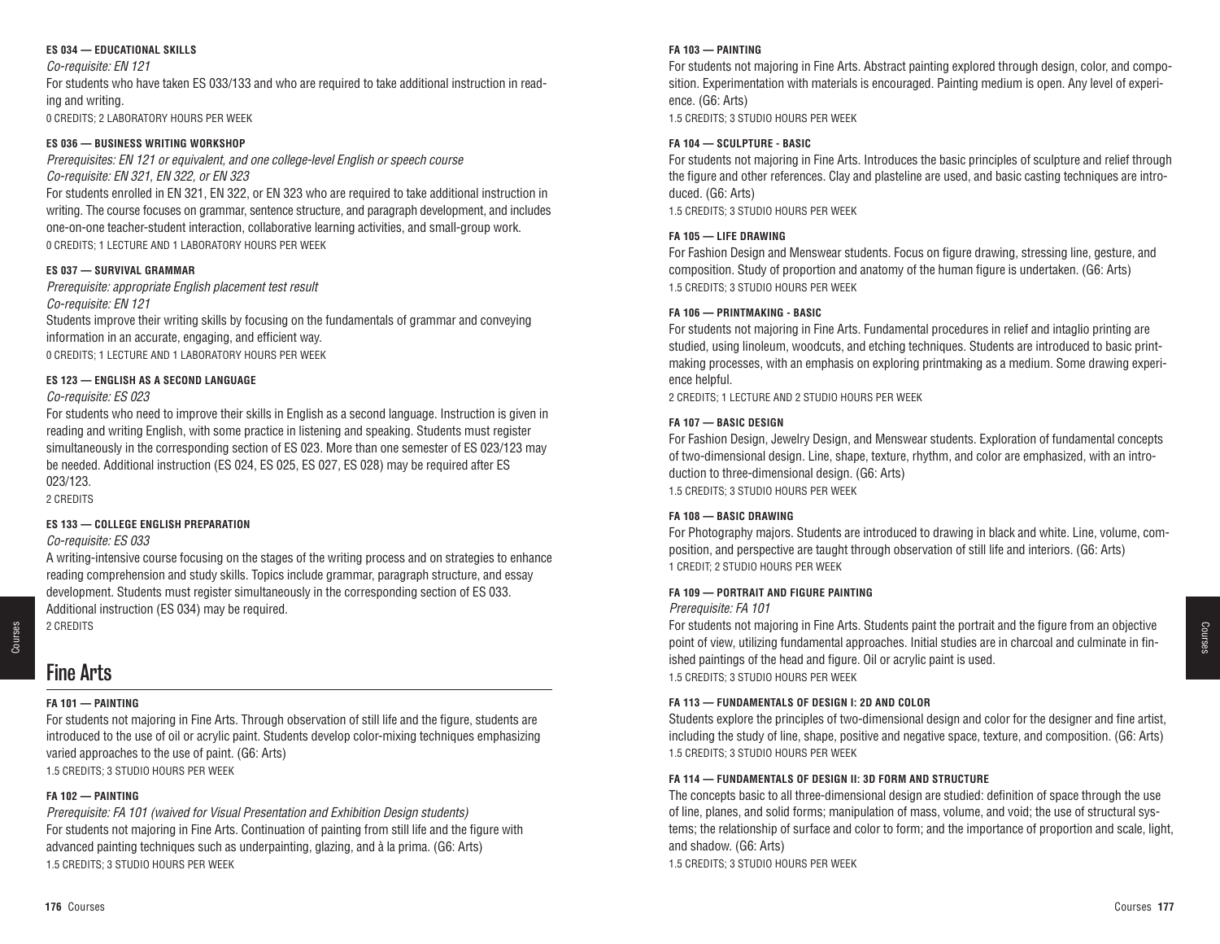**ES 034 — EDUCATIONAL SKILLS**

*Co-requisite: EN 121*

For students who have taken ES 033/133 and who are required to take additional instruction in reading and writing.

0 CREDITS; 2 LABORATORY HOURS PER WEEK

**ES 036 — BUSINESS WRITING WORKSHOP**

*Prerequisites: EN 121 or equivalent, and one college-level English or speech course*
*Co-requisite: EN 321, EN 322, or EN 323*

For students enrolled in EN 321, EN 322, or EN 323 who are required to take additional instruction in writing. The course focuses on grammar, sentence structure, and paragraph development, and includes one-on-one teacher-student interaction, collaborative learning activities, and small-group work.

0 CREDITS; 1 LECTURE AND 1 LABORATORY HOURS PER WEEK

**ES 037 — SURVIVAL GRAMMAR**

*Prerequisite: appropriate English placement test result*
*Co-requisite: EN 121*

Students improve their writing skills by focusing on the fundamentals of grammar and conveying information in an accurate, engaging, and efficient way.

0 CREDITS; 1 LECTURE AND 1 LABORATORY HOURS PER WEEK

**ES 123 — ENGLISH AS A SECOND LANGUAGE**

*Co-requisite: ES 023*

For students who need to improve their skills in English as a second language. Instruction is given in reading and writing English, with some practice in listening and speaking. Students must register simultaneously in the corresponding section of ES 023. More than one semester of ES 023/123 may be needed. Additional instruction (ES 024, ES 025, ES 027, ES 028) may be required after ES 023/123.

2 CREDITS

**ES 133 — COLLEGE ENGLISH PREPARATION**

*Co-requisite: ES 033*

A writing-intensive course focusing on the stages of the writing process and on strategies to enhance reading comprehension and study skills. Topics include grammar, paragraph structure, and essay development. Students must register simultaneously in the corresponding section of ES 033. Additional instruction (ES 034) may be required.

2 CREDITS

## Fine Arts

**FA 101 — PAINTING**

For students not majoring in Fine Arts. Through observation of still life and the figure, students are introduced to the use of oil or acrylic paint. Students develop color-mixing techniques emphasizing varied approaches to the use of paint. (G6: Arts)

1.5 CREDITS; 3 STUDIO HOURS PER WEEK

**FA 102 — PAINTING**

*Prerequisite: FA 101 (waived for Visual Presentation and Exhibition Design students)*

For students not majoring in Fine Arts. Continuation of painting from still life and the figure with advanced painting techniques such as underpainting, glazing, and à la prima. (G6: Arts)

1.5 CREDITS; 3 STUDIO HOURS PER WEEK

**FA 103 — PAINTING**

For students not majoring in Fine Arts. Abstract painting explored through design, color, and composition. Experimentation with materials is encouraged. Painting medium is open. Any level of experience. (G6: Arts)

1.5 CREDITS; 3 STUDIO HOURS PER WEEK

**FA 104 — SCULPTURE - BASIC**

For students not majoring in Fine Arts. Introduces the basic principles of sculpture and relief through the figure and other references. Clay and plasteline are used, and basic casting techniques are introduced. (G6: Arts)

1.5 CREDITS; 3 STUDIO HOURS PER WEEK

**FA 105 — LIFE DRAWING**

For Fashion Design and Menswear students. Focus on figure drawing, stressing line, gesture, and composition. Study of proportion and anatomy of the human figure is undertaken. (G6: Arts)

1.5 CREDITS; 3 STUDIO HOURS PER WEEK

**FA 106 — PRINTMAKING - BASIC**

For students not majoring in Fine Arts. Fundamental procedures in relief and intaglio printing are studied, using linoleum, woodcuts, and etching techniques. Students are introduced to basic printmaking processes, with an emphasis on exploring printmaking as a medium. Some drawing experience helpful.

2 CREDITS; 1 LECTURE AND 2 STUDIO HOURS PER WEEK

**FA 107 — BASIC DESIGN**

For Fashion Design, Jewelry Design, and Menswear students. Exploration of fundamental concepts of two-dimensional design. Line, shape, texture, rhythm, and color are emphasized, with an introduction to three-dimensional design. (G6: Arts)

1.5 CREDITS; 3 STUDIO HOURS PER WEEK

**FA 108 — BASIC DRAWING**

For Photography majors. Students are introduced to drawing in black and white. Line, volume, composition, and perspective are taught through observation of still life and interiors. (G6: Arts)

1 CREDIT; 2 STUDIO HOURS PER WEEK

**FA 109 — PORTRAIT AND FIGURE PAINTING**

*Prerequisite: FA 101*

For students not majoring in Fine Arts. Students paint the portrait and the figure from an objective point of view, utilizing fundamental approaches. Initial studies are in charcoal and culminate in finished paintings of the head and figure. Oil or acrylic paint is used.

1.5 CREDITS; 3 STUDIO HOURS PER WEEK

**FA 113 — FUNDAMENTALS OF DESIGN I: 2D AND COLOR**

Students explore the principles of two-dimensional design and color for the designer and fine artist, including the study of line, shape, positive and negative space, texture, and composition. (G6: Arts)

1.5 CREDITS; 3 STUDIO HOURS PER WEEK

**FA 114 — FUNDAMENTALS OF DESIGN II: 3D FORM AND STRUCTURE**

The concepts basic to all three-dimensional design are studied: definition of space through the use of line, planes, and solid forms; manipulation of mass, volume, and void; the use of structural systems; the relationship of surface and color to form; and the importance of proportion and scale, light, and shadow. (G6: Arts)

1.5 CREDITS; 3 STUDIO HOURS PER WEEK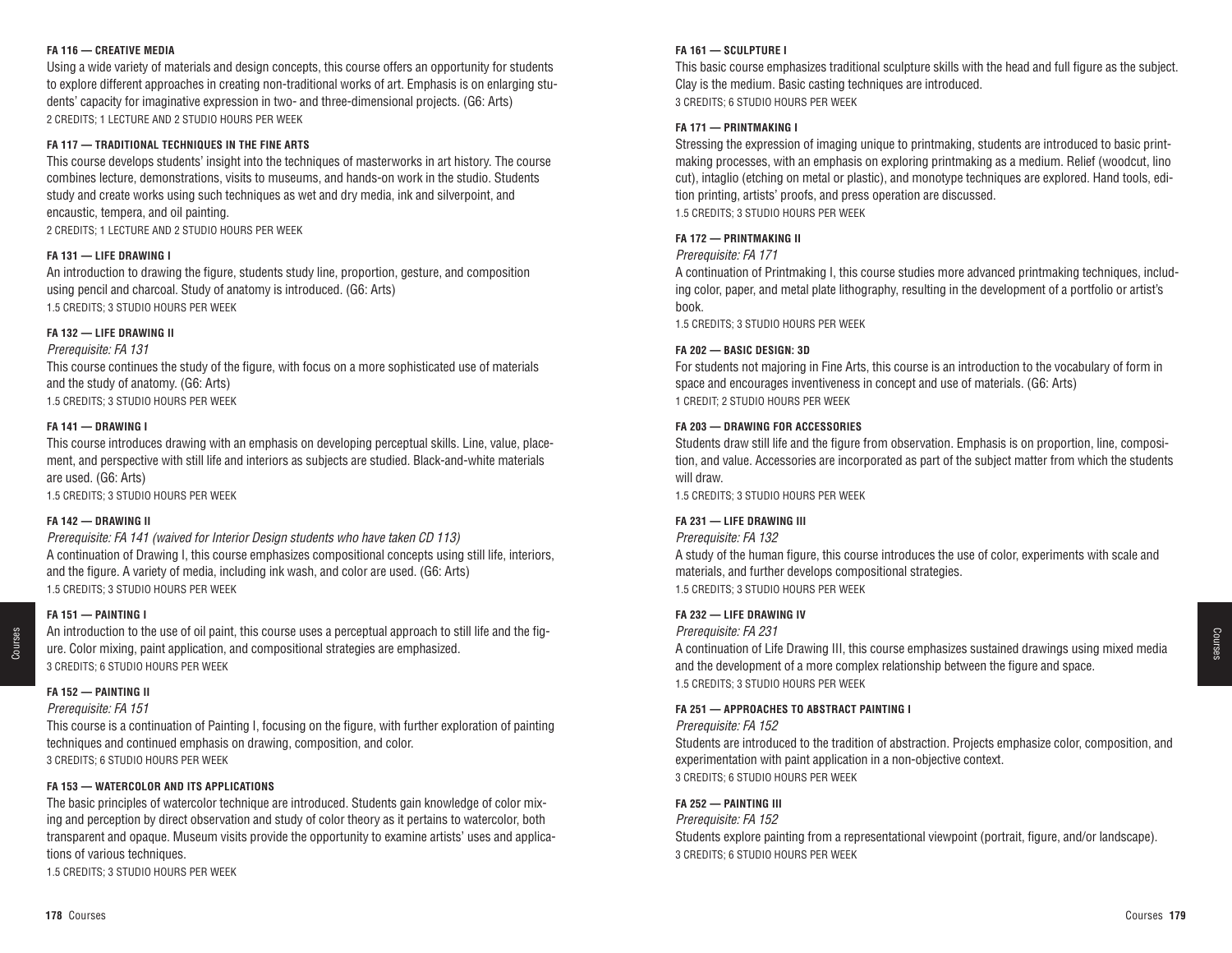#### FA 116 — CREATIVE MEDIA

Using a wide variety of materials and design concepts, this course offers an opportunity for students to explore different approaches in creating non-traditional works of art. Emphasis is on enlarging students' capacity for imaginative expression in two- and three-dimensional projects. (G6: Arts)
2 CREDITS; 1 LECTURE AND 2 STUDIO HOURS PER WEEK

#### FA 117 — TRADITIONAL TECHNIQUES IN THE FINE ARTS

This course develops students' insight into the techniques of masterworks in art history. The course combines lecture, demonstrations, visits to museums, and hands-on work in the studio. Students study and create works using such techniques as wet and dry media, ink and silverpoint, and encaustic, tempera, and oil painting.
2 CREDITS; 1 LECTURE AND 2 STUDIO HOURS PER WEEK

#### FA 131 — LIFE DRAWING I

An introduction to drawing the figure, students study line, proportion, gesture, and composition using pencil and charcoal. Study of anatomy is introduced. (G6: Arts)
1.5 CREDITS; 3 STUDIO HOURS PER WEEK

#### FA 132 — LIFE DRAWING II

*Prerequisite: FA 131*

This course continues the study of the figure, with focus on a more sophisticated use of materials and the study of anatomy. (G6: Arts)
1.5 CREDITS; 3 STUDIO HOURS PER WEEK

#### FA 141 — DRAWING I

This course introduces drawing with an emphasis on developing perceptual skills. Line, value, placement, and perspective with still life and interiors as subjects are studied. Black-and-white materials are used. (G6: Arts)
1.5 CREDITS; 3 STUDIO HOURS PER WEEK

#### FA 142 — DRAWING II

*Prerequisite: FA 141 (waived for Interior Design students who have taken CD 113)*

A continuation of Drawing I, this course emphasizes compositional concepts using still life, interiors, and the figure. A variety of media, including ink wash, and color are used. (G6: Arts)
1.5 CREDITS; 3 STUDIO HOURS PER WEEK

#### FA 151 — PAINTING I

An introduction to the use of oil paint, this course uses a perceptual approach to still life and the figure. Color mixing, paint application, and compositional strategies are emphasized.
3 CREDITS; 6 STUDIO HOURS PER WEEK

#### FA 152 — PAINTING II

*Prerequisite: FA 151*

This course is a continuation of Painting I, focusing on the figure, with further exploration of painting techniques and continued emphasis on drawing, composition, and color.
3 CREDITS; 6 STUDIO HOURS PER WEEK

#### FA 153 — WATERCOLOR AND ITS APPLICATIONS

The basic principles of watercolor technique are introduced. Students gain knowledge of color mixing and perception by direct observation and study of color theory as it pertains to watercolor, both transparent and opaque. Museum visits provide the opportunity to examine artists' uses and applications of various techniques.
1.5 CREDITS; 3 STUDIO HOURS PER WEEK

#### FA 161 — SCULPTURE I

This basic course emphasizes traditional sculpture skills with the head and full figure as the subject. Clay is the medium. Basic casting techniques are introduced.
3 CREDITS; 6 STUDIO HOURS PER WEEK

#### FA 171 — PRINTMAKING I

Stressing the expression of imaging unique to printmaking, students are introduced to basic printmaking processes, with an emphasis on exploring printmaking as a medium. Relief (woodcut, lino cut), intaglio (etching on metal or plastic), and monotype techniques are explored. Hand tools, edition printing, artists' proofs, and press operation are discussed.
1.5 CREDITS; 3 STUDIO HOURS PER WEEK

#### FA 172 — PRINTMAKING II

*Prerequisite: FA 171*

A continuation of Printmaking I, this course studies more advanced printmaking techniques, including color, paper, and metal plate lithography, resulting in the development of a portfolio or artist's book.
1.5 CREDITS; 3 STUDIO HOURS PER WEEK

#### FA 202 — BASIC DESIGN: 3D

For students not majoring in Fine Arts, this course is an introduction to the vocabulary of form in space and encourages inventiveness in concept and use of materials. (G6: Arts)
1 CREDIT; 2 STUDIO HOURS PER WEEK

#### FA 203 — DRAWING FOR ACCESSORIES

Students draw still life and the figure from observation. Emphasis is on proportion, line, composition, and value. Accessories are incorporated as part of the subject matter from which the students will draw.
1.5 CREDITS; 3 STUDIO HOURS PER WEEK

#### FA 231 — LIFE DRAWING III

*Prerequisite: FA 132*

A study of the human figure, this course introduces the use of color, experiments with scale and materials, and further develops compositional strategies.
1.5 CREDITS; 3 STUDIO HOURS PER WEEK

#### FA 232 — LIFE DRAWING IV

*Prerequisite: FA 231*

A continuation of Life Drawing III, this course emphasizes sustained drawings using mixed media and the development of a more complex relationship between the figure and space.
1.5 CREDITS; 3 STUDIO HOURS PER WEEK

#### FA 251 — APPROACHES TO ABSTRACT PAINTING I

*Prerequisite: FA 152*

Students are introduced to the tradition of abstraction. Projects emphasize color, composition, and experimentation with paint application in a non-objective context.
3 CREDITS; 6 STUDIO HOURS PER WEEK

#### FA 252 — PAINTING III

*Prerequisite: FA 152*

Students explore painting from a representational viewpoint (portrait, figure, and/or landscape).
3 CREDITS; 6 STUDIO HOURS PER WEEK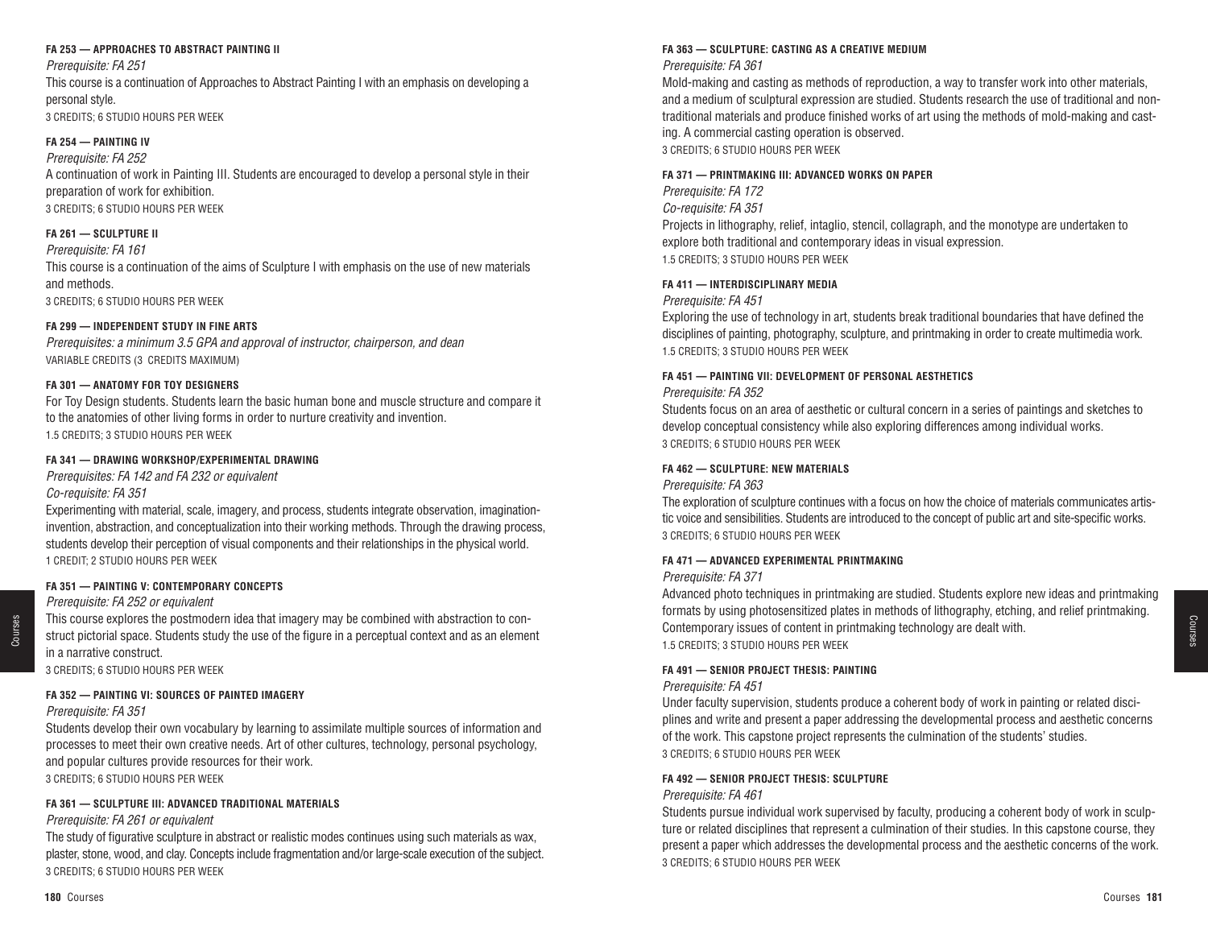#### FA 253 — APPROACHES TO ABSTRACT PAINTING II

*Prerequisite: FA 251*

This course is a continuation of Approaches to Abstract Painting I with an emphasis on developing a personal style.

3 CREDITS; 6 STUDIO HOURS PER WEEK

#### FA 254 — PAINTING IV

*Prerequisite: FA 252*

A continuation of work in Painting III. Students are encouraged to develop a personal style in their preparation of work for exhibition.

3 CREDITS; 6 STUDIO HOURS PER WEEK

#### FA 261 — SCULPTURE II

*Prerequisite: FA 161*

This course is a continuation of the aims of Sculpture I with emphasis on the use of new materials and methods.

3 CREDITS; 6 STUDIO HOURS PER WEEK

#### FA 299 — INDEPENDENT STUDY IN FINE ARTS

*Prerequisites: a minimum 3.5 GPA and approval of instructor, chairperson, and dean*

VARIABLE CREDITS (3 CREDITS MAXIMUM)

#### FA 301 — ANATOMY FOR TOY DESIGNERS

For Toy Design students. Students learn the basic human bone and muscle structure and compare it to the anatomies of other living forms in order to nurture creativity and invention.

1.5 CREDITS; 3 STUDIO HOURS PER WEEK

#### FA 341 — DRAWING WORKSHOP/EXPERIMENTAL DRAWING

*Prerequisites: FA 142 and FA 232 or equivalent*

*Co-requisite: FA 351*

Experimenting with material, scale, imagery, and process, students integrate observation, imagination-invention, abstraction, and conceptualization into their working methods. Through the drawing process, students develop their perception of visual components and their relationships in the physical world.

1 CREDIT; 2 STUDIO HOURS PER WEEK

#### FA 351 — PAINTING V: CONTEMPORARY CONCEPTS

*Prerequisite: FA 252 or equivalent*

This course explores the postmodern idea that imagery may be combined with abstraction to construct pictorial space. Students study the use of the figure in a perceptual context and as an element in a narrative construct.

3 CREDITS; 6 STUDIO HOURS PER WEEK

#### FA 352 — PAINTING VI: SOURCES OF PAINTED IMAGERY

*Prerequisite: FA 351*

Students develop their own vocabulary by learning to assimilate multiple sources of information and processes to meet their own creative needs. Art of other cultures, technology, personal psychology, and popular cultures provide resources for their work.

3 CREDITS; 6 STUDIO HOURS PER WEEK

#### FA 361 — SCULPTURE III: ADVANCED TRADITIONAL MATERIALS

*Prerequisite: FA 261 or equivalent*

The study of figurative sculpture in abstract or realistic modes continues using such materials as wax, plaster, stone, wood, and clay. Concepts include fragmentation and/or large-scale execution of the subject.

3 CREDITS; 6 STUDIO HOURS PER WEEK

#### FA 363 — SCULPTURE: CASTING AS A CREATIVE MEDIUM

*Prerequisite: FA 361*

Mold-making and casting as methods of reproduction, a way to transfer work into other materials, and a medium of sculptural expression are studied. Students research the use of traditional and non-traditional materials and produce finished works of art using the methods of mold-making and casting. A commercial casting operation is observed.

3 CREDITS; 6 STUDIO HOURS PER WEEK

#### FA 371 — PRINTMAKING III: ADVANCED WORKS ON PAPER

*Prerequisite: FA 172*

*Co-requisite: FA 351*

Projects in lithography, relief, intaglio, stencil, collagraph, and the monotype are undertaken to explore both traditional and contemporary ideas in visual expression.

1.5 CREDITS; 3 STUDIO HOURS PER WEEK

#### FA 411 — INTERDISCIPLINARY MEDIA

*Prerequisite: FA 451*

Exploring the use of technology in art, students break traditional boundaries that have defined the disciplines of painting, photography, sculpture, and printmaking in order to create multimedia work.

1.5 CREDITS; 3 STUDIO HOURS PER WEEK

#### FA 451 — PAINTING VII: DEVELOPMENT OF PERSONAL AESTHETICS

*Prerequisite: FA 352*

Students focus on an area of aesthetic or cultural concern in a series of paintings and sketches to develop conceptual consistency while also exploring differences among individual works.

3 CREDITS; 6 STUDIO HOURS PER WEEK

#### FA 462 — SCULPTURE: NEW MATERIALS

*Prerequisite: FA 363*

The exploration of sculpture continues with a focus on how the choice of materials communicates artistic voice and sensibilities. Students are introduced to the concept of public art and site-specific works.

3 CREDITS; 6 STUDIO HOURS PER WEEK

#### FA 471 — ADVANCED EXPERIMENTAL PRINTMAKING

*Prerequisite: FA 371*

Advanced photo techniques in printmaking are studied. Students explore new ideas and printmaking formats by using photosensitized plates in methods of lithography, etching, and relief printmaking. Contemporary issues of content in printmaking technology are dealt with.

1.5 CREDITS; 3 STUDIO HOURS PER WEEK

#### FA 491 — SENIOR PROJECT THESIS: PAINTING

*Prerequisite: FA 451*

Under faculty supervision, students produce a coherent body of work in painting or related disciplines and write and present a paper addressing the developmental process and aesthetic concerns of the work. This capstone project represents the culmination of the students' studies.

3 CREDITS; 6 STUDIO HOURS PER WEEK

#### FA 492 — SENIOR PROJECT THESIS: SCULPTURE

*Prerequisite: FA 461*

Students pursue individual work supervised by faculty, producing a coherent body of work in sculpture or related disciplines that represent a culmination of their studies. In this capstone course, they present a paper which addresses the developmental process and the aesthetic concerns of the work.

3 CREDITS; 6 STUDIO HOURS PER WEEK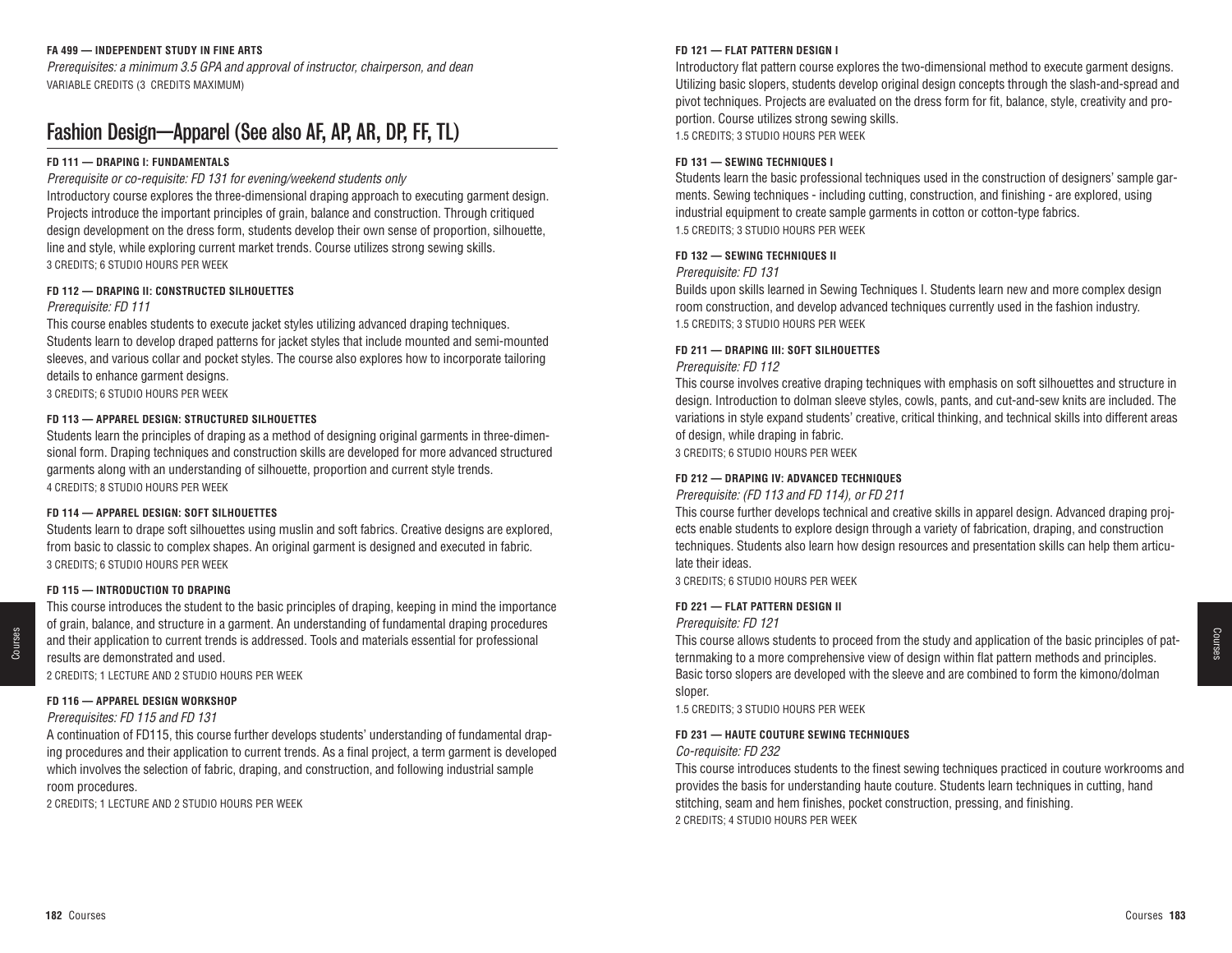**FA 499 — INDEPENDENT STUDY IN FINE ARTS**

*Prerequisites: a minimum 3.5 GPA and approval of instructor, chairperson, and dean*

VARIABLE CREDITS (3 CREDITS MAXIMUM)

## Fashion Design—Apparel (See also AF, AP, AR, DP, FF, TL)

**FD 111 — DRAPING I: FUNDAMENTALS**

*Prerequisite or co-requisite: FD 131 for evening/weekend students only*

Introductory course explores the three-dimensional draping approach to executing garment design. Projects introduce the important principles of grain, balance and construction. Through critiqued design development on the dress form, students develop their own sense of proportion, silhouette, line and style, while exploring current market trends. Course utilizes strong sewing skills.

3 CREDITS; 6 STUDIO HOURS PER WEEK

**FD 112 — DRAPING II: CONSTRUCTED SILHOUETTES**

*Prerequisite: FD 111*

This course enables students to execute jacket styles utilizing advanced draping techniques. Students learn to develop draped patterns for jacket styles that include mounted and semi-mounted sleeves, and various collar and pocket styles. The course also explores how to incorporate tailoring details to enhance garment designs.

3 CREDITS; 6 STUDIO HOURS PER WEEK

**FD 113 — APPAREL DESIGN: STRUCTURED SILHOUETTES**

Students learn the principles of draping as a method of designing original garments in three-dimensional form. Draping techniques and construction skills are developed for more advanced structured garments along with an understanding of silhouette, proportion and current style trends.

4 CREDITS; 8 STUDIO HOURS PER WEEK

**FD 114 — APPAREL DESIGN: SOFT SILHOUETTES**

Students learn to drape soft silhouettes using muslin and soft fabrics. Creative designs are explored, from basic to classic to complex shapes. An original garment is designed and executed in fabric.

3 CREDITS; 6 STUDIO HOURS PER WEEK

**FD 115 — INTRODUCTION TO DRAPING**

This course introduces the student to the basic principles of draping, keeping in mind the importance of grain, balance, and structure in a garment. An understanding of fundamental draping procedures and their application to current trends is addressed. Tools and materials essential for professional results are demonstrated and used.

2 CREDITS; 1 LECTURE AND 2 STUDIO HOURS PER WEEK

**FD 116 — APPAREL DESIGN WORKSHOP**

*Prerequisites: FD 115 and FD 131*

A continuation of FD115, this course further develops students' understanding of fundamental draping procedures and their application to current trends. As a final project, a term garment is developed which involves the selection of fabric, draping, and construction, and following industrial sample room procedures.

2 CREDITS; 1 LECTURE AND 2 STUDIO HOURS PER WEEK

**FD 121 — FLAT PATTERN DESIGN I**

Introductory flat pattern course explores the two-dimensional method to execute garment designs. Utilizing basic slopers, students develop original design concepts through the slash-and-spread and pivot techniques. Projects are evaluated on the dress form for fit, balance, style, creativity and proportion. Course utilizes strong sewing skills.

1.5 CREDITS; 3 STUDIO HOURS PER WEEK

**FD 131 — SEWING TECHNIQUES I**

Students learn the basic professional techniques used in the construction of designers' sample garments. Sewing techniques - including cutting, construction, and finishing - are explored, using industrial equipment to create sample garments in cotton or cotton-type fabrics.

1.5 CREDITS; 3 STUDIO HOURS PER WEEK

**FD 132 — SEWING TECHNIQUES II**

*Prerequisite: FD 131*

Builds upon skills learned in Sewing Techniques I. Students learn new and more complex design room construction, and develop advanced techniques currently used in the fashion industry.

1.5 CREDITS; 3 STUDIO HOURS PER WEEK

**FD 211 — DRAPING III: SOFT SILHOUETTES**

*Prerequisite: FD 112*

This course involves creative draping techniques with emphasis on soft silhouettes and structure in design. Introduction to dolman sleeve styles, cowls, pants, and cut-and-sew knits are included. The variations in style expand students' creative, critical thinking, and technical skills into different areas of design, while draping in fabric.

3 CREDITS; 6 STUDIO HOURS PER WEEK

**FD 212 — DRAPING IV: ADVANCED TECHNIQUES**

*Prerequisite: (FD 113 and FD 114), or FD 211*

This course further develops technical and creative skills in apparel design. Advanced draping projects enable students to explore design through a variety of fabrication, draping, and construction techniques. Students also learn how design resources and presentation skills can help them articulate their ideas.

3 CREDITS; 6 STUDIO HOURS PER WEEK

**FD 221 — FLAT PATTERN DESIGN II**

*Prerequisite: FD 121*

This course allows students to proceed from the study and application of the basic principles of patternmaking to a more comprehensive view of design within flat pattern methods and principles. Basic torso slopers are developed with the sleeve and are combined to form the kimono/dolman sloper.

1.5 CREDITS; 3 STUDIO HOURS PER WEEK

**FD 231 — HAUTE COUTURE SEWING TECHNIQUES**

*Co-requisite: FD 232*

This course introduces students to the finest sewing techniques practiced in couture workrooms and provides the basis for understanding haute couture. Students learn techniques in cutting, hand stitching, seam and hem finishes, pocket construction, pressing, and finishing.

2 CREDITS; 4 STUDIO HOURS PER WEEK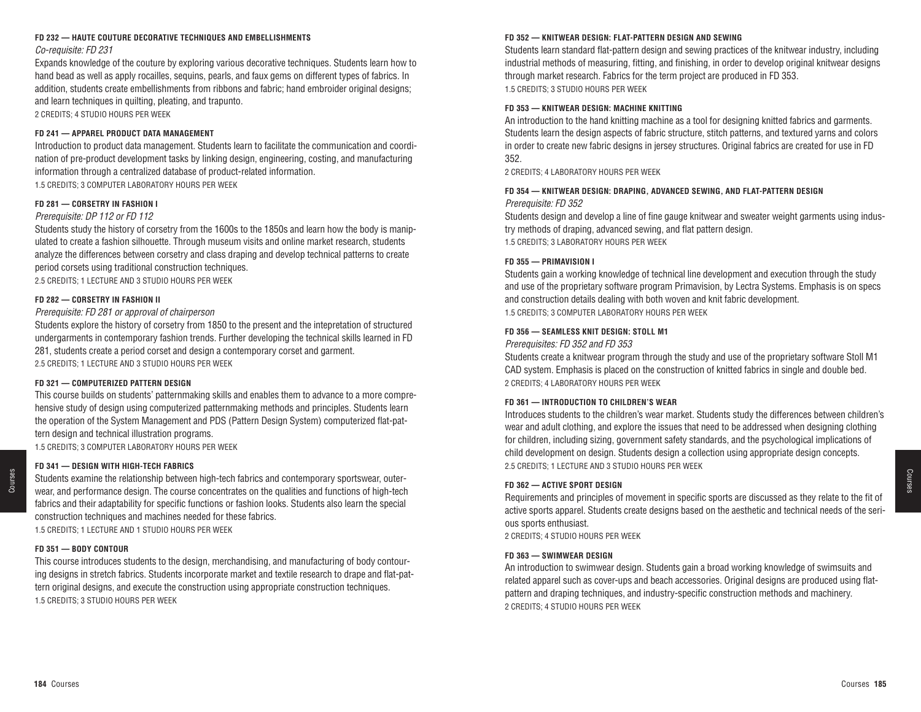#### FD 232 — HAUTE COUTURE DECORATIVE TECHNIQUES AND EMBELLISHMENTS

*Co-requisite: FD 231*

Expands knowledge of the couture by exploring various decorative techniques. Students learn how to hand bead as well as apply rocailles, sequins, pearls, and faux gems on different types of fabrics. In addition, students create embellishments from ribbons and fabric; hand embroider original designs; and learn techniques in quilting, pleating, and trapunto.

2 CREDITS; 4 STUDIO HOURS PER WEEK

#### FD 241 — APPAREL PRODUCT DATA MANAGEMENT

Introduction to product data management. Students learn to facilitate the communication and coordination of pre-product development tasks by linking design, engineering, costing, and manufacturing information through a centralized database of product-related information.

1.5 CREDITS; 3 COMPUTER LABORATORY HOURS PER WEEK

#### FD 281 — CORSETRY IN FASHION I

*Prerequisite: DP 112 or FD 112*

Students study the history of corsetry from the 1600s to the 1850s and learn how the body is manipulated to create a fashion silhouette. Through museum visits and online market research, students analyze the differences between corsetry and class draping and develop technical patterns to create period corsets using traditional construction techniques.

2.5 CREDITS; 1 LECTURE AND 3 STUDIO HOURS PER WEEK

#### FD 282 — CORSETRY IN FASHION II

*Prerequisite: FD 281 or approval of chairperson*

Students explore the history of corsetry from 1850 to the present and the intepretation of structured undergarments in contemporary fashion trends. Further developing the technical skills learned in FD 281, students create a period corset and design a contemporary corset and garment.

2.5 CREDITS; 1 LECTURE AND 3 STUDIO HOURS PER WEEK

#### FD 321 — COMPUTERIZED PATTERN DESIGN

This course builds on students' patternmaking skills and enables them to advance to a more comprehensive study of design using computerized patternmaking methods and principles. Students learn the operation of the System Management and PDS (Pattern Design System) computerized flat-pattern design and technical illustration programs.

1.5 CREDITS; 3 COMPUTER LABORATORY HOURS PER WEEK

#### FD 341 — DESIGN WITH HIGH-TECH FABRICS

Students examine the relationship between high-tech fabrics and contemporary sportswear, outerwear, and performance design. The course concentrates on the qualities and functions of high-tech fabrics and their adaptability for specific functions or fashion looks. Students also learn the special construction techniques and machines needed for these fabrics.

1.5 CREDITS; 1 LECTURE AND 1 STUDIO HOURS PER WEEK

#### FD 351 — BODY CONTOUR

This course introduces students to the design, merchandising, and manufacturing of body contouring designs in stretch fabrics. Students incorporate market and textile research to drape and flat-pattern original designs, and execute the construction using appropriate construction techniques.

1.5 CREDITS; 3 STUDIO HOURS PER WEEK

#### FD 352 — KNITWEAR DESIGN: FLAT-PATTERN DESIGN AND SEWING

Students learn standard flat-pattern design and sewing practices of the knitwear industry, including industrial methods of measuring, fitting, and finishing, in order to develop original knitwear designs through market research. Fabrics for the term project are produced in FD 353.

1.5 CREDITS; 3 STUDIO HOURS PER WEEK

#### FD 353 — KNITWEAR DESIGN: MACHINE KNITTING

An introduction to the hand knitting machine as a tool for designing knitted fabrics and garments. Students learn the design aspects of fabric structure, stitch patterns, and textured yarns and colors in order to create new fabric designs in jersey structures. Original fabrics are created for use in FD 352.

2 CREDITS; 4 LABORATORY HOURS PER WEEK

#### FD 354 — KNITWEAR DESIGN: DRAPING, ADVANCED SEWING, AND FLAT-PATTERN DESIGN

*Prerequisite: FD 352*

Students design and develop a line of fine gauge knitwear and sweater weight garments using industry methods of draping, advanced sewing, and flat pattern design.

1.5 CREDITS; 3 LABORATORY HOURS PER WEEK

#### FD 355 — PRIMAVISION I

Students gain a working knowledge of technical line development and execution through the study and use of the proprietary software program Primavision, by Lectra Systems. Emphasis is on specs and construction details dealing with both woven and knit fabric development.

1.5 CREDITS; 3 COMPUTER LABORATORY HOURS PER WEEK

#### FD 356 — SEAMLESS KNIT DESIGN: STOLL M1

*Prerequisites: FD 352 and FD 353*

Students create a knitwear program through the study and use of the proprietary software Stoll M1 CAD system. Emphasis is placed on the construction of knitted fabrics in single and double bed.

2 CREDITS; 4 LABORATORY HOURS PER WEEK

#### FD 361 — INTRODUCTION TO CHILDREN'S WEAR

Introduces students to the children's wear market. Students study the differences between children's wear and adult clothing, and explore the issues that need to be addressed when designing clothing for children, including sizing, government safety standards, and the psychological implications of child development on design. Students design a collection using appropriate design concepts.

2.5 CREDITS; 1 LECTURE AND 3 STUDIO HOURS PER WEEK

#### FD 362 — ACTIVE SPORT DESIGN

Requirements and principles of movement in specific sports are discussed as they relate to the fit of active sports apparel. Students create designs based on the aesthetic and technical needs of the serious sports enthusiast.

2 CREDITS; 4 STUDIO HOURS PER WEEK

#### FD 363 — SWIMWEAR DESIGN

An introduction to swimwear design. Students gain a broad working knowledge of swimsuits and related apparel such as cover-ups and beach accessories. Original designs are produced using flat-pattern and draping techniques, and industry-specific construction methods and machinery.

2 CREDITS; 4 STUDIO HOURS PER WEEK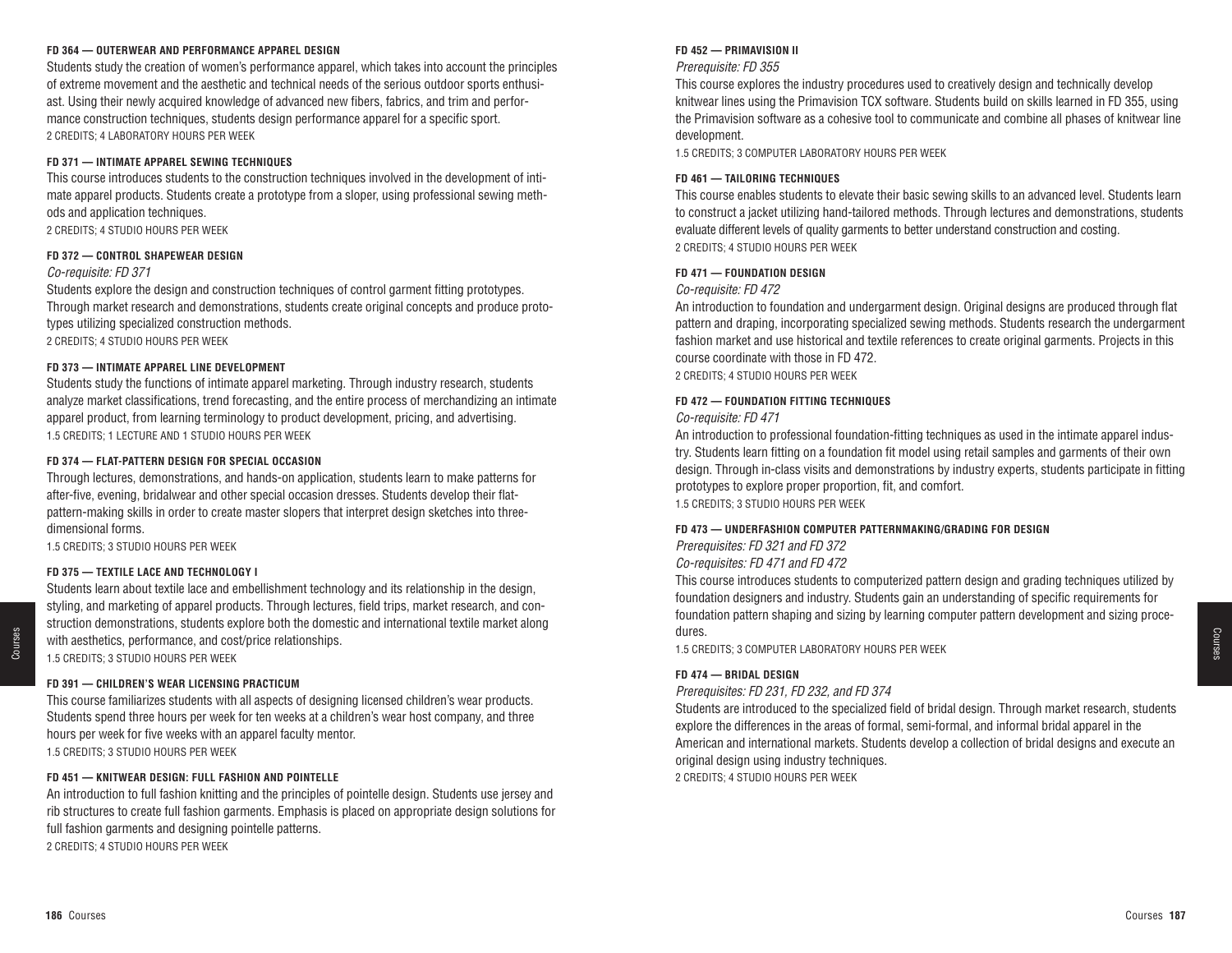#### FD 364 — OUTERWEAR AND PERFORMANCE APPAREL DESIGN

Students study the creation of women's performance apparel, which takes into account the principles of extreme movement and the aesthetic and technical needs of the serious outdoor sports enthusiast. Using their newly acquired knowledge of advanced new fibers, fabrics, and trim and performance construction techniques, students design performance apparel for a specific sport.
2 CREDITS; 4 LABORATORY HOURS PER WEEK

#### FD 371 — INTIMATE APPAREL SEWING TECHNIQUES

This course introduces students to the construction techniques involved in the development of intimate apparel products. Students create a prototype from a sloper, using professional sewing methods and application techniques.
2 CREDITS; 4 STUDIO HOURS PER WEEK

#### FD 372 — CONTROL SHAPEWEAR DESIGN

*Co-requisite: FD 371*

Students explore the design and construction techniques of control garment fitting prototypes. Through market research and demonstrations, students create original concepts and produce prototypes utilizing specialized construction methods.
2 CREDITS; 4 STUDIO HOURS PER WEEK

#### FD 373 — INTIMATE APPAREL LINE DEVELOPMENT

Students study the functions of intimate apparel marketing. Through industry research, students analyze market classifications, trend forecasting, and the entire process of merchandizing an intimate apparel product, from learning terminology to product development, pricing, and advertising.
1.5 CREDITS; 1 LECTURE AND 1 STUDIO HOURS PER WEEK

#### FD 374 — FLAT-PATTERN DESIGN FOR SPECIAL OCCASION

Through lectures, demonstrations, and hands-on application, students learn to make patterns for after-five, evening, bridalwear and other special occasion dresses. Students develop their flat-pattern-making skills in order to create master slopers that interpret design sketches into three-dimensional forms.
1.5 CREDITS; 3 STUDIO HOURS PER WEEK

#### FD 375 — TEXTILE LACE AND TECHNOLOGY I

Students learn about textile lace and embellishment technology and its relationship in the design, styling, and marketing of apparel products. Through lectures, field trips, market research, and construction demonstrations, students explore both the domestic and international textile market along with aesthetics, performance, and cost/price relationships.
1.5 CREDITS; 3 STUDIO HOURS PER WEEK

#### FD 391 — CHILDREN'S WEAR LICENSING PRACTICUM

This course familiarizes students with all aspects of designing licensed children's wear products. Students spend three hours per week for ten weeks at a children's wear host company, and three hours per week for five weeks with an apparel faculty mentor.
1.5 CREDITS; 3 STUDIO HOURS PER WEEK

#### FD 451 — KNITWEAR DESIGN: FULL FASHION AND POINTELLE

An introduction to full fashion knitting and the principles of pointelle design. Students use jersey and rib structures to create full fashion garments. Emphasis is placed on appropriate design solutions for full fashion garments and designing pointelle patterns.
2 CREDITS; 4 STUDIO HOURS PER WEEK

#### FD 452 — PRIMAVISION II

*Prerequisite: FD 355*

This course explores the industry procedures used to creatively design and technically develop knitwear lines using the Primavision TCX software. Students build on skills learned in FD 355, using the Primavision software as a cohesive tool to communicate and combine all phases of knitwear line development.
1.5 CREDITS; 3 COMPUTER LABORATORY HOURS PER WEEK

#### FD 461 — TAILORING TECHNIQUES

This course enables students to elevate their basic sewing skills to an advanced level. Students learn to construct a jacket utilizing hand-tailored methods. Through lectures and demonstrations, students evaluate different levels of quality garments to better understand construction and costing.
2 CREDITS; 4 STUDIO HOURS PER WEEK

#### FD 471 — FOUNDATION DESIGN

*Co-requisite: FD 472*

An introduction to foundation and undergarment design. Original designs are produced through flat pattern and draping, incorporating specialized sewing methods. Students research the undergarment fashion market and use historical and textile references to create original garments. Projects in this course coordinate with those in FD 472.
2 CREDITS; 4 STUDIO HOURS PER WEEK

#### FD 472 — FOUNDATION FITTING TECHNIQUES

*Co-requisite: FD 471*

An introduction to professional foundation-fitting techniques as used in the intimate apparel industry. Students learn fitting on a foundation fit model using retail samples and garments of their own design. Through in-class visits and demonstrations by industry experts, students participate in fitting prototypes to explore proper proportion, fit, and comfort.
1.5 CREDITS; 3 STUDIO HOURS PER WEEK

#### FD 473 — UNDERFASHION COMPUTER PATTERNMAKING/GRADING FOR DESIGN

*Prerequisites: FD 321 and FD 372*
*Co-requisites: FD 471 and FD 472*

This course introduces students to computerized pattern design and grading techniques utilized by foundation designers and industry. Students gain an understanding of specific requirements for foundation pattern shaping and sizing by learning computer pattern development and sizing procedures.
1.5 CREDITS; 3 COMPUTER LABORATORY HOURS PER WEEK

#### FD 474 — BRIDAL DESIGN

*Prerequisites: FD 231, FD 232, and FD 374*

Students are introduced to the specialized field of bridal design. Through market research, students explore the differences in the areas of formal, semi-formal, and informal bridal apparel in the American and international markets. Students develop a collection of bridal designs and execute an original design using industry techniques.
2 CREDITS; 4 STUDIO HOURS PER WEEK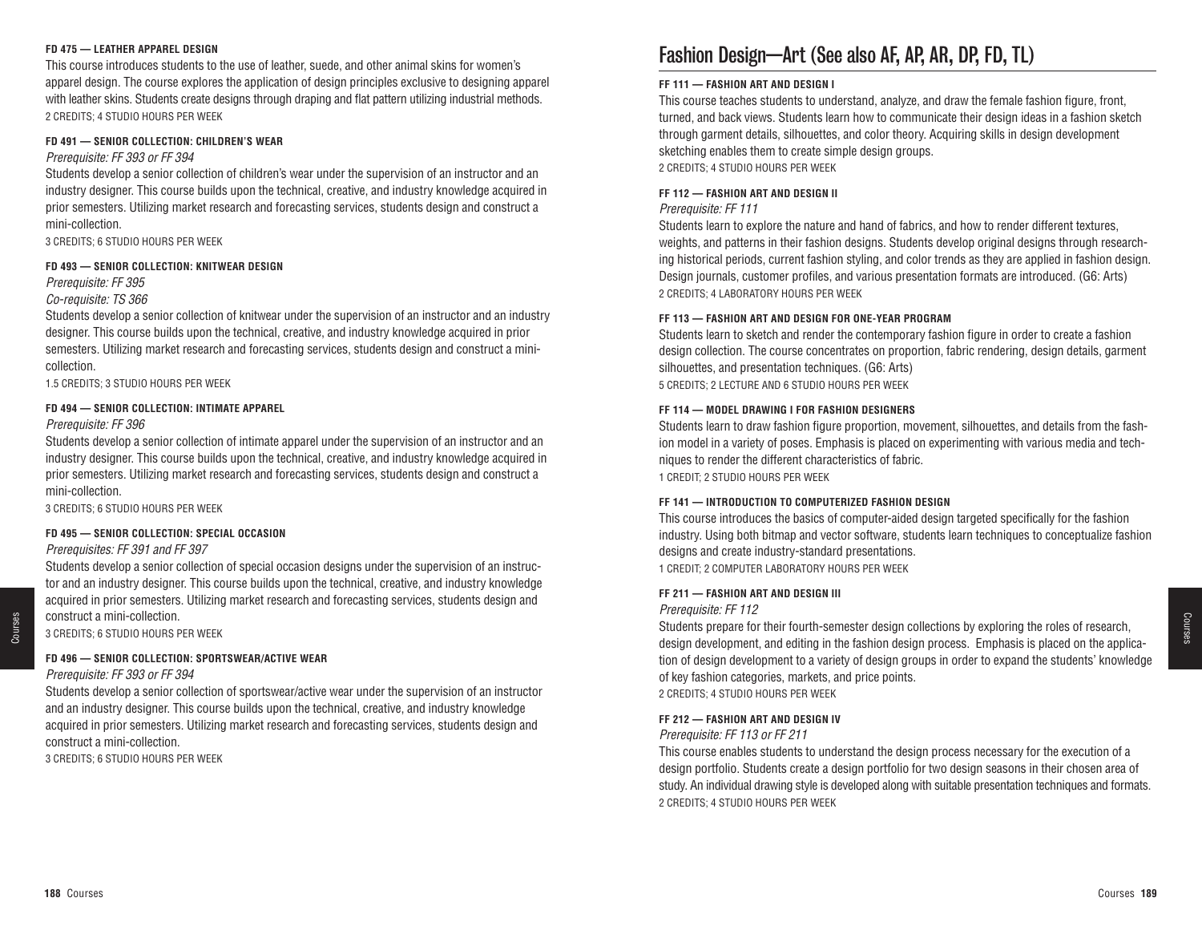#### FD 475 — LEATHER APPAREL DESIGN

This course introduces students to the use of leather, suede, and other animal skins for women's apparel design. The course explores the application of design principles exclusive to designing apparel with leather skins. Students create designs through draping and flat pattern utilizing industrial methods.
2 CREDITS; 4 STUDIO HOURS PER WEEK

#### FD 491 — SENIOR COLLECTION: CHILDREN'S WEAR

*Prerequisite: FF 393 or FF 394*

Students develop a senior collection of children's wear under the supervision of an instructor and an industry designer. This course builds upon the technical, creative, and industry knowledge acquired in prior semesters. Utilizing market research and forecasting services, students design and construct a mini-collection.
3 CREDITS; 6 STUDIO HOURS PER WEEK

#### FD 493 — SENIOR COLLECTION: KNITWEAR DESIGN

*Prerequisite: FF 395*
*Co-requisite: TS 366*

Students develop a senior collection of knitwear under the supervision of an instructor and an industry designer. This course builds upon the technical, creative, and industry knowledge acquired in prior semesters. Utilizing market research and forecasting services, students design and construct a mini-collection.
1.5 CREDITS; 3 STUDIO HOURS PER WEEK

#### FD 494 — SENIOR COLLECTION: INTIMATE APPAREL

*Prerequisite: FF 396*

Students develop a senior collection of intimate apparel under the supervision of an instructor and an industry designer. This course builds upon the technical, creative, and industry knowledge acquired in prior semesters. Utilizing market research and forecasting services, students design and construct a mini-collection.
3 CREDITS; 6 STUDIO HOURS PER WEEK

#### FD 495 — SENIOR COLLECTION: SPECIAL OCCASION

*Prerequisites: FF 391 and FF 397*

Students develop a senior collection of special occasion designs under the supervision of an instructor and an industry designer. This course builds upon the technical, creative, and industry knowledge acquired in prior semesters. Utilizing market research and forecasting services, students design and construct a mini-collection.
3 CREDITS; 6 STUDIO HOURS PER WEEK

#### FD 496 — SENIOR COLLECTION: SPORTSWEAR/ACTIVE WEAR

*Prerequisite: FF 393 or FF 394*

Students develop a senior collection of sportswear/active wear under the supervision of an instructor and an industry designer. This course builds upon the technical, creative, and industry knowledge acquired in prior semesters. Utilizing market research and forecasting services, students design and construct a mini-collection.
3 CREDITS; 6 STUDIO HOURS PER WEEK

## Fashion Design—Art (See also AF, AP, AR, DP, FD, TL)

#### FF 111 — FASHION ART AND DESIGN I

This course teaches students to understand, analyze, and draw the female fashion figure, front, turned, and back views. Students learn how to communicate their design ideas in a fashion sketch through garment details, silhouettes, and color theory. Acquiring skills in design development sketching enables them to create simple design groups.
2 CREDITS; 4 STUDIO HOURS PER WEEK

#### FF 112 — FASHION ART AND DESIGN II

*Prerequisite: FF 111*

Students learn to explore the nature and hand of fabrics, and how to render different textures, weights, and patterns in their fashion designs. Students develop original designs through researching historical periods, current fashion styling, and color trends as they are applied in fashion design. Design journals, customer profiles, and various presentation formats are introduced. (G6: Arts)
2 CREDITS; 4 LABORATORY HOURS PER WEEK

#### FF 113 — FASHION ART AND DESIGN FOR ONE-YEAR PROGRAM

Students learn to sketch and render the contemporary fashion figure in order to create a fashion design collection. The course concentrates on proportion, fabric rendering, design details, garment silhouettes, and presentation techniques. (G6: Arts)
5 CREDITS; 2 LECTURE AND 6 STUDIO HOURS PER WEEK

#### FF 114 — MODEL DRAWING I FOR FASHION DESIGNERS

Students learn to draw fashion figure proportion, movement, silhouettes, and details from the fashion model in a variety of poses. Emphasis is placed on experimenting with various media and techniques to render the different characteristics of fabric.
1 CREDIT; 2 STUDIO HOURS PER WEEK

#### FF 141 — INTRODUCTION TO COMPUTERIZED FASHION DESIGN

This course introduces the basics of computer-aided design targeted specifically for the fashion industry. Using both bitmap and vector software, students learn techniques to conceptualize fashion designs and create industry-standard presentations.
1 CREDIT; 2 COMPUTER LABORATORY HOURS PER WEEK

#### FF 211 — FASHION ART AND DESIGN III

*Prerequisite: FF 112*

Students prepare for their fourth-semester design collections by exploring the roles of research, design development, and editing in the fashion design process. Emphasis is placed on the application of design development to a variety of design groups in order to expand the students' knowledge of key fashion categories, markets, and price points.
2 CREDITS; 4 STUDIO HOURS PER WEEK

#### FF 212 — FASHION ART AND DESIGN IV

*Prerequisite: FF 113 or FF 211*

This course enables students to understand the design process necessary for the execution of a design portfolio. Students create a design portfolio for two design seasons in their chosen area of study. An individual drawing style is developed along with suitable presentation techniques and formats.
2 CREDITS; 4 STUDIO HOURS PER WEEK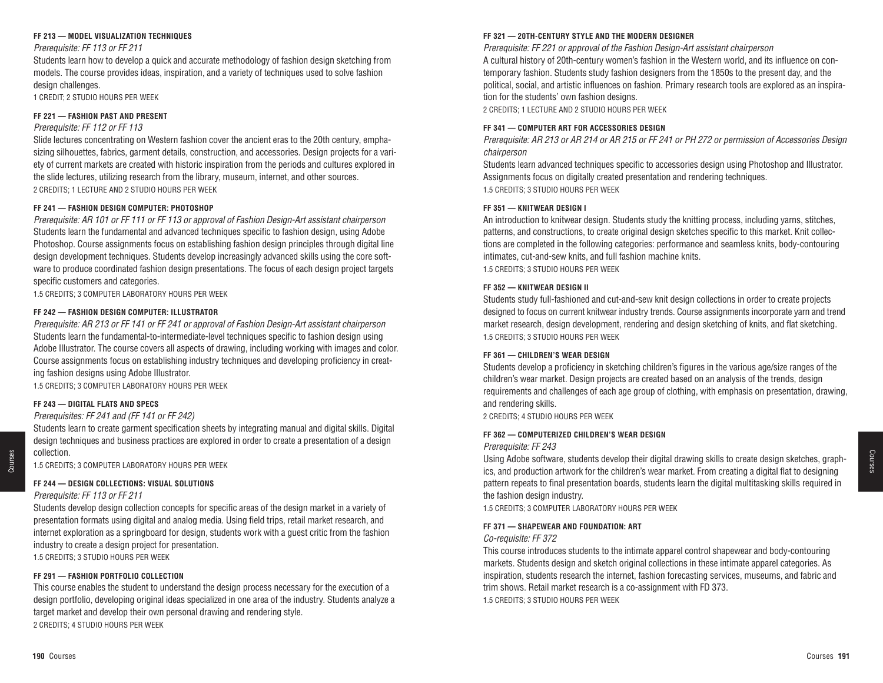### FF 213 — MODEL VISUALIZATION TECHNIQUES

*Prerequisite: FF 113 or FF 211*

Students learn how to develop a quick and accurate methodology of fashion design sketching from models. The course provides ideas, inspiration, and a variety of techniques used to solve fashion design challenges.

1 CREDIT; 2 STUDIO HOURS PER WEEK

### FF 221 — FASHION PAST AND PRESENT

*Prerequisite: FF 112 or FF 113*

Slide lectures concentrating on Western fashion cover the ancient eras to the 20th century, emphasizing silhouettes, fabrics, garment details, construction, and accessories. Design projects for a variety of current markets are created with historic inspiration from the periods and cultures explored in the slide lectures, utilizing research from the library, museum, internet, and other sources.

2 CREDITS; 1 LECTURE AND 2 STUDIO HOURS PER WEEK

### FF 241 — FASHION DESIGN COMPUTER: PHOTOSHOP

*Prerequisite: AR 101 or FF 111 or FF 113 or approval of Fashion Design-Art assistant chairperson*

Students learn the fundamental and advanced techniques specific to fashion design, using Adobe Photoshop. Course assignments focus on establishing fashion design principles through digital line design development techniques. Students develop increasingly advanced skills using the core software to produce coordinated fashion design presentations. The focus of each design project targets specific customers and categories.

1.5 CREDITS; 3 COMPUTER LABORATORY HOURS PER WEEK

### FF 242 — FASHION DESIGN COMPUTER: ILLUSTRATOR

*Prerequisite: AR 213 or FF 141 or FF 241 or approval of Fashion Design-Art assistant chairperson*

Students learn the fundamental-to-intermediate-level techniques specific to fashion design using Adobe Illustrator. The course covers all aspects of drawing, including working with images and color. Course assignments focus on establishing industry techniques and developing proficiency in creating fashion designs using Adobe Illustrator.

1.5 CREDITS; 3 COMPUTER LABORATORY HOURS PER WEEK

### FF 243 — DIGITAL FLATS AND SPECS

*Prerequisites: FF 241 and (FF 141 or FF 242)*

Students learn to create garment specification sheets by integrating manual and digital skills. Digital design techniques and business practices are explored in order to create a presentation of a design collection.

1.5 CREDITS; 3 COMPUTER LABORATORY HOURS PER WEEK

### FF 244 — DESIGN COLLECTIONS: VISUAL SOLUTIONS

*Prerequisite: FF 113 or FF 211*

Students develop design collection concepts for specific areas of the design market in a variety of presentation formats using digital and analog media. Using field trips, retail market research, and internet exploration as a springboard for design, students work with a guest critic from the fashion industry to create a design project for presentation.

1.5 CREDITS; 3 STUDIO HOURS PER WEEK

### FF 291 — FASHION PORTFOLIO COLLECTION

This course enables the student to understand the design process necessary for the execution of a design portfolio, developing original ideas specialized in one area of the industry. Students analyze a target market and develop their own personal drawing and rendering style.

2 CREDITS; 4 STUDIO HOURS PER WEEK

### FF 321 — 20TH-CENTURY STYLE AND THE MODERN DESIGNER

*Prerequisite: FF 221 or approval of the Fashion Design-Art assistant chairperson*

A cultural history of 20th-century women's fashion in the Western world, and its influence on contemporary fashion. Students study fashion designers from the 1850s to the present day, and the political, social, and artistic influences on fashion. Primary research tools are explored as an inspiration for the students' own fashion designs.

2 CREDITS; 1 LECTURE AND 2 STUDIO HOURS PER WEEK

### FF 341 — COMPUTER ART FOR ACCESSORIES DESIGN

*Prerequisite: AR 213 or AR 214 or AR 215 or FF 241 or PH 272 or permission of Accessories Design chairperson*

Students learn advanced techniques specific to accessories design using Photoshop and Illustrator. Assignments focus on digitally created presentation and rendering techniques.

1.5 CREDITS; 3 STUDIO HOURS PER WEEK

### FF 351 — KNITWEAR DESIGN I

An introduction to knitwear design. Students study the knitting process, including yarns, stitches, patterns, and constructions, to create original design sketches specific to this market. Knit collections are completed in the following categories: performance and seamless knits, body-contouring intimates, cut-and-sew knits, and full fashion machine knits.

1.5 CREDITS; 3 STUDIO HOURS PER WEEK

### FF 352 — KNITWEAR DESIGN II

Students study full-fashioned and cut-and-sew knit design collections in order to create projects designed to focus on current knitwear industry trends. Course assignments incorporate yarn and trend market research, design development, rendering and design sketching of knits, and flat sketching.

1.5 CREDITS; 3 STUDIO HOURS PER WEEK

### FF 361 — CHILDREN'S WEAR DESIGN

Students develop a proficiency in sketching children's figures in the various age/size ranges of the children's wear market. Design projects are created based on an analysis of the trends, design requirements and challenges of each age group of clothing, with emphasis on presentation, drawing, and rendering skills.

2 CREDITS; 4 STUDIO HOURS PER WEEK

### FF 362 — COMPUTERIZED CHILDREN'S WEAR DESIGN

*Prerequisite: FF 243*

Using Adobe software, students develop their digital drawing skills to create design sketches, graphics, and production artwork for the children's wear market. From creating a digital flat to designing pattern repeats to final presentation boards, students learn the digital multitasking skills required in the fashion design industry.

1.5 CREDITS; 3 COMPUTER LABORATORY HOURS PER WEEK

### FF 371 — SHAPEWEAR AND FOUNDATION: ART

*Co-requisite: FF 372*

This course introduces students to the intimate apparel control shapewear and body-contouring markets. Students design and sketch original collections in these intimate apparel categories. As inspiration, students research the internet, fashion forecasting services, museums, and fabric and trim shows. Retail market research is a co-assignment with FD 373.

1.5 CREDITS; 3 STUDIO HOURS PER WEEK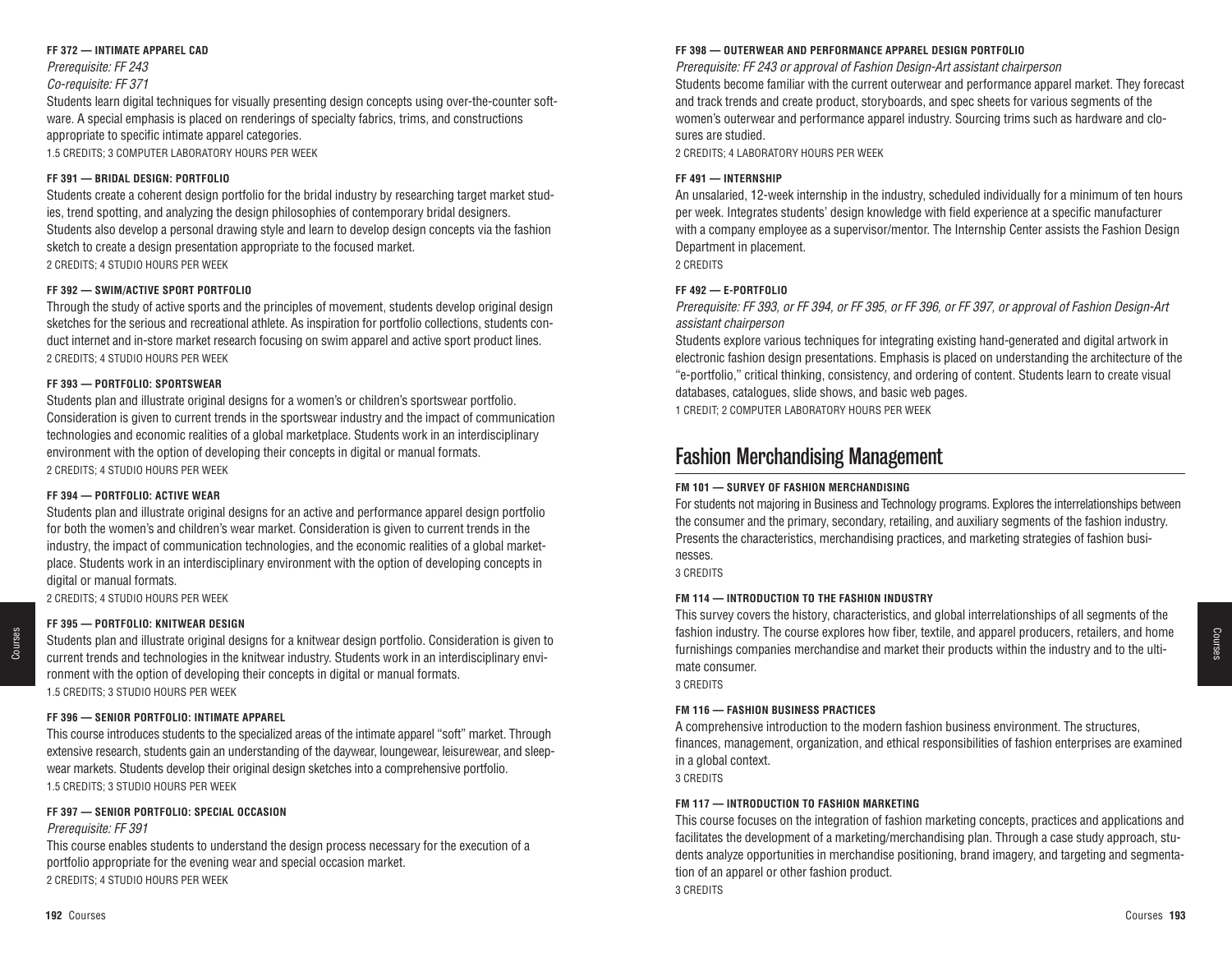**FF 372 — INTIMATE APPAREL CAD**

*Prerequisite: FF 243*

*Co-requisite: FF 371*

Students learn digital techniques for visually presenting design concepts using over-the-counter software. A special emphasis is placed on renderings of specialty fabrics, trims, and constructions appropriate to specific intimate apparel categories.

1.5 CREDITS; 3 COMPUTER LABORATORY HOURS PER WEEK

**FF 391 — BRIDAL DESIGN: PORTFOLIO**

Students create a coherent design portfolio for the bridal industry by researching target market studies, trend spotting, and analyzing the design philosophies of contemporary bridal designers. Students also develop a personal drawing style and learn to develop design concepts via the fashion sketch to create a design presentation appropriate to the focused market.

2 CREDITS; 4 STUDIO HOURS PER WEEK

**FF 392 — SWIM/ACTIVE SPORT PORTFOLIO**

Through the study of active sports and the principles of movement, students develop original design sketches for the serious and recreational athlete. As inspiration for portfolio collections, students conduct internet and in-store market research focusing on swim apparel and active sport product lines.

2 CREDITS; 4 STUDIO HOURS PER WEEK

**FF 393 — PORTFOLIO: SPORTSWEAR**

Students plan and illustrate original designs for a women's or children's sportswear portfolio. Consideration is given to current trends in the sportswear industry and the impact of communication technologies and economic realities of a global marketplace. Students work in an interdisciplinary environment with the option of developing their concepts in digital or manual formats.

2 CREDITS; 4 STUDIO HOURS PER WEEK

**FF 394 — PORTFOLIO: ACTIVE WEAR**

Students plan and illustrate original designs for an active and performance apparel design portfolio for both the women's and children's wear market. Consideration is given to current trends in the industry, the impact of communication technologies, and the economic realities of a global marketplace. Students work in an interdisciplinary environment with the option of developing concepts in digital or manual formats.

2 CREDITS; 4 STUDIO HOURS PER WEEK

**FF 395 — PORTFOLIO: KNITWEAR DESIGN**

Students plan and illustrate original designs for a knitwear design portfolio. Consideration is given to current trends and technologies in the knitwear industry. Students work in an interdisciplinary environment with the option of developing their concepts in digital or manual formats.

1.5 CREDITS; 3 STUDIO HOURS PER WEEK

**FF 396 — SENIOR PORTFOLIO: INTIMATE APPAREL**

This course introduces students to the specialized areas of the intimate apparel "soft" market. Through extensive research, students gain an understanding of the daywear, loungewear, leisurewear, and sleepwear markets. Students develop their original design sketches into a comprehensive portfolio.

1.5 CREDITS; 3 STUDIO HOURS PER WEEK

**FF 397 — SENIOR PORTFOLIO: SPECIAL OCCASION**

*Prerequisite: FF 391*

This course enables students to understand the design process necessary for the execution of a portfolio appropriate for the evening wear and special occasion market.

2 CREDITS; 4 STUDIO HOURS PER WEEK

**FF 398 — OUTERWEAR AND PERFORMANCE APPAREL DESIGN PORTFOLIO**

*Prerequisite: FF 243 or approval of Fashion Design-Art assistant chairperson*

Students become familiar with the current outerwear and performance apparel market. They forecast and track trends and create product, storyboards, and spec sheets for various segments of the women's outerwear and performance apparel industry. Sourcing trims such as hardware and closures are studied.

2 CREDITS; 4 LABORATORY HOURS PER WEEK

**FF 491 — INTERNSHIP**

An unsalaried, 12-week internship in the industry, scheduled individually for a minimum of ten hours per week. Integrates students' design knowledge with field experience at a specific manufacturer with a company employee as a supervisor/mentor. The Internship Center assists the Fashion Design Department in placement.

2 CREDITS

**FF 492 — E-PORTFOLIO**

*Prerequisite: FF 393, or FF 394, or FF 395, or FF 396, or FF 397, or approval of Fashion Design-Art assistant chairperson*

Students explore various techniques for integrating existing hand-generated and digital artwork in electronic fashion design presentations. Emphasis is placed on understanding the architecture of the "e-portfolio," critical thinking, consistency, and ordering of content. Students learn to create visual databases, catalogues, slide shows, and basic web pages.

1 CREDIT; 2 COMPUTER LABORATORY HOURS PER WEEK

## Fashion Merchandising Management

**FM 101 — SURVEY OF FASHION MERCHANDISING**

For students not majoring in Business and Technology programs. Explores the interrelationships between the consumer and the primary, secondary, retailing, and auxiliary segments of the fashion industry. Presents the characteristics, merchandising practices, and marketing strategies of fashion businesses.

3 CREDITS

**FM 114 — INTRODUCTION TO THE FASHION INDUSTRY**

This survey covers the history, characteristics, and global interrelationships of all segments of the fashion industry. The course explores how fiber, textile, and apparel producers, retailers, and home furnishings companies merchandise and market their products within the industry and to the ultimate consumer.

3 CREDITS

**FM 116 — FASHION BUSINESS PRACTICES**

A comprehensive introduction to the modern fashion business environment. The structures, finances, management, organization, and ethical responsibilities of fashion enterprises are examined in a global context.

3 CREDITS

**FM 117 — INTRODUCTION TO FASHION MARKETING**

This course focuses on the integration of fashion marketing concepts, practices and applications and facilitates the development of a marketing/merchandising plan. Through a case study approach, students analyze opportunities in merchandise positioning, brand imagery, and targeting and segmentation of an apparel or other fashion product.

3 CREDITS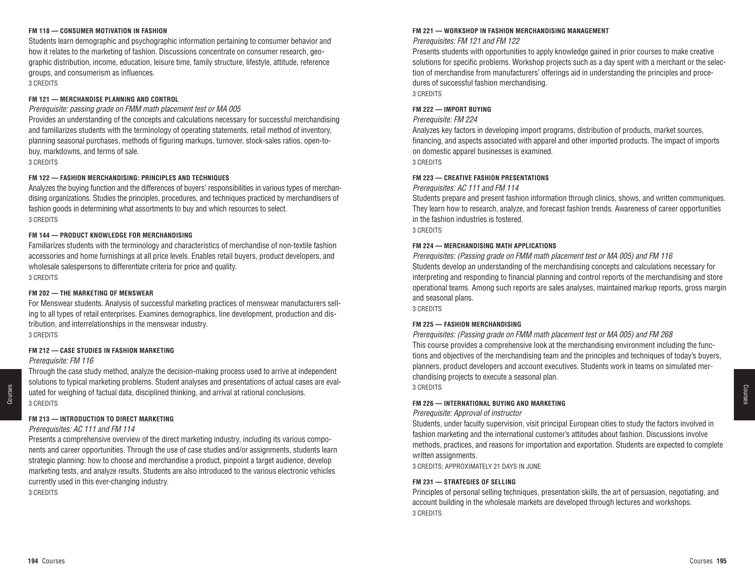#### FM 118 — CONSUMER MOTIVATION IN FASHION

Students learn demographic and psychographic information pertaining to consumer behavior and how it relates to the marketing of fashion. Discussions concentrate on consumer research, geographic distribution, income, education, leisure time, family structure, lifestyle, attitude, reference groups, and consumerism as influences.
3 CREDITS

#### FM 121 — MERCHANDISE PLANNING AND CONTROL

*Prerequisite: passing grade on FMM math placement test or MA 005*

Provides an understanding of the concepts and calculations necessary for successful merchandising and familiarizes students with the terminology of operating statements, retail method of inventory, planning seasonal purchases, methods of figuring markups, turnover, stock-sales ratios, open-to-buy, markdowns, and terms of sale.
3 CREDITS

#### FM 122 — FASHION MERCHANDISING: PRINCIPLES AND TECHNIQUES

Analyzes the buying function and the differences of buyers' responsibilities in various types of merchandising organizations. Studies the principles, procedures, and techniques practiced by merchandisers of fashion goods in determining what assortments to buy and which resources to select.
3 CREDITS

#### FM 144 — PRODUCT KNOWLEDGE FOR MERCHANDISING

Familiarizes students with the terminology and characteristics of merchandise of non-textile fashion accessories and home furnishings at all price levels. Enables retail buyers, product developers, and wholesale salespersons to differentiate criteria for price and quality.
3 CREDITS

#### FM 202 — THE MARKETING OF MENSWEAR

For Menswear students. Analysis of successful marketing practices of menswear manufacturers selling to all types of retail enterprises. Examines demographics, line development, production and distribution, and interrelationships in the menswear industry.
3 CREDITS

#### FM 212 — CASE STUDIES IN FASHION MARKETING

*Prerequisite: FM 116*

Through the case study method, analyze the decision-making process used to arrive at independent solutions to typical marketing problems. Student analyses and presentations of actual cases are evaluated for weighing of factual data, disciplined thinking, and arrival at rational conclusions.
3 CREDITS

#### FM 213 — INTRODUCTION TO DIRECT MARKETING

*Prerequisites: AC 111 and FM 114*

Presents a comprehensive overview of the direct marketing industry, including its various components and career opportunities. Through the use of case studies and/or assignments, students learn strategic planning: how to choose and merchandise a product, pinpoint a target audience, develop marketing tests, and analyze results. Students are also introduced to the various electronic vehicles currently used in this ever-changing industry.
3 CREDITS

#### FM 221 — WORKSHOP IN FASHION MERCHANDISING MANAGEMENT

*Prerequisites: FM 121 and FM 122*

Presents students with opportunities to apply knowledge gained in prior courses to make creative solutions for specific problems. Workshop projects such as a day spent with a merchant or the selection of merchandise from manufacturers' offerings aid in understanding the principles and procedures of successful fashion merchandising.
3 CREDITS

#### FM 222 — IMPORT BUYING

*Prerequisite: FM 224*

Analyzes key factors in developing import programs, distribution of products, market sources, financing, and aspects associated with apparel and other imported products. The impact of imports on domestic apparel businesses is examined.
3 CREDITS

#### FM 223 — CREATIVE FASHION PRESENTATIONS

*Prerequisites: AC 111 and FM 114*

Students prepare and present fashion information through clinics, shows, and written communiques. They learn how to research, analyze, and forecast fashion trends. Awareness of career opportunities in the fashion industries is fostered.
3 CREDITS

#### FM 224 — MERCHANDISING MATH APPLICATIONS

*Prerequisites: (Passing grade on FMM math placement test or MA 005) and FM 116*

Students develop an understanding of the merchandising concepts and calculations necessary for interpreting and responding to financial planning and control reports of the merchandising and store operational teams. Among such reports are sales analyses, maintained markup reports, gross margin and seasonal plans.
3 CREDITS

#### FM 225 — FASHION MERCHANDISING

*Prerequisites: (Passing grade on FMM math placement test or MA 005) and FM 268*

This course provides a comprehensive look at the merchandising environment including the functions and objectives of the merchandising team and the principles and techniques of today's buyers, planners, product developers and account executives. Students work in teams on simulated merchandising projects to execute a seasonal plan.
3 CREDITS

#### FM 226 — INTERNATIONAL BUYING AND MARKETING

*Prerequisite: Approval of instructor*

Students, under faculty supervision, visit principal European cities to study the factors involved in fashion marketing and the international customer's attitudes about fashion. Discussions involve methods, practices, and reasons for importation and exportation. Students are expected to complete written assignments.
3 CREDITS; APPROXIMATELY 21 DAYS IN JUNE

#### FM 231 — STRATEGIES OF SELLING

Principles of personal selling techniques, presentation skills, the art of persuasion, negotiating, and account building in the wholesale markets are developed through lectures and workshops.
3 CREDITS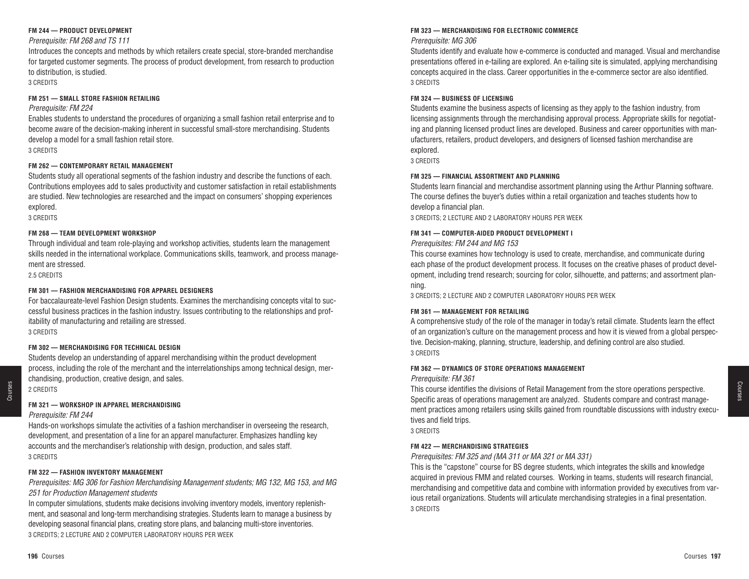#### FM 244 — PRODUCT DEVELOPMENT

*Prerequisite: FM 268 and TS 111*

Introduces the concepts and methods by which retailers create special, store-branded merchandise for targeted customer segments. The process of product development, from research to production to distribution, is studied.

3 CREDITS

#### FM 251 — SMALL STORE FASHION RETAILING

*Prerequisite: FM 224*

Enables students to understand the procedures of organizing a small fashion retail enterprise and to become aware of the decision-making inherent in successful small-store merchandising. Students develop a model for a small fashion retail store.

3 CREDITS

#### FM 262 — CONTEMPORARY RETAIL MANAGEMENT

Students study all operational segments of the fashion industry and describe the functions of each. Contributions employees add to sales productivity and customer satisfaction in retail establishments are studied. New technologies are researched and the impact on consumers' shopping experiences explored.

3 CREDITS

#### FM 268 — TEAM DEVELOPMENT WORKSHOP

Through individual and team role-playing and workshop activities, students learn the management skills needed in the international workplace. Communications skills, teamwork, and process management are stressed.

2.5 CREDITS

#### FM 301 — FASHION MERCHANDISING FOR APPAREL DESIGNERS

For baccalaureate-level Fashion Design students. Examines the merchandising concepts vital to successful business practices in the fashion industry. Issues contributing to the relationships and profitability of manufacturing and retailing are stressed.

3 CREDITS

#### FM 302 — MERCHANDISING FOR TECHNICAL DESIGN

Students develop an understanding of apparel merchandising within the product development process, including the role of the merchant and the interrelationships among technical design, merchandising, production, creative design, and sales.

2 CREDITS

#### FM 321 — WORKSHOP IN APPAREL MERCHANDISING

*Prerequisite: FM 244*

Hands-on workshops simulate the activities of a fashion merchandiser in overseeing the research, development, and presentation of a line for an apparel manufacturer. Emphasizes handling key accounts and the merchandiser's relationship with design, production, and sales staff.

3 CREDITS

#### FM 322 — FASHION INVENTORY MANAGEMENT

*Prerequisites: MG 306 for Fashion Merchandising Management students; MG 132, MG 153, and MG 251 for Production Management students*

In computer simulations, students make decisions involving inventory models, inventory replenishment, and seasonal and long-term merchandising strategies. Students learn to manage a business by developing seasonal financial plans, creating store plans, and balancing multi-store inventories.

3 CREDITS; 2 LECTURE AND 2 COMPUTER LABORATORY HOURS PER WEEK

#### FM 323 — MERCHANDISING FOR ELECTRONIC COMMERCE

*Prerequisite: MG 306*

Students identify and evaluate how e-commerce is conducted and managed. Visual and merchandise presentations offered in e-tailing are explored. An e-tailing site is simulated, applying merchandising concepts acquired in the class. Career opportunities in the e-commerce sector are also identified.

3 CREDITS

#### FM 324 — BUSINESS OF LICENSING

Students examine the business aspects of licensing as they apply to the fashion industry, from licensing assignments through the merchandising approval process. Appropriate skills for negotiating and planning licensed product lines are developed. Business and career opportunities with manufacturers, retailers, product developers, and designers of licensed fashion merchandise are explored.

3 CREDITS

#### FM 325 — FINANCIAL ASSORTMENT AND PLANNING

Students learn financial and merchandise assortment planning using the Arthur Planning software. The course defines the buyer's duties within a retail organization and teaches students how to develop a financial plan.

3 CREDITS; 2 LECTURE AND 2 LABORATORY HOURS PER WEEK

#### FM 341 — COMPUTER-AIDED PRODUCT DEVELOPMENT I

*Prerequisites: FM 244 and MG 153*

This course examines how technology is used to create, merchandise, and communicate during each phase of the product development process. It focuses on the creative phases of product development, including trend research; sourcing for color, silhouette, and patterns; and assortment planning.

3 CREDITS; 2 LECTURE AND 2 COMPUTER LABORATORY HOURS PER WEEK

#### FM 361 — MANAGEMENT FOR RETAILING

A comprehensive study of the role of the manager in today's retail climate. Students learn the effect of an organization's culture on the management process and how it is viewed from a global perspective. Decision-making, planning, structure, leadership, and defining control are also studied.

3 CREDITS

#### FM 362 — DYNAMICS OF STORE OPERATIONS MANAGEMENT

*Prerequisite: FM 361*

This course identifies the divisions of Retail Management from the store operations perspective. Specific areas of operations management are analyzed. Students compare and contrast management practices among retailers using skills gained from roundtable discussions with industry executives and field trips.

3 CREDITS

#### FM 422 — MERCHANDISING STRATEGIES

*Prerequisites: FM 325 and (MA 311 or MA 321 or MA 331)*

This is the "capstone" course for BS degree students, which integrates the skills and knowledge acquired in previous FMM and related courses. Working in teams, students will research financial, merchandising and competitive data and combine with information provided by executives from various retail organizations. Students will articulate merchandising strategies in a final presentation.

3 CREDITS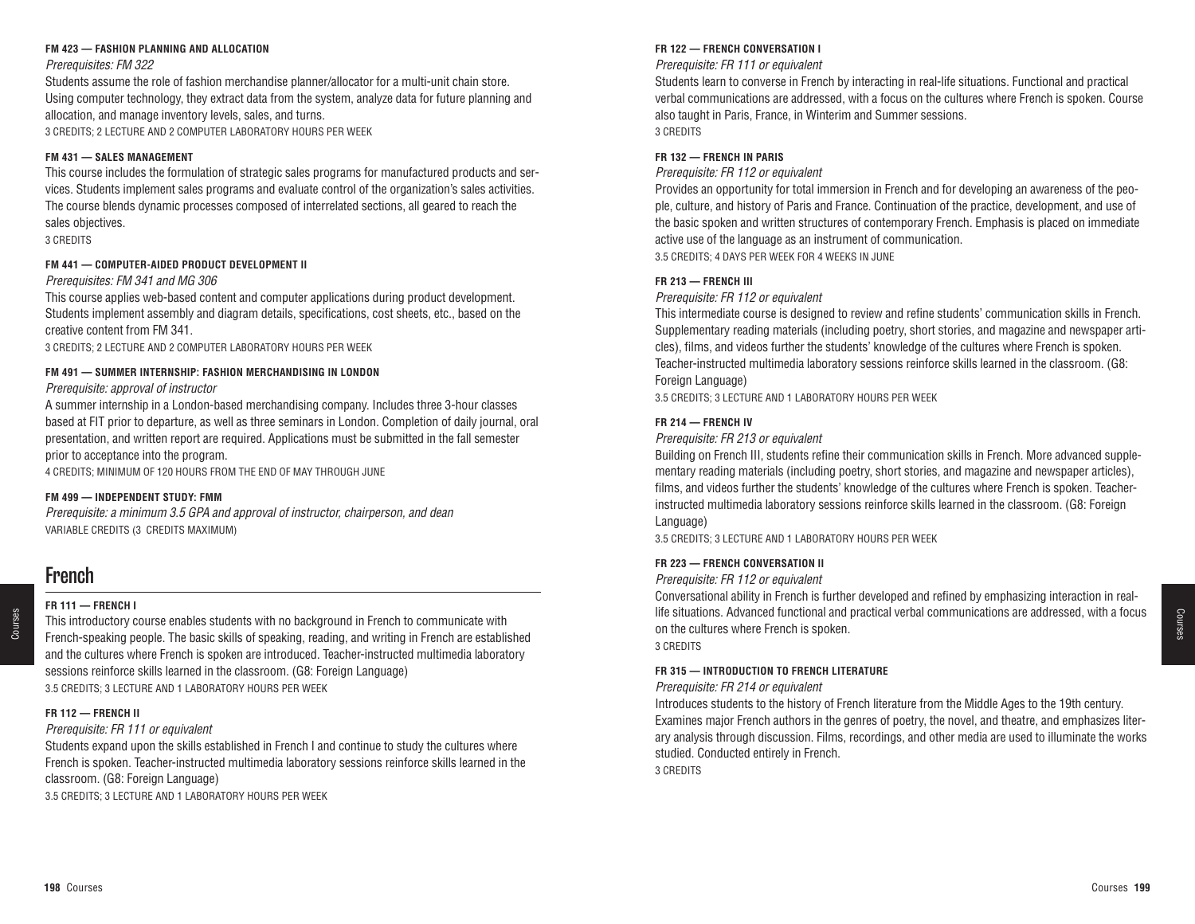#### FM 423 — FASHION PLANNING AND ALLOCATION

*Prerequisites: FM 322*

Students assume the role of fashion merchandise planner/allocator for a multi-unit chain store. Using computer technology, they extract data from the system, analyze data for future planning and allocation, and manage inventory levels, sales, and turns.

3 CREDITS; 2 LECTURE AND 2 COMPUTER LABORATORY HOURS PER WEEK

#### FM 431 — SALES MANAGEMENT

This course includes the formulation of strategic sales programs for manufactured products and services. Students implement sales programs and evaluate control of the organization's sales activities. The course blends dynamic processes composed of interrelated sections, all geared to reach the sales objectives.

3 CREDITS

#### FM 441 — COMPUTER-AIDED PRODUCT DEVELOPMENT II

*Prerequisites: FM 341 and MG 306*

This course applies web-based content and computer applications during product development. Students implement assembly and diagram details, specifications, cost sheets, etc., based on the creative content from FM 341.

3 CREDITS; 2 LECTURE AND 2 COMPUTER LABORATORY HOURS PER WEEK

#### FM 491 — SUMMER INTERNSHIP: FASHION MERCHANDISING IN LONDON

*Prerequisite: approval of instructor*

A summer internship in a London-based merchandising company. Includes three 3-hour classes based at FIT prior to departure, as well as three seminars in London. Completion of daily journal, oral presentation, and written report are required. Applications must be submitted in the fall semester prior to acceptance into the program.

4 CREDITS; MINIMUM OF 120 HOURS FROM THE END OF MAY THROUGH JUNE

#### FM 499 — INDEPENDENT STUDY: FMM

*Prerequisite: a minimum 3.5 GPA and approval of instructor, chairperson, and dean*

VARIABLE CREDITS (3 CREDITS MAXIMUM)

## French

#### FR 111 — FRENCH I

This introductory course enables students with no background in French to communicate with French-speaking people. The basic skills of speaking, reading, and writing in French are established and the cultures where French is spoken are introduced. Teacher-instructed multimedia laboratory sessions reinforce skills learned in the classroom. (G8: Foreign Language)

3.5 CREDITS; 3 LECTURE AND 1 LABORATORY HOURS PER WEEK

#### FR 112 — FRENCH II

*Prerequisite: FR 111 or equivalent*

Students expand upon the skills established in French I and continue to study the cultures where French is spoken. Teacher-instructed multimedia laboratory sessions reinforce skills learned in the classroom. (G8: Foreign Language)

3.5 CREDITS; 3 LECTURE AND 1 LABORATORY HOURS PER WEEK

#### FR 122 — FRENCH CONVERSATION I

*Prerequisite: FR 111 or equivalent*

Students learn to converse in French by interacting in real-life situations. Functional and practical verbal communications are addressed, with a focus on the cultures where French is spoken. Course also taught in Paris, France, in Winterim and Summer sessions.

3 CREDITS

#### FR 132 — FRENCH IN PARIS

*Prerequisite: FR 112 or equivalent*

Provides an opportunity for total immersion in French and for developing an awareness of the people, culture, and history of Paris and France. Continuation of the practice, development, and use of the basic spoken and written structures of contemporary French. Emphasis is placed on immediate active use of the language as an instrument of communication.

3.5 CREDITS; 4 DAYS PER WEEK FOR 4 WEEKS IN JUNE

#### FR 213 — FRENCH III

*Prerequisite: FR 112 or equivalent*

This intermediate course is designed to review and refine students' communication skills in French. Supplementary reading materials (including poetry, short stories, and magazine and newspaper articles), films, and videos further the students' knowledge of the cultures where French is spoken. Teacher-instructed multimedia laboratory sessions reinforce skills learned in the classroom. (G8: Foreign Language)

3.5 CREDITS; 3 LECTURE AND 1 LABORATORY HOURS PER WEEK

#### FR 214 — FRENCH IV

*Prerequisite: FR 213 or equivalent*

Building on French III, students refine their communication skills in French. More advanced supplementary reading materials (including poetry, short stories, and magazine and newspaper articles), films, and videos further the students' knowledge of the cultures where French is spoken. Teacher-instructed multimedia laboratory sessions reinforce skills learned in the classroom. (G8: Foreign Language)

3.5 CREDITS; 3 LECTURE AND 1 LABORATORY HOURS PER WEEK

#### FR 223 — FRENCH CONVERSATION II

*Prerequisite: FR 112 or equivalent*

Conversational ability in French is further developed and refined by emphasizing interaction in real-life situations. Advanced functional and practical verbal communications are addressed, with a focus on the cultures where French is spoken.

3 CREDITS

#### FR 315 — INTRODUCTION TO FRENCH LITERATURE

*Prerequisite: FR 214 or equivalent*

Introduces students to the history of French literature from the Middle Ages to the 19th century. Examines major French authors in the genres of poetry, the novel, and theatre, and emphasizes literary analysis through discussion. Films, recordings, and other media are used to illuminate the works studied. Conducted entirely in French.

3 CREDITS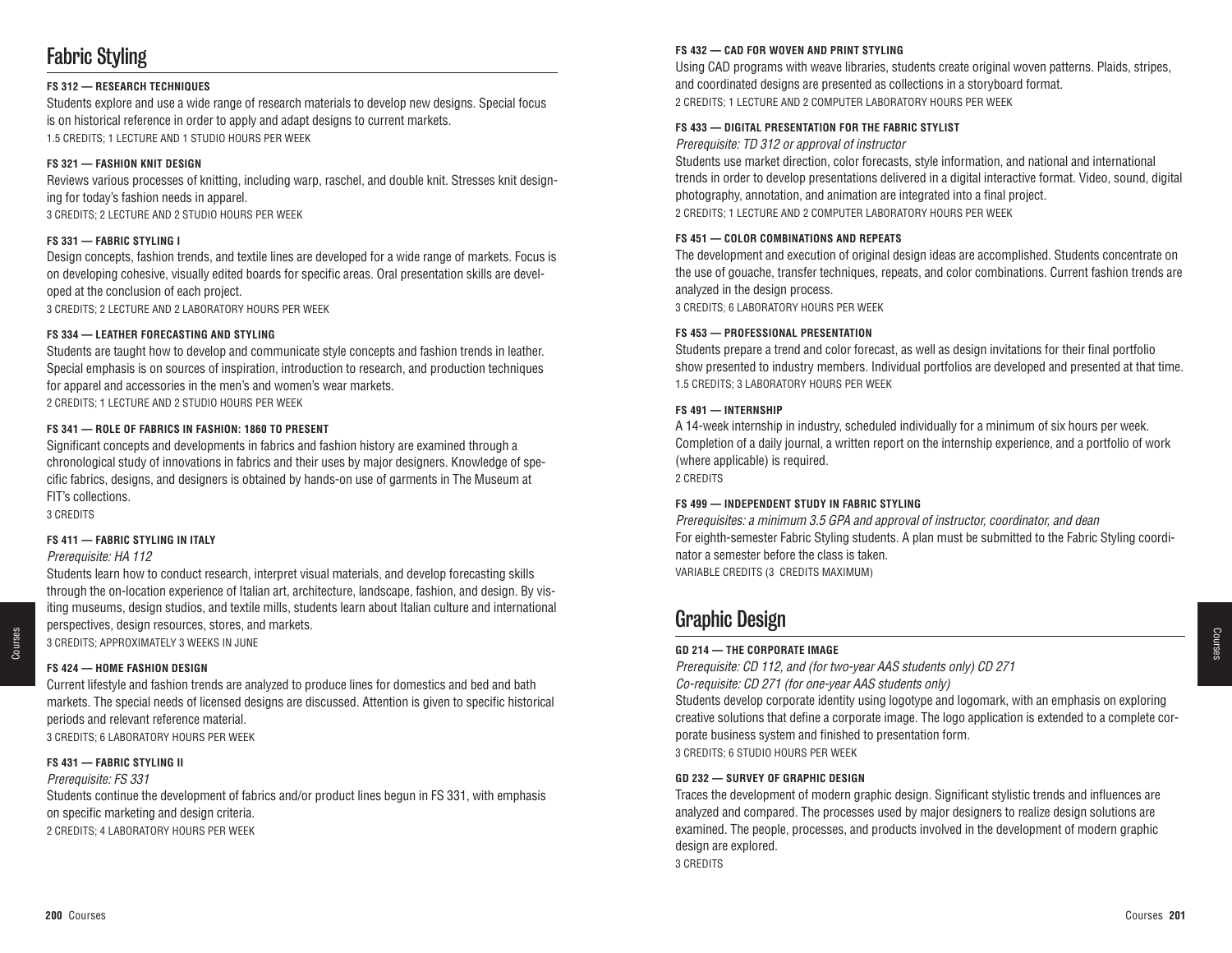# Fabric Styling

#### FS 312 — RESEARCH TECHNIQUES

Students explore and use a wide range of research materials to develop new designs. Special focus is on historical reference in order to apply and adapt designs to current markets.
1.5 CREDITS; 1 LECTURE AND 1 STUDIO HOURS PER WEEK

#### FS 321 — FASHION KNIT DESIGN

Reviews various processes of knitting, including warp, raschel, and double knit. Stresses knit designing for today's fashion needs in apparel.
3 CREDITS; 2 LECTURE AND 2 STUDIO HOURS PER WEEK

#### FS 331 — FABRIC STYLING I

Design concepts, fashion trends, and textile lines are developed for a wide range of markets. Focus is on developing cohesive, visually edited boards for specific areas. Oral presentation skills are developed at the conclusion of each project.
3 CREDITS; 2 LECTURE AND 2 LABORATORY HOURS PER WEEK

#### FS 334 — LEATHER FORECASTING AND STYLING

Students are taught how to develop and communicate style concepts and fashion trends in leather. Special emphasis is on sources of inspiration, introduction to research, and production techniques for apparel and accessories in the men's and women's wear markets.
2 CREDITS; 1 LECTURE AND 2 STUDIO HOURS PER WEEK

#### FS 341 — ROLE OF FABRICS IN FASHION: 1860 TO PRESENT

Significant concepts and developments in fabrics and fashion history are examined through a chronological study of innovations in fabrics and their uses by major designers. Knowledge of specific fabrics, designs, and designers is obtained by hands-on use of garments in The Museum at FIT's collections.
3 CREDITS

#### FS 411 — FABRIC STYLING IN ITALY

*Prerequisite: HA 112*

Students learn how to conduct research, interpret visual materials, and develop forecasting skills through the on-location experience of Italian art, architecture, landscape, fashion, and design. By visiting museums, design studios, and textile mills, students learn about Italian culture and international perspectives, design resources, stores, and markets.
3 CREDITS; APPROXIMATELY 3 WEEKS IN JUNE

#### FS 424 — HOME FASHION DESIGN

Current lifestyle and fashion trends are analyzed to produce lines for domestics and bed and bath markets. The special needs of licensed designs are discussed. Attention is given to specific historical periods and relevant reference material.
3 CREDITS; 6 LABORATORY HOURS PER WEEK

#### FS 431 — FABRIC STYLING II

*Prerequisite: FS 331*

Students continue the development of fabrics and/or product lines begun in FS 331, with emphasis on specific marketing and design criteria.
2 CREDITS; 4 LABORATORY HOURS PER WEEK

#### FS 432 — CAD FOR WOVEN AND PRINT STYLING

Using CAD programs with weave libraries, students create original woven patterns. Plaids, stripes, and coordinated designs are presented as collections in a storyboard format.
2 CREDITS; 1 LECTURE AND 2 COMPUTER LABORATORY HOURS PER WEEK

#### FS 433 — DIGITAL PRESENTATION FOR THE FABRIC STYLIST

*Prerequisite: TD 312 or approval of instructor*

Students use market direction, color forecasts, style information, and national and international trends in order to develop presentations delivered in a digital interactive format. Video, sound, digital photography, annotation, and animation are integrated into a final project.
2 CREDITS; 1 LECTURE AND 2 COMPUTER LABORATORY HOURS PER WEEK

#### FS 451 — COLOR COMBINATIONS AND REPEATS

The development and execution of original design ideas are accomplished. Students concentrate on the use of gouache, transfer techniques, repeats, and color combinations. Current fashion trends are analyzed in the design process.
3 CREDITS; 6 LABORATORY HOURS PER WEEK

#### FS 453 — PROFESSIONAL PRESENTATION

Students prepare a trend and color forecast, as well as design invitations for their final portfolio show presented to industry members. Individual portfolios are developed and presented at that time.
1.5 CREDITS; 3 LABORATORY HOURS PER WEEK

#### FS 491 — INTERNSHIP

A 14-week internship in industry, scheduled individually for a minimum of six hours per week. Completion of a daily journal, a written report on the internship experience, and a portfolio of work (where applicable) is required.
2 CREDITS

#### FS 499 — INDEPENDENT STUDY IN FABRIC STYLING

*Prerequisites: a minimum 3.5 GPA and approval of instructor, coordinator, and dean*

For eighth-semester Fabric Styling students. A plan must be submitted to the Fabric Styling coordinator a semester before the class is taken.
VARIABLE CREDITS (3 CREDITS MAXIMUM)

# Graphic Design

#### GD 214 — THE CORPORATE IMAGE

*Prerequisite: CD 112, and (for two-year AAS students only) CD 271*
*Co-requisite: CD 271 (for one-year AAS students only)*

Students develop corporate identity using logotype and logomark, with an emphasis on exploring creative solutions that define a corporate image. The logo application is extended to a complete corporate business system and finished to presentation form.
3 CREDITS; 6 STUDIO HOURS PER WEEK

#### GD 232 — SURVEY OF GRAPHIC DESIGN

Traces the development of modern graphic design. Significant stylistic trends and influences are analyzed and compared. The processes used by major designers to realize design solutions are examined. The people, processes, and products involved in the development of modern graphic design are explored.
3 CREDITS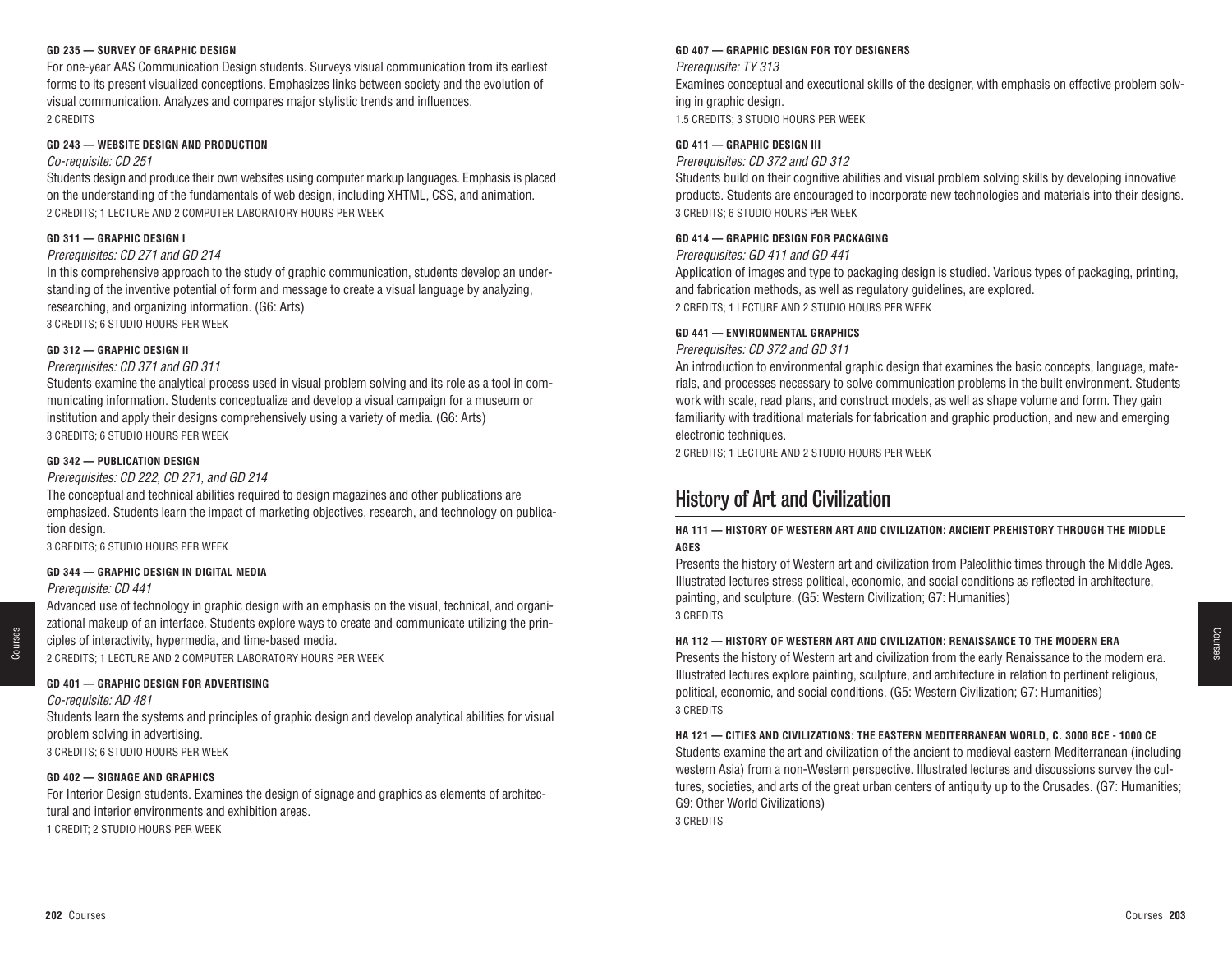#### GD 235 — SURVEY OF GRAPHIC DESIGN

For one-year AAS Communication Design students. Surveys visual communication from its earliest forms to its present visualized conceptions. Emphasizes links between society and the evolution of visual communication. Analyzes and compares major stylistic trends and influences.
2 CREDITS

#### GD 243 — WEBSITE DESIGN AND PRODUCTION

*Co-requisite: CD 251*

Students design and produce their own websites using computer markup languages. Emphasis is placed on the understanding of the fundamentals of web design, including XHTML, CSS, and animation.
2 CREDITS; 1 LECTURE AND 2 COMPUTER LABORATORY HOURS PER WEEK

#### GD 311 — GRAPHIC DESIGN I

*Prerequisites: CD 271 and GD 214*

In this comprehensive approach to the study of graphic communication, students develop an understanding of the inventive potential of form and message to create a visual language by analyzing, researching, and organizing information. (G6: Arts)
3 CREDITS; 6 STUDIO HOURS PER WEEK

#### GD 312 — GRAPHIC DESIGN II

*Prerequisites: CD 371 and GD 311*

Students examine the analytical process used in visual problem solving and its role as a tool in communicating information. Students conceptualize and develop a visual campaign for a museum or institution and apply their designs comprehensively using a variety of media. (G6: Arts)
3 CREDITS; 6 STUDIO HOURS PER WEEK

#### GD 342 — PUBLICATION DESIGN

*Prerequisites: CD 222, CD 271, and GD 214*

The conceptual and technical abilities required to design magazines and other publications are emphasized. Students learn the impact of marketing objectives, research, and technology on publication design.
3 CREDITS; 6 STUDIO HOURS PER WEEK

#### GD 344 — GRAPHIC DESIGN IN DIGITAL MEDIA

*Prerequisite: CD 441*

Advanced use of technology in graphic design with an emphasis on the visual, technical, and organizational makeup of an interface. Students explore ways to create and communicate utilizing the principles of interactivity, hypermedia, and time-based media.
2 CREDITS; 1 LECTURE AND 2 COMPUTER LABORATORY HOURS PER WEEK

#### GD 401 — GRAPHIC DESIGN FOR ADVERTISING

*Co-requisite: AD 481*

Students learn the systems and principles of graphic design and develop analytical abilities for visual problem solving in advertising.
3 CREDITS; 6 STUDIO HOURS PER WEEK

#### GD 402 — SIGNAGE AND GRAPHICS

For Interior Design students. Examines the design of signage and graphics as elements of architectural and interior environments and exhibition areas.
1 CREDIT; 2 STUDIO HOURS PER WEEK

#### GD 407 — GRAPHIC DESIGN FOR TOY DESIGNERS

*Prerequisite: TY 313*

Examines conceptual and executional skills of the designer, with emphasis on effective problem solving in graphic design.
1.5 CREDITS; 3 STUDIO HOURS PER WEEK

#### GD 411 — GRAPHIC DESIGN III

*Prerequisites: CD 372 and GD 312*

Students build on their cognitive abilities and visual problem solving skills by developing innovative products. Students are encouraged to incorporate new technologies and materials into their designs.
3 CREDITS; 6 STUDIO HOURS PER WEEK

#### GD 414 — GRAPHIC DESIGN FOR PACKAGING

*Prerequisites: GD 411 and GD 441*

Application of images and type to packaging design is studied. Various types of packaging, printing, and fabrication methods, as well as regulatory guidelines, are explored.
2 CREDITS; 1 LECTURE AND 2 STUDIO HOURS PER WEEK

#### GD 441 — ENVIRONMENTAL GRAPHICS

*Prerequisites: CD 372 and GD 311*

An introduction to environmental graphic design that examines the basic concepts, language, materials, and processes necessary to solve communication problems in the built environment. Students work with scale, read plans, and construct models, as well as shape volume and form. They gain familiarity with traditional materials for fabrication and graphic production, and new and emerging electronic techniques.
2 CREDITS; 1 LECTURE AND 2 STUDIO HOURS PER WEEK

## History of Art and Civilization

#### HA 111 — HISTORY OF WESTERN ART AND CIVILIZATION: ANCIENT PREHISTORY THROUGH THE MIDDLE AGES

Presents the history of Western art and civilization from Paleolithic times through the Middle Ages. Illustrated lectures stress political, economic, and social conditions as reflected in architecture, painting, and sculpture. (G5: Western Civilization; G7: Humanities)
3 CREDITS

#### HA 112 — HISTORY OF WESTERN ART AND CIVILIZATION: RENAISSANCE TO THE MODERN ERA

Presents the history of Western art and civilization from the early Renaissance to the modern era. Illustrated lectures explore painting, sculpture, and architecture in relation to pertinent religious, political, economic, and social conditions. (G5: Western Civilization; G7: Humanities)
3 CREDITS

#### HA 121 — CITIES AND CIVILIZATIONS: THE EASTERN MEDITERRANEAN WORLD, C. 3000 BCE - 1000 CE

Students examine the art and civilization of the ancient to medieval eastern Mediterranean (including western Asia) from a non-Western perspective. Illustrated lectures and discussions survey the cultures, societies, and arts of the great urban centers of antiquity up to the Crusades. (G7: Humanities; G9: Other World Civilizations)
3 CREDITS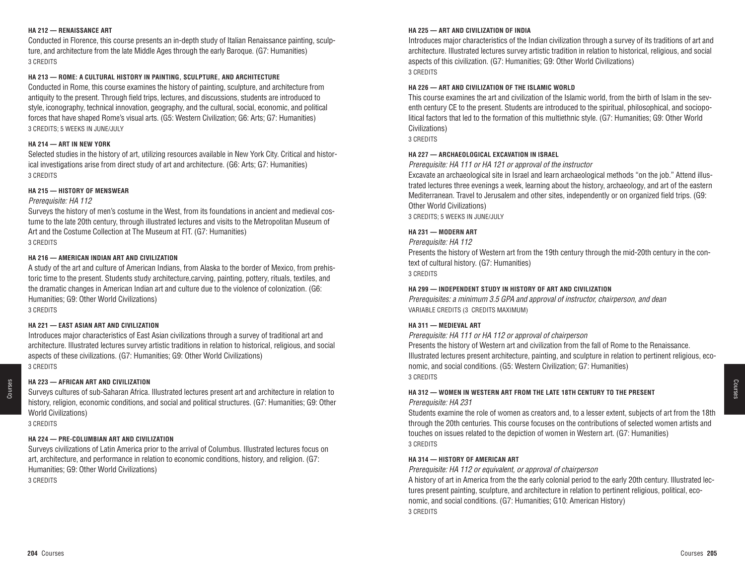#### HA 212 — RENAISSANCE ART

Conducted in Florence, this course presents an in-depth study of Italian Renaissance painting, sculpture, and architecture from the late Middle Ages through the early Baroque. (G7: Humanities)
3 CREDITS

#### HA 213 — ROME: A CULTURAL HISTORY IN PAINTING, SCULPTURE, AND ARCHITECTURE

Conducted in Rome, this course examines the history of painting, sculpture, and architecture from antiquity to the present. Through field trips, lectures, and discussions, students are introduced to style, iconography, technical innovation, geography, and the cultural, social, economic, and political forces that have shaped Rome's visual arts. (G5: Western Civilization; G6: Arts; G7: Humanities)
3 CREDITS; 5 WEEKS IN JUNE/JULY

#### HA 214 — ART IN NEW YORK

Selected studies in the history of art, utilizing resources available in New York City. Critical and historical investigations arise from direct study of art and architecture. (G6: Arts; G7: Humanities)
3 CREDITS

#### HA 215 — HISTORY OF MENSWEAR

*Prerequisite: HA 112*

Surveys the history of men's costume in the West, from its foundations in ancient and medieval costume to the late 20th century, through illustrated lectures and visits to the Metropolitan Museum of Art and the Costume Collection at The Museum at FIT. (G7: Humanities)
3 CREDITS

#### HA 216 — AMERICAN INDIAN ART AND CIVILIZATION

A study of the art and culture of American Indians, from Alaska to the border of Mexico, from prehistoric time to the present. Students study architecture,carving, painting, pottery, rituals, textiles, and the dramatic changes in American Indian art and culture due to the violence of colonization. (G6: Humanities; G9: Other World Civilizations)
3 CREDITS

#### HA 221 — EAST ASIAN ART AND CIVILIZATION

Introduces major characteristics of East Asian civilizations through a survey of traditional art and architecture. Illustrated lectures survey artistic traditions in relation to historical, religious, and social aspects of these civilizations. (G7: Humanities; G9: Other World Civilizations)
3 CREDITS

#### HA 223 — AFRICAN ART AND CIVILIZATION

Surveys cultures of sub-Saharan Africa. Illustrated lectures present art and architecture in relation to history, religion, economic conditions, and social and political structures. (G7: Humanities; G9: Other World Civilizations)
3 CREDITS

#### HA 224 — PRE-COLUMBIAN ART AND CIVILIZATION

Surveys civilizations of Latin America prior to the arrival of Columbus. Illustrated lectures focus on art, architecture, and performance in relation to economic conditions, history, and religion. (G7: Humanities; G9: Other World Civilizations)
3 CREDITS

#### HA 225 — ART AND CIVILIZATION OF INDIA

Introduces major characteristics of the Indian civilization through a survey of its traditions of art and architecture. Illustrated lectures survey artistic tradition in relation to historical, religious, and social aspects of this civilization. (G7: Humanities; G9: Other World Civilizations)
3 CREDITS

#### HA 226 — ART AND CIVILIZATION OF THE ISLAMIC WORLD

This course examines the art and civilization of the Islamic world, from the birth of Islam in the seventh century CE to the present. Students are introduced to the spiritual, philosophical, and sociopolitical factors that led to the formation of this multiethnic style. (G7: Humanities; G9: Other World Civilizations)
3 CREDITS

#### HA 227 — ARCHAEOLOGICAL EXCAVATION IN ISRAEL

*Prerequisite: HA 111 or HA 121 or approval of the instructor*

Excavate an archaeological site in Israel and learn archaeological methods "on the job." Attend illustrated lectures three evenings a week, learning about the history, archaeology, and art of the eastern Mediterranean. Travel to Jerusalem and other sites, independently or on organized field trips. (G9: Other World Civilizations)
3 CREDITS; 5 WEEKS IN JUNE/JULY

#### HA 231 — MODERN ART

*Prerequisite: HA 112*

Presents the history of Western art from the 19th century through the mid-20th century in the context of cultural history. (G7: Humanities)
3 CREDITS

#### HA 299 — INDEPENDENT STUDY IN HISTORY OF ART AND CIVILIZATION

*Prerequisites: a minimum 3.5 GPA and approval of instructor, chairperson, and dean*

VARIABLE CREDITS (3 CREDITS MAXIMUM)

#### HA 311 — MEDIEVAL ART

*Prerequisite: HA 111 or HA 112 or approval of chairperson*

Presents the history of Western art and civilization from the fall of Rome to the Renaissance. Illustrated lectures present architecture, painting, and sculpture in relation to pertinent religious, economic, and social conditions. (G5: Western Civilization; G7: Humanities)
3 CREDITS

#### HA 312 — WOMEN IN WESTERN ART FROM THE LATE 18TH CENTURY TO THE PRESENT

*Prerequisite: HA 231*

Students examine the role of women as creators and, to a lesser extent, subjects of art from the 18th through the 20th centuries. This course focuses on the contributions of selected women artists and touches on issues related to the depiction of women in Western art. (G7: Humanities)
3 CREDITS

#### HA 314 — HISTORY OF AMERICAN ART

*Prerequisite: HA 112 or equivalent, or approval of chairperson*

A history of art in America from the the early colonial period to the early 20th century. Illustrated lectures present painting, sculpture, and architecture in relation to pertinent religious, political, economic, and social conditions. (G7: Humanities; G10: American History)
3 CREDITS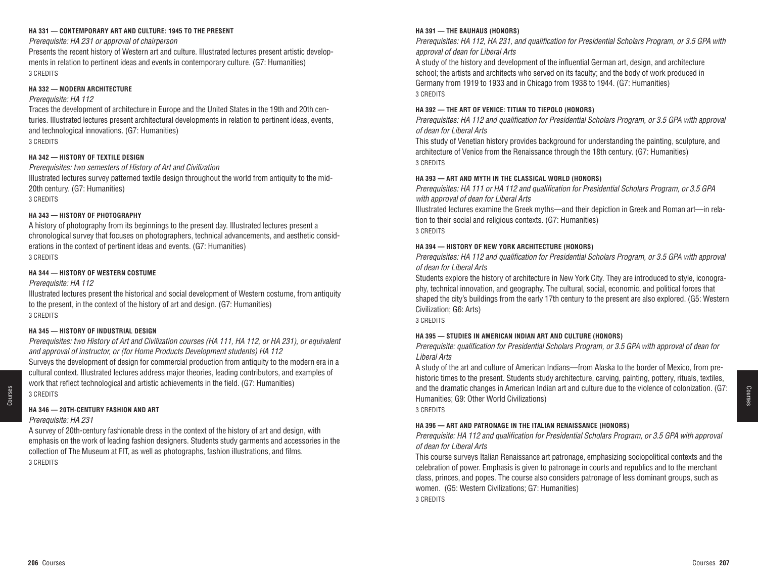#### HA 331 — CONTEMPORARY ART AND CULTURE: 1945 TO THE PRESENT

*Prerequisite: HA 231 or approval of chairperson*

Presents the recent history of Western art and culture. Illustrated lectures present artistic developments in relation to pertinent ideas and events in contemporary culture. (G7: Humanities)

3 CREDITS

#### HA 332 — MODERN ARCHITECTURE

*Prerequisite: HA 112*

Traces the development of architecture in Europe and the United States in the 19th and 20th centuries. Illustrated lectures present architectural developments in relation to pertinent ideas, events, and technological innovations. (G7: Humanities)

3 CREDITS

#### HA 342 — HISTORY OF TEXTILE DESIGN

*Prerequisites: two semesters of History of Art and Civilization*

Illustrated lectures survey patterned textile design throughout the world from antiquity to the mid-20th century. (G7: Humanities)

3 CREDITS

#### HA 343 — HISTORY OF PHOTOGRAPHY

A history of photography from its beginnings to the present day. Illustrated lectures present a chronological survey that focuses on photographers, technical advancements, and aesthetic considerations in the context of pertinent ideas and events. (G7: Humanities)

3 CREDITS

#### HA 344 — HISTORY OF WESTERN COSTUME

*Prerequisite: HA 112*

Illustrated lectures present the historical and social development of Western costume, from antiquity to the present, in the context of the history of art and design. (G7: Humanities)

3 CREDITS

#### HA 345 — HISTORY OF INDUSTRIAL DESIGN

*Prerequisites: two History of Art and Civilization courses (HA 111, HA 112, or HA 231), or equivalent and approval of instructor, or (for Home Products Development students) HA 112*

Surveys the development of design for commercial production from antiquity to the modern era in a cultural context. Illustrated lectures address major theories, leading contributors, and examples of work that reflect technological and artistic achievements in the field. (G7: Humanities)

3 CREDITS

#### HA 346 — 20TH-CENTURY FASHION AND ART

*Prerequisite: HA 231*

A survey of 20th-century fashionable dress in the context of the history of art and design, with emphasis on the work of leading fashion designers. Students study garments and accessories in the collection of The Museum at FIT, as well as photographs, fashion illustrations, and films.

3 CREDITS

#### HA 391 — THE BAUHAUS (HONORS)

*Prerequisites: HA 112, HA 231, and qualification for Presidential Scholars Program, or 3.5 GPA with approval of dean for Liberal Arts*

A study of the history and development of the influential German art, design, and architecture school; the artists and architects who served on its faculty; and the body of work produced in Germany from 1919 to 1933 and in Chicago from 1938 to 1944. (G7: Humanities)

3 CREDITS

#### HA 392 — THE ART OF VENICE: TITIAN TO TIEPOLO (HONORS)

*Prerequisites: HA 112 and qualification for Presidential Scholars Program, or 3.5 GPA with approval of dean for Liberal Arts*

This study of Venetian history provides background for understanding the painting, sculpture, and architecture of Venice from the Renaissance through the 18th century. (G7: Humanities)

3 CREDITS

#### HA 393 — ART AND MYTH IN THE CLASSICAL WORLD (HONORS)

*Prerequisites: HA 111 or HA 112 and qualification for Presidential Scholars Program, or 3.5 GPA with approval of dean for Liberal Arts*

Illustrated lectures examine the Greek myths—and their depiction in Greek and Roman art—in relation to their social and religious contexts. (G7: Humanities)

3 CREDITS

#### HA 394 — HISTORY OF NEW YORK ARCHITECTURE (HONORS)

*Prerequisites: HA 112 and qualification for Presidential Scholars Program, or 3.5 GPA with approval of dean for Liberal Arts*

Students explore the history of architecture in New York City. They are introduced to style, iconography, technical innovation, and geography. The cultural, social, economic, and political forces that shaped the city's buildings from the early 17th century to the present are also explored. (G5: Western Civilization; G6: Arts)

3 CREDITS

#### HA 395 — STUDIES IN AMERICAN INDIAN ART AND CULTURE (HONORS)

*Prerequisite: qualification for Presidential Scholars Program, or 3.5 GPA with approval of dean for Liberal Arts*

A study of the art and culture of American Indians—from Alaska to the border of Mexico, from prehistoric times to the present. Students study architecture, carving, painting, pottery, rituals, textiles, and the dramatic changes in American Indian art and culture due to the violence of colonization. (G7: Humanities; G9: Other World Civilizations)

3 CREDITS

#### HA 396 — ART AND PATRONAGE IN THE ITALIAN RENAISSANCE (HONORS)

*Prerequisite: HA 112 and qualification for Presidential Scholars Program, or 3.5 GPA with approval of dean for Liberal Arts*

This course surveys Italian Renaissance art patronage, emphasizing sociopolitical contexts and the celebration of power. Emphasis is given to patronage in courts and republics and to the merchant class, princes, and popes. The course also considers patronage of less dominant groups, such as women. (G5: Western Civilizations; G7: Humanities)

3 CREDITS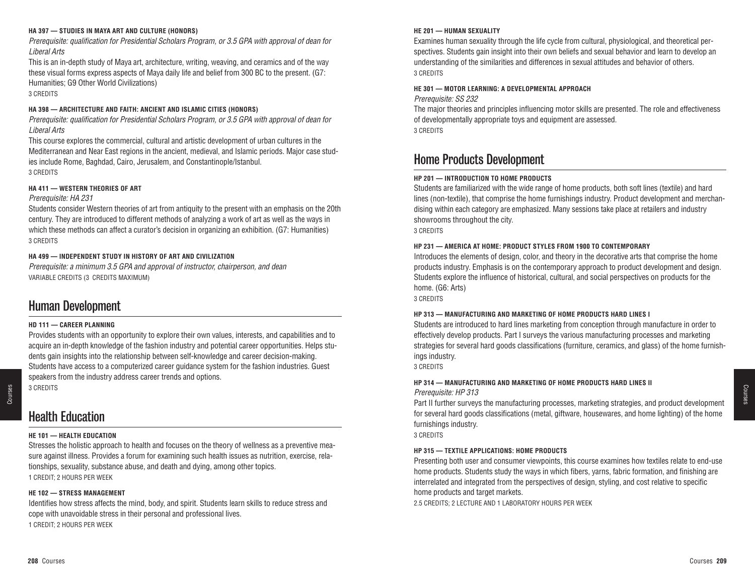**HA 397 — STUDIES IN MAYA ART AND CULTURE (HONORS)**

*Prerequisite: qualification for Presidential Scholars Program, or 3.5 GPA with approval of dean for Liberal Arts*

This is an in-depth study of Maya art, architecture, writing, weaving, and ceramics and of the way these visual forms express aspects of Maya daily life and belief from 300 BC to the present. (G7: Humanities; G9 Other World Civilizations)

3 CREDITS

**HA 398 — ARCHITECTURE AND FAITH: ANCIENT AND ISLAMIC CITIES (HONORS)**

*Prerequisite: qualification for Presidential Scholars Program, or 3.5 GPA with approval of dean for Liberal Arts*

This course explores the commercial, cultural and artistic development of urban cultures in the Mediterranean and Near East regions in the ancient, medieval, and Islamic periods. Major case studies include Rome, Baghdad, Cairo, Jerusalem, and Constantinople/Istanbul.

3 CREDITS

**HA 411 — WESTERN THEORIES OF ART**

*Prerequisite: HA 231*

Students consider Western theories of art from antiquity to the present with an emphasis on the 20th century. They are introduced to different methods of analyzing a work of art as well as the ways in which these methods can affect a curator's decision in organizing an exhibition. (G7: Humanities)

3 CREDITS

**HA 499 — INDEPENDENT STUDY IN HISTORY OF ART AND CIVILIZATION**

*Prerequisite: a minimum 3.5 GPA and approval of instructor, chairperson, and dean*

VARIABLE CREDITS (3 CREDITS MAXIMUM)

## Human Development

**HD 111 — CAREER PLANNING**

Provides students with an opportunity to explore their own values, interests, and capabilities and to acquire an in-depth knowledge of the fashion industry and potential career opportunities. Helps students gain insights into the relationship between self-knowledge and career decision-making. Students have access to a computerized career guidance system for the fashion industries. Guest speakers from the industry address career trends and options.

3 CREDITS

## Health Education

**HE 101 — HEALTH EDUCATION**

Stresses the holistic approach to health and focuses on the theory of wellness as a preventive measure against illness. Provides a forum for examining such health issues as nutrition, exercise, relationships, sexuality, substance abuse, and death and dying, among other topics.

1 CREDIT; 2 HOURS PER WEEK

**HE 102 — STRESS MANAGEMENT**

Identifies how stress affects the mind, body, and spirit. Students learn skills to reduce stress and cope with unavoidable stress in their personal and professional lives.

1 CREDIT; 2 HOURS PER WEEK

**HE 201 — HUMAN SEXUALITY**

Examines human sexuality through the life cycle from cultural, physiological, and theoretical perspectives. Students gain insight into their own beliefs and sexual behavior and learn to develop an understanding of the similarities and differences in sexual attitudes and behavior of others.

3 CREDITS

**HE 301 — MOTOR LEARNING: A DEVELOPMENTAL APPROACH**

*Prerequisite: SS 232*

The major theories and principles influencing motor skills are presented. The role and effectiveness of developmentally appropriate toys and equipment are assessed.

3 CREDITS

## Home Products Development

**HP 201 — INTRODUCTION TO HOME PRODUCTS**

Students are familiarized with the wide range of home products, both soft lines (textile) and hard lines (non-textile), that comprise the home furnishings industry. Product development and merchandising within each category are emphasized. Many sessions take place at retailers and industry showrooms throughout the city.

3 CREDITS

**HP 231 — AMERICA AT HOME: PRODUCT STYLES FROM 1900 TO CONTEMPORARY**

Introduces the elements of design, color, and theory in the decorative arts that comprise the home products industry. Emphasis is on the contemporary approach to product development and design. Students explore the influence of historical, cultural, and social perspectives on products for the home. (G6: Arts)

3 CREDITS

**HP 313 — MANUFACTURING AND MARKETING OF HOME PRODUCTS HARD LINES I**

Students are introduced to hard lines marketing from conception through manufacture in order to effectively develop products. Part I surveys the various manufacturing processes and marketing strategies for several hard goods classifications (furniture, ceramics, and glass) of the home furnishings industry.

3 CREDITS

**HP 314 — MANUFACTURING AND MARKETING OF HOME PRODUCTS HARD LINES II**

*Prerequisite: HP 313*

Part II further surveys the manufacturing processes, marketing strategies, and product development for several hard goods classifications (metal, giftware, housewares, and home lighting) of the home furnishings industry.

3 CREDITS

**HP 315 — TEXTILE APPLICATIONS: HOME PRODUCTS**

Presenting both user and consumer viewpoints, this course examines how textiles relate to end-use home products. Students study the ways in which fibers, yarns, fabric formation, and finishing are interrelated and integrated from the perspectives of design, styling, and cost relative to specific home products and target markets.

2.5 CREDITS; 2 LECTURE AND 1 LABORATORY HOURS PER WEEK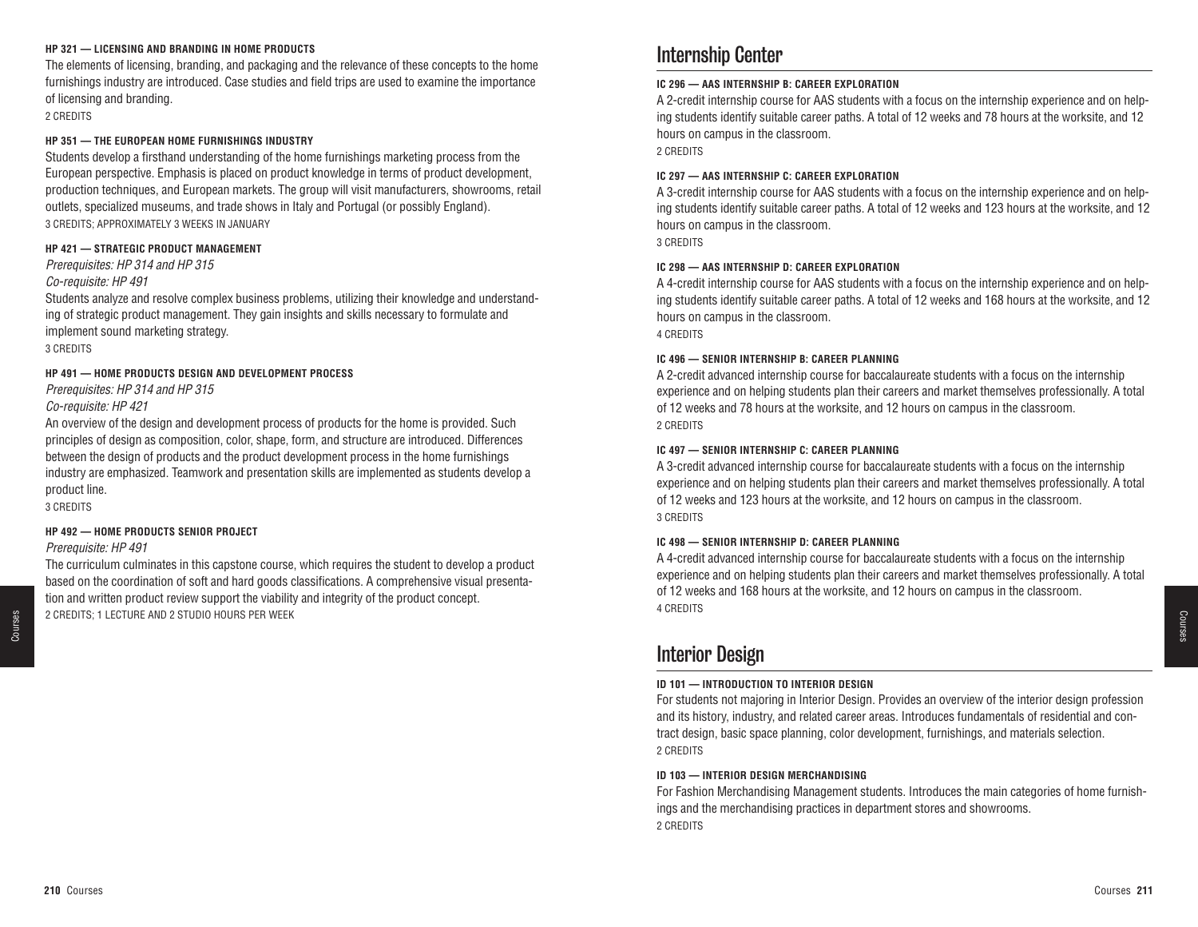#### HP 321 — LICENSING AND BRANDING IN HOME PRODUCTS

The elements of licensing, branding, and packaging and the relevance of these concepts to the home furnishings industry are introduced. Case studies and field trips are used to examine the importance of licensing and branding.
2 CREDITS

#### HP 351 — THE EUROPEAN HOME FURNISHINGS INDUSTRY

Students develop a firsthand understanding of the home furnishings marketing process from the European perspective. Emphasis is placed on product knowledge in terms of product development, production techniques, and European markets. The group will visit manufacturers, showrooms, retail outlets, specialized museums, and trade shows in Italy and Portugal (or possibly England).
3 CREDITS; APPROXIMATELY 3 WEEKS IN JANUARY

#### HP 421 — STRATEGIC PRODUCT MANAGEMENT

*Prerequisites: HP 314 and HP 315*
*Co-requisite: HP 491*

Students analyze and resolve complex business problems, utilizing their knowledge and understanding of strategic product management. They gain insights and skills necessary to formulate and implement sound marketing strategy.
3 CREDITS

#### HP 491 — HOME PRODUCTS DESIGN AND DEVELOPMENT PROCESS

*Prerequisites: HP 314 and HP 315*
*Co-requisite: HP 421*

An overview of the design and development process of products for the home is provided. Such principles of design as composition, color, shape, form, and structure are introduced. Differences between the design of products and the product development process in the home furnishings industry are emphasized. Teamwork and presentation skills are implemented as students develop a product line.
3 CREDITS

#### HP 492 — HOME PRODUCTS SENIOR PROJECT

*Prerequisite: HP 491*

The curriculum culminates in this capstone course, which requires the student to develop a product based on the coordination of soft and hard goods classifications. A comprehensive visual presentation and written product review support the viability and integrity of the product concept.
2 CREDITS; 1 LECTURE AND 2 STUDIO HOURS PER WEEK

## Internship Center

#### IC 296 — AAS INTERNSHIP B: CAREER EXPLORATION

A 2-credit internship course for AAS students with a focus on the internship experience and on helping students identify suitable career paths. A total of 12 weeks and 78 hours at the worksite, and 12 hours on campus in the classroom.
2 CREDITS

#### IC 297 — AAS INTERNSHIP C: CAREER EXPLORATION

A 3-credit internship course for AAS students with a focus on the internship experience and on helping students identify suitable career paths. A total of 12 weeks and 123 hours at the worksite, and 12 hours on campus in the classroom.
3 CREDITS

#### IC 298 — AAS INTERNSHIP D: CAREER EXPLORATION

A 4-credit internship course for AAS students with a focus on the internship experience and on helping students identify suitable career paths. A total of 12 weeks and 168 hours at the worksite, and 12 hours on campus in the classroom.
4 CREDITS

#### IC 496 — SENIOR INTERNSHIP B: CAREER PLANNING

A 2-credit advanced internship course for baccalaureate students with a focus on the internship experience and on helping students plan their careers and market themselves professionally. A total of 12 weeks and 78 hours at the worksite, and 12 hours on campus in the classroom.
2 CREDITS

#### IC 497 — SENIOR INTERNSHIP C: CAREER PLANNING

A 3-credit advanced internship course for baccalaureate students with a focus on the internship experience and on helping students plan their careers and market themselves professionally. A total of 12 weeks and 123 hours at the worksite, and 12 hours on campus in the classroom.
3 CREDITS

#### IC 498 — SENIOR INTERNSHIP D: CAREER PLANNING

A 4-credit advanced internship course for baccalaureate students with a focus on the internship experience and on helping students plan their careers and market themselves professionally. A total of 12 weeks and 168 hours at the worksite, and 12 hours on campus in the classroom.
4 CREDITS

## Interior Design

#### ID 101 — INTRODUCTION TO INTERIOR DESIGN

For students not majoring in Interior Design. Provides an overview of the interior design profession and its history, industry, and related career areas. Introduces fundamentals of residential and contract design, basic space planning, color development, furnishings, and materials selection.
2 CREDITS

#### ID 103 — INTERIOR DESIGN MERCHANDISING

For Fashion Merchandising Management students. Introduces the main categories of home furnishings and the merchandising practices in department stores and showrooms.
2 CREDITS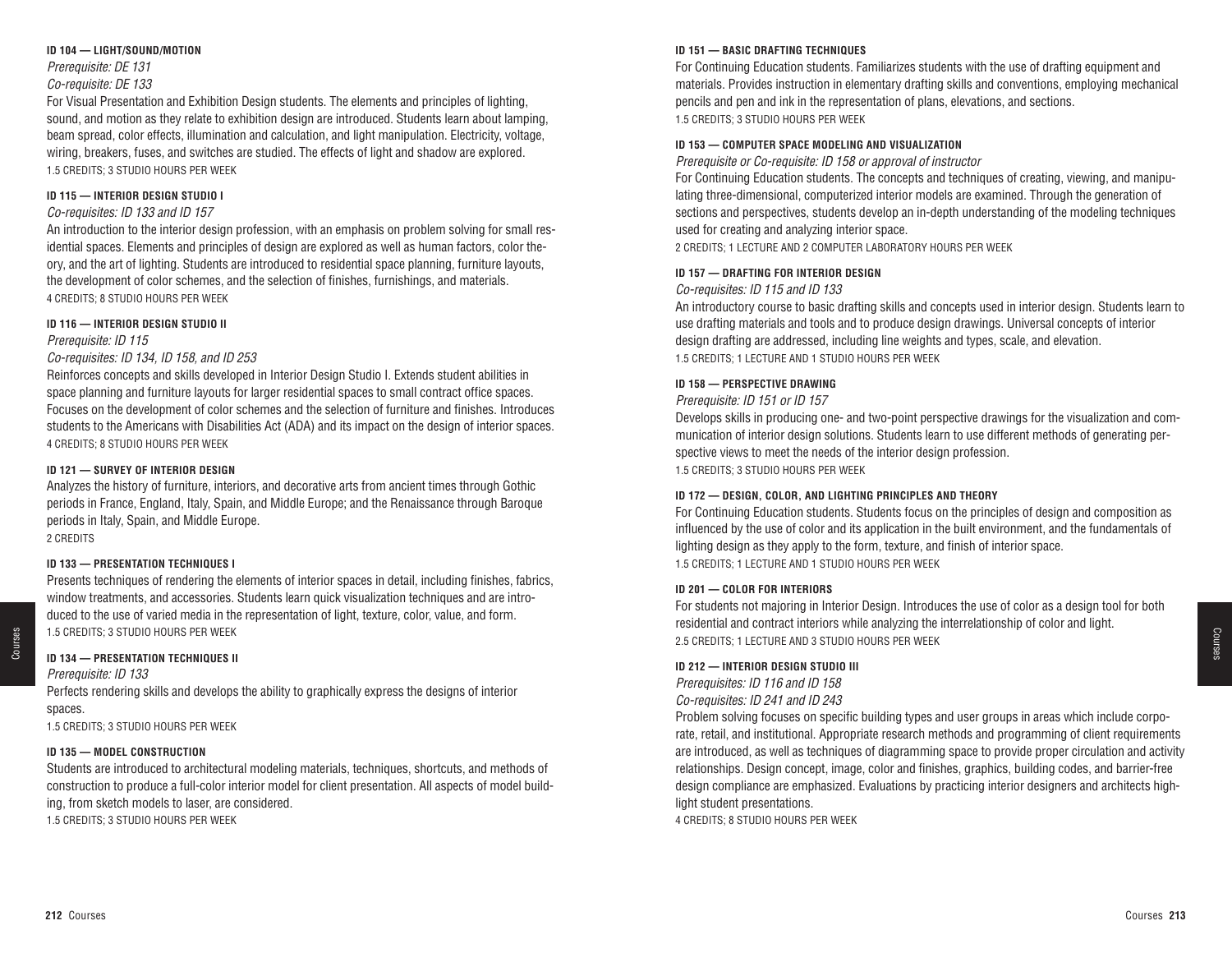#### ID 104 — LIGHT/SOUND/MOTION

*Prerequisite: DE 131*
*Co-requisite: DE 133*

For Visual Presentation and Exhibition Design students. The elements and principles of lighting, sound, and motion as they relate to exhibition design are introduced. Students learn about lamping, beam spread, color effects, illumination and calculation, and light manipulation. Electricity, voltage, wiring, breakers, fuses, and switches are studied. The effects of light and shadow are explored.
1.5 CREDITS; 3 STUDIO HOURS PER WEEK

#### ID 115 — INTERIOR DESIGN STUDIO I

*Co-requisites: ID 133 and ID 157*

An introduction to the interior design profession, with an emphasis on problem solving for small residential spaces. Elements and principles of design are explored as well as human factors, color theory, and the art of lighting. Students are introduced to residential space planning, furniture layouts, the development of color schemes, and the selection of finishes, furnishings, and materials.
4 CREDITS; 8 STUDIO HOURS PER WEEK

#### ID 116 — INTERIOR DESIGN STUDIO II

*Prerequisite: ID 115*
*Co-requisites: ID 134, ID 158, and ID 253*

Reinforces concepts and skills developed in Interior Design Studio I. Extends student abilities in space planning and furniture layouts for larger residential spaces to small contract office spaces. Focuses on the development of color schemes and the selection of furniture and finishes. Introduces students to the Americans with Disabilities Act (ADA) and its impact on the design of interior spaces.
4 CREDITS; 8 STUDIO HOURS PER WEEK

#### ID 121 — SURVEY OF INTERIOR DESIGN

Analyzes the history of furniture, interiors, and decorative arts from ancient times through Gothic periods in France, England, Italy, Spain, and Middle Europe; and the Renaissance through Baroque periods in Italy, Spain, and Middle Europe.
2 CREDITS

#### ID 133 — PRESENTATION TECHNIQUES I

Presents techniques of rendering the elements of interior spaces in detail, including finishes, fabrics, window treatments, and accessories. Students learn quick visualization techniques and are introduced to the use of varied media in the representation of light, texture, color, value, and form.
1.5 CREDITS; 3 STUDIO HOURS PER WEEK

#### ID 134 — PRESENTATION TECHNIQUES II

*Prerequisite: ID 133*

Perfects rendering skills and develops the ability to graphically express the designs of interior spaces.
1.5 CREDITS; 3 STUDIO HOURS PER WEEK

#### ID 135 — MODEL CONSTRUCTION

Students are introduced to architectural modeling materials, techniques, shortcuts, and methods of construction to produce a full-color interior model for client presentation. All aspects of model building, from sketch models to laser, are considered.
1.5 CREDITS; 3 STUDIO HOURS PER WEEK

#### ID 151 — BASIC DRAFTING TECHNIQUES

For Continuing Education students. Familiarizes students with the use of drafting equipment and materials. Provides instruction in elementary drafting skills and conventions, employing mechanical pencils and pen and ink in the representation of plans, elevations, and sections.
1.5 CREDITS; 3 STUDIO HOURS PER WEEK

#### ID 153 — COMPUTER SPACE MODELING AND VISUALIZATION

*Prerequisite or Co-requisite: ID 158 or approval of instructor*

For Continuing Education students. The concepts and techniques of creating, viewing, and manipulating three-dimensional, computerized interior models are examined. Through the generation of sections and perspectives, students develop an in-depth understanding of the modeling techniques used for creating and analyzing interior space.
2 CREDITS; 1 LECTURE AND 2 COMPUTER LABORATORY HOURS PER WEEK

#### ID 157 — DRAFTING FOR INTERIOR DESIGN

*Co-requisites: ID 115 and ID 133*

An introductory course to basic drafting skills and concepts used in interior design. Students learn to use drafting materials and tools and to produce design drawings. Universal concepts of interior design drafting are addressed, including line weights and types, scale, and elevation.
1.5 CREDITS; 1 LECTURE AND 1 STUDIO HOURS PER WEEK

#### ID 158 — PERSPECTIVE DRAWING

*Prerequisite: ID 151 or ID 157*

Develops skills in producing one- and two-point perspective drawings for the visualization and communication of interior design solutions. Students learn to use different methods of generating perspective views to meet the needs of the interior design profession.
1.5 CREDITS; 3 STUDIO HOURS PER WEEK

#### ID 172 — DESIGN, COLOR, AND LIGHTING PRINCIPLES AND THEORY

For Continuing Education students. Students focus on the principles of design and composition as influenced by the use of color and its application in the built environment, and the fundamentals of lighting design as they apply to the form, texture, and finish of interior space.
1.5 CREDITS; 1 LECTURE AND 1 STUDIO HOURS PER WEEK

#### ID 201 — COLOR FOR INTERIORS

For students not majoring in Interior Design. Introduces the use of color as a design tool for both residential and contract interiors while analyzing the interrelationship of color and light.
2.5 CREDITS; 1 LECTURE AND 3 STUDIO HOURS PER WEEK

#### ID 212 — INTERIOR DESIGN STUDIO III

*Prerequisites: ID 116 and ID 158*
*Co-requisites: ID 241 and ID 243*

Problem solving focuses on specific building types and user groups in areas which include corporate, retail, and institutional. Appropriate research methods and programming of client requirements are introduced, as well as techniques of diagramming space to provide proper circulation and activity relationships. Design concept, image, color and finishes, graphics, building codes, and barrier-free design compliance are emphasized. Evaluations by practicing interior designers and architects highlight student presentations.
4 CREDITS; 8 STUDIO HOURS PER WEEK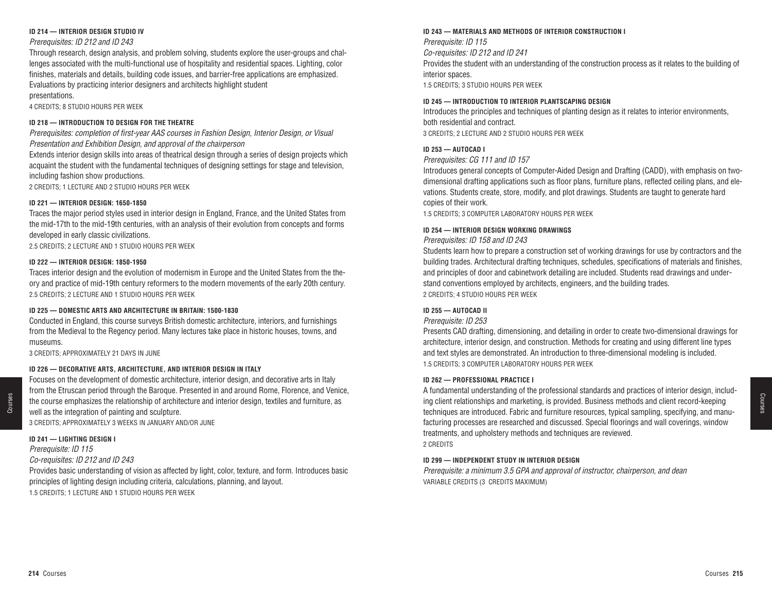#### ID 214 — INTERIOR DESIGN STUDIO IV

*Prerequisites: ID 212 and ID 243*

Through research, design analysis, and problem solving, students explore the user-groups and challenges associated with the multi-functional use of hospitality and residential spaces. Lighting, color finishes, materials and details, building code issues, and barrier-free applications are emphasized. Evaluations by practicing interior designers and architects highlight student presentations.

4 CREDITS; 8 STUDIO HOURS PER WEEK

#### ID 218 — INTRODUCTION TO DESIGN FOR THE THEATRE

*Prerequisites: completion of first-year AAS courses in Fashion Design, Interior Design, or Visual Presentation and Exhibition Design, and approval of the chairperson*

Extends interior design skills into areas of theatrical design through a series of design projects which acquaint the student with the fundamental techniques of designing settings for stage and television, including fashion show productions.

2 CREDITS; 1 LECTURE AND 2 STUDIO HOURS PER WEEK

#### ID 221 — INTERIOR DESIGN: 1650-1850

Traces the major period styles used in interior design in England, France, and the United States from the mid-17th to the mid-19th centuries, with an analysis of their evolution from concepts and forms developed in early classic civilizations.

2.5 CREDITS; 2 LECTURE AND 1 STUDIO HOURS PER WEEK

#### ID 222 — INTERIOR DESIGN: 1850-1950

Traces interior design and the evolution of modernism in Europe and the United States from the theory and practice of mid-19th century reformers to the modern movements of the early 20th century.

2.5 CREDITS; 2 LECTURE AND 1 STUDIO HOURS PER WEEK

#### ID 225 — DOMESTIC ARTS AND ARCHITECTURE IN BRITAIN: 1500-1830

Conducted in England, this course surveys British domestic architecture, interiors, and furnishings from the Medieval to the Regency period. Many lectures take place in historic houses, towns, and museums.

3 CREDITS; APPROXIMATELY 21 DAYS IN JUNE

#### ID 226 — DECORATIVE ARTS, ARCHITECTURE, AND INTERIOR DESIGN IN ITALY

Focuses on the development of domestic architecture, interior design, and decorative arts in Italy from the Etruscan period through the Baroque. Presented in and around Rome, Florence, and Venice, the course emphasizes the relationship of architecture and interior design, textiles and furniture, as well as the integration of painting and sculpture.

3 CREDITS; APPROXIMATELY 3 WEEKS IN JANUARY AND/OR JUNE

#### ID 241 — LIGHTING DESIGN I

*Prerequisite: ID 115*

*Co-requisites: ID 212 and ID 243*

Provides basic understanding of vision as affected by light, color, texture, and form. Introduces basic principles of lighting design including criteria, calculations, planning, and layout.

1.5 CREDITS; 1 LECTURE AND 1 STUDIO HOURS PER WEEK

#### ID 243 — MATERIALS AND METHODS OF INTERIOR CONSTRUCTION I

*Prerequisite: ID 115*

*Co-requisites: ID 212 and ID 241*

Provides the student with an understanding of the construction process as it relates to the building of interior spaces.

1.5 CREDITS; 3 STUDIO HOURS PER WEEK

#### ID 245 — INTRODUCTION TO INTERIOR PLANTSCAPING DESIGN

Introduces the principles and techniques of planting design as it relates to interior environments, both residential and contract.

3 CREDITS; 2 LECTURE AND 2 STUDIO HOURS PER WEEK

#### ID 253 — AUTOCAD I

*Prerequisites: CG 111 and ID 157*

Introduces general concepts of Computer-Aided Design and Drafting (CADD), with emphasis on two-dimensional drafting applications such as floor plans, furniture plans, reflected ceiling plans, and elevations. Students create, store, modify, and plot drawings. Students are taught to generate hard copies of their work.

1.5 CREDITS; 3 COMPUTER LABORATORY HOURS PER WEEK

#### ID 254 — INTERIOR DESIGN WORKING DRAWINGS

*Prerequisites: ID 158 and ID 243*

Students learn how to prepare a construction set of working drawings for use by contractors and the building trades. Architectural drafting techniques, schedules, specifications of materials and finishes, and principles of door and cabinetwork detailing are included. Students read drawings and understand conventions employed by architects, engineers, and the building trades.

2 CREDITS; 4 STUDIO HOURS PER WEEK

#### ID 255 — AUTOCAD II

*Prerequisite: ID 253*

Presents CAD drafting, dimensioning, and detailing in order to create two-dimensional drawings for architecture, interior design, and construction. Methods for creating and using different line types and text styles are demonstrated. An introduction to three-dimensional modeling is included.

1.5 CREDITS; 3 COMPUTER LABORATORY HOURS PER WEEK

#### ID 262 — PROFESSIONAL PRACTICE I

A fundamental understanding of the professional standards and practices of interior design, including client relationships and marketing, is provided. Business methods and client record-keeping techniques are introduced. Fabric and furniture resources, typical sampling, specifying, and manufacturing processes are researched and discussed. Special floorings and wall coverings, window treatments, and upholstery methods and techniques are reviewed.

2 CREDITS

#### ID 299 — INDEPENDENT STUDY IN INTERIOR DESIGN

*Prerequisite: a minimum 3.5 GPA and approval of instructor, chairperson, and dean*

VARIABLE CREDITS (3 CREDITS MAXIMUM)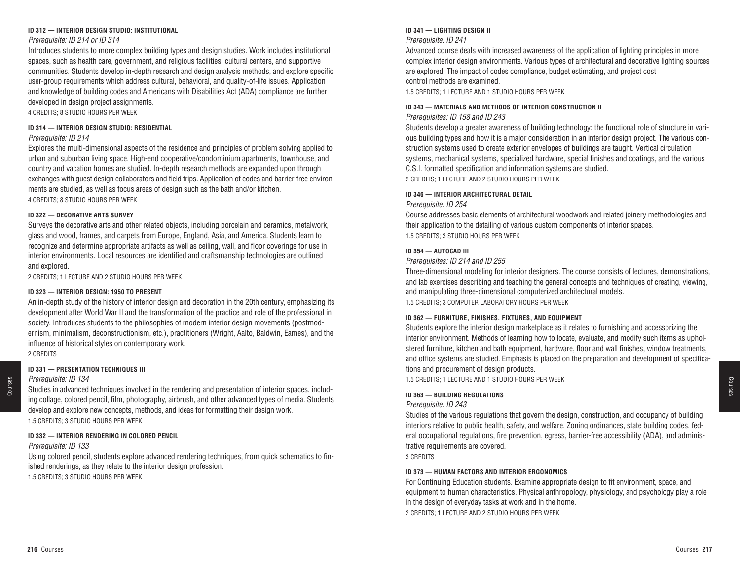#### ID 312 — INTERIOR DESIGN STUDIO: INSTITUTIONAL

*Prerequisite: ID 214 or ID 314*

Introduces students to more complex building types and design studies. Work includes institutional spaces, such as health care, government, and religious facilities, cultural centers, and supportive communities. Students develop in-depth research and design analysis methods, and explore specific user-group requirements which address cultural, behavioral, and quality-of-life issues. Application and knowledge of building codes and Americans with Disabilities Act (ADA) compliance are further developed in design project assignments.

4 CREDITS; 8 STUDIO HOURS PER WEEK

#### ID 314 — INTERIOR DESIGN STUDIO: RESIDENTIAL

*Prerequisite: ID 214*

Explores the multi-dimensional aspects of the residence and principles of problem solving applied to urban and suburban living space. High-end cooperative/condominium apartments, townhouse, and country and vacation homes are studied. In-depth research methods are expanded upon through exchanges with guest design collaborators and field trips. Application of codes and barrier-free environments are studied, as well as focus areas of design such as the bath and/or kitchen.

4 CREDITS; 8 STUDIO HOURS PER WEEK

#### ID 322 — DECORATIVE ARTS SURVEY

Surveys the decorative arts and other related objects, including porcelain and ceramics, metalwork, glass and wood, frames, and carpets from Europe, England, Asia, and America. Students learn to recognize and determine appropriate artifacts as well as ceiling, wall, and floor coverings for use in interior environments. Local resources are identified and craftsmanship technologies are outlined and explored.

2 CREDITS; 1 LECTURE AND 2 STUDIO HOURS PER WEEK

#### ID 323 — INTERIOR DESIGN: 1950 TO PRESENT

An in-depth study of the history of interior design and decoration in the 20th century, emphasizing its development after World War II and the transformation of the practice and role of the professional in society. Introduces students to the philosophies of modern interior design movements (postmodernism, minimalism, deconstructionism, etc.), practitioners (Wright, Aalto, Baldwin, Eames), and the influence of historical styles on contemporary work.

2 CREDITS

#### ID 331 — PRESENTATION TECHNIQUES III

*Prerequisite: ID 134*

Studies in advanced techniques involved in the rendering and presentation of interior spaces, including collage, colored pencil, film, photography, airbrush, and other advanced types of media. Students develop and explore new concepts, methods, and ideas for formatting their design work.

1.5 CREDITS; 3 STUDIO HOURS PER WEEK

#### ID 332 — INTERIOR RENDERING IN COLORED PENCIL

*Prerequisite: ID 133*

Using colored pencil, students explore advanced rendering techniques, from quick schematics to finished renderings, as they relate to the interior design profession.

1.5 CREDITS; 3 STUDIO HOURS PER WEEK

#### ID 341 — LIGHTING DESIGN II

*Prerequisite: ID 241*

Advanced course deals with increased awareness of the application of lighting principles in more complex interior design environments. Various types of architectural and decorative lighting sources are explored. The impact of codes compliance, budget estimating, and project cost control methods are examined.

1.5 CREDITS; 1 LECTURE AND 1 STUDIO HOURS PER WEEK

#### ID 343 — MATERIALS AND METHODS OF INTERIOR CONSTRUCTION II

*Prerequisites: ID 158 and ID 243*

Students develop a greater awareness of building technology: the functional role of structure in various building types and how it is a major consideration in an interior design project. The various construction systems used to create exterior envelopes of buildings are taught. Vertical circulation systems, mechanical systems, specialized hardware, special finishes and coatings, and the various C.S.I. formatted specification and information systems are studied.

2 CREDITS; 1 LECTURE AND 2 STUDIO HOURS PER WEEK

#### ID 346 — INTERIOR ARCHITECTURAL DETAIL

*Prerequisite: ID 254*

Course addresses basic elements of architectural woodwork and related joinery methodologies and their application to the detailing of various custom components of interior spaces.

1.5 CREDITS; 3 STUDIO HOURS PER WEEK

#### ID 354 — AUTOCAD III

*Prerequisites: ID 214 and ID 255*

Three-dimensional modeling for interior designers. The course consists of lectures, demonstrations, and lab exercises describing and teaching the general concepts and techniques of creating, viewing, and manipulating three-dimensional computerized architectural models.

1.5 CREDITS; 3 COMPUTER LABORATORY HOURS PER WEEK

#### ID 362 — FURNITURE, FINISHES, FIXTURES, AND EQUIPMENT

Students explore the interior design marketplace as it relates to furnishing and accessorizing the interior environment. Methods of learning how to locate, evaluate, and modify such items as upholstered furniture, kitchen and bath equipment, hardware, floor and wall finishes, window treatments, and office systems are studied. Emphasis is placed on the preparation and development of specifications and procurement of design products.

1.5 CREDITS; 1 LECTURE AND 1 STUDIO HOURS PER WEEK

#### ID 363 — BUILDING REGULATIONS

*Prerequisite: ID 243*

Studies of the various regulations that govern the design, construction, and occupancy of building interiors relative to public health, safety, and welfare. Zoning ordinances, state building codes, federal occupational regulations, fire prevention, egress, barrier-free accessibility (ADA), and administrative requirements are covered.

3 CREDITS

#### ID 373 — HUMAN FACTORS AND INTERIOR ERGONOMICS

For Continuing Education students. Examine appropriate design to fit environment, space, and equipment to human characteristics. Physical anthropology, physiology, and psychology play a role in the design of everyday tasks at work and in the home.

2 CREDITS; 1 LECTURE AND 2 STUDIO HOURS PER WEEK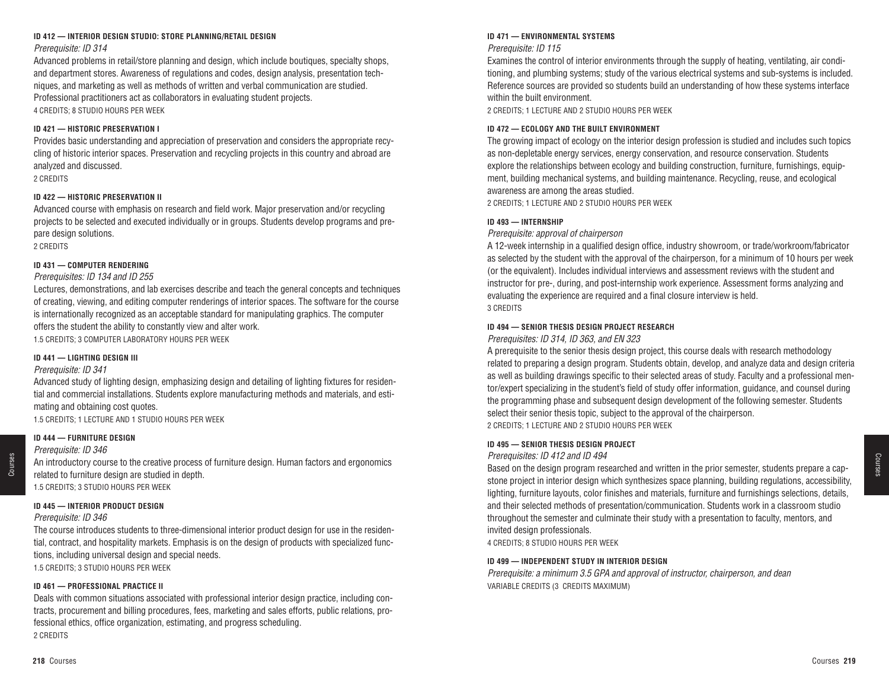#### ID 412 — INTERIOR DESIGN STUDIO: STORE PLANNING/RETAIL DESIGN

*Prerequisite: ID 314*

Advanced problems in retail/store planning and design, which include boutiques, specialty shops, and department stores. Awareness of regulations and codes, design analysis, presentation techniques, and marketing as well as methods of written and verbal communication are studied. Professional practitioners act as collaborators in evaluating student projects.

4 CREDITS; 8 STUDIO HOURS PER WEEK

#### ID 421 — HISTORIC PRESERVATION I

Provides basic understanding and appreciation of preservation and considers the appropriate recycling of historic interior spaces. Preservation and recycling projects in this country and abroad are analyzed and discussed.

2 CREDITS

#### ID 422 — HISTORIC PRESERVATION II

Advanced course with emphasis on research and field work. Major preservation and/or recycling projects to be selected and executed individually or in groups. Students develop programs and prepare design solutions.

2 CREDITS

#### ID 431 — COMPUTER RENDERING

*Prerequisites: ID 134 and ID 255*

Lectures, demonstrations, and lab exercises describe and teach the general concepts and techniques of creating, viewing, and editing computer renderings of interior spaces. The software for the course is internationally recognized as an acceptable standard for manipulating graphics. The computer offers the student the ability to constantly view and alter work.

1.5 CREDITS; 3 COMPUTER LABORATORY HOURS PER WEEK

#### ID 441 — LIGHTING DESIGN III

*Prerequisite: ID 341*

Advanced study of lighting design, emphasizing design and detailing of lighting fixtures for residential and commercial installations. Students explore manufacturing methods and materials, and estimating and obtaining cost quotes.

1.5 CREDITS; 1 LECTURE AND 1 STUDIO HOURS PER WEEK

#### ID 444 — FURNITURE DESIGN

*Prerequisite: ID 346*

An introductory course to the creative process of furniture design. Human factors and ergonomics related to furniture design are studied in depth.

1.5 CREDITS; 3 STUDIO HOURS PER WEEK

#### ID 445 — INTERIOR PRODUCT DESIGN

*Prerequisite: ID 346*

The course introduces students to three-dimensional interior product design for use in the residential, contract, and hospitality markets. Emphasis is on the design of products with specialized functions, including universal design and special needs.

1.5 CREDITS; 3 STUDIO HOURS PER WEEK

#### ID 461 — PROFESSIONAL PRACTICE II

Deals with common situations associated with professional interior design practice, including contracts, procurement and billing procedures, fees, marketing and sales efforts, public relations, professional ethics, office organization, estimating, and progress scheduling.

2 CREDITS

#### ID 471 — ENVIRONMENTAL SYSTEMS

*Prerequisite: ID 115*

Examines the control of interior environments through the supply of heating, ventilating, air conditioning, and plumbing systems; study of the various electrical systems and sub-systems is included. Reference sources are provided so students build an understanding of how these systems interface within the built environment.

2 CREDITS; 1 LECTURE AND 2 STUDIO HOURS PER WEEK

#### ID 472 — ECOLOGY AND THE BUILT ENVIRONMENT

The growing impact of ecology on the interior design profession is studied and includes such topics as non-depletable energy services, energy conservation, and resource conservation. Students explore the relationships between ecology and building construction, furniture, furnishings, equipment, building mechanical systems, and building maintenance. Recycling, reuse, and ecological awareness are among the areas studied.

2 CREDITS; 1 LECTURE AND 2 STUDIO HOURS PER WEEK

#### ID 493 — INTERNSHIP

*Prerequisite: approval of chairperson*

A 12-week internship in a qualified design office, industry showroom, or trade/workroom/fabricator as selected by the student with the approval of the chairperson, for a minimum of 10 hours per week (or the equivalent). Includes individual interviews and assessment reviews with the student and instructor for pre-, during, and post-internship work experience. Assessment forms analyzing and evaluating the experience are required and a final closure interview is held.

3 CREDITS

#### ID 494 — SENIOR THESIS DESIGN PROJECT RESEARCH

*Prerequisites: ID 314, ID 363, and EN 323*

A prerequisite to the senior thesis design project, this course deals with research methodology related to preparing a design program. Students obtain, develop, and analyze data and design criteria as well as building drawings specific to their selected areas of study. Faculty and a professional mentor/expert specializing in the student's field of study offer information, guidance, and counsel during the programming phase and subsequent design development of the following semester. Students select their senior thesis topic, subject to the approval of the chairperson.

2 CREDITS; 1 LECTURE AND 2 STUDIO HOURS PER WEEK

#### ID 495 — SENIOR THESIS DESIGN PROJECT

*Prerequisites: ID 412 and ID 494*

Based on the design program researched and written in the prior semester, students prepare a capstone project in interior design which synthesizes space planning, building regulations, accessibility, lighting, furniture layouts, color finishes and materials, furniture and furnishings selections, details, and their selected methods of presentation/communication. Students work in a classroom studio throughout the semester and culminate their study with a presentation to faculty, mentors, and invited design professionals.

4 CREDITS; 8 STUDIO HOURS PER WEEK

#### ID 499 — INDEPENDENT STUDY IN INTERIOR DESIGN

*Prerequisite: a minimum 3.5 GPA and approval of instructor, chairperson, and dean*

VARIABLE CREDITS (3 CREDITS MAXIMUM)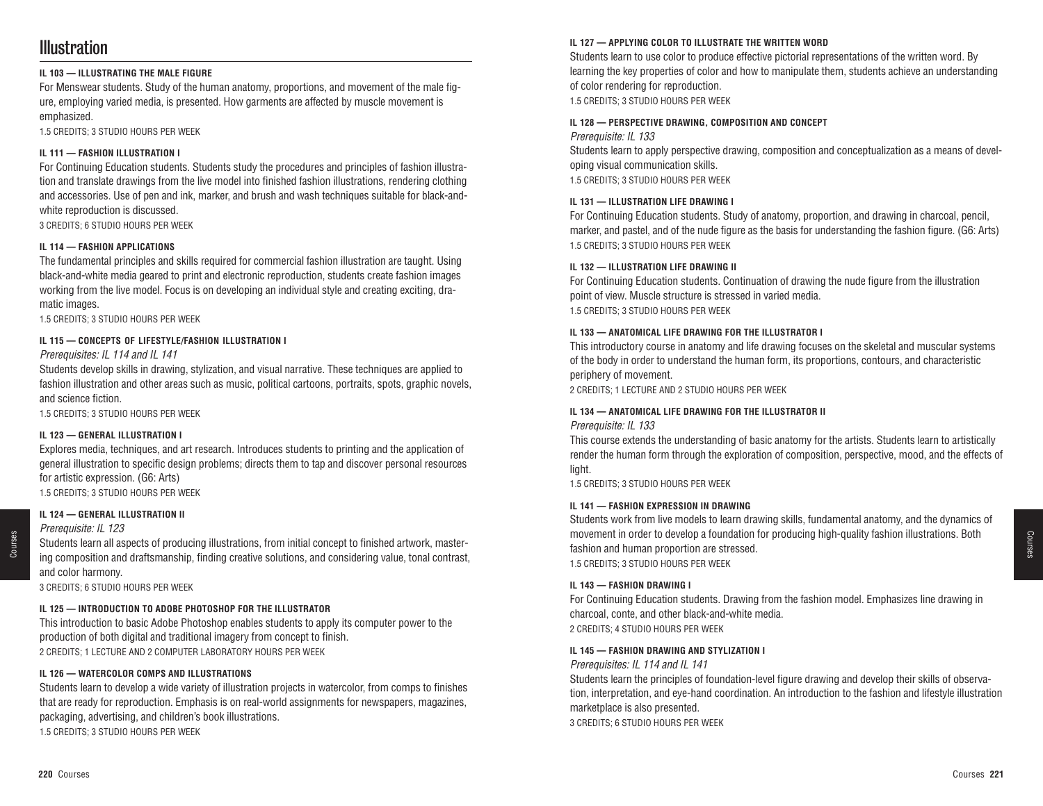# Illustration

**IL 103 — ILLUSTRATING THE MALE FIGURE**

For Menswear students. Study of the human anatomy, proportions, and movement of the male figure, employing varied media, is presented. How garments are affected by muscle movement is emphasized.

1.5 CREDITS; 3 STUDIO HOURS PER WEEK

**IL 111 — FASHION ILLUSTRATION I**

For Continuing Education students. Students study the procedures and principles of fashion illustration and translate drawings from the live model into finished fashion illustrations, rendering clothing and accessories. Use of pen and ink, marker, and brush and wash techniques suitable for black-and-white reproduction is discussed.

3 CREDITS; 6 STUDIO HOURS PER WEEK

**IL 114 — FASHION APPLICATIONS**

The fundamental principles and skills required for commercial fashion illustration are taught. Using black-and-white media geared to print and electronic reproduction, students create fashion images working from the live model. Focus is on developing an individual style and creating exciting, dramatic images.

1.5 CREDITS; 3 STUDIO HOURS PER WEEK

**IL 115 — CONCEPTS OF LIFESTYLE/FASHION ILLUSTRATION I**

*Prerequisites: IL 114 and IL 141*

Students develop skills in drawing, stylization, and visual narrative. These techniques are applied to fashion illustration and other areas such as music, political cartoons, portraits, spots, graphic novels, and science fiction.

1.5 CREDITS; 3 STUDIO HOURS PER WEEK

**IL 123 — GENERAL ILLUSTRATION I**

Explores media, techniques, and art research. Introduces students to printing and the application of general illustration to specific design problems; directs them to tap and discover personal resources for artistic expression. (G6: Arts)

1.5 CREDITS; 3 STUDIO HOURS PER WEEK

**IL 124 — GENERAL ILLUSTRATION II**

*Prerequisite: IL 123*

Students learn all aspects of producing illustrations, from initial concept to finished artwork, mastering composition and draftsmanship, finding creative solutions, and considering value, tonal contrast, and color harmony.

3 CREDITS; 6 STUDIO HOURS PER WEEK

**IL 125 — INTRODUCTION TO ADOBE PHOTOSHOP FOR THE ILLUSTRATOR**

This introduction to basic Adobe Photoshop enables students to apply its computer power to the production of both digital and traditional imagery from concept to finish.

2 CREDITS; 1 LECTURE AND 2 COMPUTER LABORATORY HOURS PER WEEK

**IL 126 — WATERCOLOR COMPS AND ILLUSTRATIONS**

Students learn to develop a wide variety of illustration projects in watercolor, from comps to finishes that are ready for reproduction. Emphasis is on real-world assignments for newspapers, magazines, packaging, advertising, and children's book illustrations.

1.5 CREDITS; 3 STUDIO HOURS PER WEEK

**IL 127 — APPLYING COLOR TO ILLUSTRATE THE WRITTEN WORD**

Students learn to use color to produce effective pictorial representations of the written word. By learning the key properties of color and how to manipulate them, students achieve an understanding of color rendering for reproduction.

1.5 CREDITS; 3 STUDIO HOURS PER WEEK

**IL 128 — PERSPECTIVE DRAWING, COMPOSITION AND CONCEPT**

*Prerequisite: IL 133*

Students learn to apply perspective drawing, composition and conceptualization as a means of developing visual communication skills.

1.5 CREDITS; 3 STUDIO HOURS PER WEEK

**IL 131 — ILLUSTRATION LIFE DRAWING I**

For Continuing Education students. Study of anatomy, proportion, and drawing in charcoal, pencil, marker, and pastel, and of the nude figure as the basis for understanding the fashion figure. (G6: Arts)

1.5 CREDITS; 3 STUDIO HOURS PER WEEK

**IL 132 — ILLUSTRATION LIFE DRAWING II**

For Continuing Education students. Continuation of drawing the nude figure from the illustration point of view. Muscle structure is stressed in varied media.

1.5 CREDITS; 3 STUDIO HOURS PER WEEK

**IL 133 — ANATOMICAL LIFE DRAWING FOR THE ILLUSTRATOR I**

This introductory course in anatomy and life drawing focuses on the skeletal and muscular systems of the body in order to understand the human form, its proportions, contours, and characteristic periphery of movement.

2 CREDITS; 1 LECTURE AND 2 STUDIO HOURS PER WEEK

**IL 134 — ANATOMICAL LIFE DRAWING FOR THE ILLUSTRATOR II**

*Prerequisite: IL 133*

This course extends the understanding of basic anatomy for the artists. Students learn to artistically render the human form through the exploration of composition, perspective, mood, and the effects of light.

1.5 CREDITS; 3 STUDIO HOURS PER WEEK

**IL 141 — FASHION EXPRESSION IN DRAWING**

Students work from live models to learn drawing skills, fundamental anatomy, and the dynamics of movement in order to develop a foundation for producing high-quality fashion illustrations. Both fashion and human proportion are stressed.

1.5 CREDITS; 3 STUDIO HOURS PER WEEK

**IL 143 — FASHION DRAWING I**

For Continuing Education students. Drawing from the fashion model. Emphasizes line drawing in charcoal, conte, and other black-and-white media.

2 CREDITS; 4 STUDIO HOURS PER WEEK

**IL 145 — FASHION DRAWING AND STYLIZATION I**

*Prerequisites: IL 114 and IL 141*

Students learn the principles of foundation-level figure drawing and develop their skills of observation, interpretation, and eye-hand coordination. An introduction to the fashion and lifestyle illustration marketplace is also presented.

3 CREDITS; 6 STUDIO HOURS PER WEEK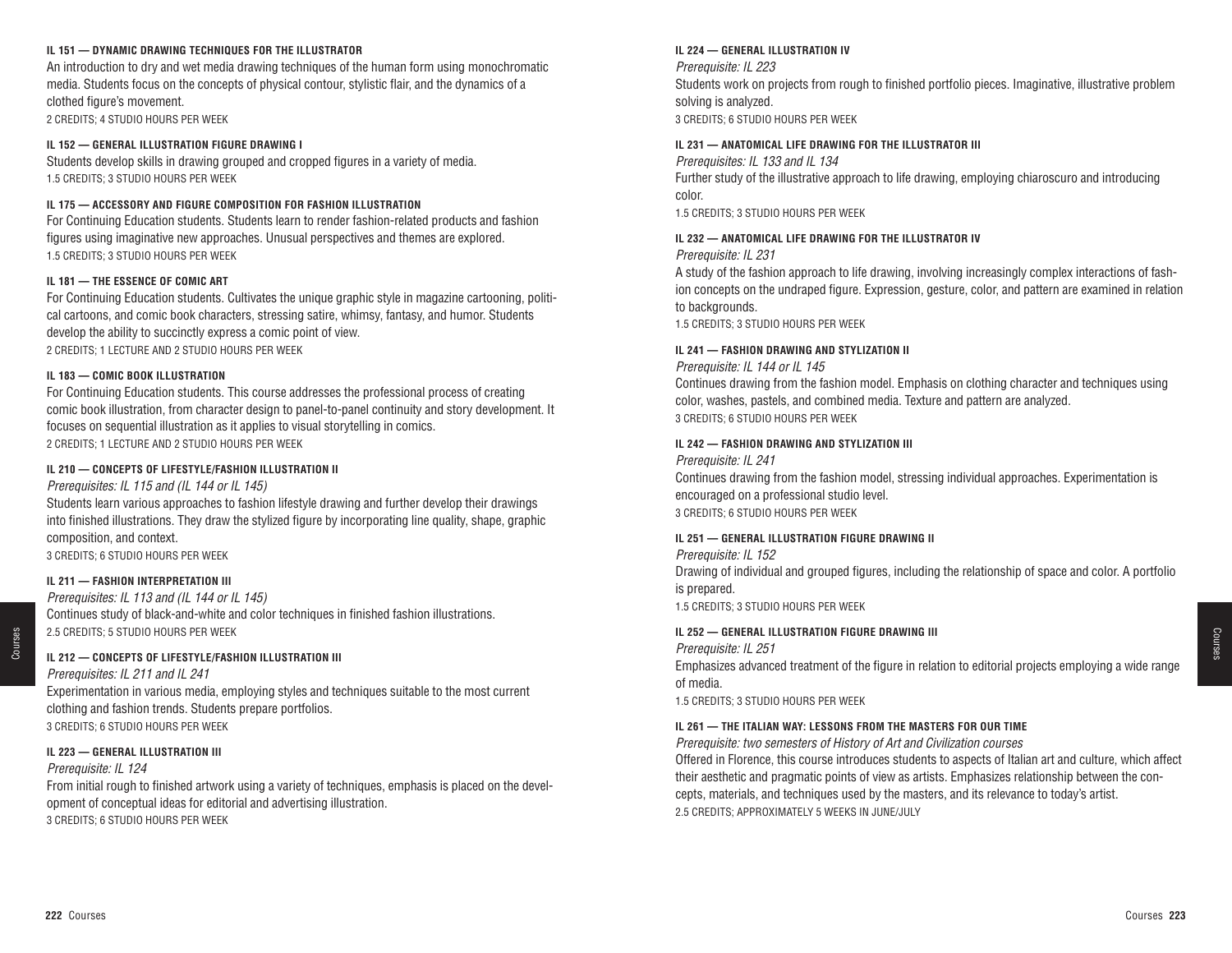#### IL 151 — DYNAMIC DRAWING TECHNIQUES FOR THE ILLUSTRATOR

An introduction to dry and wet media drawing techniques of the human form using monochromatic media. Students focus on the concepts of physical contour, stylistic flair, and the dynamics of a clothed figure's movement.
2 CREDITS; 4 STUDIO HOURS PER WEEK

#### IL 152 — GENERAL ILLUSTRATION FIGURE DRAWING I

Students develop skills in drawing grouped and cropped figures in a variety of media.
1.5 CREDITS; 3 STUDIO HOURS PER WEEK

#### IL 175 — ACCESSORY AND FIGURE COMPOSITION FOR FASHION ILLUSTRATION

For Continuing Education students. Students learn to render fashion-related products and fashion figures using imaginative new approaches. Unusual perspectives and themes are explored.
1.5 CREDITS; 3 STUDIO HOURS PER WEEK

#### IL 181 — THE ESSENCE OF COMIC ART

For Continuing Education students. Cultivates the unique graphic style in magazine cartooning, political cartoons, and comic book characters, stressing satire, whimsy, fantasy, and humor. Students develop the ability to succinctly express a comic point of view.
2 CREDITS; 1 LECTURE AND 2 STUDIO HOURS PER WEEK

#### IL 183 — COMIC BOOK ILLUSTRATION

For Continuing Education students. This course addresses the professional process of creating comic book illustration, from character design to panel-to-panel continuity and story development. It focuses on sequential illustration as it applies to visual storytelling in comics.
2 CREDITS; 1 LECTURE AND 2 STUDIO HOURS PER WEEK

#### IL 210 — CONCEPTS OF LIFESTYLE/FASHION ILLUSTRATION II

*Prerequisites: IL 115 and (IL 144 or IL 145)*

Students learn various approaches to fashion lifestyle drawing and further develop their drawings into finished illustrations. They draw the stylized figure by incorporating line quality, shape, graphic composition, and context.
3 CREDITS; 6 STUDIO HOURS PER WEEK

#### IL 211 — FASHION INTERPRETATION III

*Prerequisites: IL 113 and (IL 144 or IL 145)*

Continues study of black-and-white and color techniques in finished fashion illustrations.
2.5 CREDITS; 5 STUDIO HOURS PER WEEK

#### IL 212 — CONCEPTS OF LIFESTYLE/FASHION ILLUSTRATION III

*Prerequisites: IL 211 and IL 241*

Experimentation in various media, employing styles and techniques suitable to the most current clothing and fashion trends. Students prepare portfolios.
3 CREDITS; 6 STUDIO HOURS PER WEEK

#### IL 223 — GENERAL ILLUSTRATION III

*Prerequisite: IL 124*

From initial rough to finished artwork using a variety of techniques, emphasis is placed on the development of conceptual ideas for editorial and advertising illustration.
3 CREDITS; 6 STUDIO HOURS PER WEEK

#### IL 224 — GENERAL ILLUSTRATION IV

*Prerequisite: IL 223*

Students work on projects from rough to finished portfolio pieces. Imaginative, illustrative problem solving is analyzed.
3 CREDITS; 6 STUDIO HOURS PER WEEK

#### IL 231 — ANATOMICAL LIFE DRAWING FOR THE ILLUSTRATOR III

*Prerequisites: IL 133 and IL 134*

Further study of the illustrative approach to life drawing, employing chiaroscuro and introducing color.
1.5 CREDITS; 3 STUDIO HOURS PER WEEK

#### IL 232 — ANATOMICAL LIFE DRAWING FOR THE ILLUSTRATOR IV

*Prerequisite: IL 231*

A study of the fashion approach to life drawing, involving increasingly complex interactions of fashion concepts on the undraped figure. Expression, gesture, color, and pattern are examined in relation to backgrounds.
1.5 CREDITS; 3 STUDIO HOURS PER WEEK

#### IL 241 — FASHION DRAWING AND STYLIZATION II

*Prerequisite: IL 144 or IL 145*

Continues drawing from the fashion model. Emphasis on clothing character and techniques using color, washes, pastels, and combined media. Texture and pattern are analyzed.
3 CREDITS; 6 STUDIO HOURS PER WEEK

#### IL 242 — FASHION DRAWING AND STYLIZATION III

*Prerequisite: IL 241*

Continues drawing from the fashion model, stressing individual approaches. Experimentation is encouraged on a professional studio level.
3 CREDITS; 6 STUDIO HOURS PER WEEK

#### IL 251 — GENERAL ILLUSTRATION FIGURE DRAWING II

*Prerequisite: IL 152*

Drawing of individual and grouped figures, including the relationship of space and color. A portfolio is prepared.
1.5 CREDITS; 3 STUDIO HOURS PER WEEK

#### IL 252 — GENERAL ILLUSTRATION FIGURE DRAWING III

*Prerequisite: IL 251*

Emphasizes advanced treatment of the figure in relation to editorial projects employing a wide range of media.
1.5 CREDITS; 3 STUDIO HOURS PER WEEK

#### IL 261 — THE ITALIAN WAY: LESSONS FROM THE MASTERS FOR OUR TIME

*Prerequisite: two semesters of History of Art and Civilization courses*

Offered in Florence, this course introduces students to aspects of Italian art and culture, which affect their aesthetic and pragmatic points of view as artists. Emphasizes relationship between the concepts, materials, and techniques used by the masters, and its relevance to today's artist.
2.5 CREDITS; APPROXIMATELY 5 WEEKS IN JUNE/JULY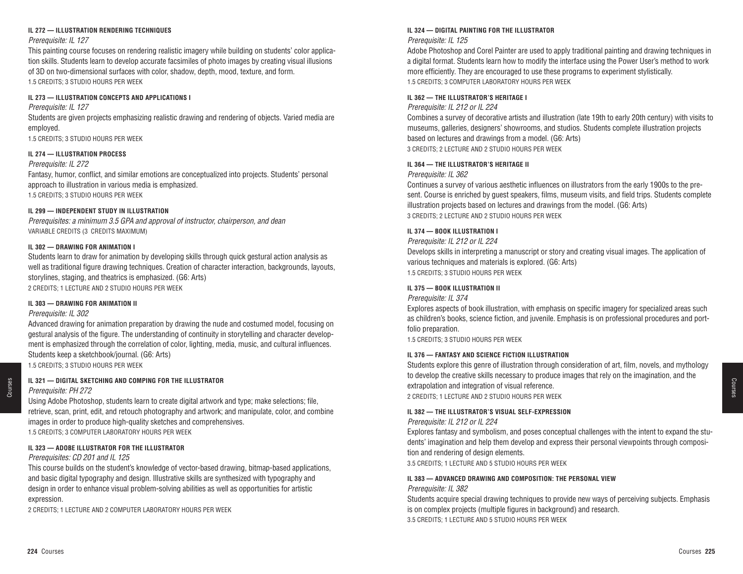#### IL 272 — ILLUSTRATION RENDERING TECHNIQUES

*Prerequisite: IL 127*

This painting course focuses on rendering realistic imagery while building on students' color application skills. Students learn to develop accurate facsimiles of photo images by creating visual illusions of 3D on two-dimensional surfaces with color, shadow, depth, mood, texture, and form.

1.5 CREDITS; 3 STUDIO HOURS PER WEEK

#### IL 273 — ILLUSTRATION CONCEPTS AND APPLICATIONS I

*Prerequisite: IL 127*

Students are given projects emphasizing realistic drawing and rendering of objects. Varied media are employed.

1.5 CREDITS; 3 STUDIO HOURS PER WEEK

#### IL 274 — ILLUSTRATION PROCESS

*Prerequisite: IL 272*

Fantasy, humor, conflict, and similar emotions are conceptualized into projects. Students' personal approach to illustration in various media is emphasized.

1.5 CREDITS; 3 STUDIO HOURS PER WEEK

#### IL 299 — INDEPENDENT STUDY IN ILLUSTRATION

*Prerequisites: a minimum 3.5 GPA and approval of instructor, chairperson, and dean*

VARIABLE CREDITS (3 CREDITS MAXIMUM)

#### IL 302 — DRAWING FOR ANIMATION I

Students learn to draw for animation by developing skills through quick gestural action analysis as well as traditional figure drawing techniques. Creation of character interaction, backgrounds, layouts, storylines, staging, and theatrics is emphasized. (G6: Arts)

2 CREDITS; 1 LECTURE AND 2 STUDIO HOURS PER WEEK

#### IL 303 — DRAWING FOR ANIMATION II

*Prerequisite: IL 302*

Advanced drawing for animation preparation by drawing the nude and costumed model, focusing on gestural analysis of the figure. The understanding of continuity in storytelling and character development is emphasized through the correlation of color, lighting, media, music, and cultural influences. Students keep a sketchbook/journal. (G6: Arts)

1.5 CREDITS; 3 STUDIO HOURS PER WEEK

#### IL 321 — DIGITAL SKETCHING AND COMPING FOR THE ILLUSTRATOR

*Prerequisite: PH 272*

Using Adobe Photoshop, students learn to create digital artwork and type; make selections; file, retrieve, scan, print, edit, and retouch photography and artwork; and manipulate, color, and combine images in order to produce high-quality sketches and comprehensives.

1.5 CREDITS; 3 COMPUTER LABORATORY HOURS PER WEEK

#### IL 323 — ADOBE ILLUSTRATOR FOR THE ILLUSTRATOR

*Prerequisites: CD 201 and IL 125*

This course builds on the student's knowledge of vector-based drawing, bitmap-based applications, and basic digital typography and design. Illustrative skills are synthesized with typography and design in order to enhance visual problem-solving abilities as well as opportunities for artistic expression.

2 CREDITS; 1 LECTURE AND 2 COMPUTER LABORATORY HOURS PER WEEK

#### IL 324 — DIGITAL PAINTING FOR THE ILLUSTRATOR

*Prerequisite: IL 125*

Adobe Photoshop and Corel Painter are used to apply traditional painting and drawing techniques in a digital format. Students learn how to modify the interface using the Power User's method to work more efficiently. They are encouraged to use these programs to experiment stylistically.

1.5 CREDITS; 3 COMPUTER LABORATORY HOURS PER WEEK

#### IL 362 — THE ILLUSTRATOR'S HERITAGE I

*Prerequisite: IL 212 or IL 224*

Combines a survey of decorative artists and illustration (late 19th to early 20th century) with visits to museums, galleries, designers' showrooms, and studios. Students complete illustration projects based on lectures and drawings from a model. (G6: Arts)

3 CREDITS; 2 LECTURE AND 2 STUDIO HOURS PER WEEK

#### IL 364 — THE ILLUSTRATOR'S HERITAGE II

*Prerequisite: IL 362*

Continues a survey of various aesthetic influences on illustrators from the early 1900s to the present. Course is enriched by guest speakers, films, museum visits, and field trips. Students complete illustration projects based on lectures and drawings from the model. (G6: Arts)

3 CREDITS; 2 LECTURE AND 2 STUDIO HOURS PER WEEK

#### IL 374 — BOOK ILLUSTRATION I

*Prerequisite: IL 212 or IL 224*

Develops skills in interpreting a manuscript or story and creating visual images. The application of various techniques and materials is explored. (G6: Arts)

1.5 CREDITS; 3 STUDIO HOURS PER WEEK

#### IL 375 — BOOK ILLUSTRATION II

*Prerequisite: IL 374*

Explores aspects of book illustration, with emphasis on specific imagery for specialized areas such as children's books, science fiction, and juvenile. Emphasis is on professional procedures and portfolio preparation.

1.5 CREDITS; 3 STUDIO HOURS PER WEEK

#### IL 376 — FANTASY AND SCIENCE FICTION ILLUSTRATION

Students explore this genre of illustration through consideration of art, film, novels, and mythology to develop the creative skills necessary to produce images that rely on the imagination, and the extrapolation and integration of visual reference.

2 CREDITS; 1 LECTURE AND 2 STUDIO HOURS PER WEEK

#### IL 382 — THE ILLUSTRATOR'S VISUAL SELF-EXPRESSION

*Prerequisite: IL 212 or IL 224*

Explores fantasy and symbolism, and poses conceptual challenges with the intent to expand the students' imagination and help them develop and express their personal viewpoints through composition and rendering of design elements.

3.5 CREDITS; 1 LECTURE AND 5 STUDIO HOURS PER WEEK

#### IL 383 — ADVANCED DRAWING AND COMPOSITION: THE PERSONAL VIEW

*Prerequisite: IL 382*

Students acquire special drawing techniques to provide new ways of perceiving subjects. Emphasis is on complex projects (multiple figures in background) and research.

3.5 CREDITS; 1 LECTURE AND 5 STUDIO HOURS PER WEEK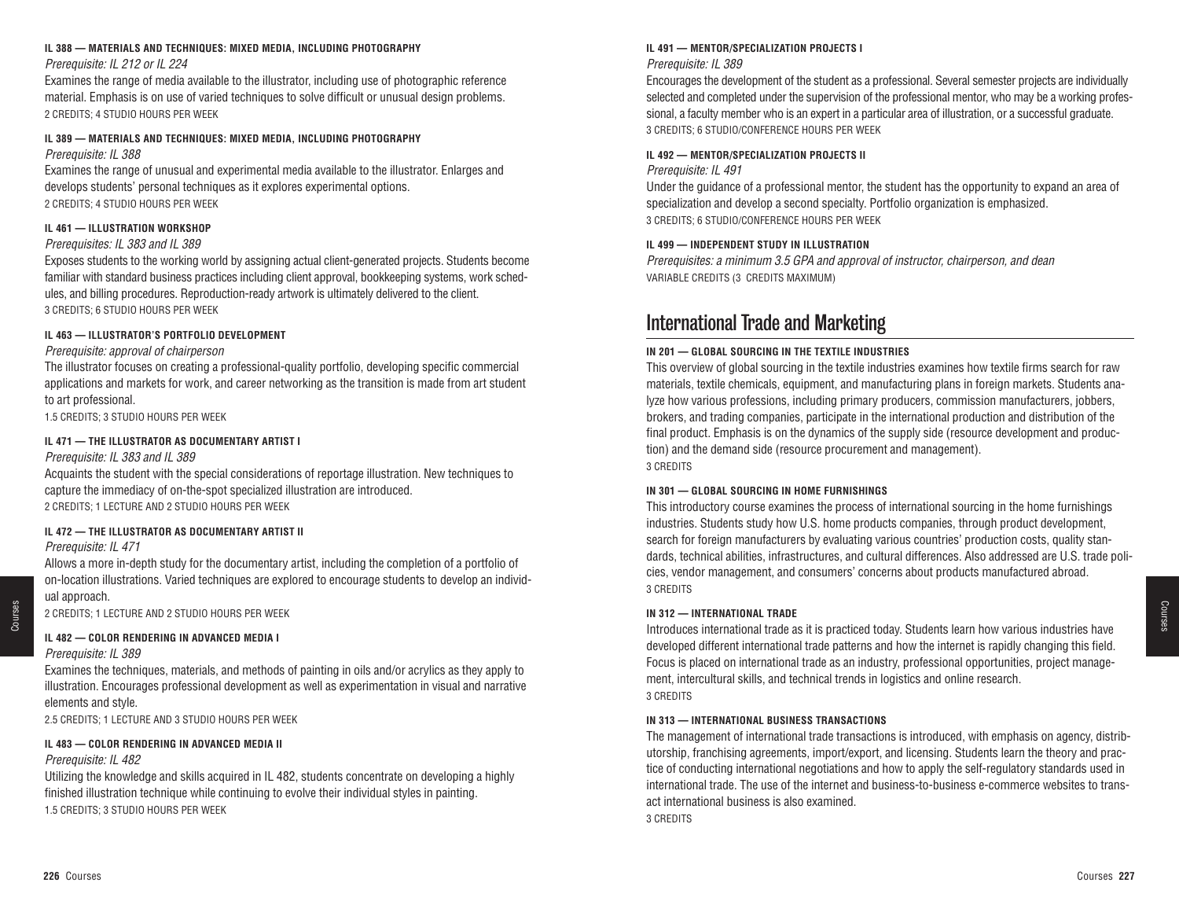**IL 388 — MATERIALS AND TECHNIQUES: MIXED MEDIA, INCLUDING PHOTOGRAPHY**

*Prerequisite: IL 212 or IL 224*

Examines the range of media available to the illustrator, including use of photographic reference material. Emphasis is on use of varied techniques to solve difficult or unusual design problems.

2 CREDITS; 4 STUDIO HOURS PER WEEK

**IL 389 — MATERIALS AND TECHNIQUES: MIXED MEDIA, INCLUDING PHOTOGRAPHY**

*Prerequisite: IL 388*

Examines the range of unusual and experimental media available to the illustrator. Enlarges and develops students' personal techniques as it explores experimental options.

2 CREDITS; 4 STUDIO HOURS PER WEEK

**IL 461 — ILLUSTRATION WORKSHOP**

*Prerequisites: IL 383 and IL 389*

Exposes students to the working world by assigning actual client-generated projects. Students become familiar with standard business practices including client approval, bookkeeping systems, work schedules, and billing procedures. Reproduction-ready artwork is ultimately delivered to the client.

3 CREDITS; 6 STUDIO HOURS PER WEEK

**IL 463 — ILLUSTRATOR'S PORTFOLIO DEVELOPMENT**

*Prerequisite: approval of chairperson*

The illustrator focuses on creating a professional-quality portfolio, developing specific commercial applications and markets for work, and career networking as the transition is made from art student to art professional.

1.5 CREDITS; 3 STUDIO HOURS PER WEEK

**IL 471 — THE ILLUSTRATOR AS DOCUMENTARY ARTIST I**

*Prerequisite: IL 383 and IL 389*

Acquaints the student with the special considerations of reportage illustration. New techniques to capture the immediacy of on-the-spot specialized illustration are introduced.

2 CREDITS; 1 LECTURE AND 2 STUDIO HOURS PER WEEK

**IL 472 — THE ILLUSTRATOR AS DOCUMENTARY ARTIST II**

*Prerequisite: IL 471*

Allows a more in-depth study for the documentary artist, including the completion of a portfolio of on-location illustrations. Varied techniques are explored to encourage students to develop an individual approach.

2 CREDITS; 1 LECTURE AND 2 STUDIO HOURS PER WEEK

**IL 482 — COLOR RENDERING IN ADVANCED MEDIA I**

*Prerequisite: IL 389*

Examines the techniques, materials, and methods of painting in oils and/or acrylics as they apply to illustration. Encourages professional development as well as experimentation in visual and narrative elements and style.

2.5 CREDITS; 1 LECTURE AND 3 STUDIO HOURS PER WEEK

**IL 483 — COLOR RENDERING IN ADVANCED MEDIA II**

*Prerequisite: IL 482*

Utilizing the knowledge and skills acquired in IL 482, students concentrate on developing a highly finished illustration technique while continuing to evolve their individual styles in painting.

1.5 CREDITS; 3 STUDIO HOURS PER WEEK

**IL 491 — MENTOR/SPECIALIZATION PROJECTS I**

*Prerequisite: IL 389*

Encourages the development of the student as a professional. Several semester projects are individually selected and completed under the supervision of the professional mentor, who may be a working professional, a faculty member who is an expert in a particular area of illustration, or a successful graduate.

3 CREDITS; 6 STUDIO/CONFERENCE HOURS PER WEEK

**IL 492 — MENTOR/SPECIALIZATION PROJECTS II**

*Prerequisite: IL 491*

Under the guidance of a professional mentor, the student has the opportunity to expand an area of specialization and develop a second specialty. Portfolio organization is emphasized.

3 CREDITS; 6 STUDIO/CONFERENCE HOURS PER WEEK

**IL 499 — INDEPENDENT STUDY IN ILLUSTRATION**

*Prerequisites: a minimum 3.5 GPA and approval of instructor, chairperson, and dean*

VARIABLE CREDITS (3 CREDITS MAXIMUM)

## International Trade and Marketing

**IN 201 — GLOBAL SOURCING IN THE TEXTILE INDUSTRIES**

This overview of global sourcing in the textile industries examines how textile firms search for raw materials, textile chemicals, equipment, and manufacturing plans in foreign markets. Students analyze how various professions, including primary producers, commission manufacturers, jobbers, brokers, and trading companies, participate in the international production and distribution of the final product. Emphasis is on the dynamics of the supply side (resource development and production) and the demand side (resource procurement and management).

3 CREDITS

**IN 301 — GLOBAL SOURCING IN HOME FURNISHINGS**

This introductory course examines the process of international sourcing in the home furnishings industries. Students study how U.S. home products companies, through product development, search for foreign manufacturers by evaluating various countries' production costs, quality standards, technical abilities, infrastructures, and cultural differences. Also addressed are U.S. trade policies, vendor management, and consumers' concerns about products manufactured abroad.

3 CREDITS

**IN 312 — INTERNATIONAL TRADE**

Introduces international trade as it is practiced today. Students learn how various industries have developed different international trade patterns and how the internet is rapidly changing this field. Focus is placed on international trade as an industry, professional opportunities, project management, intercultural skills, and technical trends in logistics and online research.

3 CREDITS

**IN 313 — INTERNATIONAL BUSINESS TRANSACTIONS**

The management of international trade transactions is introduced, with emphasis on agency, distributorship, franchising agreements, import/export, and licensing. Students learn the theory and practice of conducting international negotiations and how to apply the self-regulatory standards used in international trade. The use of the internet and business-to-business e-commerce websites to transact international business is also examined.

3 CREDITS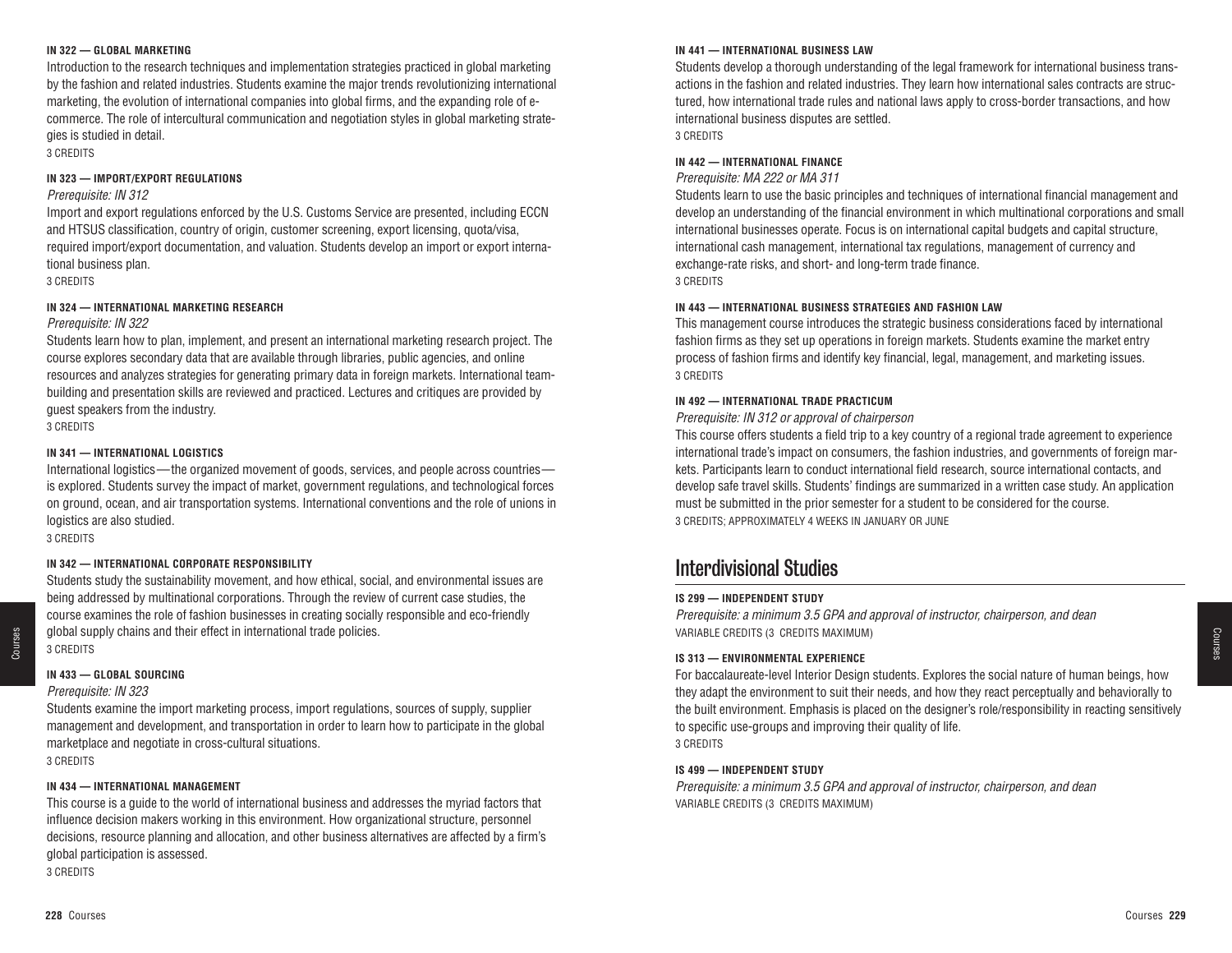**IN 322 — GLOBAL MARKETING**

Introduction to the research techniques and implementation strategies practiced in global marketing by the fashion and related industries. Students examine the major trends revolutionizing international marketing, the evolution of international companies into global firms, and the expanding role of e-commerce. The role of intercultural communication and negotiation styles in global marketing strategies is studied in detail.

3 CREDITS

**IN 323 — IMPORT/EXPORT REGULATIONS**

*Prerequisite: IN 312*

Import and export regulations enforced by the U.S. Customs Service are presented, including ECCN and HTSUS classification, country of origin, customer screening, export licensing, quota/visa, required import/export documentation, and valuation. Students develop an import or export international business plan.

3 CREDITS

**IN 324 — INTERNATIONAL MARKETING RESEARCH**

*Prerequisite: IN 322*

Students learn how to plan, implement, and present an international marketing research project. The course explores secondary data that are available through libraries, public agencies, and online resources and analyzes strategies for generating primary data in foreign markets. International team-building and presentation skills are reviewed and practiced. Lectures and critiques are provided by guest speakers from the industry.

3 CREDITS

**IN 341 — INTERNATIONAL LOGISTICS**

International logistics—the organized movement of goods, services, and people across countries—is explored. Students survey the impact of market, government regulations, and technological forces on ground, ocean, and air transportation systems. International conventions and the role of unions in logistics are also studied.

3 CREDITS

**IN 342 — INTERNATIONAL CORPORATE RESPONSIBILITY**

Students study the sustainability movement, and how ethical, social, and environmental issues are being addressed by multinational corporations. Through the review of current case studies, the course examines the role of fashion businesses in creating socially responsible and eco-friendly global supply chains and their effect in international trade policies.

3 CREDITS

**IN 433 — GLOBAL SOURCING**

*Prerequisite: IN 323*

Students examine the import marketing process, import regulations, sources of supply, supplier management and development, and transportation in order to learn how to participate in the global marketplace and negotiate in cross-cultural situations.

3 CREDITS

**IN 434 — INTERNATIONAL MANAGEMENT**

This course is a guide to the world of international business and addresses the myriad factors that influence decision makers working in this environment. How organizational structure, personnel decisions, resource planning and allocation, and other business alternatives are affected by a firm's global participation is assessed.

3 CREDITS

**IN 441 — INTERNATIONAL BUSINESS LAW**

Students develop a thorough understanding of the legal framework for international business transactions in the fashion and related industries. They learn how international sales contracts are structured, how international trade rules and national laws apply to cross-border transactions, and how international business disputes are settled.

3 CREDITS

**IN 442 — INTERNATIONAL FINANCE**

*Prerequisite: MA 222 or MA 311*

Students learn to use the basic principles and techniques of international financial management and develop an understanding of the financial environment in which multinational corporations and small international businesses operate. Focus is on international capital budgets and capital structure, international cash management, international tax regulations, management of currency and exchange-rate risks, and short- and long-term trade finance.

3 CREDITS

**IN 443 — INTERNATIONAL BUSINESS STRATEGIES AND FASHION LAW**

This management course introduces the strategic business considerations faced by international fashion firms as they set up operations in foreign markets. Students examine the market entry process of fashion firms and identify key financial, legal, management, and marketing issues.

3 CREDITS

**IN 492 — INTERNATIONAL TRADE PRACTICUM**

*Prerequisite: IN 312 or approval of chairperson*

This course offers students a field trip to a key country of a regional trade agreement to experience international trade's impact on consumers, the fashion industries, and governments of foreign markets. Participants learn to conduct international field research, source international contacts, and develop safe travel skills. Students' findings are summarized in a written case study. An application must be submitted in the prior semester for a student to be considered for the course.

3 CREDITS; APPROXIMATELY 4 WEEKS IN JANUARY OR JUNE

## Interdivisional Studies

**IS 299 — INDEPENDENT STUDY**

*Prerequisite: a minimum 3.5 GPA and approval of instructor, chairperson, and dean*

VARIABLE CREDITS (3 CREDITS MAXIMUM)

**IS 313 — ENVIRONMENTAL EXPERIENCE**

For baccalaureate-level Interior Design students. Explores the social nature of human beings, how they adapt the environment to suit their needs, and how they react perceptually and behaviorally to the built environment. Emphasis is placed on the designer's role/responsibility in reacting sensitively to specific use-groups and improving their quality of life.

3 CREDITS

**IS 499 — INDEPENDENT STUDY**

*Prerequisite: a minimum 3.5 GPA and approval of instructor, chairperson, and dean*

VARIABLE CREDITS (3 CREDITS MAXIMUM)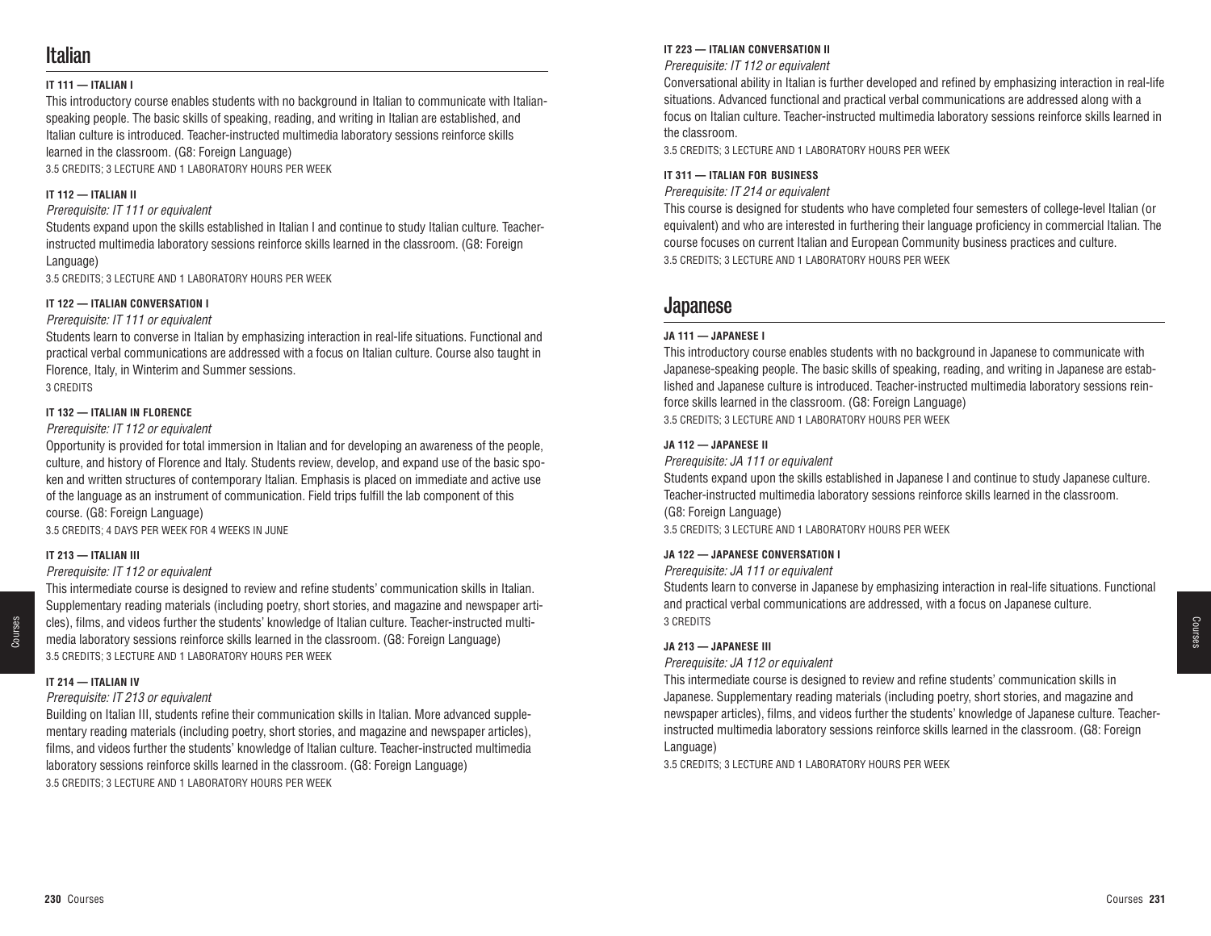# Italian

### IT 111 — ITALIAN I

This introductory course enables students with no background in Italian to communicate with Italian-speaking people. The basic skills of speaking, reading, and writing in Italian are established, and Italian culture is introduced. Teacher-instructed multimedia laboratory sessions reinforce skills learned in the classroom. (G8: Foreign Language)

3.5 CREDITS; 3 LECTURE AND 1 LABORATORY HOURS PER WEEK

### IT 112 — ITALIAN II

*Prerequisite: IT 111 or equivalent*

Students expand upon the skills established in Italian I and continue to study Italian culture. Teacher-instructed multimedia laboratory sessions reinforce skills learned in the classroom. (G8: Foreign Language)

3.5 CREDITS; 3 LECTURE AND 1 LABORATORY HOURS PER WEEK

### IT 122 — ITALIAN CONVERSATION I

*Prerequisite: IT 111 or equivalent*

Students learn to converse in Italian by emphasizing interaction in real-life situations. Functional and practical verbal communications are addressed with a focus on Italian culture. Course also taught in Florence, Italy, in Winterim and Summer sessions.

3 CREDITS

### IT 132 — ITALIAN IN FLORENCE

*Prerequisite: IT 112 or equivalent*

Opportunity is provided for total immersion in Italian and for developing an awareness of the people, culture, and history of Florence and Italy. Students review, develop, and expand use of the basic spoken and written structures of contemporary Italian. Emphasis is placed on immediate and active use of the language as an instrument of communication. Field trips fulfill the lab component of this course. (G8: Foreign Language)

3.5 CREDITS; 4 DAYS PER WEEK FOR 4 WEEKS IN JUNE

### IT 213 — ITALIAN III

*Prerequisite: IT 112 or equivalent*

This intermediate course is designed to review and refine students' communication skills in Italian. Supplementary reading materials (including poetry, short stories, and magazine and newspaper articles), films, and videos further the students' knowledge of Italian culture. Teacher-instructed multimedia laboratory sessions reinforce skills learned in the classroom. (G8: Foreign Language)

3.5 CREDITS; 3 LECTURE AND 1 LABORATORY HOURS PER WEEK

### IT 214 — ITALIAN IV

*Prerequisite: IT 213 or equivalent*

Building on Italian III, students refine their communication skills in Italian. More advanced supplementary reading materials (including poetry, short stories, and magazine and newspaper articles), films, and videos further the students' knowledge of Italian culture. Teacher-instructed multimedia laboratory sessions reinforce skills learned in the classroom. (G8: Foreign Language)

3.5 CREDITS; 3 LECTURE AND 1 LABORATORY HOURS PER WEEK

### IT 223 — ITALIAN CONVERSATION II

*Prerequisite: IT 112 or equivalent*

Conversational ability in Italian is further developed and refined by emphasizing interaction in real-life situations. Advanced functional and practical verbal communications are addressed along with a focus on Italian culture. Teacher-instructed multimedia laboratory sessions reinforce skills learned in the classroom.

3.5 CREDITS; 3 LECTURE AND 1 LABORATORY HOURS PER WEEK

### IT 311 — ITALIAN FOR BUSINESS

*Prerequisite: IT 214 or equivalent*

This course is designed for students who have completed four semesters of college-level Italian (or equivalent) and who are interested in furthering their language proficiency in commercial Italian. The course focuses on current Italian and European Community business practices and culture.

3.5 CREDITS; 3 LECTURE AND 1 LABORATORY HOURS PER WEEK

# Japanese

### JA 111 — JAPANESE I

This introductory course enables students with no background in Japanese to communicate with Japanese-speaking people. The basic skills of speaking, reading, and writing in Japanese are established and Japanese culture is introduced. Teacher-instructed multimedia laboratory sessions reinforce skills learned in the classroom. (G8: Foreign Language)

3.5 CREDITS; 3 LECTURE AND 1 LABORATORY HOURS PER WEEK

### JA 112 — JAPANESE II

*Prerequisite: JA 111 or equivalent*

Students expand upon the skills established in Japanese I and continue to study Japanese culture. Teacher-instructed multimedia laboratory sessions reinforce skills learned in the classroom. (G8: Foreign Language)

3.5 CREDITS; 3 LECTURE AND 1 LABORATORY HOURS PER WEEK

### JA 122 — JAPANESE CONVERSATION I

*Prerequisite: JA 111 or equivalent*

Students learn to converse in Japanese by emphasizing interaction in real-life situations. Functional and practical verbal communications are addressed, with a focus on Japanese culture.

3 CREDITS

### JA 213 — JAPANESE III

*Prerequisite: JA 112 or equivalent*

This intermediate course is designed to review and refine students' communication skills in Japanese. Supplementary reading materials (including poetry, short stories, and magazine and newspaper articles), films, and videos further the students' knowledge of Japanese culture. Teacher-instructed multimedia laboratory sessions reinforce skills learned in the classroom. (G8: Foreign Language)

3.5 CREDITS; 3 LECTURE AND 1 LABORATORY HOURS PER WEEK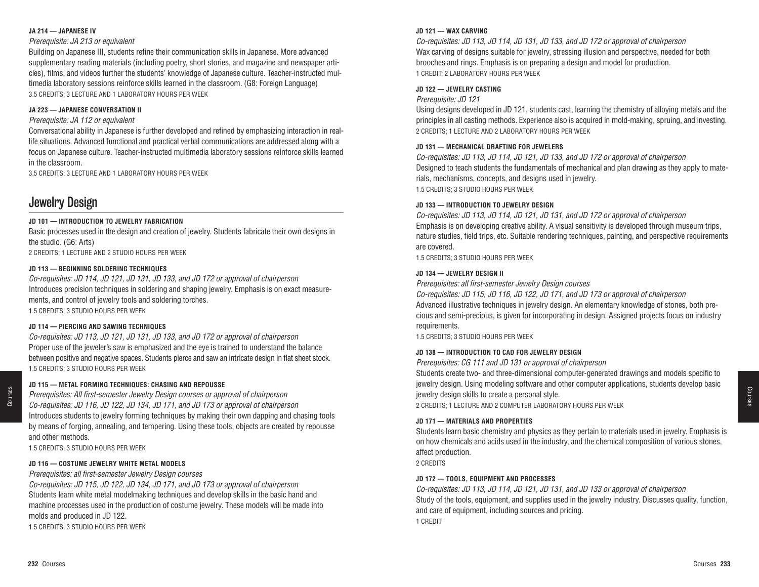**JA 214 — JAPANESE IV**

*Prerequisite: JA 213 or equivalent*

Building on Japanese III, students refine their communication skills in Japanese. More advanced supplementary reading materials (including poetry, short stories, and magazine and newspaper articles), films, and videos further the students' knowledge of Japanese culture. Teacher-instructed multimedia laboratory sessions reinforce skills learned in the classroom. (G8: Foreign Language)

3.5 CREDITS; 3 LECTURE AND 1 LABORATORY HOURS PER WEEK

**JA 223 — JAPANESE CONVERSATION II**

*Prerequisite: JA 112 or equivalent*

Conversational ability in Japanese is further developed and refined by emphasizing interaction in real-life situations. Advanced functional and practical verbal communications are addressed along with a focus on Japanese culture. Teacher-instructed multimedia laboratory sessions reinforce skills learned in the classroom.

3.5 CREDITS; 3 LECTURE AND 1 LABORATORY HOURS PER WEEK

## Jewelry Design

**JD 101 — INTRODUCTION TO JEWELRY FABRICATION**

Basic processes used in the design and creation of jewelry. Students fabricate their own designs in the studio. (G6: Arts)

2 CREDITS; 1 LECTURE AND 2 STUDIO HOURS PER WEEK

**JD 113 — BEGINNING SOLDERING TECHNIQUES**

*Co-requisites: JD 114, JD 121, JD 131, JD 133, and JD 172 or approval of chairperson*

Introduces precision techniques in soldering and shaping jewelry. Emphasis is on exact measurements, and control of jewelry tools and soldering torches.

1.5 CREDITS; 3 STUDIO HOURS PER WEEK

**JD 114 — PIERCING AND SAWING TECHNIQUES**

*Co-requisites: JD 113, JD 121, JD 131, JD 133, and JD 172 or approval of chairperson*

Proper use of the jeweler's saw is emphasized and the eye is trained to understand the balance between positive and negative spaces. Students pierce and saw an intricate design in flat sheet stock.

1.5 CREDITS; 3 STUDIO HOURS PER WEEK

**JD 115 — METAL FORMING TECHNIQUES: CHASING AND REPOUSSE**

*Prerequisites: All first-semester Jewelry Design courses or approval of chairperson*

*Co-requisites: JD 116, JD 122, JD 134, JD 171, and JD 173 or approval of chairperson*

Introduces students to jewelry forming techniques by making their own dapping and chasing tools by means of forging, annealing, and tempering. Using these tools, objects are created by repousse and other methods.

1.5 CREDITS; 3 STUDIO HOURS PER WEEK

**JD 116 — COSTUME JEWELRY WHITE METAL MODELS**

*Prerequisites: all first-semester Jewelry Design courses*

*Co-requisites: JD 115, JD 122, JD 134, JD 171, and JD 173 or approval of chairperson*

Students learn white metal modelmaking techniques and develop skills in the basic hand and machine processes used in the production of costume jewelry. These models will be made into molds and produced in JD 122.

1.5 CREDITS; 3 STUDIO HOURS PER WEEK

**JD 121 — WAX CARVING**

*Co-requisites: JD 113, JD 114, JD 131, JD 133, and JD 172 or approval of chairperson*

Wax carving of designs suitable for jewelry, stressing illusion and perspective, needed for both brooches and rings. Emphasis is on preparing a design and model for production.

1 CREDIT; 2 LABORATORY HOURS PER WEEK

**JD 122 — JEWELRY CASTING**

*Prerequisite: JD 121*

Using designs developed in JD 121, students cast, learning the chemistry of alloying metals and the principles in all casting methods. Experience also is acquired in mold-making, spruing, and investing.

2 CREDITS; 1 LECTURE AND 2 LABORATORY HOURS PER WEEK

**JD 131 — MECHANICAL DRAFTING FOR JEWELERS**

*Co-requisites: JD 113, JD 114, JD 121, JD 133, and JD 172 or approval of chairperson*

Designed to teach students the fundamentals of mechanical and plan drawing as they apply to materials, mechanisms, concepts, and designs used in jewelry.

1.5 CREDITS; 3 STUDIO HOURS PER WEEK

**JD 133 — INTRODUCTION TO JEWELRY DESIGN**

*Co-requisites: JD 113, JD 114, JD 121, JD 131, and JD 172 or approval of chairperson*

Emphasis is on developing creative ability. A visual sensitivity is developed through museum trips, nature studies, field trips, etc. Suitable rendering techniques, painting, and perspective requirements are covered.

1.5 CREDITS; 3 STUDIO HOURS PER WEEK

**JD 134 — JEWELRY DESIGN II**

*Prerequisites: all first-semester Jewelry Design courses*

*Co-requisites: JD 115, JD 116, JD 122, JD 171, and JD 173 or approval of chairperson*

Advanced illustrative techniques in jewelry design. An elementary knowledge of stones, both precious and semi-precious, is given for incorporating in design. Assigned projects focus on industry requirements.

1.5 CREDITS; 3 STUDIO HOURS PER WEEK

**JD 138 — INTRODUCTION TO CAD FOR JEWELRY DESIGN**

*Prerequisites: CG 111 and JD 131 or approval of chairperson*

Students create two- and three-dimensional computer-generated drawings and models specific to jewelry design. Using modeling software and other computer applications, students develop basic jewelry design skills to create a personal style.

2 CREDITS; 1 LECTURE AND 2 COMPUTER LABORATORY HOURS PER WEEK

**JD 171 — MATERIALS AND PROPERTIES**

Students learn basic chemistry and physics as they pertain to materials used in jewelry. Emphasis is on how chemicals and acids used in the industry, and the chemical composition of various stones, affect production.

2 CREDITS

**JD 172 — TOOLS, EQUIPMENT AND PROCESSES**

*Co-requisites: JD 113, JD 114, JD 121, JD 131, and JD 133 or approval of chairperson*

Study of the tools, equipment, and supplies used in the jewelry industry. Discusses quality, function, and care of equipment, including sources and pricing.

1 CREDIT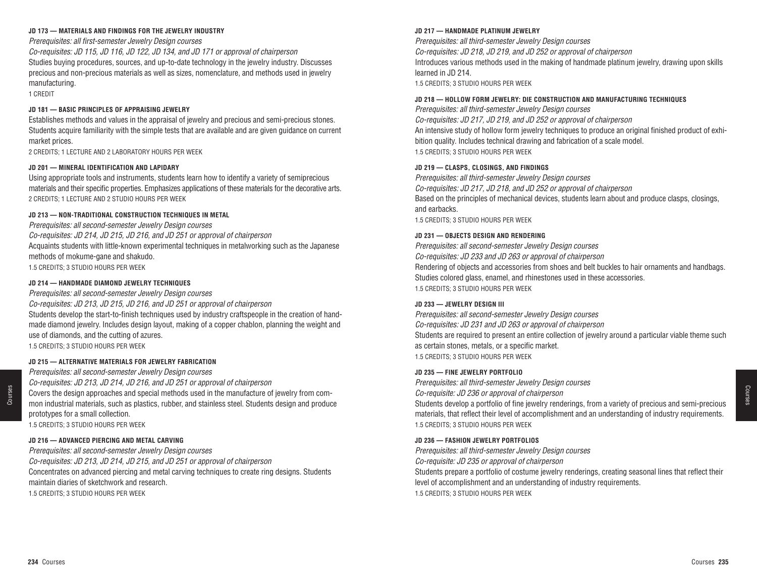**JD 173 — MATERIALS AND FINDINGS FOR THE JEWELRY INDUSTRY**

*Prerequisites: all first-semester Jewelry Design courses*

*Co-requisites: JD 115, JD 116, JD 122, JD 134, and JD 171 or approval of chairperson*

Studies buying procedures, sources, and up-to-date technology in the jewelry industry. Discusses precious and non-precious materials as well as sizes, nomenclature, and methods used in jewelry manufacturing.

1 CREDIT

**JD 181 — BASIC PRINCIPLES OF APPRAISING JEWELRY**

Establishes methods and values in the appraisal of jewelry and precious and semi-precious stones. Students acquire familiarity with the simple tests that are available and are given guidance on current market prices.

2 CREDITS; 1 LECTURE AND 2 LABORATORY HOURS PER WEEK

**JD 201 — MINERAL IDENTIFICATION AND LAPIDARY**

Using appropriate tools and instruments, students learn how to identify a variety of semiprecious materials and their specific properties. Emphasizes applications of these materials for the decorative arts.

2 CREDITS; 1 LECTURE AND 2 STUDIO HOURS PER WEEK

**JD 213 — NON-TRADITIONAL CONSTRUCTION TECHNIQUES IN METAL**

*Prerequisites: all second-semester Jewelry Design courses*

*Co-requisites: JD 214, JD 215, JD 216, and JD 251 or approval of chairperson*

Acquaints students with little-known experimental techniques in metalworking such as the Japanese methods of mokume-gane and shakudo.

1.5 CREDITS; 3 STUDIO HOURS PER WEEK

**JD 214 — HANDMADE DIAMOND JEWELRY TECHNIQUES**

*Prerequisites: all second-semester Jewelry Design courses*

*Co-requisites: JD 213, JD 215, JD 216, and JD 251 or approval of chairperson*

Students develop the start-to-finish techniques used by industry craftspeople in the creation of handmade diamond jewelry. Includes design layout, making of a copper chablon, planning the weight and use of diamonds, and the cutting of azures.

1.5 CREDITS; 3 STUDIO HOURS PER WEEK

**JD 215 — ALTERNATIVE MATERIALS FOR JEWELRY FABRICATION**

*Prerequisites: all second-semester Jewelry Design courses*

*Co-requisites: JD 213, JD 214, JD 216, and JD 251 or approval of chairperson*

Covers the design approaches and special methods used in the manufacture of jewelry from common industrial materials, such as plastics, rubber, and stainless steel. Students design and produce prototypes for a small collection.

1.5 CREDITS; 3 STUDIO HOURS PER WEEK

**JD 216 — ADVANCED PIERCING AND METAL CARVING**

*Prerequisites: all second-semester Jewelry Design courses*

*Co-requisites: JD 213, JD 214, JD 215, and JD 251 or approval of chairperson*

Concentrates on advanced piercing and metal carving techniques to create ring designs. Students maintain diaries of sketchwork and research.

1.5 CREDITS; 3 STUDIO HOURS PER WEEK

**JD 217 — HANDMADE PLATINUM JEWELRY**

*Prerequisites: all third-semester Jewelry Design courses*

*Co-requisites: JD 218, JD 219, and JD 252 or approval of chairperson*

Introduces various methods used in the making of handmade platinum jewelry, drawing upon skills learned in JD 214.

1.5 CREDITS; 3 STUDIO HOURS PER WEEK

**JD 218 — HOLLOW FORM JEWELRY: DIE CONSTRUCTION AND MANUFACTURING TECHNIQUES**

*Prerequisites: all third-semester Jewelry Design courses*

*Co-requisites: JD 217, JD 219, and JD 252 or approval of chairperson*

An intensive study of hollow form jewelry techniques to produce an original finished product of exhibition quality. Includes technical drawing and fabrication of a scale model.

1.5 CREDITS; 3 STUDIO HOURS PER WEEK

**JD 219 — CLASPS, CLOSINGS, AND FINDINGS**

*Prerequisites: all third-semester Jewelry Design courses*

*Co-requisites: JD 217, JD 218, and JD 252 or approval of chairperson*

Based on the principles of mechanical devices, students learn about and produce clasps, closings, and earbacks.

1.5 CREDITS; 3 STUDIO HOURS PER WEEK

**JD 231 — OBJECTS DESIGN AND RENDERING**

*Prerequisites: all second-semester Jewelry Design courses*

*Co-requisites: JD 233 and JD 263 or approval of chairperson*

Rendering of objects and accessories from shoes and belt buckles to hair ornaments and handbags. Studies colored glass, enamel, and rhinestones used in these accessories.

1.5 CREDITS; 3 STUDIO HOURS PER WEEK

**JD 233 — JEWELRY DESIGN III**

*Prerequisites: all second-semester Jewelry Design courses*

*Co-requisites: JD 231 and JD 263 or approval of chairperson*

Students are required to present an entire collection of jewelry around a particular viable theme such as certain stones, metals, or a specific market.

1.5 CREDITS; 3 STUDIO HOURS PER WEEK

**JD 235 — FINE JEWELRY PORTFOLIO**

*Prerequisites: all third-semester Jewelry Design courses*

*Co-requisite: JD 236 or approval of chairperson*

Students develop a portfolio of fine jewelry renderings, from a variety of precious and semi-precious materials, that reflect their level of accomplishment and an understanding of industry requirements.

1.5 CREDITS; 3 STUDIO HOURS PER WEEK

**JD 236 — FASHION JEWELRY PORTFOLIOS**

*Prerequisites: all third-semester Jewelry Design courses*

*Co-requisite: JD 235 or approval of chairperson*

Students prepare a portfolio of costume jewelry renderings, creating seasonal lines that reflect their level of accomplishment and an understanding of industry requirements.

1.5 CREDITS; 3 STUDIO HOURS PER WEEK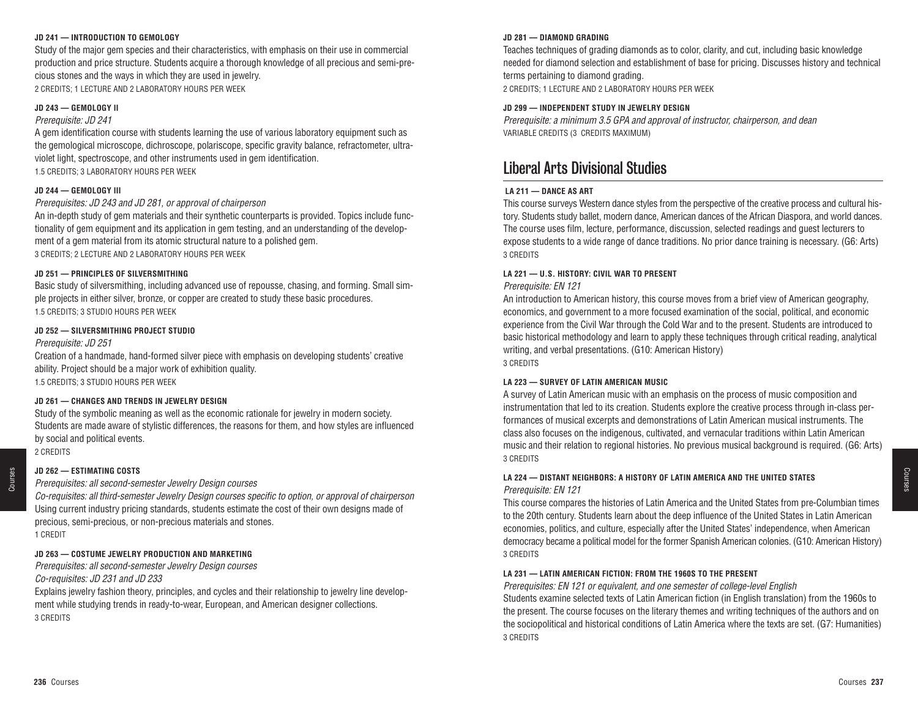#### JD 241 — INTRODUCTION TO GEMOLOGY

Study of the major gem species and their characteristics, with emphasis on their use in commercial production and price structure. Students acquire a thorough knowledge of all precious and semi-precious stones and the ways in which they are used in jewelry.

2 CREDITS; 1 LECTURE AND 2 LABORATORY HOURS PER WEEK

#### JD 243 — GEMOLOGY II

*Prerequisite: JD 241*

A gem identification course with students learning the use of various laboratory equipment such as the gemological microscope, dichroscope, polariscope, specific gravity balance, refractometer, ultraviolet light, spectroscope, and other instruments used in gem identification.

1.5 CREDITS; 3 LABORATORY HOURS PER WEEK

#### JD 244 — GEMOLOGY III

*Prerequisites: JD 243 and JD 281, or approval of chairperson*

An in-depth study of gem materials and their synthetic counterparts is provided. Topics include functionality of gem equipment and its application in gem testing, and an understanding of the development of a gem material from its atomic structural nature to a polished gem.

3 CREDITS; 2 LECTURE AND 2 LABORATORY HOURS PER WEEK

#### JD 251 — PRINCIPLES OF SILVERSMITHING

Basic study of silversmithing, including advanced use of repousse, chasing, and forming. Small simple projects in either silver, bronze, or copper are created to study these basic procedures.

1.5 CREDITS; 3 STUDIO HOURS PER WEEK

#### JD 252 — SILVERSMITHING PROJECT STUDIO

*Prerequisite: JD 251*

Creation of a handmade, hand-formed silver piece with emphasis on developing students' creative ability. Project should be a major work of exhibition quality.

1.5 CREDITS; 3 STUDIO HOURS PER WEEK

#### JD 261 — CHANGES AND TRENDS IN JEWELRY DESIGN

Study of the symbolic meaning as well as the economic rationale for jewelry in modern society. Students are made aware of stylistic differences, the reasons for them, and how styles are influenced by social and political events.

2 CREDITS

#### JD 262 — ESTIMATING COSTS

*Prerequisites: all second-semester Jewelry Design courses*

*Co-requisites: all third-semester Jewelry Design courses specific to option, or approval of chairperson*

Using current industry pricing standards, students estimate the cost of their own designs made of precious, semi-precious, or non-precious materials and stones.

1 CREDIT

#### JD 263 — COSTUME JEWELRY PRODUCTION AND MARKETING

*Prerequisites: all second-semester Jewelry Design courses*

*Co-requisites: JD 231 and JD 233*

Explains jewelry fashion theory, principles, and cycles and their relationship to jewelry line development while studying trends in ready-to-wear, European, and American designer collections.

3 CREDITS

#### JD 281 — DIAMOND GRADING

Teaches techniques of grading diamonds as to color, clarity, and cut, including basic knowledge needed for diamond selection and establishment of base for pricing. Discusses history and technical terms pertaining to diamond grading.

2 CREDITS; 1 LECTURE AND 2 LABORATORY HOURS PER WEEK

#### JD 299 — INDEPENDENT STUDY IN JEWELRY DESIGN

*Prerequisite: a minimum 3.5 GPA and approval of instructor, chairperson, and dean*

VARIABLE CREDITS (3 CREDITS MAXIMUM)

## Liberal Arts Divisional Studies

#### LA 211 — DANCE AS ART

This course surveys Western dance styles from the perspective of the creative process and cultural history. Students study ballet, modern dance, American dances of the African Diaspora, and world dances. The course uses film, lecture, performance, discussion, selected readings and guest lecturers to expose students to a wide range of dance traditions. No prior dance training is necessary. (G6: Arts)

3 CREDITS

#### LA 221 — U.S. HISTORY: CIVIL WAR TO PRESENT

*Prerequisite: EN 121*

An introduction to American history, this course moves from a brief view of American geography, economics, and government to a more focused examination of the social, political, and economic experience from the Civil War through the Cold War and to the present. Students are introduced to basic historical methodology and learn to apply these techniques through critical reading, analytical writing, and verbal presentations. (G10: American History)

3 CREDITS

#### LA 223 — SURVEY OF LATIN AMERICAN MUSIC

A survey of Latin American music with an emphasis on the process of music composition and instrumentation that led to its creation. Students explore the creative process through in-class performances of musical excerpts and demonstrations of Latin American musical instruments. The class also focuses on the indigenous, cultivated, and vernacular traditions within Latin American music and their relation to regional histories. No previous musical background is required. (G6: Arts)

3 CREDITS

#### LA 224 — DISTANT NEIGHBORS: A HISTORY OF LATIN AMERICA AND THE UNITED STATES

*Prerequisite: EN 121*

This course compares the histories of Latin America and the United States from pre-Columbian times to the 20th century. Students learn about the deep influence of the United States in Latin American economies, politics, and culture, especially after the United States' independence, when American democracy became a political model for the former Spanish American colonies. (G10: American History)

3 CREDITS

#### LA 231 — LATIN AMERICAN FICTION: FROM THE 1960S TO THE PRESENT

*Prerequisites: EN 121 or equivalent, and one semester of college-level English*

Students examine selected texts of Latin American fiction (in English translation) from the 1960s to the present. The course focuses on the literary themes and writing techniques of the authors and on the sociopolitical and historical conditions of Latin America where the texts are set. (G7: Humanities)

3 CREDITS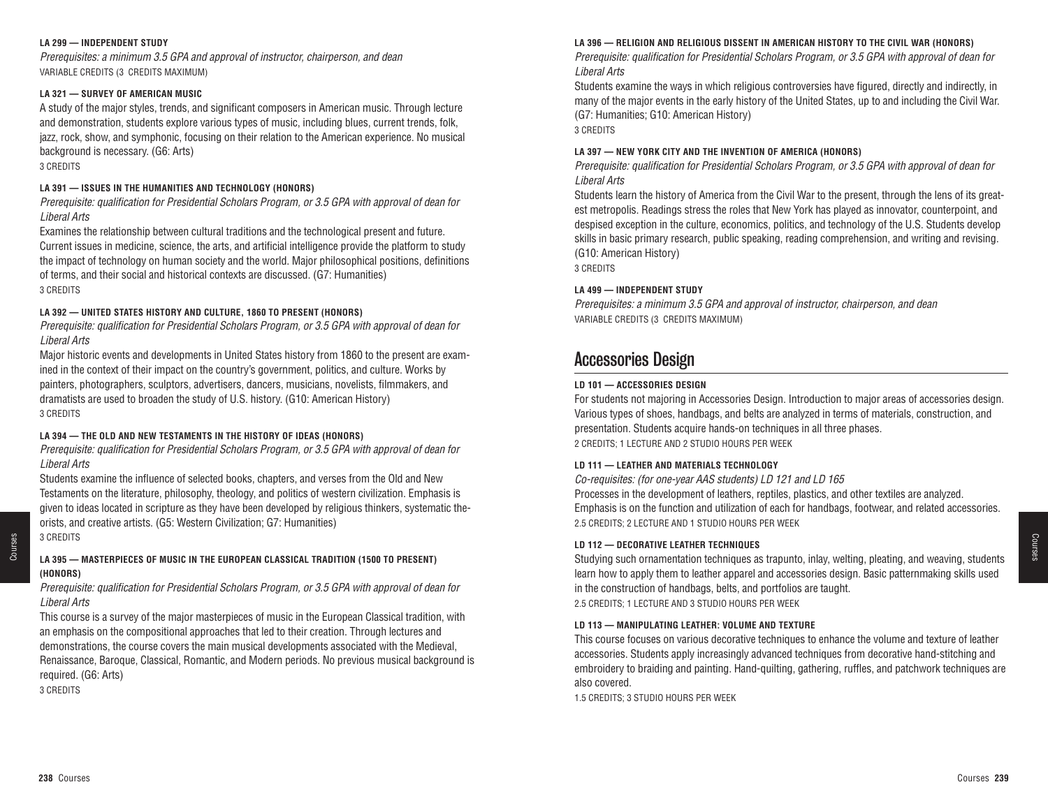**LA 299 — INDEPENDENT STUDY**

*Prerequisites: a minimum 3.5 GPA and approval of instructor, chairperson, and dean*

VARIABLE CREDITS (3 CREDITS MAXIMUM)

**LA 321 — SURVEY OF AMERICAN MUSIC**

A study of the major styles, trends, and significant composers in American music. Through lecture and demonstration, students explore various types of music, including blues, current trends, folk, jazz, rock, show, and symphonic, focusing on their relation to the American experience. No musical background is necessary. (G6: Arts)

3 CREDITS

**LA 391 — ISSUES IN THE HUMANITIES AND TECHNOLOGY (HONORS)**

*Prerequisite: qualification for Presidential Scholars Program, or 3.5 GPA with approval of dean for Liberal Arts*

Examines the relationship between cultural traditions and the technological present and future. Current issues in medicine, science, the arts, and artificial intelligence provide the platform to study the impact of technology on human society and the world. Major philosophical positions, definitions of terms, and their social and historical contexts are discussed. (G7: Humanities)

3 CREDITS

**LA 392 — UNITED STATES HISTORY AND CULTURE, 1860 TO PRESENT (HONORS)**

*Prerequisite: qualification for Presidential Scholars Program, or 3.5 GPA with approval of dean for Liberal Arts*

Major historic events and developments in United States history from 1860 to the present are examined in the context of their impact on the country's government, politics, and culture. Works by painters, photographers, sculptors, advertisers, dancers, musicians, novelists, filmmakers, and dramatists are used to broaden the study of U.S. history. (G10: American History)

3 CREDITS

**LA 394 — THE OLD AND NEW TESTAMENTS IN THE HISTORY OF IDEAS (HONORS)**

*Prerequisite: qualification for Presidential Scholars Program, or 3.5 GPA with approval of dean for Liberal Arts*

Students examine the influence of selected books, chapters, and verses from the Old and New Testaments on the literature, philosophy, theology, and politics of western civilization. Emphasis is given to ideas located in scripture as they have been developed by religious thinkers, systematic theorists, and creative artists. (G5: Western Civilization; G7: Humanities)

3 CREDITS

**LA 395 — MASTERPIECES OF MUSIC IN THE EUROPEAN CLASSICAL TRADITION (1500 TO PRESENT) (HONORS)**

*Prerequisite: qualification for Presidential Scholars Program, or 3.5 GPA with approval of dean for Liberal Arts*

This course is a survey of the major masterpieces of music in the European Classical tradition, with an emphasis on the compositional approaches that led to their creation. Through lectures and demonstrations, the course covers the main musical developments associated with the Medieval, Renaissance, Baroque, Classical, Romantic, and Modern periods. No previous musical background is required. (G6: Arts)

3 CREDITS

**LA 396 — RELIGION AND RELIGIOUS DISSENT IN AMERICAN HISTORY TO THE CIVIL WAR (HONORS)**

*Prerequisite: qualification for Presidential Scholars Program, or 3.5 GPA with approval of dean for Liberal Arts*

Students examine the ways in which religious controversies have figured, directly and indirectly, in many of the major events in the early history of the United States, up to and including the Civil War. (G7: Humanities; G10: American History)

3 CREDITS

**LA 397 — NEW YORK CITY AND THE INVENTION OF AMERICA (HONORS)**

*Prerequisite: qualification for Presidential Scholars Program, or 3.5 GPA with approval of dean for Liberal Arts*

Students learn the history of America from the Civil War to the present, through the lens of its greatest metropolis. Readings stress the roles that New York has played as innovator, counterpoint, and despised exception in the culture, economics, politics, and technology of the U.S. Students develop skills in basic primary research, public speaking, reading comprehension, and writing and revising. (G10: American History)

3 CREDITS

**LA 499 — INDEPENDENT STUDY**

*Prerequisites: a minimum 3.5 GPA and approval of instructor, chairperson, and dean*

VARIABLE CREDITS (3 CREDITS MAXIMUM)

## Accessories Design

**LD 101 — ACCESSORIES DESIGN**

For students not majoring in Accessories Design. Introduction to major areas of accessories design. Various types of shoes, handbags, and belts are analyzed in terms of materials, construction, and presentation. Students acquire hands-on techniques in all three phases.

2 CREDITS; 1 LECTURE AND 2 STUDIO HOURS PER WEEK

**LD 111 — LEATHER AND MATERIALS TECHNOLOGY**

*Co-requisites: (for one-year AAS students) LD 121 and LD 165*

Processes in the development of leathers, reptiles, plastics, and other textiles are analyzed. Emphasis is on the function and utilization of each for handbags, footwear, and related accessories.

2.5 CREDITS; 2 LECTURE AND 1 STUDIO HOURS PER WEEK

**LD 112 — DECORATIVE LEATHER TECHNIQUES**

Studying such ornamentation techniques as trapunto, inlay, welting, pleating, and weaving, students learn how to apply them to leather apparel and accessories design. Basic patternmaking skills used in the construction of handbags, belts, and portfolios are taught.

2.5 CREDITS; 1 LECTURE AND 3 STUDIO HOURS PER WEEK

**LD 113 — MANIPULATING LEATHER: VOLUME AND TEXTURE**

This course focuses on various decorative techniques to enhance the volume and texture of leather accessories. Students apply increasingly advanced techniques from decorative hand-stitching and embroidery to braiding and painting. Hand-quilting, gathering, ruffles, and patchwork techniques are also covered.

1.5 CREDITS; 3 STUDIO HOURS PER WEEK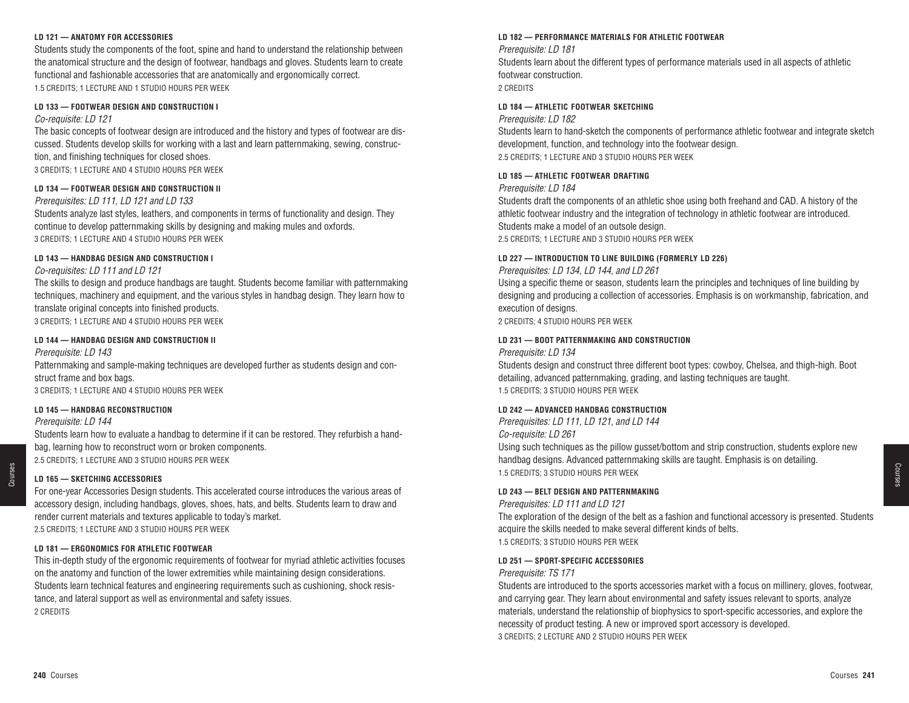#### LD 121 — ANATOMY FOR ACCESSORIES

Students study the components of the foot, spine and hand to understand the relationship between the anatomical structure and the design of footwear, handbags and gloves. Students learn to create functional and fashionable accessories that are anatomically and ergonomically correct.
1.5 CREDITS; 1 LECTURE AND 1 STUDIO HOURS PER WEEK

#### LD 133 — FOOTWEAR DESIGN AND CONSTRUCTION I

*Co-requisite: LD 121*

The basic concepts of footwear design are introduced and the history and types of footwear are discussed. Students develop skills for working with a last and learn patternmaking, sewing, construction, and finishing techniques for closed shoes.
3 CREDITS; 1 LECTURE AND 4 STUDIO HOURS PER WEEK

#### LD 134 — FOOTWEAR DESIGN AND CONSTRUCTION II

*Prerequisites: LD 111, LD 121 and LD 133*

Students analyze last styles, leathers, and components in terms of functionality and design. They continue to develop patternmaking skills by designing and making mules and oxfords.
3 CREDITS; 1 LECTURE AND 4 STUDIO HOURS PER WEEK

#### LD 143 — HANDBAG DESIGN AND CONSTRUCTION I

*Co-requisites: LD 111 and LD 121*

The skills to design and produce handbags are taught. Students become familiar with patternmaking techniques, machinery and equipment, and the various styles in handbag design. They learn how to translate original concepts into finished products.
3 CREDITS; 1 LECTURE AND 4 STUDIO HOURS PER WEEK

#### LD 144 — HANDBAG DESIGN AND CONSTRUCTION II

*Prerequisite: LD 143*

Patternmaking and sample-making techniques are developed further as students design and construct frame and box bags.
3 CREDITS; 1 LECTURE AND 4 STUDIO HOURS PER WEEK

#### LD 145 — HANDBAG RECONSTRUCTION

*Prerequisite: LD 144*

Students learn how to evaluate a handbag to determine if it can be restored. They refurbish a handbag, learning how to reconstruct worn or broken components.
2.5 CREDITS; 1 LECTURE AND 3 STUDIO HOURS PER WEEK

#### LD 165 — SKETCHING ACCESSORIES

For one-year Accessories Design students. This accelerated course introduces the various areas of accessory design, including handbags, gloves, shoes, hats, and belts. Students learn to draw and render current materials and textures applicable to today's market.
2.5 CREDITS; 1 LECTURE AND 3 STUDIO HOURS PER WEEK

#### LD 181 — ERGONOMICS FOR ATHLETIC FOOTWEAR

This in-depth study of the ergonomic requirements of footwear for myriad athletic activities focuses on the anatomy and function of the lower extremities while maintaining design considerations. Students learn technical features and engineering requirements such as cushioning, shock resistance, and lateral support as well as environmental and safety issues.
2 CREDITS

#### LD 182 — PERFORMANCE MATERIALS FOR ATHLETIC FOOTWEAR

*Prerequisite: LD 181*

Students learn about the different types of performance materials used in all aspects of athletic footwear construction.
2 CREDITS

#### LD 184 — ATHLETIC FOOTWEAR SKETCHING

*Prerequisite: LD 182*

Students learn to hand-sketch the components of performance athletic footwear and integrate sketch development, function, and technology into the footwear design.
2.5 CREDITS; 1 LECTURE AND 3 STUDIO HOURS PER WEEK

#### LD 185 — ATHLETIC FOOTWEAR DRAFTING

*Prerequisite: LD 184*

Students draft the components of an athletic shoe using both freehand and CAD. A history of the athletic footwear industry and the integration of technology in athletic footwear are introduced. Students make a model of an outsole design.
2.5 CREDITS; 1 LECTURE AND 3 STUDIO HOURS PER WEEK

#### LD 227 — INTRODUCTION TO LINE BUILDING (FORMERLY LD 226)

*Prerequisites: LD 134, LD 144, and LD 261*

Using a specific theme or season, students learn the principles and techniques of line building by designing and producing a collection of accessories. Emphasis is on workmanship, fabrication, and execution of designs.
2 CREDITS; 4 STUDIO HOURS PER WEEK

#### LD 231 — BOOT PATTERNMAKING AND CONSTRUCTION

*Prerequisite: LD 134*

Students design and construct three different boot types: cowboy, Chelsea, and thigh-high. Boot detailing, advanced patternmaking, grading, and lasting techniques are taught.
1.5 CREDITS; 3 STUDIO HOURS PER WEEK

#### LD 242 — ADVANCED HANDBAG CONSTRUCTION

*Prerequisites: LD 111, LD 121, and LD 144*
*Co-requisite: LD 261*

Using such techniques as the pillow gusset/bottom and strip construction, students explore new handbag designs. Advanced patternmaking skills are taught. Emphasis is on detailing.
1.5 CREDITS; 3 STUDIO HOURS PER WEEK

#### LD 243 — BELT DESIGN AND PATTERNMAKING

*Prerequisites: LD 111 and LD 121*

The exploration of the design of the belt as a fashion and functional accessory is presented. Students acquire the skills needed to make several different kinds of belts.
1.5 CREDITS; 3 STUDIO HOURS PER WEEK

#### LD 251 — SPORT-SPECIFIC ACCESSORIES

*Prerequisite: TS 171*

Students are introduced to the sports accessories market with a focus on millinery, gloves, footwear, and carrying gear. They learn about environmental and safety issues relevant to sports, analyze materials, understand the relationship of biophysics to sport-specific accessories, and explore the necessity of product testing. A new or improved sport accessory is developed.
3 CREDITS; 2 LECTURE AND 2 STUDIO HOURS PER WEEK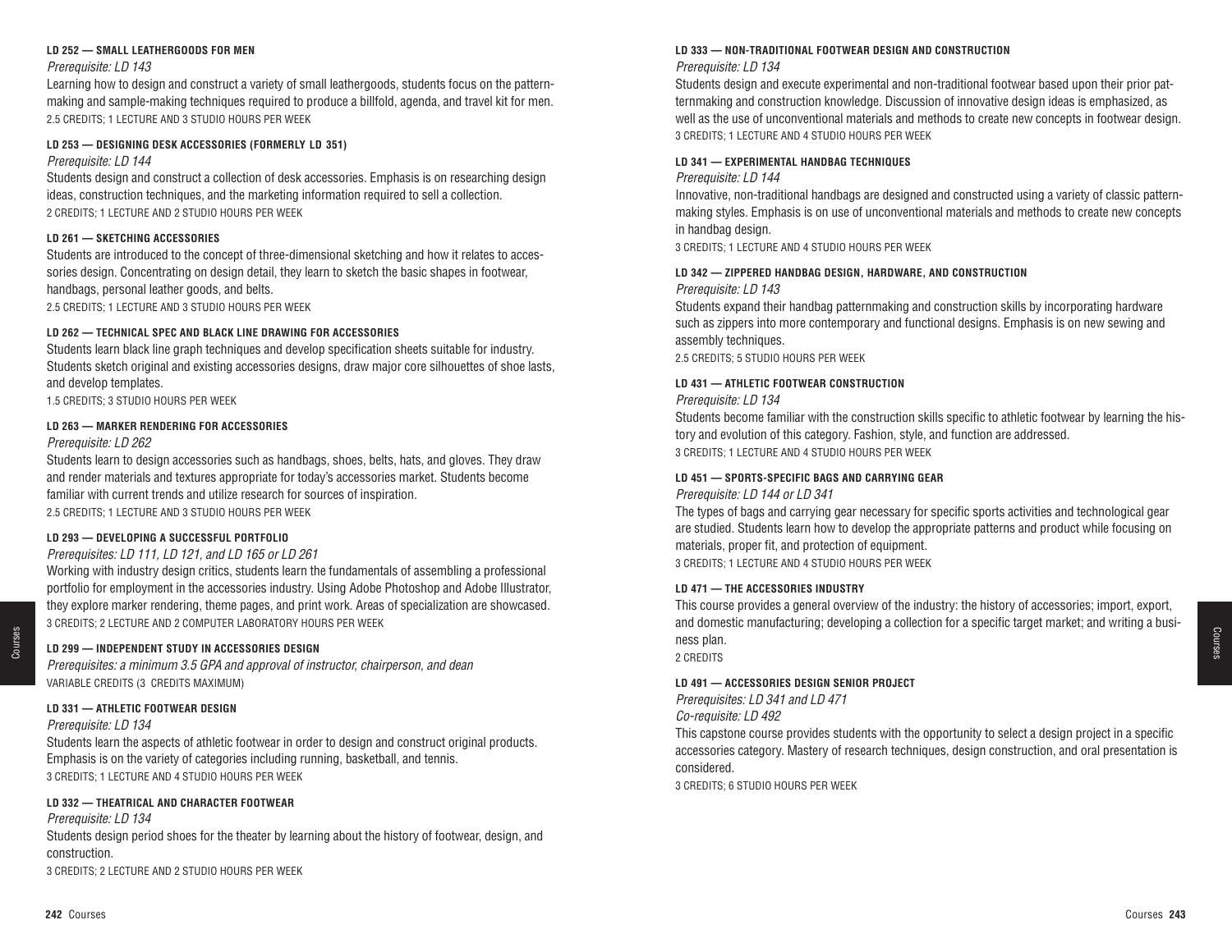#### LD 252 — SMALL LEATHERGOODS FOR MEN

*Prerequisite: LD 143*

Learning how to design and construct a variety of small leathergoods, students focus on the patternmaking and sample-making techniques required to produce a billfold, agenda, and travel kit for men.
2.5 CREDITS; 1 LECTURE AND 3 STUDIO HOURS PER WEEK

#### LD 253 — DESIGNING DESK ACCESSORIES (FORMERLY LD 351)

*Prerequisite: LD 144*

Students design and construct a collection of desk accessories. Emphasis is on researching design ideas, construction techniques, and the marketing information required to sell a collection.
2 CREDITS; 1 LECTURE AND 2 STUDIO HOURS PER WEEK

#### LD 261 — SKETCHING ACCESSORIES

Students are introduced to the concept of three-dimensional sketching and how it relates to accessories design. Concentrating on design detail, they learn to sketch the basic shapes in footwear, handbags, personal leather goods, and belts.
2.5 CREDITS; 1 LECTURE AND 3 STUDIO HOURS PER WEEK

#### LD 262 — TECHNICAL SPEC AND BLACK LINE DRAWING FOR ACCESSORIES

Students learn black line graph techniques and develop specification sheets suitable for industry. Students sketch original and existing accessories designs, draw major core silhouettes of shoe lasts, and develop templates.
1.5 CREDITS; 3 STUDIO HOURS PER WEEK

#### LD 263 — MARKER RENDERING FOR ACCESSORIES

*Prerequisite: LD 262*

Students learn to design accessories such as handbags, shoes, belts, hats, and gloves. They draw and render materials and textures appropriate for today's accessories market. Students become familiar with current trends and utilize research for sources of inspiration.
2.5 CREDITS; 1 LECTURE AND 3 STUDIO HOURS PER WEEK

#### LD 293 — DEVELOPING A SUCCESSFUL PORTFOLIO

*Prerequisites: LD 111, LD 121, and LD 165 or LD 261*

Working with industry design critics, students learn the fundamentals of assembling a professional portfolio for employment in the accessories industry. Using Adobe Photoshop and Adobe Illustrator, they explore marker rendering, theme pages, and print work. Areas of specialization are showcased.
3 CREDITS; 2 LECTURE AND 2 COMPUTER LABORATORY HOURS PER WEEK

#### LD 299 — INDEPENDENT STUDY IN ACCESSORIES DESIGN

*Prerequisites: a minimum 3.5 GPA and approval of instructor, chairperson, and dean*
VARIABLE CREDITS (3 CREDITS MAXIMUM)

#### LD 331 — ATHLETIC FOOTWEAR DESIGN

*Prerequisite: LD 134*

Students learn the aspects of athletic footwear in order to design and construct original products. Emphasis is on the variety of categories including running, basketball, and tennis.
3 CREDITS; 1 LECTURE AND 4 STUDIO HOURS PER WEEK

#### LD 332 — THEATRICAL AND CHARACTER FOOTWEAR

*Prerequisite: LD 134*

Students design period shoes for the theater by learning about the history of footwear, design, and construction.
3 CREDITS; 2 LECTURE AND 2 STUDIO HOURS PER WEEK

#### LD 333 — NON-TRADITIONAL FOOTWEAR DESIGN AND CONSTRUCTION

*Prerequisite: LD 134*

Students design and execute experimental and non-traditional footwear based upon their prior patternmaking and construction knowledge. Discussion of innovative design ideas is emphasized, as well as the use of unconventional materials and methods to create new concepts in footwear design.
3 CREDITS; 1 LECTURE AND 4 STUDIO HOURS PER WEEK

#### LD 341 — EXPERIMENTAL HANDBAG TECHNIQUES

*Prerequisite: LD 144*

Innovative, non-traditional handbags are designed and constructed using a variety of classic patternmaking styles. Emphasis is on use of unconventional materials and methods to create new concepts in handbag design.
3 CREDITS; 1 LECTURE AND 4 STUDIO HOURS PER WEEK

#### LD 342 — ZIPPERED HANDBAG DESIGN, HARDWARE, AND CONSTRUCTION

*Prerequisite: LD 143*

Students expand their handbag patternmaking and construction skills by incorporating hardware such as zippers into more contemporary and functional designs. Emphasis is on new sewing and assembly techniques.
2.5 CREDITS; 5 STUDIO HOURS PER WEEK

#### LD 431 — ATHLETIC FOOTWEAR CONSTRUCTION

*Prerequisite: LD 134*

Students become familiar with the construction skills specific to athletic footwear by learning the history and evolution of this category. Fashion, style, and function are addressed.
3 CREDITS; 1 LECTURE AND 4 STUDIO HOURS PER WEEK

#### LD 451 — SPORTS-SPECIFIC BAGS AND CARRYING GEAR

*Prerequisite: LD 144 or LD 341*

The types of bags and carrying gear necessary for specific sports activities and technological gear are studied. Students learn how to develop the appropriate patterns and product while focusing on materials, proper fit, and protection of equipment.
3 CREDITS; 1 LECTURE AND 4 STUDIO HOURS PER WEEK

#### LD 471 — THE ACCESSORIES INDUSTRY

This course provides a general overview of the industry: the history of accessories; import, export, and domestic manufacturing; developing a collection for a specific target market; and writing a business plan.
2 CREDITS

#### LD 491 — ACCESSORIES DESIGN SENIOR PROJECT

*Prerequisites: LD 341 and LD 471*
*Co-requisite: LD 492*

This capstone course provides students with the opportunity to select a design project in a specific accessories category. Mastery of research techniques, design construction, and oral presentation is considered.
3 CREDITS; 6 STUDIO HOURS PER WEEK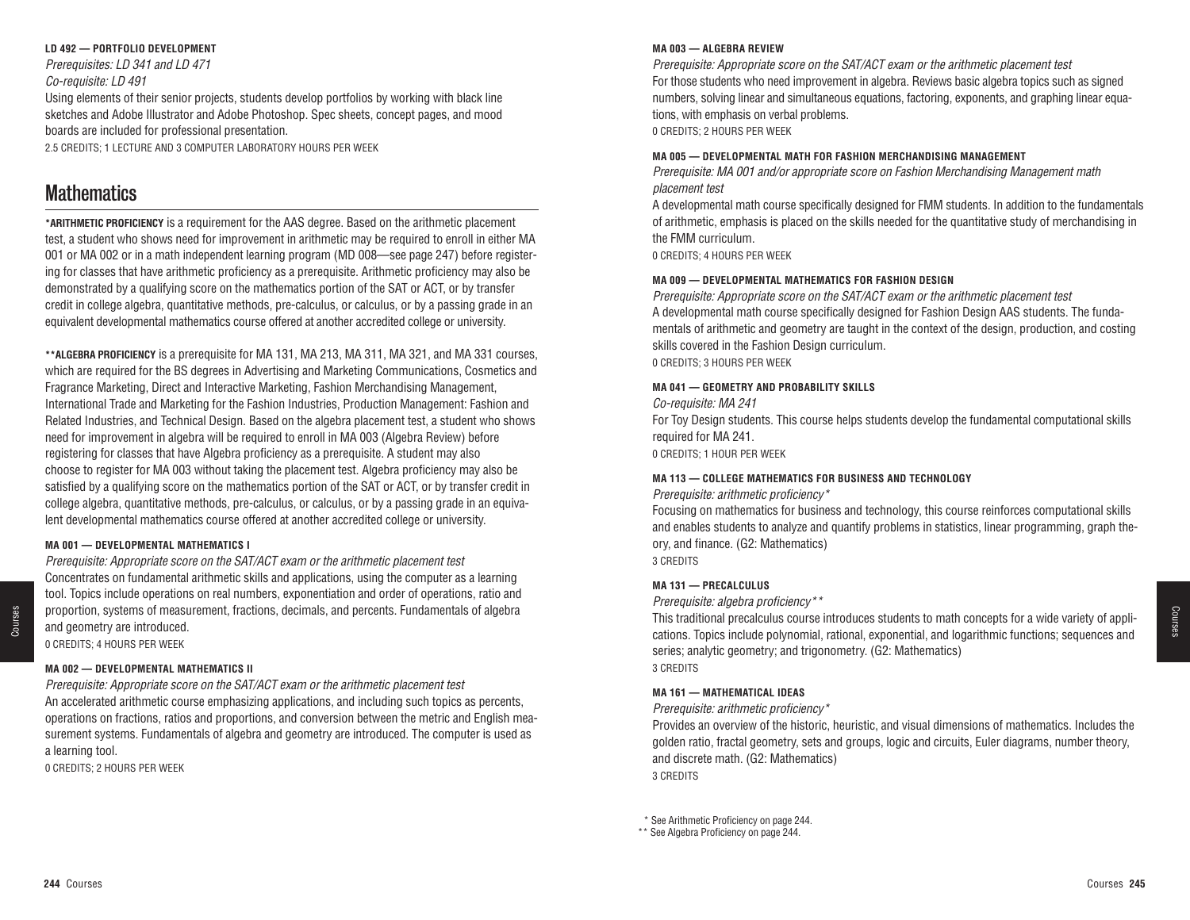#### LD 492 — PORTFOLIO DEVELOPMENT

*Prerequisites: LD 341 and LD 471*
*Co-requisite: LD 491*

Using elements of their senior projects, students develop portfolios by working with black line sketches and Adobe Illustrator and Adobe Photoshop. Spec sheets, concept pages, and mood boards are included for professional presentation.

2.5 CREDITS; 1 LECTURE AND 3 COMPUTER LABORATORY HOURS PER WEEK

## Mathematics

***ARITHMETIC PROFICIENCY** is a requirement for the AAS degree. Based on the arithmetic placement test, a student who shows need for improvement in arithmetic may be required to enroll in either MA 001 or MA 002 or in a math independent learning program (MD 008—see page 247) before registering for classes that have arithmetic proficiency as a prerequisite. Arithmetic proficiency may also be demonstrated by a qualifying score on the mathematics portion of the SAT or ACT, or by transfer credit in college algebra, quantitative methods, pre-calculus, or calculus, or by a passing grade in an equivalent developmental mathematics course offered at another accredited college or university.

****ALGEBRA PROFICIENCY** is a prerequisite for MA 131, MA 213, MA 311, MA 321, and MA 331 courses, which are required for the BS degrees in Advertising and Marketing Communications, Cosmetics and Fragrance Marketing, Direct and Interactive Marketing, Fashion Merchandising Management, International Trade and Marketing for the Fashion Industries, Production Management: Fashion and Related Industries, and Technical Design. Based on the algebra placement test, a student who shows need for improvement in algebra will be required to enroll in MA 003 (Algebra Review) before registering for classes that have Algebra proficiency as a prerequisite. A student may also choose to register for MA 003 without taking the placement test. Algebra proficiency may also be satisfied by a qualifying score on the mathematics portion of the SAT or ACT, or by transfer credit in college algebra, quantitative methods, pre-calculus, or calculus, or by a passing grade in an equivalent developmental mathematics course offered at another accredited college or university.

#### MA 001 — DEVELOPMENTAL MATHEMATICS I

*Prerequisite: Appropriate score on the SAT/ACT exam or the arithmetic placement test*

Concentrates on fundamental arithmetic skills and applications, using the computer as a learning tool. Topics include operations on real numbers, exponentiation and order of operations, ratio and proportion, systems of measurement, fractions, decimals, and percents. Fundamentals of algebra and geometry are introduced.

0 CREDITS; 4 HOURS PER WEEK

#### MA 002 — DEVELOPMENTAL MATHEMATICS II

*Prerequisite: Appropriate score on the SAT/ACT exam or the arithmetic placement test*

An accelerated arithmetic course emphasizing applications, and including such topics as percents, operations on fractions, ratios and proportions, and conversion between the metric and English measurement systems. Fundamentals of algebra and geometry are introduced. The computer is used as a learning tool.

0 CREDITS; 2 HOURS PER WEEK

#### MA 003 — ALGEBRA REVIEW

*Prerequisite: Appropriate score on the SAT/ACT exam or the arithmetic placement test*

For those students who need improvement in algebra. Reviews basic algebra topics such as signed numbers, solving linear and simultaneous equations, factoring, exponents, and graphing linear equations, with emphasis on verbal problems.

0 CREDITS; 2 HOURS PER WEEK

#### MA 005 — DEVELOPMENTAL MATH FOR FASHION MERCHANDISING MANAGEMENT

*Prerequisite: MA 001 and/or appropriate score on Fashion Merchandising Management math placement test*

A developmental math course specifically designed for FMM students. In addition to the fundamentals of arithmetic, emphasis is placed on the skills needed for the quantitative study of merchandising in the FMM curriculum.

0 CREDITS; 4 HOURS PER WEEK

#### MA 009 — DEVELOPMENTAL MATHEMATICS FOR FASHION DESIGN

*Prerequisite: Appropriate score on the SAT/ACT exam or the arithmetic placement test*

A developmental math course specifically designed for Fashion Design AAS students. The fundamentals of arithmetic and geometry are taught in the context of the design, production, and costing skills covered in the Fashion Design curriculum.

0 CREDITS; 3 HOURS PER WEEK

#### MA 041 — GEOMETRY AND PROBABILITY SKILLS

*Co-requisite: MA 241*

For Toy Design students. This course helps students develop the fundamental computational skills required for MA 241.

0 CREDITS; 1 HOUR PER WEEK

#### MA 113 — COLLEGE MATHEMATICS FOR BUSINESS AND TECHNOLOGY

*Prerequisite: arithmetic proficiency**

Focusing on mathematics for business and technology, this course reinforces computational skills and enables students to analyze and quantify problems in statistics, linear programming, graph theory, and finance. (G2: Mathematics)

3 CREDITS

#### MA 131 — PRECALCULUS

*Prerequisite: algebra proficiency***

This traditional precalculus course introduces students to math concepts for a wide variety of applications. Topics include polynomial, rational, exponential, and logarithmic functions; sequences and series; analytic geometry; and trigonometry. (G2: Mathematics)

3 CREDITS

#### MA 161 — MATHEMATICAL IDEAS

*Prerequisite: arithmetic proficiency**

Provides an overview of the historic, heuristic, and visual dimensions of mathematics. Includes the golden ratio, fractal geometry, sets and groups, logic and circuits, Euler diagrams, number theory, and discrete math. (G2: Mathematics)

3 CREDITS

\* See Arithmetic Proficiency on page 244.
\*\* See Algebra Proficiency on page 244.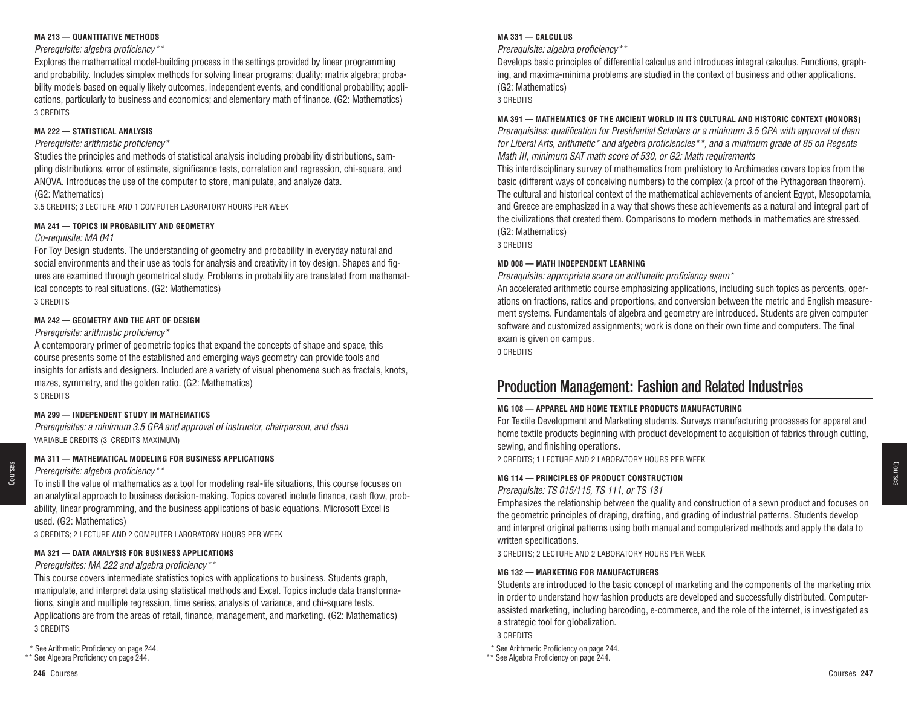**MA 213 — QUANTITATIVE METHODS**

*Prerequisite: algebra proficiency***

Explores the mathematical model-building process in the settings provided by linear programming and probability. Includes simplex methods for solving linear programs; duality; matrix algebra; probability models based on equally likely outcomes, independent events, and conditional probability; applications, particularly to business and economics; and elementary math of finance. (G2: Mathematics)

3 CREDITS

**MA 222 — STATISTICAL ANALYSIS**

*Prerequisite: arithmetic proficiency**

Studies the principles and methods of statistical analysis including probability distributions, sampling distributions, error of estimate, significance tests, correlation and regression, chi-square, and ANOVA. Introduces the use of the computer to store, manipulate, and analyze data. (G2: Mathematics)

3.5 CREDITS; 3 LECTURE AND 1 COMPUTER LABORATORY HOURS PER WEEK

**MA 241 — TOPICS IN PROBABILITY AND GEOMETRY**

*Co-requisite: MA 041*

For Toy Design students. The understanding of geometry and probability in everyday natural and social environments and their use as tools for analysis and creativity in toy design. Shapes and figures are examined through geometrical study. Problems in probability are translated from mathematical concepts to real situations. (G2: Mathematics)

3 CREDITS

**MA 242 — GEOMETRY AND THE ART OF DESIGN**

*Prerequisite: arithmetic proficiency**

A contemporary primer of geometric topics that expand the concepts of shape and space, this course presents some of the established and emerging ways geometry can provide tools and insights for artists and designers. Included are a variety of visual phenomena such as fractals, knots, mazes, symmetry, and the golden ratio. (G2: Mathematics)

3 CREDITS

**MA 299 — INDEPENDENT STUDY IN MATHEMATICS**

*Prerequisites: a minimum 3.5 GPA and approval of instructor, chairperson, and dean*

VARIABLE CREDITS (3 CREDITS MAXIMUM)

**MA 311 — MATHEMATICAL MODELING FOR BUSINESS APPLICATIONS**

*Prerequisite: algebra proficiency***

To instill the value of mathematics as a tool for modeling real-life situations, this course focuses on an analytical approach to business decision-making. Topics covered include finance, cash flow, probability, linear programming, and the business applications of basic equations. Microsoft Excel is used. (G2: Mathematics)

3 CREDITS; 2 LECTURE AND 2 COMPUTER LABORATORY HOURS PER WEEK

**MA 321 — DATA ANALYSIS FOR BUSINESS APPLICATIONS**

*Prerequisites: MA 222 and algebra proficiency***

This course covers intermediate statistics topics with applications to business. Students graph, manipulate, and interpret data using statistical methods and Excel. Topics include data transformations, single and multiple regression, time series, analysis of variance, and chi-square tests. Applications are from the areas of retail, finance, management, and marketing. (G2: Mathematics)

3 CREDITS

**MA 331 — CALCULUS**

*Prerequisite: algebra proficiency***

Develops basic principles of differential calculus and introduces integral calculus. Functions, graphing, and maxima-minima problems are studied in the context of business and other applications. (G2: Mathematics)

3 CREDITS

**MA 391 — MATHEMATICS OF THE ANCIENT WORLD IN ITS CULTURAL AND HISTORIC CONTEXT (HONORS)**

*Prerequisites: qualification for Presidential Scholars or a minimum 3.5 GPA with approval of dean for Liberal Arts, arithmetic* and algebra proficiencies**, and a minimum grade of 85 on Regents Math III, minimum SAT math score of 530, or G2: Math requirements*

This interdisciplinary survey of mathematics from prehistory to Archimedes covers topics from the basic (different ways of conceiving numbers) to the complex (a proof of the Pythagorean theorem). The cultural and historical context of the mathematical achievements of ancient Egypt, Mesopotamia, and Greece are emphasized in a way that shows these achievements as a natural and integral part of the civilizations that created them. Comparisons to modern methods in mathematics are stressed. (G2: Mathematics)

3 CREDITS

**MD 008 — MATH INDEPENDENT LEARNING**

*Prerequisite: appropriate score on arithmetic proficiency exam**

An accelerated arithmetic course emphasizing applications, including such topics as percents, operations on fractions, ratios and proportions, and conversion between the metric and English measurement systems. Fundamentals of algebra and geometry are introduced. Students are given computer software and customized assignments; work is done on their own time and computers. The final exam is given on campus.

0 CREDITS

## Production Management: Fashion and Related Industries

**MG 108 — APPAREL AND HOME TEXTILE PRODUCTS MANUFACTURING**

For Textile Development and Marketing students. Surveys manufacturing processes for apparel and home textile products beginning with product development to acquisition of fabrics through cutting, sewing, and finishing operations.

2 CREDITS; 1 LECTURE AND 2 LABORATORY HOURS PER WEEK

**MG 114 — PRINCIPLES OF PRODUCT CONSTRUCTION**

*Prerequisite: TS 015/115, TS 111, or TS 131*

Emphasizes the relationship between the quality and construction of a sewn product and focuses on the geometric principles of draping, drafting, and grading of industrial patterns. Students develop and interpret original patterns using both manual and computerized methods and apply the data to written specifications.

3 CREDITS; 2 LECTURE AND 2 LABORATORY HOURS PER WEEK

**MG 132 — MARKETING FOR MANUFACTURERS**

Students are introduced to the basic concept of marketing and the components of the marketing mix in order to understand how fashion products are developed and successfully distributed. Computer-assisted marketing, including barcoding, e-commerce, and the role of the internet, is investigated as a strategic tool for globalization.

3 CREDITS

\* See Arithmetic Proficiency on page 244.

\*\* See Algebra Proficiency on page 244.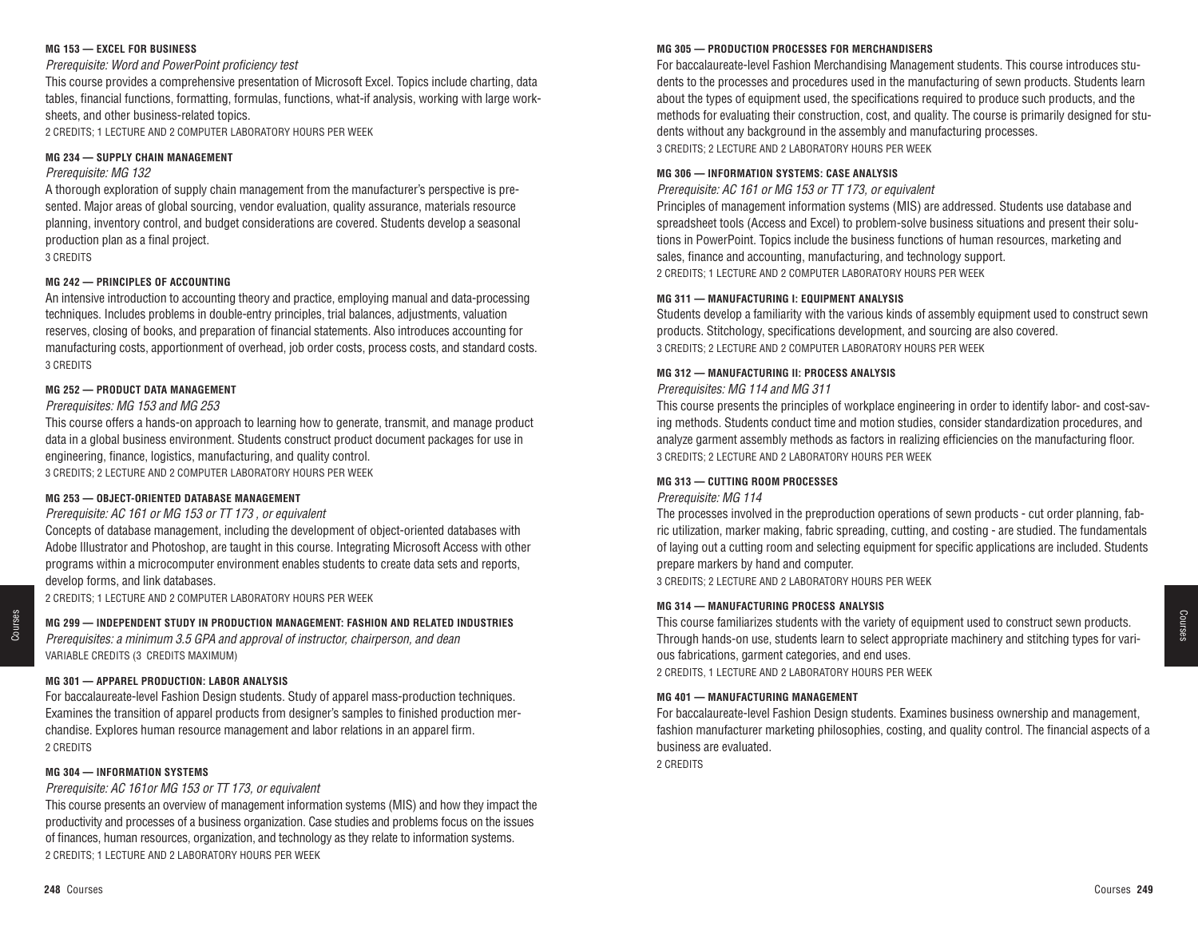#### MG 153 — EXCEL FOR BUSINESS

*Prerequisite: Word and PowerPoint proficiency test*

This course provides a comprehensive presentation of Microsoft Excel. Topics include charting, data tables, financial functions, formatting, formulas, functions, what-if analysis, working with large worksheets, and other business-related topics.

2 CREDITS; 1 LECTURE AND 2 COMPUTER LABORATORY HOURS PER WEEK

#### MG 234 — SUPPLY CHAIN MANAGEMENT

*Prerequisite: MG 132*

A thorough exploration of supply chain management from the manufacturer's perspective is presented. Major areas of global sourcing, vendor evaluation, quality assurance, materials resource planning, inventory control, and budget considerations are covered. Students develop a seasonal production plan as a final project.

3 CREDITS

#### MG 242 — PRINCIPLES OF ACCOUNTING

An intensive introduction to accounting theory and practice, employing manual and data-processing techniques. Includes problems in double-entry principles, trial balances, adjustments, valuation reserves, closing of books, and preparation of financial statements. Also introduces accounting for manufacturing costs, apportionment of overhead, job order costs, process costs, and standard costs.

3 CREDITS

#### MG 252 — PRODUCT DATA MANAGEMENT

*Prerequisites: MG 153 and MG 253*

This course offers a hands-on approach to learning how to generate, transmit, and manage product data in a global business environment. Students construct product document packages for use in engineering, finance, logistics, manufacturing, and quality control.

3 CREDITS; 2 LECTURE AND 2 COMPUTER LABORATORY HOURS PER WEEK

#### MG 253 — OBJECT-ORIENTED DATABASE MANAGEMENT

*Prerequisite: AC 161 or MG 153 or TT 173 , or equivalent*

Concepts of database management, including the development of object-oriented databases with Adobe Illustrator and Photoshop, are taught in this course. Integrating Microsoft Access with other programs within a microcomputer environment enables students to create data sets and reports, develop forms, and link databases.

2 CREDITS; 1 LECTURE AND 2 COMPUTER LABORATORY HOURS PER WEEK

#### MG 299 — INDEPENDENT STUDY IN PRODUCTION MANAGEMENT: FASHION AND RELATED INDUSTRIES

*Prerequisites: a minimum 3.5 GPA and approval of instructor, chairperson, and dean*

VARIABLE CREDITS (3 CREDITS MAXIMUM)

#### MG 301 — APPAREL PRODUCTION: LABOR ANALYSIS

For baccalaureate-level Fashion Design students. Study of apparel mass-production techniques. Examines the transition of apparel products from designer's samples to finished production merchandise. Explores human resource management and labor relations in an apparel firm.

2 CREDITS

#### MG 304 — INFORMATION SYSTEMS

*Prerequisite: AC 161or MG 153 or TT 173, or equivalent*

This course presents an overview of management information systems (MIS) and how they impact the productivity and processes of a business organization. Case studies and problems focus on the issues of finances, human resources, organization, and technology as they relate to information systems.

2 CREDITS; 1 LECTURE AND 2 LABORATORY HOURS PER WEEK

#### MG 305 — PRODUCTION PROCESSES FOR MERCHANDISERS

For baccalaureate-level Fashion Merchandising Management students. This course introduces students to the processes and procedures used in the manufacturing of sewn products. Students learn about the types of equipment used, the specifications required to produce such products, and the methods for evaluating their construction, cost, and quality. The course is primarily designed for students without any background in the assembly and manufacturing processes.

3 CREDITS; 2 LECTURE AND 2 LABORATORY HOURS PER WEEK

#### MG 306 — INFORMATION SYSTEMS: CASE ANALYSIS

*Prerequisite: AC 161 or MG 153 or TT 173, or equivalent*

Principles of management information systems (MIS) are addressed. Students use database and spreadsheet tools (Access and Excel) to problem-solve business situations and present their solutions in PowerPoint. Topics include the business functions of human resources, marketing and sales, finance and accounting, manufacturing, and technology support.

2 CREDITS; 1 LECTURE AND 2 COMPUTER LABORATORY HOURS PER WEEK

#### MG 311 — MANUFACTURING I: EQUIPMENT ANALYSIS

Students develop a familiarity with the various kinds of assembly equipment used to construct sewn products. Stitchology, specifications development, and sourcing are also covered.

3 CREDITS; 2 LECTURE AND 2 COMPUTER LABORATORY HOURS PER WEEK

#### MG 312 — MANUFACTURING II: PROCESS ANALYSIS

*Prerequisites: MG 114 and MG 311*

This course presents the principles of workplace engineering in order to identify labor- and cost-saving methods. Students conduct time and motion studies, consider standardization procedures, and analyze garment assembly methods as factors in realizing efficiencies on the manufacturing floor.

3 CREDITS; 2 LECTURE AND 2 LABORATORY HOURS PER WEEK

#### MG 313 — CUTTING ROOM PROCESSES

*Prerequisite: MG 114*

The processes involved in the preproduction operations of sewn products - cut order planning, fabric utilization, marker making, fabric spreading, cutting, and costing - are studied. The fundamentals of laying out a cutting room and selecting equipment for specific applications are included. Students prepare markers by hand and computer.

3 CREDITS; 2 LECTURE AND 2 LABORATORY HOURS PER WEEK

#### MG 314 — MANUFACTURING PROCESS ANALYSIS

This course familiarizes students with the variety of equipment used to construct sewn products. Through hands-on use, students learn to select appropriate machinery and stitching types for various fabrications, garment categories, and end uses.

2 CREDITS, 1 LECTURE AND 2 LABORATORY HOURS PER WEEK

#### MG 401 — MANUFACTURING MANAGEMENT

For baccalaureate-level Fashion Design students. Examines business ownership and management, fashion manufacturer marketing philosophies, costing, and quality control. The financial aspects of a business are evaluated.

2 CREDITS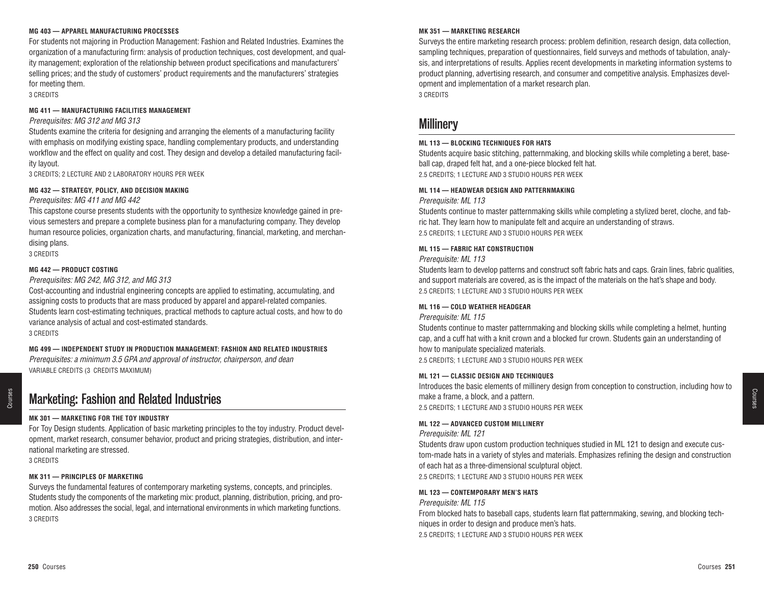**MG 403 — APPAREL MANUFACTURING PROCESSES**

For students not majoring in Production Management: Fashion and Related Industries. Examines the organization of a manufacturing firm: analysis of production techniques, cost development, and quality management; exploration of the relationship between product specifications and manufacturers' selling prices; and the study of customers' product requirements and the manufacturers' strategies for meeting them.

3 CREDITS

**MG 411 — MANUFACTURING FACILITIES MANAGEMENT**

*Prerequisites: MG 312 and MG 313*

Students examine the criteria for designing and arranging the elements of a manufacturing facility with emphasis on modifying existing space, handling complementary products, and understanding workflow and the effect on quality and cost. They design and develop a detailed manufacturing facility layout.

3 CREDITS; 2 LECTURE AND 2 LABORATORY HOURS PER WEEK

**MG 432 — STRATEGY, POLICY, AND DECISION MAKING**

*Prerequisites: MG 411 and MG 442*

This capstone course presents students with the opportunity to synthesize knowledge gained in previous semesters and prepare a complete business plan for a manufacturing company. They develop human resource policies, organization charts, and manufacturing, financial, marketing, and merchandising plans.

3 CREDITS

**MG 442 — PRODUCT COSTING**

*Prerequisites: MG 242, MG 312, and MG 313*

Cost-accounting and industrial engineering concepts are applied to estimating, accumulating, and assigning costs to products that are mass produced by apparel and apparel-related companies. Students learn cost-estimating techniques, practical methods to capture actual costs, and how to do variance analysis of actual and cost-estimated standards.

3 CREDITS

**MG 499 — INDEPENDENT STUDY IN PRODUCTION MANAGEMENT: FASHION AND RELATED INDUSTRIES**

*Prerequisites: a minimum 3.5 GPA and approval of instructor, chairperson, and dean*

VARIABLE CREDITS (3 CREDITS MAXIMUM)

## Marketing: Fashion and Related Industries

**MK 301 — MARKETING FOR THE TOY INDUSTRY**

For Toy Design students. Application of basic marketing principles to the toy industry. Product development, market research, consumer behavior, product and pricing strategies, distribution, and international marketing are stressed.

3 CREDITS

**MK 311 — PRINCIPLES OF MARKETING**

Surveys the fundamental features of contemporary marketing systems, concepts, and principles. Students study the components of the marketing mix: product, planning, distribution, pricing, and promotion. Also addresses the social, legal, and international environments in which marketing functions.

3 CREDITS

**MK 351 — MARKETING RESEARCH**

Surveys the entire marketing research process: problem definition, research design, data collection, sampling techniques, preparation of questionnaires, field surveys and methods of tabulation, analysis, and interpretations of results. Applies recent developments in marketing information systems to product planning, advertising research, and consumer and competitive analysis. Emphasizes development and implementation of a market research plan.

3 CREDITS

## Millinery

**ML 113 — BLOCKING TECHNIQUES FOR HATS**

Students acquire basic stitching, patternmaking, and blocking skills while completing a beret, baseball cap, draped felt hat, and a one-piece blocked felt hat.

2.5 CREDITS; 1 LECTURE AND 3 STUDIO HOURS PER WEEK

**ML 114 — HEADWEAR DESIGN AND PATTERNMAKING**

*Prerequisite: ML 113*

Students continue to master patternmaking skills while completing a stylized beret, cloche, and fabric hat. They learn how to manipulate felt and acquire an understanding of straws.

2.5 CREDITS; 1 LECTURE AND 3 STUDIO HOURS PER WEEK

**ML 115 — FABRIC HAT CONSTRUCTION**

*Prerequisite: ML 113*

Students learn to develop patterns and construct soft fabric hats and caps. Grain lines, fabric qualities, and support materials are covered, as is the impact of the materials on the hat's shape and body.

2.5 CREDITS; 1 LECTURE AND 3 STUDIO HOURS PER WEEK

**ML 116 — COLD WEATHER HEADGEAR**

*Prerequisite: ML 115*

Students continue to master patternmaking and blocking skills while completing a helmet, hunting cap, and a cuff hat with a knit crown and a blocked fur crown. Students gain an understanding of how to manipulate specialized materials.

2.5 CREDITS; 1 LECTURE AND 3 STUDIO HOURS PER WEEK

**ML 121 — CLASSIC DESIGN AND TECHNIQUES**

Introduces the basic elements of millinery design from conception to construction, including how to make a frame, a block, and a pattern.

2.5 CREDITS; 1 LECTURE AND 3 STUDIO HOURS PER WEEK

**ML 122 — ADVANCED CUSTOM MILLINERY**

*Prerequisite: ML 121*

Students draw upon custom production techniques studied in ML 121 to design and execute custom-made hats in a variety of styles and materials. Emphasizes refining the design and construction of each hat as a three-dimensional sculptural object.

2.5 CREDITS; 1 LECTURE AND 3 STUDIO HOURS PER WEEK

**ML 123 — CONTEMPORARY MEN'S HATS**

*Prerequisite: ML 115*

From blocked hats to baseball caps, students learn flat patternmaking, sewing, and blocking techniques in order to design and produce men's hats.

2.5 CREDITS; 1 LECTURE AND 3 STUDIO HOURS PER WEEK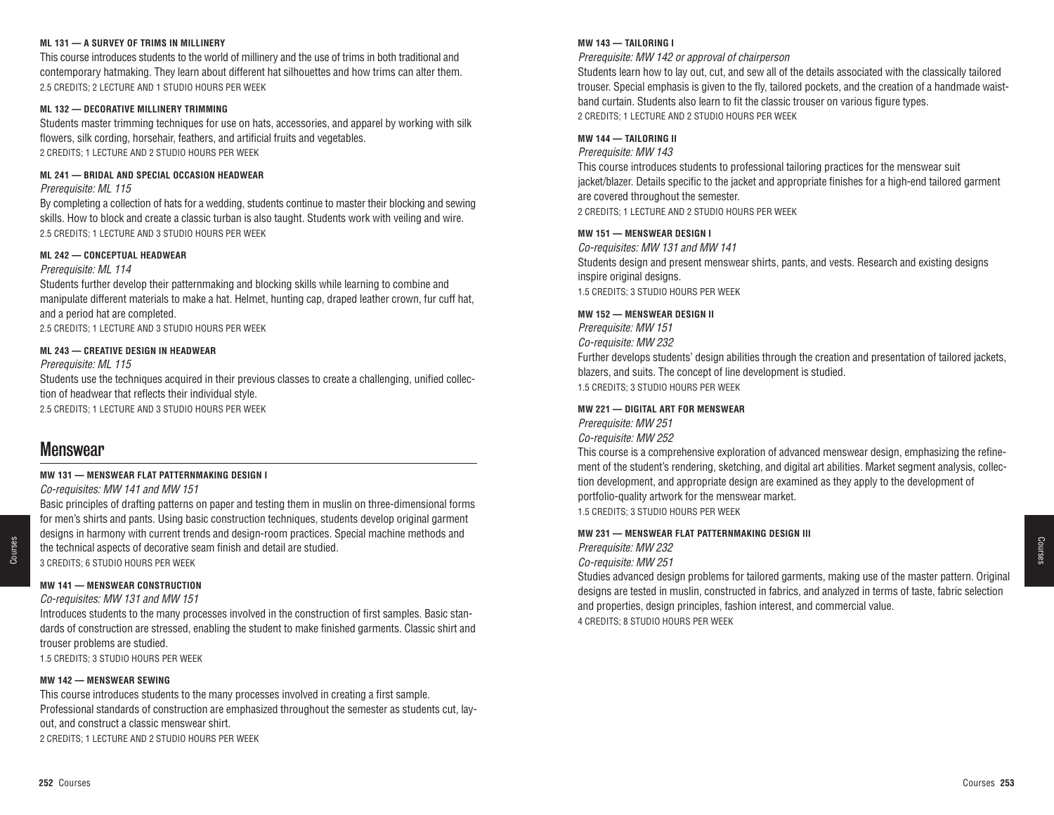#### ML 131 — A SURVEY OF TRIMS IN MILLINERY

This course introduces students to the world of millinery and the use of trims in both traditional and contemporary hatmaking. They learn about different hat silhouettes and how trims can alter them.
2.5 CREDITS; 2 LECTURE AND 1 STUDIO HOURS PER WEEK

#### ML 132 — DECORATIVE MILLINERY TRIMMING

Students master trimming techniques for use on hats, accessories, and apparel by working with silk flowers, silk cording, horsehair, feathers, and artificial fruits and vegetables.
2 CREDITS; 1 LECTURE AND 2 STUDIO HOURS PER WEEK

#### ML 241 — BRIDAL AND SPECIAL OCCASION HEADWEAR

*Prerequisite: ML 115*

By completing a collection of hats for a wedding, students continue to master their blocking and sewing skills. How to block and create a classic turban is also taught. Students work with veiling and wire.
2.5 CREDITS; 1 LECTURE AND 3 STUDIO HOURS PER WEEK

#### ML 242 — CONCEPTUAL HEADWEAR

*Prerequisite: ML 114*

Students further develop their patternmaking and blocking skills while learning to combine and manipulate different materials to make a hat. Helmet, hunting cap, draped leather crown, fur cuff hat, and a period hat are completed.
2.5 CREDITS; 1 LECTURE AND 3 STUDIO HOURS PER WEEK

#### ML 243 — CREATIVE DESIGN IN HEADWEAR

*Prerequisite: ML 115*

Students use the techniques acquired in their previous classes to create a challenging, unified collection of headwear that reflects their individual style.
2.5 CREDITS; 1 LECTURE AND 3 STUDIO HOURS PER WEEK

## Menswear

#### MW 131 — MENSWEAR FLAT PATTERNMAKING DESIGN I

*Co-requisites: MW 141 and MW 151*

Basic principles of drafting patterns on paper and testing them in muslin on three-dimensional forms for men's shirts and pants. Using basic construction techniques, students develop original garment designs in harmony with current trends and design-room practices. Special machine methods and the technical aspects of decorative seam finish and detail are studied.
3 CREDITS; 6 STUDIO HOURS PER WEEK

#### MW 141 — MENSWEAR CONSTRUCTION

*Co-requisites: MW 131 and MW 151*

Introduces students to the many processes involved in the construction of first samples. Basic standards of construction are stressed, enabling the student to make finished garments. Classic shirt and trouser problems are studied.
1.5 CREDITS; 3 STUDIO HOURS PER WEEK

#### MW 142 — MENSWEAR SEWING

This course introduces students to the many processes involved in creating a first sample. Professional standards of construction are emphasized throughout the semester as students cut, layout, and construct a classic menswear shirt.
2 CREDITS; 1 LECTURE AND 2 STUDIO HOURS PER WEEK

#### MW 143 — TAILORING I

*Prerequisite: MW 142 or approval of chairperson*

Students learn how to lay out, cut, and sew all of the details associated with the classically tailored trouser. Special emphasis is given to the fly, tailored pockets, and the creation of a handmade waistband curtain. Students also learn to fit the classic trouser on various figure types.
2 CREDITS; 1 LECTURE AND 2 STUDIO HOURS PER WEEK

#### MW 144 — TAILORING II

*Prerequisite: MW 143*

This course introduces students to professional tailoring practices for the menswear suit jacket/blazer. Details specific to the jacket and appropriate finishes for a high-end tailored garment are covered throughout the semester.
2 CREDITS; 1 LECTURE AND 2 STUDIO HOURS PER WEEK

#### MW 151 — MENSWEAR DESIGN I

*Co-requisites: MW 131 and MW 141*

Students design and present menswear shirts, pants, and vests. Research and existing designs inspire original designs.
1.5 CREDITS; 3 STUDIO HOURS PER WEEK

#### MW 152 — MENSWEAR DESIGN II

*Prerequisite: MW 151*
*Co-requisite: MW 232*

Further develops students' design abilities through the creation and presentation of tailored jackets, blazers, and suits. The concept of line development is studied.
1.5 CREDITS; 3 STUDIO HOURS PER WEEK

#### MW 221 — DIGITAL ART FOR MENSWEAR

*Prerequisite: MW 251*
*Co-requisite: MW 252*

This course is a comprehensive exploration of advanced menswear design, emphasizing the refinement of the student's rendering, sketching, and digital art abilities. Market segment analysis, collection development, and appropriate design are examined as they apply to the development of portfolio-quality artwork for the menswear market.
1.5 CREDITS; 3 STUDIO HOURS PER WEEK

#### MW 231 — MENSWEAR FLAT PATTERNMAKING DESIGN III

*Prerequisite: MW 232*
*Co-requisite: MW 251*

Studies advanced design problems for tailored garments, making use of the master pattern. Original designs are tested in muslin, constructed in fabrics, and analyzed in terms of taste, fabric selection and properties, design principles, fashion interest, and commercial value.
4 CREDITS; 8 STUDIO HOURS PER WEEK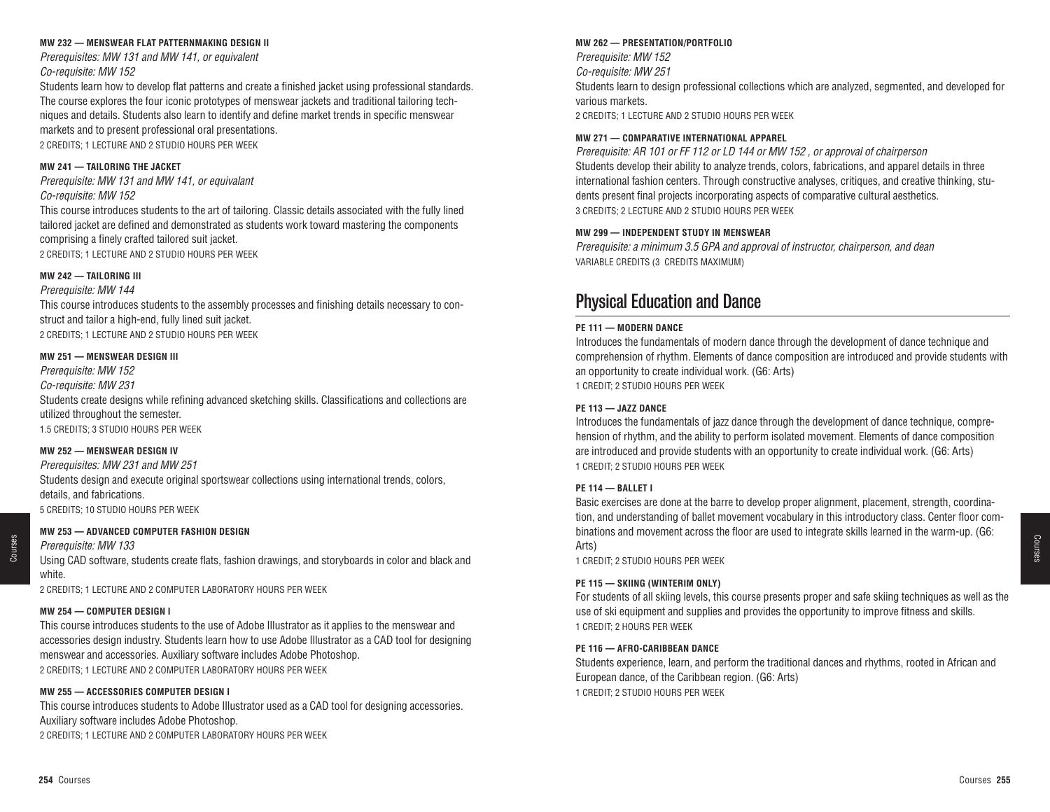#### MW 232 — MENSWEAR FLAT PATTERNMAKING DESIGN II

*Prerequisites: MW 131 and MW 141, or equivalent*
*Co-requisite: MW 152*

Students learn how to develop flat patterns and create a finished jacket using professional standards. The course explores the four iconic prototypes of menswear jackets and traditional tailoring techniques and details. Students also learn to identify and define market trends in specific menswear markets and to present professional oral presentations.

2 CREDITS; 1 LECTURE AND 2 STUDIO HOURS PER WEEK

#### MW 241 — TAILORING THE JACKET

*Prerequisite: MW 131 and MW 141, or equivalant*
*Co-requisite: MW 152*

This course introduces students to the art of tailoring. Classic details associated with the fully lined tailored jacket are defined and demonstrated as students work toward mastering the components comprising a finely crafted tailored suit jacket.

2 CREDITS; 1 LECTURE AND 2 STUDIO HOURS PER WEEK

#### MW 242 — TAILORING III

*Prerequisite: MW 144*

This course introduces students to the assembly processes and finishing details necessary to construct and tailor a high-end, fully lined suit jacket.

2 CREDITS; 1 LECTURE AND 2 STUDIO HOURS PER WEEK

#### MW 251 — MENSWEAR DESIGN III

*Prerequisite: MW 152*
*Co-requisite: MW 231*

Students create designs while refining advanced sketching skills. Classifications and collections are utilized throughout the semester.

1.5 CREDITS; 3 STUDIO HOURS PER WEEK

#### MW 252 — MENSWEAR DESIGN IV

*Prerequisites: MW 231 and MW 251*

Students design and execute original sportswear collections using international trends, colors, details, and fabrications.

5 CREDITS; 10 STUDIO HOURS PER WEEK

#### MW 253 — ADVANCED COMPUTER FASHION DESIGN

*Prerequisite: MW 133*

Using CAD software, students create flats, fashion drawings, and storyboards in color and black and white.

2 CREDITS; 1 LECTURE AND 2 COMPUTER LABORATORY HOURS PER WEEK

#### MW 254 — COMPUTER DESIGN I

This course introduces students to the use of Adobe Illustrator as it applies to the menswear and accessories design industry. Students learn how to use Adobe Illustrator as a CAD tool for designing menswear and accessories. Auxiliary software includes Adobe Photoshop.

2 CREDITS; 1 LECTURE AND 2 COMPUTER LABORATORY HOURS PER WEEK

#### MW 255 — ACCESSORIES COMPUTER DESIGN I

This course introduces students to Adobe Illustrator used as a CAD tool for designing accessories. Auxiliary software includes Adobe Photoshop.

2 CREDITS; 1 LECTURE AND 2 COMPUTER LABORATORY HOURS PER WEEK

#### MW 262 — PRESENTATION/PORTFOLIO

*Prerequisite: MW 152*
*Co-requisite: MW 251*

Students learn to design professional collections which are analyzed, segmented, and developed for various markets.

2 CREDITS; 1 LECTURE AND 2 STUDIO HOURS PER WEEK

#### MW 271 — COMPARATIVE INTERNATIONAL APPAREL

*Prerequisite: AR 101 or FF 112 or LD 144 or MW 152 , or approval of chairperson*

Students develop their ability to analyze trends, colors, fabrications, and apparel details in three international fashion centers. Through constructive analyses, critiques, and creative thinking, students present final projects incorporating aspects of comparative cultural aesthetics.

3 CREDITS; 2 LECTURE AND 2 STUDIO HOURS PER WEEK

#### MW 299 — INDEPENDENT STUDY IN MENSWEAR

*Prerequisite: a minimum 3.5 GPA and approval of instructor, chairperson, and dean*

VARIABLE CREDITS (3 CREDITS MAXIMUM)

## Physical Education and Dance

#### PE 111 — MODERN DANCE

Introduces the fundamentals of modern dance through the development of dance technique and comprehension of rhythm. Elements of dance composition are introduced and provide students with an opportunity to create individual work. (G6: Arts)

1 CREDIT; 2 STUDIO HOURS PER WEEK

#### PE 113 — JAZZ DANCE

Introduces the fundamentals of jazz dance through the development of dance technique, comprehension of rhythm, and the ability to perform isolated movement. Elements of dance composition are introduced and provide students with an opportunity to create individual work. (G6: Arts)

1 CREDIT; 2 STUDIO HOURS PER WEEK

#### PE 114 — BALLET I

Basic exercises are done at the barre to develop proper alignment, placement, strength, coordination, and understanding of ballet movement vocabulary in this introductory class. Center floor combinations and movement across the floor are used to integrate skills learned in the warm-up. (G6: Arts)

1 CREDIT; 2 STUDIO HOURS PER WEEK

#### PE 115 — SKIING (WINTERIM ONLY)

For students of all skiing levels, this course presents proper and safe skiing techniques as well as the use of ski equipment and supplies and provides the opportunity to improve fitness and skills.

1 CREDIT; 2 HOURS PER WEEK

#### PE 116 — AFRO-CARIBBEAN DANCE

Students experience, learn, and perform the traditional dances and rhythms, rooted in African and European dance, of the Caribbean region. (G6: Arts)

1 CREDIT; 2 STUDIO HOURS PER WEEK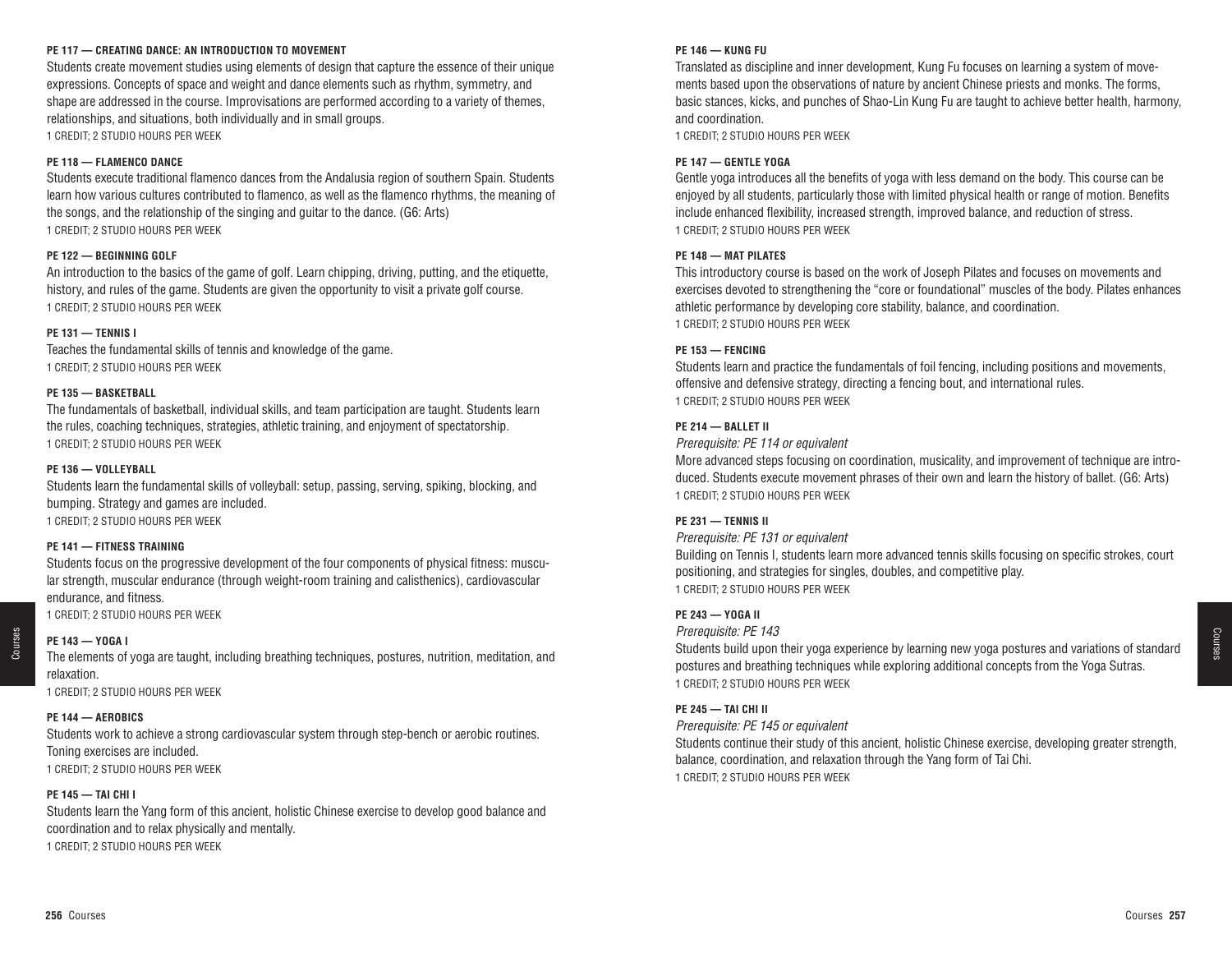#### PE 117 — CREATING DANCE: AN INTRODUCTION TO MOVEMENT

Students create movement studies using elements of design that capture the essence of their unique expressions. Concepts of space and weight and dance elements such as rhythm, symmetry, and shape are addressed in the course. Improvisations are performed according to a variety of themes, relationships, and situations, both individually and in small groups.

1 CREDIT; 2 STUDIO HOURS PER WEEK

#### PE 118 — FLAMENCO DANCE

Students execute traditional flamenco dances from the Andalusia region of southern Spain. Students learn how various cultures contributed to flamenco, as well as the flamenco rhythms, the meaning of the songs, and the relationship of the singing and guitar to the dance. (G6: Arts)

1 CREDIT; 2 STUDIO HOURS PER WEEK

#### PE 122 — BEGINNING GOLF

An introduction to the basics of the game of golf. Learn chipping, driving, putting, and the etiquette, history, and rules of the game. Students are given the opportunity to visit a private golf course.

1 CREDIT; 2 STUDIO HOURS PER WEEK

#### PE 131 — TENNIS I

Teaches the fundamental skills of tennis and knowledge of the game.

1 CREDIT; 2 STUDIO HOURS PER WEEK

#### PE 135 — BASKETBALL

The fundamentals of basketball, individual skills, and team participation are taught. Students learn the rules, coaching techniques, strategies, athletic training, and enjoyment of spectatorship.

1 CREDIT; 2 STUDIO HOURS PER WEEK

#### PE 136 — VOLLEYBALL

Students learn the fundamental skills of volleyball: setup, passing, serving, spiking, blocking, and bumping. Strategy and games are included.

1 CREDIT; 2 STUDIO HOURS PER WEEK

#### PE 141 — FITNESS TRAINING

Students focus on the progressive development of the four components of physical fitness: muscular strength, muscular endurance (through weight-room training and calisthenics), cardiovascular endurance, and fitness.

1 CREDIT; 2 STUDIO HOURS PER WEEK

#### PE 143 — YOGA I

The elements of yoga are taught, including breathing techniques, postures, nutrition, meditation, and relaxation.

1 CREDIT; 2 STUDIO HOURS PER WEEK

#### PE 144 — AEROBICS

Students work to achieve a strong cardiovascular system through step-bench or aerobic routines. Toning exercises are included.

1 CREDIT; 2 STUDIO HOURS PER WEEK

#### PE 145 — TAI CHI I

Students learn the Yang form of this ancient, holistic Chinese exercise to develop good balance and coordination and to relax physically and mentally.

1 CREDIT; 2 STUDIO HOURS PER WEEK

#### PE 146 — KUNG FU

Translated as discipline and inner development, Kung Fu focuses on learning a system of movements based upon the observations of nature by ancient Chinese priests and monks. The forms, basic stances, kicks, and punches of Shao-Lin Kung Fu are taught to achieve better health, harmony, and coordination.

1 CREDIT; 2 STUDIO HOURS PER WEEK

#### PE 147 — GENTLE YOGA

Gentle yoga introduces all the benefits of yoga with less demand on the body. This course can be enjoyed by all students, particularly those with limited physical health or range of motion. Benefits include enhanced flexibility, increased strength, improved balance, and reduction of stress.

1 CREDIT; 2 STUDIO HOURS PER WEEK

#### PE 148 — MAT PILATES

This introductory course is based on the work of Joseph Pilates and focuses on movements and exercises devoted to strengthening the "core or foundational" muscles of the body. Pilates enhances athletic performance by developing core stability, balance, and coordination.

1 CREDIT; 2 STUDIO HOURS PER WEEK

#### PE 153 — FENCING

Students learn and practice the fundamentals of foil fencing, including positions and movements, offensive and defensive strategy, directing a fencing bout, and international rules.

1 CREDIT; 2 STUDIO HOURS PER WEEK

#### PE 214 — BALLET II

*Prerequisite: PE 114 or equivalent*

More advanced steps focusing on coordination, musicality, and improvement of technique are introduced. Students execute movement phrases of their own and learn the history of ballet. (G6: Arts)

1 CREDIT; 2 STUDIO HOURS PER WEEK

#### PE 231 — TENNIS II

*Prerequisite: PE 131 or equivalent*

Building on Tennis I, students learn more advanced tennis skills focusing on specific strokes, court positioning, and strategies for singles, doubles, and competitive play.

1 CREDIT; 2 STUDIO HOURS PER WEEK

#### PE 243 — YOGA II

*Prerequisite: PE 143*

Students build upon their yoga experience by learning new yoga postures and variations of standard postures and breathing techniques while exploring additional concepts from the Yoga Sutras.

1 CREDIT; 2 STUDIO HOURS PER WEEK

#### PE 245 — TAI CHI II

*Prerequisite: PE 145 or equivalent*

Students continue their study of this ancient, holistic Chinese exercise, developing greater strength, balance, coordination, and relaxation through the Yang form of Tai Chi.

1 CREDIT; 2 STUDIO HOURS PER WEEK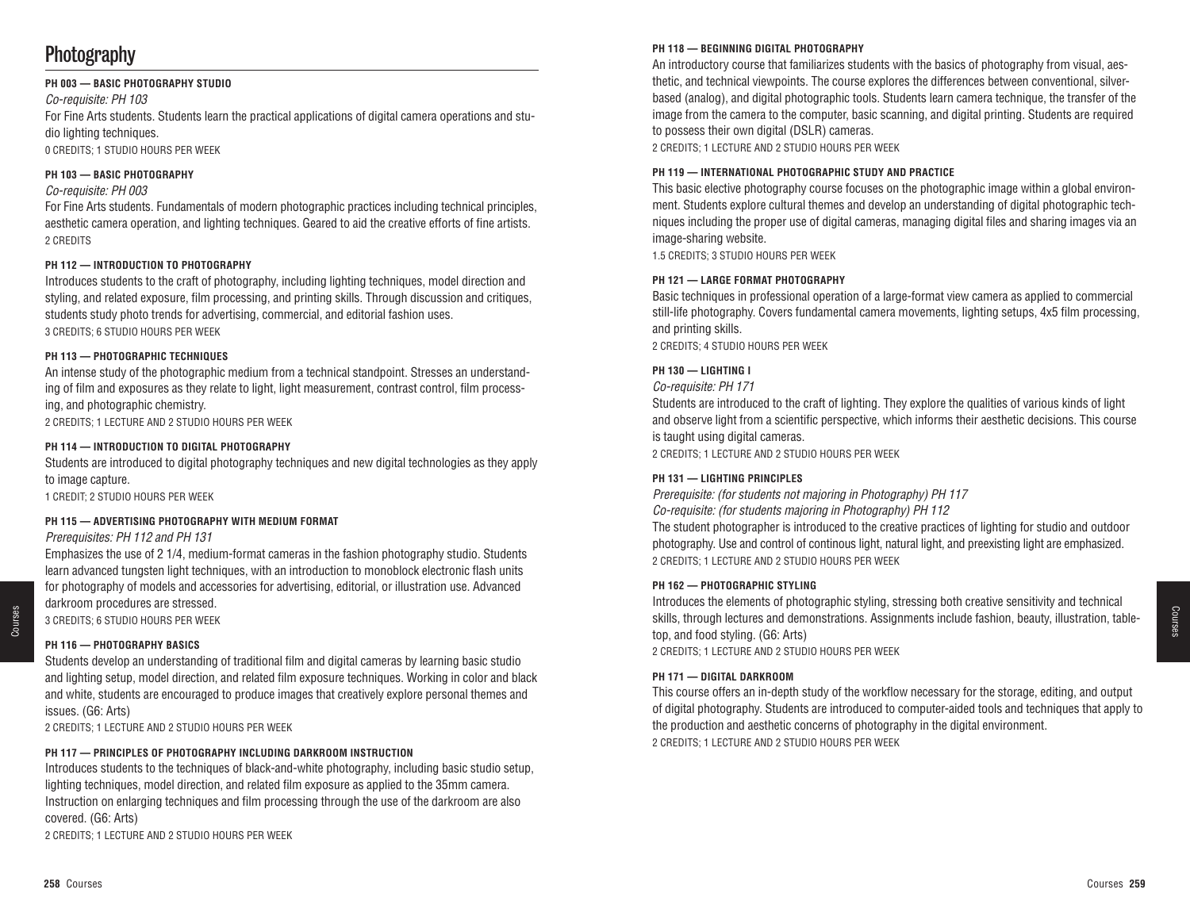# Photography

### PH 003 — BASIC PHOTOGRAPHY STUDIO

*Co-requisite: PH 103*

For Fine Arts students. Students learn the practical applications of digital camera operations and studio lighting techniques.

0 CREDITS; 1 STUDIO HOURS PER WEEK

### PH 103 — BASIC PHOTOGRAPHY

*Co-requisite: PH 003*

For Fine Arts students. Fundamentals of modern photographic practices including technical principles, aesthetic camera operation, and lighting techniques. Geared to aid the creative efforts of fine artists.

2 CREDITS

### PH 112 — INTRODUCTION TO PHOTOGRAPHY

Introduces students to the craft of photography, including lighting techniques, model direction and styling, and related exposure, film processing, and printing skills. Through discussion and critiques, students study photo trends for advertising, commercial, and editorial fashion uses.

3 CREDITS; 6 STUDIO HOURS PER WEEK

### PH 113 — PHOTOGRAPHIC TECHNIQUES

An intense study of the photographic medium from a technical standpoint. Stresses an understanding of film and exposures as they relate to light, light measurement, contrast control, film processing, and photographic chemistry.

2 CREDITS; 1 LECTURE AND 2 STUDIO HOURS PER WEEK

### PH 114 — INTRODUCTION TO DIGITAL PHOTOGRAPHY

Students are introduced to digital photography techniques and new digital technologies as they apply to image capture.

1 CREDIT; 2 STUDIO HOURS PER WEEK

### PH 115 — ADVERTISING PHOTOGRAPHY WITH MEDIUM FORMAT

*Prerequisites: PH 112 and PH 131*

Emphasizes the use of 2 1/4, medium-format cameras in the fashion photography studio. Students learn advanced tungsten light techniques, with an introduction to monoblock electronic flash units for photography of models and accessories for advertising, editorial, or illustration use. Advanced darkroom procedures are stressed.

3 CREDITS; 6 STUDIO HOURS PER WEEK

### PH 116 — PHOTOGRAPHY BASICS

Students develop an understanding of traditional film and digital cameras by learning basic studio and lighting setup, model direction, and related film exposure techniques. Working in color and black and white, students are encouraged to produce images that creatively explore personal themes and issues. (G6: Arts)

2 CREDITS; 1 LECTURE AND 2 STUDIO HOURS PER WEEK

### PH 117 — PRINCIPLES OF PHOTOGRAPHY INCLUDING DARKROOM INSTRUCTION

Introduces students to the techniques of black-and-white photography, including basic studio setup, lighting techniques, model direction, and related film exposure as applied to the 35mm camera. Instruction on enlarging techniques and film processing through the use of the darkroom are also covered. (G6: Arts)

2 CREDITS; 1 LECTURE AND 2 STUDIO HOURS PER WEEK

### PH 118 — BEGINNING DIGITAL PHOTOGRAPHY

An introductory course that familiarizes students with the basics of photography from visual, aesthetic, and technical viewpoints. The course explores the differences between conventional, silver-based (analog), and digital photographic tools. Students learn camera technique, the transfer of the image from the camera to the computer, basic scanning, and digital printing. Students are required to possess their own digital (DSLR) cameras.

2 CREDITS; 1 LECTURE AND 2 STUDIO HOURS PER WEEK

### PH 119 — INTERNATIONAL PHOTOGRAPHIC STUDY AND PRACTICE

This basic elective photography course focuses on the photographic image within a global environment. Students explore cultural themes and develop an understanding of digital photographic techniques including the proper use of digital cameras, managing digital files and sharing images via an image-sharing website.

1.5 CREDITS; 3 STUDIO HOURS PER WEEK

### PH 121 — LARGE FORMAT PHOTOGRAPHY

Basic techniques in professional operation of a large-format view camera as applied to commercial still-life photography. Covers fundamental camera movements, lighting setups, 4x5 film processing, and printing skills.

2 CREDITS; 4 STUDIO HOURS PER WEEK

### PH 130 — LIGHTING I

*Co-requisite: PH 171*

Students are introduced to the craft of lighting. They explore the qualities of various kinds of light and observe light from a scientific perspective, which informs their aesthetic decisions. This course is taught using digital cameras.

2 CREDITS; 1 LECTURE AND 2 STUDIO HOURS PER WEEK

### PH 131 — LIGHTING PRINCIPLES

*Prerequisite: (for students not majoring in Photography) PH 117*

*Co-requisite: (for students majoring in Photography) PH 112*

The student photographer is introduced to the creative practices of lighting for studio and outdoor photography. Use and control of continous light, natural light, and preexisting light are emphasized.

2 CREDITS; 1 LECTURE AND 2 STUDIO HOURS PER WEEK

### PH 162 — PHOTOGRAPHIC STYLING

Introduces the elements of photographic styling, stressing both creative sensitivity and technical skills, through lectures and demonstrations. Assignments include fashion, beauty, illustration, tabletop, and food styling. (G6: Arts)

2 CREDITS; 1 LECTURE AND 2 STUDIO HOURS PER WEEK

### PH 171 — DIGITAL DARKROOM

This course offers an in-depth study of the workflow necessary for the storage, editing, and output of digital photography. Students are introduced to computer-aided tools and techniques that apply to the production and aesthetic concerns of photography in the digital environment.

2 CREDITS; 1 LECTURE AND 2 STUDIO HOURS PER WEEK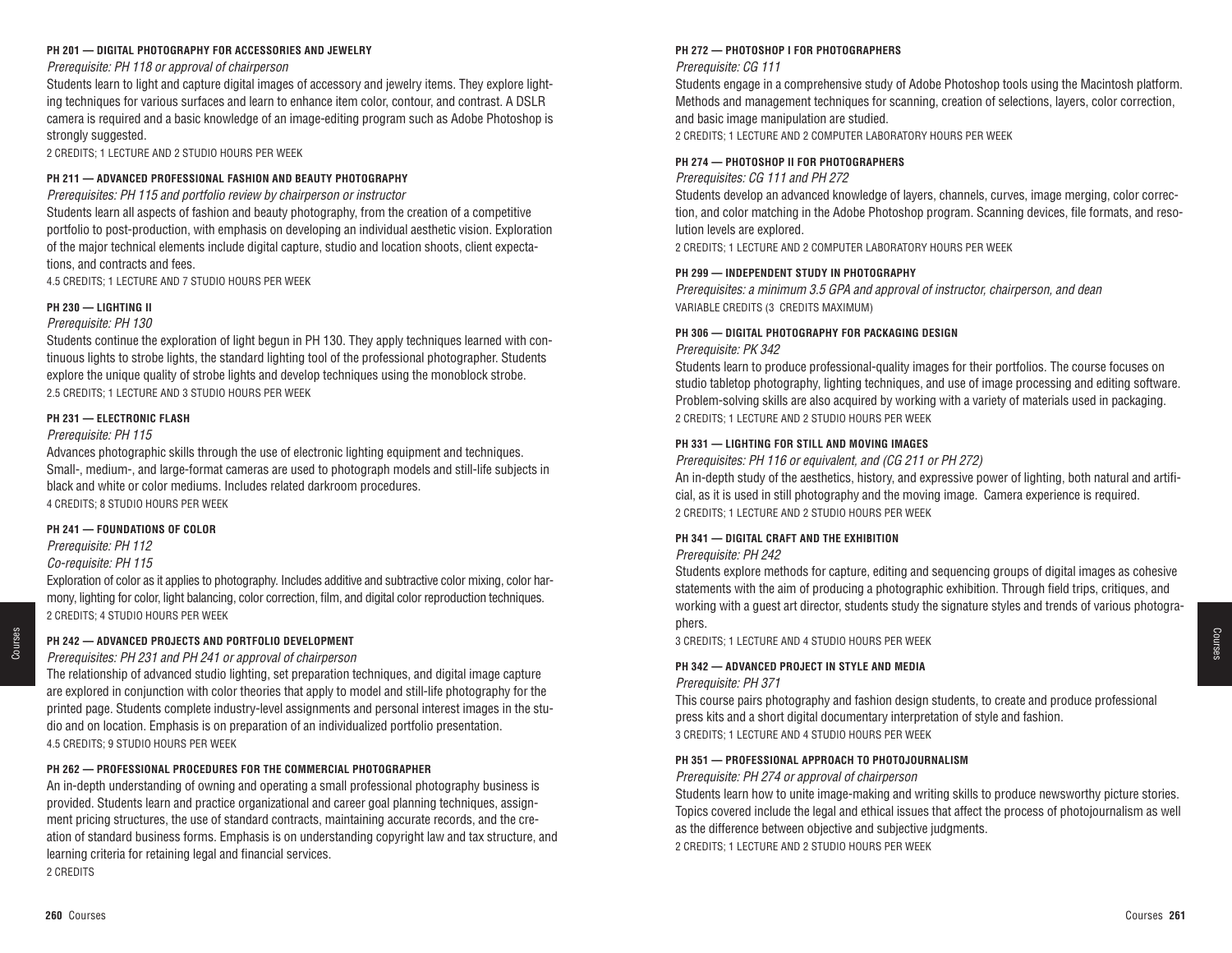#### PH 201 — DIGITAL PHOTOGRAPHY FOR ACCESSORIES AND JEWELRY

*Prerequisite: PH 118 or approval of chairperson*

Students learn to light and capture digital images of accessory and jewelry items. They explore lighting techniques for various surfaces and learn to enhance item color, contour, and contrast. A DSLR camera is required and a basic knowledge of an image-editing program such as Adobe Photoshop is strongly suggested.

2 CREDITS; 1 LECTURE AND 2 STUDIO HOURS PER WEEK

#### PH 211 — ADVANCED PROFESSIONAL FASHION AND BEAUTY PHOTOGRAPHY

*Prerequisites: PH 115 and portfolio review by chairperson or instructor*

Students learn all aspects of fashion and beauty photography, from the creation of a competitive portfolio to post-production, with emphasis on developing an individual aesthetic vision. Exploration of the major technical elements include digital capture, studio and location shoots, client expectations, and contracts and fees.

4.5 CREDITS; 1 LECTURE AND 7 STUDIO HOURS PER WEEK

#### PH 230 — LIGHTING II

*Prerequisite: PH 130*

Students continue the exploration of light begun in PH 130. They apply techniques learned with continuous lights to strobe lights, the standard lighting tool of the professional photographer. Students explore the unique quality of strobe lights and develop techniques using the monoblock strobe.

2.5 CREDITS; 1 LECTURE AND 3 STUDIO HOURS PER WEEK

#### PH 231 — ELECTRONIC FLASH

*Prerequisite: PH 115*

Advances photographic skills through the use of electronic lighting equipment and techniques. Small-, medium-, and large-format cameras are used to photograph models and still-life subjects in black and white or color mediums. Includes related darkroom procedures.

4 CREDITS; 8 STUDIO HOURS PER WEEK

#### PH 241 — FOUNDATIONS OF COLOR

*Prerequisite: PH 112*

*Co-requisite: PH 115*

Exploration of color as it applies to photography. Includes additive and subtractive color mixing, color harmony, lighting for color, light balancing, color correction, film, and digital color reproduction techniques.

2 CREDITS; 4 STUDIO HOURS PER WEEK

#### PH 242 — ADVANCED PROJECTS AND PORTFOLIO DEVELOPMENT

*Prerequisites: PH 231 and PH 241 or approval of chairperson*

The relationship of advanced studio lighting, set preparation techniques, and digital image capture are explored in conjunction with color theories that apply to model and still-life photography for the printed page. Students complete industry-level assignments and personal interest images in the studio and on location. Emphasis is on preparation of an individualized portfolio presentation.

4.5 CREDITS; 9 STUDIO HOURS PER WEEK

#### PH 262 — PROFESSIONAL PROCEDURES FOR THE COMMERCIAL PHOTOGRAPHER

An in-depth understanding of owning and operating a small professional photography business is provided. Students learn and practice organizational and career goal planning techniques, assignment pricing structures, the use of standard contracts, maintaining accurate records, and the creation of standard business forms. Emphasis is on understanding copyright law and tax structure, and learning criteria for retaining legal and financial services.

2 CREDITS

#### PH 272 — PHOTOSHOP I FOR PHOTOGRAPHERS

*Prerequisite: CG 111*

Students engage in a comprehensive study of Adobe Photoshop tools using the Macintosh platform. Methods and management techniques for scanning, creation of selections, layers, color correction, and basic image manipulation are studied.

2 CREDITS; 1 LECTURE AND 2 COMPUTER LABORATORY HOURS PER WEEK

#### PH 274 — PHOTOSHOP II FOR PHOTOGRAPHERS

*Prerequisites: CG 111 and PH 272*

Students develop an advanced knowledge of layers, channels, curves, image merging, color correction, and color matching in the Adobe Photoshop program. Scanning devices, file formats, and resolution levels are explored.

2 CREDITS; 1 LECTURE AND 2 COMPUTER LABORATORY HOURS PER WEEK

#### PH 299 — INDEPENDENT STUDY IN PHOTOGRAPHY

*Prerequisites: a minimum 3.5 GPA and approval of instructor, chairperson, and dean*

VARIABLE CREDITS (3 CREDITS MAXIMUM)

#### PH 306 — DIGITAL PHOTOGRAPHY FOR PACKAGING DESIGN

*Prerequisite: PK 342*

Students learn to produce professional-quality images for their portfolios. The course focuses on studio tabletop photography, lighting techniques, and use of image processing and editing software. Problem-solving skills are also acquired by working with a variety of materials used in packaging.

2 CREDITS; 1 LECTURE AND 2 STUDIO HOURS PER WEEK

#### PH 331 — LIGHTING FOR STILL AND MOVING IMAGES

*Prerequisites: PH 116 or equivalent, and (CG 211 or PH 272)*

An in-depth study of the aesthetics, history, and expressive power of lighting, both natural and artificial, as it is used in still photography and the moving image. Camera experience is required.

2 CREDITS; 1 LECTURE AND 2 STUDIO HOURS PER WEEK

#### PH 341 — DIGITAL CRAFT AND THE EXHIBITION

*Prerequisite: PH 242*

Students explore methods for capture, editing and sequencing groups of digital images as cohesive statements with the aim of producing a photographic exhibition. Through field trips, critiques, and working with a guest art director, students study the signature styles and trends of various photographers.

3 CREDITS; 1 LECTURE AND 4 STUDIO HOURS PER WEEK

#### PH 342 — ADVANCED PROJECT IN STYLE AND MEDIA

*Prerequisite: PH 371*

This course pairs photography and fashion design students, to create and produce professional press kits and a short digital documentary interpretation of style and fashion.

3 CREDITS; 1 LECTURE AND 4 STUDIO HOURS PER WEEK

#### PH 351 — PROFESSIONAL APPROACH TO PHOTOJOURNALISM

*Prerequisite: PH 274 or approval of chairperson*

Students learn how to unite image-making and writing skills to produce newsworthy picture stories. Topics covered include the legal and ethical issues that affect the process of photojournalism as well as the difference between objective and subjective judgments.

2 CREDITS; 1 LECTURE AND 2 STUDIO HOURS PER WEEK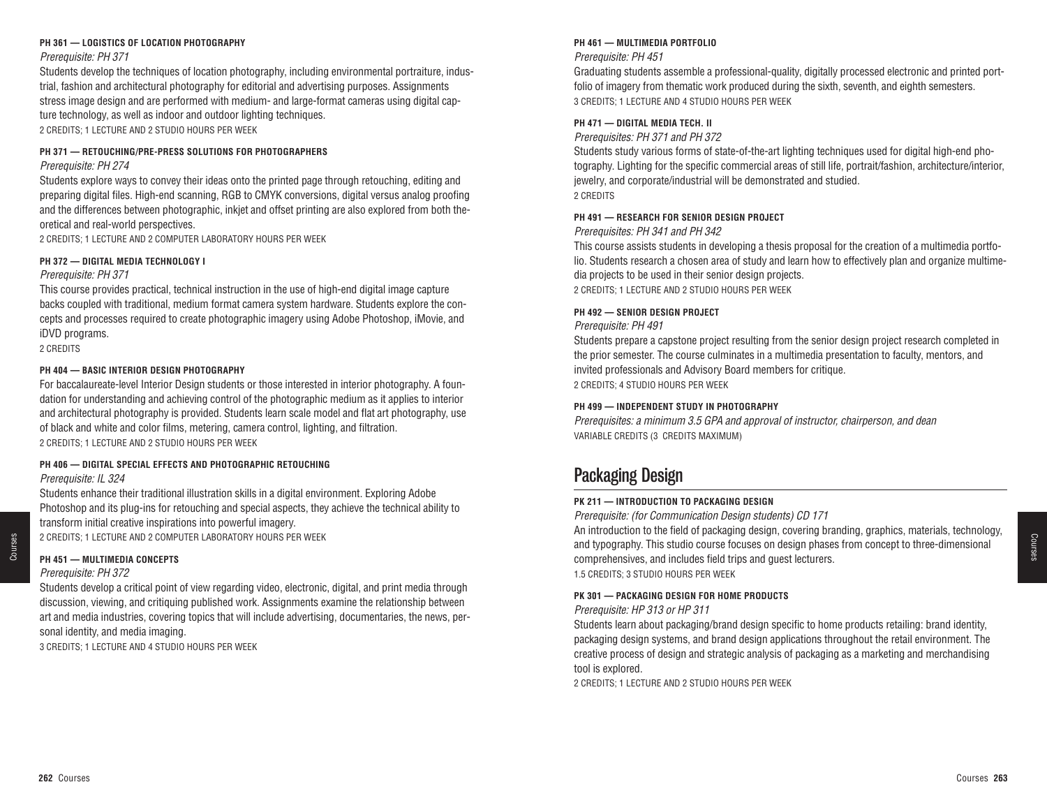**PH 361 — LOGISTICS OF LOCATION PHOTOGRAPHY**

*Prerequisite: PH 371*

Students develop the techniques of location photography, including environmental portraiture, industrial, fashion and architectural photography for editorial and advertising purposes. Assignments stress image design and are performed with medium- and large-format cameras using digital capture technology, as well as indoor and outdoor lighting techniques.

2 CREDITS; 1 LECTURE AND 2 STUDIO HOURS PER WEEK

**PH 371 — RETOUCHING/PRE-PRESS SOLUTIONS FOR PHOTOGRAPHERS**

*Prerequisite: PH 274*

Students explore ways to convey their ideas onto the printed page through retouching, editing and preparing digital files. High-end scanning, RGB to CMYK conversions, digital versus analog proofing and the differences between photographic, inkjet and offset printing are also explored from both theoretical and real-world perspectives.

2 CREDITS; 1 LECTURE AND 2 COMPUTER LABORATORY HOURS PER WEEK

**PH 372 — DIGITAL MEDIA TECHNOLOGY I**

*Prerequisite: PH 371*

This course provides practical, technical instruction in the use of high-end digital image capture backs coupled with traditional, medium format camera system hardware. Students explore the concepts and processes required to create photographic imagery using Adobe Photoshop, iMovie, and iDVD programs.

2 CREDITS

**PH 404 — BASIC INTERIOR DESIGN PHOTOGRAPHY**

For baccalaureate-level Interior Design students or those interested in interior photography. A foundation for understanding and achieving control of the photographic medium as it applies to interior and architectural photography is provided. Students learn scale model and flat art photography, use of black and white and color films, metering, camera control, lighting, and filtration.

2 CREDITS; 1 LECTURE AND 2 STUDIO HOURS PER WEEK

**PH 406 — DIGITAL SPECIAL EFFECTS AND PHOTOGRAPHIC RETOUCHING**

*Prerequisite: IL 324*

Students enhance their traditional illustration skills in a digital environment. Exploring Adobe Photoshop and its plug-ins for retouching and special aspects, they achieve the technical ability to transform initial creative inspirations into powerful imagery.

2 CREDITS; 1 LECTURE AND 2 COMPUTER LABORATORY HOURS PER WEEK

**PH 451 — MULTIMEDIA CONCEPTS**

*Prerequisite: PH 372*

Students develop a critical point of view regarding video, electronic, digital, and print media through discussion, viewing, and critiquing published work. Assignments examine the relationship between art and media industries, covering topics that will include advertising, documentaries, the news, personal identity, and media imaging.

3 CREDITS; 1 LECTURE AND 4 STUDIO HOURS PER WEEK

**PH 461 — MULTIMEDIA PORTFOLIO**

*Prerequisite: PH 451*

Graduating students assemble a professional-quality, digitally processed electronic and printed portfolio of imagery from thematic work produced during the sixth, seventh, and eighth semesters.

3 CREDITS; 1 LECTURE AND 4 STUDIO HOURS PER WEEK

**PH 471 — DIGITAL MEDIA TECH. II**

*Prerequisites: PH 371 and PH 372*

Students study various forms of state-of-the-art lighting techniques used for digital high-end photography. Lighting for the specific commercial areas of still life, portrait/fashion, architecture/interior, jewelry, and corporate/industrial will be demonstrated and studied.

2 CREDITS

**PH 491 — RESEARCH FOR SENIOR DESIGN PROJECT**

*Prerequisites: PH 341 and PH 342*

This course assists students in developing a thesis proposal for the creation of a multimedia portfolio. Students research a chosen area of study and learn how to effectively plan and organize multimedia projects to be used in their senior design projects.

2 CREDITS; 1 LECTURE AND 2 STUDIO HOURS PER WEEK

**PH 492 — SENIOR DESIGN PROJECT**

*Prerequisite: PH 491*

Students prepare a capstone project resulting from the senior design project research completed in the prior semester. The course culminates in a multimedia presentation to faculty, mentors, and invited professionals and Advisory Board members for critique.

2 CREDITS; 4 STUDIO HOURS PER WEEK

**PH 499 — INDEPENDENT STUDY IN PHOTOGRAPHY**

*Prerequisites: a minimum 3.5 GPA and approval of instructor, chairperson, and dean*

VARIABLE CREDITS (3 CREDITS MAXIMUM)

## Packaging Design

**PK 211 — INTRODUCTION TO PACKAGING DESIGN**

*Prerequisite: (for Communication Design students) CD 171*

An introduction to the field of packaging design, covering branding, graphics, materials, technology, and typography. This studio course focuses on design phases from concept to three-dimensional comprehensives, and includes field trips and guest lecturers.

1.5 CREDITS; 3 STUDIO HOURS PER WEEK

**PK 301 — PACKAGING DESIGN FOR HOME PRODUCTS**

*Prerequisite: HP 313 or HP 311*

Students learn about packaging/brand design specific to home products retailing: brand identity, packaging design systems, and brand design applications throughout the retail environment. The creative process of design and strategic analysis of packaging as a marketing and merchandising tool is explored.

2 CREDITS; 1 LECTURE AND 2 STUDIO HOURS PER WEEK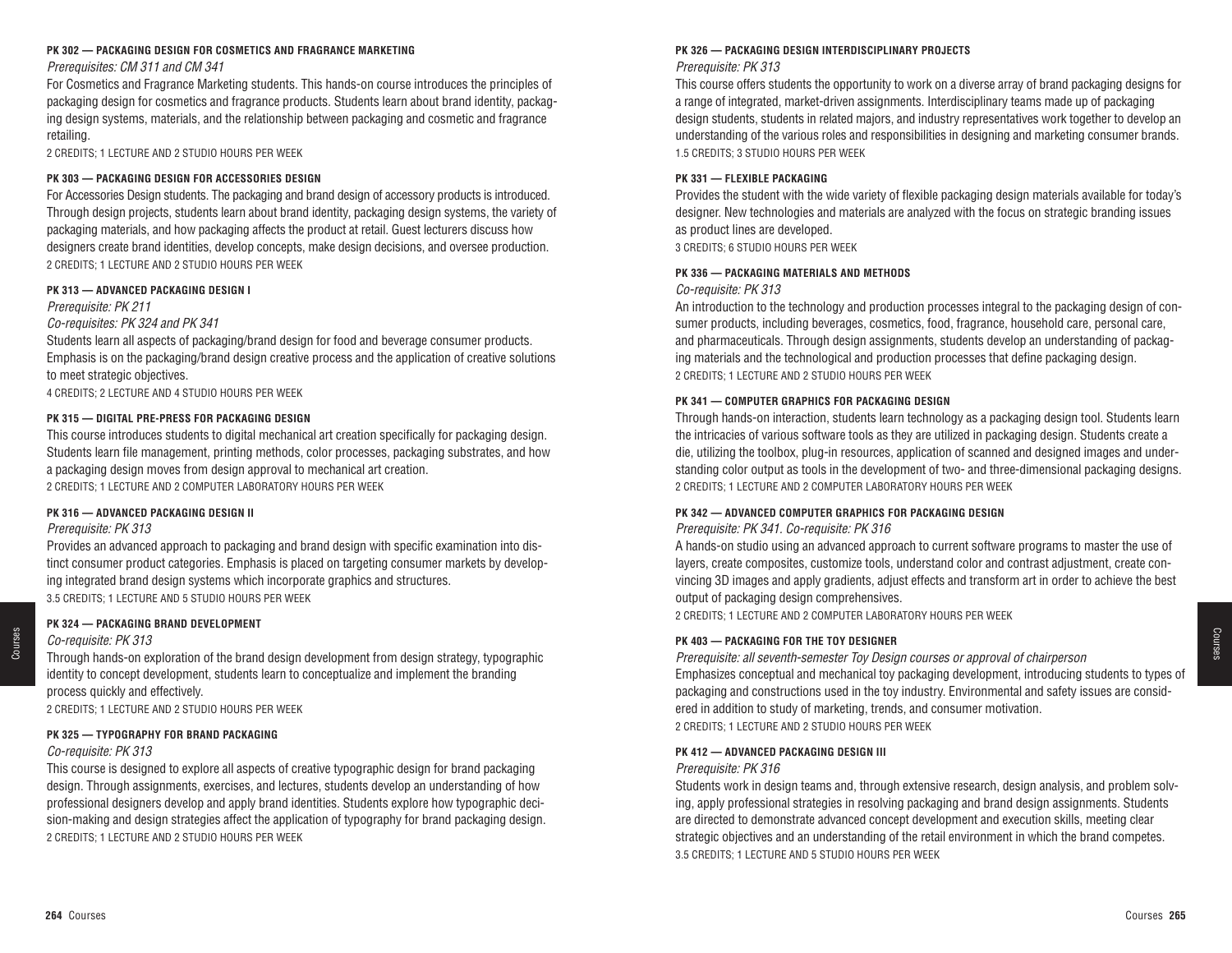#### PK 302 — PACKAGING DESIGN FOR COSMETICS AND FRAGRANCE MARKETING

*Prerequisites: CM 311 and CM 341*

For Cosmetics and Fragrance Marketing students. This hands-on course introduces the principles of packaging design for cosmetics and fragrance products. Students learn about brand identity, packaging design systems, materials, and the relationship between packaging and cosmetic and fragrance retailing.

2 CREDITS; 1 LECTURE AND 2 STUDIO HOURS PER WEEK

#### PK 303 — PACKAGING DESIGN FOR ACCESSORIES DESIGN

For Accessories Design students. The packaging and brand design of accessory products is introduced. Through design projects, students learn about brand identity, packaging design systems, the variety of packaging materials, and how packaging affects the product at retail. Guest lecturers discuss how designers create brand identities, develop concepts, make design decisions, and oversee production.

2 CREDITS; 1 LECTURE AND 2 STUDIO HOURS PER WEEK

#### PK 313 — ADVANCED PACKAGING DESIGN I

*Prerequisite: PK 211*

*Co-requisites: PK 324 and PK 341*

Students learn all aspects of packaging/brand design for food and beverage consumer products. Emphasis is on the packaging/brand design creative process and the application of creative solutions to meet strategic objectives.

4 CREDITS; 2 LECTURE AND 4 STUDIO HOURS PER WEEK

#### PK 315 — DIGITAL PRE-PRESS FOR PACKAGING DESIGN

This course introduces students to digital mechanical art creation specifically for packaging design. Students learn file management, printing methods, color processes, packaging substrates, and how a packaging design moves from design approval to mechanical art creation.

2 CREDITS; 1 LECTURE AND 2 COMPUTER LABORATORY HOURS PER WEEK

#### PK 316 — ADVANCED PACKAGING DESIGN II

*Prerequisite: PK 313*

Provides an advanced approach to packaging and brand design with specific examination into distinct consumer product categories. Emphasis is placed on targeting consumer markets by developing integrated brand design systems which incorporate graphics and structures.

3.5 CREDITS; 1 LECTURE AND 5 STUDIO HOURS PER WEEK

#### PK 324 — PACKAGING BRAND DEVELOPMENT

*Co-requisite: PK 313*

Through hands-on exploration of the brand design development from design strategy, typographic identity to concept development, students learn to conceptualize and implement the branding process quickly and effectively.

2 CREDITS; 1 LECTURE AND 2 STUDIO HOURS PER WEEK

#### PK 325 — TYPOGRAPHY FOR BRAND PACKAGING

*Co-requisite: PK 313*

This course is designed to explore all aspects of creative typographic design for brand packaging design. Through assignments, exercises, and lectures, students develop an understanding of how professional designers develop and apply brand identities. Students explore how typographic decision-making and design strategies affect the application of typography for brand packaging design.

2 CREDITS; 1 LECTURE AND 2 STUDIO HOURS PER WEEK

#### PK 326 — PACKAGING DESIGN INTERDISCIPLINARY PROJECTS

*Prerequisite: PK 313*

This course offers students the opportunity to work on a diverse array of brand packaging designs for a range of integrated, market-driven assignments. Interdisciplinary teams made up of packaging design students, students in related majors, and industry representatives work together to develop an understanding of the various roles and responsibilities in designing and marketing consumer brands.

1.5 CREDITS; 3 STUDIO HOURS PER WEEK

#### PK 331 — FLEXIBLE PACKAGING

Provides the student with the wide variety of flexible packaging design materials available for today's designer. New technologies and materials are analyzed with the focus on strategic branding issues as product lines are developed.

3 CREDITS; 6 STUDIO HOURS PER WEEK

#### PK 336 — PACKAGING MATERIALS AND METHODS

*Co-requisite: PK 313*

An introduction to the technology and production processes integral to the packaging design of consumer products, including beverages, cosmetics, food, fragrance, household care, personal care, and pharmaceuticals. Through design assignments, students develop an understanding of packaging materials and the technological and production processes that define packaging design.

2 CREDITS; 1 LECTURE AND 2 STUDIO HOURS PER WEEK

#### PK 341 — COMPUTER GRAPHICS FOR PACKAGING DESIGN

Through hands-on interaction, students learn technology as a packaging design tool. Students learn the intricacies of various software tools as they are utilized in packaging design. Students create a die, utilizing the toolbox, plug-in resources, application of scanned and designed images and understanding color output as tools in the development of two- and three-dimensional packaging designs.

2 CREDITS; 1 LECTURE AND 2 COMPUTER LABORATORY HOURS PER WEEK

#### PK 342 — ADVANCED COMPUTER GRAPHICS FOR PACKAGING DESIGN

*Prerequisite: PK 341. Co-requisite: PK 316*

A hands-on studio using an advanced approach to current software programs to master the use of layers, create composites, customize tools, understand color and contrast adjustment, create convincing 3D images and apply gradients, adjust effects and transform art in order to achieve the best output of packaging design comprehensives.

2 CREDITS; 1 LECTURE AND 2 COMPUTER LABORATORY HOURS PER WEEK

#### PK 403 — PACKAGING FOR THE TOY DESIGNER

*Prerequisite: all seventh-semester Toy Design courses or approval of chairperson*

Emphasizes conceptual and mechanical toy packaging development, introducing students to types of packaging and constructions used in the toy industry. Environmental and safety issues are considered in addition to study of marketing, trends, and consumer motivation.

2 CREDITS; 1 LECTURE AND 2 STUDIO HOURS PER WEEK

#### PK 412 — ADVANCED PACKAGING DESIGN III

*Prerequisite: PK 316*

Students work in design teams and, through extensive research, design analysis, and problem solving, apply professional strategies in resolving packaging and brand design assignments. Students are directed to demonstrate advanced concept development and execution skills, meeting clear strategic objectives and an understanding of the retail environment in which the brand competes.

3.5 CREDITS; 1 LECTURE AND 5 STUDIO HOURS PER WEEK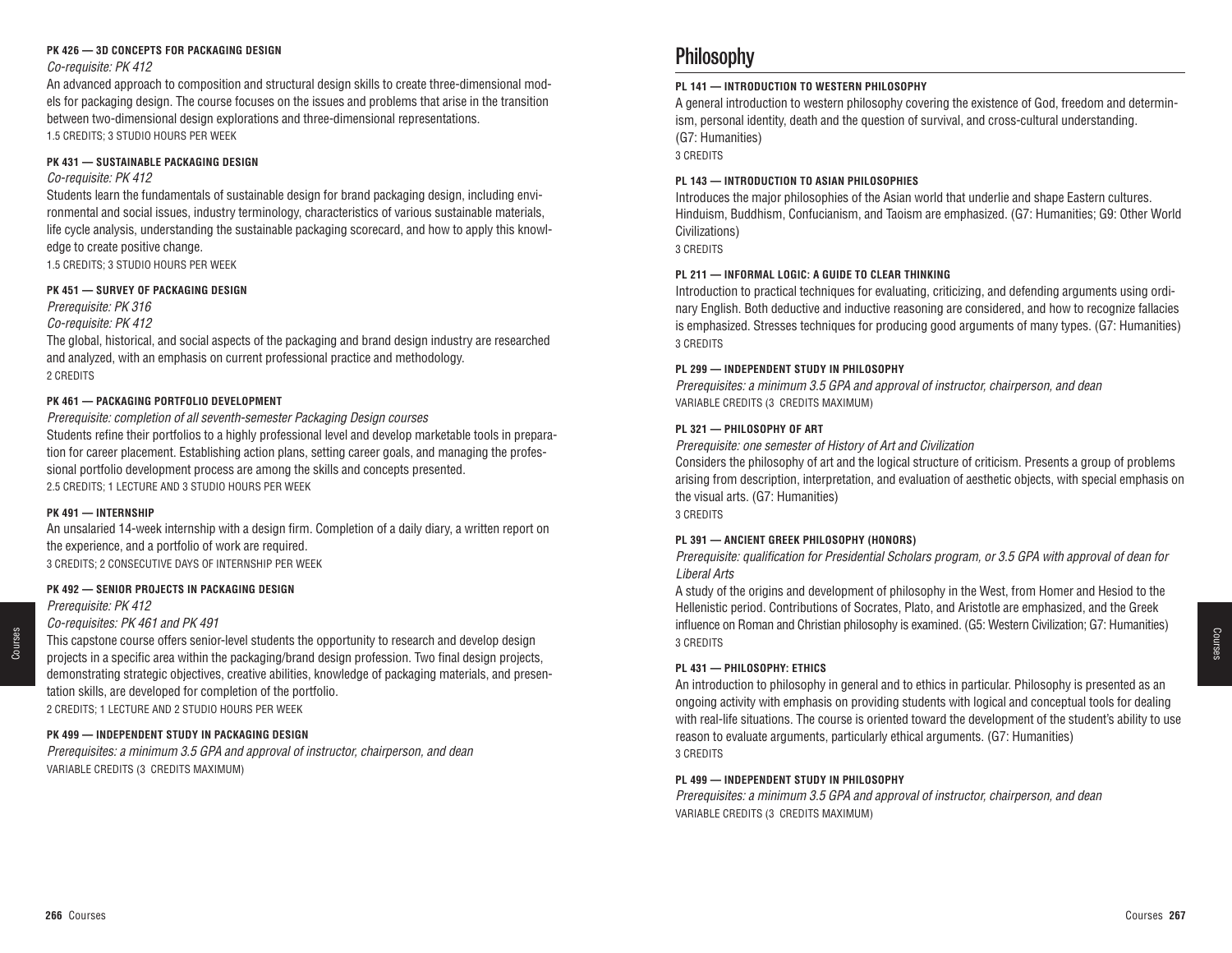#### PK 426 — 3D CONCEPTS FOR PACKAGING DESIGN

*Co-requisite: PK 412*

An advanced approach to composition and structural design skills to create three-dimensional models for packaging design. The course focuses on the issues and problems that arise in the transition between two-dimensional design explorations and three-dimensional representations.

1.5 CREDITS; 3 STUDIO HOURS PER WEEK

#### PK 431 — SUSTAINABLE PACKAGING DESIGN

*Co-requisite: PK 412*

Students learn the fundamentals of sustainable design for brand packaging design, including environmental and social issues, industry terminology, characteristics of various sustainable materials, life cycle analysis, understanding the sustainable packaging scorecard, and how to apply this knowledge to create positive change.

1.5 CREDITS; 3 STUDIO HOURS PER WEEK

#### PK 451 — SURVEY OF PACKAGING DESIGN

*Prerequisite: PK 316*

*Co-requisite: PK 412*

The global, historical, and social aspects of the packaging and brand design industry are researched and analyzed, with an emphasis on current professional practice and methodology.

2 CREDITS

#### PK 461 — PACKAGING PORTFOLIO DEVELOPMENT

*Prerequisite: completion of all seventh-semester Packaging Design courses*

Students refine their portfolios to a highly professional level and develop marketable tools in preparation for career placement. Establishing action plans, setting career goals, and managing the professional portfolio development process are among the skills and concepts presented.

2.5 CREDITS; 1 LECTURE AND 3 STUDIO HOURS PER WEEK

#### PK 491 — INTERNSHIP

An unsalaried 14-week internship with a design firm. Completion of a daily diary, a written report on the experience, and a portfolio of work are required.

3 CREDITS; 2 CONSECUTIVE DAYS OF INTERNSHIP PER WEEK

#### PK 492 — SENIOR PROJECTS IN PACKAGING DESIGN

*Prerequisite: PK 412*

*Co-requisites: PK 461 and PK 491*

This capstone course offers senior-level students the opportunity to research and develop design projects in a specific area within the packaging/brand design profession. Two final design projects, demonstrating strategic objectives, creative abilities, knowledge of packaging materials, and presentation skills, are developed for completion of the portfolio.

2 CREDITS; 1 LECTURE AND 2 STUDIO HOURS PER WEEK

#### PK 499 — INDEPENDENT STUDY IN PACKAGING DESIGN

*Prerequisites: a minimum 3.5 GPA and approval of instructor, chairperson, and dean*

VARIABLE CREDITS (3 CREDITS MAXIMUM)

## Philosophy

#### PL 141 — INTRODUCTION TO WESTERN PHILOSOPHY

A general introduction to western philosophy covering the existence of God, freedom and determinism, personal identity, death and the question of survival, and cross-cultural understanding. (G7: Humanities)

3 CREDITS

#### PL 143 — INTRODUCTION TO ASIAN PHILOSOPHIES

Introduces the major philosophies of the Asian world that underlie and shape Eastern cultures. Hinduism, Buddhism, Confucianism, and Taoism are emphasized. (G7: Humanities; G9: Other World Civilizations)

3 CREDITS

#### PL 211 — INFORMAL LOGIC: A GUIDE TO CLEAR THINKING

Introduction to practical techniques for evaluating, criticizing, and defending arguments using ordinary English. Both deductive and inductive reasoning are considered, and how to recognize fallacies is emphasized. Stresses techniques for producing good arguments of many types. (G7: Humanities)

3 CREDITS

#### PL 299 — INDEPENDENT STUDY IN PHILOSOPHY

*Prerequisites: a minimum 3.5 GPA and approval of instructor, chairperson, and dean*

VARIABLE CREDITS (3 CREDITS MAXIMUM)

#### PL 321 — PHILOSOPHY OF ART

*Prerequisite: one semester of History of Art and Civilization*

Considers the philosophy of art and the logical structure of criticism. Presents a group of problems arising from description, interpretation, and evaluation of aesthetic objects, with special emphasis on the visual arts. (G7: Humanities)

3 CREDITS

#### PL 391 — ANCIENT GREEK PHILOSOPHY (HONORS)

*Prerequisite: qualification for Presidential Scholars program, or 3.5 GPA with approval of dean for Liberal Arts*

A study of the origins and development of philosophy in the West, from Homer and Hesiod to the Hellenistic period. Contributions of Socrates, Plato, and Aristotle are emphasized, and the Greek influence on Roman and Christian philosophy is examined. (G5: Western Civilization; G7: Humanities)

3 CREDITS

#### PL 431 — PHILOSOPHY: ETHICS

An introduction to philosophy in general and to ethics in particular. Philosophy is presented as an ongoing activity with emphasis on providing students with logical and conceptual tools for dealing with real-life situations. The course is oriented toward the development of the student's ability to use reason to evaluate arguments, particularly ethical arguments. (G7: Humanities)

3 CREDITS

#### PL 499 — INDEPENDENT STUDY IN PHILOSOPHY

*Prerequisites: a minimum 3.5 GPA and approval of instructor, chairperson, and dean*

VARIABLE CREDITS (3 CREDITS MAXIMUM)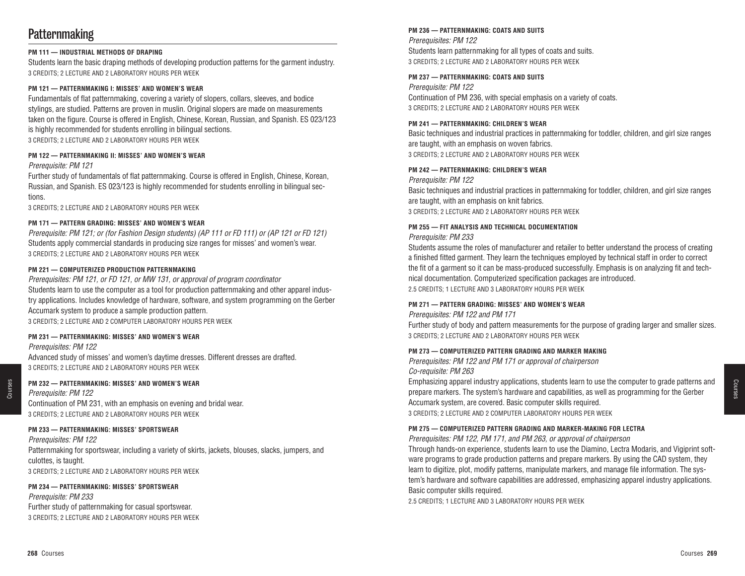# Patternmaking

**PM 111 — INDUSTRIAL METHODS OF DRAPING**

Students learn the basic draping methods of developing production patterns for the garment industry.

3 CREDITS; 2 LECTURE AND 2 LABORATORY HOURS PER WEEK

**PM 121 — PATTERNMAKING I: MISSES' AND WOMEN'S WEAR**

Fundamentals of flat patternmaking, covering a variety of slopers, collars, sleeves, and bodice stylings, are studied. Patterns are proven in muslin. Original slopers are made on measurements taken on the figure. Course is offered in English, Chinese, Korean, Russian, and Spanish. ES 023/123 is highly recommended for students enrolling in bilingual sections.

3 CREDITS; 2 LECTURE AND 2 LABORATORY HOURS PER WEEK

**PM 122 — PATTERNMAKING II: MISSES' AND WOMEN'S WEAR**

*Prerequisite: PM 121*

Further study of fundamentals of flat patternmaking. Course is offered in English, Chinese, Korean, Russian, and Spanish. ES 023/123 is highly recommended for students enrolling in bilingual sections.

3 CREDITS; 2 LECTURE AND 2 LABORATORY HOURS PER WEEK

**PM 171 — PATTERN GRADING: MISSES' AND WOMEN'S WEAR**

*Prerequisite: PM 121; or (for Fashion Design students) (AP 111 or FD 111) or (AP 121 or FD 121)*

Students apply commercial standards in producing size ranges for misses' and women's wear.

3 CREDITS; 2 LECTURE AND 2 LABORATORY HOURS PER WEEK

**PM 221 — COMPUTERIZED PRODUCTION PATTERNMAKING**

*Prerequisites: PM 121, or FD 121, or MW 131, or approval of program coordinator*

Students learn to use the computer as a tool for production patternmaking and other apparel industry applications. Includes knowledge of hardware, software, and system programming on the Gerber Accumark system to produce a sample production pattern.

3 CREDITS; 2 LECTURE AND 2 COMPUTER LABORATORY HOURS PER WEEK

**PM 231 — PATTERNMAKING: MISSES' AND WOMEN'S WEAR**

*Prerequisites: PM 122*

Advanced study of misses' and women's daytime dresses. Different dresses are drafted.

3 CREDITS; 2 LECTURE AND 2 LABORATORY HOURS PER WEEK

**PM 232 — PATTERNMAKING: MISSES' AND WOMEN'S WEAR**

*Prerequisite: PM 122*

Continuation of PM 231, with an emphasis on evening and bridal wear.

3 CREDITS; 2 LECTURE AND 2 LABORATORY HOURS PER WEEK

**PM 233 — PATTERNMAKING: MISSES' SPORTSWEAR**

*Prerequisites: PM 122*

Patternmaking for sportswear, including a variety of skirts, jackets, blouses, slacks, jumpers, and culottes, is taught.

3 CREDITS; 2 LECTURE AND 2 LABORATORY HOURS PER WEEK

**PM 234 — PATTERNMAKING: MISSES' SPORTSWEAR**

*Prerequisite: PM 233*

Further study of patternmaking for casual sportswear.

3 CREDITS; 2 LECTURE AND 2 LABORATORY HOURS PER WEEK

**PM 236 — PATTERNMAKING: COATS AND SUITS**

*Prerequisites: PM 122*

Students learn patternmaking for all types of coats and suits.

3 CREDITS; 2 LECTURE AND 2 LABORATORY HOURS PER WEEK

**PM 237 — PATTERNMAKING: COATS AND SUITS**

*Prerequisite: PM 122*

Continuation of PM 236, with special emphasis on a variety of coats.

3 CREDITS; 2 LECTURE AND 2 LABORATORY HOURS PER WEEK

**PM 241 — PATTERNMAKING: CHILDREN'S WEAR**

Basic techniques and industrial practices in patternmaking for toddler, children, and girl size ranges are taught, with an emphasis on woven fabrics.

3 CREDITS; 2 LECTURE AND 2 LABORATORY HOURS PER WEEK

**PM 242 — PATTERNMAKING: CHILDREN'S WEAR**

*Prerequisite: PM 122*

Basic techniques and industrial practices in patternmaking for toddler, children, and girl size ranges are taught, with an emphasis on knit fabrics.

3 CREDITS; 2 LECTURE AND 2 LABORATORY HOURS PER WEEK

**PM 255 — FIT ANALYSIS AND TECHNICAL DOCUMENTATION**

*Prerequisite: PM 233*

Students assume the roles of manufacturer and retailer to better understand the process of creating a finished fitted garment. They learn the techniques employed by technical staff in order to correct the fit of a garment so it can be mass-produced successfully. Emphasis is on analyzing fit and technical documentation. Computerized specification packages are introduced.

2.5 CREDITS; 1 LECTURE AND 3 LABORATORY HOURS PER WEEK

**PM 271 — PATTERN GRADING: MISSES' AND WOMEN'S WEAR**

*Prerequisites: PM 122 and PM 171*

Further study of body and pattern measurements for the purpose of grading larger and smaller sizes.

3 CREDITS; 2 LECTURE AND 2 LABORATORY HOURS PER WEEK

**PM 273 — COMPUTERIZED PATTERN GRADING AND MARKER MAKING**

*Prerequisites: PM 122 and PM 171 or approval of chairperson*
*Co-requisite: PM 263*

Emphasizing apparel industry applications, students learn to use the computer to grade patterns and prepare markers. The system's hardware and capabilities, as well as programming for the Gerber Accumark system, are covered. Basic computer skills required.

3 CREDITS; 2 LECTURE AND 2 COMPUTER LABORATORY HOURS PER WEEK

**PM 275 — COMPUTERIZED PATTERN GRADING AND MARKER-MAKING FOR LECTRA**

*Prerequisites: PM 122, PM 171, and PM 263, or approval of chairperson*

Through hands-on experience, students learn to use the Diamino, Lectra Modaris, and Vigiprint software programs to grade production patterns and prepare markers. By using the CAD system, they learn to digitize, plot, modify patterns, manipulate markers, and manage file information. The system's hardware and software capabilities are addressed, emphasizing apparel industry applications. Basic computer skills required.

2.5 CREDITS; 1 LECTURE AND 3 LABORATORY HOURS PER WEEK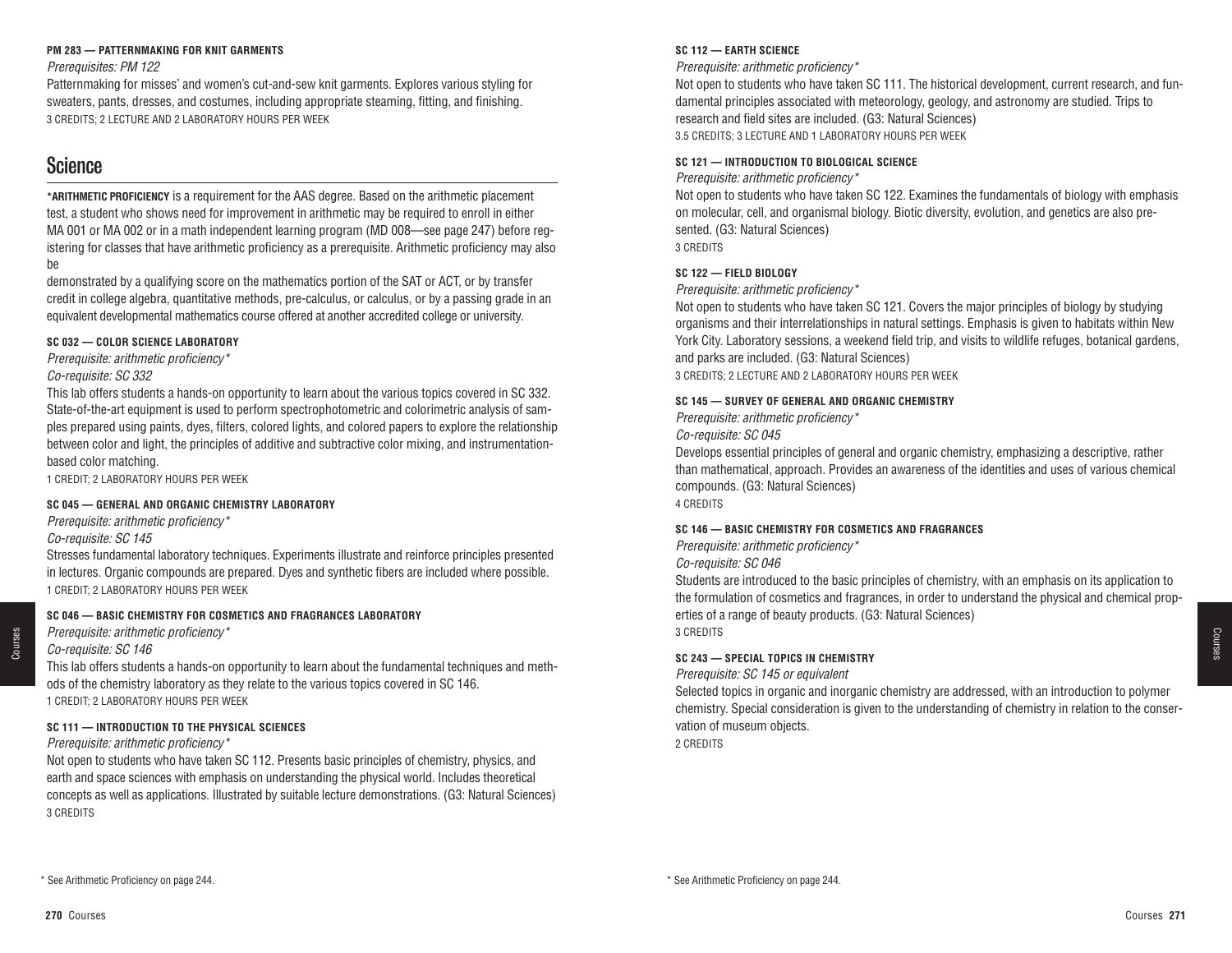**PM 283 — PATTERNMAKING FOR KNIT GARMENTS**

*Prerequisites: PM 122*

Patternmaking for misses' and women's cut-and-sew knit garments. Explores various styling for sweaters, pants, dresses, and costumes, including appropriate steaming, fitting, and finishing.

3 CREDITS; 2 LECTURE AND 2 LABORATORY HOURS PER WEEK

## Science

***ARITHMETIC PROFICIENCY** is a requirement for the AAS degree. Based on the arithmetic placement test, a student who shows need for improvement in arithmetic may be required to enroll in either MA 001 or MA 002 or in a math independent learning program (MD 008—see page 247) before registering for classes that have arithmetic proficiency as a prerequisite. Arithmetic proficiency may also be demonstrated by a qualifying score on the mathematics portion of the SAT or ACT, or by transfer credit in college algebra, quantitative methods, pre-calculus, or calculus, or by a passing grade in an equivalent developmental mathematics course offered at another accredited college or university.

**SC 032 — COLOR SCIENCE LABORATORY**

*Prerequisite: arithmetic proficiency**

*Co-requisite: SC 332*

This lab offers students a hands-on opportunity to learn about the various topics covered in SC 332. State-of-the-art equipment is used to perform spectrophotometric and colorimetric analysis of samples prepared using paints, dyes, filters, colored lights, and colored papers to explore the relationship between color and light, the principles of additive and subtractive color mixing, and instrumentation-based color matching.

1 CREDIT; 2 LABORATORY HOURS PER WEEK

**SC 045 — GENERAL AND ORGANIC CHEMISTRY LABORATORY**

*Prerequisite: arithmetic proficiency**

*Co-requisite: SC 145*

Stresses fundamental laboratory techniques. Experiments illustrate and reinforce principles presented in lectures. Organic compounds are prepared. Dyes and synthetic fibers are included where possible.

1 CREDIT; 2 LABORATORY HOURS PER WEEK

**SC 046 — BASIC CHEMISTRY FOR COSMETICS AND FRAGRANCES LABORATORY**

*Prerequisite: arithmetic proficiency**

*Co-requisite: SC 146*

This lab offers students a hands-on opportunity to learn about the fundamental techniques and methods of the chemistry laboratory as they relate to the various topics covered in SC 146.

1 CREDIT; 2 LABORATORY HOURS PER WEEK

**SC 111 — INTRODUCTION TO THE PHYSICAL SCIENCES**

*Prerequisite: arithmetic proficiency**

Not open to students who have taken SC 112. Presents basic principles of chemistry, physics, and earth and space sciences with emphasis on understanding the physical world. Includes theoretical concepts as well as applications. Illustrated by suitable lecture demonstrations. (G3: Natural Sciences)

3 CREDITS

**SC 112 — EARTH SCIENCE**

*Prerequisite: arithmetic proficiency**

Not open to students who have taken SC 111. The historical development, current research, and fundamental principles associated with meteorology, geology, and astronomy are studied. Trips to research and field sites are included. (G3: Natural Sciences)

3.5 CREDITS; 3 LECTURE AND 1 LABORATORY HOURS PER WEEK

**SC 121 — INTRODUCTION TO BIOLOGICAL SCIENCE**

*Prerequisite: arithmetic proficiency**

Not open to students who have taken SC 122. Examines the fundamentals of biology with emphasis on molecular, cell, and organismal biology. Biotic diversity, evolution, and genetics are also presented. (G3: Natural Sciences)

3 CREDITS

**SC 122 — FIELD BIOLOGY**

*Prerequisite: arithmetic proficiency**

Not open to students who have taken SC 121. Covers the major principles of biology by studying organisms and their interrelationships in natural settings. Emphasis is given to habitats within New York City. Laboratory sessions, a weekend field trip, and visits to wildlife refuges, botanical gardens, and parks are included. (G3: Natural Sciences)

3 CREDITS; 2 LECTURE AND 2 LABORATORY HOURS PER WEEK

**SC 145 — SURVEY OF GENERAL AND ORGANIC CHEMISTRY**

*Prerequisite: arithmetic proficiency**

*Co-requisite: SC 045*

Develops essential principles of general and organic chemistry, emphasizing a descriptive, rather than mathematical, approach. Provides an awareness of the identities and uses of various chemical compounds. (G3: Natural Sciences)

4 CREDITS

**SC 146 — BASIC CHEMISTRY FOR COSMETICS AND FRAGRANCES**

*Prerequisite: arithmetic proficiency**

*Co-requisite: SC 046*

Students are introduced to the basic principles of chemistry, with an emphasis on its application to the formulation of cosmetics and fragrances, in order to understand the physical and chemical properties of a range of beauty products. (G3: Natural Sciences)

3 CREDITS

**SC 243 — SPECIAL TOPICS IN CHEMISTRY**

*Prerequisite: SC 145 or equivalent*

Selected topics in organic and inorganic chemistry are addressed, with an introduction to polymer chemistry. Special consideration is given to the understanding of chemistry in relation to the conservation of museum objects.

2 CREDITS

\* See Arithmetic Proficiency on page 244.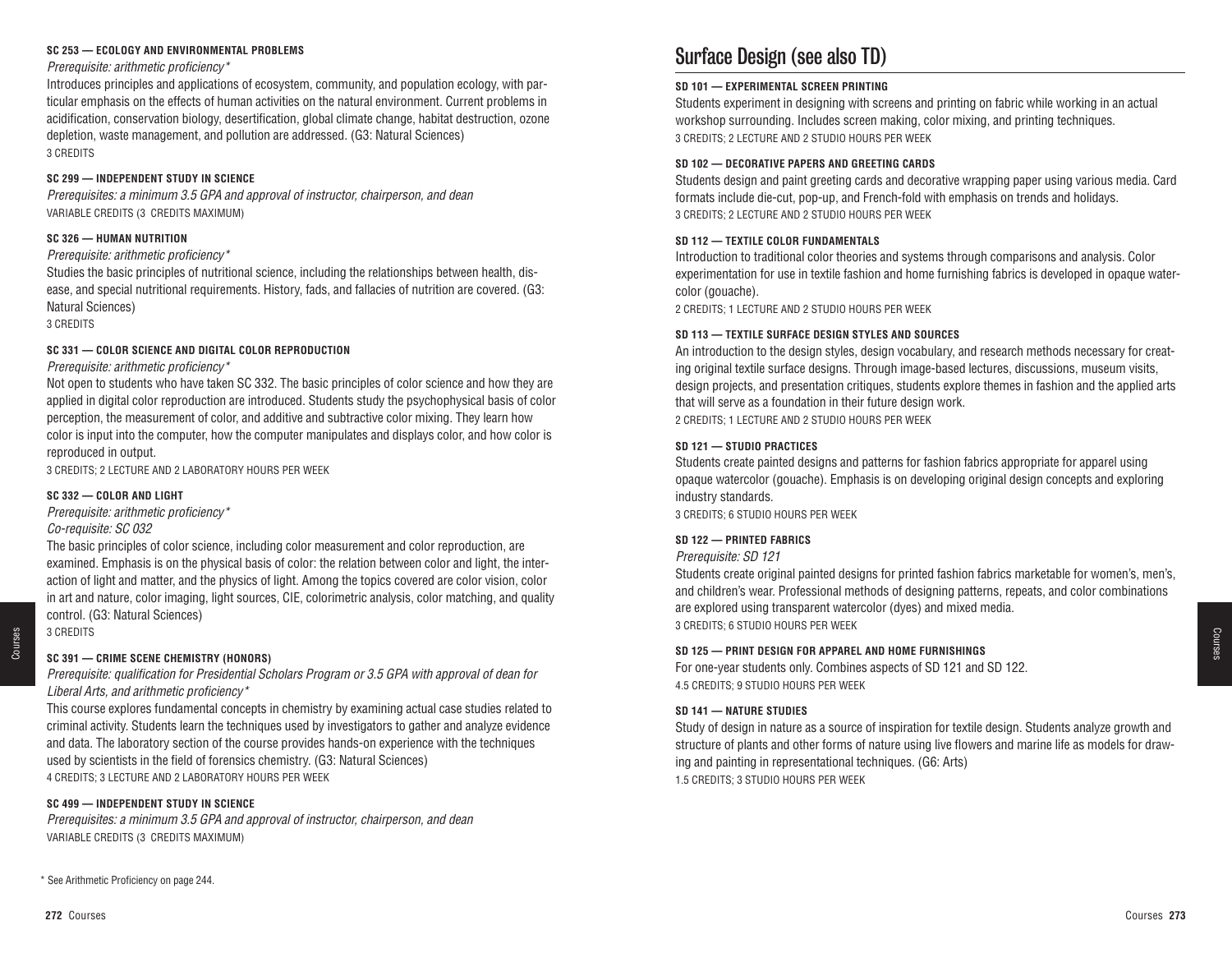**SC 253 — ECOLOGY AND ENVIRONMENTAL PROBLEMS**

*Prerequisite: arithmetic proficiency**

Introduces principles and applications of ecosystem, community, and population ecology, with particular emphasis on the effects of human activities on the natural environment. Current problems in acidification, conservation biology, desertification, global climate change, habitat destruction, ozone depletion, waste management, and pollution are addressed. (G3: Natural Sciences)

3 CREDITS

**SC 299 — INDEPENDENT STUDY IN SCIENCE**

*Prerequisites: a minimum 3.5 GPA and approval of instructor, chairperson, and dean*

VARIABLE CREDITS (3 CREDITS MAXIMUM)

**SC 326 — HUMAN NUTRITION**

*Prerequisite: arithmetic proficiency**

Studies the basic principles of nutritional science, including the relationships between health, disease, and special nutritional requirements. History, fads, and fallacies of nutrition are covered. (G3: Natural Sciences)

3 CREDITS

**SC 331 — COLOR SCIENCE AND DIGITAL COLOR REPRODUCTION**

*Prerequisite: arithmetic proficiency**

Not open to students who have taken SC 332. The basic principles of color science and how they are applied in digital color reproduction are introduced. Students study the psychophysical basis of color perception, the measurement of color, and additive and subtractive color mixing. They learn how color is input into the computer, how the computer manipulates and displays color, and how color is reproduced in output.

3 CREDITS; 2 LECTURE AND 2 LABORATORY HOURS PER WEEK

**SC 332 — COLOR AND LIGHT**

*Prerequisite: arithmetic proficiency**

*Co-requisite: SC 032*

The basic principles of color science, including color measurement and color reproduction, are examined. Emphasis is on the physical basis of color: the relation between color and light, the interaction of light and matter, and the physics of light. Among the topics covered are color vision, color in art and nature, color imaging, light sources, CIE, colorimetric analysis, color matching, and quality control. (G3: Natural Sciences)

3 CREDITS

**SC 391 — CRIME SCENE CHEMISTRY (HONORS)**

*Prerequisite: qualification for Presidential Scholars Program or 3.5 GPA with approval of dean for Liberal Arts, and arithmetic proficiency**

This course explores fundamental concepts in chemistry by examining actual case studies related to criminal activity. Students learn the techniques used by investigators to gather and analyze evidence and data. The laboratory section of the course provides hands-on experience with the techniques used by scientists in the field of forensics chemistry. (G3: Natural Sciences)

4 CREDITS; 3 LECTURE AND 2 LABORATORY HOURS PER WEEK

**SC 499 — INDEPENDENT STUDY IN SCIENCE**

*Prerequisites: a minimum 3.5 GPA and approval of instructor, chairperson, and dean*

VARIABLE CREDITS (3 CREDITS MAXIMUM)

\* See Arithmetic Proficiency on page 244.

## Surface Design (see also TD)

**SD 101 — EXPERIMENTAL SCREEN PRINTING**

Students experiment in designing with screens and printing on fabric while working in an actual workshop surrounding. Includes screen making, color mixing, and printing techniques.

3 CREDITS; 2 LECTURE AND 2 STUDIO HOURS PER WEEK

**SD 102 — DECORATIVE PAPERS AND GREETING CARDS**

Students design and paint greeting cards and decorative wrapping paper using various media. Card formats include die-cut, pop-up, and French-fold with emphasis on trends and holidays.

3 CREDITS; 2 LECTURE AND 2 STUDIO HOURS PER WEEK

**SD 112 — TEXTILE COLOR FUNDAMENTALS**

Introduction to traditional color theories and systems through comparisons and analysis. Color experimentation for use in textile fashion and home furnishing fabrics is developed in opaque watercolor (gouache).

2 CREDITS; 1 LECTURE AND 2 STUDIO HOURS PER WEEK

**SD 113 — TEXTILE SURFACE DESIGN STYLES AND SOURCES**

An introduction to the design styles, design vocabulary, and research methods necessary for creating original textile surface designs. Through image-based lectures, discussions, museum visits, design projects, and presentation critiques, students explore themes in fashion and the applied arts that will serve as a foundation in their future design work.

2 CREDITS; 1 LECTURE AND 2 STUDIO HOURS PER WEEK

**SD 121 — STUDIO PRACTICES**

Students create painted designs and patterns for fashion fabrics appropriate for apparel using opaque watercolor (gouache). Emphasis is on developing original design concepts and exploring industry standards.

3 CREDITS; 6 STUDIO HOURS PER WEEK

**SD 122 — PRINTED FABRICS**

*Prerequisite: SD 121*

Students create original painted designs for printed fashion fabrics marketable for women's, men's, and children's wear. Professional methods of designing patterns, repeats, and color combinations are explored using transparent watercolor (dyes) and mixed media.

3 CREDITS; 6 STUDIO HOURS PER WEEK

**SD 125 — PRINT DESIGN FOR APPAREL AND HOME FURNISHINGS**

For one-year students only. Combines aspects of SD 121 and SD 122.

4.5 CREDITS; 9 STUDIO HOURS PER WEEK

**SD 141 — NATURE STUDIES**

Study of design in nature as a source of inspiration for textile design. Students analyze growth and structure of plants and other forms of nature using live flowers and marine life as models for drawing and painting in representational techniques. (G6: Arts)

1.5 CREDITS; 3 STUDIO HOURS PER WEEK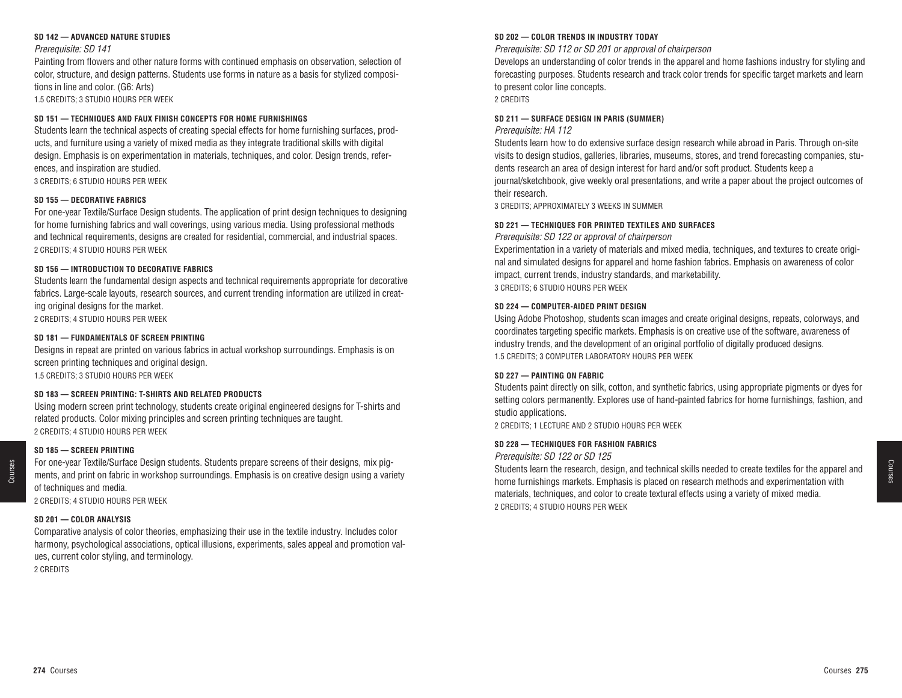**SD 142 — ADVANCED NATURE STUDIES**

*Prerequisite: SD 141*

Painting from flowers and other nature forms with continued emphasis on observation, selection of color, structure, and design patterns. Students use forms in nature as a basis for stylized compositions in line and color. (G6: Arts)

1.5 CREDITS; 3 STUDIO HOURS PER WEEK

**SD 151 — TECHNIQUES AND FAUX FINISH CONCEPTS FOR HOME FURNISHINGS**

Students learn the technical aspects of creating special effects for home furnishing surfaces, products, and furniture using a variety of mixed media as they integrate traditional skills with digital design. Emphasis is on experimentation in materials, techniques, and color. Design trends, references, and inspiration are studied.

3 CREDITS; 6 STUDIO HOURS PER WEEK

**SD 155 — DECORATIVE FABRICS**

For one-year Textile/Surface Design students. The application of print design techniques to designing for home furnishing fabrics and wall coverings, using various media. Using professional methods and technical requirements, designs are created for residential, commercial, and industrial spaces.

2 CREDITS; 4 STUDIO HOURS PER WEEK

**SD 156 — INTRODUCTION TO DECORATIVE FABRICS**

Students learn the fundamental design aspects and technical requirements appropriate for decorative fabrics. Large-scale layouts, research sources, and current trending information are utilized in creating original designs for the market.

2 CREDITS; 4 STUDIO HOURS PER WEEK

**SD 181 — FUNDAMENTALS OF SCREEN PRINTING**

Designs in repeat are printed on various fabrics in actual workshop surroundings. Emphasis is on screen printing techniques and original design.

1.5 CREDITS; 3 STUDIO HOURS PER WEEK

**SD 183 — SCREEN PRINTING: T-SHIRTS AND RELATED PRODUCTS**

Using modern screen print technology, students create original engineered designs for T-shirts and related products. Color mixing principles and screen printing techniques are taught.

2 CREDITS; 4 STUDIO HOURS PER WEEK

**SD 185 — SCREEN PRINTING**

For one-year Textile/Surface Design students. Students prepare screens of their designs, mix pigments, and print on fabric in workshop surroundings. Emphasis is on creative design using a variety of techniques and media.

2 CREDITS; 4 STUDIO HOURS PER WEEK

**SD 201 — COLOR ANALYSIS**

Comparative analysis of color theories, emphasizing their use in the textile industry. Includes color harmony, psychological associations, optical illusions, experiments, sales appeal and promotion values, current color styling, and terminology.

2 CREDITS

**SD 202 — COLOR TRENDS IN INDUSTRY TODAY**

*Prerequisite: SD 112 or SD 201 or approval of chairperson*

Develops an understanding of color trends in the apparel and home fashions industry for styling and forecasting purposes. Students research and track color trends for specific target markets and learn to present color line concepts.

2 CREDITS

**SD 211 — SURFACE DESIGN IN PARIS (SUMMER)**

*Prerequisite: HA 112*

Students learn how to do extensive surface design research while abroad in Paris. Through on-site visits to design studios, galleries, libraries, museums, stores, and trend forecasting companies, students research an area of design interest for hard and/or soft product. Students keep a journal/sketchbook, give weekly oral presentations, and write a paper about the project outcomes of their research.

3 CREDITS; APPROXIMATELY 3 WEEKS IN SUMMER

**SD 221 — TECHNIQUES FOR PRINTED TEXTILES AND SURFACES**

*Prerequisite: SD 122 or approval of chairperson*

Experimentation in a variety of materials and mixed media, techniques, and textures to create original and simulated designs for apparel and home fashion fabrics. Emphasis on awareness of color impact, current trends, industry standards, and marketability.

3 CREDITS; 6 STUDIO HOURS PER WEEK

**SD 224 — COMPUTER-AIDED PRINT DESIGN**

Using Adobe Photoshop, students scan images and create original designs, repeats, colorways, and coordinates targeting specific markets. Emphasis is on creative use of the software, awareness of industry trends, and the development of an original portfolio of digitally produced designs.

1.5 CREDITS; 3 COMPUTER LABORATORY HOURS PER WEEK

**SD 227 — PAINTING ON FABRIC**

Students paint directly on silk, cotton, and synthetic fabrics, using appropriate pigments or dyes for setting colors permanently. Explores use of hand-painted fabrics for home furnishings, fashion, and studio applications.

2 CREDITS; 1 LECTURE AND 2 STUDIO HOURS PER WEEK

**SD 228 — TECHNIQUES FOR FASHION FABRICS**

*Prerequisite: SD 122 or SD 125*

Students learn the research, design, and technical skills needed to create textiles for the apparel and home furnishings markets. Emphasis is placed on research methods and experimentation with materials, techniques, and color to create textural effects using a variety of mixed media.

2 CREDITS; 4 STUDIO HOURS PER WEEK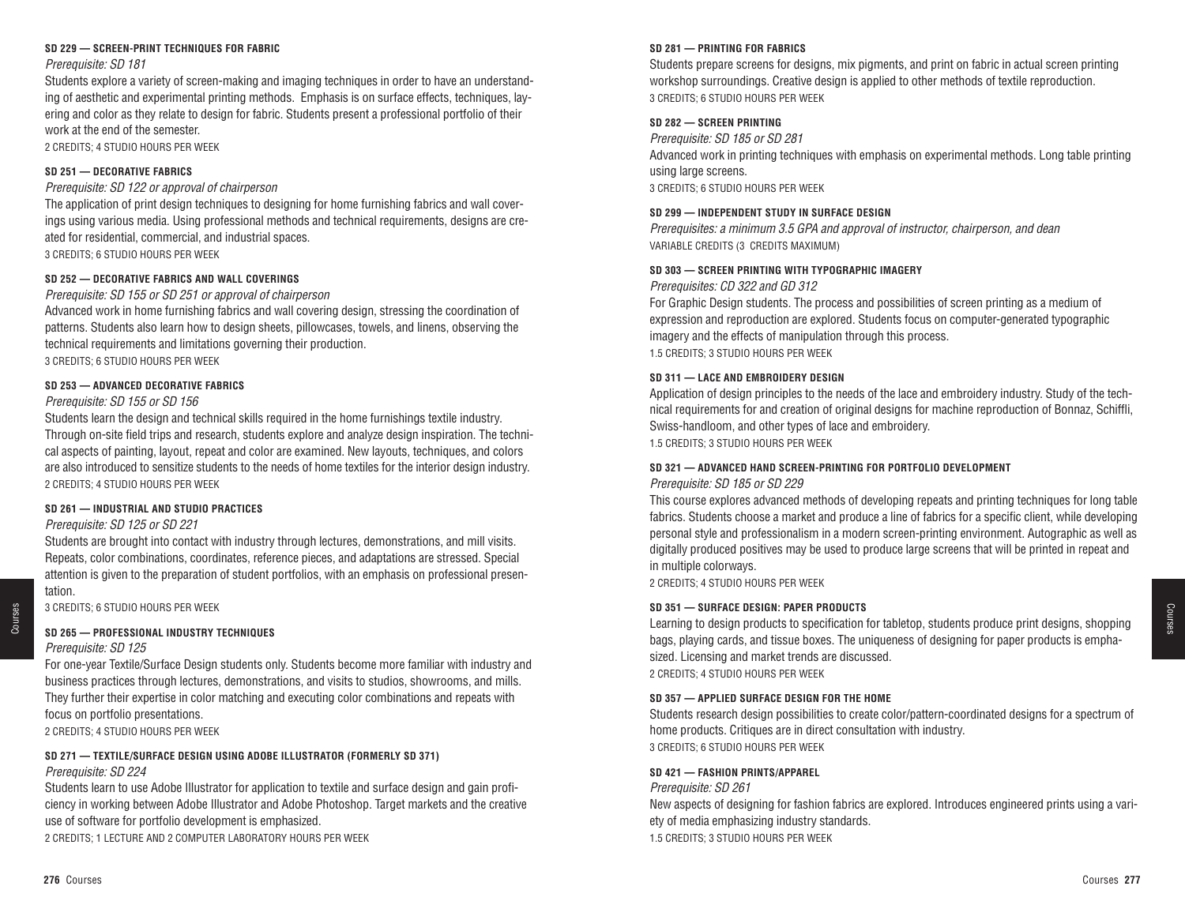### SD 229 — SCREEN-PRINT TECHNIQUES FOR FABRIC

*Prerequisite: SD 181*

Students explore a variety of screen-making and imaging techniques in order to have an understanding of aesthetic and experimental printing methods. Emphasis is on surface effects, techniques, layering and color as they relate to design for fabric. Students present a professional portfolio of their work at the end of the semester.

2 CREDITS; 4 STUDIO HOURS PER WEEK

### SD 251 — DECORATIVE FABRICS

*Prerequisite: SD 122 or approval of chairperson*

The application of print design techniques to designing for home furnishing fabrics and wall coverings using various media. Using professional methods and technical requirements, designs are created for residential, commercial, and industrial spaces.

3 CREDITS; 6 STUDIO HOURS PER WEEK

### SD 252 — DECORATIVE FABRICS AND WALL COVERINGS

*Prerequisite: SD 155 or SD 251 or approval of chairperson*

Advanced work in home furnishing fabrics and wall covering design, stressing the coordination of patterns. Students also learn how to design sheets, pillowcases, towels, and linens, observing the technical requirements and limitations governing their production.

3 CREDITS; 6 STUDIO HOURS PER WEEK

### SD 253 — ADVANCED DECORATIVE FABRICS

*Prerequisite: SD 155 or SD 156*

Students learn the design and technical skills required in the home furnishings textile industry. Through on-site field trips and research, students explore and analyze design inspiration. The technical aspects of painting, layout, repeat and color are examined. New layouts, techniques, and colors are also introduced to sensitize students to the needs of home textiles for the interior design industry.

2 CREDITS; 4 STUDIO HOURS PER WEEK

### SD 261 — INDUSTRIAL AND STUDIO PRACTICES

*Prerequisite: SD 125 or SD 221*

Students are brought into contact with industry through lectures, demonstrations, and mill visits. Repeats, color combinations, coordinates, reference pieces, and adaptations are stressed. Special attention is given to the preparation of student portfolios, with an emphasis on professional presentation.

3 CREDITS; 6 STUDIO HOURS PER WEEK

### SD 265 — PROFESSIONAL INDUSTRY TECHNIQUES

*Prerequisite: SD 125*

For one-year Textile/Surface Design students only. Students become more familiar with industry and business practices through lectures, demonstrations, and visits to studios, showrooms, and mills. They further their expertise in color matching and executing color combinations and repeats with focus on portfolio presentations.

2 CREDITS; 4 STUDIO HOURS PER WEEK

### SD 271 — TEXTILE/SURFACE DESIGN USING ADOBE ILLUSTRATOR (FORMERLY SD 371)

*Prerequisite: SD 224*

Students learn to use Adobe Illustrator for application to textile and surface design and gain proficiency in working between Adobe Illustrator and Adobe Photoshop. Target markets and the creative use of software for portfolio development is emphasized.

2 CREDITS; 1 LECTURE AND 2 COMPUTER LABORATORY HOURS PER WEEK

### SD 281 — PRINTING FOR FABRICS

Students prepare screens for designs, mix pigments, and print on fabric in actual screen printing workshop surroundings. Creative design is applied to other methods of textile reproduction.

3 CREDITS; 6 STUDIO HOURS PER WEEK

### SD 282 — SCREEN PRINTING

*Prerequisite: SD 185 or SD 281*

Advanced work in printing techniques with emphasis on experimental methods. Long table printing using large screens.

3 CREDITS; 6 STUDIO HOURS PER WEEK

### SD 299 — INDEPENDENT STUDY IN SURFACE DESIGN

*Prerequisites: a minimum 3.5 GPA and approval of instructor, chairperson, and dean*

VARIABLE CREDITS (3 CREDITS MAXIMUM)

### SD 303 — SCREEN PRINTING WITH TYPOGRAPHIC IMAGERY

*Prerequisites: CD 322 and GD 312*

For Graphic Design students. The process and possibilities of screen printing as a medium of expression and reproduction are explored. Students focus on computer-generated typographic imagery and the effects of manipulation through this process.

1.5 CREDITS; 3 STUDIO HOURS PER WEEK

### SD 311 — LACE AND EMBROIDERY DESIGN

Application of design principles to the needs of the lace and embroidery industry. Study of the technical requirements for and creation of original designs for machine reproduction of Bonnaz, Schiffli, Swiss-handloom, and other types of lace and embroidery.

1.5 CREDITS; 3 STUDIO HOURS PER WEEK

### SD 321 — ADVANCED HAND SCREEN-PRINTING FOR PORTFOLIO DEVELOPMENT

*Prerequisite: SD 185 or SD 229*

This course explores advanced methods of developing repeats and printing techniques for long table fabrics. Students choose a market and produce a line of fabrics for a specific client, while developing personal style and professionalism in a modern screen-printing environment. Autographic as well as digitally produced positives may be used to produce large screens that will be printed in repeat and in multiple colorways.

2 CREDITS; 4 STUDIO HOURS PER WEEK

### SD 351 — SURFACE DESIGN: PAPER PRODUCTS

Learning to design products to specification for tabletop, students produce print designs, shopping bags, playing cards, and tissue boxes. The uniqueness of designing for paper products is emphasized. Licensing and market trends are discussed.

2 CREDITS; 4 STUDIO HOURS PER WEEK

### SD 357 — APPLIED SURFACE DESIGN FOR THE HOME

Students research design possibilities to create color/pattern-coordinated designs for a spectrum of home products. Critiques are in direct consultation with industry.

3 CREDITS; 6 STUDIO HOURS PER WEEK

### SD 421 — FASHION PRINTS/APPAREL

*Prerequisite: SD 261*

New aspects of designing for fashion fabrics are explored. Introduces engineered prints using a variety of media emphasizing industry standards.

1.5 CREDITS; 3 STUDIO HOURS PER WEEK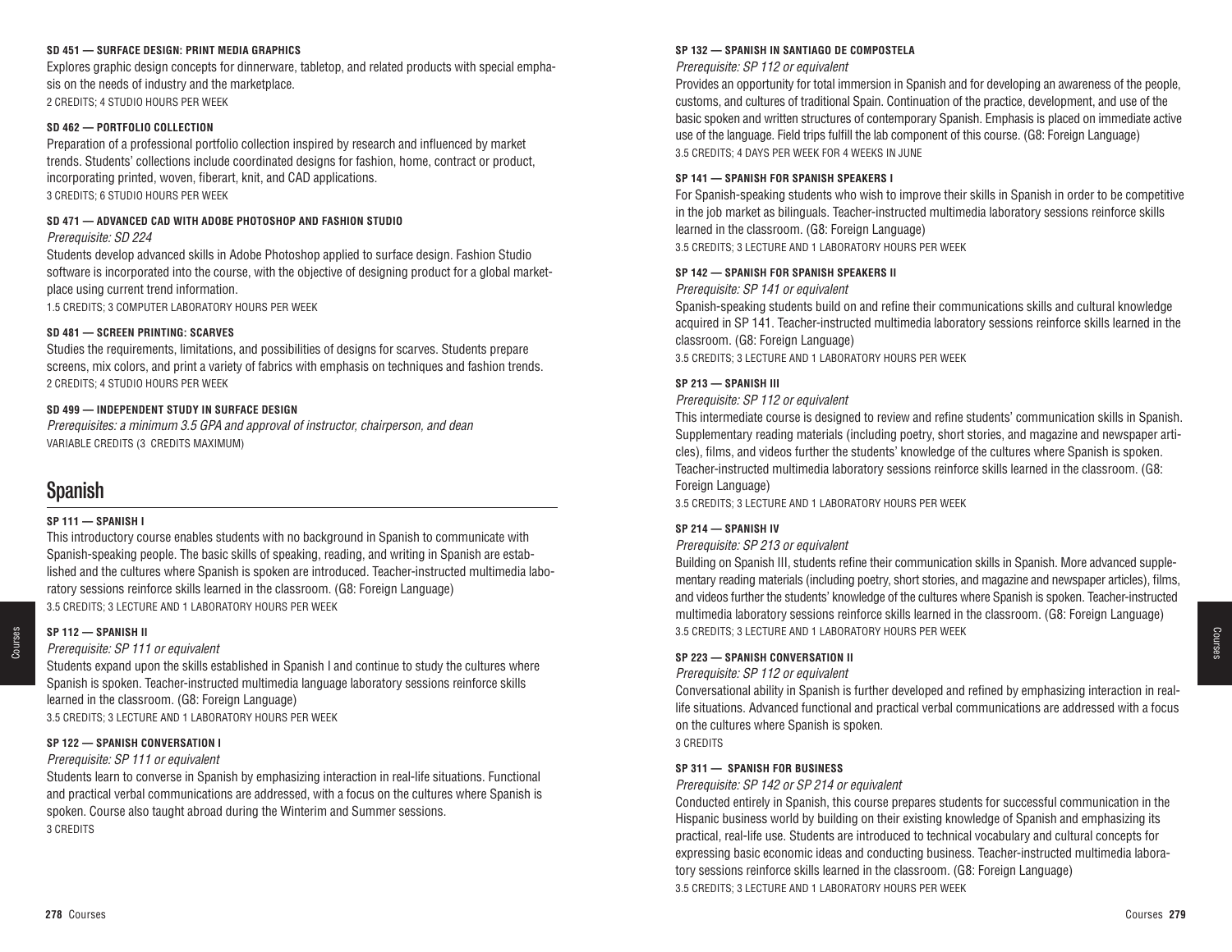#### SD 451 — SURFACE DESIGN: PRINT MEDIA GRAPHICS

Explores graphic design concepts for dinnerware, tabletop, and related products with special emphasis on the needs of industry and the marketplace.
2 CREDITS; 4 STUDIO HOURS PER WEEK

#### SD 462 — PORTFOLIO COLLECTION

Preparation of a professional portfolio collection inspired by research and influenced by market trends. Students' collections include coordinated designs for fashion, home, contract or product, incorporating printed, woven, fiberart, knit, and CAD applications.
3 CREDITS; 6 STUDIO HOURS PER WEEK

#### SD 471 — ADVANCED CAD WITH ADOBE PHOTOSHOP AND FASHION STUDIO

*Prerequisite: SD 224*

Students develop advanced skills in Adobe Photoshop applied to surface design. Fashion Studio software is incorporated into the course, with the objective of designing product for a global marketplace using current trend information.
1.5 CREDITS; 3 COMPUTER LABORATORY HOURS PER WEEK

#### SD 481 — SCREEN PRINTING: SCARVES

Studies the requirements, limitations, and possibilities of designs for scarves. Students prepare screens, mix colors, and print a variety of fabrics with emphasis on techniques and fashion trends.
2 CREDITS; 4 STUDIO HOURS PER WEEK

#### SD 499 — INDEPENDENT STUDY IN SURFACE DESIGN

*Prerequisites: a minimum 3.5 GPA and approval of instructor, chairperson, and dean*
VARIABLE CREDITS (3 CREDITS MAXIMUM)

## Spanish

#### SP 111 — SPANISH I

This introductory course enables students with no background in Spanish to communicate with Spanish-speaking people. The basic skills of speaking, reading, and writing in Spanish are established and the cultures where Spanish is spoken are introduced. Teacher-instructed multimedia laboratory sessions reinforce skills learned in the classroom. (G8: Foreign Language)
3.5 CREDITS; 3 LECTURE AND 1 LABORATORY HOURS PER WEEK

#### SP 112 — SPANISH II

*Prerequisite: SP 111 or equivalent*

Students expand upon the skills established in Spanish I and continue to study the cultures where Spanish is spoken. Teacher-instructed multimedia language laboratory sessions reinforce skills learned in the classroom. (G8: Foreign Language)
3.5 CREDITS; 3 LECTURE AND 1 LABORATORY HOURS PER WEEK

#### SP 122 — SPANISH CONVERSATION I

*Prerequisite: SP 111 or equivalent*

Students learn to converse in Spanish by emphasizing interaction in real-life situations. Functional and practical verbal communications are addressed, with a focus on the cultures where Spanish is spoken. Course also taught abroad during the Winterim and Summer sessions.
3 CREDITS

#### SP 132 — SPANISH IN SANTIAGO DE COMPOSTELA

*Prerequisite: SP 112 or equivalent*

Provides an opportunity for total immersion in Spanish and for developing an awareness of the people, customs, and cultures of traditional Spain. Continuation of the practice, development, and use of the basic spoken and written structures of contemporary Spanish. Emphasis is placed on immediate active use of the language. Field trips fulfill the lab component of this course. (G8: Foreign Language)
3.5 CREDITS; 4 DAYS PER WEEK FOR 4 WEEKS IN JUNE

#### SP 141 — SPANISH FOR SPANISH SPEAKERS I

For Spanish-speaking students who wish to improve their skills in Spanish in order to be competitive in the job market as bilinguals. Teacher-instructed multimedia laboratory sessions reinforce skills learned in the classroom. (G8: Foreign Language)
3.5 CREDITS; 3 LECTURE AND 1 LABORATORY HOURS PER WEEK

#### SP 142 — SPANISH FOR SPANISH SPEAKERS II

*Prerequisite: SP 141 or equivalent*

Spanish-speaking students build on and refine their communications skills and cultural knowledge acquired in SP 141. Teacher-instructed multimedia laboratory sessions reinforce skills learned in the classroom. (G8: Foreign Language)
3.5 CREDITS; 3 LECTURE AND 1 LABORATORY HOURS PER WEEK

#### SP 213 — SPANISH III

*Prerequisite: SP 112 or equivalent*

This intermediate course is designed to review and refine students' communication skills in Spanish. Supplementary reading materials (including poetry, short stories, and magazine and newspaper articles), films, and videos further the students' knowledge of the cultures where Spanish is spoken. Teacher-instructed multimedia laboratory sessions reinforce skills learned in the classroom. (G8: Foreign Language)
3.5 CREDITS; 3 LECTURE AND 1 LABORATORY HOURS PER WEEK

#### SP 214 — SPANISH IV

*Prerequisite: SP 213 or equivalent*

Building on Spanish III, students refine their communication skills in Spanish. More advanced supplementary reading materials (including poetry, short stories, and magazine and newspaper articles), films, and videos further the students' knowledge of the cultures where Spanish is spoken. Teacher-instructed multimedia laboratory sessions reinforce skills learned in the classroom. (G8: Foreign Language)
3.5 CREDITS; 3 LECTURE AND 1 LABORATORY HOURS PER WEEK

#### SP 223 — SPANISH CONVERSATION II

*Prerequisite: SP 112 or equivalent*

Conversational ability in Spanish is further developed and refined by emphasizing interaction in real-life situations. Advanced functional and practical verbal communications are addressed with a focus on the cultures where Spanish is spoken.
3 CREDITS

#### SP 311 — SPANISH FOR BUSINESS

*Prerequisite: SP 142 or SP 214 or equivalent*

Conducted entirely in Spanish, this course prepares students for successful communication in the Hispanic business world by building on their existing knowledge of Spanish and emphasizing its practical, real-life use. Students are introduced to technical vocabulary and cultural concepts for expressing basic economic ideas and conducting business. Teacher-instructed multimedia laboratory sessions reinforce skills learned in the classroom. (G8: Foreign Language)
3.5 CREDITS; 3 LECTURE AND 1 LABORATORY HOURS PER WEEK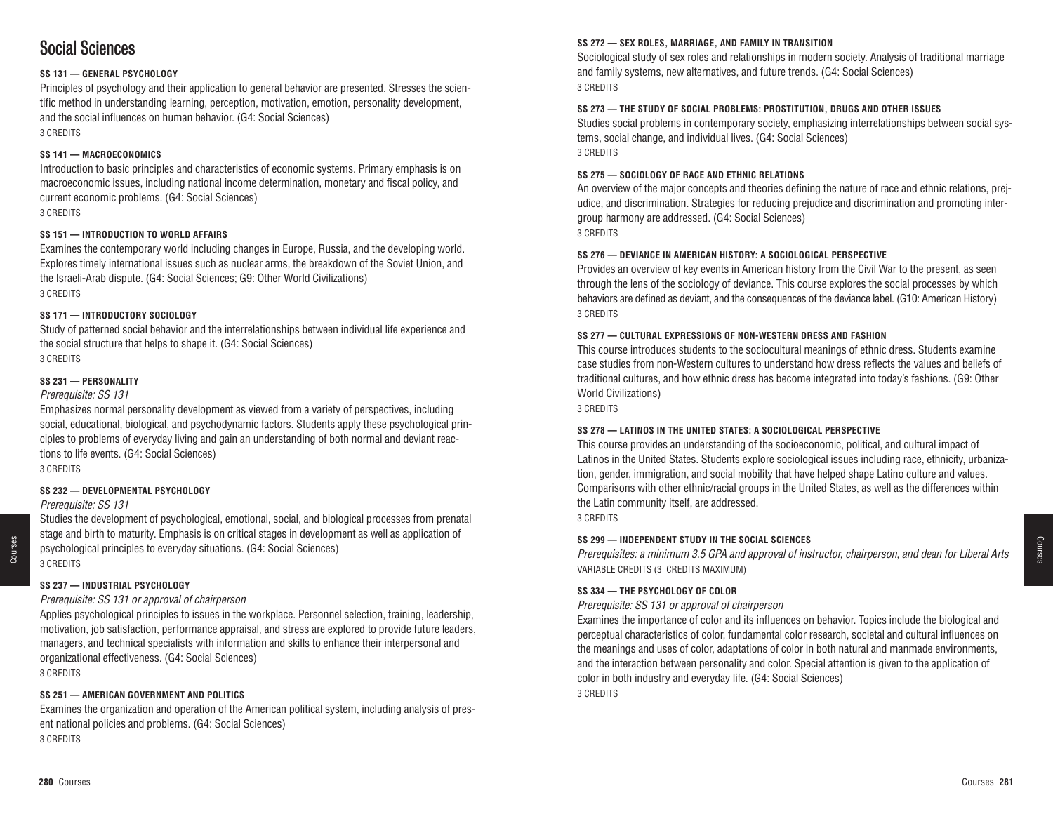# Social Sciences

**SS 131 — GENERAL PSYCHOLOGY**

Principles of psychology and their application to general behavior are presented. Stresses the scientific method in understanding learning, perception, motivation, emotion, personality development, and the social influences on human behavior. (G4: Social Sciences)
3 CREDITS

**SS 141 — MACROECONOMICS**

Introduction to basic principles and characteristics of economic systems. Primary emphasis is on macroeconomic issues, including national income determination, monetary and fiscal policy, and current economic problems. (G4: Social Sciences)
3 CREDITS

**SS 151 — INTRODUCTION TO WORLD AFFAIRS**

Examines the contemporary world including changes in Europe, Russia, and the developing world. Explores timely international issues such as nuclear arms, the breakdown of the Soviet Union, and the Israeli-Arab dispute. (G4: Social Sciences; G9: Other World Civilizations)
3 CREDITS

**SS 171 — INTRODUCTORY SOCIOLOGY**

Study of patterned social behavior and the interrelationships between individual life experience and the social structure that helps to shape it. (G4: Social Sciences)
3 CREDITS

**SS 231 — PERSONALITY**

*Prerequisite: SS 131*

Emphasizes normal personality development as viewed from a variety of perspectives, including social, educational, biological, and psychodynamic factors. Students apply these psychological principles to problems of everyday living and gain an understanding of both normal and deviant reactions to life events. (G4: Social Sciences)
3 CREDITS

**SS 232 — DEVELOPMENTAL PSYCHOLOGY**

*Prerequisite: SS 131*

Studies the development of psychological, emotional, social, and biological processes from prenatal stage and birth to maturity. Emphasis is on critical stages in development as well as application of psychological principles to everyday situations. (G4: Social Sciences)
3 CREDITS

**SS 237 — INDUSTRIAL PSYCHOLOGY**

*Prerequisite: SS 131 or approval of chairperson*

Applies psychological principles to issues in the workplace. Personnel selection, training, leadership, motivation, job satisfaction, performance appraisal, and stress are explored to provide future leaders, managers, and technical specialists with information and skills to enhance their interpersonal and organizational effectiveness. (G4: Social Sciences)
3 CREDITS

**SS 251 — AMERICAN GOVERNMENT AND POLITICS**

Examines the organization and operation of the American political system, including analysis of present national policies and problems. (G4: Social Sciences)
3 CREDITS

**SS 272 — SEX ROLES, MARRIAGE, AND FAMILY IN TRANSITION**

Sociological study of sex roles and relationships in modern society. Analysis of traditional marriage and family systems, new alternatives, and future trends. (G4: Social Sciences)
3 CREDITS

**SS 273 — THE STUDY OF SOCIAL PROBLEMS: PROSTITUTION, DRUGS AND OTHER ISSUES**

Studies social problems in contemporary society, emphasizing interrelationships between social systems, social change, and individual lives. (G4: Social Sciences)
3 CREDITS

**SS 275 — SOCIOLOGY OF RACE AND ETHNIC RELATIONS**

An overview of the major concepts and theories defining the nature of race and ethnic relations, prejudice, and discrimination. Strategies for reducing prejudice and discrimination and promoting intergroup harmony are addressed. (G4: Social Sciences)
3 CREDITS

**SS 276 — DEVIANCE IN AMERICAN HISTORY: A SOCIOLOGICAL PERSPECTIVE**

Provides an overview of key events in American history from the Civil War to the present, as seen through the lens of the sociology of deviance. This course explores the social processes by which behaviors are defined as deviant, and the consequences of the deviance label. (G10: American History)
3 CREDITS

**SS 277 — CULTURAL EXPRESSIONS OF NON-WESTERN DRESS AND FASHION**

This course introduces students to the sociocultural meanings of ethnic dress. Students examine case studies from non-Western cultures to understand how dress reflects the values and beliefs of traditional cultures, and how ethnic dress has become integrated into today's fashions. (G9: Other World Civilizations)
3 CREDITS

**SS 278 — LATINOS IN THE UNITED STATES: A SOCIOLOGICAL PERSPECTIVE**

This course provides an understanding of the socioeconomic, political, and cultural impact of Latinos in the United States. Students explore sociological issues including race, ethnicity, urbanization, gender, immigration, and social mobility that have helped shape Latino culture and values. Comparisons with other ethnic/racial groups in the United States, as well as the differences within the Latin community itself, are addressed.
3 CREDITS

**SS 299 — INDEPENDENT STUDY IN THE SOCIAL SCIENCES**

*Prerequisites: a minimum 3.5 GPA and approval of instructor, chairperson, and dean for Liberal Arts*
VARIABLE CREDITS (3 CREDITS MAXIMUM)

**SS 334 — THE PSYCHOLOGY OF COLOR**

*Prerequisite: SS 131 or approval of chairperson*

Examines the importance of color and its influences on behavior. Topics include the biological and perceptual characteristics of color, fundamental color research, societal and cultural influences on the meanings and uses of color, adaptations of color in both natural and manmade environments, and the interaction between personality and color. Special attention is given to the application of color in both industry and everyday life. (G4: Social Sciences)
3 CREDITS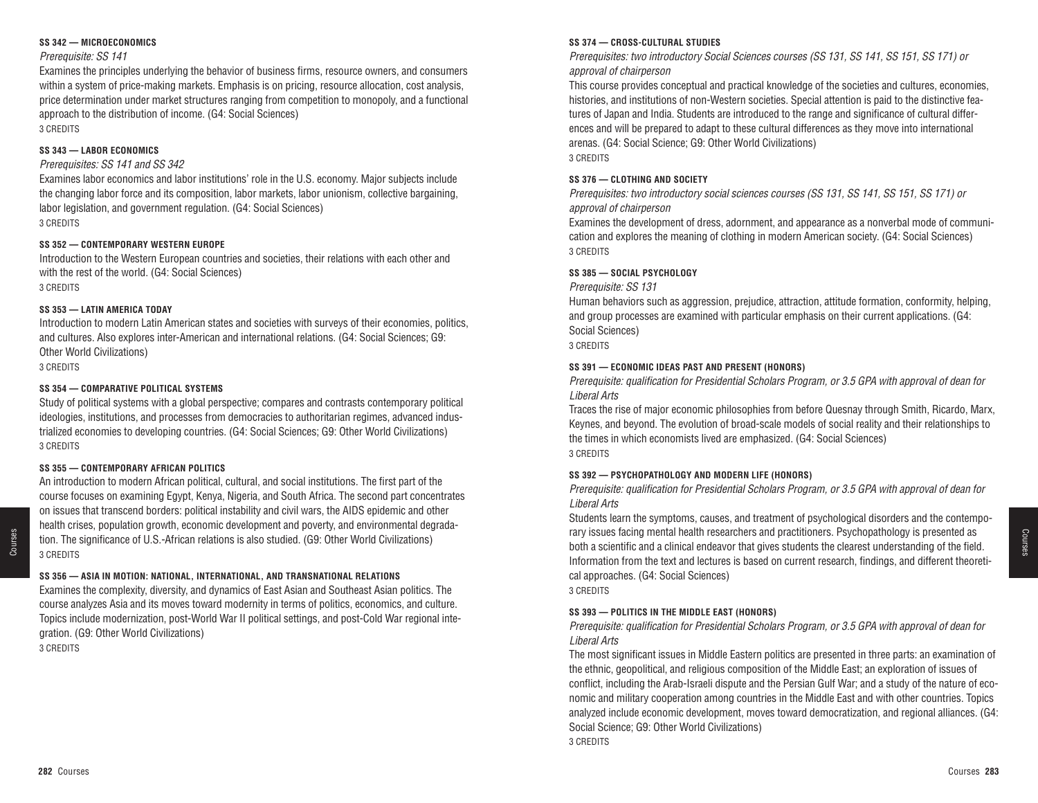#### SS 342 — MICROECONOMICS

*Prerequisite: SS 141*

Examines the principles underlying the behavior of business firms, resource owners, and consumers within a system of price-making markets. Emphasis is on pricing, resource allocation, cost analysis, price determination under market structures ranging from competition to monopoly, and a functional approach to the distribution of income. (G4: Social Sciences)

3 CREDITS

#### SS 343 — LABOR ECONOMICS

*Prerequisites: SS 141 and SS 342*

Examines labor economics and labor institutions' role in the U.S. economy. Major subjects include the changing labor force and its composition, labor markets, labor unionism, collective bargaining, labor legislation, and government regulation. (G4: Social Sciences)

3 CREDITS

#### SS 352 — CONTEMPORARY WESTERN EUROPE

Introduction to the Western European countries and societies, their relations with each other and with the rest of the world. (G4: Social Sciences)

3 CREDITS

#### SS 353 — LATIN AMERICA TODAY

Introduction to modern Latin American states and societies with surveys of their economies, politics, and cultures. Also explores inter-American and international relations. (G4: Social Sciences; G9: Other World Civilizations)

3 CREDITS

#### SS 354 — COMPARATIVE POLITICAL SYSTEMS

Study of political systems with a global perspective; compares and contrasts contemporary political ideologies, institutions, and processes from democracies to authoritarian regimes, advanced industrialized economies to developing countries. (G4: Social Sciences; G9: Other World Civilizations)

3 CREDITS

#### SS 355 — CONTEMPORARY AFRICAN POLITICS

An introduction to modern African political, cultural, and social institutions. The first part of the course focuses on examining Egypt, Kenya, Nigeria, and South Africa. The second part concentrates on issues that transcend borders: political instability and civil wars, the AIDS epidemic and other health crises, population growth, economic development and poverty, and environmental degradation. The significance of U.S.-African relations is also studied. (G9: Other World Civilizations)

3 CREDITS

#### SS 356 — ASIA IN MOTION: NATIONAL, INTERNATIONAL, AND TRANSNATIONAL RELATIONS

Examines the complexity, diversity, and dynamics of East Asian and Southeast Asian politics. The course analyzes Asia and its moves toward modernity in terms of politics, economics, and culture. Topics include modernization, post-World War II political settings, and post-Cold War regional integration. (G9: Other World Civilizations)

3 CREDITS

#### SS 374 — CROSS-CULTURAL STUDIES

*Prerequisites: two introductory Social Sciences courses (SS 131, SS 141, SS 151, SS 171) or approval of chairperson*

This course provides conceptual and practical knowledge of the societies and cultures, economies, histories, and institutions of non-Western societies. Special attention is paid to the distinctive features of Japan and India. Students are introduced to the range and significance of cultural differences and will be prepared to adapt to these cultural differences as they move into international arenas. (G4: Social Science; G9: Other World Civilizations)

3 CREDITS

#### SS 376 — CLOTHING AND SOCIETY

*Prerequisites: two introductory social sciences courses (SS 131, SS 141, SS 151, SS 171) or approval of chairperson*

Examines the development of dress, adornment, and appearance as a nonverbal mode of communication and explores the meaning of clothing in modern American society. (G4: Social Sciences)

3 CREDITS

#### SS 385 — SOCIAL PSYCHOLOGY

*Prerequisite: SS 131*

Human behaviors such as aggression, prejudice, attraction, attitude formation, conformity, helping, and group processes are examined with particular emphasis on their current applications. (G4: Social Sciences)

3 CREDITS

#### SS 391 — ECONOMIC IDEAS PAST AND PRESENT (HONORS)

*Prerequisite: qualification for Presidential Scholars Program, or 3.5 GPA with approval of dean for Liberal Arts*

Traces the rise of major economic philosophies from before Quesnay through Smith, Ricardo, Marx, Keynes, and beyond. The evolution of broad-scale models of social reality and their relationships to the times in which economists lived are emphasized. (G4: Social Sciences)

3 CREDITS

#### SS 392 — PSYCHOPATHOLOGY AND MODERN LIFE (HONORS)

*Prerequisite: qualification for Presidential Scholars Program, or 3.5 GPA with approval of dean for Liberal Arts*

Students learn the symptoms, causes, and treatment of psychological disorders and the contemporary issues facing mental health researchers and practitioners. Psychopathology is presented as both a scientific and a clinical endeavor that gives students the clearest understanding of the field. Information from the text and lectures is based on current research, findings, and different theoretical approaches. (G4: Social Sciences)

3 CREDITS

#### SS 393 — POLITICS IN THE MIDDLE EAST (HONORS)

*Prerequisite: qualification for Presidential Scholars Program, or 3.5 GPA with approval of dean for Liberal Arts*

The most significant issues in Middle Eastern politics are presented in three parts: an examination of the ethnic, geopolitical, and religious composition of the Middle East; an exploration of issues of conflict, including the Arab-Israeli dispute and the Persian Gulf War; and a study of the nature of economic and military cooperation among countries in the Middle East and with other countries. Topics analyzed include economic development, moves toward democratization, and regional alliances. (G4: Social Science; G9: Other World Civilizations)

3 CREDITS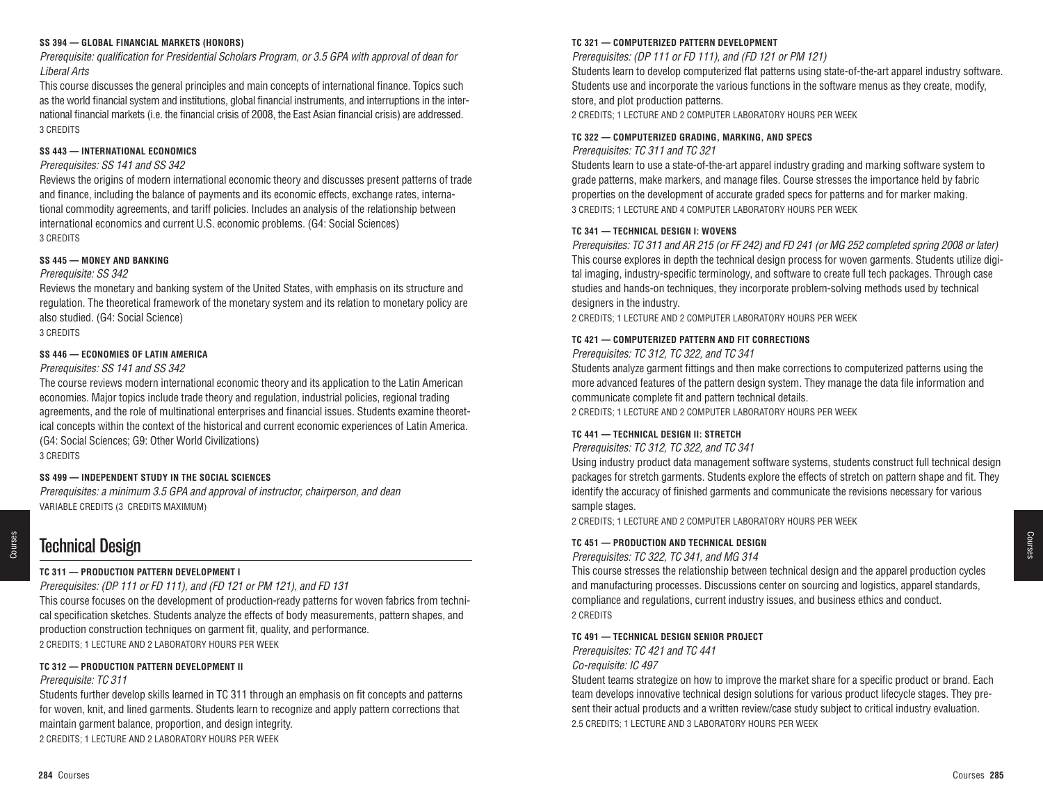#### SS 394 — GLOBAL FINANCIAL MARKETS (HONORS)

*Prerequisite: qualification for Presidential Scholars Program, or 3.5 GPA with approval of dean for Liberal Arts*

This course discusses the general principles and main concepts of international finance. Topics such as the world financial system and institutions, global financial instruments, and interruptions in the international financial markets (i.e. the financial crisis of 2008, the East Asian financial crisis) are addressed.
3 CREDITS

#### SS 443 — INTERNATIONAL ECONOMICS

*Prerequisites: SS 141 and SS 342*

Reviews the origins of modern international economic theory and discusses present patterns of trade and finance, including the balance of payments and its economic effects, exchange rates, international commodity agreements, and tariff policies. Includes an analysis of the relationship between international economics and current U.S. economic problems. (G4: Social Sciences)
3 CREDITS

#### SS 445 — MONEY AND BANKING

*Prerequisite: SS 342*

Reviews the monetary and banking system of the United States, with emphasis on its structure and regulation. The theoretical framework of the monetary system and its relation to monetary policy are also studied. (G4: Social Science)
3 CREDITS

#### SS 446 — ECONOMIES OF LATIN AMERICA

*Prerequisites: SS 141 and SS 342*

The course reviews modern international economic theory and its application to the Latin American economies. Major topics include trade theory and regulation, industrial policies, regional trading agreements, and the role of multinational enterprises and financial issues. Students examine theoretical concepts within the context of the historical and current economic experiences of Latin America. (G4: Social Sciences; G9: Other World Civilizations)
3 CREDITS

#### SS 499 — INDEPENDENT STUDY IN THE SOCIAL SCIENCES

*Prerequisites: a minimum 3.5 GPA and approval of instructor, chairperson, and dean*
VARIABLE CREDITS (3 CREDITS MAXIMUM)

## Technical Design

#### TC 311 — PRODUCTION PATTERN DEVELOPMENT I

*Prerequisites: (DP 111 or FD 111), and (FD 121 or PM 121), and FD 131*

This course focuses on the development of production-ready patterns for woven fabrics from technical specification sketches. Students analyze the effects of body measurements, pattern shapes, and production construction techniques on garment fit, quality, and performance.
2 CREDITS; 1 LECTURE AND 2 LABORATORY HOURS PER WEEK

#### TC 312 — PRODUCTION PATTERN DEVELOPMENT II

*Prerequisite: TC 311*

Students further develop skills learned in TC 311 through an emphasis on fit concepts and patterns for woven, knit, and lined garments. Students learn to recognize and apply pattern corrections that maintain garment balance, proportion, and design integrity.
2 CREDITS; 1 LECTURE AND 2 LABORATORY HOURS PER WEEK

#### TC 321 — COMPUTERIZED PATTERN DEVELOPMENT

*Prerequisites: (DP 111 or FD 111), and (FD 121 or PM 121)*

Students learn to develop computerized flat patterns using state-of-the-art apparel industry software. Students use and incorporate the various functions in the software menus as they create, modify, store, and plot production patterns.
2 CREDITS; 1 LECTURE AND 2 COMPUTER LABORATORY HOURS PER WEEK

#### TC 322 — COMPUTERIZED GRADING, MARKING, AND SPECS

*Prerequisites: TC 311 and TC 321*

Students learn to use a state-of-the-art apparel industry grading and marking software system to grade patterns, make markers, and manage files. Course stresses the importance held by fabric properties on the development of accurate graded specs for patterns and for marker making.
3 CREDITS; 1 LECTURE AND 4 COMPUTER LABORATORY HOURS PER WEEK

#### TC 341 — TECHNICAL DESIGN I: WOVENS

*Prerequisites: TC 311 and AR 215 (or FF 242) and FD 241 (or MG 252 completed spring 2008 or later)*

This course explores in depth the technical design process for woven garments. Students utilize digital imaging, industry-specific terminology, and software to create full tech packages. Through case studies and hands-on techniques, they incorporate problem-solving methods used by technical designers in the industry.
2 CREDITS; 1 LECTURE AND 2 COMPUTER LABORATORY HOURS PER WEEK

#### TC 421 — COMPUTERIZED PATTERN AND FIT CORRECTIONS

*Prerequisites: TC 312, TC 322, and TC 341*

Students analyze garment fittings and then make corrections to computerized patterns using the more advanced features of the pattern design system. They manage the data file information and communicate complete fit and pattern technical details.
2 CREDITS; 1 LECTURE AND 2 COMPUTER LABORATORY HOURS PER WEEK

#### TC 441 — TECHNICAL DESIGN II: STRETCH

*Prerequisites: TC 312, TC 322, and TC 341*

Using industry product data management software systems, students construct full technical design packages for stretch garments. Students explore the effects of stretch on pattern shape and fit. They identify the accuracy of finished garments and communicate the revisions necessary for various sample stages.
2 CREDITS; 1 LECTURE AND 2 COMPUTER LABORATORY HOURS PER WEEK

#### TC 451 — PRODUCTION AND TECHNICAL DESIGN

*Prerequisites: TC 322, TC 341, and MG 314*

This course stresses the relationship between technical design and the apparel production cycles and manufacturing processes. Discussions center on sourcing and logistics, apparel standards, compliance and regulations, current industry issues, and business ethics and conduct.
2 CREDITS

#### TC 491 — TECHNICAL DESIGN SENIOR PROJECT

*Prerequisites: TC 421 and TC 441*
*Co-requisite: IC 497*

Student teams strategize on how to improve the market share for a specific product or brand. Each team develops innovative technical design solutions for various product lifecycle stages. They present their actual products and a written review/case study subject to critical industry evaluation.
2.5 CREDITS; 1 LECTURE AND 3 LABORATORY HOURS PER WEEK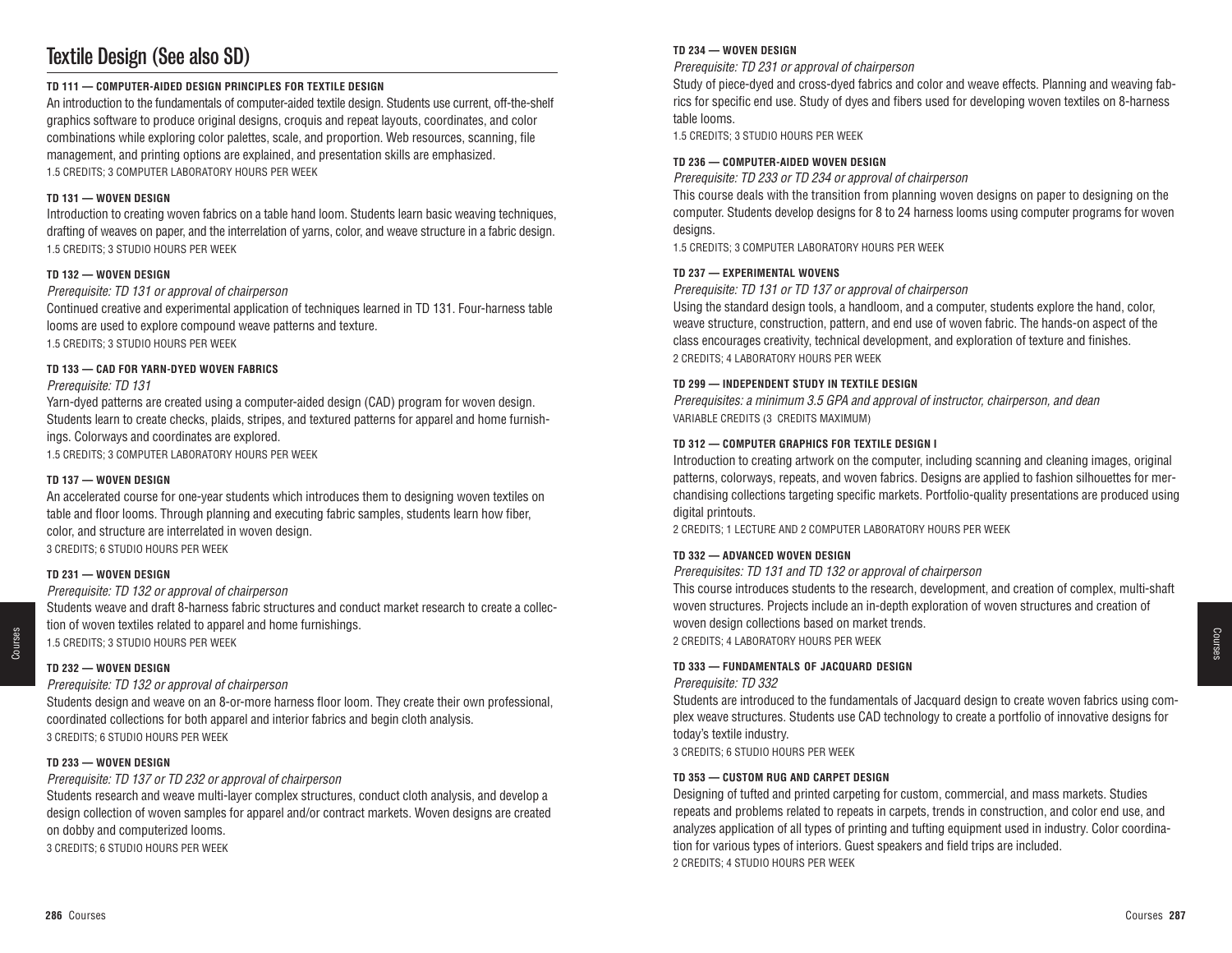# Textile Design (See also SD)

#### TD 111 — COMPUTER-AIDED DESIGN PRINCIPLES FOR TEXTILE DESIGN

An introduction to the fundamentals of computer-aided textile design. Students use current, off-the-shelf graphics software to produce original designs, croquis and repeat layouts, coordinates, and color combinations while exploring color palettes, scale, and proportion. Web resources, scanning, file management, and printing options are explained, and presentation skills are emphasized.
1.5 CREDITS; 3 COMPUTER LABORATORY HOURS PER WEEK

#### TD 131 — WOVEN DESIGN

Introduction to creating woven fabrics on a table hand loom. Students learn basic weaving techniques, drafting of weaves on paper, and the interrelation of yarns, color, and weave structure in a fabric design.
1.5 CREDITS; 3 STUDIO HOURS PER WEEK

#### TD 132 — WOVEN DESIGN

*Prerequisite: TD 131 or approval of chairperson*
Continued creative and experimental application of techniques learned in TD 131. Four-harness table looms are used to explore compound weave patterns and texture.
1.5 CREDITS; 3 STUDIO HOURS PER WEEK

#### TD 133 — CAD FOR YARN-DYED WOVEN FABRICS

*Prerequisite: TD 131*
Yarn-dyed patterns are created using a computer-aided design (CAD) program for woven design. Students learn to create checks, plaids, stripes, and textured patterns for apparel and home furnishings. Colorways and coordinates are explored.
1.5 CREDITS; 3 COMPUTER LABORATORY HOURS PER WEEK

#### TD 137 — WOVEN DESIGN

An accelerated course for one-year students which introduces them to designing woven textiles on table and floor looms. Through planning and executing fabric samples, students learn how fiber, color, and structure are interrelated in woven design.
3 CREDITS; 6 STUDIO HOURS PER WEEK

#### TD 231 — WOVEN DESIGN

*Prerequisite: TD 132 or approval of chairperson*
Students weave and draft 8-harness fabric structures and conduct market research to create a collection of woven textiles related to apparel and home furnishings.
1.5 CREDITS; 3 STUDIO HOURS PER WEEK

#### TD 232 — WOVEN DESIGN

*Prerequisite: TD 132 or approval of chairperson*
Students design and weave on an 8-or-more harness floor loom. They create their own professional, coordinated collections for both apparel and interior fabrics and begin cloth analysis.
3 CREDITS; 6 STUDIO HOURS PER WEEK

#### TD 233 — WOVEN DESIGN

*Prerequisite: TD 137 or TD 232 or approval of chairperson*
Students research and weave multi-layer complex structures, conduct cloth analysis, and develop a design collection of woven samples for apparel and/or contract markets. Woven designs are created on dobby and computerized looms.
3 CREDITS; 6 STUDIO HOURS PER WEEK

#### TD 234 — WOVEN DESIGN

*Prerequisite: TD 231 or approval of chairperson*
Study of piece-dyed and cross-dyed fabrics and color and weave effects. Planning and weaving fabrics for specific end use. Study of dyes and fibers used for developing woven textiles on 8-harness table looms.
1.5 CREDITS; 3 STUDIO HOURS PER WEEK

#### TD 236 — COMPUTER-AIDED WOVEN DESIGN

*Prerequisite: TD 233 or TD 234 or approval of chairperson*
This course deals with the transition from planning woven designs on paper to designing on the computer. Students develop designs for 8 to 24 harness looms using computer programs for woven designs.
1.5 CREDITS; 3 COMPUTER LABORATORY HOURS PER WEEK

#### TD 237 — EXPERIMENTAL WOVENS

*Prerequisite: TD 131 or TD 137 or approval of chairperson*
Using the standard design tools, a handloom, and a computer, students explore the hand, color, weave structure, construction, pattern, and end use of woven fabric. The hands-on aspect of the class encourages creativity, technical development, and exploration of texture and finishes.
2 CREDITS; 4 LABORATORY HOURS PER WEEK

#### TD 299 — INDEPENDENT STUDY IN TEXTILE DESIGN

*Prerequisites: a minimum 3.5 GPA and approval of instructor, chairperson, and dean*
VARIABLE CREDITS (3 CREDITS MAXIMUM)

#### TD 312 — COMPUTER GRAPHICS FOR TEXTILE DESIGN I

Introduction to creating artwork on the computer, including scanning and cleaning images, original patterns, colorways, repeats, and woven fabrics. Designs are applied to fashion silhouettes for merchandising collections targeting specific markets. Portfolio-quality presentations are produced using digital printouts.
2 CREDITS; 1 LECTURE AND 2 COMPUTER LABORATORY HOURS PER WEEK

#### TD 332 — ADVANCED WOVEN DESIGN

*Prerequisites: TD 131 and TD 132 or approval of chairperson*
This course introduces students to the research, development, and creation of complex, multi-shaft woven structures. Projects include an in-depth exploration of woven structures and creation of woven design collections based on market trends.
2 CREDITS; 4 LABORATORY HOURS PER WEEK

#### TD 333 — FUNDAMENTALS OF JACQUARD DESIGN

*Prerequisite: TD 332*
Students are introduced to the fundamentals of Jacquard design to create woven fabrics using complex weave structures. Students use CAD technology to create a portfolio of innovative designs for today's textile industry.
3 CREDITS; 6 STUDIO HOURS PER WEEK

#### TD 353 — CUSTOM RUG AND CARPET DESIGN

Designing of tufted and printed carpeting for custom, commercial, and mass markets. Studies repeats and problems related to repeats in carpets, trends in construction, and color end use, and analyzes application of all types of printing and tufting equipment used in industry. Color coordination for various types of interiors. Guest speakers and field trips are included.
2 CREDITS; 4 STUDIO HOURS PER WEEK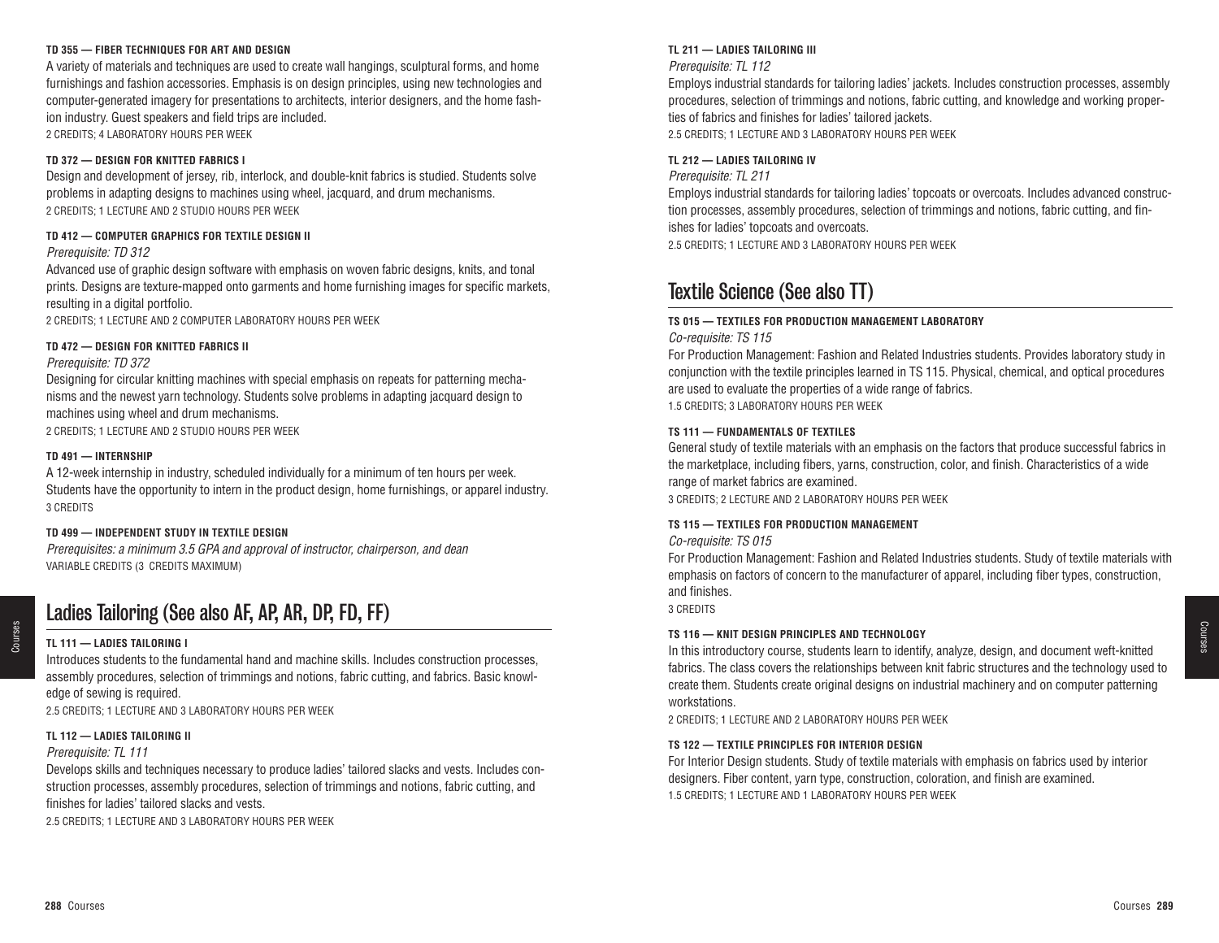#### TD 355 — FIBER TECHNIQUES FOR ART AND DESIGN

A variety of materials and techniques are used to create wall hangings, sculptural forms, and home furnishings and fashion accessories. Emphasis is on design principles, using new technologies and computer-generated imagery for presentations to architects, interior designers, and the home fashion industry. Guest speakers and field trips are included.
2 CREDITS; 4 LABORATORY HOURS PER WEEK

#### TD 372 — DESIGN FOR KNITTED FABRICS I

Design and development of jersey, rib, interlock, and double-knit fabrics is studied. Students solve problems in adapting designs to machines using wheel, jacquard, and drum mechanisms.
2 CREDITS; 1 LECTURE AND 2 STUDIO HOURS PER WEEK

#### TD 412 — COMPUTER GRAPHICS FOR TEXTILE DESIGN II

*Prerequisite: TD 312*

Advanced use of graphic design software with emphasis on woven fabric designs, knits, and tonal prints. Designs are texture-mapped onto garments and home furnishing images for specific markets, resulting in a digital portfolio.
2 CREDITS; 1 LECTURE AND 2 COMPUTER LABORATORY HOURS PER WEEK

#### TD 472 — DESIGN FOR KNITTED FABRICS II

*Prerequisite: TD 372*

Designing for circular knitting machines with special emphasis on repeats for patterning mechanisms and the newest yarn technology. Students solve problems in adapting jacquard design to machines using wheel and drum mechanisms.
2 CREDITS; 1 LECTURE AND 2 STUDIO HOURS PER WEEK

#### TD 491 — INTERNSHIP

A 12-week internship in industry, scheduled individually for a minimum of ten hours per week. Students have the opportunity to intern in the product design, home furnishings, or apparel industry.
3 CREDITS

#### TD 499 — INDEPENDENT STUDY IN TEXTILE DESIGN

*Prerequisites: a minimum 3.5 GPA and approval of instructor, chairperson, and dean*
VARIABLE CREDITS (3 CREDITS MAXIMUM)

## Ladies Tailoring (See also AF, AP, AR, DP, FD, FF)

#### TL 111 — LADIES TAILORING I

Introduces students to the fundamental hand and machine skills. Includes construction processes, assembly procedures, selection of trimmings and notions, fabric cutting, and fabrics. Basic knowledge of sewing is required.
2.5 CREDITS; 1 LECTURE AND 3 LABORATORY HOURS PER WEEK

#### TL 112 — LADIES TAILORING II

*Prerequisite: TL 111*

Develops skills and techniques necessary to produce ladies' tailored slacks and vests. Includes construction processes, assembly procedures, selection of trimmings and notions, fabric cutting, and finishes for ladies' tailored slacks and vests.
2.5 CREDITS; 1 LECTURE AND 3 LABORATORY HOURS PER WEEK

#### TL 211 — LADIES TAILORING III

*Prerequisite: TL 112*

Employs industrial standards for tailoring ladies' jackets. Includes construction processes, assembly procedures, selection of trimmings and notions, fabric cutting, and knowledge and working properties of fabrics and finishes for ladies' tailored jackets.
2.5 CREDITS; 1 LECTURE AND 3 LABORATORY HOURS PER WEEK

#### TL 212 — LADIES TAILORING IV

*Prerequisite: TL 211*

Employs industrial standards for tailoring ladies' topcoats or overcoats. Includes advanced construction processes, assembly procedures, selection of trimmings and notions, fabric cutting, and finishes for ladies' topcoats and overcoats.
2.5 CREDITS; 1 LECTURE AND 3 LABORATORY HOURS PER WEEK

## Textile Science (See also TT)

#### TS 015 — TEXTILES FOR PRODUCTION MANAGEMENT LABORATORY

*Co-requisite: TS 115*

For Production Management: Fashion and Related Industries students. Provides laboratory study in conjunction with the textile principles learned in TS 115. Physical, chemical, and optical procedures are used to evaluate the properties of a wide range of fabrics.
1.5 CREDITS; 3 LABORATORY HOURS PER WEEK

#### TS 111 — FUNDAMENTALS OF TEXTILES

General study of textile materials with an emphasis on the factors that produce successful fabrics in the marketplace, including fibers, yarns, construction, color, and finish. Characteristics of a wide range of market fabrics are examined.
3 CREDITS; 2 LECTURE AND 2 LABORATORY HOURS PER WEEK

#### TS 115 — TEXTILES FOR PRODUCTION MANAGEMENT

*Co-requisite: TS 015*

For Production Management: Fashion and Related Industries students. Study of textile materials with emphasis on factors of concern to the manufacturer of apparel, including fiber types, construction, and finishes.
3 CREDITS

#### TS 116 — KNIT DESIGN PRINCIPLES AND TECHNOLOGY

In this introductory course, students learn to identify, analyze, design, and document weft-knitted fabrics. The class covers the relationships between knit fabric structures and the technology used to create them. Students create original designs on industrial machinery and on computer patterning workstations.
2 CREDITS; 1 LECTURE AND 2 LABORATORY HOURS PER WEEK

#### TS 122 — TEXTILE PRINCIPLES FOR INTERIOR DESIGN

For Interior Design students. Study of textile materials with emphasis on fabrics used by interior designers. Fiber content, yarn type, construction, coloration, and finish are examined.
1.5 CREDITS; 1 LECTURE AND 1 LABORATORY HOURS PER WEEK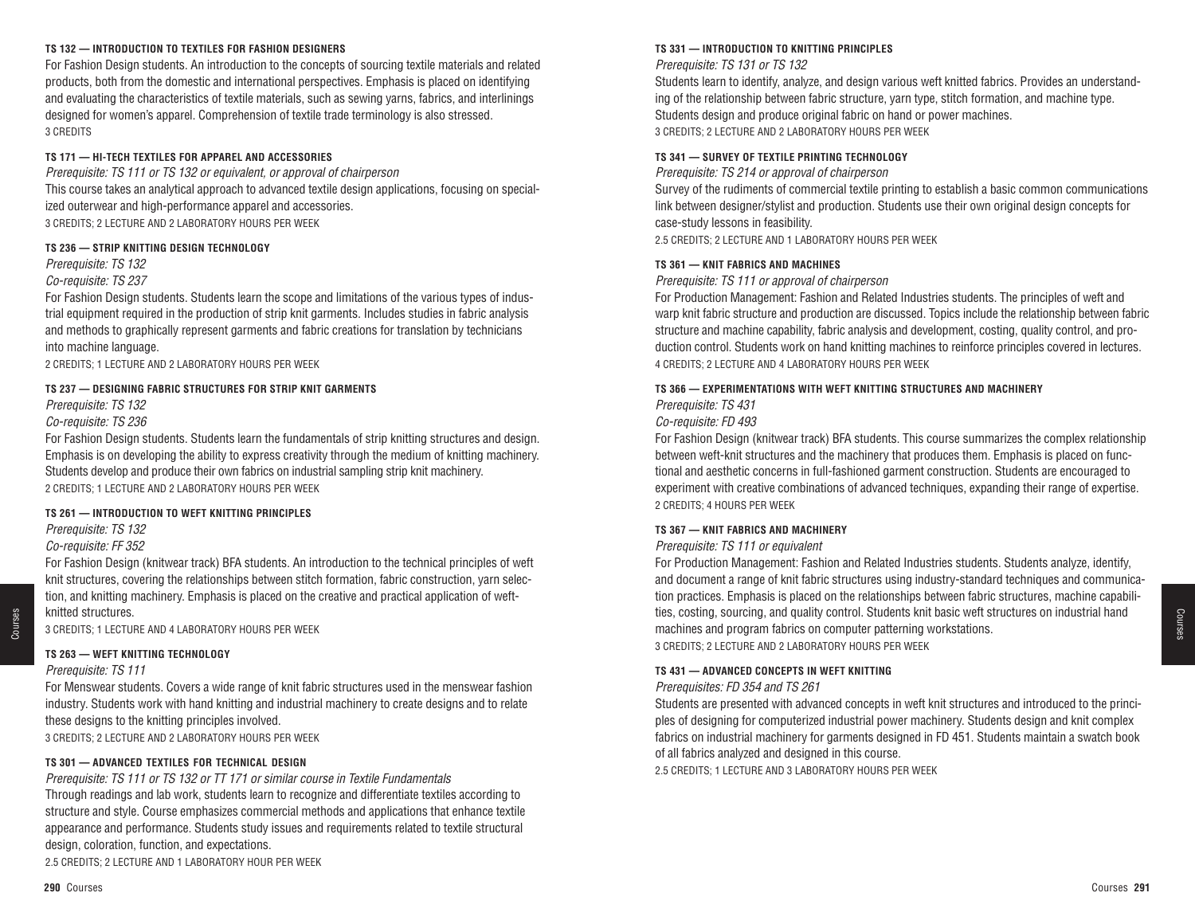#### TS 132 — INTRODUCTION TO TEXTILES FOR FASHION DESIGNERS

For Fashion Design students. An introduction to the concepts of sourcing textile materials and related products, both from the domestic and international perspectives. Emphasis is placed on identifying and evaluating the characteristics of textile materials, such as sewing yarns, fabrics, and interlinings designed for women's apparel. Comprehension of textile trade terminology is also stressed.
3 CREDITS

#### TS 171 — HI-TECH TEXTILES FOR APPAREL AND ACCESSORIES

*Prerequisite: TS 111 or TS 132 or equivalent, or approval of chairperson*

This course takes an analytical approach to advanced textile design applications, focusing on specialized outerwear and high-performance apparel and accessories.
3 CREDITS; 2 LECTURE AND 2 LABORATORY HOURS PER WEEK

#### TS 236 — STRIP KNITTING DESIGN TECHNOLOGY

*Prerequisite: TS 132*
*Co-requisite: TS 237*

For Fashion Design students. Students learn the scope and limitations of the various types of industrial equipment required in the production of strip knit garments. Includes studies in fabric analysis and methods to graphically represent garments and fabric creations for translation by technicians into machine language.
2 CREDITS; 1 LECTURE AND 2 LABORATORY HOURS PER WEEK

#### TS 237 — DESIGNING FABRIC STRUCTURES FOR STRIP KNIT GARMENTS

*Prerequisite: TS 132*
*Co-requisite: TS 236*

For Fashion Design students. Students learn the fundamentals of strip knitting structures and design. Emphasis is on developing the ability to express creativity through the medium of knitting machinery. Students develop and produce their own fabrics on industrial sampling strip knit machinery.
2 CREDITS; 1 LECTURE AND 2 LABORATORY HOURS PER WEEK

#### TS 261 — INTRODUCTION TO WEFT KNITTING PRINCIPLES

*Prerequisite: TS 132*
*Co-requisite: FF 352*

For Fashion Design (knitwear track) BFA students. An introduction to the technical principles of weft knit structures, covering the relationships between stitch formation, fabric construction, yarn selection, and knitting machinery. Emphasis is placed on the creative and practical application of weft-knitted structures.
3 CREDITS; 1 LECTURE AND 4 LABORATORY HOURS PER WEEK

#### TS 263 — WEFT KNITTING TECHNOLOGY

*Prerequisite: TS 111*

For Menswear students. Covers a wide range of knit fabric structures used in the menswear fashion industry. Students work with hand knitting and industrial machinery to create designs and to relate these designs to the knitting principles involved.
3 CREDITS; 2 LECTURE AND 2 LABORATORY HOURS PER WEEK

#### TS 301 — ADVANCED TEXTILES FOR TECHNICAL DESIGN

*Prerequisite: TS 111 or TS 132 or TT 171 or similar course in Textile Fundamentals*

Through readings and lab work, students learn to recognize and differentiate textiles according to structure and style. Course emphasizes commercial methods and applications that enhance textile appearance and performance. Students study issues and requirements related to textile structural design, coloration, function, and expectations.
2.5 CREDITS; 2 LECTURE AND 1 LABORATORY HOUR PER WEEK

#### TS 331 — INTRODUCTION TO KNITTING PRINCIPLES

*Prerequisite: TS 131 or TS 132*

Students learn to identify, analyze, and design various weft knitted fabrics. Provides an understanding of the relationship between fabric structure, yarn type, stitch formation, and machine type. Students design and produce original fabric on hand or power machines.
3 CREDITS; 2 LECTURE AND 2 LABORATORY HOURS PER WEEK

#### TS 341 — SURVEY OF TEXTILE PRINTING TECHNOLOGY

*Prerequisite: TS 214 or approval of chairperson*

Survey of the rudiments of commercial textile printing to establish a basic common communications link between designer/stylist and production. Students use their own original design concepts for case-study lessons in feasibility.
2.5 CREDITS; 2 LECTURE AND 1 LABORATORY HOURS PER WEEK

#### TS 361 — KNIT FABRICS AND MACHINES

*Prerequisite: TS 111 or approval of chairperson*

For Production Management: Fashion and Related Industries students. The principles of weft and warp knit fabric structure and production are discussed. Topics include the relationship between fabric structure and machine capability, fabric analysis and development, costing, quality control, and production control. Students work on hand knitting machines to reinforce principles covered in lectures.
4 CREDITS; 2 LECTURE AND 4 LABORATORY HOURS PER WEEK

#### TS 366 — EXPERIMENTATIONS WITH WEFT KNITTING STRUCTURES AND MACHINERY

*Prerequisite: TS 431*
*Co-requisite: FD 493*

For Fashion Design (knitwear track) BFA students. This course summarizes the complex relationship between weft-knit structures and the machinery that produces them. Emphasis is placed on functional and aesthetic concerns in full-fashioned garment construction. Students are encouraged to experiment with creative combinations of advanced techniques, expanding their range of expertise.
2 CREDITS; 4 HOURS PER WEEK

#### TS 367 — KNIT FABRICS AND MACHINERY

*Prerequisite: TS 111 or equivalent*

For Production Management: Fashion and Related Industries students. Students analyze, identify, and document a range of knit fabric structures using industry-standard techniques and communication practices. Emphasis is placed on the relationships between fabric structures, machine capabilities, costing, sourcing, and quality control. Students knit basic weft structures on industrial hand machines and program fabrics on computer patterning workstations.
3 CREDITS; 2 LECTURE AND 2 LABORATORY HOURS PER WEEK

#### TS 431 — ADVANCED CONCEPTS IN WEFT KNITTING

*Prerequisites: FD 354 and TS 261*

Students are presented with advanced concepts in weft knit structures and introduced to the principles of designing for computerized industrial power machinery. Students design and knit complex fabrics on industrial machinery for garments designed in FD 451. Students maintain a swatch book of all fabrics analyzed and designed in this course.
2.5 CREDITS; 1 LECTURE AND 3 LABORATORY HOURS PER WEEK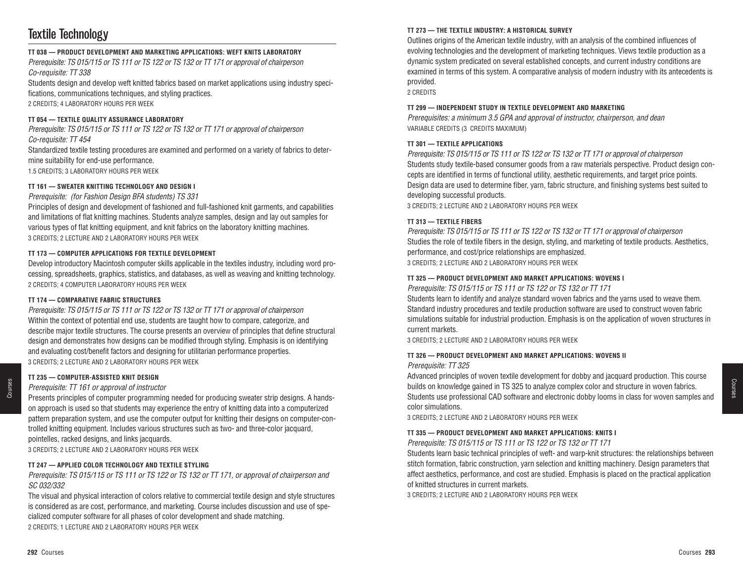# Textile Technology

**TT 038 — PRODUCT DEVELOPMENT AND MARKETING APPLICATIONS: WEFT KNITS LABORATORY**

*Prerequisite: TS 015/115 or TS 111 or TS 122 or TS 132 or TT 171 or approval of chairperson*
*Co-requisite: TT 338*

Students design and develop weft knitted fabrics based on market applications using industry specifications, communications techniques, and styling practices.

2 CREDITS; 4 LABORATORY HOURS PER WEEK

**TT 054 — TEXTILE QUALITY ASSURANCE LABORATORY**

*Prerequisite: TS 015/115 or TS 111 or TS 122 or TS 132 or TT 171 or approval of chairperson*
*Co-requisite: TT 454*

Standardized textile testing procedures are examined and performed on a variety of fabrics to determine suitability for end-use performance.

1.5 CREDITS; 3 LABORATORY HOURS PER WEEK

**TT 161 — SWEATER KNITTING TECHNOLOGY AND DESIGN I**

*Prerequisite: (for Fashion Design BFA students) TS 331*

Principles of design and development of fashioned and full-fashioned knit garments, and capabilities and limitations of flat knitting machines. Students analyze samples, design and lay out samples for various types of flat knitting equipment, and knit fabrics on the laboratory knitting machines.

3 CREDITS; 2 LECTURE AND 2 LABORATORY HOURS PER WEEK

**TT 173 — COMPUTER APPLICATIONS FOR TEXTILE DEVELOPMENT**

Develop introductory Macintosh computer skills applicable in the textiles industry, including word processing, spreadsheets, graphics, statistics, and databases, as well as weaving and knitting technology.

2 CREDITS; 4 COMPUTER LABORATORY HOURS PER WEEK

**TT 174 — COMPARATIVE FABRIC STRUCTURES**

*Prerequisite: TS 015/115 or TS 111 or TS 122 or TS 132 or TT 171 or approval of chairperson*

Within the context of potential end use, students are taught how to compare, categorize, and describe major textile structures. The course presents an overview of principles that define structural design and demonstrates how designs can be modified through styling. Emphasis is on identifying and evaluating cost/benefit factors and designing for utilitarian performance properties.

3 CREDITS; 2 LECTURE AND 2 LABORATORY HOURS PER WEEK

**TT 235 — COMPUTER-ASSISTED KNIT DESIGN**

*Prerequisite: TT 161 or approval of instructor*

Presents principles of computer programming needed for producing sweater strip designs. A hands-on approach is used so that students may experience the entry of knitting data into a computerized pattern preparation system, and use the computer output for knitting their designs on computer-controlled knitting equipment. Includes various structures such as two- and three-color jacquard, pointelles, racked designs, and links jacquards.

3 CREDITS; 2 LECTURE AND 2 LABORATORY HOURS PER WEEK

**TT 247 — APPLIED COLOR TECHNOLOGY AND TEXTILE STYLING**

*Prerequisite: TS 015/115 or TS 111 or TS 122 or TS 132 or TT 171, or approval of chairperson and SC 032/332*

The visual and physical interaction of colors relative to commercial textile design and style structures is considered as are cost, performance, and marketing. Course includes discussion and use of specialized computer software for all phases of color development and shade matching.

2 CREDITS; 1 LECTURE AND 2 LABORATORY HOURS PER WEEK

**TT 273 — THE TEXTILE INDUSTRY: A HISTORICAL SURVEY**

Outlines origins of the American textile industry, with an analysis of the combined influences of evolving technologies and the development of marketing techniques. Views textile production as a dynamic system predicated on several established concepts, and current industry conditions are examined in terms of this system. A comparative analysis of modern industry with its antecedents is provided.

2 CREDITS

**TT 299 — INDEPENDENT STUDY IN TEXTILE DEVELOPMENT AND MARKETING**

*Prerequisites: a minimum 3.5 GPA and approval of instructor, chairperson, and dean*

VARIABLE CREDITS (3 CREDITS MAXIMUM)

**TT 301 — TEXTILE APPLICATIONS**

*Prerequisite: TS 015/115 or TS 111 or TS 122 or TS 132 or TT 171 or approval of chairperson*

Students study textile-based consumer goods from a raw materials perspective. Product design concepts are identified in terms of functional utility, aesthetic requirements, and target price points. Design data are used to determine fiber, yarn, fabric structure, and finishing systems best suited to developing successful products.

3 CREDITS; 2 LECTURE AND 2 LABORATORY HOURS PER WEEK

**TT 313 — TEXTILE FIBERS**

*Prerequisite: TS 015/115 or TS 111 or TS 122 or TS 132 or TT 171 or approval of chairperson*

Studies the role of textile fibers in the design, styling, and marketing of textile products. Aesthetics, performance, and cost/price relationships are emphasized.

3 CREDITS; 2 LECTURE AND 2 LABORATORY HOURS PER WEEK

**TT 325 — PRODUCT DEVELOPMENT AND MARKET APPLICATIONS: WOVENS I**

*Prerequisite: TS 015/115 or TS 111 or TS 122 or TS 132 or TT 171*

Students learn to identify and analyze standard woven fabrics and the yarns used to weave them. Standard industry procedures and textile production software are used to construct woven fabric simulations suitable for industrial production. Emphasis is on the application of woven structures in current markets.

3 CREDITS; 2 LECTURE AND 2 LABORATORY HOURS PER WEEK

**TT 326 — PRODUCT DEVELOPMENT AND MARKET APPLICATIONS: WOVENS II**

*Prerequisite: TT 325*

Advanced principles of woven textile development for dobby and jacquard production. This course builds on knowledge gained in TS 325 to analyze complex color and structure in woven fabrics. Students use professional CAD software and electronic dobby looms in class for woven samples and color simulations.

3 CREDITS; 2 LECTURE AND 2 LABORATORY HOURS PER WEEK

**TT 335 — PRODUCT DEVELOPMENT AND MARKET APPLICATIONS: KNITS I**

*Prerequisite: TS 015/115 or TS 111 or TS 122 or TS 132 or TT 171*

Students learn basic technical principles of weft- and warp-knit structures: the relationships between stitch formation, fabric construction, yarn selection and knitting machinery. Design parameters that affect aesthetics, performance, and cost are studied. Emphasis is placed on the practical application of knitted structures in current markets.

3 CREDITS; 2 LECTURE AND 2 LABORATORY HOURS PER WEEK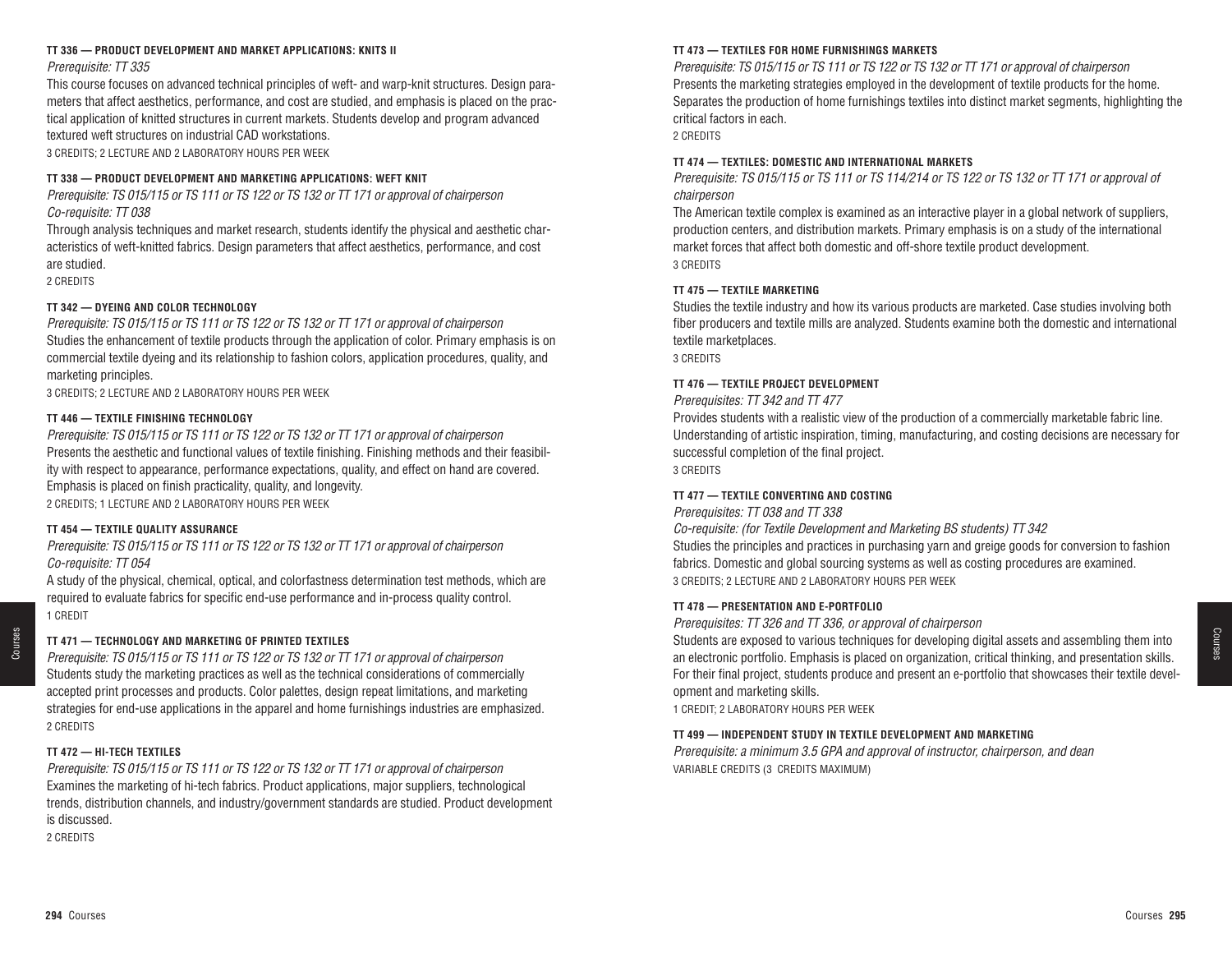#### TT 336 — PRODUCT DEVELOPMENT AND MARKET APPLICATIONS: KNITS II

*Prerequisite: TT 335*

This course focuses on advanced technical principles of weft- and warp-knit structures. Design parameters that affect aesthetics, performance, and cost are studied, and emphasis is placed on the practical application of knitted structures in current markets. Students develop and program advanced textured weft structures on industrial CAD workstations.

3 CREDITS; 2 LECTURE AND 2 LABORATORY HOURS PER WEEK

#### TT 338 — PRODUCT DEVELOPMENT AND MARKETING APPLICATIONS: WEFT KNIT

*Prerequisite: TS 015/115 or TS 111 or TS 122 or TS 132 or TT 171 or approval of chairperson*
*Co-requisite: TT 038*

Through analysis techniques and market research, students identify the physical and aesthetic characteristics of weft-knitted fabrics. Design parameters that affect aesthetics, performance, and cost are studied.

2 CREDITS

#### TT 342 — DYEING AND COLOR TECHNOLOGY

*Prerequisite: TS 015/115 or TS 111 or TS 122 or TS 132 or TT 171 or approval of chairperson*

Studies the enhancement of textile products through the application of color. Primary emphasis is on commercial textile dyeing and its relationship to fashion colors, application procedures, quality, and marketing principles.

3 CREDITS; 2 LECTURE AND 2 LABORATORY HOURS PER WEEK

#### TT 446 — TEXTILE FINISHING TECHNOLOGY

*Prerequisite: TS 015/115 or TS 111 or TS 122 or TS 132 or TT 171 or approval of chairperson*

Presents the aesthetic and functional values of textile finishing. Finishing methods and their feasibility with respect to appearance, performance expectations, quality, and effect on hand are covered. Emphasis is placed on finish practicality, quality, and longevity.

2 CREDITS; 1 LECTURE AND 2 LABORATORY HOURS PER WEEK

#### TT 454 — TEXTILE QUALITY ASSURANCE

*Prerequisite: TS 015/115 or TS 111 or TS 122 or TS 132 or TT 171 or approval of chairperson*
*Co-requisite: TT 054*

A study of the physical, chemical, optical, and colorfastness determination test methods, which are required to evaluate fabrics for specific end-use performance and in-process quality control.

1 CREDIT

#### TT 471 — TECHNOLOGY AND MARKETING OF PRINTED TEXTILES

*Prerequisite: TS 015/115 or TS 111 or TS 122 or TS 132 or TT 171 or approval of chairperson*

Students study the marketing practices as well as the technical considerations of commercially accepted print processes and products. Color palettes, design repeat limitations, and marketing strategies for end-use applications in the apparel and home furnishings industries are emphasized.

2 CREDITS

#### TT 472 — HI-TECH TEXTILES

*Prerequisite: TS 015/115 or TS 111 or TS 122 or TS 132 or TT 171 or approval of chairperson*

Examines the marketing of hi-tech fabrics. Product applications, major suppliers, technological trends, distribution channels, and industry/government standards are studied. Product development is discussed.

2 CREDITS

#### TT 473 — TEXTILES FOR HOME FURNISHINGS MARKETS

*Prerequisite: TS 015/115 or TS 111 or TS 122 or TS 132 or TT 171 or approval of chairperson*

Presents the marketing strategies employed in the development of textile products for the home. Separates the production of home furnishings textiles into distinct market segments, highlighting the critical factors in each.

2 CREDITS

#### TT 474 — TEXTILES: DOMESTIC AND INTERNATIONAL MARKETS

*Prerequisite: TS 015/115 or TS 111 or TS 114/214 or TS 122 or TS 132 or TT 171 or approval of chairperson*

The American textile complex is examined as an interactive player in a global network of suppliers, production centers, and distribution markets. Primary emphasis is on a study of the international market forces that affect both domestic and off-shore textile product development.

3 CREDITS

#### TT 475 — TEXTILE MARKETING

Studies the textile industry and how its various products are marketed. Case studies involving both fiber producers and textile mills are analyzed. Students examine both the domestic and international textile marketplaces.

3 CREDITS

#### TT 476 — TEXTILE PROJECT DEVELOPMENT

*Prerequisites: TT 342 and TT 477*

Provides students with a realistic view of the production of a commercially marketable fabric line. Understanding of artistic inspiration, timing, manufacturing, and costing decisions are necessary for successful completion of the final project.

3 CREDITS

#### TT 477 — TEXTILE CONVERTING AND COSTING

*Prerequisites: TT 038 and TT 338*
*Co-requisite: (for Textile Development and Marketing BS students) TT 342*

Studies the principles and practices in purchasing yarn and greige goods for conversion to fashion fabrics. Domestic and global sourcing systems as well as costing procedures are examined.

3 CREDITS; 2 LECTURE AND 2 LABORATORY HOURS PER WEEK

#### TT 478 — PRESENTATION AND E-PORTFOLIO

*Prerequisites: TT 326 and TT 336, or approval of chairperson*

Students are exposed to various techniques for developing digital assets and assembling them into an electronic portfolio. Emphasis is placed on organization, critical thinking, and presentation skills. For their final project, students produce and present an e-portfolio that showcases their textile development and marketing skills.

1 CREDIT; 2 LABORATORY HOURS PER WEEK

#### TT 499 — INDEPENDENT STUDY IN TEXTILE DEVELOPMENT AND MARKETING

*Prerequisite: a minimum 3.5 GPA and approval of instructor, chairperson, and dean*

VARIABLE CREDITS (3 CREDITS MAXIMUM)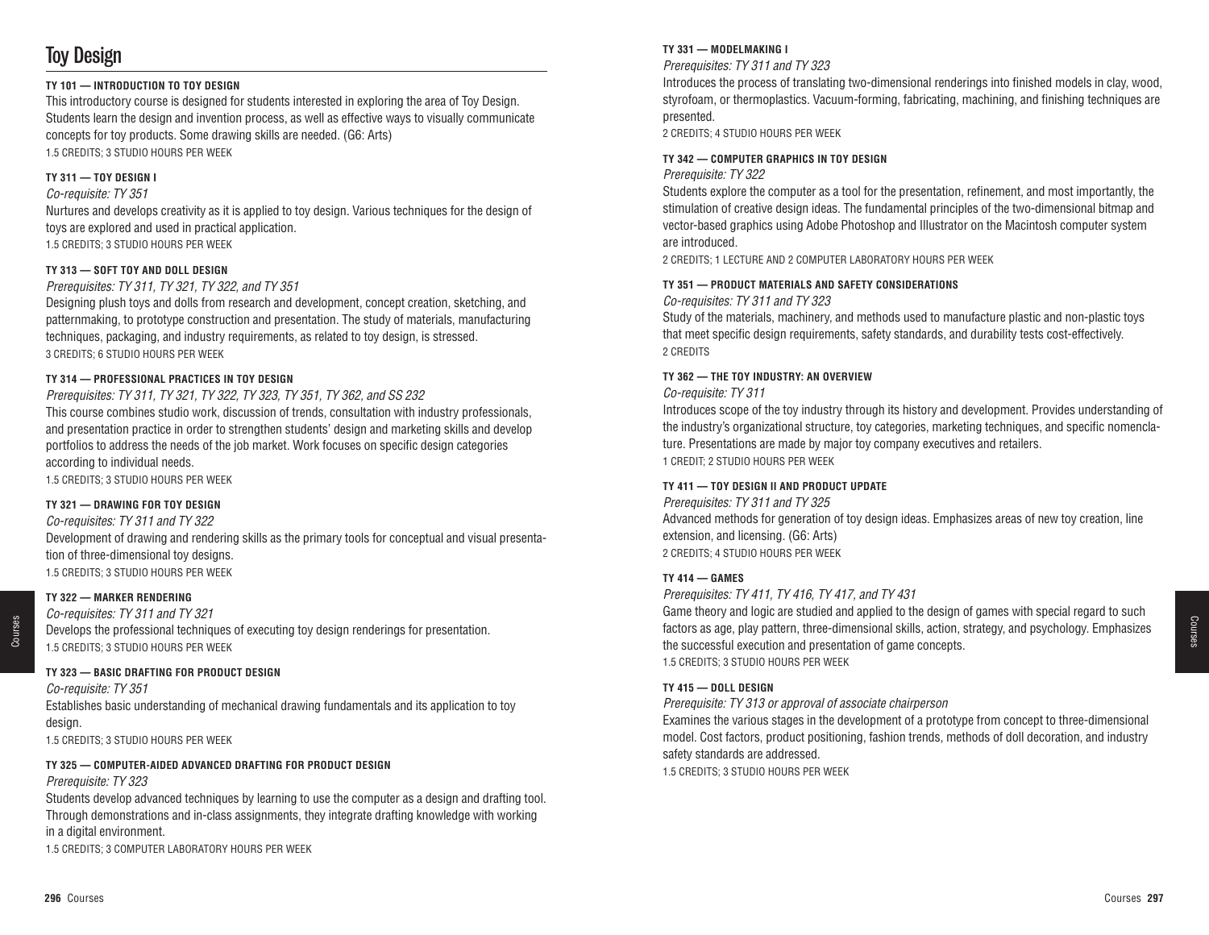# Toy Design

**TY 101 — INTRODUCTION TO TOY DESIGN**

This introductory course is designed for students interested in exploring the area of Toy Design. Students learn the design and invention process, as well as effective ways to visually communicate concepts for toy products. Some drawing skills are needed. (G6: Arts)

1.5 CREDITS; 3 STUDIO HOURS PER WEEK

**TY 311 — TOY DESIGN I**

*Co-requisite: TY 351*

Nurtures and develops creativity as it is applied to toy design. Various techniques for the design of toys are explored and used in practical application.

1.5 CREDITS; 3 STUDIO HOURS PER WEEK

**TY 313 — SOFT TOY AND DOLL DESIGN**

*Prerequisites: TY 311, TY 321, TY 322, and TY 351*

Designing plush toys and dolls from research and development, concept creation, sketching, and patternmaking, to prototype construction and presentation. The study of materials, manufacturing techniques, packaging, and industry requirements, as related to toy design, is stressed.

3 CREDITS; 6 STUDIO HOURS PER WEEK

**TY 314 — PROFESSIONAL PRACTICES IN TOY DESIGN**

*Prerequisites: TY 311, TY 321, TY 322, TY 323, TY 351, TY 362, and SS 232*

This course combines studio work, discussion of trends, consultation with industry professionals, and presentation practice in order to strengthen students' design and marketing skills and develop portfolios to address the needs of the job market. Work focuses on specific design categories according to individual needs.

1.5 CREDITS; 3 STUDIO HOURS PER WEEK

**TY 321 — DRAWING FOR TOY DESIGN**

*Co-requisites: TY 311 and TY 322*

Development of drawing and rendering skills as the primary tools for conceptual and visual presentation of three-dimensional toy designs.

1.5 CREDITS; 3 STUDIO HOURS PER WEEK

**TY 322 — MARKER RENDERING**

*Co-requisites: TY 311 and TY 321*

Develops the professional techniques of executing toy design renderings for presentation.

1.5 CREDITS; 3 STUDIO HOURS PER WEEK

**TY 323 — BASIC DRAFTING FOR PRODUCT DESIGN**

*Co-requisite: TY 351*

Establishes basic understanding of mechanical drawing fundamentals and its application to toy design.

1.5 CREDITS; 3 STUDIO HOURS PER WEEK

**TY 325 — COMPUTER-AIDED ADVANCED DRAFTING FOR PRODUCT DESIGN**

*Prerequisite: TY 323*

Students develop advanced techniques by learning to use the computer as a design and drafting tool. Through demonstrations and in-class assignments, they integrate drafting knowledge with working in a digital environment.

1.5 CREDITS; 3 COMPUTER LABORATORY HOURS PER WEEK

**TY 331 — MODELMAKING I**

*Prerequisites: TY 311 and TY 323*

Introduces the process of translating two-dimensional renderings into finished models in clay, wood, styrofoam, or thermoplastics. Vacuum-forming, fabricating, machining, and finishing techniques are presented.

2 CREDITS; 4 STUDIO HOURS PER WEEK

**TY 342 — COMPUTER GRAPHICS IN TOY DESIGN**

*Prerequisite: TY 322*

Students explore the computer as a tool for the presentation, refinement, and most importantly, the stimulation of creative design ideas. The fundamental principles of the two-dimensional bitmap and vector-based graphics using Adobe Photoshop and Illustrator on the Macintosh computer system are introduced.

2 CREDITS; 1 LECTURE AND 2 COMPUTER LABORATORY HOURS PER WEEK

**TY 351 — PRODUCT MATERIALS AND SAFETY CONSIDERATIONS**

*Co-requisites: TY 311 and TY 323*

Study of the materials, machinery, and methods used to manufacture plastic and non-plastic toys that meet specific design requirements, safety standards, and durability tests cost-effectively.

2 CREDITS

**TY 362 — THE TOY INDUSTRY: AN OVERVIEW**

*Co-requisite: TY 311*

Introduces scope of the toy industry through its history and development. Provides understanding of the industry's organizational structure, toy categories, marketing techniques, and specific nomenclature. Presentations are made by major toy company executives and retailers.

1 CREDIT; 2 STUDIO HOURS PER WEEK

**TY 411 — TOY DESIGN II AND PRODUCT UPDATE**

*Prerequisites: TY 311 and TY 325*

Advanced methods for generation of toy design ideas. Emphasizes areas of new toy creation, line extension, and licensing. (G6: Arts)

2 CREDITS; 4 STUDIO HOURS PER WEEK

**TY 414 — GAMES**

*Prerequisites: TY 411, TY 416, TY 417, and TY 431*

Game theory and logic are studied and applied to the design of games with special regard to such factors as age, play pattern, three-dimensional skills, action, strategy, and psychology. Emphasizes the successful execution and presentation of game concepts.

1.5 CREDITS; 3 STUDIO HOURS PER WEEK

**TY 415 — DOLL DESIGN**

*Prerequisite: TY 313 or approval of associate chairperson*

Examines the various stages in the development of a prototype from concept to three-dimensional model. Cost factors, product positioning, fashion trends, methods of doll decoration, and industry safety standards are addressed.

1.5 CREDITS; 3 STUDIO HOURS PER WEEK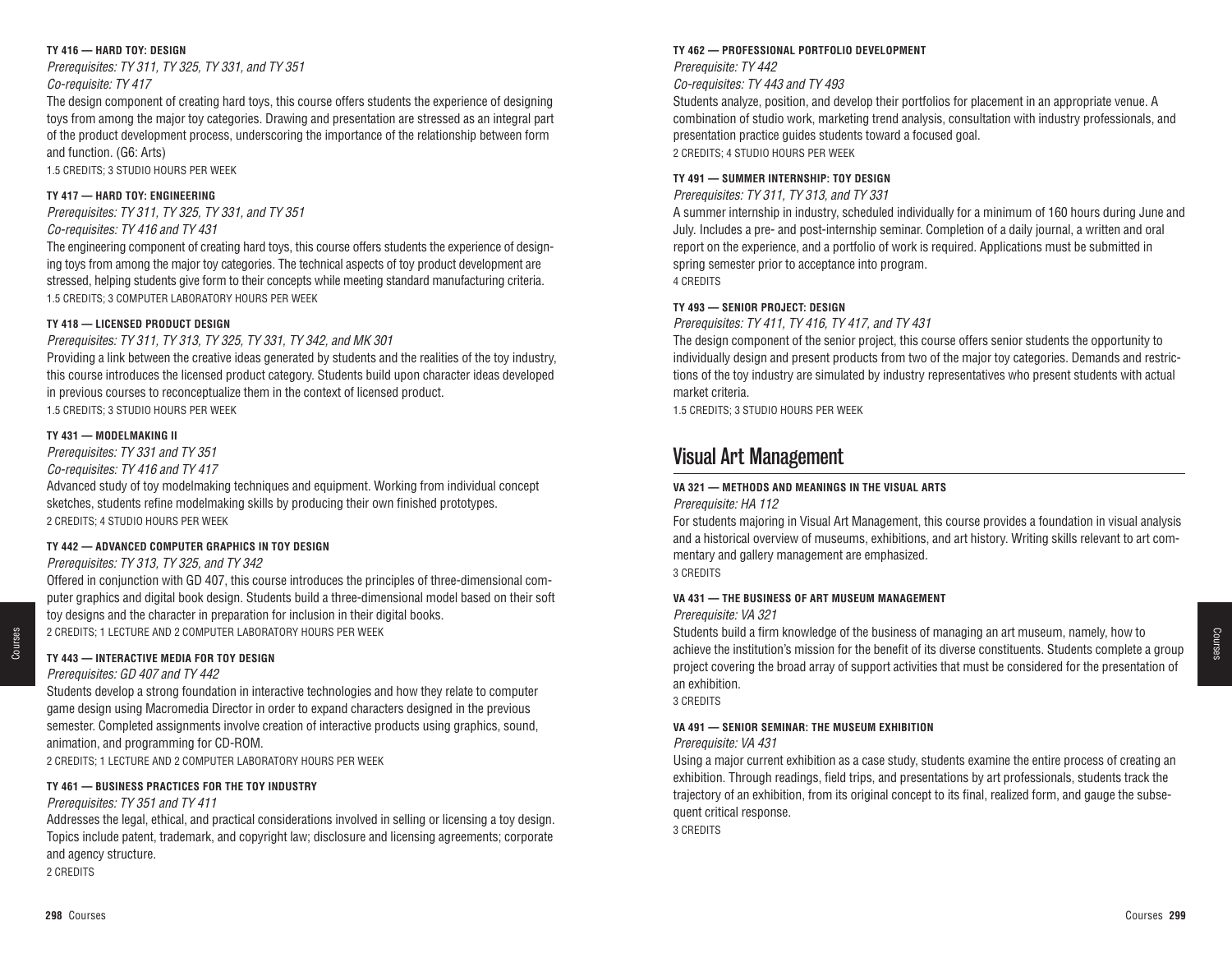**TY 416 — HARD TOY: DESIGN**

*Prerequisites: TY 311, TY 325, TY 331, and TY 351*

*Co-requisite: TY 417*

The design component of creating hard toys, this course offers students the experience of designing toys from among the major toy categories. Drawing and presentation are stressed as an integral part of the product development process, underscoring the importance of the relationship between form and function. (G6: Arts)

1.5 CREDITS; 3 STUDIO HOURS PER WEEK

**TY 417 — HARD TOY: ENGINEERING**

*Prerequisites: TY 311, TY 325, TY 331, and TY 351*

*Co-requisites: TY 416 and TY 431*

The engineering component of creating hard toys, this course offers students the experience of designing toys from among the major toy categories. The technical aspects of toy product development are stressed, helping students give form to their concepts while meeting standard manufacturing criteria.

1.5 CREDITS; 3 COMPUTER LABORATORY HOURS PER WEEK

**TY 418 — LICENSED PRODUCT DESIGN**

*Prerequisites: TY 311, TY 313, TY 325, TY 331, TY 342, and MK 301*

Providing a link between the creative ideas generated by students and the realities of the toy industry, this course introduces the licensed product category. Students build upon character ideas developed in previous courses to reconceptualize them in the context of licensed product.

1.5 CREDITS; 3 STUDIO HOURS PER WEEK

**TY 431 — MODELMAKING II**

*Prerequisites: TY 331 and TY 351*

*Co-requisites: TY 416 and TY 417*

Advanced study of toy modelmaking techniques and equipment. Working from individual concept sketches, students refine modelmaking skills by producing their own finished prototypes.

2 CREDITS; 4 STUDIO HOURS PER WEEK

**TY 442 — ADVANCED COMPUTER GRAPHICS IN TOY DESIGN**

*Prerequisites: TY 313, TY 325, and TY 342*

Offered in conjunction with GD 407, this course introduces the principles of three-dimensional computer graphics and digital book design. Students build a three-dimensional model based on their soft toy designs and the character in preparation for inclusion in their digital books.

2 CREDITS; 1 LECTURE AND 2 COMPUTER LABORATORY HOURS PER WEEK

**TY 443 — INTERACTIVE MEDIA FOR TOY DESIGN**

*Prerequisites: GD 407 and TY 442*

Students develop a strong foundation in interactive technologies and how they relate to computer game design using Macromedia Director in order to expand characters designed in the previous semester. Completed assignments involve creation of interactive products using graphics, sound, animation, and programming for CD-ROM.

2 CREDITS; 1 LECTURE AND 2 COMPUTER LABORATORY HOURS PER WEEK

**TY 461 — BUSINESS PRACTICES FOR THE TOY INDUSTRY**

*Prerequisites: TY 351 and TY 411*

Addresses the legal, ethical, and practical considerations involved in selling or licensing a toy design. Topics include patent, trademark, and copyright law; disclosure and licensing agreements; corporate and agency structure.

2 CREDITS

**TY 462 — PROFESSIONAL PORTFOLIO DEVELOPMENT**

*Prerequisite: TY 442*

*Co-requisites: TY 443 and TY 493*

Students analyze, position, and develop their portfolios for placement in an appropriate venue. A combination of studio work, marketing trend analysis, consultation with industry professionals, and presentation practice guides students toward a focused goal.

2 CREDITS; 4 STUDIO HOURS PER WEEK

**TY 491 — SUMMER INTERNSHIP: TOY DESIGN**

*Prerequisites: TY 311, TY 313, and TY 331*

A summer internship in industry, scheduled individually for a minimum of 160 hours during June and July. Includes a pre- and post-internship seminar. Completion of a daily journal, a written and oral report on the experience, and a portfolio of work is required. Applications must be submitted in spring semester prior to acceptance into program.

4 CREDITS

**TY 493 — SENIOR PROJECT: DESIGN**

*Prerequisites: TY 411, TY 416, TY 417, and TY 431*

The design component of the senior project, this course offers senior students the opportunity to individually design and present products from two of the major toy categories. Demands and restrictions of the toy industry are simulated by industry representatives who present students with actual market criteria.

1.5 CREDITS; 3 STUDIO HOURS PER WEEK

## Visual Art Management

**VA 321 — METHODS AND MEANINGS IN THE VISUAL ARTS**

*Prerequisite: HA 112*

For students majoring in Visual Art Management, this course provides a foundation in visual analysis and a historical overview of museums, exhibitions, and art history. Writing skills relevant to art commentary and gallery management are emphasized.

3 CREDITS

**VA 431 — THE BUSINESS OF ART MUSEUM MANAGEMENT**

*Prerequisite: VA 321*

Students build a firm knowledge of the business of managing an art museum, namely, how to achieve the institution's mission for the benefit of its diverse constituents. Students complete a group project covering the broad array of support activities that must be considered for the presentation of an exhibition.

3 CREDITS

**VA 491 — SENIOR SEMINAR: THE MUSEUM EXHIBITION**

*Prerequisite: VA 431*

Using a major current exhibition as a case study, students examine the entire process of creating an exhibition. Through readings, field trips, and presentations by art professionals, students track the trajectory of an exhibition, from its original concept to its final, realized form, and gauge the subsequent critical response.

3 CREDITS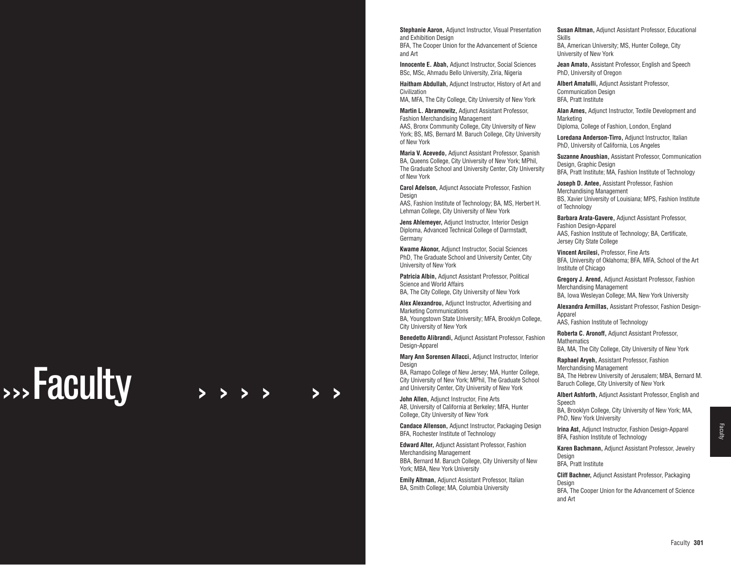# Faculty

**Stephanie Aaron,** Adjunct Instructor, Visual Presentation and Exhibition Design
BFA, The Cooper Union for the Advancement of Science and Art

**Innocente E. Abah,** Adjunct Instructor, Social Sciences
BSc, MSc, Ahmadu Bello University, Ziria, Nigeria

**Haitham Abdullah,** Adjunct Instructor, History of Art and Civilization
MA, MFA, The City College, City University of New York

**Martin L. Abramowitz,** Adjunct Assistant Professor, Fashion Merchandising Management
AAS, Bronx Community College, City University of New York; BS, MS, Bernard M. Baruch College, City University of New York

**Maria V. Acevedo,** Adjunct Assistant Professor, Spanish
BA, Queens College, City University of New York; MPhil, The Graduate School and University Center, City University of New York

**Carol Adelson,** Adjunct Associate Professor, Fashion Design
AAS, Fashion Institute of Technology; BA, MS, Herbert H. Lehman College, City University of New York

**Jens Ahlemeyer,** Adjunct Instructor, Interior Design
Diploma, Advanced Technical College of Darmstadt, Germany

**Kwame Akonor,** Adjunct Instructor, Social Sciences
PhD, The Graduate School and University Center, City University of New York

**Patricia Albin,** Adjunct Assistant Professor, Political Science and World Affairs
BA, The City College, City University of New York

**Alex Alexandrou,** Adjunct Instructor, Advertising and Marketing Communications
BA, Youngstown State University; MFA, Brooklyn College, City University of New York

**Benedetto Alibrandi,** Adjunct Assistant Professor, Fashion Design-Apparel

**Mary Ann Sorensen Allacci,** Adjunct Instructor, Interior Design
BA, Ramapo College of New Jersey; MA, Hunter College, City University of New York; MPhil, The Graduate School and University Center, City University of New York

**John Allen,** Adjunct Instructor, Fine Arts
AB, University of California at Berkeley; MFA, Hunter College, City University of New York

**Candace Allenson,** Adjunct Instructor, Packaging Design
BFA, Rochester Institute of Technology

**Edward Alter,** Adjunct Assistant Professor, Fashion Merchandising Management
BBA, Bernard M. Baruch College, City University of New York; MBA, New York University

**Emily Altman,** Adjunct Assistant Professor, Italian
BA, Smith College; MA, Columbia University

**Susan Altman,** Adjunct Assistant Professor, Educational Skills
BA, American University; MS, Hunter College, City University of New York

**Jean Amato,** Assistant Professor, English and Speech
PhD, University of Oregon

**Albert Amatulli,** Adjunct Assistant Professor, Communication Design
BFA, Pratt Institute

**Alan Ames,** Adjunct Instructor, Textile Development and Marketing
Diploma, College of Fashion, London, England

**Loredana Anderson-Tirro,** Adjunct Instructor, Italian
PhD, University of California, Los Angeles

**Suzanne Anoushian,** Assistant Professor, Communication Design, Graphic Design
BFA, Pratt Institute; MA, Fashion Institute of Technology

**Joseph D. Antee,** Assistant Professor, Fashion Merchandising Management
BS, Xavier University of Louisiana; MPS, Fashion Institute of Technology

**Barbara Arata-Gavere,** Adjunct Assistant Professor, Fashion Design-Apparel
AAS, Fashion Institute of Technology; BA, Certificate, Jersey City State College

**Vincent Arcilesi,** Professor, Fine Arts
BFA, University of Oklahoma; BFA, MFA, School of the Art Institute of Chicago

**Gregory J. Arend,** Adjunct Assistant Professor, Fashion Merchandising Management
BA, Iowa Wesleyan College; MA, New York University

**Alexandra Armillas,** Assistant Professor, Fashion Design-Apparel
AAS, Fashion Institute of Technology

**Roberta C. Aronoff,** Adjunct Assistant Professor, Mathematics
BA, MA, The City College, City University of New York

**Raphael Aryeh,** Assistant Professor, Fashion Merchandising Management
BA, The Hebrew University of Jerusalem; MBA, Bernard M. Baruch College, City University of New York

**Albert Ashforth,** Adjunct Assistant Professor, English and Speech
BA, Brooklyn College, City University of New York; MA, PhD, New York University

**Irina Ast,** Adjunct Instructor, Fashion Design-Apparel
BFA, Fashion Institute of Technology

**Karen Bachmann,** Adjunct Assistant Professor, Jewelry Design
BFA, Pratt Institute

**Cliff Bachner,** Adjunct Assistant Professor, Packaging Design
BFA, The Cooper Union for the Advancement of Science and Art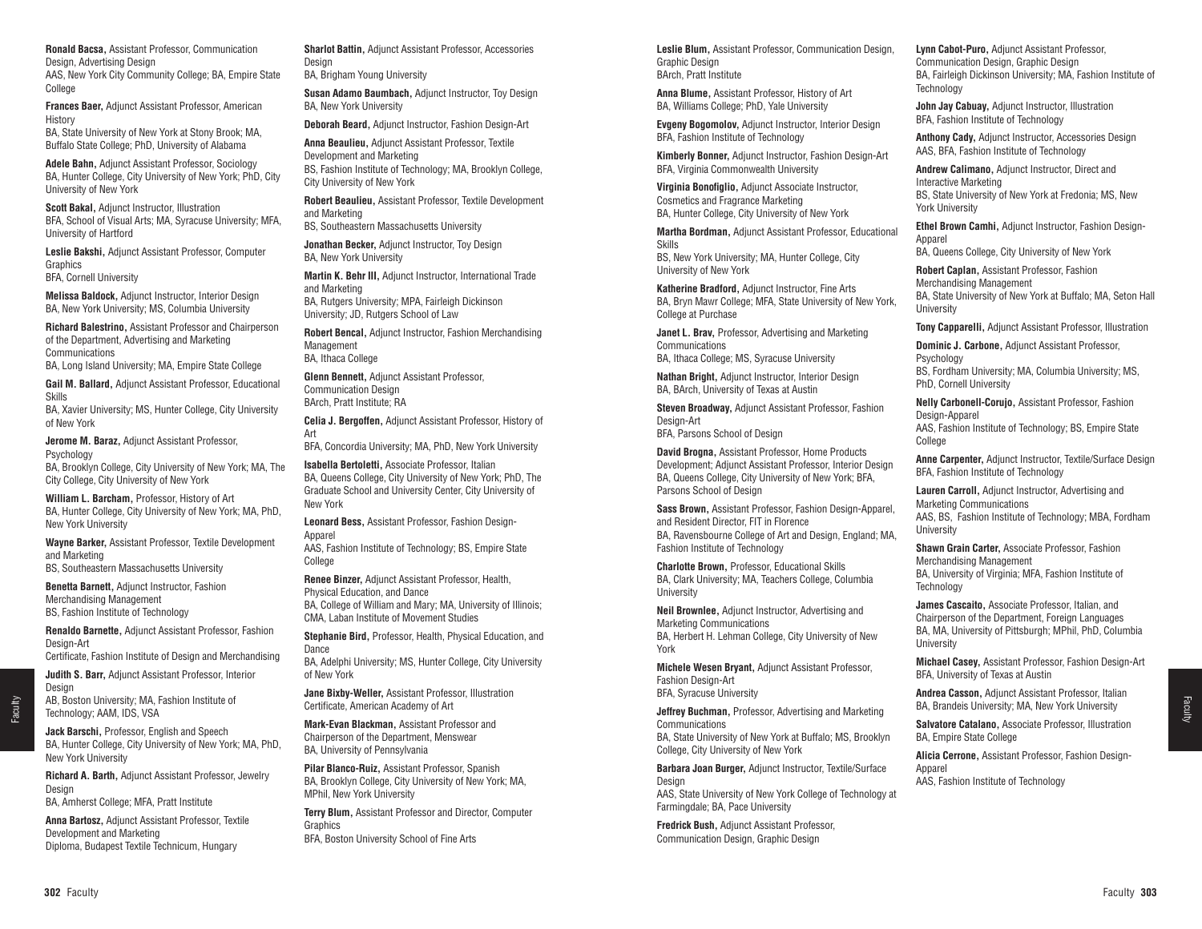**Ronald Bacsa,** Assistant Professor, Communication Design, Advertising Design
AAS, New York City Community College; BA, Empire State College

**Frances Baer,** Adjunct Assistant Professor, American History
BA, State University of New York at Stony Brook; MA, Buffalo State College; PhD, University of Alabama

**Adele Bahn,** Adjunct Assistant Professor, Sociology
BA, Hunter College, City University of New York; PhD, City University of New York

**Scott Bakal,** Adjunct Instructor, Illustration
BFA, School of Visual Arts; MA, Syracuse University; MFA, University of Hartford

**Leslie Bakshi,** Adjunct Assistant Professor, Computer Graphics
BFA, Cornell University

**Melissa Baldock,** Adjunct Instructor, Interior Design
BA, New York University; MS, Columbia University

**Richard Balestrino,** Assistant Professor and Chairperson of the Department, Advertising and Marketing Communications
BA, Long Island University; MA, Empire State College

**Gail M. Ballard,** Adjunct Assistant Professor, Educational Skills
BA, Xavier University; MS, Hunter College, City University of New York

**Jerome M. Baraz,** Adjunct Assistant Professor, Psychology
BA, Brooklyn College, City University of New York; MA, The City College, City University of New York

**William L. Barcham,** Professor, History of Art
BA, Hunter College, City University of New York; MA, PhD, New York University

**Wayne Barker,** Assistant Professor, Textile Development and Marketing
BS, Southeastern Massachusetts University

**Benetta Barnett,** Adjunct Instructor, Fashion Merchandising Management
BS, Fashion Institute of Technology

**Renaldo Barnette,** Adjunct Assistant Professor, Fashion Design-Art
Certificate, Fashion Institute of Design and Merchandising

**Judith S. Barr,** Adjunct Assistant Professor, Interior Design
AB, Boston University; MA, Fashion Institute of Technology; AAM, IDS, VSA

**Jack Barschi,** Professor, English and Speech
BA, Hunter College, City University of New York; MA, PhD, New York University

**Richard A. Barth,** Adjunct Assistant Professor, Jewelry Design
BA, Amherst College; MFA, Pratt Institute

**Anna Bartosz,** Adjunct Assistant Professor, Textile Development and Marketing
Diploma, Budapest Textile Technicum, Hungary

**Sharlot Battin,** Adjunct Assistant Professor, Accessories Design
BA, Brigham Young University

**Susan Adamo Baumbach,** Adjunct Instructor, Toy Design
BA, New York University

**Deborah Beard,** Adjunct Instructor, Fashion Design-Art

**Anna Beaulieu,** Adjunct Assistant Professor, Textile Development and Marketing
BS, Fashion Institute of Technology; MA, Brooklyn College, City University of New York

**Robert Beaulieu,** Assistant Professor, Textile Development and Marketing
BS, Southeastern Massachusetts University

**Jonathan Becker,** Adjunct Instructor, Toy Design
BA, New York University

**Martin K. Behr III,** Adjunct Instructor, International Trade and Marketing
BA, Rutgers University; MPA, Fairleigh Dickinson University; JD, Rutgers School of Law

**Robert Bencal,** Adjunct Instructor, Fashion Merchandising Management
BA, Ithaca College

**Glenn Bennett,** Adjunct Assistant Professor, Communication Design
BArch, Pratt Institute; RA

**Celia J. Bergoffen,** Adjunct Assistant Professor, History of Art
BFA, Concordia University; MA, PhD, New York University

**Isabella Bertoletti,** Associate Professor, Italian
BA, Queens College, City University of New York; PhD, The Graduate School and University Center, City University of New York

**Leonard Bess,** Assistant Professor, Fashion Design-Apparel
AAS, Fashion Institute of Technology; BS, Empire State College

**Renee Binzer,** Adjunct Assistant Professor, Health, Physical Education, and Dance
BA, College of William and Mary; MA, University of Illinois; CMA, Laban Institute of Movement Studies

**Stephanie Bird,** Professor, Health, Physical Education, and Dance
BA, Adelphi University; MS, Hunter College, City University of New York

**Jane Bixby-Weller,** Assistant Professor, Illustration
Certificate, American Academy of Art

**Mark-Evan Blackman,** Assistant Professor and Chairperson of the Department, Menswear
BA, University of Pennsylvania

**Pilar Blanco-Ruiz,** Assistant Professor, Spanish
BA, Brooklyn College, City University of New York; MA, MPhil, New York University

**Terry Blum,** Assistant Professor and Director, Computer Graphics
BFA, Boston University School of Fine Arts

**Leslie Blum,** Assistant Professor, Communication Design, Graphic Design
BArch, Pratt Institute

**Anna Blume,** Assistant Professor, History of Art
BA, Williams College; PhD, Yale University

**Evgeny Bogomolov,** Adjunct Instructor, Interior Design
BFA, Fashion Institute of Technology

**Kimberly Bonner,** Adjunct Instructor, Fashion Design-Art
BFA, Virginia Commonwealth University

**Virginia Bonofiglio,** Adjunct Associate Instructor, Cosmetics and Fragrance Marketing
BA, Hunter College, City University of New York

**Martha Bordman,** Adjunct Assistant Professor, Educational Skills
BS, New York University; MA, Hunter College, City University of New York

**Katherine Bradford,** Adjunct Instructor, Fine Arts
BA, Bryn Mawr College; MFA, State University of New York, College at Purchase

**Janet L. Brav,** Professor, Advertising and Marketing Communications
BA, Ithaca College; MS, Syracuse University

**Nathan Bright,** Adjunct Instructor, Interior Design
BA, BArch, University of Texas at Austin

**Steven Broadway,** Adjunct Assistant Professor, Fashion Design-Art
BFA, Parsons School of Design

**David Brogna,** Assistant Professor, Home Products Development; Adjunct Assistant Professor, Interior Design
BA, Queens College, City University of New York; BFA, Parsons School of Design

**Sass Brown,** Assistant Professor, Fashion Design-Apparel, and Resident Director, FIT in Florence
BA, Ravensbourne College of Art and Design, England; MA, Fashion Institute of Technology

**Charlotte Brown,** Professor, Educational Skills
BA, Clark University; MA, Teachers College, Columbia University

**Neil Brownlee,** Adjunct Instructor, Advertising and Marketing Communications
BA, Herbert H. Lehman College, City University of New York

**Michele Wesen Bryant,** Adjunct Assistant Professor, Fashion Design-Art
BFA, Syracuse University

**Jeffrey Buchman,** Professor, Advertising and Marketing Communications
BA, State University of New York at Buffalo; MS, Brooklyn College, City University of New York

**Barbara Joan Burger,** Adjunct Instructor, Textile/Surface Design
AAS, State University of New York College of Technology at Farmingdale; BA, Pace University

**Fredrick Bush,** Adjunct Assistant Professor, Communication Design, Graphic Design

**Lynn Cabot-Puro,** Adjunct Assistant Professor, Communication Design, Graphic Design
BA, Fairleigh Dickinson University; MA, Fashion Institute of Technology

**John Jay Cabuay,** Adjunct Instructor, Illustration
BFA, Fashion Institute of Technology

**Anthony Cady,** Adjunct Instructor, Accessories Design
AAS, BFA, Fashion Institute of Technology

**Andrew Calimano,** Adjunct Instructor, Direct and Interactive Marketing
BS, State University of New York at Fredonia; MS, New York University

**Ethel Brown Camhi,** Adjunct Instructor, Fashion Design-Apparel
BA, Queens College, City University of New York

**Robert Caplan,** Assistant Professor, Fashion Merchandising Management
BA, State University of New York at Buffalo; MA, Seton Hall University

**Tony Capparelli,** Adjunct Assistant Professor, Illustration

**Dominic J. Carbone,** Adjunct Assistant Professor, Psychology
BS, Fordham University; MA, Columbia University; MS, PhD, Cornell University

**Nelly Carbonell-Corujo,** Assistant Professor, Fashion Design-Apparel
AAS, Fashion Institute of Technology; BS, Empire State College

**Anne Carpenter,** Adjunct Instructor, Textile/Surface Design
BFA, Fashion Institute of Technology

**Lauren Carroll,** Adjunct Instructor, Advertising and Marketing Communications
AAS, BS, Fashion Institute of Technology; MBA, Fordham University

**Shawn Grain Carter,** Associate Professor, Fashion Merchandising Management
BA, University of Virginia; MFA, Fashion Institute of Technology

**James Cascaito,** Associate Professor, Italian, and Chairperson of the Department, Foreign Languages
BA, MA, University of Pittsburgh; MPhil, PhD, Columbia University

**Michael Casey,** Assistant Professor, Fashion Design-Art
BFA, University of Texas at Austin

**Andrea Casson,** Adjunct Assistant Professor, Italian
BA, Brandeis University; MA, New York University

**Salvatore Catalano,** Associate Professor, Illustration
BA, Empire State College

**Alicia Cerrone,** Assistant Professor, Fashion Design-Apparel
AAS, Fashion Institute of Technology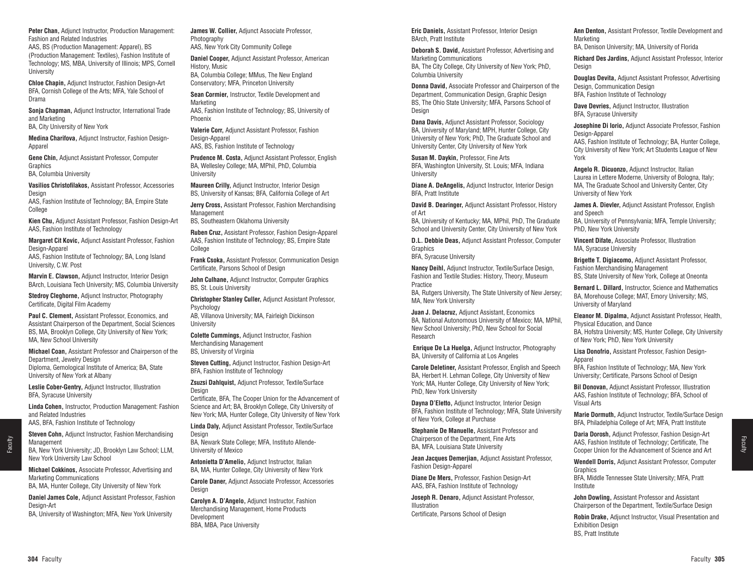**Peter Chan,** Adjunct Instructor, Production Management: Fashion and Related Industries
AAS, BS (Production Management: Apparel), BS (Production Management: Textiles), Fashion Institute of Technology; MS, MBA, University of Illinois; MPS, Cornell University

**Chloe Chapin,** Adjunct Instructor, Fashion Design-Art
BFA, Cornish College of the Arts; MFA, Yale School of Drama

**Sonja Chapman,** Adjunct Instructor, International Trade and Marketing
BA, City University of New York

**Medina Charifova,** Adjunct Instructor, Fashion Design-Apparel

**Gene Chin,** Adjunct Assistant Professor, Computer Graphics
BA, Columbia University

**Vasilios Christofilakos,** Assistant Professor, Accessories Design
AAS, Fashion Institute of Technology; BA, Empire State College

**Kien Chu,** Adjunct Assistant Professor, Fashion Design-Art
AAS, Fashion Institute of Technology

**Margaret Cit Kovic,** Adjunct Assistant Professor, Fashion Design-Apparel
AAS, Fashion Institute of Technology; BA, Long Island University, C.W. Post

**Marvin E. Clawson,** Adjunct Instructor, Interior Design
BArch, Louisiana Tech University; MS, Columbia University

**Stedroy Cleghorne,** Adjunct Instructor, Photography
Certificate, Digital Film Academy

**Paul C. Clement,** Assistant Professor, Economics, and Assistant Chairperson of the Department, Social Sciences
BS, MA, Brooklyn College, City University of New York; MA, New School University

**Michael Coan,** Assistant Professor and Chairperson of the Department, Jewelry Design
Diploma, Gemological Institute of America; BA, State University of New York at Albany

**Leslie Cober-Gentry,** Adjunct Instructor, Illustration
BFA, Syracuse University

**Linda Cohen,** Instructor, Production Management: Fashion and Related Industries
AAS, BFA, Fashion Institute of Technology

**Steven Cohn,** Adjunct Instructor, Fashion Merchandising Management
BA, New York University; JD, Brooklyn Law School; LLM, New York University Law School

**Michael Cokkinos,** Associate Professor, Advertising and Marketing Communications
BA, MA, Hunter College, City University of New York

**Daniel James Cole,** Adjunct Assistant Professor, Fashion Design-Art
BA, University of Washington; MFA, New York University

**James W. Collier,** Adjunct Associate Professor, Photography
AAS, New York City Community College

**Daniel Cooper,** Adjunct Assistant Professor, American History, Music
BA, Columbia College; MMus, The New England Conservatory; MFA, Princeton University

**Sean Cormier,** Instructor, Textile Development and Marketing
AAS, Fashion Institute of Technology; BS, University of Phoenix

**Valerie Corr,** Adjunct Assistant Professor, Fashion Design-Apparel
AAS, BS, Fashion Institute of Technology

**Prudence M. Costa,** Adjunct Assistant Professor, English
BA, Wellesley College; MA, MPhil, PhD, Columbia University

**Maureen Crilly,** Adjunct Instructor, Interior Design
BS, University of Kansas; BFA, California College of Art

**Jerry Cross,** Assistant Professor, Fashion Merchandising Management
BS, Southeastern Oklahoma University

**Ruben Cruz,** Assistant Professor, Fashion Design-Apparel
AAS, Fashion Institute of Technology; BS, Empire State College

**Frank Csoka,** Assistant Professor, Communication Design
Certificate, Parsons School of Design

**John Culhane,** Adjunct Instructor, Computer Graphics
BS, St. Louis University

**Christopher Stanley Culler,** Adjunct Assistant Professor, Psychology
AB, Villanova University; MA, Fairleigh Dickinson University

**Colette Cummings,** Adjunct Instructor, Fashion Merchandising Management
BS, University of Virginia

**Steven Cutting,** Adjunct Instructor, Fashion Design-Art
BFA, Fashion Institute of Technology

**Zsuzsi Dahlquist,** Adjunct Professor, Textile/Surface Design
Certificate, BFA, The Cooper Union for the Advancement of Science and Art; BA, Brooklyn College, City University of New York; MA, Hunter College, City University of New York

**Linda Daly,** Adjunct Assistant Professor, Textile/Surface Design
BA, Newark State College; MFA, Instituto Allende-University of Mexico

**Antonietta D'Amelio,** Adjunct Instructor, Italian
BA, MA, Hunter College, City University of New York

**Carole Daner,** Adjunct Associate Professor, Accessories Design

**Carolyn A. D'Angelo,** Adjunct Instructor, Fashion Merchandising Management, Home Products Development
BBA, MBA, Pace University

**Eric Daniels,** Assistant Professor, Interior Design
BArch, Pratt Institute

**Deborah S. David,** Assistant Professor, Advertising and Marketing Communications
BA, The City College, City University of New York; PhD, Columbia University

**Donna David,** Associate Professor and Chairperson of the Department, Communication Design, Graphic Design
BS, The Ohio State University; MFA, Parsons School of Design

**Dana Davis,** Adjunct Assistant Professor, Sociology
BA, University of Maryland; MPH, Hunter College, City University of New York; PhD, The Graduate School and University Center, City University of New York

**Susan M. Daykin,** Professor, Fine Arts
BFA, Washington University, St. Louis; MFA, Indiana University

**Diane A. DeAngelis,** Adjunct Instructor, Interior Design
BFA, Pratt Institute

**David B. Dearinger,** Adjunct Assistant Professor, History of Art
BA, University of Kentucky; MA, MPhil, PhD, The Graduate School and University Center, City University of New York

**D.L. Debbie Deas,** Adjunct Assistant Professor, Computer Graphics
BFA, Syracuse University

**Nancy Deihl,** Adjunct Instructor, Textile/Surface Design, Fashion and Textile Studies: History, Theory, Museum Practice
BA, Rutgers University, The State University of New Jersey; MA, New York University

**Juan J. Delacruz,** Adjunct Assistant, Economics
BA, National Autonomous University of Mexico; MA, MPhil, New School University; PhD, New School for Social Research

**Enrique De La Huelga,** Adjunct Instructor, Photography
BA, University of California at Los Angeles

**Carole Deletiner,** Assistant Professor, English and Speech
BA, Herbert H. Lehman College, City University of New York; MA, Hunter College, City University of New York; PhD, New York University

**Dayna D'Eletto,** Adjunct Instructor, Interior Design
BFA, Fashion Institute of Technology; MFA, State University of New York, College at Purchase

**Stephanie De Manuelle,** Assistant Professor and Chairperson of the Department, Fine Arts
BA, MFA, Louisiana State University

**Jean Jacques Demerjian,** Adjunct Assistant Professor, Fashion Design-Apparel

**Diane De Mers,** Professor, Fashion Design-Art
AAS, BFA, Fashion Institute of Technology

**Joseph R. Denaro,** Adjunct Assistant Professor, Illustration
Certificate, Parsons School of Design

**Ann Denton,** Assistant Professor, Textile Development and Marketing
BA, Denison University; MA, University of Florida

**Richard Des Jardins,** Adjunct Assistant Professor, Interior Design

**Douglas Devita,** Adjunct Assistant Professor, Advertising Design, Communication Design
BFA, Fashion Institute of Technology

**Dave Devries,** Adjunct Instructor, Illustration
BFA, Syracuse University

**Josephine Di Iorio,** Adjunct Associate Professor, Fashion Design-Apparel
AAS, Fashion Institute of Technology; BA, Hunter College, City University of New York; Art Students League of New York

**Angelo R. Dicuonzo,** Adjunct Instructor, Italian
Laurea in Lettere Moderne, University of Bologna, Italy; MA, The Graduate School and University Center, City University of New York

**James A. Dievler,** Adjunct Assistant Professor, English and Speech
BA, University of Pennsylvania; MFA, Temple University; PhD, New York University

**Vincent Difate,** Associate Professor, Illustration
MA, Syracuse University

**Brigette T. Digiacomo,** Adjunct Assistant Professor, Fashion Merchandising Management
BS, State University of New York, College at Oneonta

**Bernard L. Dillard,** Instructor, Science and Mathematics
BA, Morehouse College; MAT, Emory University; MS, University of Maryland

**Eleanor M. Dipalma,** Adjunct Assistant Professor, Health, Physical Education, and Dance
BA, Hofstra University; MS, Hunter College, City University of New York; PhD, New York University

**Lisa Donofrio,** Assistant Professor, Fashion Design-Apparel
BFA, Fashion Institute of Technology; MA, New York University; Certificate, Parsons School of Design

**Bil Donovan,** Adjunct Assistant Professor, Illustration
AAS, Fashion Institute of Technology; BFA, School of Visual Arts

**Marie Dormuth,** Adjunct Instructor, Textile/Surface Design
BFA, Philadelphia College of Art; MFA, Pratt Institute

**Daria Dorosh,** Adjunct Professor, Fashion Design-Art
AAS, Fashion Institute of Technology; Certificate, The Cooper Union for the Advancement of Science and Art

**Wendell Dorris,** Adjunct Assistant Professor, Computer Graphics
BFA, Middle Tennessee State University; MFA, Pratt Institute

**John Dowling,** Assistant Professor and Assistant Chairperson of the Department, Textile/Surface Design

**Robin Drake,** Adjunct Instructor, Visual Presentation and Exhibition Design
BS, Pratt Institute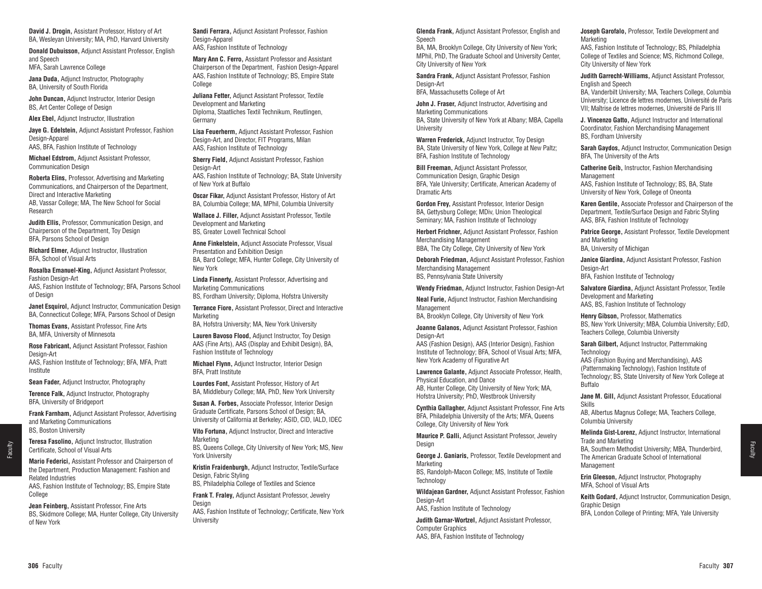**David J. Drogin,** Assistant Professor, History of Art
BA, Wesleyan University; MA, PhD, Harvard University

**Donald Dubuisson,** Adjunct Assistant Professor, English and Speech
MFA, Sarah Lawrence College

**Jana Duda,** Adjunct Instructor, Photography
BA, University of South Florida

**John Duncan,** Adjunct Instructor, Interior Design
BS, Art Center College of Design

**Alex Ebel,** Adjunct Instructor, Illustration

**Jaye G. Edelstein,** Adjunct Assistant Professor, Fashion Design-Apparel
AAS, BFA, Fashion Institute of Technology

**Michael Edstrom,** Adjunct Assistant Professor, Communication Design

**Roberta Elins,** Professor, Advertising and Marketing Communications, and Chairperson of the Department, Direct and Interactive Marketing
AB, Vassar College; MA, The New School for Social Research

**Judith Ellis,** Professor, Communication Design, and Chairperson of the Department, Toy Design
BFA, Parsons School of Design

**Richard Elmer,** Adjunct Instructor, Illustration
BFA, School of Visual Arts

**Rosalba Emanuel-King,** Adjunct Assistant Professor, Fashion Design-Art
AAS, Fashion Institute of Technology; BFA, Parsons School of Design

**Janet Esquirol,** Adjunct Instructor, Communication Design
BA, Connecticut College; MFA, Parsons School of Design

**Thomas Evans,** Assistant Professor, Fine Arts
BA, MFA, University of Minnesota

**Rose Fabricant,** Adjunct Assistant Professor, Fashion Design-Art
AAS, Fashion Institute of Technology; BFA, MFA, Pratt Institute

**Sean Fader,** Adjunct Instructor, Photography

**Terence Falk,** Adjunct Instructor, Photography
BFA, University of Bridgeport

**Frank Farnham,** Adjunct Assistant Professor, Advertising and Marketing Communications
BS, Boston University

**Teresa Fasolino,** Adjunct Instructor, Illustration
Certificate, School of Visual Arts

**Mario Federici,** Assistant Professor and Chairperson of the Department, Production Management: Fashion and Related Industries
AAS, Fashion Institute of Technology; BS, Empire State College

**Jean Feinberg,** Assistant Professor, Fine Arts
BS, Skidmore College; MA, Hunter College, City University of New York

**Sandi Ferrara,** Adjunct Assistant Professor, Fashion Design-Apparel
AAS, Fashion Institute of Technology

**Mary Ann C. Ferro,** Assistant Professor and Assistant Chairperson of the Department, Fashion Design-Apparel
AAS, Fashion Institute of Technology; BS, Empire State College

**Juliana Fetter,** Adjunct Assistant Professor, Textile Development and Marketing
Diploma, Staatliches Textil Technikum, Reutlingen, Germany

**Lisa Feuerherm,** Adjunct Assistant Professor, Fashion Design-Art, and Director, FIT Programs, Milan
AAS, Fashion Institute of Technology

**Sherry Field,** Adjunct Assistant Professor, Fashion Design-Art
AAS, Fashion Institute of Technology; BA, State University of New York at Buffalo

**Oscar Fikar,** Adjunct Assistant Professor, History of Art
BA, Columbia College; MA, MPhil, Columbia University

**Wallace J. Filler,** Adjunct Assistant Professor, Textile Development and Marketing
BS, Greater Lowell Technical School

**Anne Finkelstein,** Adjunct Associate Professor, Visual Presentation and Exhibition Design
BA, Bard College; MFA, Hunter College, City University of New York

**Linda Finnerty,** Assistant Professor, Advertising and Marketing Communications
BS, Fordham University; Diploma, Hofstra University

**Terrance Fiore,** Assistant Professor, Direct and Interactive Marketing
BA, Hofstra University; MA, New York University

**Lauren Bavoso Flood,** Adjunct Instructor, Toy Design
AAS (Fine Arts), AAS (Display and Exhibit Design), BA, Fashion Institute of Technology

**Michael Flynn,** Adjunct Instructor, Interior Design
BFA, Pratt Institute

**Lourdes Font,** Assistant Professor, History of Art
BA, Middlebury College; MA, PhD, New York University

**Susan A. Forbes,** Associate Professor, Interior Design
Graduate Certificate, Parsons School of Design; BA, University of California at Berkeley; ASID, CID, IALD, IDEC

**Vito Fortuna,** Adjunct Instructor, Direct and Interactive Marketing
BS, Queens College, City University of New York; MS, New York University

**Kristin Fraidenburgh,** Adjunct Instructor, Textile/Surface Design, Fabric Styling
BS, Philadelphia College of Textiles and Science

**Frank T. Fraley,** Adjunct Assistant Professor, Jewelry Design
AAS, Fashion Institute of Technology; Certificate, New York University

**Glenda Frank,** Adjunct Assistant Professor, English and Speech
BA, MA, Brooklyn College, City University of New York; MPhil, PhD, The Graduate School and University Center, City University of New York

**Sandra Frank,** Adjunct Assistant Professor, Fashion Design-Art
BFA, Massachusetts College of Art

**John J. Fraser,** Adjunct Instructor, Advertising and Marketing Communications
BA, State University of New York at Albany; MBA, Capella University

**Warren Frederick,** Adjunct Instructor, Toy Design
BA, State University of New York, College at New Paltz; BFA, Fashion Institute of Technology

**Bill Freeman,** Adjunct Assistant Professor, Communication Design, Graphic Design
BFA, Yale University; Certificate, American Academy of Dramatic Arts

**Gordon Frey,** Assistant Professor, Interior Design
BA, Gettysburg College; MDiv, Union Theological Seminary; MA, Fashion Institute of Technology

**Herbert Frichner,** Adjunct Assistant Professor, Fashion Merchandising Management
BBA, The City College, City University of New York

**Deborah Friedman,** Adjunct Assistant Professor, Fashion Merchandising Management
BS, Pennsylvania State University

**Wendy Friedman,** Adjunct Instructor, Fashion Design-Art

**Neal Furie,** Adjunct Instructor, Fashion Merchandising Management
BA, Brooklyn College, City University of New York

**Joanne Galanos,** Adjunct Assistant Professor, Fashion Design-Art
AAS (Fashion Design), AAS (Interior Design), Fashion Institute of Technology; BFA, School of Visual Arts; MFA, New York Academy of Figurative Art

**Lawrence Galante,** Adjunct Associate Professor, Health, Physical Education, and Dance
AB, Hunter College, City University of New York; MA, Hofstra University; PhD, Westbrook University

**Cynthia Gallagher,** Adjunct Assistant Professor, Fine Arts
BFA, Philadelphia University of the Arts; MFA, Queens College, City University of New York

**Maurice P. Galli,** Adjunct Assistant Professor, Jewelry Design

**George J. Ganiaris,** Professor, Textile Development and Marketing
BS, Randolph-Macon College; MS, Institute of Textile Technology

**Wildajean Gardner,** Adjunct Assistant Professor, Fashion Design-Art
AAS, Fashion Institute of Technology

**Judith Garnar-Wortzel,** Adjunct Assistant Professor, Computer Graphics
AAS, BFA, Fashion Institute of Technology

**Joseph Garofalo,** Professor, Textile Development and Marketing
AAS, Fashion Institute of Technology; BS, Philadelphia College of Textiles and Science; MS, Richmond College, City University of New York

**Judith Garrecht-Williams,** Adjunct Assistant Professor, English and Speech
BA, Vanderbilt University; MA, Teachers College, Columbia University; Licence de lettres modernes, Université de Paris VII; Maîtrise de lettres modernes, Université de Paris III

**J. Vincenzo Gatto,** Adjunct Instructor and International Coordinator, Fashion Merchandising Management
BS, Fordham University

**Sarah Gaydos,** Adjunct Instructor, Communication Design
BFA, The University of the Arts

**Catherine Geib,** Instructor, Fashion Merchandising Management
AAS, Fashion Institute of Technology; BS, BA, State University of New York, College of Oneonta

**Karen Gentile,** Associate Professor and Chairperson of the Department, Textile/Surface Design and Fabric Styling
AAS, BFA, Fashion Institute of Technology

**Patrice George,** Assistant Professor, Textile Development and Marketing
BA, University of Michigan

**Janice Giardina,** Adjunct Assistant Professor, Fashion Design-Art
BFA, Fashion Institute of Technology

**Salvatore Giardina,** Adjunct Assistant Professor, Textile Development and Marketing
AAS, BS, Fashion Institute of Technology

**Henry Gibson,** Professor, Mathematics
BS, New York University; MBA, Columbia University; EdD, Teachers College, Columbia University

**Sarah Gilbert,** Adjunct Instructor, Patternmaking Technology
AAS (Fashion Buying and Merchandising), AAS (Patternmaking Technology), Fashion Institute of Technology; BS, State University of New York College at Buffalo

**Jane M. Gill,** Adjunct Assistant Professor, Educational Skills
AB, Albertus Magnus College; MA, Teachers College, Columbia University

**Melinda Gist-Lorenz,** Adjunct Instructor, International Trade and Marketing
BA, Southern Methodist University; MBA, Thunderbird, The American Graduate School of International Management

**Erin Gleeson,** Adjunct Instructor, Photography
MFA, School of Visual Arts

**Keith Godard,** Adjunct Instructor, Communication Design, Graphic Design
BFA, London College of Printing; MFA, Yale University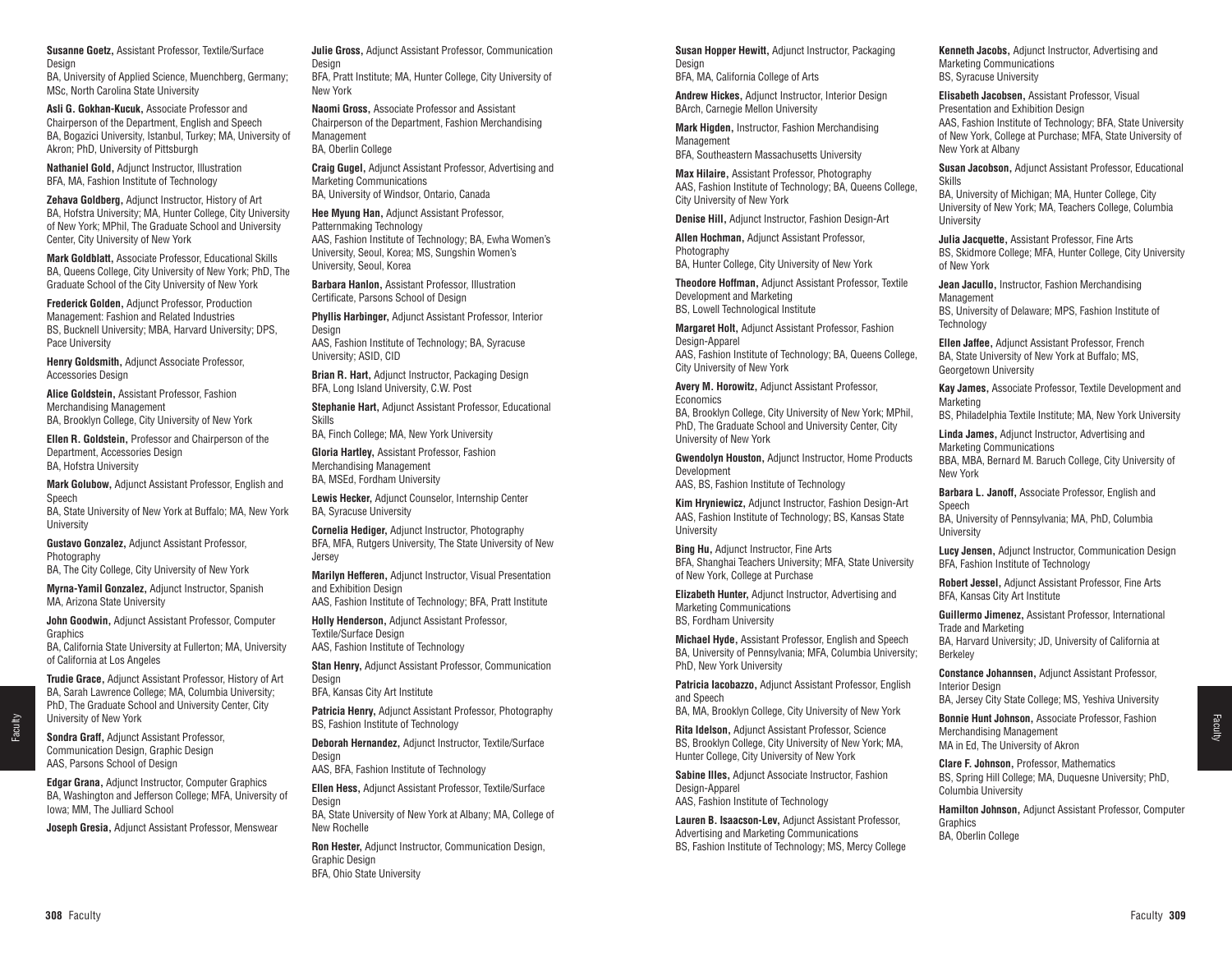**Susanne Goetz,** Assistant Professor, Textile/Surface Design
BA, University of Applied Science, Muenchberg, Germany; MSc, North Carolina State University

**Asli G. Gokhan-Kucuk,** Associate Professor and Chairperson of the Department, English and Speech
BA, Bogazici University, Istanbul, Turkey; MA, University of Akron; PhD, University of Pittsburgh

**Nathaniel Gold,** Adjunct Instructor, Illustration
BFA, MA, Fashion Institute of Technology

**Zehava Goldberg,** Adjunct Instructor, History of Art
BA, Hofstra University; MA, Hunter College, City University of New York; MPhil, The Graduate School and University Center, City University of New York

**Mark Goldblatt,** Associate Professor, Educational Skills
BA, Queens College, City University of New York; PhD, The Graduate School of the City University of New York

**Frederick Golden,** Adjunct Professor, Production Management: Fashion and Related Industries
BS, Bucknell University; MBA, Harvard University; DPS, Pace University

**Henry Goldsmith,** Adjunct Associate Professor, Accessories Design

**Alice Goldstein,** Assistant Professor, Fashion Merchandising Management
BA, Brooklyn College, City University of New York

**Ellen R. Goldstein,** Professor and Chairperson of the Department, Accessories Design
BA, Hofstra University

**Mark Golubow,** Adjunct Assistant Professor, English and Speech
BA, State University of New York at Buffalo; MA, New York University

**Gustavo Gonzalez,** Adjunct Assistant Professor, Photography
BA, The City College, City University of New York

**Myrna-Yamil Gonzalez,** Adjunct Instructor, Spanish
MA, Arizona State University

**John Goodwin,** Adjunct Assistant Professor, Computer Graphics
BA, California State University at Fullerton; MA, University of California at Los Angeles

**Trudie Grace,** Adjunct Assistant Professor, History of Art
BA, Sarah Lawrence College; MA, Columbia University; PhD, The Graduate School and University Center, City University of New York

**Sondra Graff,** Adjunct Assistant Professor, Communication Design, Graphic Design
AAS, Parsons School of Design

**Edgar Grana,** Adjunct Instructor, Computer Graphics
BA, Washington and Jefferson College; MFA, University of Iowa; MM, The Julliard School

**Joseph Gresia,** Adjunct Assistant Professor, Menswear

**Julie Gross,** Adjunct Assistant Professor, Communication Design
BFA, Pratt Institute; MA, Hunter College, City University of New York

**Naomi Gross,** Associate Professor and Assistant Chairperson of the Department, Fashion Merchandising Management
BA, Oberlin College

**Craig Gugel,** Adjunct Assistant Professor, Advertising and Marketing Communications
BA, University of Windsor, Ontario, Canada

**Hee Myung Han,** Adjunct Assistant Professor, Patternmaking Technology
AAS, Fashion Institute of Technology; BA, Ewha Women's University, Seoul, Korea; MS, Sungshin Women's University, Seoul, Korea

**Barbara Hanlon,** Assistant Professor, Illustration
Certificate, Parsons School of Design

**Phyllis Harbinger,** Adjunct Assistant Professor, Interior Design
AAS, Fashion Institute of Technology; BA, Syracuse University; ASID, CID

**Brian R. Hart,** Adjunct Instructor, Packaging Design
BFA, Long Island University, C.W. Post

**Stephanie Hart,** Adjunct Assistant Professor, Educational Skills
BA, Finch College; MA, New York University

**Gloria Hartley,** Assistant Professor, Fashion Merchandising Management
BA, MSEd, Fordham University

**Lewis Hecker,** Adjunct Counselor, Internship Center
BA, Syracuse University

**Cornelia Hediger,** Adjunct Instructor, Photography
BFA, MFA, Rutgers University, The State University of New Jersey

**Marilyn Hefferen,** Adjunct Instructor, Visual Presentation and Exhibition Design
AAS, Fashion Institute of Technology; BFA, Pratt Institute

**Holly Henderson,** Adjunct Assistant Professor, Textile/Surface Design
AAS, Fashion Institute of Technology

**Stan Henry,** Adjunct Assistant Professor, Communication Design
BFA, Kansas City Art Institute

**Patricia Henry,** Adjunct Assistant Professor, Photography
BS, Fashion Institute of Technology

**Deborah Hernandez,** Adjunct Instructor, Textile/Surface Design
AAS, BFA, Fashion Institute of Technology

**Ellen Hess,** Adjunct Assistant Professor, Textile/Surface Design
BA, State University of New York at Albany; MA, College of New Rochelle

**Ron Hester,** Adjunct Instructor, Communication Design, Graphic Design
BFA, Ohio State University

**Susan Hopper Hewitt,** Adjunct Instructor, Packaging Design
BFA, MA, California College of Arts

**Andrew Hickes,** Adjunct Instructor, Interior Design
BArch, Carnegie Mellon University

**Mark Higden,** Instructor, Fashion Merchandising Management
BFA, Southeastern Massachusetts University

**Max Hilaire,** Assistant Professor, Photography
AAS, Fashion Institute of Technology; BA, Queens College, City University of New York

**Denise Hill,** Adjunct Instructor, Fashion Design-Art

**Allen Hochman,** Adjunct Assistant Professor, Photography
BA, Hunter College, City University of New York

**Theodore Hoffman,** Adjunct Assistant Professor, Textile Development and Marketing
BS, Lowell Technological Institute

**Margaret Holt,** Adjunct Assistant Professor, Fashion Design-Apparel
AAS, Fashion Institute of Technology; BA, Queens College, City University of New York

**Avery M. Horowitz,** Adjunct Assistant Professor, Economics
BA, Brooklyn College, City University of New York; MPhil, PhD, The Graduate School and University Center, City University of New York

**Gwendolyn Houston,** Adjunct Instructor, Home Products Development
AAS, BS, Fashion Institute of Technology

**Kim Hryniewicz,** Adjunct Instructor, Fashion Design-Art
AAS, Fashion Institute of Technology; BS, Kansas State University

**Bing Hu,** Adjunct Instructor, Fine Arts
BFA, Shanghai Teachers University; MFA, State University of New York, College at Purchase

**Elizabeth Hunter,** Adjunct Instructor, Advertising and Marketing Communications
BS, Fordham University

**Michael Hyde,** Assistant Professor, English and Speech
BA, University of Pennsylvania; MFA, Columbia University; PhD, New York University

**Patricia Iacobazzo,** Adjunct Assistant Professor, English and Speech
BA, MA, Brooklyn College, City University of New York

**Rita Idelson,** Adjunct Assistant Professor, Science
BS, Brooklyn College, City University of New York; MA, Hunter College, City University of New York

**Sabine Illes,** Adjunct Associate Instructor, Fashion Design-Apparel
AAS, Fashion Institute of Technology

**Lauren B. Isaacson-Lev,** Adjunct Assistant Professor, Advertising and Marketing Communications
BS, Fashion Institute of Technology; MS, Mercy College

**Kenneth Jacobs,** Adjunct Instructor, Advertising and Marketing Communications
BS, Syracuse University

**Elisabeth Jacobsen,** Assistant Professor, Visual Presentation and Exhibition Design
AAS, Fashion Institute of Technology; BFA, State University of New York, College at Purchase; MFA, State University of New York at Albany

**Susan Jacobson,** Adjunct Assistant Professor, Educational Skills
BA, University of Michigan; MA, Hunter College, City University of New York; MA, Teachers College, Columbia University

**Julia Jacquette,** Assistant Professor, Fine Arts
BS, Skidmore College; MFA, Hunter College, City University of New York

**Jean Jacullo,** Instructor, Fashion Merchandising Management
BS, University of Delaware; MPS, Fashion Institute of Technology

**Ellen Jaffee,** Adjunct Assistant Professor, French
BA, State University of New York at Buffalo; MS, Georgetown University

**Kay James,** Associate Professor, Textile Development and Marketing
BS, Philadelphia Textile Institute; MA, New York University

**Linda James,** Adjunct Instructor, Advertising and Marketing Communications
BBA, MBA, Bernard M. Baruch College, City University of New York

**Barbara L. Janoff,** Associate Professor, English and Speech
BA, University of Pennsylvania; MA, PhD, Columbia University

**Lucy Jensen,** Adjunct Instructor, Communication Design
BFA, Fashion Institute of Technology

**Robert Jessel,** Adjunct Assistant Professor, Fine Arts
BFA, Kansas City Art Institute

**Guillermo Jimenez,** Assistant Professor, International Trade and Marketing
BA, Harvard University; JD, University of California at Berkeley

**Constance Johannsen,** Adjunct Assistant Professor, Interior Design
BA, Jersey City State College; MS, Yeshiva University

**Bonnie Hunt Johnson,** Associate Professor, Fashion Merchandising Management
MA in Ed, The University of Akron

**Clare F. Johnson,** Professor, Mathematics
BS, Spring Hill College; MA, Duquesne University; PhD, Columbia University

**Hamilton Johnson,** Adjunct Assistant Professor, Computer Graphics
BA, Oberlin College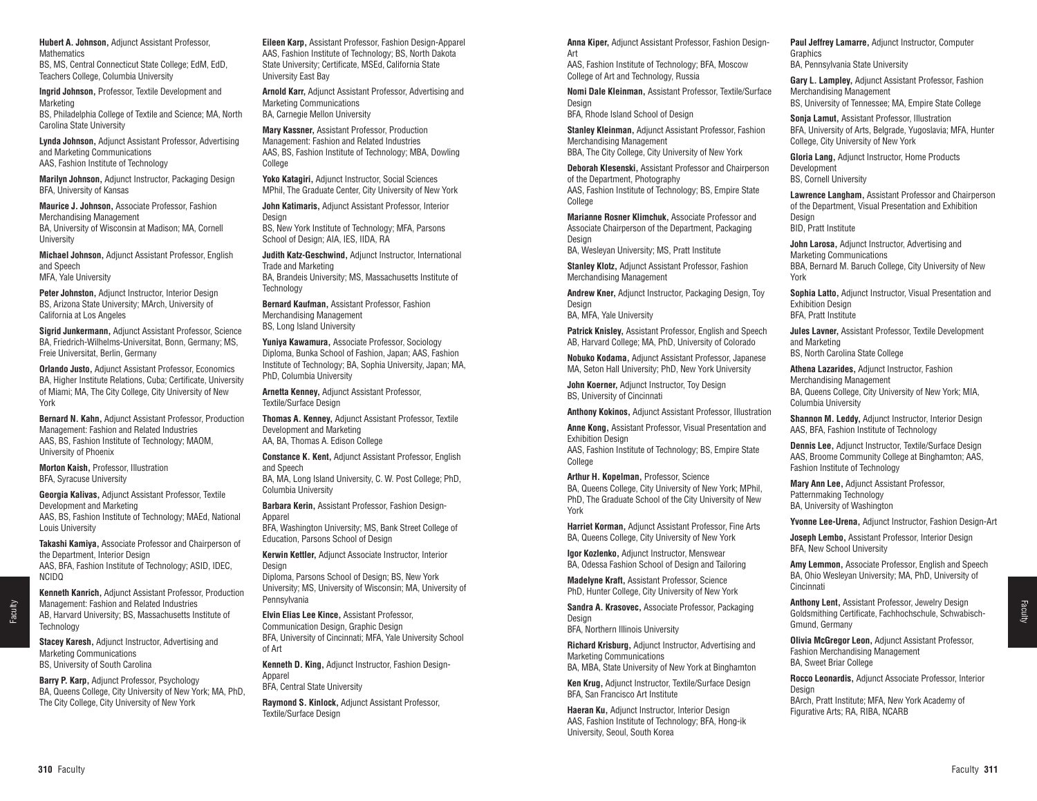**Hubert A. Johnson,** Adjunct Assistant Professor, Mathematics
BS, MS, Central Connecticut State College; EdM, EdD, Teachers College, Columbia University

**Ingrid Johnson,** Professor, Textile Development and Marketing
BS, Philadelphia College of Textile and Science; MA, North Carolina State University

**Lynda Johnson,** Adjunct Assistant Professor, Advertising and Marketing Communications
AAS, Fashion Institute of Technology

**Marilyn Johnson,** Adjunct Instructor, Packaging Design
BFA, University of Kansas

**Maurice J. Johnson,** Associate Professor, Fashion Merchandising Management
BA, University of Wisconsin at Madison; MA, Cornell University

**Michael Johnson,** Adjunct Assistant Professor, English and Speech
MFA, Yale University

**Peter Johnston,** Adjunct Instructor, Interior Design
BS, Arizona State University; MArch, University of California at Los Angeles

**Sigrid Junkermann,** Adjunct Assistant Professor, Science
BA, Friedrich-Wilhelms-Universitat, Bonn, Germany; MS, Freie Universitat, Berlin, Germany

**Orlando Justo,** Adjunct Assistant Professor, Economics
BA, Higher Institute Relations, Cuba; Certificate, University of Miami; MA, The City College, City University of New York

**Bernard N. Kahn,** Adjunct Assistant Professor, Production Management: Fashion and Related Industries
AAS, BS, Fashion Institute of Technology; MAOM, University of Phoenix

**Morton Kaish,** Professor, Illustration
BFA, Syracuse University

**Georgia Kalivas,** Adjunct Assistant Professor, Textile Development and Marketing
AAS, BS, Fashion Institute of Technology; MAEd, National Louis University

**Takashi Kamiya,** Associate Professor and Chairperson of the Department, Interior Design
AAS, BFA, Fashion Institute of Technology; ASID, IDEC, NCIDQ

**Kenneth Kanrich,** Adjunct Assistant Professor, Production Management: Fashion and Related Industries
AB, Harvard University; BS, Massachusetts Institute of Technology

**Stacey Karesh,** Adjunct Instructor, Advertising and Marketing Communications
BS, University of South Carolina

**Barry P. Karp,** Adjunct Professor, Psychology
BA, Queens College, City University of New York; MA, PhD, The City College, City University of New York

**Eileen Karp,** Assistant Professor, Fashion Design-Apparel
AAS, Fashion Institute of Technology; BS, North Dakota State University; Certificate, MSEd, California State University East Bay

**Arnold Karr,** Adjunct Assistant Professor, Advertising and Marketing Communications
BA, Carnegie Mellon University

**Mary Kassner,** Assistant Professor, Production Management: Fashion and Related Industries
AAS, BS, Fashion Institute of Technology; MBA, Dowling College

**Yoko Katagiri,** Adjunct Instructor, Social Sciences
MPhil, The Graduate Center, City University of New York

**John Katimaris,** Adjunct Assistant Professor, Interior Design
BS, New York Institute of Technology; MFA, Parsons School of Design; AIA, IES, IIDA, RA

**Judith Katz-Geschwind,** Adjunct Instructor, International Trade and Marketing
BA, Brandeis University; MS, Massachusetts Institute of Technology

**Bernard Kaufman,** Assistant Professor, Fashion Merchandising Management
BS, Long Island University

**Yuniya Kawamura,** Associate Professor, Sociology
Diploma, Bunka School of Fashion, Japan; AAS, Fashion Institute of Technology; BA, Sophia University, Japan; MA, PhD, Columbia University

**Arnetta Kenney,** Adjunct Assistant Professor, Textile/Surface Design

**Thomas A. Kenney,** Adjunct Assistant Professor, Textile Development and Marketing
AA, BA, Thomas A. Edison College

**Constance K. Kent,** Adjunct Assistant Professor, English and Speech
BA, MA, Long Island University, C. W. Post College; PhD, Columbia University

**Barbara Kerin,** Assistant Professor, Fashion Design-Apparel
BFA, Washington University; MS, Bank Street College of Education, Parsons School of Design

**Kerwin Kettler,** Adjunct Associate Instructor, Interior Design
Diploma, Parsons School of Design; BS, New York University; MS, University of Wisconsin; MA, University of Pennsylvania

**Elvin Elias Lee Kince,** Assistant Professor, Communication Design, Graphic Design
BFA, University of Cincinnati; MFA, Yale University School of Art

**Kenneth D. King,** Adjunct Instructor, Fashion Design-Apparel
BFA, Central State University

**Raymond S. Kinlock,** Adjunct Assistant Professor, Textile/Surface Design

**Anna Kiper,** Adjunct Assistant Professor, Fashion Design-Art
AAS, Fashion Institute of Technology; BFA, Moscow College of Art and Technology, Russia

**Nomi Dale Kleinman,** Assistant Professor, Textile/Surface Design
BFA, Rhode Island School of Design

**Stanley Kleinman,** Adjunct Assistant Professor, Fashion Merchandising Management
BBA, The City College, City University of New York

**Deborah Klesenski,** Assistant Professor and Chairperson of the Department, Photography
AAS, Fashion Institute of Technology; BS, Empire State College

**Marianne Rosner Klimchuk,** Associate Professor and Associate Chairperson of the Department, Packaging Design
BA, Wesleyan University; MS, Pratt Institute

**Stanley Klotz,** Adjunct Assistant Professor, Fashion Merchandising Management

**Andrew Kner,** Adjunct Instructor, Packaging Design, Toy Design
BA, MFA, Yale University

**Patrick Knisley,** Assistant Professor, English and Speech
AB, Harvard College; MA, PhD, University of Colorado

**Nobuko Kodama,** Adjunct Assistant Professor, Japanese
MA, Seton Hall University; PhD, New York University

**John Koerner,** Adjunct Instructor, Toy Design
BS, University of Cincinnati

**Anthony Kokinos,** Adjunct Assistant Professor, Illustration

**Anne Kong,** Assistant Professor, Visual Presentation and Exhibition Design
AAS, Fashion Institute of Technology; BS, Empire State College

**Arthur H. Kopelman,** Professor, Science
BA, Queens College, City University of New York; MPhil, PhD, The Graduate School of the City University of New York

**Harriet Korman,** Adjunct Assistant Professor, Fine Arts
BA, Queens College, City University of New York

**Igor Kozlenko,** Adjunct Instructor, Menswear
BA, Odessa Fashion School of Design and Tailoring

**Madelyne Kraft,** Assistant Professor, Science
PhD, Hunter College, City University of New York

**Sandra A. Krasovec,** Associate Professor, Packaging Design
BFA, Northern Illinois University

**Richard Krisburg,** Adjunct Instructor, Advertising and Marketing Communications
BA, MBA, State University of New York at Binghamton

**Ken Krug,** Adjunct Instructor, Textile/Surface Design
BFA, San Francisco Art Institute

**Haeran Ku,** Adjunct Instructor, Interior Design
AAS, Fashion Institute of Technology; BFA, Hong-ik University, Seoul, South Korea

**Paul Jeffrey Lamarre,** Adjunct Instructor, Computer Graphics
BA, Pennsylvania State University

**Gary L. Lampley,** Adjunct Assistant Professor, Fashion Merchandising Management
BS, University of Tennessee; MA, Empire State College

**Sonja Lamut,** Assistant Professor, Illustration
BFA, University of Arts, Belgrade, Yugoslavia; MFA, Hunter College, City University of New York

**Gloria Lang,** Adjunct Instructor, Home Products Development
BS, Cornell University

**Lawrence Langham,** Assistant Professor and Chairperson of the Department, Visual Presentation and Exhibition Design
BID, Pratt Institute

**John Larosa,** Adjunct Instructor, Advertising and Marketing Communications
BBA, Bernard M. Baruch College, City University of New York

**Sophia Latto,** Adjunct Instructor, Visual Presentation and Exhibition Design
BFA, Pratt Institute

**Jules Lavner,** Assistant Professor, Textile Development and Marketing
BS, North Carolina State College

**Athena Lazarides,** Adjunct Instructor, Fashion Merchandising Management
BA, Queens College, City University of New York; MIA, Columbia University

**Shannon M. Leddy,** Adjunct Instructor, Interior Design
AAS, BFA, Fashion Institute of Technology

**Dennis Lee,** Adjunct Instructor, Textile/Surface Design
AAS, Broome Community College at Binghamton; AAS, Fashion Institute of Technology

**Mary Ann Lee,** Adjunct Assistant Professor, Patternmaking Technology
BA, University of Washington

**Yvonne Lee-Urena,** Adjunct Instructor, Fashion Design-Art

**Joseph Lembo,** Assistant Professor, Interior Design
BFA, New School University

**Amy Lemmon,** Associate Professor, English and Speech
BA, Ohio Wesleyan University; MA, PhD, University of Cincinnati

**Anthony Lent,** Assistant Professor, Jewelry Design
Goldsmithing Certificate, Fachhochschule, Schwabisch-Gmund, Germany

**Olivia McGregor Leon,** Adjunct Assistant Professor, Fashion Merchandising Management
BA, Sweet Briar College

**Rocco Leonardis,** Adjunct Associate Professor, Interior Design
BArch, Pratt Institute; MFA, New York Academy of Figurative Arts; RA, RIBA, NCARB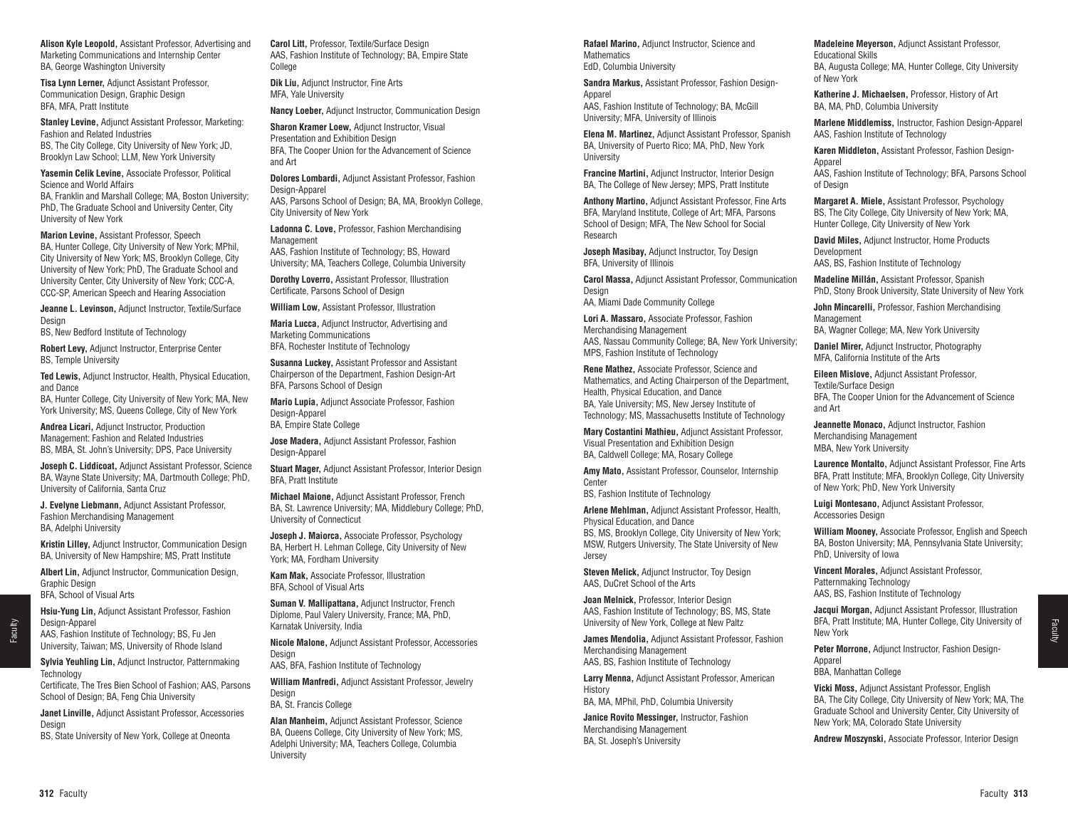**Alison Kyle Leopold,** Assistant Professor, Advertising and Marketing Communications and Internship Center
BA, George Washington University

**Tisa Lynn Lerner,** Adjunct Assistant Professor, Communication Design, Graphic Design
BFA, MFA, Pratt Institute

**Stanley Levine,** Adjunct Assistant Professor, Marketing: Fashion and Related Industries
BS, The City College, City University of New York; JD, Brooklyn Law School; LLM, New York University

**Yasemin Celik Levine,** Associate Professor, Political Science and World Affairs
BA, Franklin and Marshall College; MA, Boston University; PhD, The Graduate School and University Center, City University of New York

**Marion Levine,** Assistant Professor, Speech
BA, Hunter College, City University of New York; MPhil, City University of New York; MS, Brooklyn College, City University of New York; PhD, The Graduate School and University Center, City University of New York; CCC-A, CCC-SP, American Speech and Hearing Association

**Jeanne L. Levinson,** Adjunct Instructor, Textile/Surface Design
BS, New Bedford Institute of Technology

**Robert Levy,** Adjunct Instructor, Enterprise Center
BS, Temple University

**Ted Lewis,** Adjunct Instructor, Health, Physical Education, and Dance
BA, Hunter College, City University of New York; MA, New York University; MS, Queens College, City of New York

**Andrea Licari,** Adjunct Instructor, Production Management: Fashion and Related Industries
BS, MBA, St. John's University; DPS, Pace University

**Joseph C. Liddicoat,** Adjunct Assistant Professor, Science
BA, Wayne State University; MA, Dartmouth College; PhD, University of California, Santa Cruz

**J. Evelyne Liebmann,** Adjunct Assistant Professor, Fashion Merchandising Management
BA, Adelphi University

**Kristin Lilley,** Adjunct Instructor, Communication Design
BA, University of New Hampshire; MS, Pratt Institute

**Albert Lin,** Adjunct Instructor, Communication Design, Graphic Design
BFA, School of Visual Arts

**Hsiu-Yung Lin,** Adjunct Assistant Professor, Fashion Design-Apparel
AAS, Fashion Institute of Technology; BS, Fu Jen University, Taiwan; MS, University of Rhode Island

**Sylvia Yeuhling Lin,** Adjunct Instructor, Patternmaking Technology
Certificate, The Tres Bien School of Fashion; AAS, Parsons School of Design; BA, Feng Chia University

**Janet Linville,** Adjunct Assistant Professor, Accessories Design
BS, State University of New York, College at Oneonta

**Carol Litt,** Professor, Textile/Surface Design
AAS, Fashion Institute of Technology; BA, Empire State College

**Dik Liu,** Adjunct Instructor, Fine Arts
MFA, Yale University

**Nancy Loeber,** Adjunct Instructor, Communication Design

**Sharon Kramer Loew,** Adjunct Instructor, Visual Presentation and Exhibition Design
BFA, The Cooper Union for the Advancement of Science and Art

**Dolores Lombardi,** Adjunct Assistant Professor, Fashion Design-Apparel
AAS, Parsons School of Design; BA, MA, Brooklyn College, City University of New York

**Ladonna C. Love,** Professor, Fashion Merchandising Management
AAS, Fashion Institute of Technology; BS, Howard University; MA, Teachers College, Columbia University

**Dorothy Loverro,** Assistant Professor, Illustration
Certificate, Parsons School of Design

**William Low,** Assistant Professor, Illustration

**Maria Lucca,** Adjunct Instructor, Advertising and Marketing Communications
BFA, Rochester Institute of Technology

**Susanna Luckey,** Assistant Professor and Assistant Chairperson of the Department, Fashion Design-Art
BFA, Parsons School of Design

**Mario Lupia,** Adjunct Associate Professor, Fashion Design-Apparel
BA, Empire State College

**Jose Madera,** Adjunct Assistant Professor, Fashion Design-Apparel

**Stuart Mager,** Adjunct Assistant Professor, Interior Design
BFA, Pratt Institute

**Michael Maione,** Adjunct Assistant Professor, French
BA, St. Lawrence University; MA, Middlebury College; PhD, University of Connecticut

**Joseph J. Maiorca,** Associate Professor, Psychology
BA, Herbert H. Lehman College, City University of New York; MA, Fordham University

**Kam Mak,** Associate Professor, Illustration
BFA, School of Visual Arts

**Suman V. Mallipattana,** Adjunct Instructor, French
Diplome, Paul Valery University, France; MA, PhD, Karnatak University, India

**Nicole Malone,** Adjunct Assistant Professor, Accessories Design
AAS, BFA, Fashion Institute of Technology

**William Manfredi,** Adjunct Assistant Professor, Jewelry Design
BA, St. Francis College

**Alan Manheim,** Adjunct Assistant Professor, Science
BA, Queens College, City University of New York; MS, Adelphi University; MA, Teachers College, Columbia University

**Rafael Marino,** Adjunct Instructor, Science and Mathematics
EdD, Columbia University

**Sandra Markus,** Assistant Professor, Fashion Design-Apparel
AAS, Fashion Institute of Technology; BA, McGill University; MFA, University of Illinois

**Elena M. Martinez,** Adjunct Assistant Professor, Spanish
BA, University of Puerto Rico; MA, PhD, New York University

**Francine Martini,** Adjunct Instructor, Interior Design
BA, The College of New Jersey; MPS, Pratt Institute

**Anthony Martino,** Adjunct Assistant Professor, Fine Arts
BFA, Maryland Institute, College of Art; MFA, Parsons School of Design; MFA, The New School for Social Research

**Joseph Masibay,** Adjunct Instructor, Toy Design
BFA, University of Illinois

**Carol Massa,** Adjunct Assistant Professor, Communication Design
AA, Miami Dade Community College

**Lori A. Massaro,** Associate Professor, Fashion Merchandising Management
AAS, Nassau Community College; BA, New York University; MPS, Fashion Institute of Technology

**Rene Mathez,** Associate Professor, Science and Mathematics, and Acting Chairperson of the Department, Health, Physical Education, and Dance
BA, Yale University; MS, New Jersey Institute of Technology; MS, Massachusetts Institute of Technology

**Mary Costantini Mathieu,** Adjunct Assistant Professor, Visual Presentation and Exhibition Design
BA, Caldwell College; MA, Rosary College

**Amy Mato,** Assistant Professor, Counselor, Internship Center
BS, Fashion Institute of Technology

**Arlene Mehlman,** Adjunct Assistant Professor, Health, Physical Education, and Dance
BS, MS, Brooklyn College, City University of New York; MSW, Rutgers University, The State University of New Jersey

**Steven Melick,** Adjunct Instructor, Toy Design
AAS, DuCret School of the Arts

**Joan Melnick,** Professor, Interior Design
AAS, Fashion Institute of Technology; BS, MS, State University of New York, College at New Paltz

**James Mendolia,** Adjunct Assistant Professor, Fashion Merchandising Management
AAS, BS, Fashion Institute of Technology

**Larry Menna,** Adjunct Assistant Professor, American History
BA, MA, MPhil, PhD, Columbia University

**Janice Rovito Messinger,** Instructor, Fashion Merchandising Management
BA, St. Joseph's University

**Madeleine Meyerson,** Adjunct Assistant Professor, Educational Skills
BA, Augusta College; MA, Hunter College, City University of New York

**Katherine J. Michaelsen,** Professor, History of Art
BA, MA, PhD, Columbia University

**Marlene Middlemiss,** Instructor, Fashion Design-Apparel
AAS, Fashion Institute of Technology

**Karen Middleton,** Assistant Professor, Fashion Design-Apparel
AAS, Fashion Institute of Technology; BFA, Parsons School of Design

**Margaret A. Miele,** Assistant Professor, Psychology
BS, The City College, City University of New York; MA, Hunter College, City University of New York

**David Miles,** Adjunct Instructor, Home Products Development
AAS, BS, Fashion Institute of Technology

**Madeline Millán,** Assistant Professor, Spanish
PhD, Stony Brook University, State University of New York

**John Mincarelli,** Professor, Fashion Merchandising Management
BA, Wagner College; MA, New York University

**Daniel Mirer,** Adjunct Instructor, Photography
MFA, California Institute of the Arts

**Eileen Mislove,** Adjunct Assistant Professor, Textile/Surface Design
BFA, The Cooper Union for the Advancement of Science and Art

**Jeannette Monaco,** Adjunct Instructor, Fashion Merchandising Management
MBA, New York University

**Laurence Montalto,** Adjunct Assistant Professor, Fine Arts
BFA, Pratt Institute; MFA, Brooklyn College, City University of New York; PhD, New York University

**Luigi Montesano,** Adjunct Assistant Professor, Accessories Design

**William Mooney,** Associate Professor, English and Speech
BA, Boston University; MA, Pennsylvania State University; PhD, University of Iowa

**Vincent Morales,** Adjunct Assistant Professor, Patternmaking Technology
AAS, BS, Fashion Institute of Technology

**Jacqui Morgan,** Adjunct Assistant Professor, Illustration
BFA, Pratt Institute; MA, Hunter College, City University of New York

**Peter Morrone,** Adjunct Instructor, Fashion Design-Apparel
BBA, Manhattan College

**Vicki Moss,** Adjunct Assistant Professor, English
BA, The City College, City University of New York; MA, The Graduate School and University Center, City University of New York; MA, Colorado State University

**Andrew Moszynski,** Associate Professor, Interior Design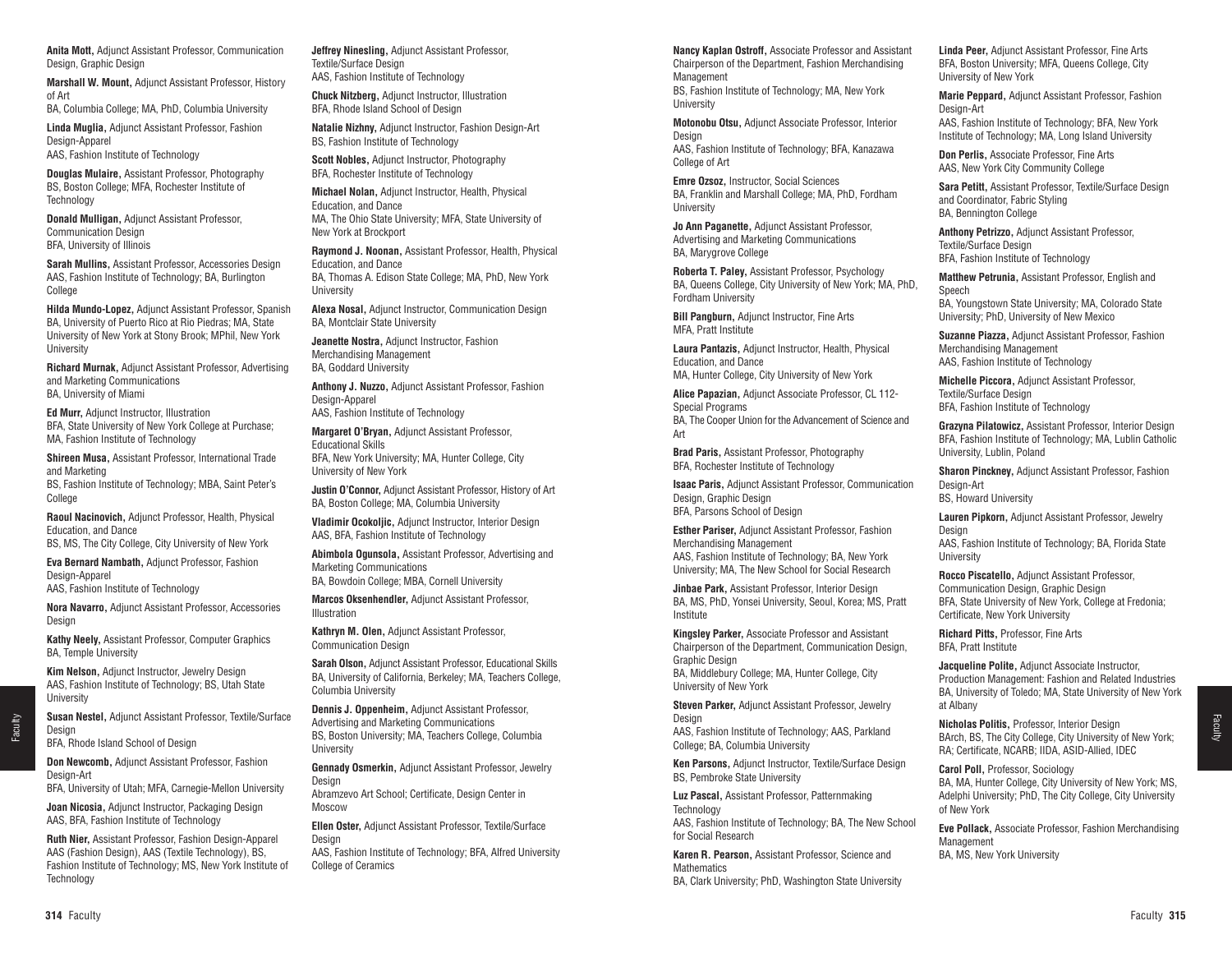**Anita Mott,** Adjunct Assistant Professor, Communication Design, Graphic Design

**Marshall W. Mount,** Adjunct Assistant Professor, History of Art
BA, Columbia College; MA, PhD, Columbia University

**Linda Muglia,** Adjunct Assistant Professor, Fashion Design-Apparel
AAS, Fashion Institute of Technology

**Douglas Mulaire,** Assistant Professor, Photography
BS, Boston College; MFA, Rochester Institute of Technology

**Donald Mulligan,** Adjunct Assistant Professor, Communication Design
BFA, University of Illinois

**Sarah Mullins,** Assistant Professor, Accessories Design
AAS, Fashion Institute of Technology; BA, Burlington College

**Hilda Mundo-Lopez,** Adjunct Assistant Professor, Spanish
BA, University of Puerto Rico at Rio Piedras; MA, State University of New York at Stony Brook; MPhil, New York University

**Richard Murnak,** Adjunct Assistant Professor, Advertising and Marketing Communications
BA, University of Miami

**Ed Murr,** Adjunct Instructor, Illustration
BFA, State University of New York College at Purchase; MA, Fashion Institute of Technology

**Shireen Musa,** Assistant Professor, International Trade and Marketing
BS, Fashion Institute of Technology; MBA, Saint Peter's College

**Raoul Nacinovich,** Adjunct Professor, Health, Physical Education, and Dance
BS, MS, The City College, City University of New York

**Eva Bernard Nambath,** Adjunct Professor, Fashion Design-Apparel
AAS, Fashion Institute of Technology

**Nora Navarro,** Adjunct Assistant Professor, Accessories Design

**Kathy Neely,** Assistant Professor, Computer Graphics
BA, Temple University

**Kim Nelson,** Adjunct Instructor, Jewelry Design
AAS, Fashion Institute of Technology; BS, Utah State University

**Susan Nestel,** Adjunct Assistant Professor, Textile/Surface Design
BFA, Rhode Island School of Design

**Don Newcomb,** Adjunct Assistant Professor, Fashion Design-Art
BFA, University of Utah; MFA, Carnegie-Mellon University

**Joan Nicosia,** Adjunct Instructor, Packaging Design
AAS, BFA, Fashion Institute of Technology

**Ruth Nier,** Assistant Professor, Fashion Design-Apparel
AAS (Fashion Design), AAS (Textile Technology), BS, Fashion Institute of Technology; MS, New York Institute of Technology

**Jeffrey Ninesling,** Adjunct Assistant Professor, Textile/Surface Design
AAS, Fashion Institute of Technology

**Chuck Nitzberg,** Adjunct Instructor, Illustration
BFA, Rhode Island School of Design

**Natalie Nizhny,** Adjunct Instructor, Fashion Design-Art
BS, Fashion Institute of Technology

**Scott Nobles,** Adjunct Instructor, Photography
BFA, Rochester Institute of Technology

**Michael Nolan,** Adjunct Instructor, Health, Physical Education, and Dance
MA, The Ohio State University; MFA, State University of New York at Brockport

**Raymond J. Noonan,** Assistant Professor, Health, Physical Education, and Dance
BA, Thomas A. Edison State College; MA, PhD, New York University

**Alexa Nosal,** Adjunct Instructor, Communication Design
BA, Montclair State University

**Jeanette Nostra,** Adjunct Instructor, Fashion Merchandising Management
BA, Goddard University

**Anthony J. Nuzzo,** Adjunct Assistant Professor, Fashion Design-Apparel
AAS, Fashion Institute of Technology

**Margaret O'Bryan,** Adjunct Assistant Professor, Educational Skills
BFA, New York University; MA, Hunter College, City University of New York

**Justin O'Connor,** Adjunct Assistant Professor, History of Art
BA, Boston College; MA, Columbia University

**Vladimir Ocokoljic,** Adjunct Instructor, Interior Design
AAS, BFA, Fashion Institute of Technology

**Abimbola Ogunsola,** Assistant Professor, Advertising and Marketing Communications
BA, Bowdoin College; MBA, Cornell University

**Marcos Oksenhendler,** Adjunct Assistant Professor, Illustration

**Kathryn M. Olen,** Adjunct Assistant Professor, Communication Design

**Sarah Olson,** Adjunct Assistant Professor, Educational Skills
BA, University of California, Berkeley; MA, Teachers College, Columbia University

**Dennis J. Oppenheim,** Adjunct Assistant Professor, Advertising and Marketing Communications
BS, Boston University; MA, Teachers College, Columbia University

**Gennady Osmerkin,** Adjunct Assistant Professor, Jewelry Design
Abramzevo Art School; Certificate, Design Center in Moscow

**Ellen Oster,** Adjunct Assistant Professor, Textile/Surface Design
AAS, Fashion Institute of Technology; BFA, Alfred University College of Ceramics

**Nancy Kaplan Ostroff,** Associate Professor and Assistant Chairperson of the Department, Fashion Merchandising Management
BS, Fashion Institute of Technology; MA, New York University

**Motonobu Otsu,** Adjunct Associate Professor, Interior Design
AAS, Fashion Institute of Technology; BFA, Kanazawa College of Art

**Emre Ozsoz,** Instructor, Social Sciences
BA, Franklin and Marshall College; MA, PhD, Fordham University

**Jo Ann Paganette,** Adjunct Assistant Professor, Advertising and Marketing Communications
BA, Marygrove College

**Roberta T. Paley,** Assistant Professor, Psychology
BA, Queens College, City University of New York; MA, PhD, Fordham University

**Bill Pangburn,** Adjunct Instructor, Fine Arts
MFA, Pratt Institute

**Laura Pantazis,** Adjunct Instructor, Health, Physical Education, and Dance
MA, Hunter College, City University of New York

**Alice Papazian,** Adjunct Associate Professor, CL 112-Special Programs
BA, The Cooper Union for the Advancement of Science and Art

**Brad Paris,** Assistant Professor, Photography
BFA, Rochester Institute of Technology

**Isaac Paris,** Adjunct Assistant Professor, Communication Design, Graphic Design
BFA, Parsons School of Design

**Esther Pariser,** Adjunct Assistant Professor, Fashion Merchandising Management
AAS, Fashion Institute of Technology; BA, New York University; MA, The New School for Social Research

**Jinbae Park,** Assistant Professor, Interior Design
BA, MS, PhD, Yonsei University, Seoul, Korea; MS, Pratt Institute

**Kingsley Parker,** Associate Professor and Assistant Chairperson of the Department, Communication Design, Graphic Design
BA, Middlebury College; MA, Hunter College, City University of New York

**Steven Parker,** Adjunct Assistant Professor, Jewelry Design
AAS, Fashion Institute of Technology; AAS, Parkland College; BA, Columbia University

**Ken Parsons,** Adjunct Instructor, Textile/Surface Design
BS, Pembroke State University

**Luz Pascal,** Assistant Professor, Patternmaking Technology
AAS, Fashion Institute of Technology; BA, The New School for Social Research

**Karen R. Pearson,** Assistant Professor, Science and Mathematics
BA, Clark University; PhD, Washington State University

**Linda Peer,** Adjunct Assistant Professor, Fine Arts
BFA, Boston University; MFA, Queens College, City University of New York

**Marie Peppard,** Adjunct Assistant Professor, Fashion Design-Art
AAS, Fashion Institute of Technology; BFA, New York Institute of Technology; MA, Long Island University

**Don Perlis,** Associate Professor, Fine Arts
AAS, New York City Community College

**Sara Petitt,** Assistant Professor, Textile/Surface Design and Coordinator, Fabric Styling
BA, Bennington College

**Anthony Petrizzo,** Adjunct Assistant Professor, Textile/Surface Design
BFA, Fashion Institute of Technology

**Matthew Petrunia,** Assistant Professor, English and Speech
BA, Youngstown State University; MA, Colorado State University; PhD, University of New Mexico

**Suzanne Piazza,** Adjunct Assistant Professor, Fashion Merchandising Management
AAS, Fashion Institute of Technology

**Michelle Piccora,** Adjunct Assistant Professor, Textile/Surface Design
BFA, Fashion Institute of Technology

**Grazyna Pilatowicz,** Assistant Professor, Interior Design
BFA, Fashion Institute of Technology; MA, Lublin Catholic University, Lublin, Poland

**Sharon Pinckney,** Adjunct Assistant Professor, Fashion Design-Art
BS, Howard University

**Lauren Pipkorn,** Adjunct Assistant Professor, Jewelry Design
AAS, Fashion Institute of Technology; BA, Florida State University

**Rocco Piscatello,** Adjunct Assistant Professor, Communication Design, Graphic Design
BFA, State University of New York, College at Fredonia; Certificate, New York University

**Richard Pitts,** Professor, Fine Arts
BFA, Pratt Institute

**Jacqueline Polite,** Adjunct Associate Instructor, Production Management: Fashion and Related Industries
BA, University of Toledo; MA, State University of New York at Albany

**Nicholas Politis,** Professor, Interior Design
BArch, BS, The City College, City University of New York; RA; Certificate, NCARB; IIDA, ASID-Allied, IDEC

**Carol Poll,** Professor, Sociology
BA, MA, Hunter College, City University of New York; MS, Adelphi University; PhD, The City College, City University of New York

**Eve Pollack,** Associate Professor, Fashion Merchandising Management
BA, MS, New York University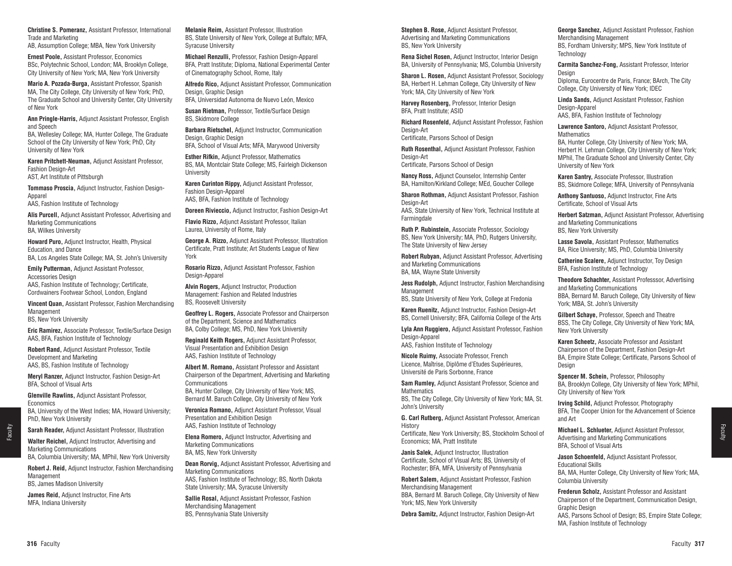**Christine S. Pomeranz,** Assistant Professor, International Trade and Marketing
AB, Assumption College; MBA, New York University

**Ernest Poole,** Assistant Professor, Economics
BSc, Polytechnic School, London; MA, Brooklyn College, City University of New York; MA, New York University

**Mario A. Pozada-Burga,** Assistant Professor, Spanish
MA, The City College, City University of New York; PhD, The Graduate School and University Center, City University of New York

**Ann Pringle-Harris,** Adjunct Assistant Professor, English and Speech
BA, Wellesley College; MA, Hunter College, The Graduate School of the City University of New York; PhD, City University of New York

**Karen Pritchett-Neuman,** Adjunct Assistant Professor, Fashion Design-Art
AST, Art Institute of Pittsburgh

**Tommaso Proscia,** Adjunct Instructor, Fashion Design-Apparel
AAS, Fashion Institute of Technology

**Alis Purcell,** Adjunct Assistant Professor, Advertising and Marketing Communications
BA, Wilkes University

**Howard Puro,** Adjunct Instructor, Health, Physical Education, and Dance
BA, Los Angeles State College; MA, St. John's University

**Emily Putterman,** Adjunct Assistant Professor, Accessories Design
AAS, Fashion Institute of Technology; Certificate, Cordwainers Footwear School, London, England

**Vincent Quan,** Assistant Professor, Fashion Merchandising Management
BS, New York University

**Eric Ramirez,** Associate Professor, Textile/Surface Design
AAS, BFA, Fashion Institute of Technology

**Robert Rand,** Adjunct Assistant Professor, Textile Development and Marketing
AAS, BS, Fashion Institute of Technology

**Meryl Ranzer,** Adjunct Instructor, Fashion Design-Art
BFA, School of Visual Arts

**Glenville Rawlins,** Adjunct Assistant Professor, Economics
BA, University of the West Indies; MA, Howard University; PhD, New York University

**Sarah Reader,** Adjunct Assistant Professor, Illustration

**Walter Reichel,** Adjunct Instructor, Advertising and Marketing Communications
BA, Columbia University; MA, MPhil, New York University

**Robert J. Reid,** Adjunct Instructor, Fashion Merchandising Management
BS, James Madison University

**James Reid,** Adjunct Instructor, Fine Arts
MFA, Indiana University

**Melanie Reim,** Assistant Professor, Illustration
BS, State University of New York, College at Buffalo; MFA, Syracuse University

**Michael Renzulli,** Professor, Fashion Design-Apparel
BFA, Pratt Institute; Diploma, National Experimental Center of Cinematography School, Rome, Italy

**Alfredo Rico,** Adjunct Assistant Professor, Communication Design, Graphic Design
BFA, Universidad Autonoma de Nuevo León, Mexico

**Susan Rietman,** Professor, Textile/Surface Design
BS, Skidmore College

**Barbara Rietschel,** Adjunct Instructor, Communication Design, Graphic Design
BFA, School of Visual Arts; MFA, Marywood University

**Esther Rifkin,** Adjunct Professor, Mathematics
BS, MA, Montclair State College; MS, Fairleigh Dickenson University

**Karen Curinton Rippy,** Adjunct Assistant Professor, Fashion Design-Apparel
AAS, BFA, Fashion Institute of Technology

**Doreen Rivieccio,** Adjunct Instructor, Fashion Design-Art

**Flavio Rizzo,** Adjunct Assistant Professor, Italian
Laurea, University of Rome, Italy

**George A. Rizzo,** Adjunct Assistant Professor, Illustration
Certificate, Pratt Institute; Art Students League of New York

**Rosario Rizzo,** Adjunct Assistant Professor, Fashion Design-Apparel

**Alvin Rogers,** Adjunct Instructor, Production Management: Fashion and Related Industries
BS, Roosevelt University

**Geoffrey L. Rogers,** Associate Professor and Chairperson of the Department, Science and Mathematics
BA, Colby College; MS, PhD, New York University

**Reginald Keith Rogers,** Adjunct Assistant Professor, Visual Presentation and Exhibition Design
AAS, Fashion Institute of Technology

**Albert M. Romano,** Assistant Professor and Assistant Chairperson of the Department, Advertising and Marketing Communications
BA, Hunter College, City University of New York; MS, Bernard M. Baruch College, City University of New York

**Veronica Romano,** Adjunct Assistant Professor, Visual Presentation and Exhibition Design
AAS, Fashion Institute of Technology

**Elena Romero,** Adjunct Instructor, Advertising and Marketing Communications
BA, MS, New York University

**Dean Rorvig,** Adjunct Assistant Professor, Advertising and Marketing Communications
AAS, Fashion Institute of Technology; BS, North Dakota State University; MA, Syracuse University

**Sallie Rosal,** Adjunct Assistant Professor, Fashion Merchandising Management
BS, Pennsylvania State University

**Stephen B. Rose,** Adjunct Assistant Professor, Advertising and Marketing Communications
BS, New York University

**Rena Sichel Rosen,** Adjunct Instructor, Interior Design
BA, University of Pennsylvania; MS, Columbia University

**Sharon L. Rosen,** Adjunct Assistant Professor, Sociology
BA, Herbert H. Lehman College, City University of New York; MA, City University of New York

**Harvey Rosenberg,** Professor, Interior Design
BFA, Pratt Institute; ASID

**Richard Rosenfeld,** Adjunct Assistant Professor, Fashion Design-Art
Certificate, Parsons School of Design

**Ruth Rosenthal,** Adjunct Assistant Professor, Fashion Design-Art
Certificate, Parsons School of Design

**Nancy Ross,** Adjunct Counselor, Internship Center
BA, Hamilton/Kirkland College; MEd, Goucher College

**Sharon Rothman,** Adjunct Assistant Professor, Fashion Design-Art
AAS, State University of New York, Technical Institute at Farmingdale

**Ruth P. Rubinstein,** Associate Professor, Sociology
BS, New York University; MA, PhD, Rutgers University, The State University of New Jersey

**Robert Rubyan,** Adjunct Assistant Professor, Advertising and Marketing Communications
BA, MA, Wayne State University

**Jess Rudolph,** Adjunct Instructor, Fashion Merchandising Management
BS, State University of New York, College at Fredonia

**Karen Ruenitz,** Adjunct Instructor, Fashion Design-Art
BS, Cornell University; BFA, California College of the Arts

**Lyla Ann Ruggiero,** Adjunct Assistant Professor, Fashion Design-Apparel
AAS, Fashion Institute of Technology

**Nicole Ruimy,** Associate Professor, French
Licence, Maîtrise, Diplôme d'Etudes Supérieures, Université de Paris Sorbonne, France

**Sam Rumley,** Adjunct Assistant Professor, Science and Mathematics
BS, The City College, City University of New York; MA, St. John's University

**G. Carl Rutberg,** Adjunct Assistant Professor, American History
Certificate, New York University; BS, Stockholm School of Economics; MA, Pratt Institute

**Janis Salek,** Adjunct Instructor, Illustration
Certificate, School of Visual Arts; BS, University of Rochester; BFA, MFA, University of Pennsylvania

**Robert Salem,** Adjunct Assistant Professor, Fashion Merchandising Management
BBA, Bernard M. Baruch College, City University of New York; MS, New York University

**Debra Samitz,** Adjunct Instructor, Fashion Design-Art

**George Sanchez,** Adjunct Assistant Professor, Fashion Merchandising Management
BS, Fordham University; MPS, New York Institute of Technology

**Carmita Sanchez-Fong,** Assistant Professor, Interior Design
Diploma, Eurocentre de Paris, France; BArch, The City College, City University of New York; IDEC

**Linda Sands,** Adjunct Assistant Professor, Fashion Design-Apparel
AAS, BFA, Fashion Institute of Technology

**Lawrence Santoro,** Adjunct Assistant Professor, Mathematics
BA, Hunter College, City University of New York; MA, Herbert H. Lehman College, City University of New York; MPhil, The Graduate School and University Center, City University of New York

**Karen Santry,** Associate Professor, Illustration
BS, Skidmore College; MFA, University of Pennsylvania

**Anthony Santuoso,** Adjunct Instructor, Fine Arts
Certificate, School of Visual Arts

**Herbert Satzman,** Adjunct Assistant Professor, Advertising and Marketing Communications
BS, New York University

**Lasse Savola,** Assistant Professor, Mathematics
BA, Rice University; MS, PhD, Columbia University

**Catherine Scalere,** Adjunct Instructor, Toy Design
BFA, Fashion Institute of Technology

**Theodore Schachter,** Assistant Professsor, Advertising and Marketing Communications
BBA, Bernard M. Baruch College, City University of New York; MBA, St. John's University

**Gilbert Schaye,** Professor, Speech and Theatre
BSS, The City College, City University of New York; MA, New York University

**Karen Scheetz,** Associate Professor and Assistant Chairperson of the Department, Fashion Design-Art
BA, Empire State College; Certificate, Parsons School of Design

**Spencer M. Schein,** Professor, Philosophy
BA, Brooklyn College, City University of New York; MPhil, City University of New York

**Irving Schild,** Adjunct Professor, Photography
BFA, The Cooper Union for the Advancement of Science and Art

**Michael L. Schlueter,** Adjunct Assistant Professor, Advertising and Marketing Communications
BFA, School of Visual Arts

**Jason Schoenfeld,** Adjunct Assistant Professor, Educational Skills
BA, MA, Hunter College, City University of New York; MA, Columbia University

**Frederun Scholz,** Assistant Professor and Assistant Chairperson of the Department, Communication Design, Graphic Design
AAS, Parsons School of Design; BS, Empire State College; MA, Fashion Institute of Technology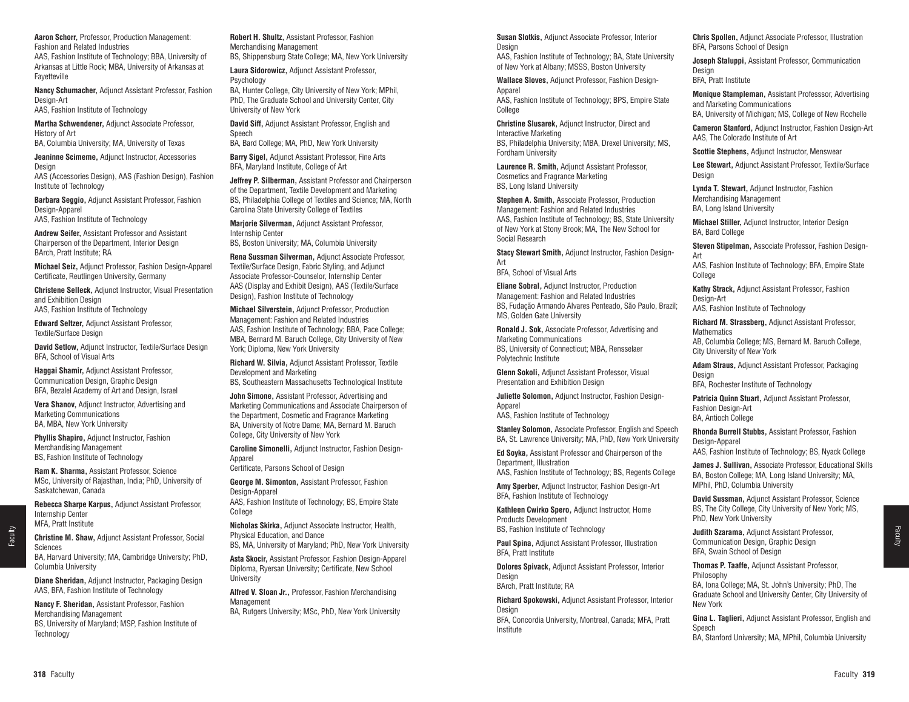**Aaron Schorr,** Professor, Production Management: Fashion and Related Industries
AAS, Fashion Institute of Technology; BBA, University of Arkansas at Little Rock; MBA, University of Arkansas at Fayetteville

**Nancy Schumacher,** Adjunct Assistant Professor, Fashion Design-Art
AAS, Fashion Institute of Technology

**Martha Schwendener,** Adjunct Associate Professor, History of Art
BA, Columbia University; MA, University of Texas

**Jeaninne Scimeme,** Adjunct Instructor, Accessories Design
AAS (Accessories Design), AAS (Fashion Design), Fashion Institute of Technology

**Barbara Seggio,** Adjunct Assistant Professor, Fashion Design-Apparel
AAS, Fashion Institute of Technology

**Andrew Seifer,** Assistant Professor and Assistant Chairperson of the Department, Interior Design
BArch, Pratt Institute; RA

**Michael Seiz,** Adjunct Professor, Fashion Design-Apparel
Certificate, Reutlingen University, Germany

**Christene Selleck,** Adjunct Instructor, Visual Presentation and Exhibition Design
AAS, Fashion Institute of Technology

**Edward Seltzer,** Adjunct Assistant Professor, Textile/Surface Design

**David Setlow,** Adjunct Instructor, Textile/Surface Design
BFA, School of Visual Arts

**Haggai Shamir,** Adjunct Assistant Professor, Communication Design, Graphic Design
BFA, Bezalel Academy of Art and Design, Israel

**Vera Shanov,** Adjunct Instructor, Advertising and Marketing Communications
BA, MBA, New York University

**Phyllis Shapiro,** Adjunct Instructor, Fashion Merchandising Management
BS, Fashion Institute of Technology

**Ram K. Sharma,** Assistant Professor, Science
MSc, University of Rajasthan, India; PhD, University of Saskatchewan, Canada

**Rebecca Sharpe Karpus,** Adjunct Assistant Professor, Internship Center
MFA, Pratt Institute

**Christine M. Shaw,** Adjunct Assistant Professor, Social Sciences
BA, Harvard University; MA, Cambridge University; PhD, Columbia University

**Diane Sheridan,** Adjunct Instructor, Packaging Design
AAS, BFA, Fashion Institute of Technology

**Nancy F. Sheridan,** Assistant Professor, Fashion Merchandising Management
BS, University of Maryland; MSP, Fashion Institute of Technology

**Robert H. Shultz,** Assistant Professor, Fashion Merchandising Management
BS, Shippensburg State College; MA, New York University

**Laura Sidorowicz,** Adjunct Assistant Professor, Psychology
BA, Hunter College, City University of New York; MPhil, PhD, The Graduate School and University Center, City University of New York

**David Siff,** Adjunct Assistant Professor, English and Speech
BA, Bard College; MA, PhD, New York University

**Barry Sigel,** Adjunct Assistant Professor, Fine Arts
BFA, Maryland Institute, College of Art

**Jeffrey P. Silberman,** Assistant Professor and Chairperson of the Department, Textile Development and Marketing
BS, Philadelphia College of Textiles and Science; MA, North Carolina State University College of Textiles

**Marjorie Silverman,** Adjunct Assistant Professor, Internship Center
BS, Boston University; MA, Columbia University

**Rena Sussman Silverman,** Adjunct Associate Professor, Textile/Surface Design, Fabric Styling, and Adjunct Associate Professor-Counselor, Internship Center
AAS (Display and Exhibit Design), AAS (Textile/Surface Design), Fashion Institute of Technology

**Michael Silverstein,** Adjunct Professor, Production Management: Fashion and Related Industries
AAS, Fashion Institute of Technology; BBA, Pace College; MBA, Bernard M. Baruch College, City University of New York; Diploma, New York University

**Richard W. Silvia,** Adjunct Assistant Professor, Textile Development and Marketing
BS, Southeastern Massachusetts Technological Institute

**John Simone,** Assistant Professor, Advertising and Marketing Communications and Associate Chairperson of the Department, Cosmetic and Fragrance Marketing
BA, University of Notre Dame; MA, Bernard M. Baruch College, City University of New York

**Caroline Simonelli,** Adjunct Instructor, Fashion Design-Apparel
Certificate, Parsons School of Design

**George M. Simonton,** Assistant Professor, Fashion Design-Apparel
AAS, Fashion Institute of Technology; BS, Empire State College

**Nicholas Skirka,** Adjunct Associate Instructor, Health, Physical Education, and Dance
BS, MA, University of Maryland; PhD, New York University

**Asta Skocir,** Assistant Professor, Fashion Design-Apparel
Diploma, Ryerson University; Certificate, New School University

**Alfred V. Sloan Jr.,** Professor, Fashion Merchandising Management
BA, Rutgers University; MSc, PhD, New York University

**Susan Slotkis,** Adjunct Associate Professor, Interior Design
AAS, Fashion Institute of Technology; BA, State University of New York at Albany; MSSS, Boston University

**Wallace Sloves,** Adjunct Professor, Fashion Design-Apparel
AAS, Fashion Institute of Technology; BPS, Empire State College

**Christine Slusarek,** Adjunct Instructor, Direct and Interactive Marketing
BS, Philadelphia University; MBA, Drexel University; MS, Fordham University

**Laurence R. Smith,** Adjunct Assistant Professor, Cosmetics and Fragrance Marketing
BS, Long Island University

**Stephen A. Smith,** Associate Professor, Production Management: Fashion and Related Industries
AAS, Fashion Institute of Technology; BS, State University of New York at Stony Brook; MA, The New School for Social Research

**Stacy Stewart Smith,** Adjunct Instructor, Fashion Design-Art
BFA, School of Visual Arts

**Eliane Sobral,** Adjunct Instructor, Production Management: Fashion and Related Industries
BS, Fudação Armando Alvares Penteado, São Paulo, Brazil; MS, Golden Gate University

**Ronald J. Sok,** Associate Professor, Advertising and Marketing Communications
BS, University of Connecticut; MBA, Rensselaer Polytechnic Institute

**Glenn Sokoli,** Adjunct Assistant Professor, Visual Presentation and Exhibition Design

**Juliette Solomon,** Adjunct Instructor, Fashion Design-Apparel
AAS, Fashion Institute of Technology

**Stanley Solomon,** Associate Professor, English and Speech
BA, St. Lawrence University; MA, PhD, New York University

**Ed Soyka,** Assistant Professor and Chairperson of the Department, Illustration
AAS, Fashion Institute of Technology; BS, Regents College

**Amy Sperber,** Adjunct Instructor, Fashion Design-Art
BFA, Fashion Institute of Technology

**Kathleen Cwirko Spero,** Adjunct Instructor, Home Products Development
BS, Fashion Institute of Technology

**Paul Spina,** Adjunct Assistant Professor, Illustration
BFA, Pratt Institute

**Dolores Spivack,** Adjunct Assistant Professor, Interior Design
BArch, Pratt Institute; RA

**Richard Spokowski,** Adjunct Assistant Professor, Interior Design
BFA, Concordia University, Montreal, Canada; MFA, Pratt Institute

**Chris Spollen,** Adjunct Associate Professor, Illustration
BFA, Parsons School of Design

**Joseph Staluppi,** Assistant Professor, Communication Design
BFA, Pratt Institute

**Monique Stampleman,** Assistant Professsor, Advertising and Marketing Communications
BA, University of Michigan; MS, College of New Rochelle

**Cameron Stanford,** Adjunct Instructor, Fashion Design-Art
AAS, The Colorado Institute of Art

**Scottie Stephens,** Adjunct Instructor, Menswear

**Lee Stewart,** Adjunct Assistant Professor, Textile/Surface Design

**Lynda T. Stewart,** Adjunct Instructor, Fashion Merchandising Management
BA, Long Island University

**Michael Stiller,** Adjunct Instructor, Interior Design
BA, Bard College

**Steven Stipelman,** Associate Professor, Fashion Design-Art
AAS, Fashion Institute of Technology; BFA, Empire State College

**Kathy Strack,** Adjunct Assistant Professor, Fashion Design-Art
AAS, Fashion Institute of Technology

**Richard M. Strassberg,** Adjunct Assistant Professor, Mathematics
AB, Columbia College; MS, Bernard M. Baruch College, City University of New York

**Adam Straus,** Adjunct Assistant Professor, Packaging Design
BFA, Rochester Institute of Technology

**Patricia Quinn Stuart,** Adjunct Assistant Professor, Fashion Design-Art
BA, Antioch College

**Rhonda Burrell Stubbs,** Assistant Professor, Fashion Design-Apparel
AAS, Fashion Institute of Technology; BS, Nyack College

**James J. Sullivan,** Associate Professor, Educational Skills
BA, Boston College; MA, Long Island University; MA, MPhil, PhD, Columbia University

**David Sussman,** Adjunct Assistant Professor, Science
BS, The City College, City University of New York; MS, PhD, New York University

**Judith Szarama,** Adjunct Assistant Professor, Communication Design, Graphic Design
BFA, Swain School of Design

**Thomas P. Taaffe,** Adjunct Assistant Professor, Philosophy
BA, Iona College; MA, St. John's University; PhD, The Graduate School and University Center, City University of New York

**Gina L. Taglieri,** Adjunct Assistant Professor, English and Speech
BA, Stanford University; MA, MPhil, Columbia University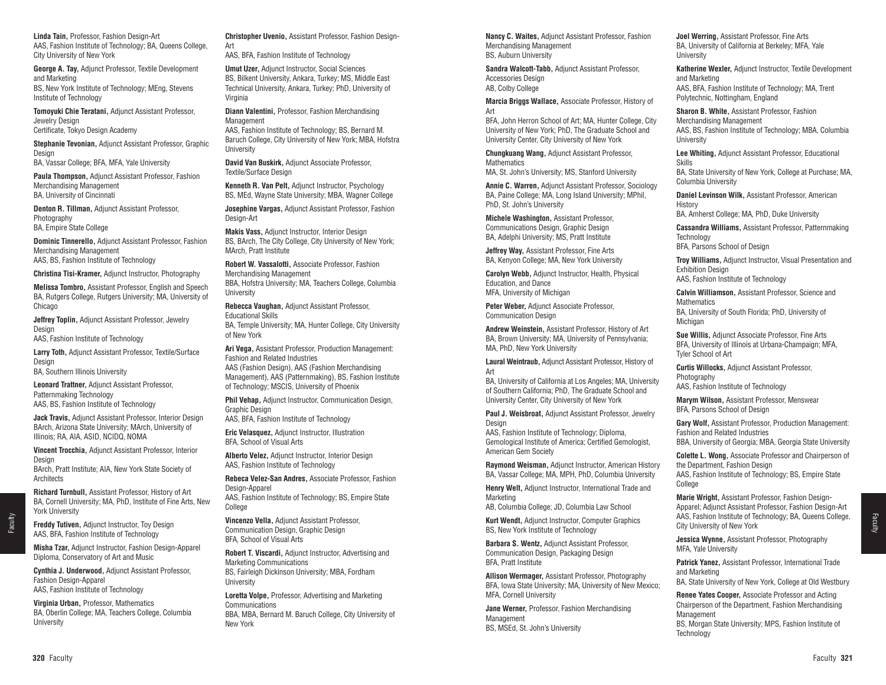**Linda Tain,** Professor, Fashion Design-Art
AAS, Fashion Institute of Technology; BA, Queens College, City University of New York

**George A. Tay,** Adjunct Professor, Textile Development and Marketing
BS, New York Institute of Technology; MEng, Stevens Institute of Technology

**Tomoyuki Chie Teratani,** Adjunct Assistant Professor, Jewelry Design
Certificate, Tokyo Design Academy

**Stephanie Tevonian,** Adjunct Assistant Professor, Graphic Design
BA, Vassar College; BFA, MFA, Yale University

**Paula Thompson,** Adjunct Assistant Professor, Fashion Merchandising Management
BA, University of Cincinnati

**Denton R. Tillman,** Adjunct Assistant Professor, Photography
BA, Empire State College

**Dominic Tinnerello,** Adjunct Assistant Professor, Fashion Merchandising Management
AAS, BS, Fashion Institute of Technology

**Christina Tisi-Kramer,** Adjunct Instructor, Photography

**Melissa Tombro,** Assistant Professor, English and Speech
BA, Rutgers College, Rutgers University; MA, University of Chicago

**Jeffrey Toplin,** Adjunct Assistant Professor, Jewelry Design
AAS, Fashion Institute of Technology

**Larry Toth,** Adjunct Assistant Professor, Textile/Surface Design
BA, Southern Illinois University

**Leonard Trattner,** Adjunct Assistant Professor, Patternmaking Technology
AAS, BS, Fashion Institute of Technology

**Jack Travis,** Adjunct Assistant Professor, Interior Design
BArch, Arizona State University; MArch, University of Illinois; RA, AIA, ASID, NCIDQ, NOMA

**Vincent Trocchia,** Adjunct Assistant Professor, Interior Design
BArch, Pratt Institute; AIA, New York State Society of Architects

**Richard Turnbull,** Assistant Professor, History of Art
BA, Cornell University; MA, PhD, Institute of Fine Arts, New York University

**Freddy Tutiven,** Adjunct Instructor, Toy Design
AAS, BFA, Fashion Institute of Technology

**Misha Tzar,** Adjunct Instructor, Fashion Design-Apparel
Diploma, Conservatory of Art and Music

**Cynthia J. Underwood,** Adjunct Assistant Professor, Fashion Design-Apparel
AAS, Fashion Institute of Technology

**Virginia Urban,** Professor, Mathematics
BA, Oberlin College; MA, Teachers College, Columbia University

**Christopher Uvenio,** Assistant Professor, Fashion Design-Art
AAS, BFA, Fashion Institute of Technology

**Umut Uzer,** Adjunct Instructor, Social Sciences
BS, Bilkent University, Ankara, Turkey; MS, Middle East Technical University, Ankara, Turkey; PhD, University of Virginia

**Diann Valentini,** Professor, Fashion Merchandising Management
AAS, Fashion Institute of Technology; BS, Bernard M. Baruch College, City University of New York; MBA, Hofstra University

**David Van Buskirk,** Adjunct Associate Professor, Textile/Surface Design

**Kenneth R. Van Pelt,** Adjunct Instructor, Psychology
BS, MEd, Wayne State University; MBA, Wagner College

**Josephine Vargas,** Adjunct Assistant Professor, Fashion Design-Art

**Makis Vass,** Adjunct Instructor, Interior Design
BS, BArch, The City College, City University of New York; MArch, Pratt Institute

**Robert W. Vassalotti,** Associate Professor, Fashion Merchandising Management
BBA, Hofstra University; MA, Teachers College, Columbia University

**Rebecca Vaughan,** Adjunct Assistant Professor, Educational Skills
BA, Temple University; MA, Hunter College, City University of New York

**Ari Vega,** Assistant Professor, Production Management: Fashion and Related Industries
AAS (Fashion Design), AAS (Fashion Merchandising Management), AAS (Patternmaking), BS, Fashion Institute of Technology; MSCIS, University of Phoenix

**Phil Vehap,** Adjunct Instructor, Communication Design, Graphic Design
AAS, BFA, Fashion Institute of Technology

**Eric Velasquez,** Adjunct Instructor, Illustration
BFA, School of Visual Arts

**Alberto Velez,** Adjunct Instructor, Interior Design
AAS, Fashion Institute of Technology

**Rebeca Velez-San Andres,** Associate Professor, Fashion Design-Apparel
AAS, Fashion Institute of Technology; BS, Empire State College

**Vincenzo Vella,** Adjunct Assistant Professor, Communication Design, Graphic Design
BFA, School of Visual Arts

**Robert T. Viscardi,** Adjunct Instructor, Advertising and Marketing Communications
BS, Fairleigh Dickinson University; MBA, Fordham University

**Loretta Volpe,** Professor, Advertising and Marketing Communications
BBA, MBA, Bernard M. Baruch College, City University of New York

**Nancy C. Waites,** Adjunct Assistant Professor, Fashion Merchandising Management
BS, Auburn University

**Sandra Walcott-Tabb,** Adjunct Assistant Professor, Accessories Design
AB, Colby College

**Marcia Briggs Wallace,** Associate Professor, History of Art
BFA, John Herron School of Art; MA, Hunter College, City University of New York; PhD, The Graduate School and University Center, City University of New York

**Chungkuang Wang,** Adjunct Assistant Professor, Mathematics
MA, St. John's University; MS, Stanford University

**Annie C. Warren,** Adjunct Assistant Professor, Sociology
BA, Paine College; MA, Long Island University; MPhil, PhD, St. John's University

**Michele Washington,** Assistant Professor, Communications Design, Graphic Design
BA, Adelphi University; MS, Pratt Institute

**Jeffrey Way,** Assistant Professor, Fine Arts
BA, Kenyon College; MA, New York University

**Carolyn Webb,** Adjunct Instructor, Health, Physical Education, and Dance
MFA, University of Michigan

**Peter Weber,** Adjunct Associate Professor, Communication Design

**Andrew Weinstein,** Assistant Professor, History of Art
BA, Brown University; MA, University of Pennsylvania; MA, PhD, New York University

**Laural Weintraub,** Adjunct Assistant Professor, History of Art
BA, University of California at Los Angeles; MA, University of Southern California; PhD, The Graduate School and University Center, City University of New York

**Paul J. Weisbroat,** Adjunct Assistant Professor, Jewelry Design
AAS, Fashion Institute of Technology; Diploma, Gemological Institute of America; Certified Gemologist, American Gem Society

**Raymond Weisman,** Adjunct Instructor, American History
BA, Vassar College; MA, MPH, PhD, Columbia University

**Henry Welt,** Adjunct Instructor, International Trade and Marketing
AB, Columbia College; JD, Columbia Law School

**Kurt Wendt,** Adjunct Instructor, Computer Graphics
BS, New York Institute of Technology

**Barbara S. Wentz,** Adjunct Assistant Professor, Communication Design, Packaging Design
BFA, Pratt Institute

**Allison Wermager,** Assistant Professor, Photography
BFA, Iowa State University; MA, University of New Mexico; MFA, Cornell University

**Jane Werner,** Professor, Fashion Merchandising Management
BS, MSEd, St. John's University

**Joel Werring,** Assistant Professor, Fine Arts
BA, University of California at Berkeley; MFA, Yale University

**Katherine Wexler,** Adjunct Instructor, Textile Development and Marketing
AAS, BFA, Fashion Institute of Technology; MA, Trent Polytechnic, Nottingham, England

**Sharon B. White,** Assistant Professor, Fashion Merchandising Management
AAS, BS, Fashion Institute of Technology; MBA, Columbia University

**Lee Whiting,** Adjunct Assistant Professor, Educational Skills
BA, State University of New York, College at Purchase; MA, Columbia University

**Daniel Levinson Wilk,** Assistant Professor, American History
BA, Amherst College; MA, PhD, Duke University

**Cassandra Williams,** Assistant Professor, Patternmaking Technology
BFA, Parsons School of Design

**Troy Williams,** Adjunct Instructor, Visual Presentation and Exhibition Design
AAS, Fashion Institute of Technology

**Calvin Williamson,** Assistant Professor, Science and Mathematics
BA, University of South Florida; PhD, University of Michigan

**Sue Willis,** Adjunct Associate Professor, Fine Arts
BFA, University of Illinois at Urbana-Champaign; MFA, Tyler School of Art

**Curtis Willocks,** Adjunct Assistant Professor, Photography
AAS, Fashion Institute of Technology

**Marym Wilson,** Assistant Professor, Menswear
BFA, Parsons School of Design

**Gary Wolf,** Assistant Professor, Production Management: Fashion and Related Industries
BBA, University of Georgia; MBA, Georgia State University

**Colette L. Wong,** Associate Professor and Chairperson of the Department, Fashion Design
AAS, Fashion Institute of Technology; BS, Empire State College

**Marie Wright,** Assistant Professor, Fashion Design-Apparel; Adjunct Assistant Professor, Fashion Design-Art
AAS, Fashion Institute of Technology; BA, Queens College, City University of New York

**Jessica Wynne,** Assistant Professor, Photography
MFA, Yale University

**Patrick Yanez,** Assistant Professor, International Trade and Marketing
BA, State University of New York, College at Old Westbury

**Renee Yates Cooper,** Associate Professor and Acting Chairperson of the Department, Fashion Merchandising Management
BS, Morgan State University; MPS, Fashion Institute of Technology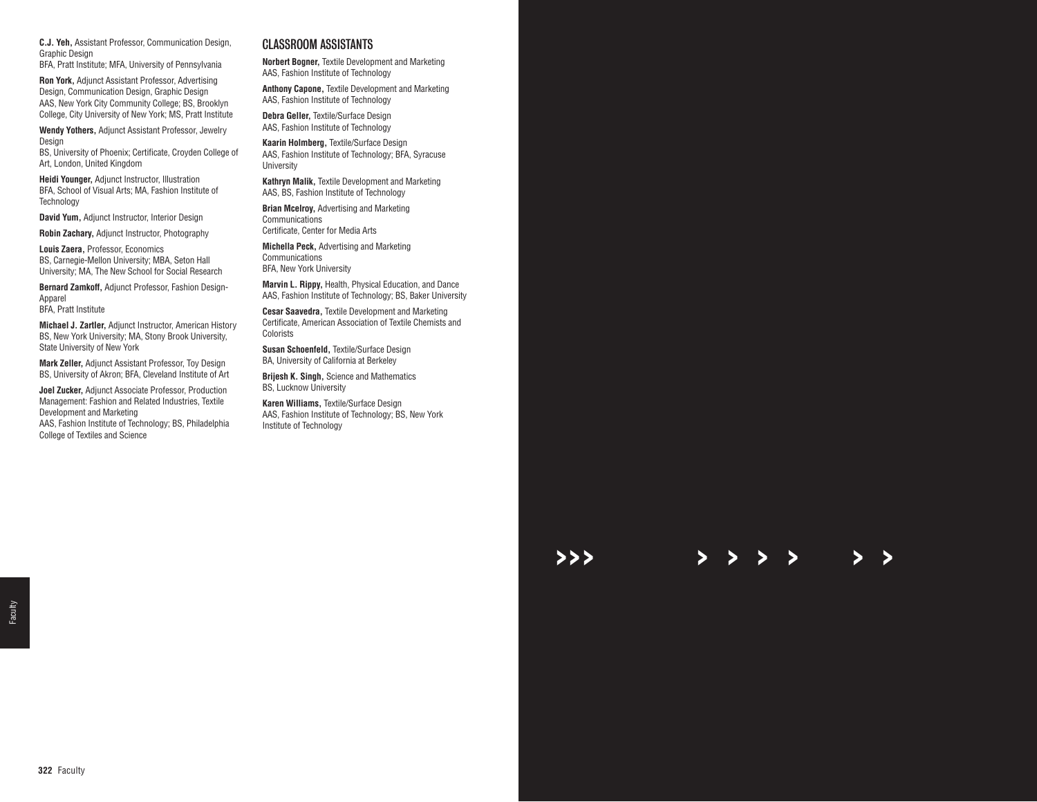**C.J. Yeh,** Assistant Professor, Communication Design, Graphic Design
BFA, Pratt Institute; MFA, University of Pennsylvania

**Ron York,** Adjunct Assistant Professor, Advertising Design, Communication Design, Graphic Design
AAS, New York City Community College; BS, Brooklyn College, City University of New York; MS, Pratt Institute

**Wendy Yothers,** Adjunct Assistant Professor, Jewelry Design
BS, University of Phoenix; Certificate, Croyden College of Art, London, United Kingdom

**Heidi Younger,** Adjunct Instructor, Illustration
BFA, School of Visual Arts; MA, Fashion Institute of Technology

**David Yum,** Adjunct Instructor, Interior Design

**Robin Zachary,** Adjunct Instructor, Photography

**Louis Zaera,** Professor, Economics
BS, Carnegie-Mellon University; MBA, Seton Hall University; MA, The New School for Social Research

**Bernard Zamkoff,** Adjunct Professor, Fashion Design-Apparel
BFA, Pratt Institute

**Michael J. Zartler,** Adjunct Instructor, American History
BS, New York University; MA, Stony Brook University, State University of New York

**Mark Zeller,** Adjunct Assistant Professor, Toy Design
BS, University of Akron; BFA, Cleveland Institute of Art

**Joel Zucker,** Adjunct Associate Professor, Production Management: Fashion and Related Industries, Textile Development and Marketing
AAS, Fashion Institute of Technology; BS, Philadelphia College of Textiles and Science

## CLASSROOM ASSISTANTS

**Norbert Bogner,** Textile Development and Marketing
AAS, Fashion Institute of Technology

**Anthony Capone,** Textile Development and Marketing
AAS, Fashion Institute of Technology

**Debra Geller,** Textile/Surface Design
AAS, Fashion Institute of Technology

**Kaarin Holmberg,** Textile/Surface Design
AAS, Fashion Institute of Technology; BFA, Syracuse University

**Kathryn Malik,** Textile Development and Marketing
AAS, BS, Fashion Institute of Technology

**Brian Mcelroy,** Advertising and Marketing Communications
Certificate, Center for Media Arts

**Michella Peck,** Advertising and Marketing Communications
BFA, New York University

**Marvin L. Rippy,** Health, Physical Education, and Dance
AAS, Fashion Institute of Technology; BS, Baker University

**Cesar Saavedra,** Textile Development and Marketing
Certificate, American Association of Textile Chemists and Colorists

**Susan Schoenfeld,** Textile/Surface Design
BA, University of California at Berkeley

**Brijesh K. Singh,** Science and Mathematics
BS, Lucknow University

**Karen Williams,** Textile/Surface Design
AAS, Fashion Institute of Technology; BS, New York Institute of Technology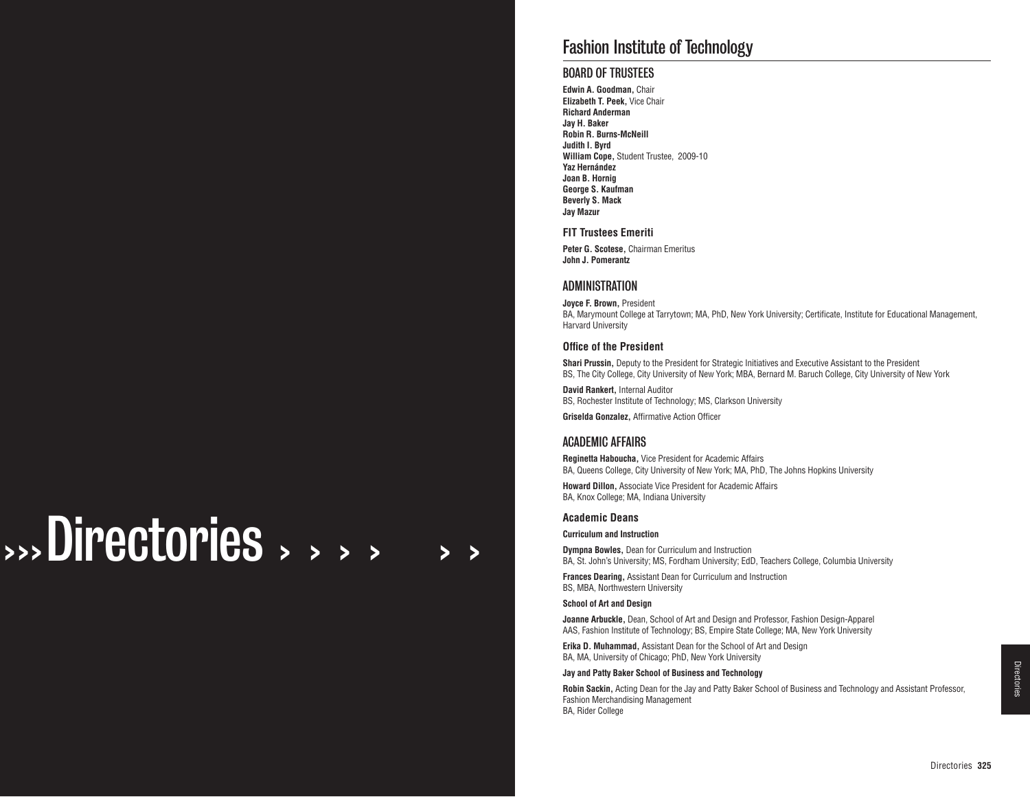# Directories

## Fashion Institute of Technology

### BOARD OF TRUSTEES

**Edwin A. Goodman,** Chair
**Elizabeth T. Peek,** Vice Chair
**Richard Anderman**
**Jay H. Baker**
**Robin R. Burns-McNeill**
**Judith I. Byrd**
**William Cope,** Student Trustee, 2009-10
**Yaz Hernández**
**Joan B. Hornig**
**George S. Kaufman**
**Beverly S. Mack**
**Jay Mazur**

#### FIT Trustees Emeriti

**Peter G. Scotese,** Chairman Emeritus
**John J. Pomerantz**

### ADMINISTRATION

**Joyce F. Brown,** President
BA, Marymount College at Tarrytown; MA, PhD, New York University; Certificate, Institute for Educational Management, Harvard University

#### Office of the President

**Shari Prussin,** Deputy to the President for Strategic Initiatives and Executive Assistant to the President
BS, The City College, City University of New York; MBA, Bernard M. Baruch College, City University of New York

**David Rankert,** Internal Auditor
BS, Rochester Institute of Technology; MS, Clarkson University

**Griselda Gonzalez,** Affirmative Action Officer

### ACADEMIC AFFAIRS

**Reginetta Haboucha,** Vice President for Academic Affairs
BA, Queens College, City University of New York; MA, PhD, The Johns Hopkins University

**Howard Dillon,** Associate Vice President for Academic Affairs
BA, Knox College; MA, Indiana University

#### Academic Deans

**Curriculum and Instruction**

**Dympna Bowles,** Dean for Curriculum and Instruction
BA, St. John's University; MS, Fordham University; EdD, Teachers College, Columbia University

**Frances Dearing,** Assistant Dean for Curriculum and Instruction
BS, MBA, Northwestern University

**School of Art and Design**

**Joanne Arbuckle,** Dean, School of Art and Design and Professor, Fashion Design-Apparel
AAS, Fashion Institute of Technology; BS, Empire State College; MA, New York University

**Erika D. Muhammad,** Assistant Dean for the School of Art and Design
BA, MA, University of Chicago; PhD, New York University

**Jay and Patty Baker School of Business and Technology**

**Robin Sackin,** Acting Dean for the Jay and Patty Baker School of Business and Technology and Assistant Professor, Fashion Merchandising Management
BA, Rider College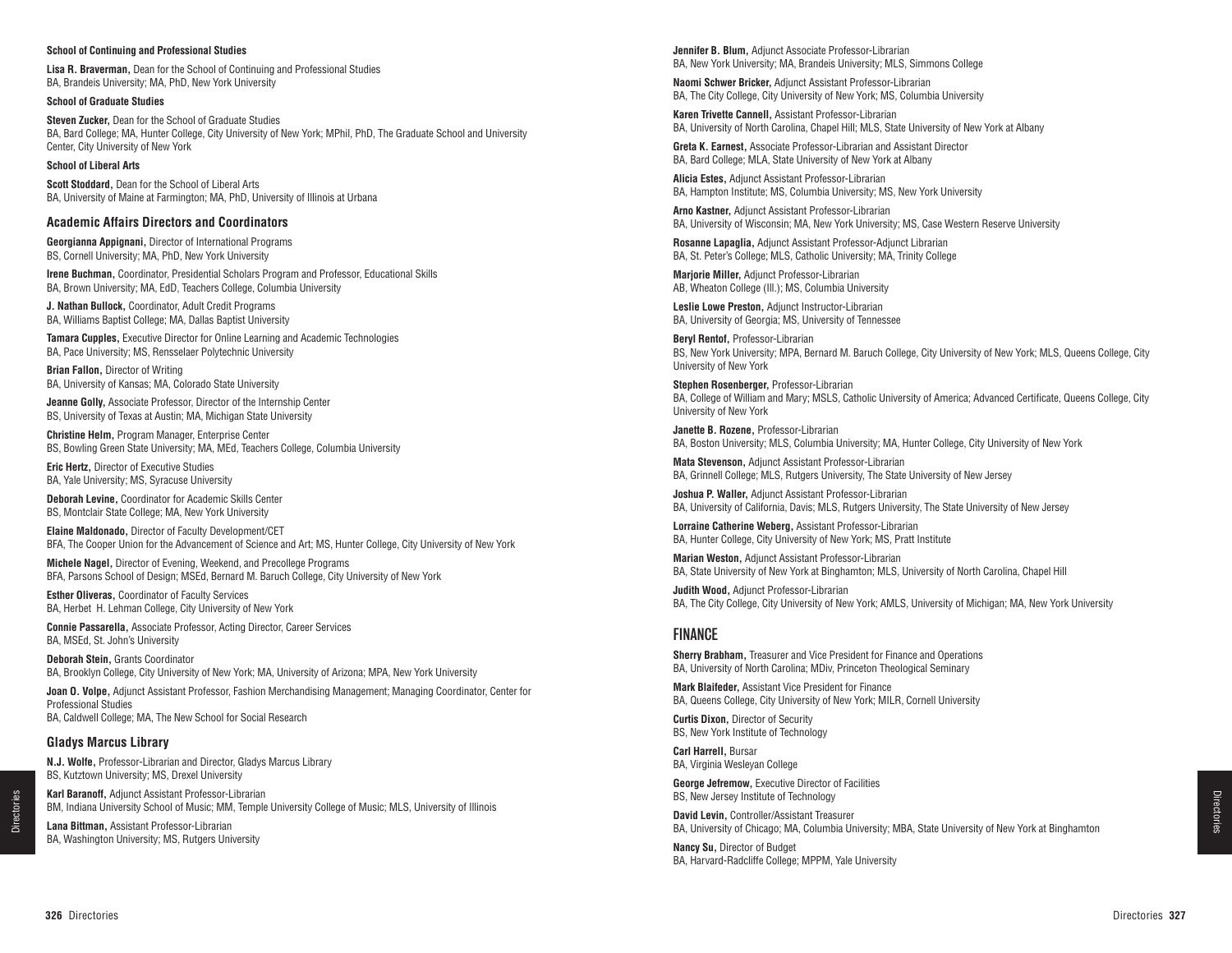**School of Continuing and Professional Studies**

**Lisa R. Braverman,** Dean for the School of Continuing and Professional Studies
BA, Brandeis University; MA, PhD, New York University

**School of Graduate Studies**

**Steven Zucker,** Dean for the School of Graduate Studies
BA, Bard College; MA, Hunter College, City University of New York; MPhil, PhD, The Graduate School and University Center, City University of New York

**School of Liberal Arts**

**Scott Stoddard,** Dean for the School of Liberal Arts
BA, University of Maine at Farmington; MA, PhD, University of Illinois at Urbana

### Academic Affairs Directors and Coordinators

**Georgianna Appignani,** Director of International Programs
BS, Cornell University; MA, PhD, New York University

**Irene Buchman,** Coordinator, Presidential Scholars Program and Professor, Educational Skills
BA, Brown University; MA, EdD, Teachers College, Columbia University

**J. Nathan Bullock,** Coordinator, Adult Credit Programs
BA, Williams Baptist College; MA, Dallas Baptist University

**Tamara Cupples,** Executive Director for Online Learning and Academic Technologies
BA, Pace University; MS, Rensselaer Polytechnic University

**Brian Fallon,** Director of Writing
BA, University of Kansas; MA, Colorado State University

**Jeanne Golly,** Associate Professor, Director of the Internship Center
BS, University of Texas at Austin; MA, Michigan State University

**Christine Helm,** Program Manager, Enterprise Center
BS, Bowling Green State University; MA, MEd, Teachers College, Columbia University

**Eric Hertz,** Director of Executive Studies
BA, Yale University; MS, Syracuse University

**Deborah Levine,** Coordinator for Academic Skills Center
BS, Montclair State College; MA, New York University

**Elaine Maldonado,** Director of Faculty Development/CET
BFA, The Cooper Union for the Advancement of Science and Art; MS, Hunter College, City University of New York

**Michele Nagel,** Director of Evening, Weekend, and Precollege Programs
BFA, Parsons School of Design; MSEd, Bernard M. Baruch College, City University of New York

**Esther Oliveras,** Coordinator of Faculty Services
BA, Herbet H. Lehman College, City University of New York

**Connie Passarella,** Associate Professor, Acting Director, Career Services
BA, MSEd, St. John's University

**Deborah Stein,** Grants Coordinator
BA, Brooklyn College, City University of New York; MA, University of Arizona; MPA, New York University

**Joan O. Volpe,** Adjunct Assistant Professor, Fashion Merchandising Management; Managing Coordinator, Center for Professional Studies
BA, Caldwell College; MA, The New School for Social Research

### Gladys Marcus Library

**N.J. Wolfe,** Professor-Librarian and Director, Gladys Marcus Library
BS, Kutztown University; MS, Drexel University

**Karl Baranoff,** Adjunct Assistant Professor-Librarian
BM, Indiana University School of Music; MM, Temple University College of Music; MLS, University of Illinois

**Lana Bittman,** Assistant Professor-Librarian
BA, Washington University; MS, Rutgers University

**Jennifer B. Blum,** Adjunct Associate Professor-Librarian
BA, New York University; MA, Brandeis University; MLS, Simmons College

**Naomi Schwer Bricker,** Adjunct Assistant Professor-Librarian
BA, The City College, City University of New York; MS, Columbia University

**Karen Trivette Cannell,** Assistant Professor-Librarian
BA, University of North Carolina, Chapel Hill; MLS, State University of New York at Albany

**Greta K. Earnest,** Associate Professor-Librarian and Assistant Director
BA, Bard College; MLA, State University of New York at Albany

**Alicia Estes,** Adjunct Assistant Professor-Librarian
BA, Hampton Institute; MS, Columbia University; MS, New York University

**Arno Kastner,** Adjunct Assistant Professor-Librarian
BA, University of Wisconsin; MA, New York University; MS, Case Western Reserve University

**Rosanne Lapaglia,** Adjunct Assistant Professor-Adjunct Librarian
BA, St. Peter's College; MLS, Catholic University; MA, Trinity College

**Marjorie Miller,** Adjunct Professor-Librarian
AB, Wheaton College (Ill.); MS, Columbia University

**Leslie Lowe Preston,** Adjunct Instructor-Librarian
BA, University of Georgia; MS, University of Tennessee

**Beryl Rentof,** Professor-Librarian
BS, New York University; MPA, Bernard M. Baruch College, City University of New York; MLS, Queens College, City University of New York

**Stephen Rosenberger,** Professor-Librarian
BA, College of William and Mary; MSLS, Catholic University of America; Advanced Certificate, Queens College, City University of New York

**Janette B. Rozene,** Professor-Librarian
BA, Boston University; MLS, Columbia University; MA, Hunter College, City University of New York

**Mata Stevenson,** Adjunct Assistant Professor-Librarian
BA, Grinnell College; MLS, Rutgers University, The State University of New Jersey

**Joshua P. Waller,** Adjunct Assistant Professor-Librarian
BA, University of California, Davis; MLS, Rutgers University, The State University of New Jersey

**Lorraine Catherine Weberg,** Assistant Professor-Librarian
BA, Hunter College, City University of New York; MS, Pratt Institute

**Marian Weston,** Adjunct Assistant Professor-Librarian
BA, State University of New York at Binghamton; MLS, University of North Carolina, Chapel Hill

**Judith Wood,** Adjunct Professor-Librarian
BA, The City College, City University of New York; AMLS, University of Michigan; MA, New York University

## FINANCE

**Sherry Brabham,** Treasurer and Vice President for Finance and Operations
BA, University of North Carolina; MDiv, Princeton Theological Seminary

**Mark Blaifeder,** Assistant Vice President for Finance
BA, Queens College, City University of New York; MILR, Cornell University

**Curtis Dixon,** Director of Security
BS, New York Institute of Technology

**Carl Harrell,** Bursar
BA, Virginia Wesleyan College

**George Jefremow,** Executive Director of Facilities
BS, New Jersey Institute of Technology

**David Levin,** Controller/Assistant Treasurer
BA, University of Chicago; MA, Columbia University; MBA, State University of New York at Binghamton

**Nancy Su,** Director of Budget
BA, Harvard-Radcliffe College; MPPM, Yale University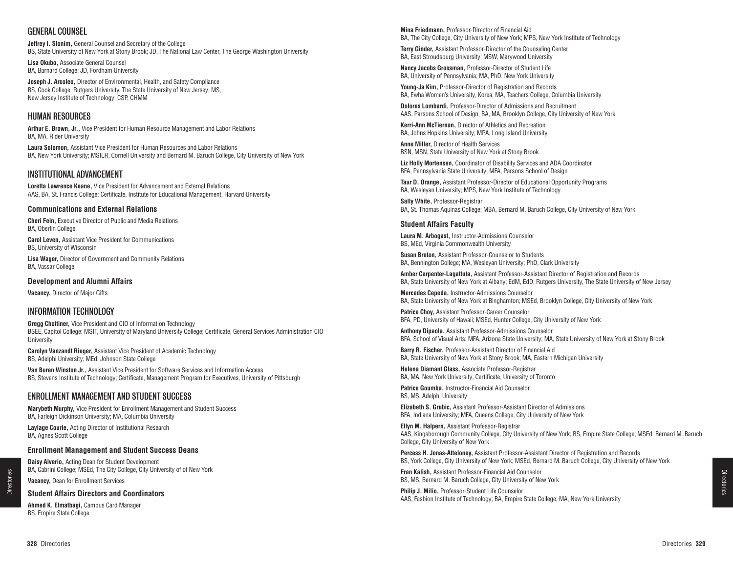## GENERAL COUNSEL

**Jeffrey I. Slonim,** General Counsel and Secretary of the College
BS, State University of New York at Stony Brook; JD, The National Law Center, The George Washington University

**Lisa Okubo,** Associate General Counsel
BA, Barnard College; JD, Fordham University

**Joseph J. Arcoleo,** Director of Environmental, Health, and Safety Compliance
BS, Cook College, Rutgers University, The State University of New Jersey; MS, New Jersey Institute of Technology; CSP, CHMM

## HUMAN RESOURCES

**Arthur E. Brown, Jr.,** Vice President for Human Resource Management and Labor Relations
BA, MA, Rider University

**Laura Solomon,** Assistant Vice President for Human Resources and Labor Relations
BA, New York University; MSILR, Cornell University and Bernard M. Baruch College, City University of New York

## INSTITUTIONAL ADVANCEMENT

**Loretta Lawrence Keane,** Vice President for Advancement and External Relations
AAS, BA, St. Francis College; Certificate, Institute for Educational Management, Harvard University

### Communications and External Relations

**Cheri Fein,** Executive Director of Public and Media Relations
BA, Oberlin College

**Carol Leven,** Assistant Vice President for Communications
BS, University of Wisconsin

**Lisa Wager,** Director of Government and Community Relations
BA, Vassar College

### Development and Alumni Affairs

**Vacancy,** Director of Major Gifts

## INFORMATION TECHNOLOGY

**Gregg Chottiner,** Vice President and CIO of Information Technology
BSEE, Capitol College; MSIT, University of Maryland University College; Certificate, General Services Administration CIO University

**Carolyn Vanzandt Rieger,** Assistant Vice President of Academic Technology
BS, Adelphi University; MEd, Johnson State College

**Van Buren Winston Jr.,** Assistant Vice President for Software Services and Information Access
BS, Stevens Institute of Technology; Certificate, Management Program for Executives, University of Pittsburgh

## ENROLLMENT MANAGEMENT AND STUDENT SUCCESS

**Marybeth Murphy,** Vice President for Enrollment Management and Student Success
BA, Farleigh Dickinson University; MA, Columbia University

**Laylage Courie,** Acting Director of Institutional Research
BA, Agnes Scott College

### Enrollment Management and Student Success Deans

**Daisy Alverio,** Acting Dean for Student Development
BA, Cabrini College; MSEd, The City College, City University of of New York

**Vacancy,** Dean for Enrollment Services

### Student Affairs Directors and Coordinators

**Ahmed K. Elmatbagi,** Campus Card Manager
BS, Empire State College

**Mina Friedmann,** Professor-Director of Financial Aid
BA, The City College, City University of New York; MPS, New York Institute of Technology

**Terry Ginder,** Assistant Professor-Director of the Counseling Center
BA, East Stroudsburg University; MSW, Marywood University

**Nancy Jacobs Grossman,** Professor-Director of Student Life
BA, University of Pennsylvania; MA, PhD, New York University

**Young-Ja Kim,** Professor-Director of Registration and Records
BA, Ewha Women's University, Korea; MA, Teachers College, Columbia University

**Dolores Lombardi,** Professor-Director of Admissions and Recruitment
AAS, Parsons School of Design; BA, MA, Brooklyn College, City University of New York

**Kerri-Ann McTiernan,** Director of Athletics and Recreation
BA, Johns Hopkins University; MPA, Long Island University

**Anne Miller,** Director of Health Services
BSN, MSN, State University of New York at Stony Brook

**Liz Holly Mortensen,** Coordinator of Disability Services and ADA Coordinator
BFA, Pennsylvania State University; MFA, Parsons School of Design

**Taur D. Orange,** Assistant Professor-Director of Educational Opportunity Programs
BA, Wesleyan University; MPS, New York Institute of Technology

**Sally White,** Professor-Registrar
BA, St. Thomas Aquinas College; MBA, Bernard M. Baruch College, City University of New York

### Student Affairs Faculty

**Laura M. Arbogast,** Instructor-Admissions Counselor
BS, MEd, Virginia Commonwealth University

**Susan Breton,** Assistant Professor-Counselor to Students
BA, Bennington College; MA, Wesleyan University; PhD, Clark University

**Amber Carpenter-Lagattuta,** Assistant Professor-Assistant Director of Registration and Records
BA, State University of New York at Albany; EdM, EdD, Rutgers University, The State University of New Jersey

**Mercedes Cepeda,** Instructor-Admissions Counselor
BA, State University of New York at Binghamton; MSEd, Brooklyn College, City University of New York

**Patrice Choy,** Assistant Professor-Career Counselor
BFA, PD, University of Hawaii; MSEd, Hunter College, City University of New York

**Anthony Dipaola,** Assistant Professor-Admissions Counselor
BFA, School of Visual Arts; MFA, Arizona State University; MA, State University of New York at Stony Brook

**Barry R. Fischer,** Professor-Assistant Director of Financial Aid
BA, State University of New York at Stony Brook; MA, Eastern Michigan University

**Helena Diamant Glass,** Associate Professor-Registrar
BA, MA, New York University; Certificate, University of Toronto

**Patrice Goumba,** Instructor-Financial Aid Counselor
BS, MS, Adelphi University

**Elizabeth S. Grubic,** Assistant Professor-Assistant Director of Admissions
BFA, Indiana University; MFA, Queens College, City University of New York

**Ellyn M. Halpern,** Assistant Professor-Registrar
AAS, Kingsborough Community College, City University of New York; BS, Empire State College; MSEd, Bernard M. Baruch College, City University of New York

**Percess H. Jonas-Atteloney,** Assistant Professor-Assistant Director of Registration and Records
BS, York College, City University of New York; MSEd, Bernard M. Baruch College, City University of New York

**Fran Kalish,** Assistant Professor-Financial Aid Counselor
BS, MS, Bernard M. Baruch College, City University of New York

**Philip J. Milio,** Professor-Student Life Counselor
AAS, Fashion Institute of Technology; BA, Empire State College; MA, New York University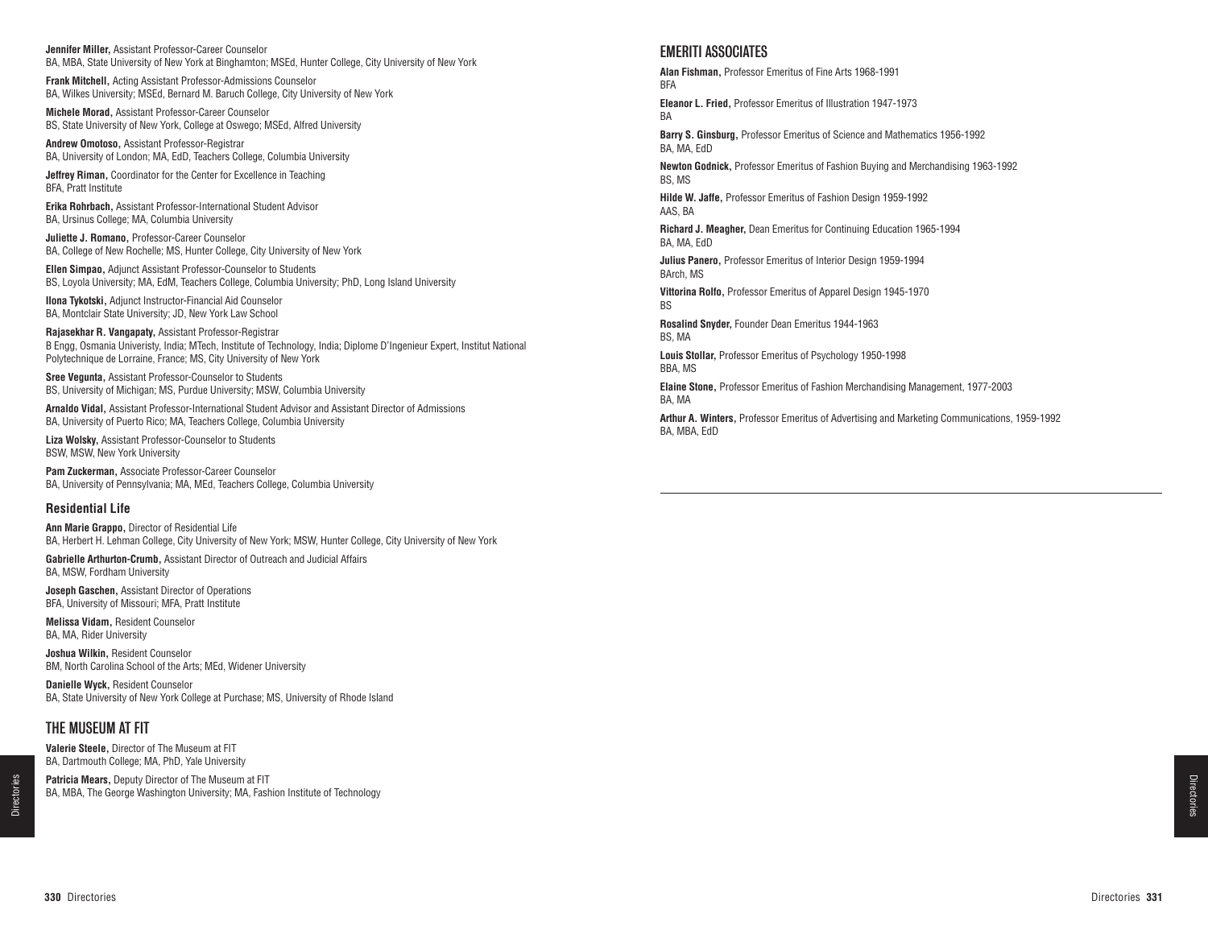**Jennifer Miller,** Assistant Professor-Career Counselor
BA, MBA, State University of New York at Binghamton; MSEd, Hunter College, City University of New York

**Frank Mitchell,** Acting Assistant Professor-Admissions Counselor
BA, Wilkes University; MSEd, Bernard M. Baruch College, City University of New York

**Michele Morad,** Assistant Professor-Career Counselor
BS, State University of New York, College at Oswego; MSEd, Alfred University

**Andrew Omotoso,** Assistant Professor-Registrar
BA, University of London; MA, EdD, Teachers College, Columbia University

**Jeffrey Riman,** Coordinator for the Center for Excellence in Teaching
BFA, Pratt Institute

**Erika Rohrbach,** Assistant Professor-International Student Advisor
BA, Ursinus College; MA, Columbia University

**Juliette J. Romano,** Professor-Career Counselor
BA, College of New Rochelle; MS, Hunter College, City University of New York

**Ellen Simpao,** Adjunct Assistant Professor-Counselor to Students
BS, Loyola University; MA, EdM, Teachers College, Columbia University; PhD, Long Island University

**Ilona Tykotski,** Adjunct Instructor-Financial Aid Counselor
BA, Montclair State University; JD, New York Law School

**Rajasekhar R. Vangapaty,** Assistant Professor-Registrar
B Engg, Osmania Univeristy, India; MTech, Institute of Technology, India; Diplome D'Ingenieur Expert, Institut National Polytechnique de Lorraine, France; MS, City University of New York

**Sree Vegunta,** Assistant Professor-Counselor to Students
BS, University of Michigan; MS, Purdue University; MSW, Columbia University

**Arnaldo Vidal,** Assistant Professor-International Student Advisor and Assistant Director of Admissions
BA, University of Puerto Rico; MA, Teachers College, Columbia University

**Liza Wolsky,** Assistant Professor-Counselor to Students
BSW, MSW, New York University

**Pam Zuckerman,** Associate Professor-Career Counselor
BA, University of Pennsylvania; MA, MEd, Teachers College, Columbia University

### Residential Life

**Ann Marie Grappo,** Director of Residential Life
BA, Herbert H. Lehman College, City University of New York; MSW, Hunter College, City University of New York

**Gabrielle Arthurton-Crumb,** Assistant Director of Outreach and Judicial Affairs
BA, MSW, Fordham University

**Joseph Gaschen,** Assistant Director of Operations
BFA, University of Missouri; MFA, Pratt Institute

**Melissa Vidam,** Resident Counselor
BA, MA, Rider University

**Joshua Wilkin,** Resident Counselor
BM, North Carolina School of the Arts; MEd, Widener University

**Danielle Wyck,** Resident Counselor
BA, State University of New York College at Purchase; MS, University of Rhode Island

## THE MUSEUM AT FIT

**Valerie Steele,** Director of The Museum at FIT
BA, Dartmouth College; MA, PhD, Yale University

**Patricia Mears,** Deputy Director of The Museum at FIT
BA, MBA, The George Washington University; MA, Fashion Institute of Technology

## EMERITI ASSOCIATES

**Alan Fishman,** Professor Emeritus of Fine Arts 1968-1991
BFA

**Eleanor L. Fried,** Professor Emeritus of Illustration 1947-1973
BA

**Barry S. Ginsburg,** Professor Emeritus of Science and Mathematics 1956-1992
BA, MA, EdD

**Newton Godnick,** Professor Emeritus of Fashion Buying and Merchandising 1963-1992
BS, MS

**Hilde W. Jaffe,** Professor Emeritus of Fashion Design 1959-1992
AAS, BA

**Richard J. Meagher,** Dean Emeritus for Continuing Education 1965-1994
BA, MA, EdD

**Julius Panero,** Professor Emeritus of Interior Design 1959-1994
BArch, MS

**Vittorina Rolfo,** Professor Emeritus of Apparel Design 1945-1970
BS

**Rosalind Snyder,** Founder Dean Emeritus 1944-1963
BS, MA

**Louis Stollar,** Professor Emeritus of Psychology 1950-1998
BBA, MS

**Elaine Stone,** Professor Emeritus of Fashion Merchandising Management, 1977-2003
BA, MA

**Arthur A. Winters,** Professor Emeritus of Advertising and Marketing Communications, 1959-1992
BA, MBA, EdD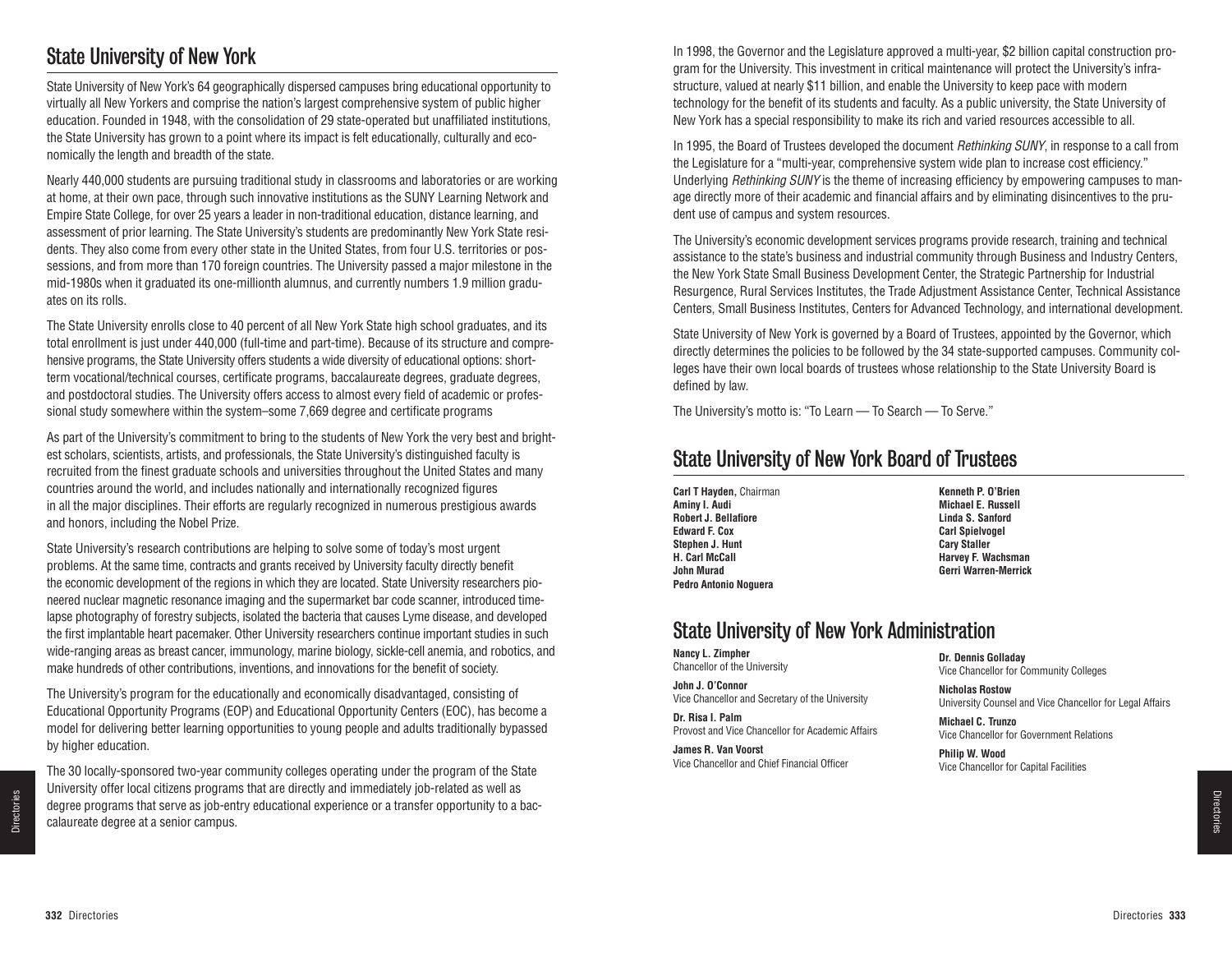## State University of New York

State University of New York's 64 geographically dispersed campuses bring educational opportunity to virtually all New Yorkers and comprise the nation's largest comprehensive system of public higher education. Founded in 1948, with the consolidation of 29 state-operated but unaffiliated institutions, the State University has grown to a point where its impact is felt educationally, culturally and economically the length and breadth of the state.

Nearly 440,000 students are pursuing traditional study in classrooms and laboratories or are working at home, at their own pace, through such innovative institutions as the SUNY Learning Network and Empire State College, for over 25 years a leader in non-traditional education, distance learning, and assessment of prior learning. The State University's students are predominantly New York State residents. They also come from every other state in the United States, from four U.S. territories or possessions, and from more than 170 foreign countries. The University passed a major milestone in the mid-1980s when it graduated its one-millionth alumnus, and currently numbers 1.9 million graduates on its rolls.

The State University enrolls close to 40 percent of all New York State high school graduates, and its total enrollment is just under 440,000 (full-time and part-time). Because of its structure and comprehensive programs, the State University offers students a wide diversity of educational options: short-term vocational/technical courses, certificate programs, baccalaureate degrees, graduate degrees, and postdoctoral studies. The University offers access to almost every field of academic or professional study somewhere within the system–some 7,669 degree and certificate programs

As part of the University's commitment to bring to the students of New York the very best and brightest scholars, scientists, artists, and professionals, the State University's distinguished faculty is recruited from the finest graduate schools and universities throughout the United States and many countries around the world, and includes nationally and internationally recognized figures in all the major disciplines. Their efforts are regularly recognized in numerous prestigious awards and honors, including the Nobel Prize.

State University's research contributions are helping to solve some of today's most urgent problems. At the same time, contracts and grants received by University faculty directly benefit the economic development of the regions in which they are located. State University researchers pioneered nuclear magnetic resonance imaging and the supermarket bar code scanner, introduced time-lapse photography of forestry subjects, isolated the bacteria that causes Lyme disease, and developed the first implantable heart pacemaker. Other University researchers continue important studies in such wide-ranging areas as breast cancer, immunology, marine biology, sickle-cell anemia, and robotics, and make hundreds of other contributions, inventions, and innovations for the benefit of society.

The University's program for the educationally and economically disadvantaged, consisting of Educational Opportunity Programs (EOP) and Educational Opportunity Centers (EOC), has become a model for delivering better learning opportunities to young people and adults traditionally bypassed by higher education.

The 30 locally-sponsored two-year community colleges operating under the program of the State University offer local citizens programs that are directly and immediately job-related as well as degree programs that serve as job-entry educational experience or a transfer opportunity to a baccalaureate degree at a senior campus.

In 1998, the Governor and the Legislature approved a multi-year, $2 billion capital construction program for the University. This investment in critical maintenance will protect the University's infrastructure, valued at nearly $11 billion, and enable the University to keep pace with modern technology for the benefit of its students and faculty. As a public university, the State University of New York has a special responsibility to make its rich and varied resources accessible to all.

In 1995, the Board of Trustees developed the document *Rethinking SUNY*, in response to a call from the Legislature for a "multi-year, comprehensive system wide plan to increase cost efficiency." Underlying *Rethinking SUNY* is the theme of increasing efficiency by empowering campuses to manage directly more of their academic and financial affairs and by eliminating disincentives to the prudent use of campus and system resources.

The University's economic development services programs provide research, training and technical assistance to the state's business and industrial community through Business and Industry Centers, the New York State Small Business Development Center, the Strategic Partnership for Industrial Resurgence, Rural Services Institutes, the Trade Adjustment Assistance Center, Technical Assistance Centers, Small Business Institutes, Centers for Advanced Technology, and international development.

State University of New York is governed by a Board of Trustees, appointed by the Governor, which directly determines the policies to be followed by the 34 state-supported campuses. Community colleges have their own local boards of trustees whose relationship to the State University Board is defined by law.

The University's motto is: "To Learn — To Search — To Serve."

## State University of New York Board of Trustees

**Carl T Hayden**, Chairman
**Aminy I. Audi**
**Robert J. Bellafiore**
**Edward F. Cox**
**Stephen J. Hunt**
**H. Carl McCall**
**John Murad**
**Pedro Antonio Noguera**
**Kenneth P. O'Brien**
**Michael E. Russell**
**Linda S. Sanford**
**Carl Spielvogel**
**Cary Staller**
**Harvey F. Wachsman**
**Gerri Warren-Merrick**

## State University of New York Administration

**Nancy L. Zimpher**
Chancellor of the University

**John J. O'Connor**
Vice Chancellor and Secretary of the University

**Dr. Risa I. Palm**
Provost and Vice Chancellor for Academic Affairs

**James R. Van Voorst**
Vice Chancellor and Chief Financial Officer

**Dr. Dennis Golladay**
Vice Chancellor for Community Colleges

**Nicholas Rostow**
University Counsel and Vice Chancellor for Legal Affairs

**Michael C. Trunzo**
Vice Chancellor for Government Relations

**Philip W. Wood**
Vice Chancellor for Capital Facilities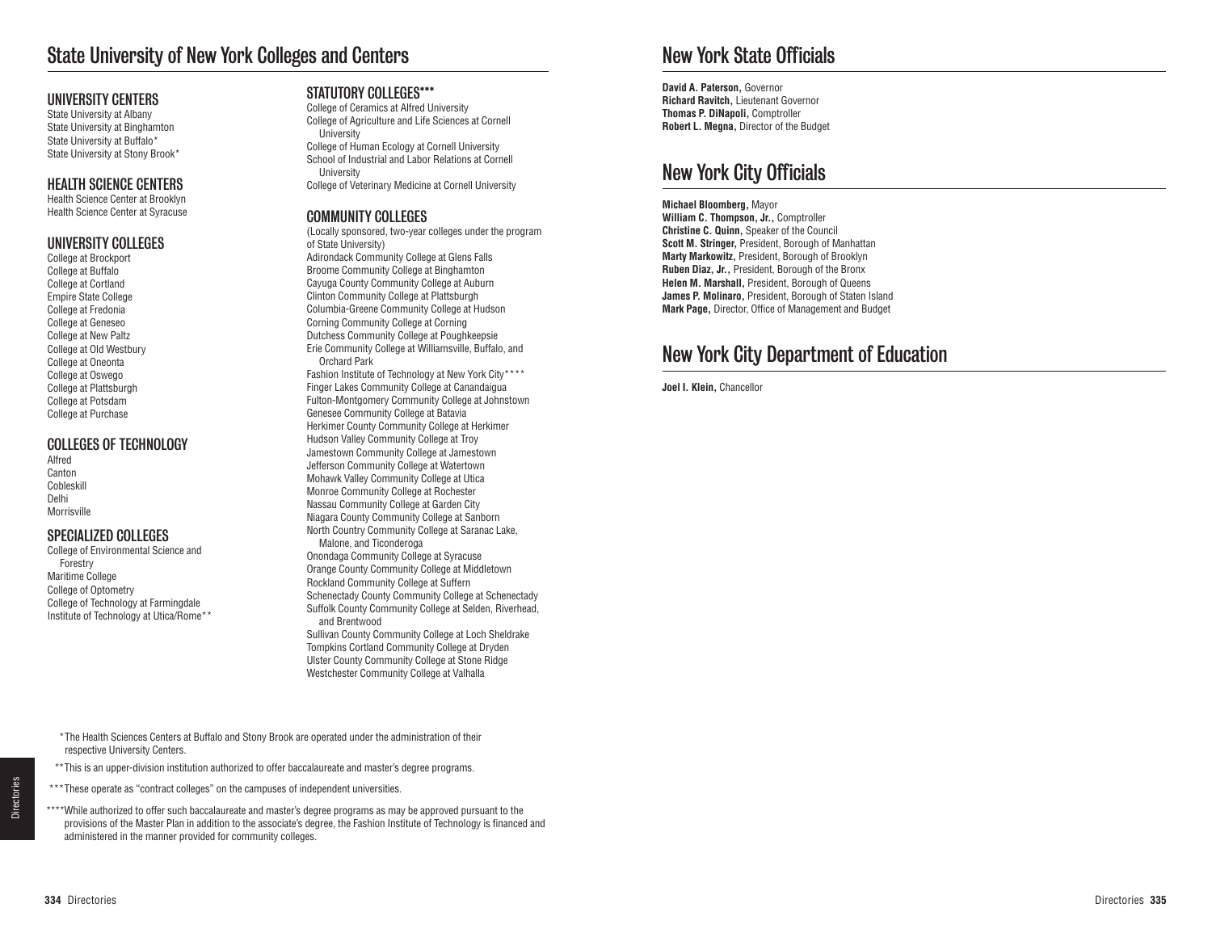# State University of New York Colleges and Centers

## UNIVERSITY CENTERS

State University at Albany
State University at Binghamton
State University at Buffalo*
State University at Stony Brook*

## HEALTH SCIENCE CENTERS

Health Science Center at Brooklyn
Health Science Center at Syracuse

## UNIVERSITY COLLEGES

College at Brockport
College at Buffalo
College at Cortland
Empire State College
College at Fredonia
College at Geneseo
College at New Paltz
College at Old Westbury
College at Oneonta
College at Oswego
College at Plattsburgh
College at Potsdam
College at Purchase

## COLLEGES OF TECHNOLOGY

Alfred
Canton
Cobleskill
Delhi
Morrisville

## SPECIALIZED COLLEGES

College of Environmental Science and Forestry
Maritime College
College of Optometry
College of Technology at Farmingdale
Institute of Technology at Utica/Rome**

## STATUTORY COLLEGES***

College of Ceramics at Alfred University
College of Agriculture and Life Sciences at Cornell University
College of Human Ecology at Cornell University
School of Industrial and Labor Relations at Cornell University
College of Veterinary Medicine at Cornell University

## COMMUNITY COLLEGES

(Locally sponsored, two-year colleges under the program of State University)

Adirondack Community College at Glens Falls
Broome Community College at Binghamton
Cayuga County Community College at Auburn
Clinton Community College at Plattsburgh
Columbia-Greene Community College at Hudson
Corning Community College at Corning
Dutchess Community College at Poughkeepsie
Erie Community College at Williamsville, Buffalo, and Orchard Park
Fashion Institute of Technology at New York City****
Finger Lakes Community College at Canandaigua
Fulton-Montgomery Community College at Johnstown
Genesee Community College at Batavia
Herkimer County Community College at Herkimer
Hudson Valley Community College at Troy
Jamestown Community College at Jamestown
Jefferson Community College at Watertown
Mohawk Valley Community College at Utica
Monroe Community College at Rochester
Nassau Community College at Garden City
Niagara County Community College at Sanborn
North Country Community College at Saranac Lake, Malone, and Ticonderoga
Onondaga Community College at Syracuse
Orange County Community College at Middletown
Rockland Community College at Suffern
Schenectady County Community College at Schenectady
Suffolk County Community College at Selden, Riverhead, and Brentwood
Sullivan County Community College at Loch Sheldrake
Tompkins Cortland Community College at Dryden
Ulster County Community College at Stone Ridge
Westchester Community College at Valhalla

*The Health Sciences Centers at Buffalo and Stony Brook are operated under the administration of their respective University Centers.

**This is an upper-division institution authorized to offer baccalaureate and master's degree programs.

***These operate as "contract colleges" on the campuses of independent universities.

****While authorized to offer such baccalaureate and master's degree programs as may be approved pursuant to the provisions of the Master Plan in addition to the associate's degree, the Fashion Institute of Technology is financed and administered in the manner provided for community colleges.

# New York State Officials

**David A. Paterson,** Governor
**Richard Ravitch,** Lieutenant Governor
**Thomas P. DiNapoli,** Comptroller
**Robert L. Megna,** Director of the Budget

# New York City Officials

**Michael Bloomberg,** Mayor
**William C. Thompson, Jr.,** Comptroller
**Christine C. Quinn,** Speaker of the Council
**Scott M. Stringer,** President, Borough of Manhattan
**Marty Markowitz,** President, Borough of Brooklyn
**Ruben Diaz, Jr.,** President, Borough of the Bronx
**Helen M. Marshall,** President, Borough of Queens
**James P. Molinaro,** President, Borough of Staten Island
**Mark Page,** Director, Office of Management and Budget

# New York City Department of Education

**Joel I. Klein,** Chancellor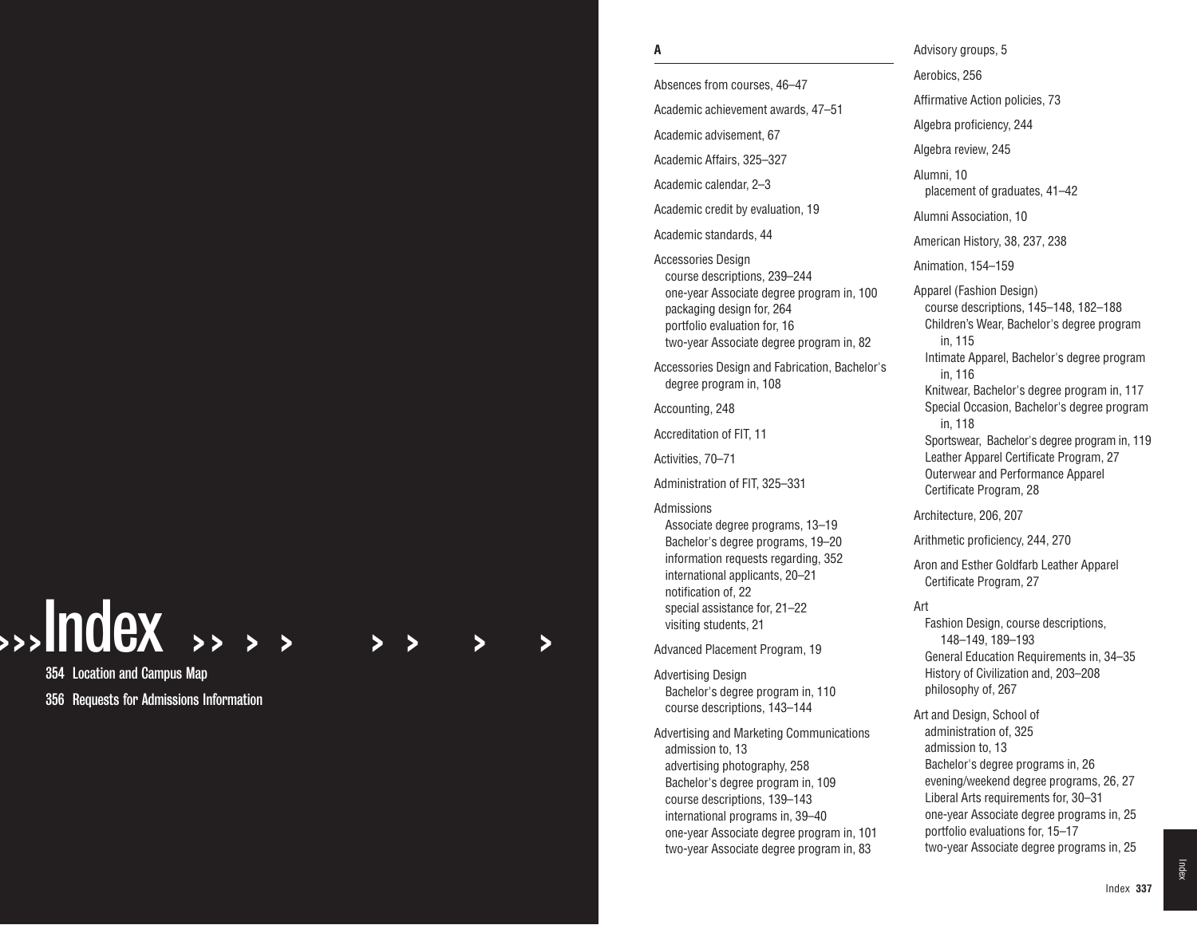# Index

354 Location and Campus Map

356 Requests for Admissions Information

## A

Absences from courses, 46–47

Academic achievement awards, 47–51

Academic advisement, 67

Academic Affairs, 325–327

Academic calendar, 2–3

Academic credit by evaluation, 19

Academic standards, 44

Accessories Design
- course descriptions, 239–244
- one-year Associate degree program in, 100
- packaging design for, 264
- portfolio evaluation for, 16
- two-year Associate degree program in, 82

Accessories Design and Fabrication, Bachelor's degree program in, 108

Accounting, 248

Accreditation of FIT, 11

Activities, 70–71

Administration of FIT, 325–331

Admissions
- Associate degree programs, 13–19
- Bachelor's degree programs, 19–20
- information requests regarding, 352
- international applicants, 20–21
- notification of, 22
- special assistance for, 21–22
- visiting students, 21

Advanced Placement Program, 19

Advertising Design
- Bachelor's degree program in, 110
- course descriptions, 143–144

Advertising and Marketing Communications
- admission to, 13
- advertising photography, 258
- Bachelor's degree program in, 109
- course descriptions, 139–143
- international programs in, 39–40
- one-year Associate degree program in, 101
- two-year Associate degree program in, 83

Advisory groups, 5

Aerobics, 256

Affirmative Action policies, 73

Algebra proficiency, 244

Algebra review, 245

Alumni, 10
- placement of graduates, 41–42

Alumni Association, 10

American History, 38, 237, 238

Animation, 154–159

Apparel (Fashion Design)
- course descriptions, 145–148, 182–188
- Children's Wear, Bachelor's degree program in, 115
- Intimate Apparel, Bachelor's degree program in, 116
- Knitwear, Bachelor's degree program in, 117
- Special Occasion, Bachelor's degree program in, 118
- Sportswear, Bachelor's degree program in, 119
- Leather Apparel Certificate Program, 27
- Outerwear and Performance Apparel Certificate Program, 28

Architecture, 206, 207

Arithmetic proficiency, 244, 270

Aron and Esther Goldfarb Leather Apparel Certificate Program, 27

Art
- Fashion Design, course descriptions, 148–149, 189–193
- General Education Requirements in, 34–35
- History of Civilization and, 203–208
- philosophy of, 267

Art and Design, School of
- administration of, 325
- admission to, 13
- Bachelor's degree programs in, 26
- evening/weekend degree programs, 26, 27
- Liberal Arts requirements for, 30–31
- one-year Associate degree programs in, 25
- portfolio evaluations for, 15–17
- two-year Associate degree programs in, 25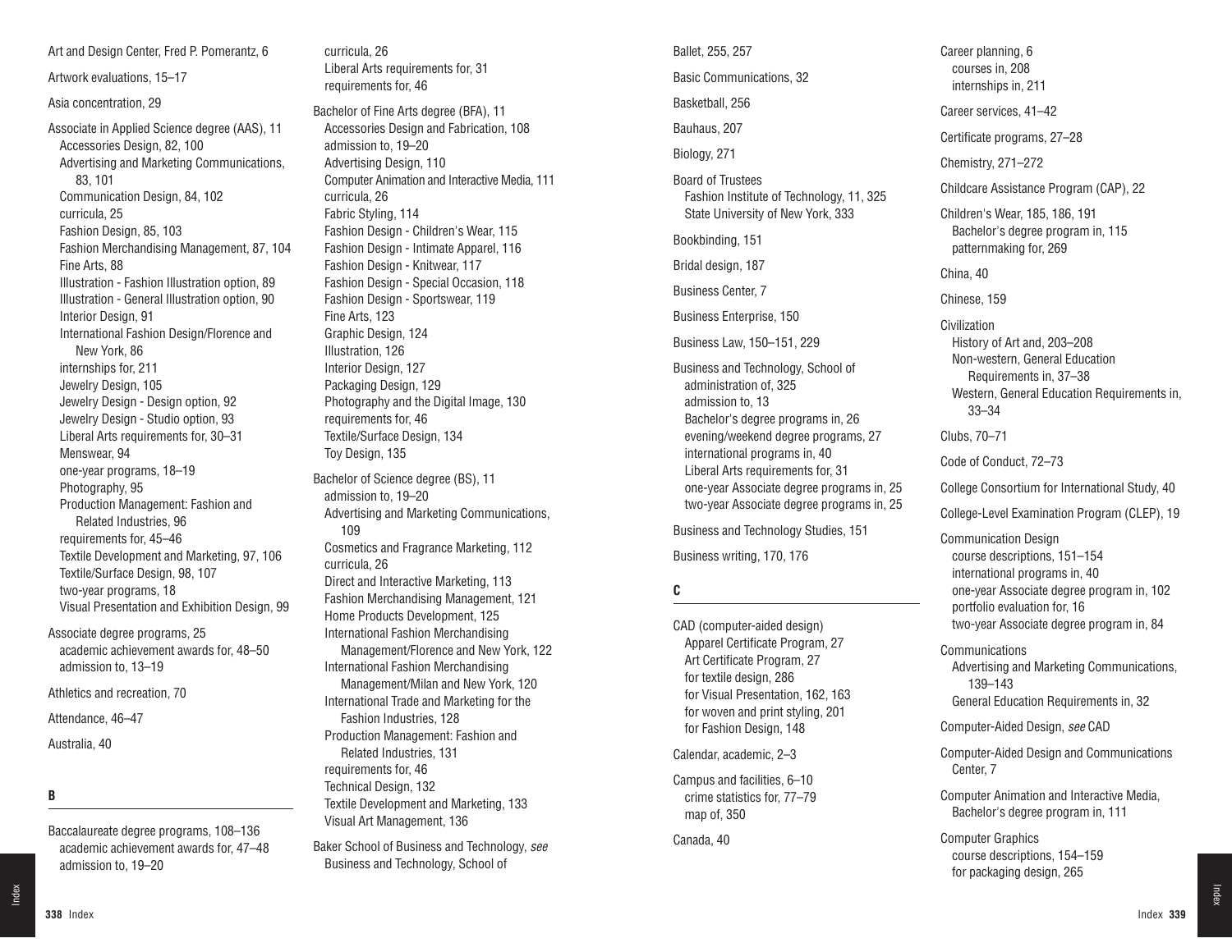Art and Design Center, Fred P. Pomerantz, 6

Artwork evaluations, 15–17

Asia concentration, 29

Associate in Applied Science degree (AAS), 11
- Accessories Design, 82, 100
- Advertising and Marketing Communications, 83, 101
- Communication Design, 84, 102
- curricula, 25
- Fashion Design, 85, 103
- Fashion Merchandising Management, 87, 104
- Fine Arts, 88
- Illustration - Fashion Illustration option, 89
- Illustration - General Illustration option, 90
- Interior Design, 91
- International Fashion Design/Florence and New York, 86
- internships for, 211
- Jewelry Design, 105
- Jewelry Design - Design option, 92
- Jewelry Design - Studio option, 93
- Liberal Arts requirements for, 30–31
- Menswear, 94
- one-year programs, 18–19
- Photography, 95
- Production Management: Fashion and Related Industries, 96
- requirements for, 45–46
- Textile Development and Marketing, 97, 106
- Textile/Surface Design, 98, 107
- two-year programs, 18
- Visual Presentation and Exhibition Design, 99

Associate degree programs, 25
- academic achievement awards for, 48–50
- admission to, 13–19

Athletics and recreation, 70

Attendance, 46–47

Australia, 40

## B

Baccalaureate degree programs, 108–136
- academic achievement awards for, 47–48
- admission to, 19–20
- curricula, 26
- Liberal Arts requirements for, 31
- requirements for, 46

Bachelor of Fine Arts degree (BFA), 11
- Accessories Design and Fabrication, 108
- admission to, 19–20
- Advertising Design, 110
- Computer Animation and Interactive Media, 111
- curricula, 26
- Fabric Styling, 114
- Fashion Design - Children's Wear, 115
- Fashion Design - Intimate Apparel, 116
- Fashion Design - Knitwear, 117
- Fashion Design - Special Occasion, 118
- Fashion Design - Sportswear, 119
- Fine Arts, 123
- Graphic Design, 124
- Illustration, 126
- Interior Design, 127
- Packaging Design, 129
- Photography and the Digital Image, 130
- requirements for, 46
- Textile/Surface Design, 134
- Toy Design, 135

Bachelor of Science degree (BS), 11
- admission to, 19–20
- Advertising and Marketing Communications, 109
- Cosmetics and Fragrance Marketing, 112
- curricula, 26
- Direct and Interactive Marketing, 113
- Fashion Merchandising Management, 121
- Home Products Development, 125
- International Fashion Merchandising Management/Florence and New York, 122
- International Fashion Merchandising Management/Milan and New York, 120
- International Trade and Marketing for the Fashion Industries, 128
- Production Management: Fashion and Related Industries, 131
- requirements for, 46
- Technical Design, 132
- Textile Development and Marketing, 133
- Visual Art Management, 136

Baker School of Business and Technology, *see* Business and Technology, School of

Ballet, 255, 257

Basic Communications, 32

Basketball, 256

Bauhaus, 207

Biology, 271

Board of Trustees
- Fashion Institute of Technology, 11, 325
- State University of New York, 333

Bookbinding, 151

Bridal design, 187

Business Center, 7

Business Enterprise, 150

Business Law, 150–151, 229

Business and Technology, School of
- administration of, 325
- admission to, 13
- Bachelor's degree programs in, 26
- evening/weekend degree programs, 27
- international programs in, 40
- Liberal Arts requirements for, 31
- one-year Associate degree programs in, 25
- two-year Associate degree programs in, 25

Business and Technology Studies, 151

Business writing, 170, 176

## C

CAD (computer-aided design)
- Apparel Certificate Program, 27
- Art Certificate Program, 27
- for textile design, 286
- for Visual Presentation, 162, 163
- for woven and print styling, 201
- for Fashion Design, 148

Calendar, academic, 2–3

Campus and facilities, 6–10
- crime statistics for, 77–79
- map of, 350

Canada, 40

Career planning, 6
- courses in, 208
- internships in, 211

Career services, 41–42

Certificate programs, 27–28

Chemistry, 271–272

Childcare Assistance Program (CAP), 22

Children's Wear, 185, 186, 191
- Bachelor's degree program in, 115
- patternmaking for, 269

China, 40

Chinese, 159

Civilization
- History of Art and, 203–208
- Non-western, General Education Requirements in, 37–38
- Western, General Education Requirements in, 33–34

Clubs, 70–71

Code of Conduct, 72–73

College Consortium for International Study, 40

College-Level Examination Program (CLEP), 19

Communication Design
- course descriptions, 151–154
- international programs in, 40
- one-year Associate degree program in, 102
- portfolio evaluation for, 16
- two-year Associate degree program in, 84

Communications
- Advertising and Marketing Communications, 139–143
- General Education Requirements in, 32

Computer-Aided Design, *see* CAD

Computer-Aided Design and Communications Center, 7

Computer Animation and Interactive Media, Bachelor's degree program in, 111

Computer Graphics
- course descriptions, 154–159
- for packaging design, 265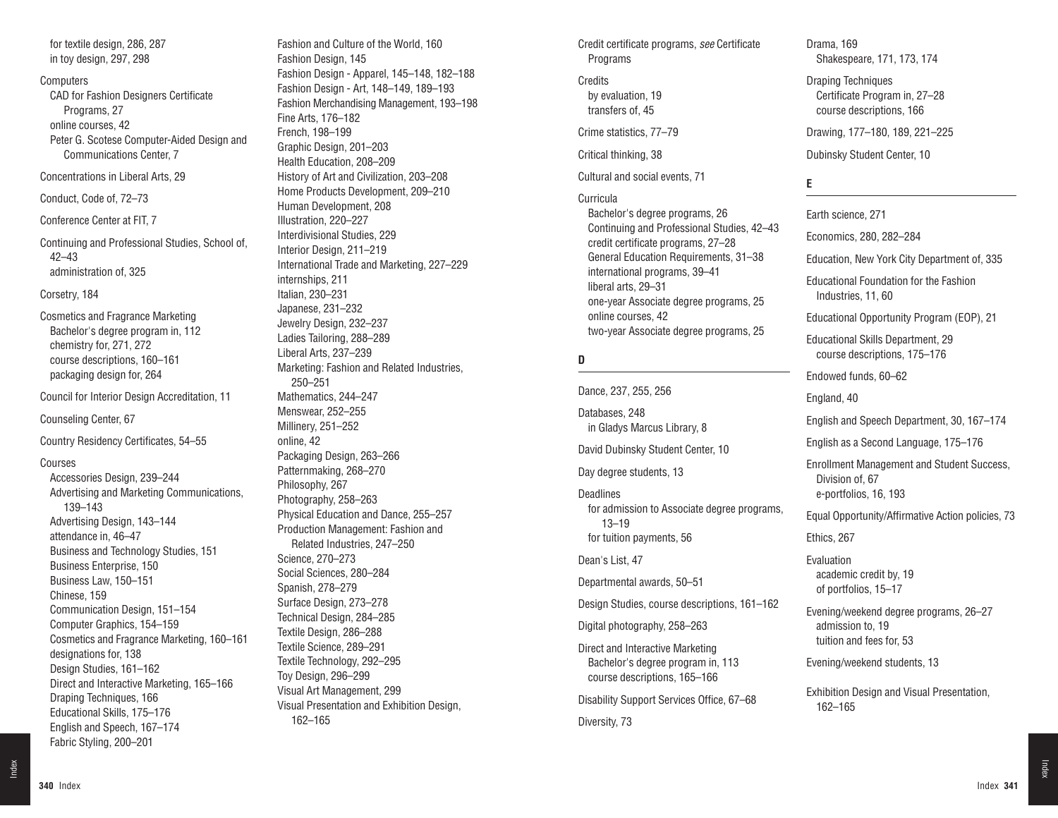for textile design, 286, 287
in toy design, 297, 298

Computers
- CAD for Fashion Designers Certificate Programs, 27
- online courses, 42
- Peter G. Scotese Computer-Aided Design and Communications Center, 7

Concentrations in Liberal Arts, 29

Conduct, Code of, 72–73

Conference Center at FIT, 7

Continuing and Professional Studies, School of, 42–43
- administration of, 325

Corsetry, 184

Cosmetics and Fragrance Marketing
- Bachelor's degree program in, 112
- chemistry for, 271, 272
- course descriptions, 160–161
- packaging design for, 264

Council for Interior Design Accreditation, 11

Counseling Center, 67

Country Residency Certificates, 54–55

Courses
- Accessories Design, 239–244
- Advertising and Marketing Communications, 139–143
- Advertising Design, 143–144
- attendance in, 46–47
- Business and Technology Studies, 151
- Business Enterprise, 150
- Business Law, 150–151
- Chinese, 159
- Communication Design, 151–154
- Computer Graphics, 154–159
- Cosmetics and Fragrance Marketing, 160–161
- designations for, 138
- Design Studies, 161–162
- Direct and Interactive Marketing, 165–166
- Draping Techniques, 166
- Educational Skills, 175–176
- English and Speech, 167–174
- Fabric Styling, 200–201
- Fashion and Culture of the World, 160
- Fashion Design, 145
- Fashion Design - Apparel, 145–148, 182–188
- Fashion Design - Art, 148–149, 189–193
- Fashion Merchandising Management, 193–198
- Fine Arts, 176–182
- French, 198–199
- Graphic Design, 201–203
- Health Education, 208–209
- History of Art and Civilization, 203–208
- Home Products Development, 209–210
- Human Development, 208
- Illustration, 220–227
- Interdivisional Studies, 229
- Interior Design, 211–219
- International Trade and Marketing, 227–229
- internships, 211
- Italian, 230–231
- Japanese, 231–232
- Jewelry Design, 232–237
- Ladies Tailoring, 288–289
- Liberal Arts, 237–239
- Marketing: Fashion and Related Industries, 250–251
- Mathematics, 244–247
- Menswear, 252–255
- Millinery, 251–252
- online, 42
- Packaging Design, 263–266
- Patternmaking, 268–270
- Philosophy, 267
- Photography, 258–263
- Physical Education and Dance, 255–257
- Production Management: Fashion and Related Industries, 247–250
- Science, 270–273
- Social Sciences, 280–284
- Spanish, 278–279
- Surface Design, 273–278
- Technical Design, 284–285
- Textile Design, 286–288
- Textile Science, 289–291
- Textile Technology, 292–295
- Toy Design, 296–299
- Visual Art Management, 299
- Visual Presentation and Exhibition Design, 162–165

Credit certificate programs, *see* Certificate Programs

Credits
- by evaluation, 19
- transfers of, 45

Crime statistics, 77–79

Critical thinking, 38

Cultural and social events, 71

Curricula
- Bachelor's degree programs, 26
- Continuing and Professional Studies, 42–43
- credit certificate programs, 27–28
- General Education Requirements, 31–38
- international programs, 39–41
- liberal arts, 29–31
- one-year Associate degree programs, 25
- online courses, 42
- two-year Associate degree programs, 25

## D

Dance, 237, 255, 256

Databases, 248
- in Gladys Marcus Library, 8

David Dubinsky Student Center, 10

Day degree students, 13

Deadlines
- for admission to Associate degree programs, 13–19
- for tuition payments, 56

Dean's List, 47

Departmental awards, 50–51

Design Studies, course descriptions, 161–162

Digital photography, 258–263

Direct and Interactive Marketing
- Bachelor's degree program in, 113
- course descriptions, 165–166

Disability Support Services Office, 67–68

Diversity, 73

Drama, 169
- Shakespeare, 171, 173, 174

Draping Techniques
- Certificate Program in, 27–28
- course descriptions, 166

Drawing, 177–180, 189, 221–225

Dubinsky Student Center, 10

## E

Earth science, 271

Economics, 280, 282–284

Education, New York City Department of, 335

Educational Foundation for the Fashion Industries, 11, 60

Educational Opportunity Program (EOP), 21

Educational Skills Department, 29
- course descriptions, 175–176

Endowed funds, 60–62

England, 40

English and Speech Department, 30, 167–174

English as a Second Language, 175–176

Enrollment Management and Student Success, Division of, 67

e-portfolios, 16, 193

Equal Opportunity/Affirmative Action policies, 73

Ethics, 267

Evaluation
- academic credit by, 19
- of portfolios, 15–17

Evening/weekend degree programs, 26–27
- admission to, 19
- tuition and fees for, 53

Evening/weekend students, 13

Exhibition Design and Visual Presentation, 162–165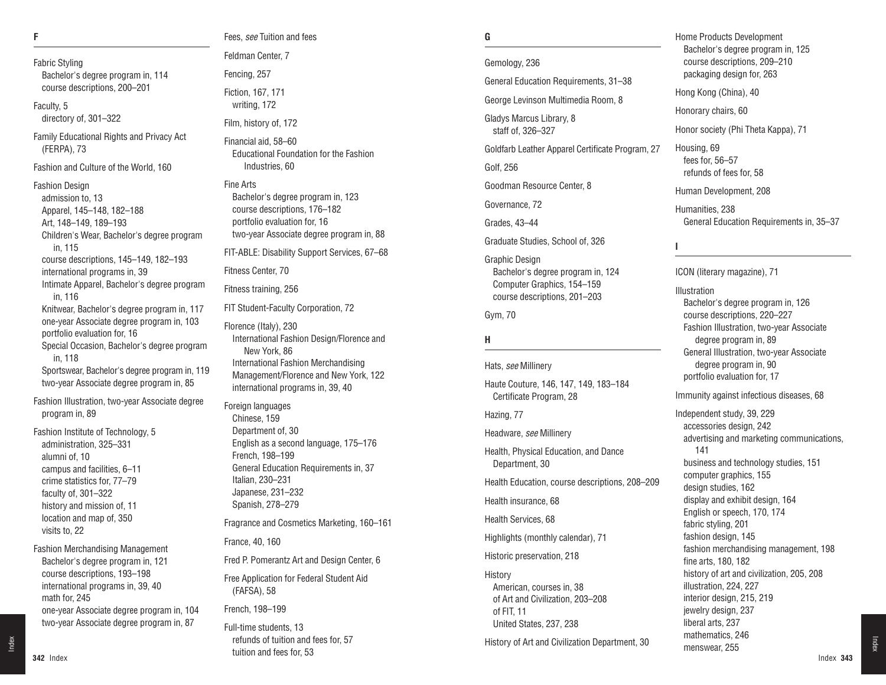## F

Fabric Styling
- Bachelor's degree program in, 114
- course descriptions, 200–201

Faculty, 5
- directory of, 301–322

Family Educational Rights and Privacy Act (FERPA), 73

Fashion and Culture of the World, 160

Fashion Design
- admission to, 13
- Apparel, 145–148, 182–188
- Art, 148–149, 189–193
- Children's Wear, Bachelor's degree program in, 115
- course descriptions, 145–149, 182–193
- international programs in, 39
- Intimate Apparel, Bachelor's degree program in, 116
- Knitwear, Bachelor's degree program in, 117
- one-year Associate degree program in, 103
- portfolio evaluation for, 16
- Special Occasion, Bachelor's degree program in, 118
- Sportswear, Bachelor's degree program in, 119
- two-year Associate degree program in, 85

Fashion Illustration, two-year Associate degree program in, 89

Fashion Institute of Technology, 5
- administration, 325–331
- alumni of, 10
- campus and facilities, 6–11
- crime statistics for, 77–79
- faculty of, 301–322
- history and mission of, 11
- location and map of, 350
- visits to, 22

Fashion Merchandising Management
- Bachelor's degree program in, 121
- course descriptions, 193–198
- international programs in, 39, 40
- math for, 245
- one-year Associate degree program in, 104
- two-year Associate degree program in, 87

Fees, *see* Tuition and fees

Feldman Center, 7

Fencing, 257

Fiction, 167, 171
- writing, 172

Film, history of, 172

Financial aid, 58–60
- Educational Foundation for the Fashion Industries, 60

Fine Arts
- Bachelor's degree program in, 123
- course descriptions, 176–182
- portfolio evaluation for, 16
- two-year Associate degree program in, 88

FIT-ABLE: Disability Support Services, 67–68

Fitness Center, 70

Fitness training, 256

FIT Student-Faculty Corporation, 72

Florence (Italy), 230
- International Fashion Design/Florence and New York, 86
- International Fashion Merchandising Management/Florence and New York, 122
- international programs in, 39, 40

Foreign languages
- Chinese, 159
- Department of, 30
- English as a second language, 175–176
- French, 198–199
- General Education Requirements in, 37
- Italian, 230–231
- Japanese, 231–232
- Spanish, 278–279

Fragrance and Cosmetics Marketing, 160–161

France, 40, 160

Fred P. Pomerantz Art and Design Center, 6

Free Application for Federal Student Aid (FAFSA), 58

French, 198–199

Full-time students, 13
- refunds of tuition and fees for, 57
- tuition and fees for, 53

## G

Gemology, 236

General Education Requirements, 31–38

George Levinson Multimedia Room, 8

Gladys Marcus Library, 8
- staff of, 326–327

Goldfarb Leather Apparel Certificate Program, 27

Golf, 256

Goodman Resource Center, 8

Governance, 72

Grades, 43–44

Graduate Studies, School of, 326

Graphic Design
- Bachelor's degree program in, 124
- Computer Graphics, 154–159
- course descriptions, 201–203

Gym, 70

## H

Hats, *see* Millinery

Haute Couture, 146, 147, 149, 183–184
- Certificate Program, 28

Hazing, 77

Headware, *see* Millinery

Health, Physical Education, and Dance Department, 30

Health Education, course descriptions, 208–209

Health insurance, 68

Health Services, 68

Highlights (monthly calendar), 71

Historic preservation, 218

History
- American, courses in, 38
- of Art and Civilization, 203–208
- of FIT, 11
- United States, 237, 238

History of Art and Civilization Department, 30

Home Products Development
- Bachelor's degree program in, 125
- course descriptions, 209–210
- packaging design for, 263

Hong Kong (China), 40

Honorary chairs, 60

Honor society (Phi Theta Kappa), 71

Housing, 69
- fees for, 56–57
- refunds of fees for, 58

Human Development, 208

Humanities, 238
- General Education Requirements in, 35–37

## I

ICON (literary magazine), 71

Illustration
- Bachelor's degree program in, 126
- course descriptions, 220–227
- Fashion Illustration, two-year Associate degree program in, 89
- General Illustration, two-year Associate degree program in, 90
- portfolio evaluation for, 17

Immunity against infectious diseases, 68

Independent study, 39, 229
- accessories design, 242
- advertising and marketing communications, 141
- business and technology studies, 151
- computer graphics, 155
- design studies, 162
- display and exhibit design, 164
- English or speech, 170, 174
- fabric styling, 201
- fashion design, 145
- fashion merchandising management, 198
- fine arts, 180, 182
- history of art and civilization, 205, 208
- illustration, 224, 227
- interior design, 215, 219
- jewelry design, 237
- liberal arts, 237
- mathematics, 246
- menswear, 255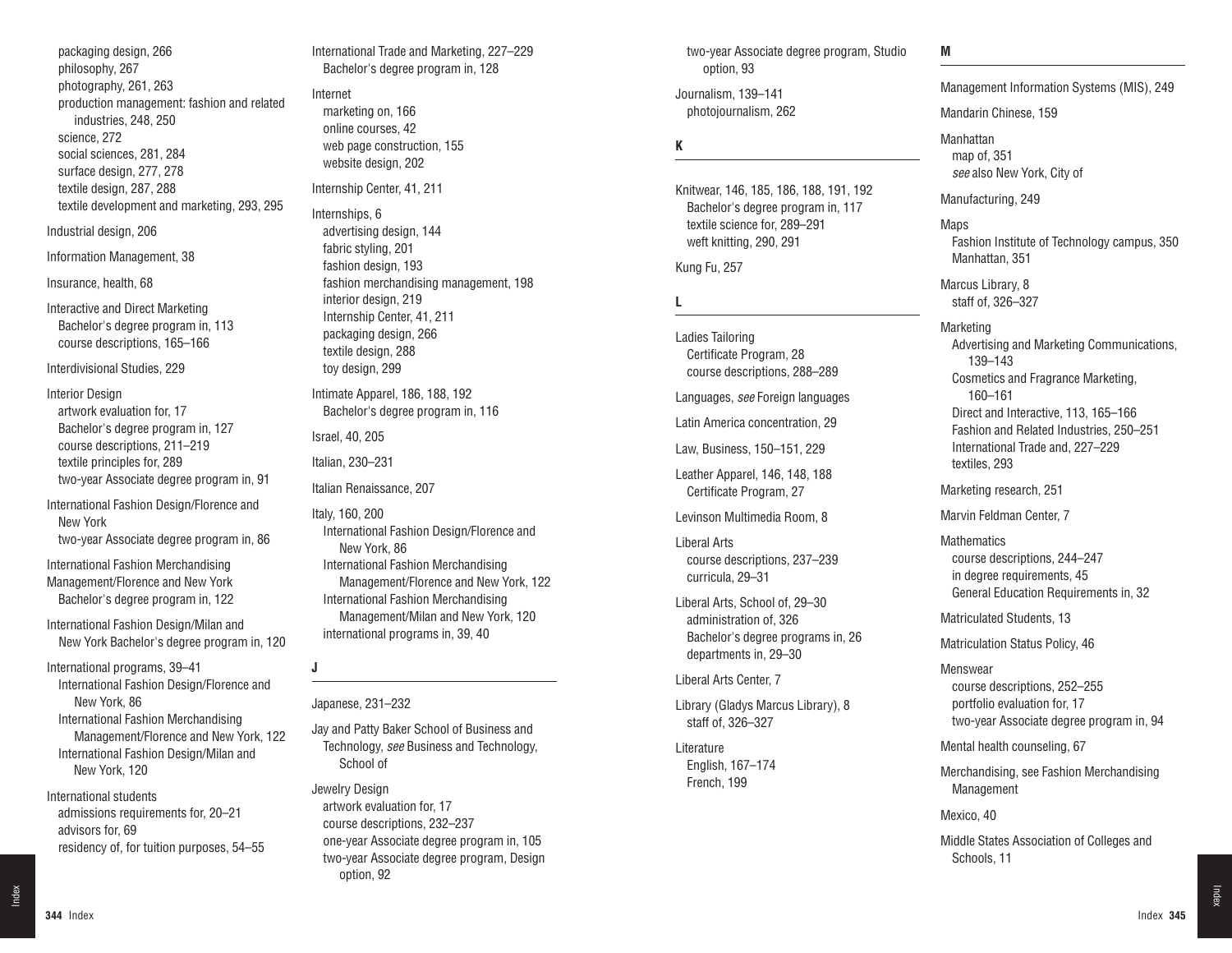packaging design, 266
philosophy, 267
photography, 261, 263
production management: fashion and related industries, 248, 250
science, 272
social sciences, 281, 284
surface design, 277, 278
textile design, 287, 288
textile development and marketing, 293, 295

Industrial design, 206

Information Management, 38

Insurance, health, 68

Interactive and Direct Marketing
Bachelor's degree program in, 113
course descriptions, 165–166

Interdivisional Studies, 229

Interior Design
artwork evaluation for, 17
Bachelor's degree program in, 127
course descriptions, 211–219
textile principles for, 289
two-year Associate degree program in, 91

International Fashion Design/Florence and New York
two-year Associate degree program in, 86

International Fashion Merchandising Management/Florence and New York
Bachelor's degree program in, 122

International Fashion Design/Milan and New York Bachelor's degree program in, 120

International programs, 39–41
International Fashion Design/Florence and New York, 86
International Fashion Merchandising Management/Florence and New York, 122
International Fashion Design/Milan and New York, 120

International students
admissions requirements for, 20–21
advisors for, 69
residency of, for tuition purposes, 54–55

International Trade and Marketing, 227–229
Bachelor's degree program in, 128

Internet
marketing on, 166
online courses, 42
web page construction, 155
website design, 202

Internship Center, 41, 211

Internships, 6
advertising design, 144
fabric styling, 201
fashion design, 193
fashion merchandising management, 198
interior design, 219
Internship Center, 41, 211
packaging design, 266
textile design, 288
toy design, 299

Intimate Apparel, 186, 188, 192
Bachelor's degree program in, 116

Israel, 40, 205

Italian, 230–231

Italian Renaissance, 207

Italy, 160, 200
International Fashion Design/Florence and New York, 86
International Fashion Merchandising Management/Florence and New York, 122
International Fashion Merchandising Management/Milan and New York, 120
international programs in, 39, 40

**J**

Japanese, 231–232

Jay and Patty Baker School of Business and Technology, *see* Business and Technology, School of

Jewelry Design
artwork evaluation for, 17
course descriptions, 232–237
one-year Associate degree program in, 105
two-year Associate degree program, Design option, 92
two-year Associate degree program, Studio option, 93

Journalism, 139–141
photojournalism, 262

**K**

Knitwear, 146, 185, 186, 188, 191, 192
Bachelor's degree program in, 117
textile science for, 289–291
weft knitting, 290, 291

Kung Fu, 257

**L**

Ladies Tailoring
Certificate Program, 28
course descriptions, 288–289

Languages, *see* Foreign languages

Latin America concentration, 29

Law, Business, 150–151, 229

Leather Apparel, 146, 148, 188
Certificate Program, 27

Levinson Multimedia Room, 8

Liberal Arts
course descriptions, 237–239
curricula, 29–31

Liberal Arts, School of, 29–30
administration of, 326
Bachelor's degree programs in, 26
departments in, 29–30

Liberal Arts Center, 7

Library (Gladys Marcus Library), 8
staff of, 326–327

Literature
English, 167–174
French, 199

**M**

Management Information Systems (MIS), 249

Mandarin Chinese, 159

Manhattan
map of, 351
*see* also New York, City of

Manufacturing, 249

Maps
Fashion Institute of Technology campus, 350
Manhattan, 351

Marcus Library, 8
staff of, 326–327

Marketing
Advertising and Marketing Communications, 139–143
Cosmetics and Fragrance Marketing, 160–161
Direct and Interactive, 113, 165–166
Fashion and Related Industries, 250–251
International Trade and, 227–229
textiles, 293

Marketing research, 251

Marvin Feldman Center, 7

Mathematics
course descriptions, 244–247
in degree requirements, 45
General Education Requirements in, 32

Matriculated Students, 13

Matriculation Status Policy, 46

Menswear
course descriptions, 252–255
portfolio evaluation for, 17
two-year Associate degree program in, 94

Mental health counseling, 67

Merchandising, see Fashion Merchandising Management

Mexico, 40

Middle States Association of Colleges and Schools, 11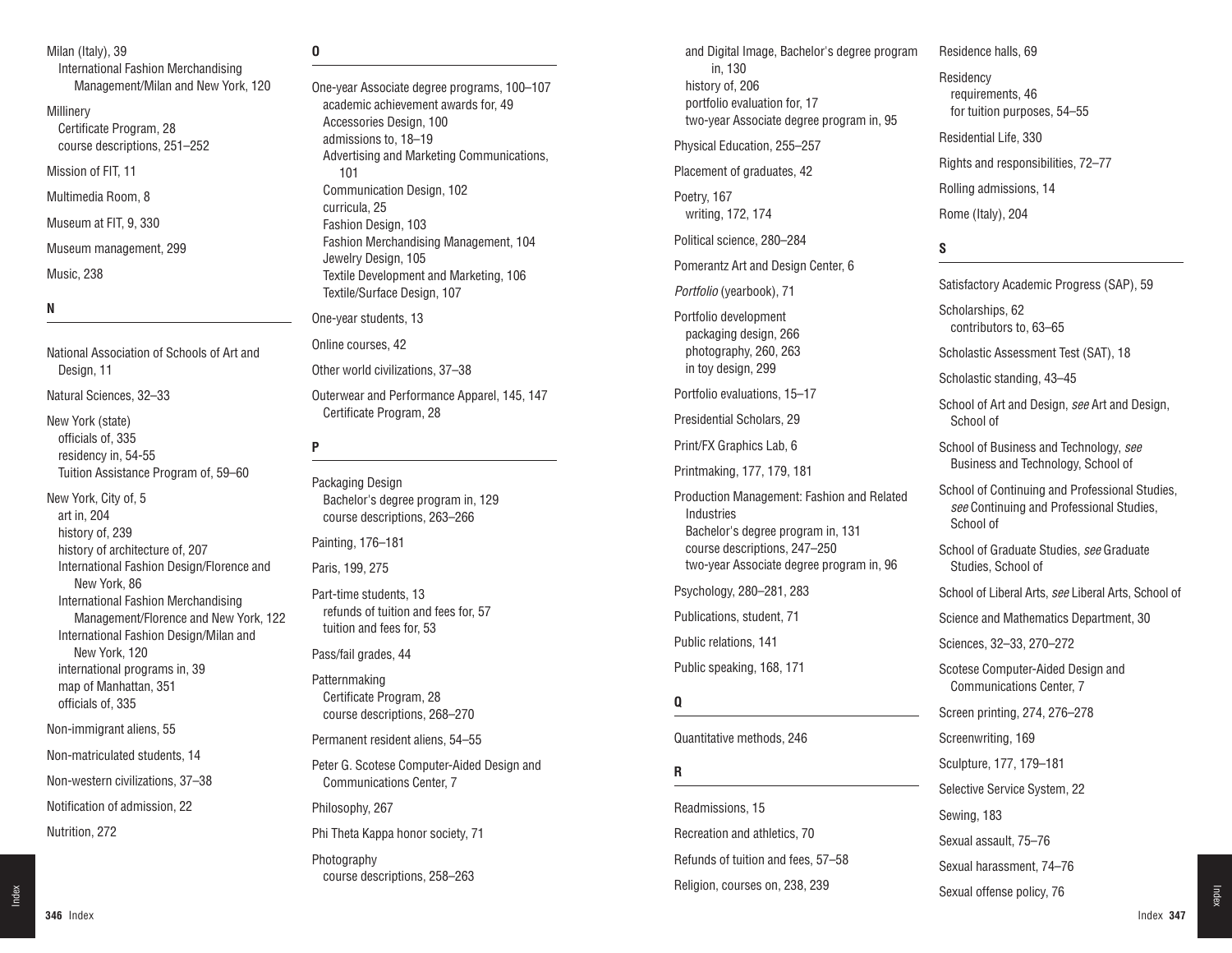Milan (Italy), 39
- International Fashion Merchandising Management/Milan and New York, 120

Millinery
- Certificate Program, 28
- course descriptions, 251–252

Mission of FIT, 11

Multimedia Room, 8

Museum at FIT, 9, 330

Museum management, 299

Music, 238

## N

National Association of Schools of Art and Design, 11

Natural Sciences, 32–33

New York (state)
- officials of, 335
- residency in, 54-55
- Tuition Assistance Program of, 59–60

New York, City of, 5
- art in, 204
- history of, 239
- history of architecture of, 207
- International Fashion Design/Florence and New York, 86
- International Fashion Merchandising Management/Florence and New York, 122
- International Fashion Design/Milan and New York, 120
- international programs in, 39
- map of Manhattan, 351
- officials of, 335

Non-immigrant aliens, 55

Non-matriculated students, 14

Non-western civilizations, 37–38

Notification of admission, 22

Nutrition, 272

## O

One-year Associate degree programs, 100–107
- academic achievement awards for, 49
- Accessories Design, 100
- admissions to, 18–19
- Advertising and Marketing Communications, 101
- Communication Design, 102
- curricula, 25
- Fashion Design, 103
- Fashion Merchandising Management, 104
- Jewelry Design, 105
- Textile Development and Marketing, 106
- Textile/Surface Design, 107

One-year students, 13

Online courses, 42

Other world civilizations, 37–38

Outerwear and Performance Apparel, 145, 147
- Certificate Program, 28

## P

Packaging Design
- Bachelor's degree program in, 129
- course descriptions, 263–266

Painting, 176–181

Paris, 199, 275

Part-time students, 13
- refunds of tuition and fees for, 57
- tuition and fees for, 53

Pass/fail grades, 44

Patternmaking
- Certificate Program, 28
- course descriptions, 268–270

Permanent resident aliens, 54–55

Peter G. Scotese Computer-Aided Design and Communications Center, 7

Philosophy, 267

Phi Theta Kappa honor society, 71

Photography
- course descriptions, 258–263
- and Digital Image, Bachelor's degree program in, 130
- history of, 206
- portfolio evaluation for, 17
- two-year Associate degree program in, 95

Physical Education, 255–257

Placement of graduates, 42

Poetry, 167
- writing, 172, 174

Political science, 280–284

Pomerantz Art and Design Center, 6

*Portfolio* (yearbook), 71

Portfolio development
- packaging design, 266
- photography, 260, 263
- in toy design, 299

Portfolio evaluations, 15–17

Presidential Scholars, 29

Print/FX Graphics Lab, 6

Printmaking, 177, 179, 181

Production Management: Fashion and Related Industries
- Bachelor's degree program in, 131
- course descriptions, 247–250
- two-year Associate degree program in, 96

Psychology, 280–281, 283

Publications, student, 71

Public relations, 141

Public speaking, 168, 171

## Q

Quantitative methods, 246

## R

Readmissions, 15

Recreation and athletics, 70

Refunds of tuition and fees, 57–58

Religion, courses on, 238, 239

Residence halls, 69

Residency
- requirements, 46
- for tuition purposes, 54–55

Residential Life, 330

Rights and responsibilities, 72–77

Rolling admissions, 14

Rome (Italy), 204

## S

Satisfactory Academic Progress (SAP), 59

Scholarships, 62
- contributors to, 63–65

Scholastic Assessment Test (SAT), 18

Scholastic standing, 43–45

School of Art and Design, *see* Art and Design, School of

School of Business and Technology, *see* Business and Technology, School of

School of Continuing and Professional Studies, *see* Continuing and Professional Studies, School of

School of Graduate Studies, *see* Graduate Studies, School of

School of Liberal Arts, *see* Liberal Arts, School of

Science and Mathematics Department, 30

Sciences, 32–33, 270–272

Scotese Computer-Aided Design and Communications Center, 7

Screen printing, 274, 276–278

Screenwriting, 169

Sculpture, 177, 179–181

Selective Service System, 22

Sewing, 183

Sexual assault, 75–76

Sexual harassment, 74–76

Sexual offense policy, 76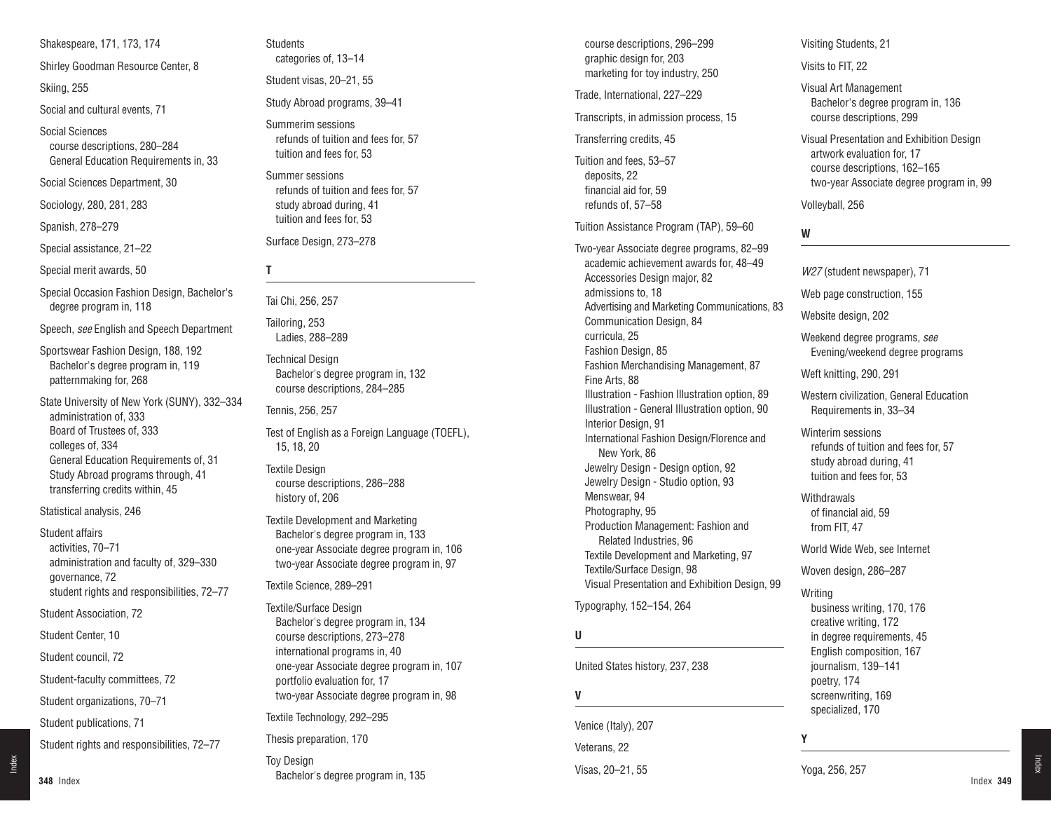Shakespeare, 171, 173, 174

Shirley Goodman Resource Center, 8

Skiing, 255

Social and cultural events, 71

Social Sciences
- course descriptions, 280–284
- General Education Requirements in, 33

Social Sciences Department, 30

Sociology, 280, 281, 283

Spanish, 278–279

Special assistance, 21–22

Special merit awards, 50

Special Occasion Fashion Design, Bachelor's degree program in, 118

Speech, *see* English and Speech Department

Sportswear Fashion Design, 188, 192
- Bachelor's degree program in, 119
- patternmaking for, 268

State University of New York (SUNY), 332–334
- administration of, 333
- Board of Trustees of, 333
- colleges of, 334
- General Education Requirements of, 31
- Study Abroad programs through, 41
- transferring credits within, 45

Statistical analysis, 246

Student affairs
- activities, 70–71
- administration and faculty of, 329–330
- governance, 72
- student rights and responsibilities, 72–77

Student Association, 72

Student Center, 10

Student council, 72

Student-faculty committees, 72

Student organizations, 70–71

Student publications, 71

Student rights and responsibilities, 72–77

Students
- categories of, 13–14

Student visas, 20–21, 55

Study Abroad programs, 39–41

Summerim sessions
- refunds of tuition and fees for, 57
- tuition and fees for, 53

Summer sessions
- refunds of tuition and fees for, 57
- study abroad during, 41
- tuition and fees for, 53

Surface Design, 273–278

## T

Tai Chi, 256, 257

Tailoring, 253
- Ladies, 288–289

Technical Design
- Bachelor's degree program in, 132
- course descriptions, 284–285

Tennis, 256, 257

Test of English as a Foreign Language (TOEFL), 15, 18, 20

Textile Design
- course descriptions, 286–288
- history of, 206

Textile Development and Marketing
- Bachelor's degree program in, 133
- one-year Associate degree program in, 106
- two-year Associate degree program in, 97

Textile Science, 289–291

Textile/Surface Design
- Bachelor's degree program in, 134
- course descriptions, 273–278
- international programs in, 40
- one-year Associate degree program in, 107
- portfolio evaluation for, 17
- two-year Associate degree program in, 98

Textile Technology, 292–295

Thesis preparation, 170

Toy Design
- Bachelor's degree program in, 135
- course descriptions, 296–299
- graphic design for, 203
- marketing for toy industry, 250

Trade, International, 227–229

Transcripts, in admission process, 15

Transferring credits, 45

Tuition and fees, 53–57
- deposits, 22
- financial aid for, 59
- refunds of, 57–58

Tuition Assistance Program (TAP), 59–60

Two-year Associate degree programs, 82–99
- academic achievement awards for, 48–49
- Accessories Design major, 82
- admissions to, 18
- Advertising and Marketing Communications, 83
- Communication Design, 84
- curricula, 25
- Fashion Design, 85
- Fashion Merchandising Management, 87
- Fine Arts, 88
- Illustration - Fashion Illustration option, 89
- Illustration - General Illustration option, 90
- Interior Design, 91
- International Fashion Design/Florence and New York, 86
- Jewelry Design - Design option, 92
- Jewelry Design - Studio option, 93
- Menswear, 94
- Photography, 95
- Production Management: Fashion and Related Industries, 96
- Textile Development and Marketing, 97
- Textile/Surface Design, 98
- Visual Presentation and Exhibition Design, 99

Typography, 152–154, 264

## U

United States history, 237, 238

## V

Venice (Italy), 207

Veterans, 22

Visas, 20–21, 55

Visiting Students, 21

Visits to FIT, 22

Visual Art Management
- Bachelor's degree program in, 136
- course descriptions, 299

Visual Presentation and Exhibition Design
- artwork evaluation for, 17
- course descriptions, 162–165
- two-year Associate degree program in, 99

Volleyball, 256

## W

*W27* (student newspaper), 71

Web page construction, 155

Website design, 202

Weekend degree programs, *see* Evening/weekend degree programs

Weft knitting, 290, 291

Western civilization, General Education Requirements in, 33–34

Winterim sessions
- refunds of tuition and fees for, 57
- study abroad during, 41
- tuition and fees for, 53

Withdrawals
- of financial aid, 59
- from FIT, 47

World Wide Web, see Internet

Woven design, 286–287

Writing
- business writing, 170, 176
- creative writing, 172
- in degree requirements, 45
- English composition, 167
- journalism, 139–141
- poetry, 174
- screenwriting, 169
- specialized, 170

## Y

Yoga, 256, 257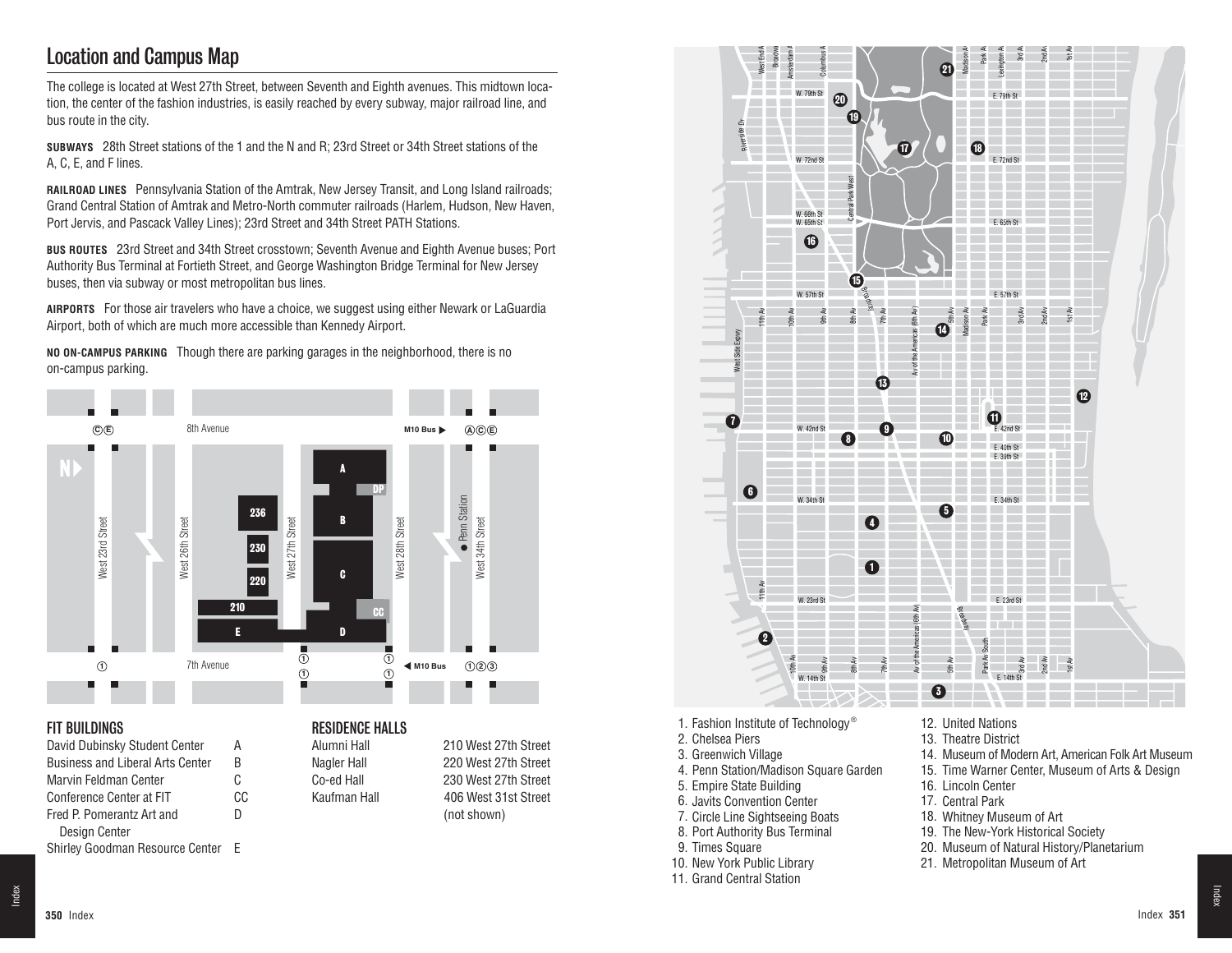## Location and Campus Map

The college is located at West 27th Street, between Seventh and Eighth avenues. This midtown location, the center of the fashion industries, is easily reached by every subway, major railroad line, and bus route in the city.

**SUBWAYS** 28th Street stations of the 1 and the N and R; 23rd Street or 34th Street stations of the A, C, E, and F lines.

**RAILROAD LINES** Pennsylvania Station of the Amtrak, New Jersey Transit, and Long Island railroads; Grand Central Station of Amtrak and Metro-North commuter railroads (Harlem, Hudson, New Haven, Port Jervis, and Pascack Valley Lines); 23rd Street and 34th Street PATH Stations.

**BUS ROUTES** 23rd Street and 34th Street crosstown; Seventh Avenue and Eighth Avenue buses; Port Authority Bus Terminal at Fortieth Street, and George Washington Bridge Terminal for New Jersey buses, then via subway or most metropolitan bus lines.

**AIRPORTS** For those air travelers who have a choice, we suggest using either Newark or LaGuardia Airport, both of which are much more accessible than Kennedy Airport.

**NO ON-CAMPUS PARKING** Though there are parking garages in the neighborhood, there is no on-campus parking.

### FIT BUILDINGS

| Building | |
|---|---|
| David Dubinsky Student Center | A |
| Business and Liberal Arts Center | B |
| Marvin Feldman Center | C |
| Conference Center at FIT | CC |
| Fred P. Pomerantz Art and Design Center | D |
| Shirley Goodman Resource Center | E |

### RESIDENCE HALLS

| Hall | Address |
|---|---|
| Alumni Hall | 210 West 27th Street |
| Nagler Hall | 220 West 27th Street |
| Co-ed Hall | 230 West 27th Street |
| Kaufman Hall | 406 West 31st Street (not shown) |

1. Fashion Institute of Technology®
2. Chelsea Piers
3. Greenwich Village
4. Penn Station/Madison Square Garden
5. Empire State Building
6. Javits Convention Center
7. Circle Line Sightseeing Boats
8. Port Authority Bus Terminal
9. Times Square
10. New York Public Library
11. Grand Central Station
12. United Nations
13. Theatre District
14. Museum of Modern Art, American Folk Art Museum
15. Time Warner Center, Museum of Arts & Design
16. Lincoln Center
17. Central Park
18. Whitney Museum of Art
19. The New-York Historical Society
20. Museum of Natural History/Planetarium
21. Metropolitan Museum of Art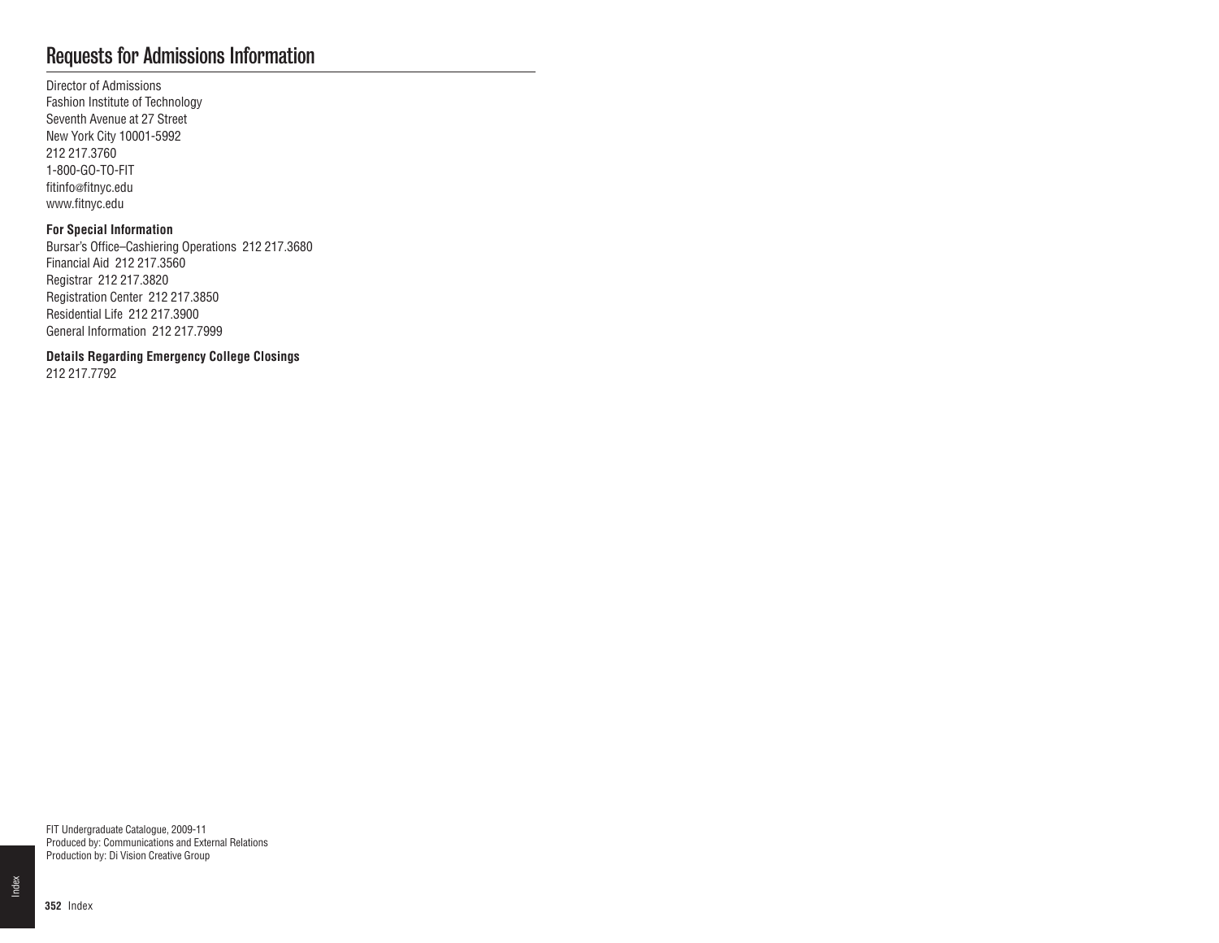# Requests for Admissions Information

Director of Admissions
Fashion Institute of Technology
Seventh Avenue at 27 Street
New York City 10001-5992
212 217.3760
1-800-GO-TO-FIT
fitinfo@fitnyc.edu
www.fitnyc.edu

**For Special Information**

Bursar's Office–Cashiering Operations 212 217.3680
Financial Aid 212 217.3560
Registrar 212 217.3820
Registration Center 212 217.3850
Residential Life 212 217.3900
General Information 212 217.7999

**Details Regarding Emergency College Closings**

212 217.7792

FIT Undergraduate Catalogue, 2009-11
Produced by: Communications and External Relations
Production by: Di Vision Creative Group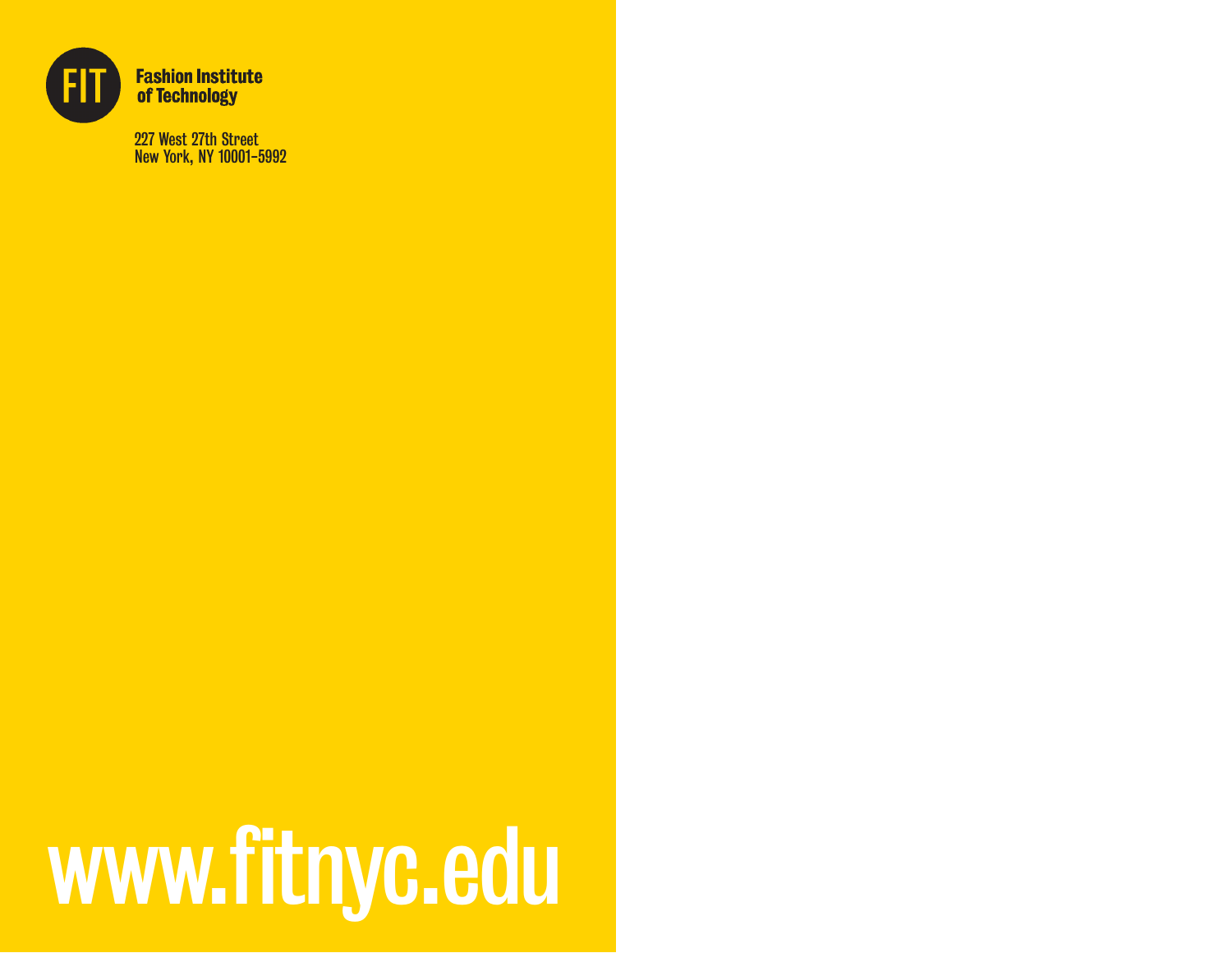FIT

Fashion Institute
of Technology

227 West 27th Street
New York, NY 10001-5992

www.fitnyc.edu